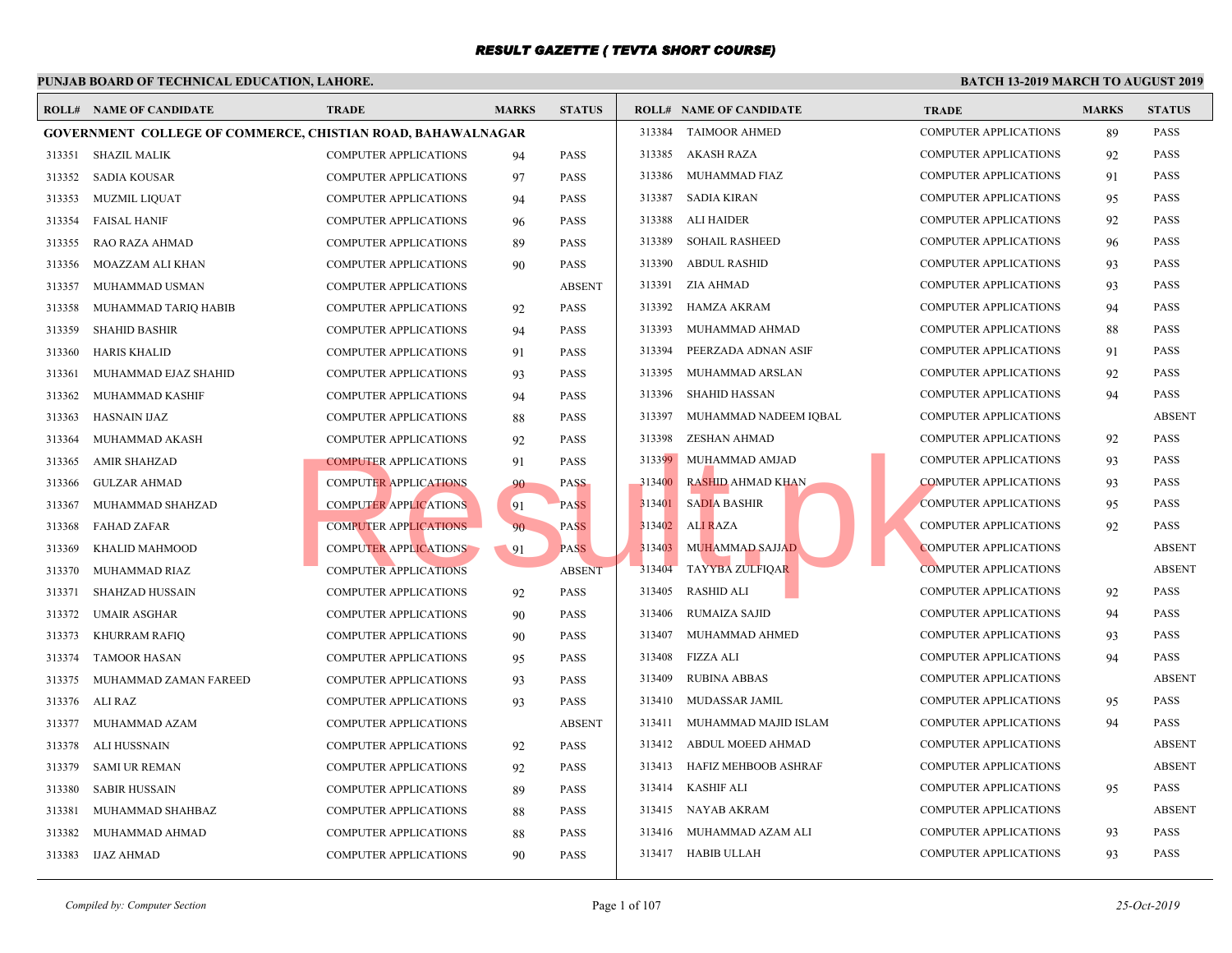# RESULT GAZETTE ( TEVTA SHORT COURSE)

**PUNJAB BOARD OF TECHNICAL EDUCATION, LAHORE.**

**BATCH 13-2019 MARCH TO AUGUST 2019**

**GOVERNMENT COLLEGE OF COMMERCE, CHISTIAN ROAD, BAHAWALNAGAR**

| ROLL# | NAME OF CANDIDATE | TRADE | MARKS | STATUS |
|---|---|---|---|---|
| 313351 | SHAZIL MALIK | COMPUTER APPLICATIONS | 94 | PASS |
| 313352 | SADIA KOUSAR | COMPUTER APPLICATIONS | 97 | PASS |
| 313353 | MUZMIL LIQUAT | COMPUTER APPLICATIONS | 94 | PASS |
| 313354 | FAISAL HANIF | COMPUTER APPLICATIONS | 96 | PASS |
| 313355 | RAO RAZA AHMAD | COMPUTER APPLICATIONS | 89 | PASS |
| 313356 | MOAZZAM ALI KHAN | COMPUTER APPLICATIONS | 90 | PASS |
| 313357 | MUHAMMAD USMAN | COMPUTER APPLICATIONS | | ABSENT |
| 313358 | MUHAMMAD TARIQ HABIB | COMPUTER APPLICATIONS | 92 | PASS |
| 313359 | SHAHID BASHIR | COMPUTER APPLICATIONS | 94 | PASS |
| 313360 | HARIS KHALID | COMPUTER APPLICATIONS | 91 | PASS |
| 313361 | MUHAMMAD EJAZ SHAHID | COMPUTER APPLICATIONS | 93 | PASS |
| 313362 | MUHAMMAD KASHIF | COMPUTER APPLICATIONS | 94 | PASS |
| 313363 | HASNAIN IJAZ | COMPUTER APPLICATIONS | 88 | PASS |
| 313364 | MUHAMMAD AKASH | COMPUTER APPLICATIONS | 92 | PASS |
| 313365 | AMIR SHAHZAD | COMPUTER APPLICATIONS | 91 | PASS |
| 313366 | GULZAR AHMAD | COMPUTER APPLICATIONS | 90 | PASS |
| 313367 | MUHAMMAD SHAHZAD | COMPUTER APPLICATIONS | 91 | PASS |
| 313368 | FAHAD ZAFAR | COMPUTER APPLICATIONS | 90 | PASS |
| 313369 | KHALID MAHMOOD | COMPUTER APPLICATIONS | 91 | PASS |
| 313370 | MUHAMMAD RIAZ | COMPUTER APPLICATIONS | | ABSENT |
| 313371 | SHAHZAD HUSSAIN | COMPUTER APPLICATIONS | 92 | PASS |
| 313372 | UMAIR ASGHAR | COMPUTER APPLICATIONS | 90 | PASS |
| 313373 | KHURRAM RAFIQ | COMPUTER APPLICATIONS | 90 | PASS |
| 313374 | TAMOOR HASAN | COMPUTER APPLICATIONS | 95 | PASS |
| 313375 | MUHAMMAD ZAMAN FAREED | COMPUTER APPLICATIONS | 93 | PASS |
| 313376 | ALI RAZ | COMPUTER APPLICATIONS | 93 | PASS |
| 313377 | MUHAMMAD AZAM | COMPUTER APPLICATIONS | | ABSENT |
| 313378 | ALI HUSSNAIN | COMPUTER APPLICATIONS | 92 | PASS |
| 313379 | SAMI UR REMAN | COMPUTER APPLICATIONS | 92 | PASS |
| 313380 | SABIR HUSSAIN | COMPUTER APPLICATIONS | 89 | PASS |
| 313381 | MUHAMMAD SHAHBAZ | COMPUTER APPLICATIONS | 88 | PASS |
| 313382 | MUHAMMAD AHMAD | COMPUTER APPLICATIONS | 88 | PASS |
| 313383 | IJAZ AHMAD | COMPUTER APPLICATIONS | 90 | PASS |
| 313384 | TAIMOOR AHMED | COMPUTER APPLICATIONS | 89 | PASS |
| 313385 | AKASH RAZA | COMPUTER APPLICATIONS | 92 | PASS |
| 313386 | MUHAMMAD FIAZ | COMPUTER APPLICATIONS | 91 | PASS |
| 313387 | SADIA KIRAN | COMPUTER APPLICATIONS | 95 | PASS |
| 313388 | ALI HAIDER | COMPUTER APPLICATIONS | 92 | PASS |
| 313389 | SOHAIL RASHEED | COMPUTER APPLICATIONS | 96 | PASS |
| 313390 | ABDUL RASHID | COMPUTER APPLICATIONS | 93 | PASS |
| 313391 | ZIA AHMAD | COMPUTER APPLICATIONS | 93 | PASS |
| 313392 | HAMZA AKRAM | COMPUTER APPLICATIONS | 94 | PASS |
| 313393 | MUHAMMAD AHMAD | COMPUTER APPLICATIONS | 88 | PASS |
| 313394 | PEERZADA ADNAN ASIF | COMPUTER APPLICATIONS | 91 | PASS |
| 313395 | MUHAMMAD ARSLAN | COMPUTER APPLICATIONS | 92 | PASS |
| 313396 | SHAHID HASSAN | COMPUTER APPLICATIONS | 94 | PASS |
| 313397 | MUHAMMAD NADEEM IQBAL | COMPUTER APPLICATIONS | | ABSENT |
| 313398 | ZESHAN AHMAD | COMPUTER APPLICATIONS | 92 | PASS |
| 313399 | MUHAMMAD AMJAD | COMPUTER APPLICATIONS | 93 | PASS |
| 313400 | RASHID AHMAD KHAN | COMPUTER APPLICATIONS | 93 | PASS |
| 313401 | SADIA BASHIR | COMPUTER APPLICATIONS | 95 | PASS |
| 313402 | ALI RAZA | COMPUTER APPLICATIONS | 92 | PASS |
| 313403 | MUHAMMAD SAJJAD | COMPUTER APPLICATIONS | | ABSENT |
| 313404 | TAYYBA ZULFIQAR | COMPUTER APPLICATIONS | | ABSENT |
| 313405 | RASHID ALI | COMPUTER APPLICATIONS | 92 | PASS |
| 313406 | RUMAIZA SAJID | COMPUTER APPLICATIONS | 94 | PASS |
| 313407 | MUHAMMAD AHMED | COMPUTER APPLICATIONS | 93 | PASS |
| 313408 | FIZZA ALI | COMPUTER APPLICATIONS | 94 | PASS |
| 313409 | RUBINA ABBAS | COMPUTER APPLICATIONS | | ABSENT |
| 313410 | MUDASSAR JAMIL | COMPUTER APPLICATIONS | 95 | PASS |
| 313411 | MUHAMMAD MAJID ISLAM | COMPUTER APPLICATIONS | 94 | PASS |
| 313412 | ABDUL MOEED AHMAD | COMPUTER APPLICATIONS | | ABSENT |
| 313413 | HAFIZ MEHBOOB ASHRAF | COMPUTER APPLICATIONS | | ABSENT |
| 313414 | KASHIF ALI | COMPUTER APPLICATIONS | 95 | PASS |
| 313415 | NAYAB AKRAM | COMPUTER APPLICATIONS | | ABSENT |
| 313416 | MUHAMMAD AZAM ALI | COMPUTER APPLICATIONS | 93 | PASS |
| 313417 | HABIB ULLAH | COMPUTER APPLICATIONS | 93 | PASS |

*Compiled by: Computer Section*

*25-Oct-2019*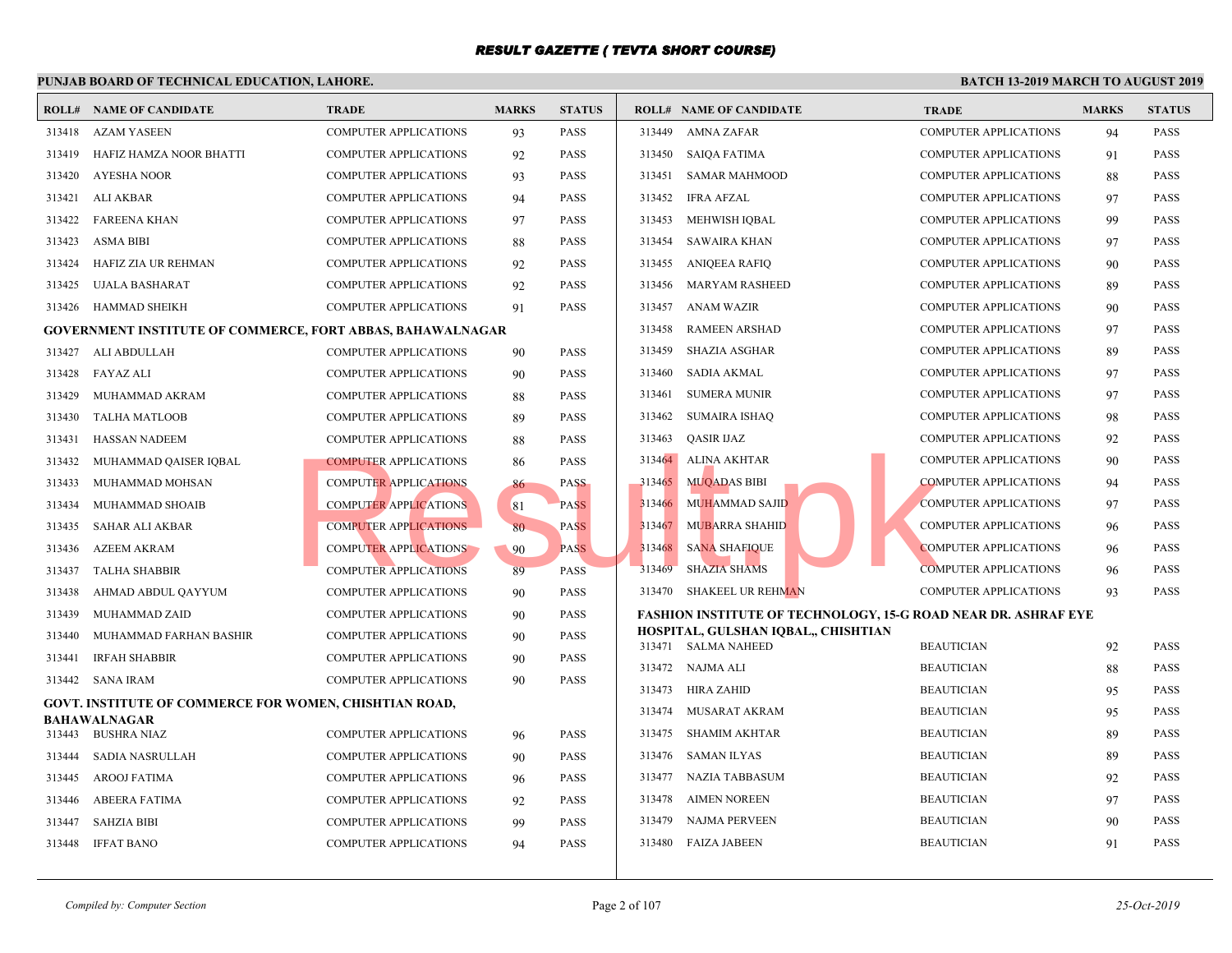# RESULT GAZETTE ( TEVTA SHORT COURSE)

**PUNJAB BOARD OF TECHNICAL EDUCATION, LAHORE.**

**BATCH 13-2019 MARCH TO AUGUST 2019**

| ROLL# | NAME OF CANDIDATE | TRADE | MARKS | STATUS |
|---|---|---|---|---|
| 313418 | AZAM YASEEN | COMPUTER APPLICATIONS | 93 | PASS |
| 313419 | HAFIZ HAMZA NOOR BHATTI | COMPUTER APPLICATIONS | 92 | PASS |
| 313420 | AYESHA NOOR | COMPUTER APPLICATIONS | 93 | PASS |
| 313421 | ALI AKBAR | COMPUTER APPLICATIONS | 94 | PASS |
| 313422 | FAREENA KHAN | COMPUTER APPLICATIONS | 97 | PASS |
| 313423 | ASMA BIBI | COMPUTER APPLICATIONS | 88 | PASS |
| 313424 | HAFIZ ZIA UR REHMAN | COMPUTER APPLICATIONS | 92 | PASS |
| 313425 | UJALA BASHARAT | COMPUTER APPLICATIONS | 92 | PASS |
| 313426 | HAMMAD SHEIKH | COMPUTER APPLICATIONS | 91 | PASS |

**GOVERNMENT INSTITUTE OF COMMERCE, FORT ABBAS, BAHAWALNAGAR**

| ROLL# | NAME OF CANDIDATE | TRADE | MARKS | STATUS |
|---|---|---|---|---|
| 313427 | ALI ABDULLAH | COMPUTER APPLICATIONS | 90 | PASS |
| 313428 | FAYAZ ALI | COMPUTER APPLICATIONS | 90 | PASS |
| 313429 | MUHAMMAD AKRAM | COMPUTER APPLICATIONS | 88 | PASS |
| 313430 | TALHA MATLOOB | COMPUTER APPLICATIONS | 89 | PASS |
| 313431 | HASSAN NADEEM | COMPUTER APPLICATIONS | 88 | PASS |
| 313432 | MUHAMMAD QAISER IQBAL | COMPUTER APPLICATIONS | 86 | PASS |
| 313433 | MUHAMMAD MOHSAN | COMPUTER APPLICATIONS | 86 | PASS |
| 313434 | MUHAMMAD SHOAIB | COMPUTER APPLICATIONS | 81 | PASS |
| 313435 | SAHAR ALI AKBAR | COMPUTER APPLICATIONS | 80 | PASS |
| 313436 | AZEEM AKRAM | COMPUTER APPLICATIONS | 90 | PASS |
| 313437 | TALHA SHABBIR | COMPUTER APPLICATIONS | 89 | PASS |
| 313438 | AHMAD ABDUL QAYYUM | COMPUTER APPLICATIONS | 90 | PASS |
| 313439 | MUHAMMAD ZAID | COMPUTER APPLICATIONS | 90 | PASS |
| 313440 | MUHAMMAD FARHAN BASHIR | COMPUTER APPLICATIONS | 90 | PASS |
| 313441 | IRFAH SHABBIR | COMPUTER APPLICATIONS | 90 | PASS |
| 313442 | SANA IRAM | COMPUTER APPLICATIONS | 90 | PASS |

**GOVT. INSTITUTE OF COMMERCE FOR WOMEN, CHISHTIAN ROAD, BAHAWALNAGAR**

| ROLL# | NAME OF CANDIDATE | TRADE | MARKS | STATUS |
|---|---|---|---|---|
| 313443 | BUSHRA NIAZ | COMPUTER APPLICATIONS | 96 | PASS |
| 313444 | SADIA NASRULLAH | COMPUTER APPLICATIONS | 90 | PASS |
| 313445 | AROOJ FATIMA | COMPUTER APPLICATIONS | 96 | PASS |
| 313446 | ABEERA FATIMA | COMPUTER APPLICATIONS | 92 | PASS |
| 313447 | SAHZIA BIBI | COMPUTER APPLICATIONS | 99 | PASS |
| 313448 | IFFAT BANO | COMPUTER APPLICATIONS | 94 | PASS |
| 313449 | AMNA ZAFAR | COMPUTER APPLICATIONS | 94 | PASS |
| 313450 | SAIQA FATIMA | COMPUTER APPLICATIONS | 91 | PASS |
| 313451 | SAMAR MAHMOOD | COMPUTER APPLICATIONS | 88 | PASS |
| 313452 | IFRA AFZAL | COMPUTER APPLICATIONS | 97 | PASS |
| 313453 | MEHWISH IQBAL | COMPUTER APPLICATIONS | 99 | PASS |
| 313454 | SAWAIRA KHAN | COMPUTER APPLICATIONS | 97 | PASS |
| 313455 | ANIQEEA RAFIQ | COMPUTER APPLICATIONS | 90 | PASS |
| 313456 | MARYAM RASHEED | COMPUTER APPLICATIONS | 89 | PASS |
| 313457 | ANAM WAZIR | COMPUTER APPLICATIONS | 90 | PASS |
| 313458 | RAMEEN ARSHAD | COMPUTER APPLICATIONS | 97 | PASS |
| 313459 | SHAZIA ASGHAR | COMPUTER APPLICATIONS | 89 | PASS |
| 313460 | SADIA AKMAL | COMPUTER APPLICATIONS | 97 | PASS |
| 313461 | SUMERA MUNIR | COMPUTER APPLICATIONS | 97 | PASS |
| 313462 | SUMAIRA ISHAQ | COMPUTER APPLICATIONS | 98 | PASS |
| 313463 | QASIR IJAZ | COMPUTER APPLICATIONS | 92 | PASS |
| 313464 | ALINA AKHTAR | COMPUTER APPLICATIONS | 90 | PASS |
| 313465 | MUQADAS BIBI | COMPUTER APPLICATIONS | 94 | PASS |
| 313466 | MUHAMMAD SAJID | COMPUTER APPLICATIONS | 97 | PASS |
| 313467 | MUBARRA SHAHID | COMPUTER APPLICATIONS | 96 | PASS |
| 313468 | SANA SHAFIQUE | COMPUTER APPLICATIONS | 96 | PASS |
| 313469 | SHAZIA SHAMS | COMPUTER APPLICATIONS | 96 | PASS |
| 313470 | SHAKEEL UR REHMAN | COMPUTER APPLICATIONS | 93 | PASS |

**FASHION INSTITUTE OF TECHNOLOGY, 15-G ROAD NEAR DR. ASHRAF EYE HOSPITAL, GULSHAN IQBAL,, CHISHTIAN**

| ROLL# | NAME OF CANDIDATE | TRADE | MARKS | STATUS |
|---|---|---|---|---|
| 313471 | SALMA NAHEED | BEAUTICIAN | 92 | PASS |
| 313472 | NAJMA ALI | BEAUTICIAN | 88 | PASS |
| 313473 | HIRA ZAHID | BEAUTICIAN | 95 | PASS |
| 313474 | MUSARAT AKRAM | BEAUTICIAN | 95 | PASS |
| 313475 | SHAMIM AKHTAR | BEAUTICIAN | 89 | PASS |
| 313476 | SAMAN ILYAS | BEAUTICIAN | 89 | PASS |
| 313477 | NAZIA TABBASUM | BEAUTICIAN | 92 | PASS |
| 313478 | AIMEN NOREEN | BEAUTICIAN | 97 | PASS |
| 313479 | NAJMA PERVEEN | BEAUTICIAN | 90 | PASS |
| 313480 | FAIZA JABEEN | BEAUTICIAN | 91 | PASS |

*Compiled by: Computer Section*

*25-Oct-2019*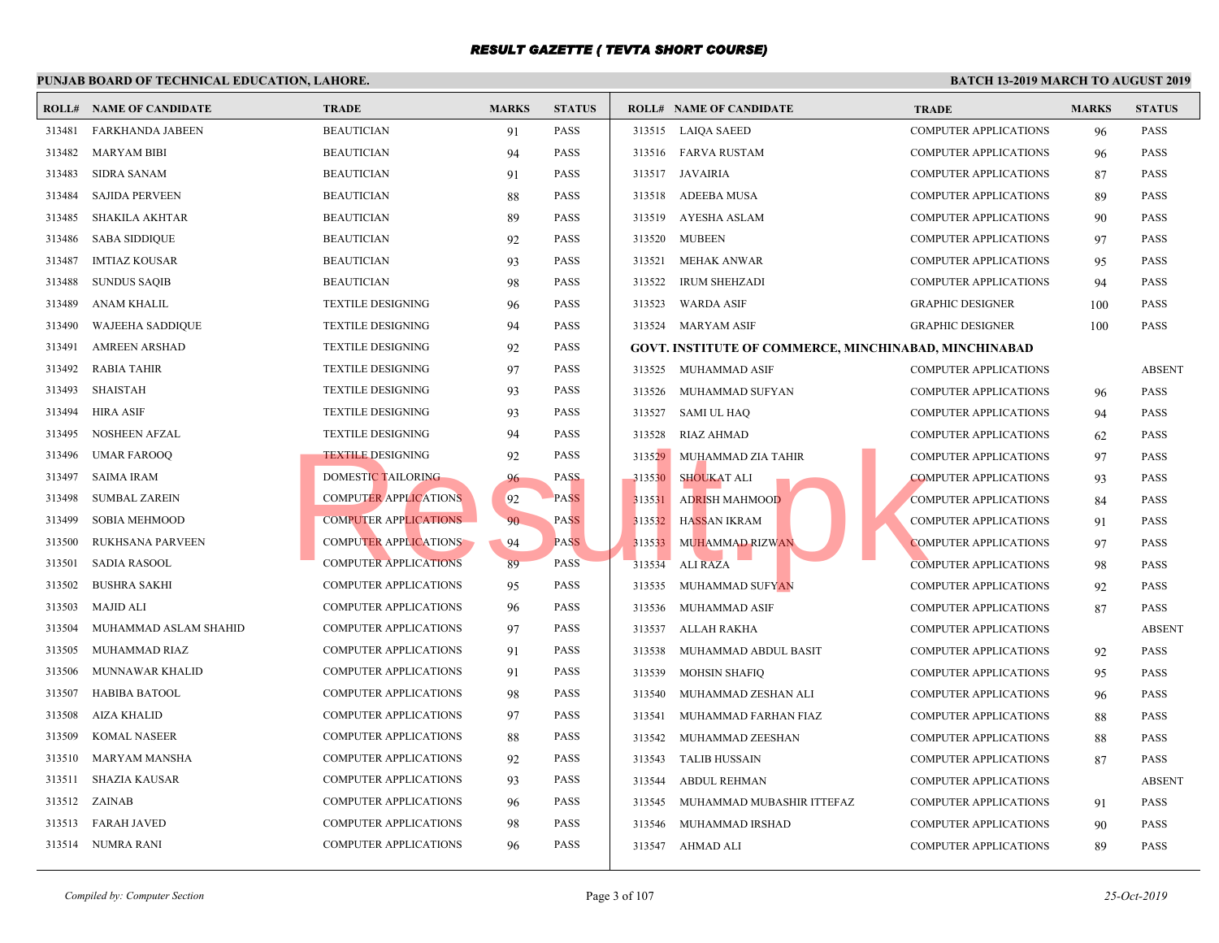# RESULT GAZETTE ( TEVTA SHORT COURSE)

**PUNJAB BOARD OF TECHNICAL EDUCATION, LAHORE.** **BATCH 13-2019 MARCH TO AUGUST 2019**

| ROLL# | NAME OF CANDIDATE | TRADE | MARKS | STATUS |
|---|---|---|---|---|
| 313481 | FARKHANDA JABEEN | BEAUTICIAN | 91 | PASS |
| 313482 | MARYAM BIBI | BEAUTICIAN | 94 | PASS |
| 313483 | SIDRA SANAM | BEAUTICIAN | 91 | PASS |
| 313484 | SAJIDA PERVEEN | BEAUTICIAN | 88 | PASS |
| 313485 | SHAKILA AKHTAR | BEAUTICIAN | 89 | PASS |
| 313486 | SABA SIDDIQUE | BEAUTICIAN | 92 | PASS |
| 313487 | IMTIAZ KOUSAR | BEAUTICIAN | 93 | PASS |
| 313488 | SUNDUS SAQIB | BEAUTICIAN | 98 | PASS |
| 313489 | ANAM KHALIL | TEXTILE DESIGNING | 96 | PASS |
| 313490 | WAJEEHA SADDIQUE | TEXTILE DESIGNING | 94 | PASS |
| 313491 | AMREEN ARSHAD | TEXTILE DESIGNING | 92 | PASS |
| 313492 | RABIA TAHIR | TEXTILE DESIGNING | 97 | PASS |
| 313493 | SHAISTAH | TEXTILE DESIGNING | 93 | PASS |
| 313494 | HIRA ASIF | TEXTILE DESIGNING | 93 | PASS |
| 313495 | NOSHEEN AFZAL | TEXTILE DESIGNING | 94 | PASS |
| 313496 | UMAR FAROOQ | TEXTILE DESIGNING | 92 | PASS |
| 313497 | SAIMA IRAM | DOMESTIC TAILORING | 96 | PASS |
| 313498 | SUMBAL ZAREIN | COMPUTER APPLICATIONS | 92 | PASS |
| 313499 | SOBIA MEHMOOD | COMPUTER APPLICATIONS | 90 | PASS |
| 313500 | RUKHSANA PARVEEN | COMPUTER APPLICATIONS | 94 | PASS |
| 313501 | SADIA RASOOL | COMPUTER APPLICATIONS | 89 | PASS |
| 313502 | BUSHRA SAKHI | COMPUTER APPLICATIONS | 95 | PASS |
| 313503 | MAJID ALI | COMPUTER APPLICATIONS | 96 | PASS |
| 313504 | MUHAMMAD ASLAM SHAHID | COMPUTER APPLICATIONS | 97 | PASS |
| 313505 | MUHAMMAD RIAZ | COMPUTER APPLICATIONS | 91 | PASS |
| 313506 | MUNNAWAR KHALID | COMPUTER APPLICATIONS | 91 | PASS |
| 313507 | HABIBA BATOOL | COMPUTER APPLICATIONS | 98 | PASS |
| 313508 | AIZA KHALID | COMPUTER APPLICATIONS | 97 | PASS |
| 313509 | KOMAL NASEER | COMPUTER APPLICATIONS | 88 | PASS |
| 313510 | MARYAM MANSHA | COMPUTER APPLICATIONS | 92 | PASS |
| 313511 | SHAZIA KAUSAR | COMPUTER APPLICATIONS | 93 | PASS |
| 313512 | ZAINAB | COMPUTER APPLICATIONS | 96 | PASS |
| 313513 | FARAH JAVED | COMPUTER APPLICATIONS | 98 | PASS |
| 313514 | NUMRA RANI | COMPUTER APPLICATIONS | 96 | PASS |
| 313515 | LAIQA SAEED | COMPUTER APPLICATIONS | 96 | PASS |
| 313516 | FARVA RUSTAM | COMPUTER APPLICATIONS | 96 | PASS |
| 313517 | JAVAIRIA | COMPUTER APPLICATIONS | 87 | PASS |
| 313518 | ADEEBA MUSA | COMPUTER APPLICATIONS | 89 | PASS |
| 313519 | AYESHA ASLAM | COMPUTER APPLICATIONS | 90 | PASS |
| 313520 | MUBEEN | COMPUTER APPLICATIONS | 97 | PASS |
| 313521 | MEHAK ANWAR | COMPUTER APPLICATIONS | 95 | PASS |
| 313522 | IRUM SHEHZADI | COMPUTER APPLICATIONS | 94 | PASS |
| 313523 | WARDA ASIF | GRAPHIC DESIGNER | 100 | PASS |
| 313524 | MARYAM ASIF | GRAPHIC DESIGNER | 100 | PASS |

**GOVT. INSTITUTE OF COMMERCE, MINCHINABAD, MINCHINABAD**

| ROLL# | NAME OF CANDIDATE | TRADE | MARKS | STATUS |
|---|---|---|---|---|
| 313525 | MUHAMMAD ASIF | COMPUTER APPLICATIONS | | ABSENT |
| 313526 | MUHAMMAD SUFYAN | COMPUTER APPLICATIONS | 96 | PASS |
| 313527 | SAMI UL HAQ | COMPUTER APPLICATIONS | 94 | PASS |
| 313528 | RIAZ AHMAD | COMPUTER APPLICATIONS | 62 | PASS |
| 313529 | MUHAMMAD ZIA TAHIR | COMPUTER APPLICATIONS | 97 | PASS |
| 313530 | SHOUKAT ALI | COMPUTER APPLICATIONS | 93 | PASS |
| 313531 | ADRISH MAHMOOD | COMPUTER APPLICATIONS | 84 | PASS |
| 313532 | HASSAN IKRAM | COMPUTER APPLICATIONS | 91 | PASS |
| 313533 | MUHAMMAD RIZWAN | COMPUTER APPLICATIONS | 97 | PASS |
| 313534 | ALI RAZA | COMPUTER APPLICATIONS | 98 | PASS |
| 313535 | MUHAMMAD SUFYAN | COMPUTER APPLICATIONS | 92 | PASS |
| 313536 | MUHAMMAD ASIF | COMPUTER APPLICATIONS | 87 | PASS |
| 313537 | ALLAH RAKHA | COMPUTER APPLICATIONS | | ABSENT |
| 313538 | MUHAMMAD ABDUL BASIT | COMPUTER APPLICATIONS | 92 | PASS |
| 313539 | MOHSIN SHAFIQ | COMPUTER APPLICATIONS | 95 | PASS |
| 313540 | MUHAMMAD ZESHAN ALI | COMPUTER APPLICATIONS | 96 | PASS |
| 313541 | MUHAMMAD FARHAN FIAZ | COMPUTER APPLICATIONS | 88 | PASS |
| 313542 | MUHAMMAD ZEESHAN | COMPUTER APPLICATIONS | 88 | PASS |
| 313543 | TALIB HUSSAIN | COMPUTER APPLICATIONS | 87 | PASS |
| 313544 | ABDUL REHMAN | COMPUTER APPLICATIONS | | ABSENT |
| 313545 | MUHAMMAD MUBASHIR ITTEFAZ | COMPUTER APPLICATIONS | 91 | PASS |
| 313546 | MUHAMMAD IRSHAD | COMPUTER APPLICATIONS | 90 | PASS |
| 313547 | AHMAD ALI | COMPUTER APPLICATIONS | 89 | PASS |

*Compiled by: Computer Section* *25-Oct-2019*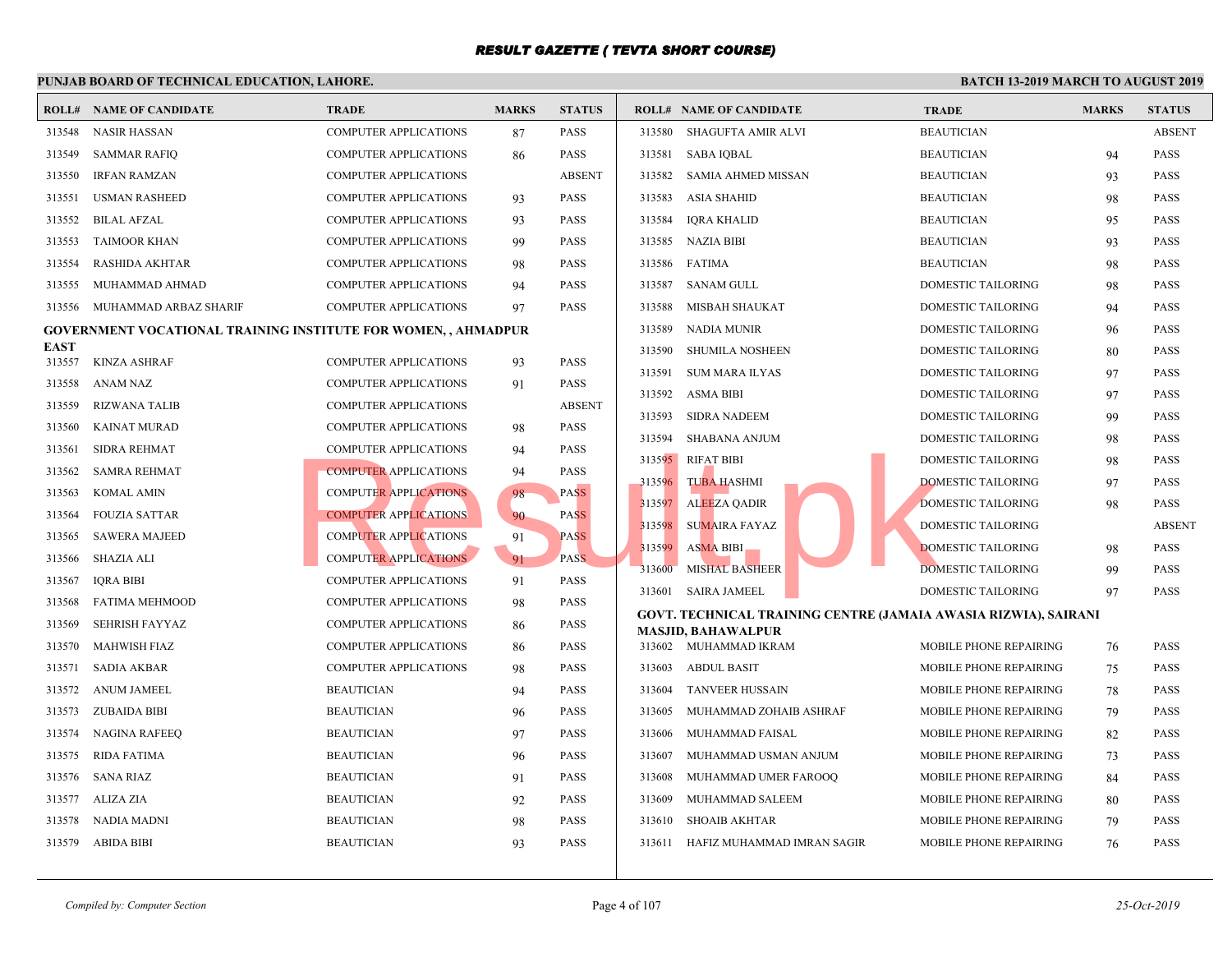# RESULT GAZETTE ( TEVTA SHORT COURSE)

**PUNJAB BOARD OF TECHNICAL EDUCATION, LAHORE.**

**BATCH 13-2019 MARCH TO AUGUST 2019**

| ROLL# | NAME OF CANDIDATE | TRADE | MARKS | STATUS |
|---|---|---|---|---|
| 313548 | NASIR HASSAN | COMPUTER APPLICATIONS | 87 | PASS |
| 313549 | SAMMAR RAFIQ | COMPUTER APPLICATIONS | 86 | PASS |
| 313550 | IRFAN RAMZAN | COMPUTER APPLICATIONS | | ABSENT |
| 313551 | USMAN RASHEED | COMPUTER APPLICATIONS | 93 | PASS |
| 313552 | BILAL AFZAL | COMPUTER APPLICATIONS | 93 | PASS |
| 313553 | TAIMOOR KHAN | COMPUTER APPLICATIONS | 99 | PASS |
| 313554 | RASHIDA AKHTAR | COMPUTER APPLICATIONS | 98 | PASS |
| 313555 | MUHAMMAD AHMAD | COMPUTER APPLICATIONS | 94 | PASS |
| 313556 | MUHAMMAD ARBAZ SHARIF | COMPUTER APPLICATIONS | 97 | PASS |

**GOVERNMENT VOCATIONAL TRAINING INSTITUTE FOR WOMEN, , AHMADPUR EAST**

| ROLL# | NAME OF CANDIDATE | TRADE | MARKS | STATUS |
|---|---|---|---|---|
| 313557 | KINZA ASHRAF | COMPUTER APPLICATIONS | 93 | PASS |
| 313558 | ANAM NAZ | COMPUTER APPLICATIONS | 91 | PASS |
| 313559 | RIZWANA TALIB | COMPUTER APPLICATIONS | | ABSENT |
| 313560 | KAINAT MURAD | COMPUTER APPLICATIONS | 98 | PASS |
| 313561 | SIDRA REHMAT | COMPUTER APPLICATIONS | 94 | PASS |
| 313562 | SAMRA REHMAT | COMPUTER APPLICATIONS | 94 | PASS |
| 313563 | KOMAL AMIN | COMPUTER APPLICATIONS | 98 | PASS |
| 313564 | FOUZIA SATTAR | COMPUTER APPLICATIONS | 90 | PASS |
| 313565 | SAWERA MAJEED | COMPUTER APPLICATIONS | 91 | PASS |
| 313566 | SHAZIA ALI | COMPUTER APPLICATIONS | 91 | PASS |
| 313567 | IQRA BIBI | COMPUTER APPLICATIONS | 91 | PASS |
| 313568 | FATIMA MEHMOOD | COMPUTER APPLICATIONS | 98 | PASS |
| 313569 | SEHRISH FAYYAZ | COMPUTER APPLICATIONS | 86 | PASS |
| 313570 | MAHWISH FIAZ | COMPUTER APPLICATIONS | 86 | PASS |
| 313571 | SADIA AKBAR | COMPUTER APPLICATIONS | 98 | PASS |
| 313572 | ANUM JAMEEL | BEAUTICIAN | 94 | PASS |
| 313573 | ZUBAIDA BIBI | BEAUTICIAN | 96 | PASS |
| 313574 | NAGINA RAFEEQ | BEAUTICIAN | 97 | PASS |
| 313575 | RIDA FATIMA | BEAUTICIAN | 96 | PASS |
| 313576 | SANA RIAZ | BEAUTICIAN | 91 | PASS |
| 313577 | ALIZA ZIA | BEAUTICIAN | 92 | PASS |
| 313578 | NADIA MADNI | BEAUTICIAN | 98 | PASS |
| 313579 | ABIDA BIBI | BEAUTICIAN | 93 | PASS |
| 313580 | SHAGUFTA AMIR ALVI | BEAUTICIAN | | ABSENT |
| 313581 | SABA IQBAL | BEAUTICIAN | 94 | PASS |
| 313582 | SAMIA AHMED MISSAN | BEAUTICIAN | 93 | PASS |
| 313583 | ASIA SHAHID | BEAUTICIAN | 98 | PASS |
| 313584 | IQRA KHALID | BEAUTICIAN | 95 | PASS |
| 313585 | NAZIA BIBI | BEAUTICIAN | 93 | PASS |
| 313586 | FATIMA | BEAUTICIAN | 98 | PASS |
| 313587 | SANAM GULL | DOMESTIC TAILORING | 98 | PASS |
| 313588 | MISBAH SHAUKAT | DOMESTIC TAILORING | 94 | PASS |
| 313589 | NADIA MUNIR | DOMESTIC TAILORING | 96 | PASS |
| 313590 | SHUMILA NOSHEEN | DOMESTIC TAILORING | 80 | PASS |
| 313591 | SUM MARA ILYAS | DOMESTIC TAILORING | 97 | PASS |
| 313592 | ASMA BIBI | DOMESTIC TAILORING | 97 | PASS |
| 313593 | SIDRA NADEEM | DOMESTIC TAILORING | 99 | PASS |
| 313594 | SHABANA ANJUM | DOMESTIC TAILORING | 98 | PASS |
| 313595 | RIFAT BIBI | DOMESTIC TAILORING | 98 | PASS |
| 313596 | TUBA HASHMI | DOMESTIC TAILORING | 97 | PASS |
| 313597 | ALEEZA QADIR | DOMESTIC TAILORING | 98 | PASS |
| 313598 | SUMAIRA FAYAZ | DOMESTIC TAILORING | | ABSENT |
| 313599 | ASMA BIBI | DOMESTIC TAILORING | 98 | PASS |
| 313600 | MISHAL BASHEER | DOMESTIC TAILORING | 99 | PASS |
| 313601 | SAIRA JAMEEL | DOMESTIC TAILORING | 97 | PASS |

**GOVT. TECHNICAL TRAINING CENTRE (JAMAIA AWASIA RIZWIA), SAIRANI MASJID, BAHAWALPUR**

| ROLL# | NAME OF CANDIDATE | TRADE | MARKS | STATUS |
|---|---|---|---|---|
| 313602 | MUHAMMAD IKRAM | MOBILE PHONE REPAIRING | 76 | PASS |
| 313603 | ABDUL BASIT | MOBILE PHONE REPAIRING | 75 | PASS |
| 313604 | TANVEER HUSSAIN | MOBILE PHONE REPAIRING | 78 | PASS |
| 313605 | MUHAMMAD ZOHAIB ASHRAF | MOBILE PHONE REPAIRING | 79 | PASS |
| 313606 | MUHAMMAD FAISAL | MOBILE PHONE REPAIRING | 82 | PASS |
| 313607 | MUHAMMAD USMAN ANJUM | MOBILE PHONE REPAIRING | 73 | PASS |
| 313608 | MUHAMMAD UMER FAROOQ | MOBILE PHONE REPAIRING | 84 | PASS |
| 313609 | MUHAMMAD SALEEM | MOBILE PHONE REPAIRING | 80 | PASS |
| 313610 | SHOAIB AKHTAR | MOBILE PHONE REPAIRING | 79 | PASS |
| 313611 | HAFIZ MUHAMMAD IMRAN SAGIR | MOBILE PHONE REPAIRING | 76 | PASS |

*Compiled by: Computer Section*

*25-Oct-2019*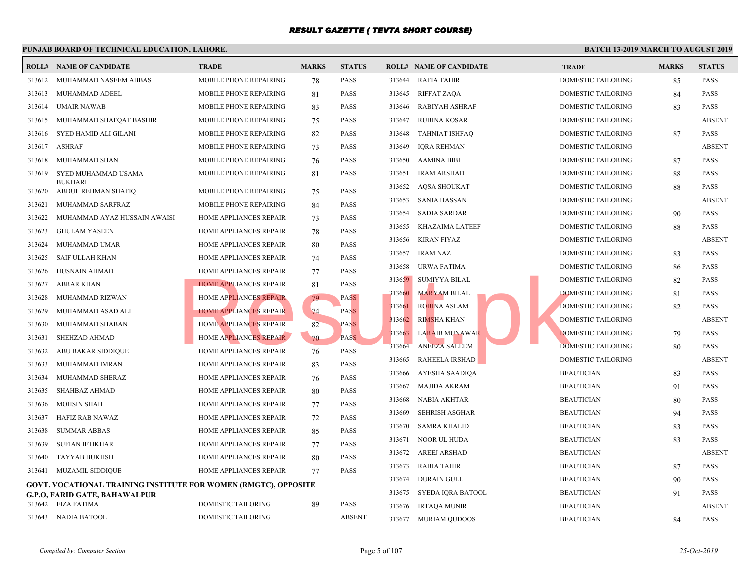# RESULT GAZETTE ( TEVTA SHORT COURSE)

**PUNJAB BOARD OF TECHNICAL EDUCATION, LAHORE.**

**BATCH 13-2019 MARCH TO AUGUST 2019**

| ROLL# | NAME OF CANDIDATE | TRADE | MARKS | STATUS |
|---|---|---|---|---|
| 313612 | MUHAMMAD NASEEM ABBAS | MOBILE PHONE REPAIRING | 78 | PASS |
| 313613 | MUHAMMAD ADEEL | MOBILE PHONE REPAIRING | 81 | PASS |
| 313614 | UMAIR NAWAB | MOBILE PHONE REPAIRING | 83 | PASS |
| 313615 | MUHAMMAD SHAFQAT BASHIR | MOBILE PHONE REPAIRING | 75 | PASS |
| 313616 | SYED HAMID ALI GILANI | MOBILE PHONE REPAIRING | 82 | PASS |
| 313617 | ASHRAF | MOBILE PHONE REPAIRING | 73 | PASS |
| 313618 | MUHAMMAD SHAN | MOBILE PHONE REPAIRING | 76 | PASS |
| 313619 | SYED MUHAMMAD USAMA BUKHARI | MOBILE PHONE REPAIRING | 81 | PASS |
| 313620 | ABDUL REHMAN SHAFIQ | MOBILE PHONE REPAIRING | 75 | PASS |
| 313621 | MUHAMMAD SARFRAZ | MOBILE PHONE REPAIRING | 84 | PASS |
| 313622 | MUHAMMAD AYAZ HUSSAIN AWAISI | HOME APPLIANCES REPAIR | 73 | PASS |
| 313623 | GHULAM YASEEN | HOME APPLIANCES REPAIR | 78 | PASS |
| 313624 | MUHAMMAD UMAR | HOME APPLIANCES REPAIR | 80 | PASS |
| 313625 | SAIF ULLAH KHAN | HOME APPLIANCES REPAIR | 74 | PASS |
| 313626 | HUSNAIN AHMAD | HOME APPLIANCES REPAIR | 77 | PASS |
| 313627 | ABRAR KHAN | HOME APPLIANCES REPAIR | 81 | PASS |
| 313628 | MUHAMMAD RIZWAN | HOME APPLIANCES REPAIR | 79 | PASS |
| 313629 | MUHAMMAD ASAD ALI | HOME APPLIANCES REPAIR | 74 | PASS |
| 313630 | MUHAMMAD SHABAN | HOME APPLIANCES REPAIR | 82 | PASS |
| 313631 | SHEHZAD AHMAD | HOME APPLIANCES REPAIR | 70 | PASS |
| 313632 | ABU BAKAR SIDDIQUE | HOME APPLIANCES REPAIR | 76 | PASS |
| 313633 | MUHAMMAD IMRAN | HOME APPLIANCES REPAIR | 83 | PASS |
| 313634 | MUHAMMAD SHERAZ | HOME APPLIANCES REPAIR | 76 | PASS |
| 313635 | SHAHBAZ AHMAD | HOME APPLIANCES REPAIR | 80 | PASS |
| 313636 | MOHSIN SHAH | HOME APPLIANCES REPAIR | 77 | PASS |
| 313637 | HAFIZ RAB NAWAZ | HOME APPLIANCES REPAIR | 72 | PASS |
| 313638 | SUMMAR ABBAS | HOME APPLIANCES REPAIR | 85 | PASS |
| 313639 | SUFIAN IFTIKHAR | HOME APPLIANCES REPAIR | 77 | PASS |
| 313640 | TAYYAB BUKHSH | HOME APPLIANCES REPAIR | 80 | PASS |
| 313641 | MUZAMIL SIDDIQUE | HOME APPLIANCES REPAIR | 77 | PASS |

**GOVT. VOCATIONAL TRAINING INSTITUTE FOR WOMEN (RMGTC), OPPOSITE G.P.O, FARID GATE, BAHAWALPUR**

| ROLL# | NAME OF CANDIDATE | TRADE | MARKS | STATUS |
|---|---|---|---|---|
| 313642 | FIZA FATIMA | DOMESTIC TAILORING | 89 | PASS |
| 313643 | NADIA BATOOL | DOMESTIC TAILORING | | ABSENT |
| 313644 | RAFIA TAHIR | DOMESTIC TAILORING | 85 | PASS |
| 313645 | RIFFAT ZAQA | DOMESTIC TAILORING | 84 | PASS |
| 313646 | RABIYAH ASHRAF | DOMESTIC TAILORING | 83 | PASS |
| 313647 | RUBINA KOSAR | DOMESTIC TAILORING | | ABSENT |
| 313648 | TAHNIAT ISHFAQ | DOMESTIC TAILORING | 87 | PASS |
| 313649 | IQRA REHMAN | DOMESTIC TAILORING | | ABSENT |
| 313650 | AAMINA BIBI | DOMESTIC TAILORING | 87 | PASS |
| 313651 | IRAM ARSHAD | DOMESTIC TAILORING | 88 | PASS |
| 313652 | AQSA SHOUKAT | DOMESTIC TAILORING | 88 | PASS |
| 313653 | SANIA HASSAN | DOMESTIC TAILORING | | ABSENT |
| 313654 | SADIA SARDAR | DOMESTIC TAILORING | 90 | PASS |
| 313655 | KHAZAIMA LATEEF | DOMESTIC TAILORING | 88 | PASS |
| 313656 | KIRAN FIYAZ | DOMESTIC TAILORING | | ABSENT |
| 313657 | IRAM NAZ | DOMESTIC TAILORING | 83 | PASS |
| 313658 | URWA FATIMA | DOMESTIC TAILORING | 86 | PASS |
| 313659 | SUMIYYA BILAL | DOMESTIC TAILORING | 82 | PASS |
| 313660 | MARYAM BILAL | DOMESTIC TAILORING | 81 | PASS |
| 313661 | ROBINA ASLAM | DOMESTIC TAILORING | 82 | PASS |
| 313662 | RIMSHA KHAN | DOMESTIC TAILORING | | ABSENT |
| 313663 | LARAIB MUNAWAR | DOMESTIC TAILORING | 79 | PASS |
| 313664 | ANEEZA SALEEM | DOMESTIC TAILORING | 80 | PASS |
| 313665 | RAHEELA IRSHAD | DOMESTIC TAILORING | | ABSENT |
| 313666 | AYESHA SAADIQA | BEAUTICIAN | 83 | PASS |
| 313667 | MAJIDA AKRAM | BEAUTICIAN | 91 | PASS |
| 313668 | NABIA AKHTAR | BEAUTICIAN | 80 | PASS |
| 313669 | SEHRISH ASGHAR | BEAUTICIAN | 94 | PASS |
| 313670 | SAMRA KHALID | BEAUTICIAN | 83 | PASS |
| 313671 | NOOR UL HUDA | BEAUTICIAN | 83 | PASS |
| 313672 | AREEJ ARSHAD | BEAUTICIAN | | ABSENT |
| 313673 | RABIA TAHIR | BEAUTICIAN | 87 | PASS |
| 313674 | DURAIN GULL | BEAUTICIAN | 90 | PASS |
| 313675 | SYEDA IQRA BATOOL | BEAUTICIAN | 91 | PASS |
| 313676 | IRTAQA MUNIR | BEAUTICIAN | | ABSENT |
| 313677 | MURIAM QUDOOS | BEAUTICIAN | 84 | PASS |

*Compiled by: Computer Section*

*25-Oct-2019*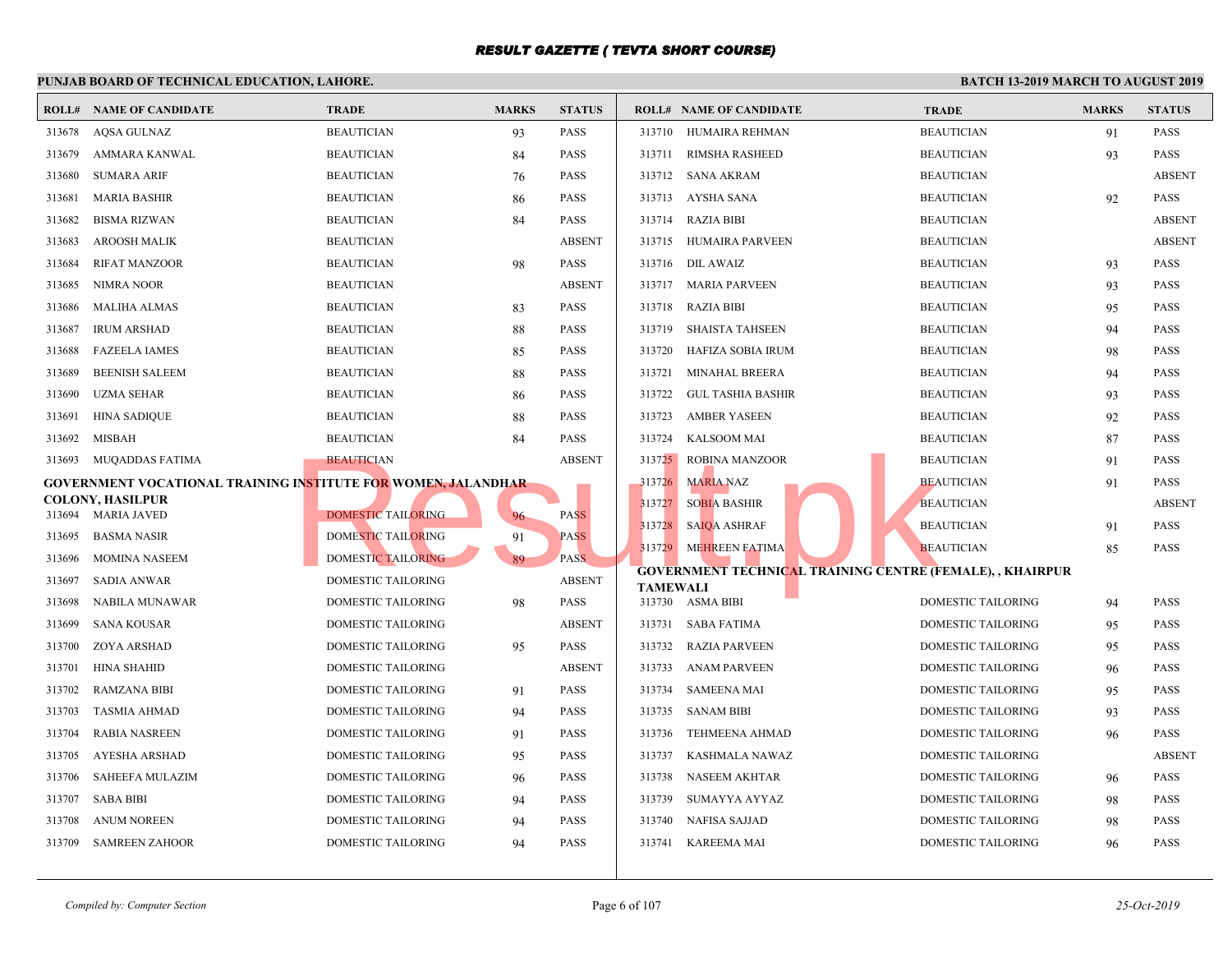# RESULT GAZETTE ( TEVTA SHORT COURSE)

**PUNJAB BOARD OF TECHNICAL EDUCATION, LAHORE.** **BATCH 13-2019 MARCH TO AUGUST 2019**

| ROLL# | NAME OF CANDIDATE | TRADE | MARKS | STATUS |
|---|---|---|---|---|
| 313678 | AQSA GULNAZ | BEAUTICIAN | 93 | PASS |
| 313679 | AMMARA KANWAL | BEAUTICIAN | 84 | PASS |
| 313680 | SUMARA ARIF | BEAUTICIAN | 76 | PASS |
| 313681 | MARIA BASHIR | BEAUTICIAN | 86 | PASS |
| 313682 | BISMA RIZWAN | BEAUTICIAN | 84 | PASS |
| 313683 | AROOSH MALIK | BEAUTICIAN | | ABSENT |
| 313684 | RIFAT MANZOOR | BEAUTICIAN | 98 | PASS |
| 313685 | NIMRA NOOR | BEAUTICIAN | | ABSENT |
| 313686 | MALIHA ALMAS | BEAUTICIAN | 83 | PASS |
| 313687 | IRUM ARSHAD | BEAUTICIAN | 88 | PASS |
| 313688 | FAZEELA IAMES | BEAUTICIAN | 85 | PASS |
| 313689 | BEENISH SALEEM | BEAUTICIAN | 88 | PASS |
| 313690 | UZMA SEHAR | BEAUTICIAN | 86 | PASS |
| 313691 | HINA SADIQUE | BEAUTICIAN | 88 | PASS |
| 313692 | MISBAH | BEAUTICIAN | 84 | PASS |
| 313693 | MUQADDAS FATIMA | BEAUTICIAN | | ABSENT |

**GOVERNMENT VOCATIONAL TRAINING INSTITUTE FOR WOMEN, JALANDHAR COLONY, HASILPUR**

| ROLL# | NAME OF CANDIDATE | TRADE | MARKS | STATUS |
|---|---|---|---|---|
| 313694 | MARIA JAVED | DOMESTIC TAILORING | 96 | PASS |
| 313695 | BASMA NASIR | DOMESTIC TAILORING | 91 | PASS |
| 313696 | MOMINA NASEEM | DOMESTIC TAILORING | 89 | PASS |
| 313697 | SADIA ANWAR | DOMESTIC TAILORING | | ABSENT |
| 313698 | NABILA MUNAWAR | DOMESTIC TAILORING | 98 | PASS |
| 313699 | SANA KOUSAR | DOMESTIC TAILORING | | ABSENT |
| 313700 | ZOYA ARSHAD | DOMESTIC TAILORING | 95 | PASS |
| 313701 | HINA SHAHID | DOMESTIC TAILORING | | ABSENT |
| 313702 | RAMZANA BIBI | DOMESTIC TAILORING | 91 | PASS |
| 313703 | TASMIA AHMAD | DOMESTIC TAILORING | 94 | PASS |
| 313704 | RABIA NASREEN | DOMESTIC TAILORING | 91 | PASS |
| 313705 | AYESHA ARSHAD | DOMESTIC TAILORING | 95 | PASS |
| 313706 | SAHEEFA MULAZIM | DOMESTIC TAILORING | 96 | PASS |
| 313707 | SABA BIBI | DOMESTIC TAILORING | 94 | PASS |
| 313708 | ANUM NOREEN | DOMESTIC TAILORING | 94 | PASS |
| 313709 | SAMREEN ZAHOOR | DOMESTIC TAILORING | 94 | PASS |
| 313710 | HUMAIRA REHMAN | BEAUTICIAN | 91 | PASS |
| 313711 | RIMSHA RASHEED | BEAUTICIAN | 93 | PASS |
| 313712 | SANA AKRAM | BEAUTICIAN | | ABSENT |
| 313713 | AYSHA SANA | BEAUTICIAN | 92 | PASS |
| 313714 | RAZIA BIBI | BEAUTICIAN | | ABSENT |
| 313715 | HUMAIRA PARVEEN | BEAUTICIAN | | ABSENT |
| 313716 | DIL AWAIZ | BEAUTICIAN | 93 | PASS |
| 313717 | MARIA PARVEEN | BEAUTICIAN | 93 | PASS |
| 313718 | RAZIA BIBI | BEAUTICIAN | 95 | PASS |
| 313719 | SHAISTA TAHSEEN | BEAUTICIAN | 94 | PASS |
| 313720 | HAFIZA SOBIA IRUM | BEAUTICIAN | 98 | PASS |
| 313721 | MINAHAL BREERA | BEAUTICIAN | 94 | PASS |
| 313722 | GUL TASHIA BASHIR | BEAUTICIAN | 93 | PASS |
| 313723 | AMBER YASEEN | BEAUTICIAN | 92 | PASS |
| 313724 | KALSOOM MAI | BEAUTICIAN | 87 | PASS |
| 313725 | ROBINA MANZOOR | BEAUTICIAN | 91 | PASS |
| 313726 | MARIA NAZ | BEAUTICIAN | 91 | PASS |
| 313727 | SOBIA BASHIR | BEAUTICIAN | | ABSENT |
| 313728 | SAIQA ASHRAF | BEAUTICIAN | 91 | PASS |
| 313729 | MEHREEN FATIMA | BEAUTICIAN | 85 | PASS |

**GOVERNMENT TECHNICAL TRAINING CENTRE (FEMALE), , KHAIRPUR TAMEWALI**

| ROLL# | NAME OF CANDIDATE | TRADE | MARKS | STATUS |
|---|---|---|---|---|
| 313730 | ASMA BIBI | DOMESTIC TAILORING | 94 | PASS |
| 313731 | SABA FATIMA | DOMESTIC TAILORING | 95 | PASS |
| 313732 | RAZIA PARVEEN | DOMESTIC TAILORING | 95 | PASS |
| 313733 | ANAM PARVEEN | DOMESTIC TAILORING | 96 | PASS |
| 313734 | SAMEENA MAI | DOMESTIC TAILORING | 95 | PASS |
| 313735 | SANAM BIBI | DOMESTIC TAILORING | 93 | PASS |
| 313736 | TEHMEENA AHMAD | DOMESTIC TAILORING | 96 | PASS |
| 313737 | KASHMALA NAWAZ | DOMESTIC TAILORING | | ABSENT |
| 313738 | NASEEM AKHTAR | DOMESTIC TAILORING | 96 | PASS |
| 313739 | SUMAYYA AYYAZ | DOMESTIC TAILORING | 98 | PASS |
| 313740 | NAFISA SAJJAD | DOMESTIC TAILORING | 98 | PASS |
| 313741 | KAREEMA MAI | DOMESTIC TAILORING | 96 | PASS |

*Compiled by: Computer Section* *25-Oct-2019*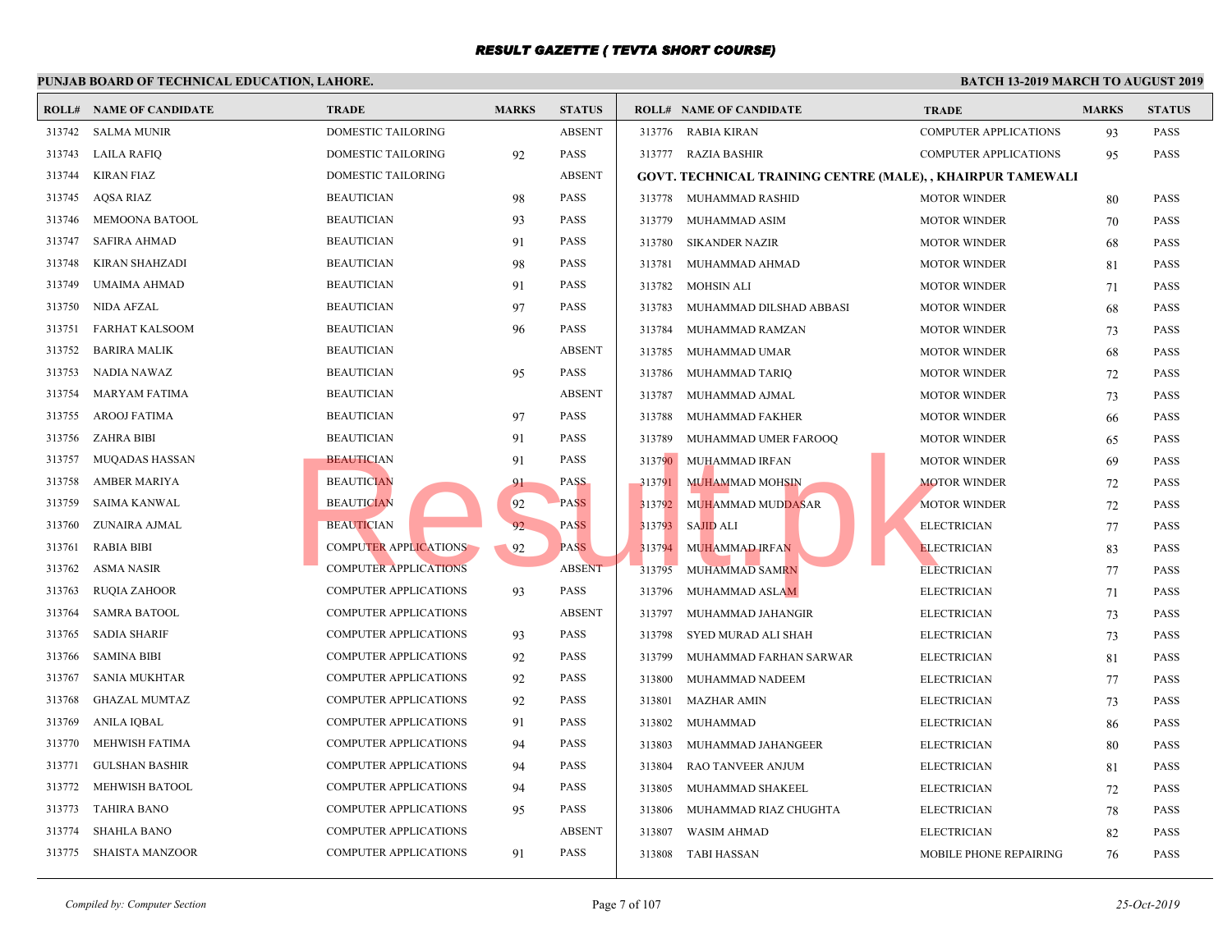# RESULT GAZETTE ( TEVTA SHORT COURSE)

**PUNJAB BOARD OF TECHNICAL EDUCATION, LAHORE.**

**BATCH 13-2019 MARCH TO AUGUST 2019**

| ROLL# | NAME OF CANDIDATE | TRADE | MARKS | STATUS |
|---|---|---|---|---|
| 313742 | SALMA MUNIR | DOMESTIC TAILORING | | ABSENT |
| 313743 | LAILA RAFIQ | DOMESTIC TAILORING | 92 | PASS |
| 313744 | KIRAN FIAZ | DOMESTIC TAILORING | | ABSENT |
| 313745 | AQSA RIAZ | BEAUTICIAN | 98 | PASS |
| 313746 | MEMOONA BATOOL | BEAUTICIAN | 93 | PASS |
| 313747 | SAFIRA AHMAD | BEAUTICIAN | 91 | PASS |
| 313748 | KIRAN SHAHZADI | BEAUTICIAN | 98 | PASS |
| 313749 | UMAIMA AHMAD | BEAUTICIAN | 91 | PASS |
| 313750 | NIDA AFZAL | BEAUTICIAN | 97 | PASS |
| 313751 | FARHAT KALSOOM | BEAUTICIAN | 96 | PASS |
| 313752 | BARIRA MALIK | BEAUTICIAN | | ABSENT |
| 313753 | NADIA NAWAZ | BEAUTICIAN | 95 | PASS |
| 313754 | MARYAM FATIMA | BEAUTICIAN | | ABSENT |
| 313755 | AROOJ FATIMA | BEAUTICIAN | 97 | PASS |
| 313756 | ZAHRA BIBI | BEAUTICIAN | 91 | PASS |
| 313757 | MUQADAS HASSAN | BEAUTICIAN | 91 | PASS |
| 313758 | AMBER MARIYA | BEAUTICIAN | 91 | PASS |
| 313759 | SAIMA KANWAL | BEAUTICIAN | 92 | PASS |
| 313760 | ZUNAIRA AJMAL | BEAUTICIAN | 92 | PASS |
| 313761 | RABIA BIBI | COMPUTER APPLICATIONS | 92 | PASS |
| 313762 | ASMA NASIR | COMPUTER APPLICATIONS | | ABSENT |
| 313763 | RUQIA ZAHOOR | COMPUTER APPLICATIONS | 93 | PASS |
| 313764 | SAMRA BATOOL | COMPUTER APPLICATIONS | | ABSENT |
| 313765 | SADIA SHARIF | COMPUTER APPLICATIONS | 93 | PASS |
| 313766 | SAMINA BIBI | COMPUTER APPLICATIONS | 92 | PASS |
| 313767 | SANIA MUKHTAR | COMPUTER APPLICATIONS | 92 | PASS |
| 313768 | GHAZAL MUMTAZ | COMPUTER APPLICATIONS | 92 | PASS |
| 313769 | ANILA IQBAL | COMPUTER APPLICATIONS | 91 | PASS |
| 313770 | MEHWISH FATIMA | COMPUTER APPLICATIONS | 94 | PASS |
| 313771 | GULSHAN BASHIR | COMPUTER APPLICATIONS | 94 | PASS |
| 313772 | MEHWISH BATOOL | COMPUTER APPLICATIONS | 94 | PASS |
| 313773 | TAHIRA BANO | COMPUTER APPLICATIONS | 95 | PASS |
| 313774 | SHAHLA BANO | COMPUTER APPLICATIONS | | ABSENT |
| 313775 | SHAISTA MANZOOR | COMPUTER APPLICATIONS | 91 | PASS |
| 313776 | RABIA KIRAN | COMPUTER APPLICATIONS | 93 | PASS |
| 313777 | RAZIA BASHIR | COMPUTER APPLICATIONS | 95 | PASS |

**GOVT. TECHNICAL TRAINING CENTRE (MALE), , KHAIRPUR TAMEWALI**

| ROLL# | NAME OF CANDIDATE | TRADE | MARKS | STATUS |
|---|---|---|---|---|
| 313778 | MUHAMMAD RASHID | MOTOR WINDER | 80 | PASS |
| 313779 | MUHAMMAD ASIM | MOTOR WINDER | 70 | PASS |
| 313780 | SIKANDER NAZIR | MOTOR WINDER | 68 | PASS |
| 313781 | MUHAMMAD AHMAD | MOTOR WINDER | 81 | PASS |
| 313782 | MOHSIN ALI | MOTOR WINDER | 71 | PASS |
| 313783 | MUHAMMAD DILSHAD ABBASI | MOTOR WINDER | 68 | PASS |
| 313784 | MUHAMMAD RAMZAN | MOTOR WINDER | 73 | PASS |
| 313785 | MUHAMMAD UMAR | MOTOR WINDER | 68 | PASS |
| 313786 | MUHAMMAD TARIQ | MOTOR WINDER | 72 | PASS |
| 313787 | MUHAMMAD AJMAL | MOTOR WINDER | 73 | PASS |
| 313788 | MUHAMMAD FAKHER | MOTOR WINDER | 66 | PASS |
| 313789 | MUHAMMAD UMER FAROOQ | MOTOR WINDER | 65 | PASS |
| 313790 | MUHAMMAD IRFAN | MOTOR WINDER | 69 | PASS |
| 313791 | MUHAMMAD MOHSIN | MOTOR WINDER | 72 | PASS |
| 313792 | MUHAMMAD MUDDASAR | MOTOR WINDER | 72 | PASS |
| 313793 | SAJID ALI | ELECTRICIAN | 77 | PASS |
| 313794 | MUHAMMAD IRFAN | ELECTRICIAN | 83 | PASS |
| 313795 | MUHAMMAD SAMRN | ELECTRICIAN | 77 | PASS |
| 313796 | MUHAMMAD ASLAM | ELECTRICIAN | 71 | PASS |
| 313797 | MUHAMMAD JAHANGIR | ELECTRICIAN | 73 | PASS |
| 313798 | SYED MURAD ALI SHAH | ELECTRICIAN | 73 | PASS |
| 313799 | MUHAMMAD FARHAN SARWAR | ELECTRICIAN | 81 | PASS |
| 313800 | MUHAMMAD NADEEM | ELECTRICIAN | 77 | PASS |
| 313801 | MAZHAR AMIN | ELECTRICIAN | 73 | PASS |
| 313802 | MUHAMMAD | ELECTRICIAN | 86 | PASS |
| 313803 | MUHAMMAD JAHANGEER | ELECTRICIAN | 80 | PASS |
| 313804 | RAO TANVEER ANJUM | ELECTRICIAN | 81 | PASS |
| 313805 | MUHAMMAD SHAKEEL | ELECTRICIAN | 72 | PASS |
| 313806 | MUHAMMAD RIAZ CHUGHTA | ELECTRICIAN | 78 | PASS |
| 313807 | WASIM AHMAD | ELECTRICIAN | 82 | PASS |
| 313808 | TABI HASSAN | MOBILE PHONE REPAIRING | 76 | PASS |

*Compiled by: Computer Section*

*25-Oct-2019*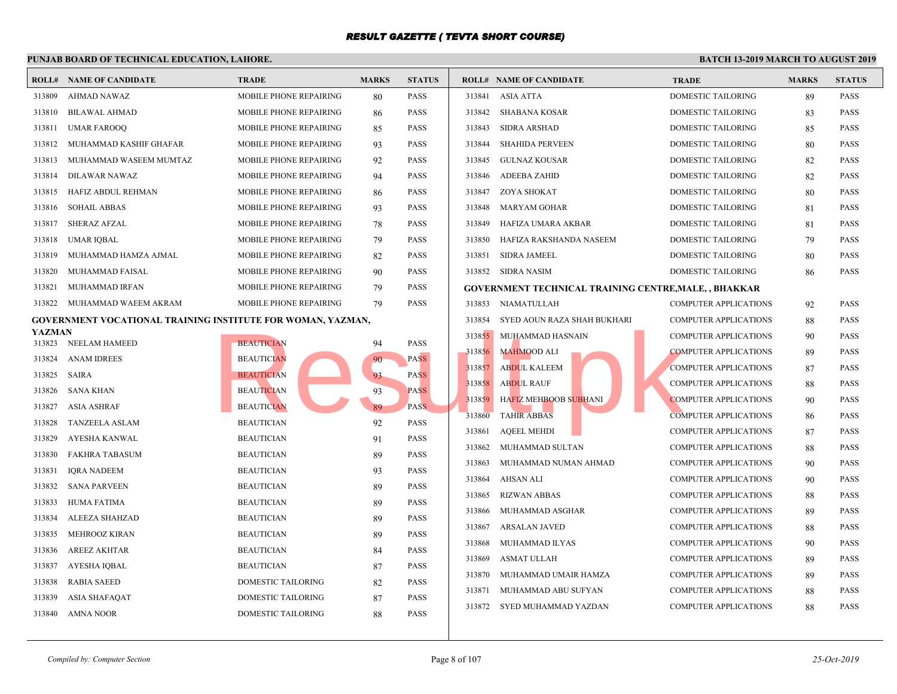# RESULT GAZETTE ( TEVTA SHORT COURSE)

## PUNJAB BOARD OF TECHNICAL EDUCATION, LAHORE.

**BATCH 13-2019 MARCH TO AUGUST 2019**

| ROLL# | NAME OF CANDIDATE | TRADE | MARKS | STATUS |
|---|---|---|---|---|
| 313809 | AHMAD NAWAZ | MOBILE PHONE REPAIRING | 80 | PASS |
| 313810 | BILAWAL AHMAD | MOBILE PHONE REPAIRING | 86 | PASS |
| 313811 | UMAR FAROOQ | MOBILE PHONE REPAIRING | 85 | PASS |
| 313812 | MUHAMMAD KASHIF GHAFAR | MOBILE PHONE REPAIRING | 93 | PASS |
| 313813 | MUHAMMAD WASEEM MUMTAZ | MOBILE PHONE REPAIRING | 92 | PASS |
| 313814 | DILAWAR NAWAZ | MOBILE PHONE REPAIRING | 94 | PASS |
| 313815 | HAFIZ ABDUL REHMAN | MOBILE PHONE REPAIRING | 86 | PASS |
| 313816 | SOHAIL ABBAS | MOBILE PHONE REPAIRING | 93 | PASS |
| 313817 | SHERAZ AFZAL | MOBILE PHONE REPAIRING | 78 | PASS |
| 313818 | UMAR IQBAL | MOBILE PHONE REPAIRING | 79 | PASS |
| 313819 | MUHAMMAD HAMZA AJMAL | MOBILE PHONE REPAIRING | 82 | PASS |
| 313820 | MUHAMMAD FAISAL | MOBILE PHONE REPAIRING | 90 | PASS |
| 313821 | MUHAMMAD IRFAN | MOBILE PHONE REPAIRING | 79 | PASS |
| 313822 | MUHAMMAD WAEEM AKRAM | MOBILE PHONE REPAIRING | 79 | PASS |

**GOVERNMENT VOCATIONAL TRAINING INSTITUTE FOR WOMAN, YAZMAN, YAZMAN**

| ROLL# | NAME OF CANDIDATE | TRADE | MARKS | STATUS |
|---|---|---|---|---|
| 313823 | NEELAM HAMEED | BEAUTICIAN | 94 | PASS |
| 313824 | ANAM IDREES | BEAUTICIAN | 90 | PASS |
| 313825 | SAIRA | BEAUTICIAN | 93 | PASS |
| 313826 | SANA KHAN | BEAUTICIAN | 93 | PASS |
| 313827 | ASIA ASHRAF | BEAUTICIAN | 89 | PASS |
| 313828 | TANZEELA ASLAM | BEAUTICIAN | 92 | PASS |
| 313829 | AYESHA KANWAL | BEAUTICIAN | 91 | PASS |
| 313830 | FAKHRA TABASUM | BEAUTICIAN | 89 | PASS |
| 313831 | IQRA NADEEM | BEAUTICIAN | 93 | PASS |
| 313832 | SANA PARVEEN | BEAUTICIAN | 89 | PASS |
| 313833 | HUMA FATIMA | BEAUTICIAN | 89 | PASS |
| 313834 | ALEEZA SHAHZAD | BEAUTICIAN | 89 | PASS |
| 313835 | MEHROOZ KIRAN | BEAUTICIAN | 89 | PASS |
| 313836 | AREEZ AKHTAR | BEAUTICIAN | 84 | PASS |
| 313837 | AYESHA IQBAL | BEAUTICIAN | 87 | PASS |
| 313838 | RABIA SAEED | DOMESTIC TAILORING | 82 | PASS |
| 313839 | ASIA SHAFAQAT | DOMESTIC TAILORING | 87 | PASS |
| 313840 | AMNA NOOR | DOMESTIC TAILORING | 88 | PASS |
| 313841 | ASIA ATTA | DOMESTIC TAILORING | 89 | PASS |
| 313842 | SHABANA KOSAR | DOMESTIC TAILORING | 83 | PASS |
| 313843 | SIDRA ARSHAD | DOMESTIC TAILORING | 85 | PASS |
| 313844 | SHAHIDA PERVEEN | DOMESTIC TAILORING | 80 | PASS |
| 313845 | GULNAZ KOUSAR | DOMESTIC TAILORING | 82 | PASS |
| 313846 | ADEEBA ZAHID | DOMESTIC TAILORING | 82 | PASS |
| 313847 | ZOYA SHOKAT | DOMESTIC TAILORING | 80 | PASS |
| 313848 | MARYAM GOHAR | DOMESTIC TAILORING | 81 | PASS |
| 313849 | HAFIZA UMARA AKBAR | DOMESTIC TAILORING | 81 | PASS |
| 313850 | HAFIZA RAKSHANDA NASEEM | DOMESTIC TAILORING | 79 | PASS |
| 313851 | SIDRA JAMEEL | DOMESTIC TAILORING | 80 | PASS |
| 313852 | SIDRA NASIM | DOMESTIC TAILORING | 86 | PASS |

**GOVERNMENT TECHNICAL TRAINING CENTRE,MALE, , BHAKKAR**

| ROLL# | NAME OF CANDIDATE | TRADE | MARKS | STATUS |
|---|---|---|---|---|
| 313853 | NIAMATULLAH | COMPUTER APPLICATIONS | 92 | PASS |
| 313854 | SYED AOUN RAZA SHAH BUKHARI | COMPUTER APPLICATIONS | 88 | PASS |
| 313855 | MUHAMMAD HASNAIN | COMPUTER APPLICATIONS | 90 | PASS |
| 313856 | MAHMOOD ALI | COMPUTER APPLICATIONS | 89 | PASS |
| 313857 | ABDUL KALEEM | COMPUTER APPLICATIONS | 87 | PASS |
| 313858 | ABDUL RAUF | COMPUTER APPLICATIONS | 88 | PASS |
| 313859 | HAFIZ MEHBOOB SUBHANI | COMPUTER APPLICATIONS | 90 | PASS |
| 313860 | TAHIR ABBAS | COMPUTER APPLICATIONS | 86 | PASS |
| 313861 | AQEEL MEHDI | COMPUTER APPLICATIONS | 87 | PASS |
| 313862 | MUHAMMAD SULTAN | COMPUTER APPLICATIONS | 88 | PASS |
| 313863 | MUHAMMAD NUMAN AHMAD | COMPUTER APPLICATIONS | 90 | PASS |
| 313864 | AHSAN ALI | COMPUTER APPLICATIONS | 90 | PASS |
| 313865 | RIZWAN ABBAS | COMPUTER APPLICATIONS | 88 | PASS |
| 313866 | MUHAMMAD ASGHAR | COMPUTER APPLICATIONS | 89 | PASS |
| 313867 | ARSALAN JAVED | COMPUTER APPLICATIONS | 88 | PASS |
| 313868 | MUHAMMAD ILYAS | COMPUTER APPLICATIONS | 90 | PASS |
| 313869 | ASMAT ULLAH | COMPUTER APPLICATIONS | 89 | PASS |
| 313870 | MUHAMMAD UMAIR HAMZA | COMPUTER APPLICATIONS | 89 | PASS |
| 313871 | MUHAMMAD ABU SUFYAN | COMPUTER APPLICATIONS | 88 | PASS |
| 313872 | SYED MUHAMMAD YAZDAN | COMPUTER APPLICATIONS | 88 | PASS |

*Compiled by: Computer Section*

*25-Oct-2019*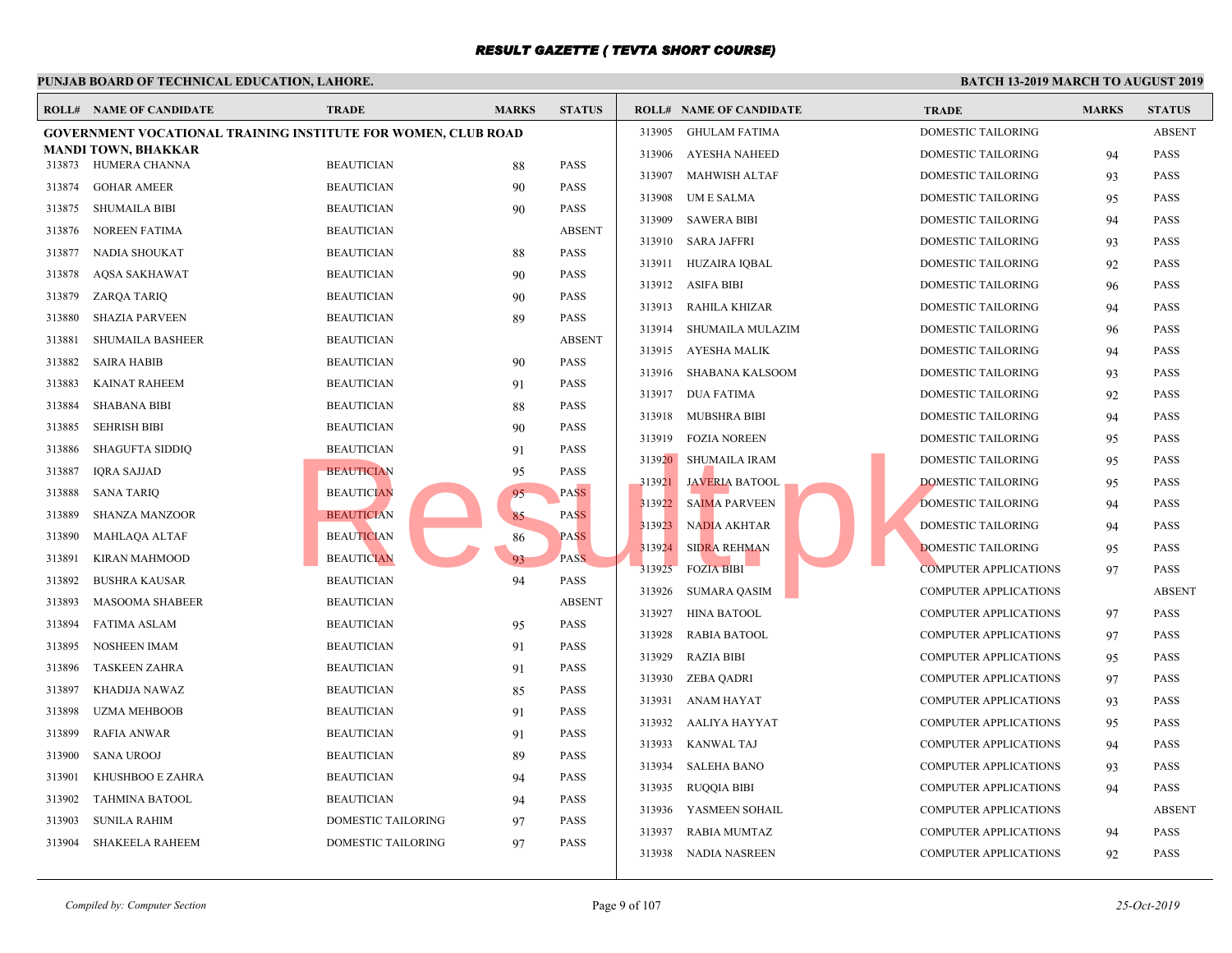# RESULT GAZETTE ( TEVTA SHORT COURSE)

**PUNJAB BOARD OF TECHNICAL EDUCATION, LAHORE.**

**BATCH 13-2019 MARCH TO AUGUST 2019**

**GOVERNMENT VOCATIONAL TRAINING INSTITUTE FOR WOMEN, CLUB ROAD MANDI TOWN, BHAKKAR**

| ROLL# | NAME OF CANDIDATE | TRADE | MARKS | STATUS |
|---|---|---|---|---|
| 313873 | HUMERA CHANNA | BEAUTICIAN | 88 | PASS |
| 313874 | GOHAR AMEER | BEAUTICIAN | 90 | PASS |
| 313875 | SHUMAILA BIBI | BEAUTICIAN | 90 | PASS |
| 313876 | NOREEN FATIMA | BEAUTICIAN | | ABSENT |
| 313877 | NADIA SHOUKAT | BEAUTICIAN | 88 | PASS |
| 313878 | AQSA SAKHAWAT | BEAUTICIAN | 90 | PASS |
| 313879 | ZARQA TARIQ | BEAUTICIAN | 90 | PASS |
| 313880 | SHAZIA PARVEEN | BEAUTICIAN | 89 | PASS |
| 313881 | SHUMAILA BASHEER | BEAUTICIAN | | ABSENT |
| 313882 | SAIRA HABIB | BEAUTICIAN | 90 | PASS |
| 313883 | KAINAT RAHEEM | BEAUTICIAN | 91 | PASS |
| 313884 | SHABANA BIBI | BEAUTICIAN | 88 | PASS |
| 313885 | SEHRISH BIBI | BEAUTICIAN | 90 | PASS |
| 313886 | SHAGUFTA SIDDIQ | BEAUTICIAN | 91 | PASS |
| 313887 | IQRA SAJJAD | BEAUTICIAN | 95 | PASS |
| 313888 | SANA TARIQ | BEAUTICIAN | 95 | PASS |
| 313889 | SHANZA MANZOOR | BEAUTICIAN | 85 | PASS |
| 313890 | MAHLAQA ALTAF | BEAUTICIAN | 86 | PASS |
| 313891 | KIRAN MAHMOOD | BEAUTICIAN | 93 | PASS |
| 313892 | BUSHRA KAUSAR | BEAUTICIAN | 94 | PASS |
| 313893 | MASOOMA SHABEER | BEAUTICIAN | | ABSENT |
| 313894 | FATIMA ASLAM | BEAUTICIAN | 95 | PASS |
| 313895 | NOSHEEN IMAM | BEAUTICIAN | 91 | PASS |
| 313896 | TASKEEN ZAHRA | BEAUTICIAN | 91 | PASS |
| 313897 | KHADIJA NAWAZ | BEAUTICIAN | 85 | PASS |
| 313898 | UZMA MEHBOOB | BEAUTICIAN | 91 | PASS |
| 313899 | RAFIA ANWAR | BEAUTICIAN | 91 | PASS |
| 313900 | SANA UROOJ | BEAUTICIAN | 89 | PASS |
| 313901 | KHUSHBOO E ZAHRA | BEAUTICIAN | 94 | PASS |
| 313902 | TAHMINA BATOOL | BEAUTICIAN | 94 | PASS |
| 313903 | SUNILA RAHIM | DOMESTIC TAILORING | 97 | PASS |
| 313904 | SHAKEELA RAHEEM | DOMESTIC TAILORING | 97 | PASS |
| 313905 | GHULAM FATIMA | DOMESTIC TAILORING | | ABSENT |
| 313906 | AYESHA NAHEED | DOMESTIC TAILORING | 94 | PASS |
| 313907 | MAHWISH ALTAF | DOMESTIC TAILORING | 93 | PASS |
| 313908 | UM E SALMA | DOMESTIC TAILORING | 95 | PASS |
| 313909 | SAWERA BIBI | DOMESTIC TAILORING | 94 | PASS |
| 313910 | SARA JAFFRI | DOMESTIC TAILORING | 93 | PASS |
| 313911 | HUZAIRA IQBAL | DOMESTIC TAILORING | 92 | PASS |
| 313912 | ASIFA BIBI | DOMESTIC TAILORING | 96 | PASS |
| 313913 | RAHILA KHIZAR | DOMESTIC TAILORING | 94 | PASS |
| 313914 | SHUMAILA MULAZIM | DOMESTIC TAILORING | 96 | PASS |
| 313915 | AYESHA MALIK | DOMESTIC TAILORING | 94 | PASS |
| 313916 | SHABANA KALSOOM | DOMESTIC TAILORING | 93 | PASS |
| 313917 | DUA FATIMA | DOMESTIC TAILORING | 92 | PASS |
| 313918 | MUBSHRA BIBI | DOMESTIC TAILORING | 94 | PASS |
| 313919 | FOZIA NOREEN | DOMESTIC TAILORING | 95 | PASS |
| 313920 | SHUMAILA IRAM | DOMESTIC TAILORING | 95 | PASS |
| 313921 | JAVERIA BATOOL | DOMESTIC TAILORING | 95 | PASS |
| 313922 | SAIMA PARVEEN | DOMESTIC TAILORING | 94 | PASS |
| 313923 | NADIA AKHTAR | DOMESTIC TAILORING | 94 | PASS |
| 313924 | SIDRA REHMAN | DOMESTIC TAILORING | 95 | PASS |
| 313925 | FOZIA BIBI | COMPUTER APPLICATIONS | 97 | PASS |
| 313926 | SUMARA QASIM | COMPUTER APPLICATIONS | | ABSENT |
| 313927 | HINA BATOOL | COMPUTER APPLICATIONS | 97 | PASS |
| 313928 | RABIA BATOOL | COMPUTER APPLICATIONS | 97 | PASS |
| 313929 | RAZIA BIBI | COMPUTER APPLICATIONS | 95 | PASS |
| 313930 | ZEBA QADRI | COMPUTER APPLICATIONS | 97 | PASS |
| 313931 | ANAM HAYAT | COMPUTER APPLICATIONS | 93 | PASS |
| 313932 | AALIYA HAYYAT | COMPUTER APPLICATIONS | 95 | PASS |
| 313933 | KANWAL TAJ | COMPUTER APPLICATIONS | 94 | PASS |
| 313934 | SALEHA BANO | COMPUTER APPLICATIONS | 93 | PASS |
| 313935 | RUQQIA BIBI | COMPUTER APPLICATIONS | 94 | PASS |
| 313936 | YASMEEN SOHAIL | COMPUTER APPLICATIONS | | ABSENT |
| 313937 | RABIA MUMTAZ | COMPUTER APPLICATIONS | 94 | PASS |
| 313938 | NADIA NASREEN | COMPUTER APPLICATIONS | 92 | PASS |

*Compiled by: Computer Section*

*25-Oct-2019*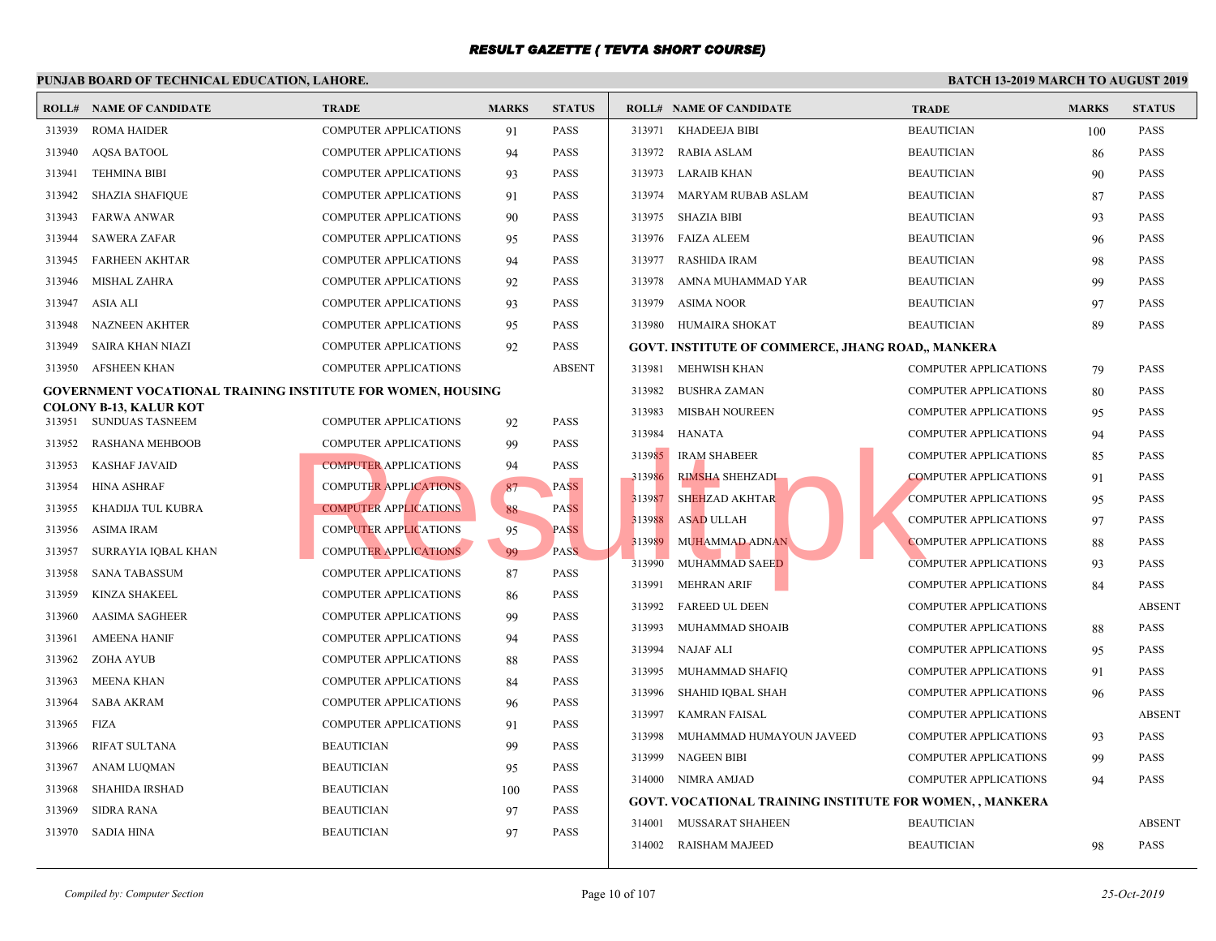# RESULT GAZETTE ( TEVTA SHORT COURSE)

**PUNJAB BOARD OF TECHNICAL EDUCATION, LAHORE.** | **BATCH 13-2019 MARCH TO AUGUST 2019**

| ROLL# | NAME OF CANDIDATE | TRADE | MARKS | STATUS |
|---|---|---|---|---|
| 313939 | ROMA HAIDER | COMPUTER APPLICATIONS | 91 | PASS |
| 313940 | AQSA BATOOL | COMPUTER APPLICATIONS | 94 | PASS |
| 313941 | TEHMINA BIBI | COMPUTER APPLICATIONS | 93 | PASS |
| 313942 | SHAZIA SHAFIQUE | COMPUTER APPLICATIONS | 91 | PASS |
| 313943 | FARWA ANWAR | COMPUTER APPLICATIONS | 90 | PASS |
| 313944 | SAWERA ZAFAR | COMPUTER APPLICATIONS | 95 | PASS |
| 313945 | FARHEEN AKHTAR | COMPUTER APPLICATIONS | 94 | PASS |
| 313946 | MISHAL ZAHRA | COMPUTER APPLICATIONS | 92 | PASS |
| 313947 | ASIA ALI | COMPUTER APPLICATIONS | 93 | PASS |
| 313948 | NAZNEEN AKHTER | COMPUTER APPLICATIONS | 95 | PASS |
| 313949 | SAIRA KHAN NIAZI | COMPUTER APPLICATIONS | 92 | PASS |
| 313950 | AFSHEEN KHAN | COMPUTER APPLICATIONS | | ABSENT |

**GOVERNMENT VOCATIONAL TRAINING INSTITUTE FOR WOMEN, HOUSING COLONY B-13, KALUR KOT**

| ROLL# | NAME OF CANDIDATE | TRADE | MARKS | STATUS |
|---|---|---|---|---|
| 313951 | SUNDUAS TASNEEM | COMPUTER APPLICATIONS | 92 | PASS |
| 313952 | RASHANA MEHBOOB | COMPUTER APPLICATIONS | 99 | PASS |
| 313953 | KASHAF JAVAID | COMPUTER APPLICATIONS | 94 | PASS |
| 313954 | HINA ASHRAF | COMPUTER APPLICATIONS | 87 | PASS |
| 313955 | KHADIJA TUL KUBRA | COMPUTER APPLICATIONS | 88 | PASS |
| 313956 | ASIMA IRAM | COMPUTER APPLICATIONS | 95 | PASS |
| 313957 | SURRAYIA IQBAL KHAN | COMPUTER APPLICATIONS | 99 | PASS |
| 313958 | SANA TABASSUM | COMPUTER APPLICATIONS | 87 | PASS |
| 313959 | KINZA SHAKEEL | COMPUTER APPLICATIONS | 86 | PASS |
| 313960 | AASIMA SAGHEER | COMPUTER APPLICATIONS | 99 | PASS |
| 313961 | AMEENA HANIF | COMPUTER APPLICATIONS | 94 | PASS |
| 313962 | ZOHA AYUB | COMPUTER APPLICATIONS | 88 | PASS |
| 313963 | MEENA KHAN | COMPUTER APPLICATIONS | 84 | PASS |
| 313964 | SABA AKRAM | COMPUTER APPLICATIONS | 96 | PASS |
| 313965 | FIZA | COMPUTER APPLICATIONS | 91 | PASS |
| 313966 | RIFAT SULTANA | BEAUTICIAN | 99 | PASS |
| 313967 | ANAM LUQMAN | BEAUTICIAN | 95 | PASS |
| 313968 | SHAHIDA IRSHAD | BEAUTICIAN | 100 | PASS |
| 313969 | SIDRA RANA | BEAUTICIAN | 97 | PASS |
| 313970 | SADIA HINA | BEAUTICIAN | 97 | PASS |
| 313971 | KHADEEJA BIBI | BEAUTICIAN | 100 | PASS |
| 313972 | RABIA ASLAM | BEAUTICIAN | 86 | PASS |
| 313973 | LARAIB KHAN | BEAUTICIAN | 90 | PASS |
| 313974 | MARYAM RUBAB ASLAM | BEAUTICIAN | 87 | PASS |
| 313975 | SHAZIA BIBI | BEAUTICIAN | 93 | PASS |
| 313976 | FAIZA ALEEM | BEAUTICIAN | 96 | PASS |
| 313977 | RASHIDA IRAM | BEAUTICIAN | 98 | PASS |
| 313978 | AMNA MUHAMMAD YAR | BEAUTICIAN | 99 | PASS |
| 313979 | ASIMA NOOR | BEAUTICIAN | 97 | PASS |
| 313980 | HUMAIRA SHOKAT | BEAUTICIAN | 89 | PASS |

**GOVT. INSTITUTE OF COMMERCE, JHANG ROAD,, MANKERA**

| ROLL# | NAME OF CANDIDATE | TRADE | MARKS | STATUS |
|---|---|---|---|---|
| 313981 | MEHWISH KHAN | COMPUTER APPLICATIONS | 79 | PASS |
| 313982 | BUSHRA ZAMAN | COMPUTER APPLICATIONS | 80 | PASS |
| 313983 | MISBAH NOUREEN | COMPUTER APPLICATIONS | 95 | PASS |
| 313984 | HANATA | COMPUTER APPLICATIONS | 94 | PASS |
| 313985 | IRAM SHABEER | COMPUTER APPLICATIONS | 85 | PASS |
| 313986 | RIMSHA SHEHZADI | COMPUTER APPLICATIONS | 91 | PASS |
| 313987 | SHEHZAD AKHTAR | COMPUTER APPLICATIONS | 95 | PASS |
| 313988 | ASAD ULLAH | COMPUTER APPLICATIONS | 97 | PASS |
| 313989 | MUHAMMAD ADNAN | COMPUTER APPLICATIONS | 88 | PASS |
| 313990 | MUHAMMAD SAEED | COMPUTER APPLICATIONS | 93 | PASS |
| 313991 | MEHRAN ARIF | COMPUTER APPLICATIONS | 84 | PASS |
| 313992 | FAREED UL DEEN | COMPUTER APPLICATIONS | | ABSENT |
| 313993 | MUHAMMAD SHOAIB | COMPUTER APPLICATIONS | 88 | PASS |
| 313994 | NAJAF ALI | COMPUTER APPLICATIONS | 95 | PASS |
| 313995 | MUHAMMAD SHAFIQ | COMPUTER APPLICATIONS | 91 | PASS |
| 313996 | SHAHID IQBAL SHAH | COMPUTER APPLICATIONS | 96 | PASS |
| 313997 | KAMRAN FAISAL | COMPUTER APPLICATIONS | | ABSENT |
| 313998 | MUHAMMAD HUMAYOUN JAVEED | COMPUTER APPLICATIONS | 93 | PASS |
| 313999 | NAGEEN BIBI | COMPUTER APPLICATIONS | 99 | PASS |
| 314000 | NIMRA AMJAD | COMPUTER APPLICATIONS | 94 | PASS |

**GOVT. VOCATIONAL TRAINING INSTITUTE FOR WOMEN, , MANKERA**

| ROLL# | NAME OF CANDIDATE | TRADE | MARKS | STATUS |
|---|---|---|---|---|
| 314001 | MUSSARAT SHAHEEN | BEAUTICIAN | | ABSENT |
| 314002 | RAISHAM MAJEED | BEAUTICIAN | 98 | PASS |

*Compiled by: Computer Section* | *25-Oct-2019*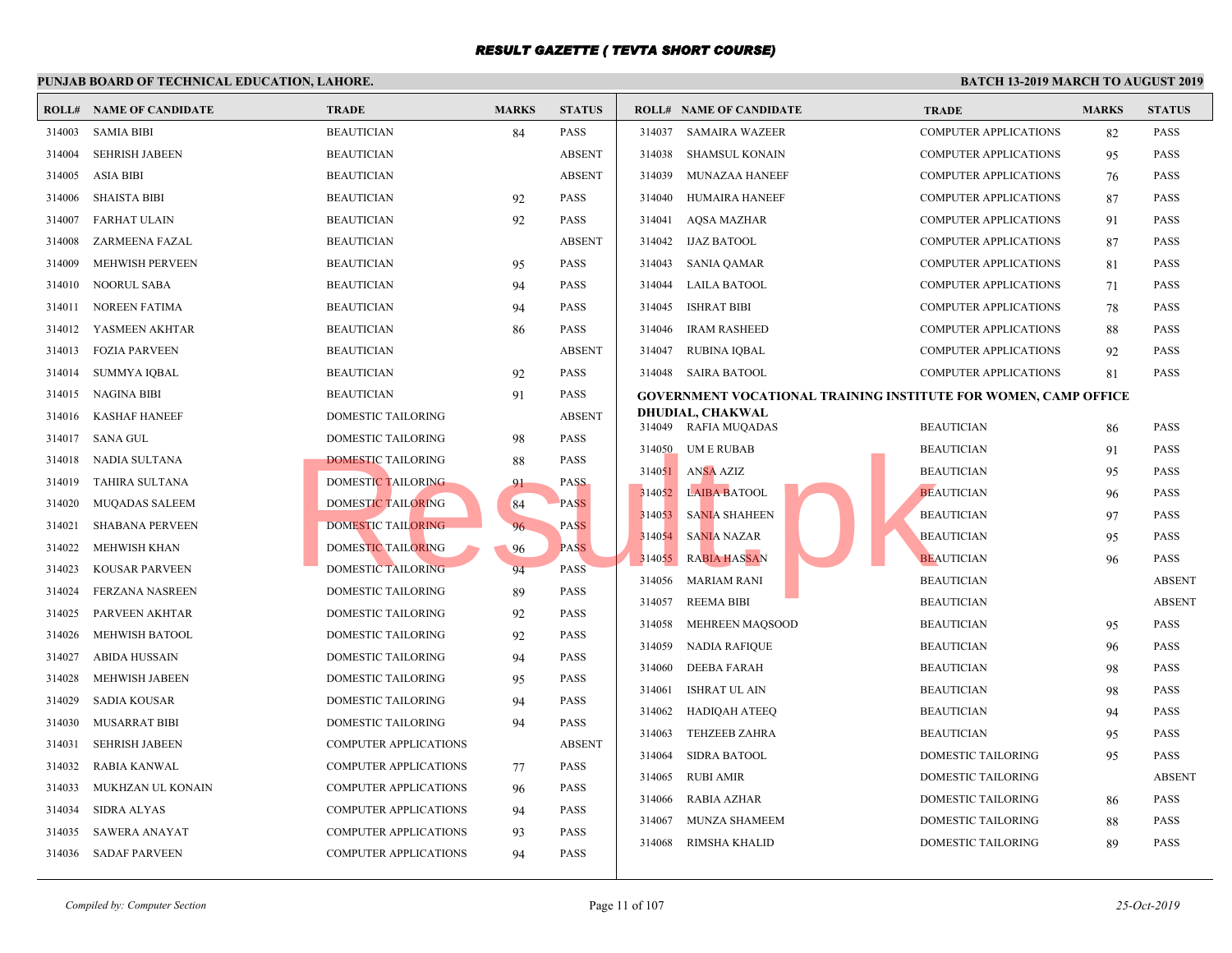# RESULT GAZETTE ( TEVTA SHORT COURSE)

## PUNJAB BOARD OF TECHNICAL EDUCATION, LAHORE.

## BATCH 13-2019 MARCH TO AUGUST 2019

| ROLL# | NAME OF CANDIDATE | TRADE | MARKS | STATUS |
|---|---|---|---|---|
| 314003 | SAMIA BIBI | BEAUTICIAN | 84 | PASS |
| 314004 | SEHRISH JABEEN | BEAUTICIAN | | ABSENT |
| 314005 | ASIA BIBI | BEAUTICIAN | | ABSENT |
| 314006 | SHAISTA BIBI | BEAUTICIAN | 92 | PASS |
| 314007 | FARHAT ULAIN | BEAUTICIAN | 92 | PASS |
| 314008 | ZARMEENA FAZAL | BEAUTICIAN | | ABSENT |
| 314009 | MEHWISH PERVEEN | BEAUTICIAN | 95 | PASS |
| 314010 | NOORUL SABA | BEAUTICIAN | 94 | PASS |
| 314011 | NOREEN FATIMA | BEAUTICIAN | 94 | PASS |
| 314012 | YASMEEN AKHTAR | BEAUTICIAN | 86 | PASS |
| 314013 | FOZIA PARVEEN | BEAUTICIAN | | ABSENT |
| 314014 | SUMMYA IQBAL | BEAUTICIAN | 92 | PASS |
| 314015 | NAGINA BIBI | BEAUTICIAN | 91 | PASS |
| 314016 | KASHAF HANEEF | DOMESTIC TAILORING | | ABSENT |
| 314017 | SANA GUL | DOMESTIC TAILORING | 98 | PASS |
| 314018 | NADIA SULTANA | DOMESTIC TAILORING | 88 | PASS |
| 314019 | TAHIRA SULTANA | DOMESTIC TAILORING | 91 | PASS |
| 314020 | MUQADAS SALEEM | DOMESTIC TAILORING | 84 | PASS |
| 314021 | SHABANA PERVEEN | DOMESTIC TAILORING | 96 | PASS |
| 314022 | MEHWISH KHAN | DOMESTIC TAILORING | 96 | PASS |
| 314023 | KOUSAR PARVEEN | DOMESTIC TAILORING | 94 | PASS |
| 314024 | FERZANA NASREEN | DOMESTIC TAILORING | 89 | PASS |
| 314025 | PARVEEN AKHTAR | DOMESTIC TAILORING | 92 | PASS |
| 314026 | MEHWISH BATOOL | DOMESTIC TAILORING | 92 | PASS |
| 314027 | ABIDA HUSSAIN | DOMESTIC TAILORING | 94 | PASS |
| 314028 | MEHWISH JABEEN | DOMESTIC TAILORING | 95 | PASS |
| 314029 | SADIA KOUSAR | DOMESTIC TAILORING | 94 | PASS |
| 314030 | MUSARRAT BIBI | DOMESTIC TAILORING | 94 | PASS |
| 314031 | SEHRISH JABEEN | COMPUTER APPLICATIONS | | ABSENT |
| 314032 | RABIA KANWAL | COMPUTER APPLICATIONS | 77 | PASS |
| 314033 | MUKHZAN UL KONAIN | COMPUTER APPLICATIONS | 96 | PASS |
| 314034 | SIDRA ALYAS | COMPUTER APPLICATIONS | 94 | PASS |
| 314035 | SAWERA ANAYAT | COMPUTER APPLICATIONS | 93 | PASS |
| 314036 | SADAF PARVEEN | COMPUTER APPLICATIONS | 94 | PASS |
| 314037 | SAMAIRA WAZEER | COMPUTER APPLICATIONS | 82 | PASS |
| 314038 | SHAMSUL KONAIN | COMPUTER APPLICATIONS | 95 | PASS |
| 314039 | MUNAZAA HANEEF | COMPUTER APPLICATIONS | 76 | PASS |
| 314040 | HUMAIRA HANEEF | COMPUTER APPLICATIONS | 87 | PASS |
| 314041 | AQSA MAZHAR | COMPUTER APPLICATIONS | 91 | PASS |
| 314042 | IJAZ BATOOL | COMPUTER APPLICATIONS | 87 | PASS |
| 314043 | SANIA QAMAR | COMPUTER APPLICATIONS | 81 | PASS |
| 314044 | LAILA BATOOL | COMPUTER APPLICATIONS | 71 | PASS |
| 314045 | ISHRAT BIBI | COMPUTER APPLICATIONS | 78 | PASS |
| 314046 | IRAM RASHEED | COMPUTER APPLICATIONS | 88 | PASS |
| 314047 | RUBINA IQBAL | COMPUTER APPLICATIONS | 92 | PASS |
| 314048 | SAIRA BATOOL | COMPUTER APPLICATIONS | 81 | PASS |

### GOVERNMENT VOCATIONAL TRAINING INSTITUTE FOR WOMEN, CAMP OFFICE DHUDIAL, CHAKWAL

| ROLL# | NAME OF CANDIDATE | TRADE | MARKS | STATUS |
|---|---|---|---|---|
| 314049 | RAFIA MUQADAS | BEAUTICIAN | 86 | PASS |
| 314050 | UM E RUBAB | BEAUTICIAN | 91 | PASS |
| 314051 | ANSA AZIZ | BEAUTICIAN | 95 | PASS |
| 314052 | LAIBA BATOOL | BEAUTICIAN | 96 | PASS |
| 314053 | SANIA SHAHEEN | BEAUTICIAN | 97 | PASS |
| 314054 | SANIA NAZAR | BEAUTICIAN | 95 | PASS |
| 314055 | RABIA HASSAN | BEAUTICIAN | 96 | PASS |
| 314056 | MARIAM RANI | BEAUTICIAN | | ABSENT |
| 314057 | REEMA BIBI | BEAUTICIAN | | ABSENT |
| 314058 | MEHREEN MAQSOOD | BEAUTICIAN | 95 | PASS |
| 314059 | NADIA RAFIQUE | BEAUTICIAN | 96 | PASS |
| 314060 | DEEBA FARAH | BEAUTICIAN | 98 | PASS |
| 314061 | ISHRAT UL AIN | BEAUTICIAN | 98 | PASS |
| 314062 | HADIQAH ATEEQ | BEAUTICIAN | 94 | PASS |
| 314063 | TEHZEEB ZAHRA | BEAUTICIAN | 95 | PASS |
| 314064 | SIDRA BATOOL | DOMESTIC TAILORING | 95 | PASS |
| 314065 | RUBI AMIR | DOMESTIC TAILORING | | ABSENT |
| 314066 | RABIA AZHAR | DOMESTIC TAILORING | 86 | PASS |
| 314067 | MUNZA SHAMEEM | DOMESTIC TAILORING | 88 | PASS |
| 314068 | RIMSHA KHALID | DOMESTIC TAILORING | 89 | PASS |

*Compiled by: Computer Section*

*25-Oct-2019*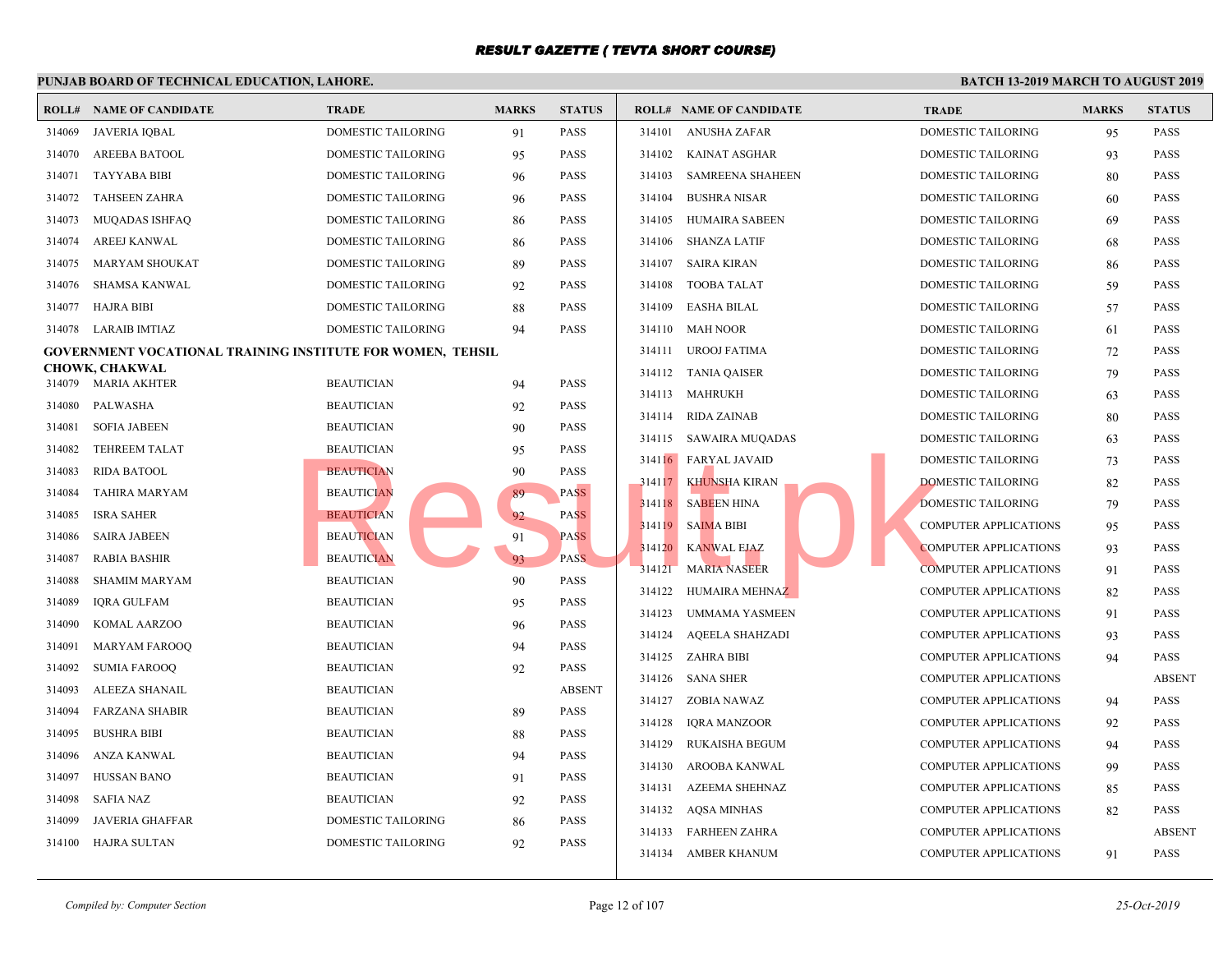# RESULT GAZETTE ( TEVTA SHORT COURSE)

**PUNJAB BOARD OF TECHNICAL EDUCATION, LAHORE.**

**BATCH 13-2019 MARCH TO AUGUST 2019**

| ROLL# | NAME OF CANDIDATE | TRADE | MARKS | STATUS |
|---|---|---|---|---|
| 314069 | JAVERIA IQBAL | DOMESTIC TAILORING | 91 | PASS |
| 314070 | AREEBA BATOOL | DOMESTIC TAILORING | 95 | PASS |
| 314071 | TAYYABA BIBI | DOMESTIC TAILORING | 96 | PASS |
| 314072 | TAHSEEN ZAHRA | DOMESTIC TAILORING | 96 | PASS |
| 314073 | MUQADAS ISHFAQ | DOMESTIC TAILORING | 86 | PASS |
| 314074 | AREEJ KANWAL | DOMESTIC TAILORING | 86 | PASS |
| 314075 | MARYAM SHOUKAT | DOMESTIC TAILORING | 89 | PASS |
| 314076 | SHAMSA KANWAL | DOMESTIC TAILORING | 92 | PASS |
| 314077 | HAJRA BIBI | DOMESTIC TAILORING | 88 | PASS |
| 314078 | LARAIB IMTIAZ | DOMESTIC TAILORING | 94 | PASS |

**GOVERNMENT VOCATIONAL TRAINING INSTITUTE FOR WOMEN, TEHSIL CHOWK, CHAKWAL**

| ROLL# | NAME OF CANDIDATE | TRADE | MARKS | STATUS |
|---|---|---|---|---|
| 314079 | MARIA AKHTER | BEAUTICIAN | 94 | PASS |
| 314080 | PALWASHA | BEAUTICIAN | 92 | PASS |
| 314081 | SOFIA JABEEN | BEAUTICIAN | 90 | PASS |
| 314082 | TEHREEM TALAT | BEAUTICIAN | 95 | PASS |
| 314083 | RIDA BATOOL | BEAUTICIAN | 90 | PASS |
| 314084 | TAHIRA MARYAM | BEAUTICIAN | 89 | PASS |
| 314085 | ISRA SAHER | BEAUTICIAN | 92 | PASS |
| 314086 | SAIRA JABEEN | BEAUTICIAN | 91 | PASS |
| 314087 | RABIA BASHIR | BEAUTICIAN | 93 | PASS |
| 314088 | SHAMIM MARYAM | BEAUTICIAN | 90 | PASS |
| 314089 | IQRA GULFAM | BEAUTICIAN | 95 | PASS |
| 314090 | KOMAL AARZOO | BEAUTICIAN | 96 | PASS |
| 314091 | MARYAM FAROOQ | BEAUTICIAN | 94 | PASS |
| 314092 | SUMIA FAROOQ | BEAUTICIAN | 92 | PASS |
| 314093 | ALEEZA SHANAIL | BEAUTICIAN | | ABSENT |
| 314094 | FARZANA SHABIR | BEAUTICIAN | 89 | PASS |
| 314095 | BUSHRA BIBI | BEAUTICIAN | 88 | PASS |
| 314096 | ANZA KANWAL | BEAUTICIAN | 94 | PASS |
| 314097 | HUSSAN BANO | BEAUTICIAN | 91 | PASS |
| 314098 | SAFIA NAZ | BEAUTICIAN | 92 | PASS |
| 314099 | JAVERIA GHAFFAR | DOMESTIC TAILORING | 86 | PASS |
| 314100 | HAJRA SULTAN | DOMESTIC TAILORING | 92 | PASS |
| 314101 | ANUSHA ZAFAR | DOMESTIC TAILORING | 95 | PASS |
| 314102 | KAINAT ASGHAR | DOMESTIC TAILORING | 93 | PASS |
| 314103 | SAMREENA SHAHEEN | DOMESTIC TAILORING | 80 | PASS |
| 314104 | BUSHRA NISAR | DOMESTIC TAILORING | 60 | PASS |
| 314105 | HUMAIRA SABEEN | DOMESTIC TAILORING | 69 | PASS |
| 314106 | SHANZA LATIF | DOMESTIC TAILORING | 68 | PASS |
| 314107 | SAIRA KIRAN | DOMESTIC TAILORING | 86 | PASS |
| 314108 | TOOBA TALAT | DOMESTIC TAILORING | 59 | PASS |
| 314109 | EASHA BILAL | DOMESTIC TAILORING | 57 | PASS |
| 314110 | MAH NOOR | DOMESTIC TAILORING | 61 | PASS |
| 314111 | UROOJ FATIMA | DOMESTIC TAILORING | 72 | PASS |
| 314112 | TANIA QAISER | DOMESTIC TAILORING | 79 | PASS |
| 314113 | MAHRUKH | DOMESTIC TAILORING | 63 | PASS |
| 314114 | RIDA ZAINAB | DOMESTIC TAILORING | 80 | PASS |
| 314115 | SAWAIRA MUQADAS | DOMESTIC TAILORING | 63 | PASS |
| 314116 | FARYAL JAVAID | DOMESTIC TAILORING | 73 | PASS |
| 314117 | KHUNSHA KIRAN | DOMESTIC TAILORING | 82 | PASS |
| 314118 | SABEEN HINA | DOMESTIC TAILORING | 79 | PASS |
| 314119 | SAIMA BIBI | COMPUTER APPLICATIONS | 95 | PASS |
| 314120 | KANWAL EJAZ | COMPUTER APPLICATIONS | 93 | PASS |
| 314121 | MARIA NASEER | COMPUTER APPLICATIONS | 91 | PASS |
| 314122 | HUMAIRA MEHNAZ | COMPUTER APPLICATIONS | 82 | PASS |
| 314123 | UMMAMA YASMEEN | COMPUTER APPLICATIONS | 91 | PASS |
| 314124 | AQEELA SHAHZADI | COMPUTER APPLICATIONS | 93 | PASS |
| 314125 | ZAHRA BIBI | COMPUTER APPLICATIONS | 94 | PASS |
| 314126 | SANA SHER | COMPUTER APPLICATIONS | | ABSENT |
| 314127 | ZOBIA NAWAZ | COMPUTER APPLICATIONS | 94 | PASS |
| 314128 | IQRA MANZOOR | COMPUTER APPLICATIONS | 92 | PASS |
| 314129 | RUKAISHA BEGUM | COMPUTER APPLICATIONS | 94 | PASS |
| 314130 | AROOBA KANWAL | COMPUTER APPLICATIONS | 99 | PASS |
| 314131 | AZEEMA SHEHNAZ | COMPUTER APPLICATIONS | 85 | PASS |
| 314132 | AQSA MINHAS | COMPUTER APPLICATIONS | 82 | PASS |
| 314133 | FARHEEN ZAHRA | COMPUTER APPLICATIONS | | ABSENT |
| 314134 | AMBER KHANUM | COMPUTER APPLICATIONS | 91 | PASS |

*Compiled by: Computer Section*

*25-Oct-2019*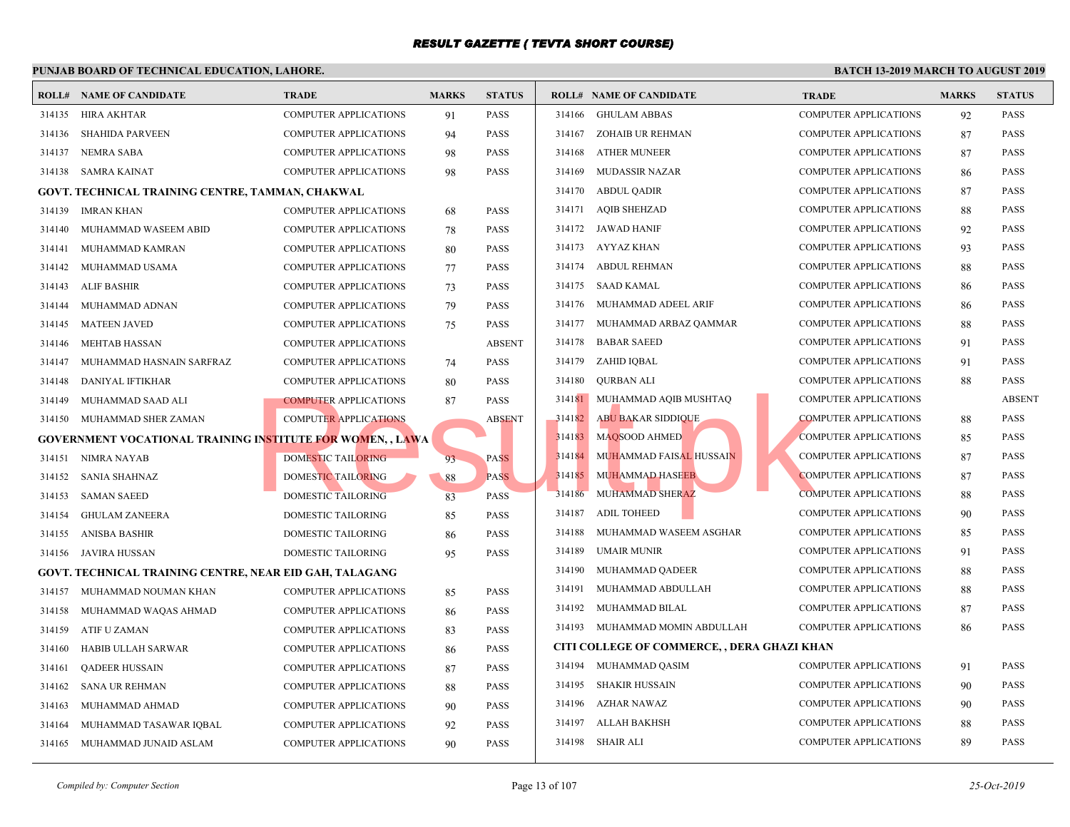# RESULT GAZETTE ( TEVTA SHORT COURSE)

**PUNJAB BOARD OF TECHNICAL EDUCATION, LAHORE.** — **BATCH 13-2019 MARCH TO AUGUST 2019**

| ROLL# | NAME OF CANDIDATE | TRADE | MARKS | STATUS |
|---|---|---|---|---|
| 314135 | HIRA AKHTAR | COMPUTER APPLICATIONS | 91 | PASS |
| 314136 | SHAHIDA PARVEEN | COMPUTER APPLICATIONS | 94 | PASS |
| 314137 | NEMRA SABA | COMPUTER APPLICATIONS | 98 | PASS |
| 314138 | SAMRA KAINAT | COMPUTER APPLICATIONS | 98 | PASS |

**GOVT. TECHNICAL TRAINING CENTRE, TAMMAN, CHAKWAL**

| ROLL# | NAME OF CANDIDATE | TRADE | MARKS | STATUS |
|---|---|---|---|---|
| 314139 | IMRAN KHAN | COMPUTER APPLICATIONS | 68 | PASS |
| 314140 | MUHAMMAD WASEEM ABID | COMPUTER APPLICATIONS | 78 | PASS |
| 314141 | MUHAMMAD KAMRAN | COMPUTER APPLICATIONS | 80 | PASS |
| 314142 | MUHAMMAD USAMA | COMPUTER APPLICATIONS | 77 | PASS |
| 314143 | ALIF BASHIR | COMPUTER APPLICATIONS | 73 | PASS |
| 314144 | MUHAMMAD ADNAN | COMPUTER APPLICATIONS | 79 | PASS |
| 314145 | MATEEN JAVED | COMPUTER APPLICATIONS | 75 | PASS |
| 314146 | MEHTAB HASSAN | COMPUTER APPLICATIONS | | ABSENT |
| 314147 | MUHAMMAD HASNAIN SARFRAZ | COMPUTER APPLICATIONS | 74 | PASS |
| 314148 | DANIYAL IFTIKHAR | COMPUTER APPLICATIONS | 80 | PASS |
| 314149 | MUHAMMAD SAAD ALI | COMPUTER APPLICATIONS | 87 | PASS |
| 314150 | MUHAMMAD SHER ZAMAN | COMPUTER APPLICATIONS | | ABSENT |

**GOVERNMENT VOCATIONAL TRAINING INSTITUTE FOR WOMEN, , LAWA**

| ROLL# | NAME OF CANDIDATE | TRADE | MARKS | STATUS |
|---|---|---|---|---|
| 314151 | NIMRA NAYAB | DOMESTIC TAILORING | 93 | PASS |
| 314152 | SANIA SHAHNAZ | DOMESTIC TAILORING | 88 | PASS |
| 314153 | SAMAN SAEED | DOMESTIC TAILORING | 83 | PASS |
| 314154 | GHULAM ZANEERA | DOMESTIC TAILORING | 85 | PASS |
| 314155 | ANISBA BASHIR | DOMESTIC TAILORING | 86 | PASS |
| 314156 | JAVIRA HUSSAN | DOMESTIC TAILORING | 95 | PASS |

**GOVT. TECHNICAL TRAINING CENTRE, NEAR EID GAH, TALAGANG**

| ROLL# | NAME OF CANDIDATE | TRADE | MARKS | STATUS |
|---|---|---|---|---|
| 314157 | MUHAMMAD NOUMAN KHAN | COMPUTER APPLICATIONS | 85 | PASS |
| 314158 | MUHAMMAD WAQAS AHMAD | COMPUTER APPLICATIONS | 86 | PASS |
| 314159 | ATIF U ZAMAN | COMPUTER APPLICATIONS | 83 | PASS |
| 314160 | HABIB ULLAH SARWAR | COMPUTER APPLICATIONS | 86 | PASS |
| 314161 | QADEER HUSSAIN | COMPUTER APPLICATIONS | 87 | PASS |
| 314162 | SANA UR REHMAN | COMPUTER APPLICATIONS | 88 | PASS |
| 314163 | MUHAMMAD AHMAD | COMPUTER APPLICATIONS | 90 | PASS |
| 314164 | MUHAMMAD TASAWAR IQBAL | COMPUTER APPLICATIONS | 92 | PASS |
| 314165 | MUHAMMAD JUNAID ASLAM | COMPUTER APPLICATIONS | 90 | PASS |
| 314166 | GHULAM ABBAS | COMPUTER APPLICATIONS | 92 | PASS |
| 314167 | ZOHAIB UR REHMAN | COMPUTER APPLICATIONS | 87 | PASS |
| 314168 | ATHER MUNEER | COMPUTER APPLICATIONS | 87 | PASS |
| 314169 | MUDASSIR NAZAR | COMPUTER APPLICATIONS | 86 | PASS |
| 314170 | ABDUL QADIR | COMPUTER APPLICATIONS | 87 | PASS |
| 314171 | AQIB SHEHZAD | COMPUTER APPLICATIONS | 88 | PASS |
| 314172 | JAWAD HANIF | COMPUTER APPLICATIONS | 92 | PASS |
| 314173 | AYYAZ KHAN | COMPUTER APPLICATIONS | 93 | PASS |
| 314174 | ABDUL REHMAN | COMPUTER APPLICATIONS | 88 | PASS |
| 314175 | SAAD KAMAL | COMPUTER APPLICATIONS | 86 | PASS |
| 314176 | MUHAMMAD ADEEL ARIF | COMPUTER APPLICATIONS | 86 | PASS |
| 314177 | MUHAMMAD ARBAZ QAMMAR | COMPUTER APPLICATIONS | 88 | PASS |
| 314178 | BABAR SAEED | COMPUTER APPLICATIONS | 91 | PASS |
| 314179 | ZAHID IQBAL | COMPUTER APPLICATIONS | 91 | PASS |
| 314180 | QURBAN ALI | COMPUTER APPLICATIONS | 88 | PASS |
| 314181 | MUHAMMAD AQIB MUSHTAQ | COMPUTER APPLICATIONS | | ABSENT |
| 314182 | ABU BAKAR SIDDIQUE | COMPUTER APPLICATIONS | 88 | PASS |
| 314183 | MAQSOOD AHMED | COMPUTER APPLICATIONS | 85 | PASS |
| 314184 | MUHAMMAD FAISAL HUSSAIN | COMPUTER APPLICATIONS | 87 | PASS |
| 314185 | MUHAMMAD HASEEB | COMPUTER APPLICATIONS | 87 | PASS |
| 314186 | MUHAMMAD SHERAZ | COMPUTER APPLICATIONS | 88 | PASS |
| 314187 | ADIL TOHEED | COMPUTER APPLICATIONS | 90 | PASS |
| 314188 | MUHAMMAD WASEEM ASGHAR | COMPUTER APPLICATIONS | 85 | PASS |
| 314189 | UMAIR MUNIR | COMPUTER APPLICATIONS | 91 | PASS |
| 314190 | MUHAMMAD QADEER | COMPUTER APPLICATIONS | 88 | PASS |
| 314191 | MUHAMMAD ABDULLAH | COMPUTER APPLICATIONS | 88 | PASS |
| 314192 | MUHAMMAD BILAL | COMPUTER APPLICATIONS | 87 | PASS |
| 314193 | MUHAMMAD MOMIN ABDULLAH | COMPUTER APPLICATIONS | 86 | PASS |

**CITI COLLEGE OF COMMERCE, , DERA GHAZI KHAN**

| ROLL# | NAME OF CANDIDATE | TRADE | MARKS | STATUS |
|---|---|---|---|---|
| 314194 | MUHAMMAD QASIM | COMPUTER APPLICATIONS | 91 | PASS |
| 314195 | SHAKIR HUSSAIN | COMPUTER APPLICATIONS | 90 | PASS |
| 314196 | AZHAR NAWAZ | COMPUTER APPLICATIONS | 90 | PASS |
| 314197 | ALLAH BAKHSH | COMPUTER APPLICATIONS | 88 | PASS |
| 314198 | SHAIR ALI | COMPUTER APPLICATIONS | 89 | PASS |

*Compiled by: Computer Section* — *25-Oct-2019*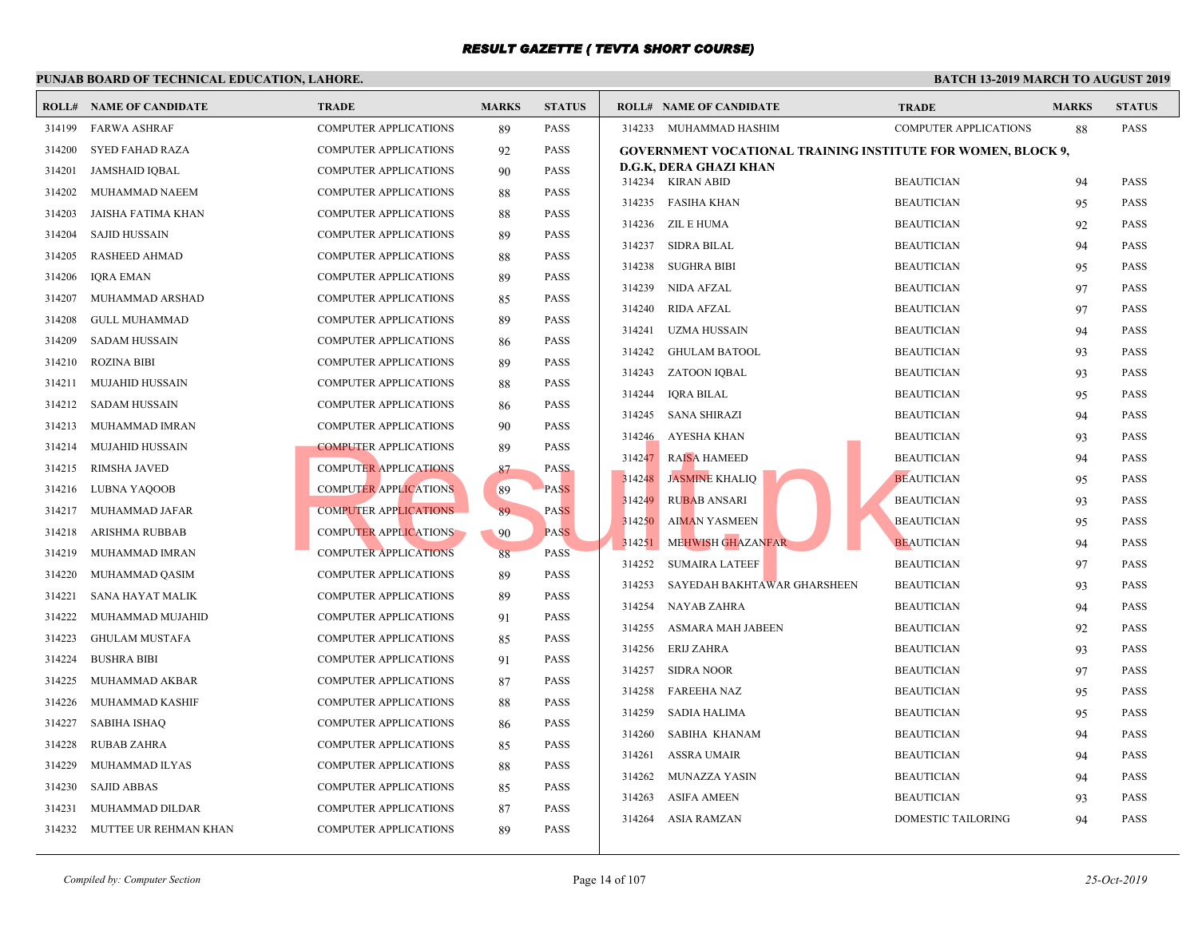# RESULT GAZETTE ( TEVTA SHORT COURSE)

**PUNJAB BOARD OF TECHNICAL EDUCATION, LAHORE.** | **BATCH 13-2019 MARCH TO AUGUST 2019**

| ROLL# | NAME OF CANDIDATE | TRADE | MARKS | STATUS |
|---|---|---|---|---|
| 314199 | FARWA ASHRAF | COMPUTER APPLICATIONS | 89 | PASS |
| 314200 | SYED FAHAD RAZA | COMPUTER APPLICATIONS | 92 | PASS |
| 314201 | JAMSHAID IQBAL | COMPUTER APPLICATIONS | 90 | PASS |
| 314202 | MUHAMMAD NAEEM | COMPUTER APPLICATIONS | 88 | PASS |
| 314203 | JAISHA FATIMA KHAN | COMPUTER APPLICATIONS | 88 | PASS |
| 314204 | SAJID HUSSAIN | COMPUTER APPLICATIONS | 89 | PASS |
| 314205 | RASHEED AHMAD | COMPUTER APPLICATIONS | 88 | PASS |
| 314206 | IQRA EMAN | COMPUTER APPLICATIONS | 89 | PASS |
| 314207 | MUHAMMAD ARSHAD | COMPUTER APPLICATIONS | 85 | PASS |
| 314208 | GULL MUHAMMAD | COMPUTER APPLICATIONS | 89 | PASS |
| 314209 | SADAM HUSSAIN | COMPUTER APPLICATIONS | 86 | PASS |
| 314210 | ROZINA BIBI | COMPUTER APPLICATIONS | 89 | PASS |
| 314211 | MUJAHID HUSSAIN | COMPUTER APPLICATIONS | 88 | PASS |
| 314212 | SADAM HUSSAIN | COMPUTER APPLICATIONS | 86 | PASS |
| 314213 | MUHAMMAD IMRAN | COMPUTER APPLICATIONS | 90 | PASS |
| 314214 | MUJAHID HUSSAIN | COMPUTER APPLICATIONS | 89 | PASS |
| 314215 | RIMSHA JAVED | COMPUTER APPLICATIONS | 87 | PASS |
| 314216 | LUBNA YAQOOB | COMPUTER APPLICATIONS | 89 | PASS |
| 314217 | MUHAMMAD JAFAR | COMPUTER APPLICATIONS | 89 | PASS |
| 314218 | ARISHMA RUBBAB | COMPUTER APPLICATIONS | 90 | PASS |
| 314219 | MUHAMMAD IMRAN | COMPUTER APPLICATIONS | 88 | PASS |
| 314220 | MUHAMMAD QASIM | COMPUTER APPLICATIONS | 89 | PASS |
| 314221 | SANA HAYAT MALIK | COMPUTER APPLICATIONS | 89 | PASS |
| 314222 | MUHAMMAD MUJAHID | COMPUTER APPLICATIONS | 91 | PASS |
| 314223 | GHULAM MUSTAFA | COMPUTER APPLICATIONS | 85 | PASS |
| 314224 | BUSHRA BIBI | COMPUTER APPLICATIONS | 91 | PASS |
| 314225 | MUHAMMAD AKBAR | COMPUTER APPLICATIONS | 87 | PASS |
| 314226 | MUHAMMAD KASHIF | COMPUTER APPLICATIONS | 88 | PASS |
| 314227 | SABIHA ISHAQ | COMPUTER APPLICATIONS | 86 | PASS |
| 314228 | RUBAB ZAHRA | COMPUTER APPLICATIONS | 85 | PASS |
| 314229 | MUHAMMAD ILYAS | COMPUTER APPLICATIONS | 88 | PASS |
| 314230 | SAJID ABBAS | COMPUTER APPLICATIONS | 85 | PASS |
| 314231 | MUHAMMAD DILDAR | COMPUTER APPLICATIONS | 87 | PASS |
| 314232 | MUTTEE UR REHMAN KHAN | COMPUTER APPLICATIONS | 89 | PASS |
| 314233 | MUHAMMAD HASHIM | COMPUTER APPLICATIONS | 88 | PASS |

**GOVERNMENT VOCATIONAL TRAINING INSTITUTE FOR WOMEN, BLOCK 9, D.G.K, DERA GHAZI KHAN**

| ROLL# | NAME OF CANDIDATE | TRADE | MARKS | STATUS |
|---|---|---|---|---|
| 314234 | KIRAN ABID | BEAUTICIAN | 94 | PASS |
| 314235 | FASIHA KHAN | BEAUTICIAN | 95 | PASS |
| 314236 | ZIL E HUMA | BEAUTICIAN | 92 | PASS |
| 314237 | SIDRA BILAL | BEAUTICIAN | 94 | PASS |
| 314238 | SUGHRA BIBI | BEAUTICIAN | 95 | PASS |
| 314239 | NIDA AFZAL | BEAUTICIAN | 97 | PASS |
| 314240 | RIDA AFZAL | BEAUTICIAN | 97 | PASS |
| 314241 | UZMA HUSSAIN | BEAUTICIAN | 94 | PASS |
| 314242 | GHULAM BATOOL | BEAUTICIAN | 93 | PASS |
| 314243 | ZATOON IQBAL | BEAUTICIAN | 93 | PASS |
| 314244 | IQRA BILAL | BEAUTICIAN | 95 | PASS |
| 314245 | SANA SHIRAZI | BEAUTICIAN | 94 | PASS |
| 314246 | AYESHA KHAN | BEAUTICIAN | 93 | PASS |
| 314247 | RAISA HAMEED | BEAUTICIAN | 94 | PASS |
| 314248 | JASMINE KHALIQ | BEAUTICIAN | 95 | PASS |
| 314249 | RUBAB ANSARI | BEAUTICIAN | 93 | PASS |
| 314250 | AIMAN YASMEEN | BEAUTICIAN | 95 | PASS |
| 314251 | MEHWISH GHAZANFAR | BEAUTICIAN | 94 | PASS |
| 314252 | SUMAIRA LATEEF | BEAUTICIAN | 97 | PASS |
| 314253 | SAYEDAH BAKHTAWAR GHARSHEEN | BEAUTICIAN | 93 | PASS |
| 314254 | NAYAB ZAHRA | BEAUTICIAN | 94 | PASS |
| 314255 | ASMARA MAH JABEEN | BEAUTICIAN | 92 | PASS |
| 314256 | ERIJ ZAHRA | BEAUTICIAN | 93 | PASS |
| 314257 | SIDRA NOOR | BEAUTICIAN | 97 | PASS |
| 314258 | FAREEHA NAZ | BEAUTICIAN | 95 | PASS |
| 314259 | SADIA HALIMA | BEAUTICIAN | 95 | PASS |
| 314260 | SABIHA KHANAM | BEAUTICIAN | 94 | PASS |
| 314261 | ASSRA UMAIR | BEAUTICIAN | 94 | PASS |
| 314262 | MUNAZZA YASIN | BEAUTICIAN | 94 | PASS |
| 314263 | ASIFA AMEEN | BEAUTICIAN | 93 | PASS |
| 314264 | ASIA RAMZAN | DOMESTIC TAILORING | 94 | PASS |

*Compiled by: Computer Section* | *25-Oct-2019*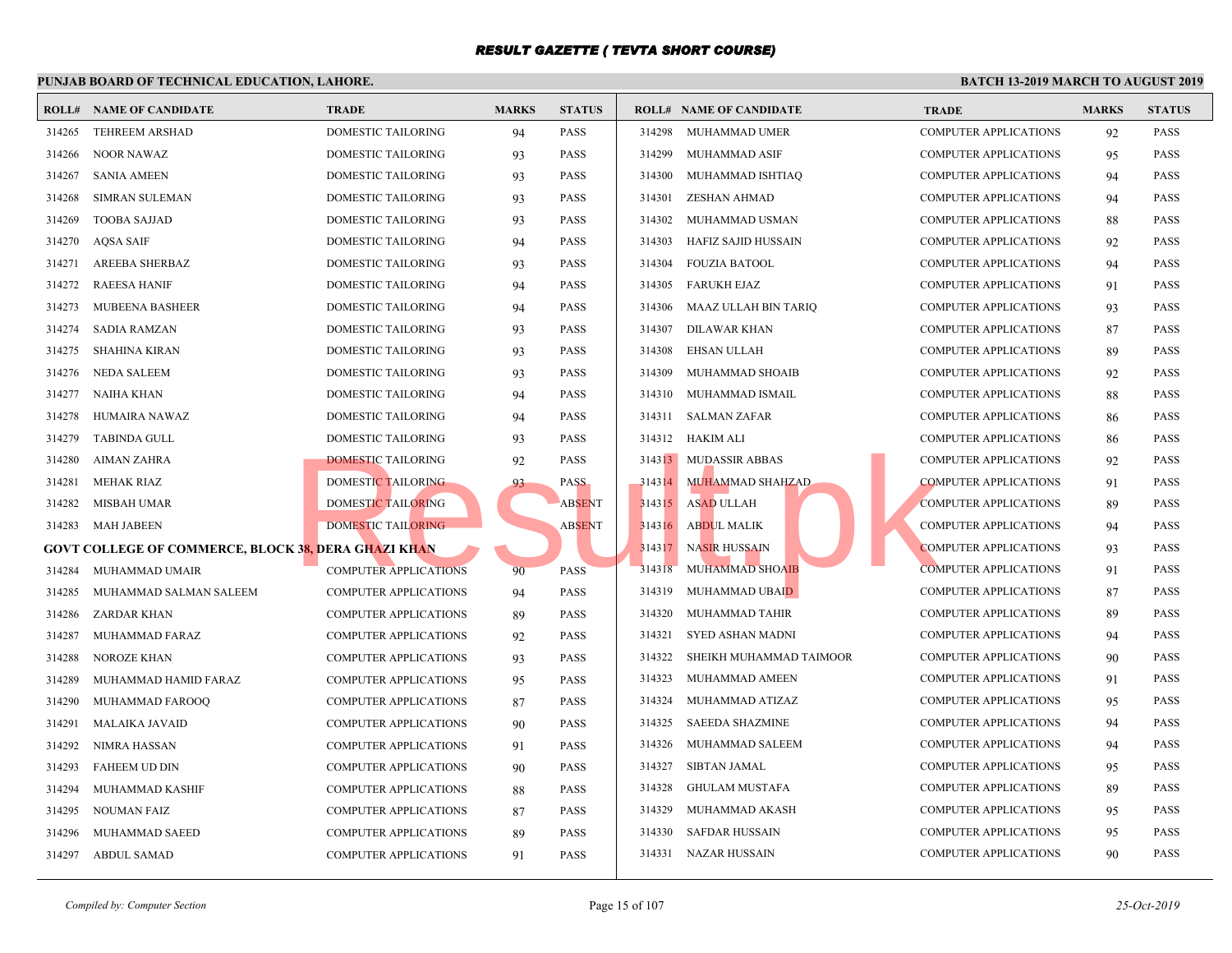# RESULT GAZETTE ( TEVTA SHORT COURSE)

**PUNJAB BOARD OF TECHNICAL EDUCATION, LAHORE.**

**BATCH 13-2019 MARCH TO AUGUST 2019**

| ROLL# | NAME OF CANDIDATE | TRADE | MARKS | STATUS |
|---|---|---|---|---|
| 314265 | TEHREEM ARSHAD | DOMESTIC TAILORING | 94 | PASS |
| 314266 | NOOR NAWAZ | DOMESTIC TAILORING | 93 | PASS |
| 314267 | SANIA AMEEN | DOMESTIC TAILORING | 93 | PASS |
| 314268 | SIMRAN SULEMAN | DOMESTIC TAILORING | 93 | PASS |
| 314269 | TOOBA SAJJAD | DOMESTIC TAILORING | 93 | PASS |
| 314270 | AQSA SAIF | DOMESTIC TAILORING | 94 | PASS |
| 314271 | AREEBA SHERBAZ | DOMESTIC TAILORING | 93 | PASS |
| 314272 | RAEESA HANIF | DOMESTIC TAILORING | 94 | PASS |
| 314273 | MUBEENA BASHEER | DOMESTIC TAILORING | 94 | PASS |
| 314274 | SADIA RAMZAN | DOMESTIC TAILORING | 93 | PASS |
| 314275 | SHAHINA KIRAN | DOMESTIC TAILORING | 93 | PASS |
| 314276 | NEDA SALEEM | DOMESTIC TAILORING | 93 | PASS |
| 314277 | NAIHA KHAN | DOMESTIC TAILORING | 94 | PASS |
| 314278 | HUMAIRA NAWAZ | DOMESTIC TAILORING | 94 | PASS |
| 314279 | TABINDA GULL | DOMESTIC TAILORING | 93 | PASS |
| 314280 | AIMAN ZAHRA | DOMESTIC TAILORING | 92 | PASS |
| 314281 | MEHAK RIAZ | DOMESTIC TAILORING | 93 | PASS |
| 314282 | MISBAH UMAR | DOMESTIC TAILORING | | ABSENT |
| 314283 | MAH JABEEN | DOMESTIC TAILORING | | ABSENT |

**GOVT COLLEGE OF COMMERCE, BLOCK 38, DERA GHAZI KHAN**

| ROLL# | NAME OF CANDIDATE | TRADE | MARKS | STATUS |
|---|---|---|---|---|
| 314284 | MUHAMMAD UMAIR | COMPUTER APPLICATIONS | 90 | PASS |
| 314285 | MUHAMMAD SALMAN SALEEM | COMPUTER APPLICATIONS | 94 | PASS |
| 314286 | ZARDAR KHAN | COMPUTER APPLICATIONS | 89 | PASS |
| 314287 | MUHAMMAD FARAZ | COMPUTER APPLICATIONS | 92 | PASS |
| 314288 | NOROZE KHAN | COMPUTER APPLICATIONS | 93 | PASS |
| 314289 | MUHAMMAD HAMID FARAZ | COMPUTER APPLICATIONS | 95 | PASS |
| 314290 | MUHAMMAD FAROOQ | COMPUTER APPLICATIONS | 87 | PASS |
| 314291 | MALAIKA JAVAID | COMPUTER APPLICATIONS | 90 | PASS |
| 314292 | NIMRA HASSAN | COMPUTER APPLICATIONS | 91 | PASS |
| 314293 | FAHEEM UD DIN | COMPUTER APPLICATIONS | 90 | PASS |
| 314294 | MUHAMMAD KASHIF | COMPUTER APPLICATIONS | 88 | PASS |
| 314295 | NOUMAN FAIZ | COMPUTER APPLICATIONS | 87 | PASS |
| 314296 | MUHAMMAD SAEED | COMPUTER APPLICATIONS | 89 | PASS |
| 314297 | ABDUL SAMAD | COMPUTER APPLICATIONS | 91 | PASS |
| 314298 | MUHAMMAD UMER | COMPUTER APPLICATIONS | 92 | PASS |
| 314299 | MUHAMMAD ASIF | COMPUTER APPLICATIONS | 95 | PASS |
| 314300 | MUHAMMAD ISHTIAQ | COMPUTER APPLICATIONS | 94 | PASS |
| 314301 | ZESHAN AHMAD | COMPUTER APPLICATIONS | 94 | PASS |
| 314302 | MUHAMMAD USMAN | COMPUTER APPLICATIONS | 88 | PASS |
| 314303 | HAFIZ SAJID HUSSAIN | COMPUTER APPLICATIONS | 92 | PASS |
| 314304 | FOUZIA BATOOL | COMPUTER APPLICATIONS | 94 | PASS |
| 314305 | FARUKH EJAZ | COMPUTER APPLICATIONS | 91 | PASS |
| 314306 | MAAZ ULLAH BIN TARIQ | COMPUTER APPLICATIONS | 93 | PASS |
| 314307 | DILAWAR KHAN | COMPUTER APPLICATIONS | 87 | PASS |
| 314308 | EHSAN ULLAH | COMPUTER APPLICATIONS | 89 | PASS |
| 314309 | MUHAMMAD SHOAIB | COMPUTER APPLICATIONS | 92 | PASS |
| 314310 | MUHAMMAD ISMAIL | COMPUTER APPLICATIONS | 88 | PASS |
| 314311 | SALMAN ZAFAR | COMPUTER APPLICATIONS | 86 | PASS |
| 314312 | HAKIM ALI | COMPUTER APPLICATIONS | 86 | PASS |
| 314313 | MUDASSIR ABBAS | COMPUTER APPLICATIONS | 92 | PASS |
| 314314 | MUHAMMAD SHAHZAD | COMPUTER APPLICATIONS | 91 | PASS |
| 314315 | ASAD ULLAH | COMPUTER APPLICATIONS | 89 | PASS |
| 314316 | ABDUL MALIK | COMPUTER APPLICATIONS | 94 | PASS |
| 314317 | NASIR HUSSAIN | COMPUTER APPLICATIONS | 93 | PASS |
| 314318 | MUHAMMAD SHOAIB | COMPUTER APPLICATIONS | 91 | PASS |
| 314319 | MUHAMMAD UBAID | COMPUTER APPLICATIONS | 87 | PASS |
| 314320 | MUHAMMAD TAHIR | COMPUTER APPLICATIONS | 89 | PASS |
| 314321 | SYED ASHAN MADNI | COMPUTER APPLICATIONS | 94 | PASS |
| 314322 | SHEIKH MUHAMMAD TAIMOOR | COMPUTER APPLICATIONS | 90 | PASS |
| 314323 | MUHAMMAD AMEEN | COMPUTER APPLICATIONS | 91 | PASS |
| 314324 | MUHAMMAD ATIZAZ | COMPUTER APPLICATIONS | 95 | PASS |
| 314325 | SAEEDA SHAZMINE | COMPUTER APPLICATIONS | 94 | PASS |
| 314326 | MUHAMMAD SALEEM | COMPUTER APPLICATIONS | 94 | PASS |
| 314327 | SIBTAN JAMAL | COMPUTER APPLICATIONS | 95 | PASS |
| 314328 | GHULAM MUSTAFA | COMPUTER APPLICATIONS | 89 | PASS |
| 314329 | MUHAMMAD AKASH | COMPUTER APPLICATIONS | 95 | PASS |
| 314330 | SAFDAR HUSSAIN | COMPUTER APPLICATIONS | 95 | PASS |
| 314331 | NAZAR HUSSAIN | COMPUTER APPLICATIONS | 90 | PASS |

*Compiled by: Computer Section*

*25-Oct-2019*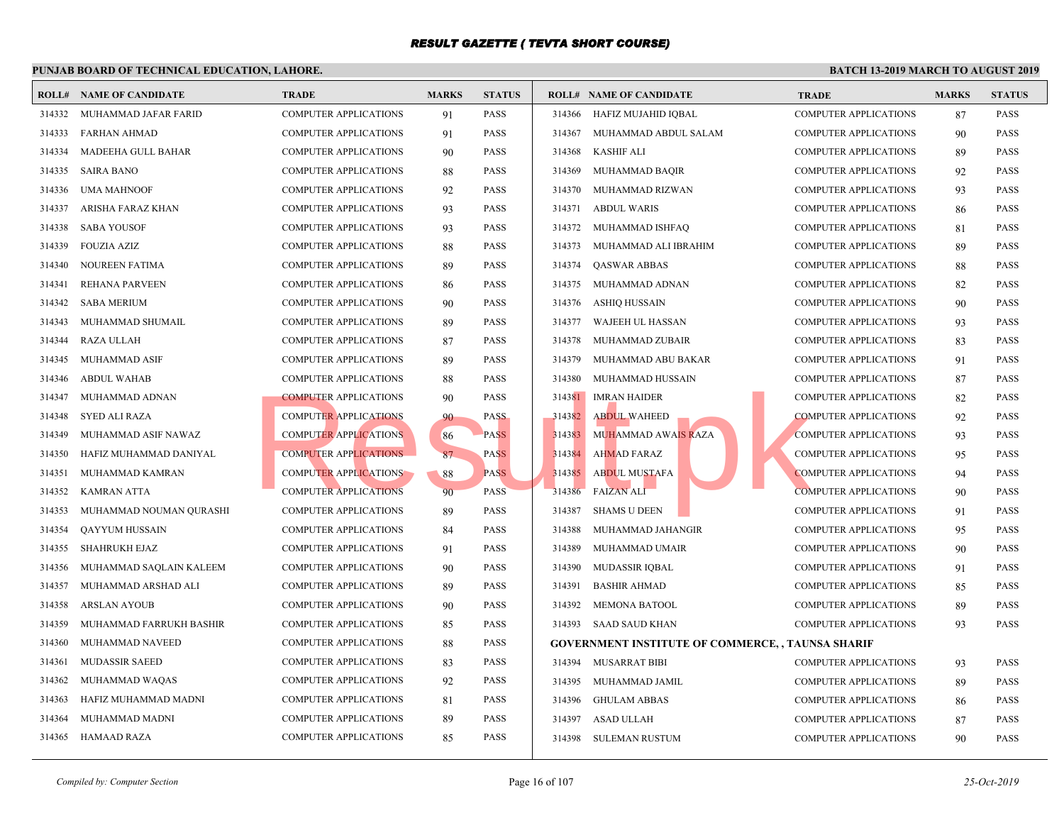# RESULT GAZETTE ( TEVTA SHORT COURSE)

## PUNJAB BOARD OF TECHNICAL EDUCATION, LAHORE.

**BATCH 13-2019 MARCH TO AUGUST 2019**

| ROLL# | NAME OF CANDIDATE | TRADE | MARKS | STATUS |
|---|---|---|---|---|
| 314332 | MUHAMMAD JAFAR FARID | COMPUTER APPLICATIONS | 91 | PASS |
| 314333 | FARHAN AHMAD | COMPUTER APPLICATIONS | 91 | PASS |
| 314334 | MADEEHA GULL BAHAR | COMPUTER APPLICATIONS | 90 | PASS |
| 314335 | SAIRA BANO | COMPUTER APPLICATIONS | 88 | PASS |
| 314336 | UMA MAHNOOF | COMPUTER APPLICATIONS | 92 | PASS |
| 314337 | ARISHA FARAZ KHAN | COMPUTER APPLICATIONS | 93 | PASS |
| 314338 | SABA YOUSOF | COMPUTER APPLICATIONS | 93 | PASS |
| 314339 | FOUZIA AZIZ | COMPUTER APPLICATIONS | 88 | PASS |
| 314340 | NOUREEN FATIMA | COMPUTER APPLICATIONS | 89 | PASS |
| 314341 | REHANA PARVEEN | COMPUTER APPLICATIONS | 86 | PASS |
| 314342 | SABA MERIUM | COMPUTER APPLICATIONS | 90 | PASS |
| 314343 | MUHAMMAD SHUMAIL | COMPUTER APPLICATIONS | 89 | PASS |
| 314344 | RAZA ULLAH | COMPUTER APPLICATIONS | 87 | PASS |
| 314345 | MUHAMMAD ASIF | COMPUTER APPLICATIONS | 89 | PASS |
| 314346 | ABDUL WAHAB | COMPUTER APPLICATIONS | 88 | PASS |
| 314347 | MUHAMMAD ADNAN | COMPUTER APPLICATIONS | 90 | PASS |
| 314348 | SYED ALI RAZA | COMPUTER APPLICATIONS | 90 | PASS |
| 314349 | MUHAMMAD ASIF NAWAZ | COMPUTER APPLICATIONS | 86 | PASS |
| 314350 | HAFIZ MUHAMMAD DANIYAL | COMPUTER APPLICATIONS | 87 | PASS |
| 314351 | MUHAMMAD KAMRAN | COMPUTER APPLICATIONS | 88 | PASS |
| 314352 | KAMRAN ATTA | COMPUTER APPLICATIONS | 90 | PASS |
| 314353 | MUHAMMAD NOUMAN QURASHI | COMPUTER APPLICATIONS | 89 | PASS |
| 314354 | QAYYUM HUSSAIN | COMPUTER APPLICATIONS | 84 | PASS |
| 314355 | SHAHRUKH EJAZ | COMPUTER APPLICATIONS | 91 | PASS |
| 314356 | MUHAMMAD SAQLAIN KALEEM | COMPUTER APPLICATIONS | 90 | PASS |
| 314357 | MUHAMMAD ARSHAD ALI | COMPUTER APPLICATIONS | 89 | PASS |
| 314358 | ARSLAN AYOUB | COMPUTER APPLICATIONS | 90 | PASS |
| 314359 | MUHAMMAD FARRUKH BASHIR | COMPUTER APPLICATIONS | 85 | PASS |
| 314360 | MUHAMMAD NAVEED | COMPUTER APPLICATIONS | 88 | PASS |
| 314361 | MUDASSIR SAEED | COMPUTER APPLICATIONS | 83 | PASS |
| 314362 | MUHAMMAD WAQAS | COMPUTER APPLICATIONS | 92 | PASS |
| 314363 | HAFIZ MUHAMMAD MADNI | COMPUTER APPLICATIONS | 81 | PASS |
| 314364 | MUHAMMAD MADNI | COMPUTER APPLICATIONS | 89 | PASS |
| 314365 | HAMAAD RAZA | COMPUTER APPLICATIONS | 85 | PASS |
| 314366 | HAFIZ MUJAHID IQBAL | COMPUTER APPLICATIONS | 87 | PASS |
| 314367 | MUHAMMAD ABDUL SALAM | COMPUTER APPLICATIONS | 90 | PASS |
| 314368 | KASHIF ALI | COMPUTER APPLICATIONS | 89 | PASS |
| 314369 | MUHAMMAD BAQIR | COMPUTER APPLICATIONS | 92 | PASS |
| 314370 | MUHAMMAD RIZWAN | COMPUTER APPLICATIONS | 93 | PASS |
| 314371 | ABDUL WARIS | COMPUTER APPLICATIONS | 86 | PASS |
| 314372 | MUHAMMAD ISHFAQ | COMPUTER APPLICATIONS | 81 | PASS |
| 314373 | MUHAMMAD ALI IBRAHIM | COMPUTER APPLICATIONS | 89 | PASS |
| 314374 | QASWAR ABBAS | COMPUTER APPLICATIONS | 88 | PASS |
| 314375 | MUHAMMAD ADNAN | COMPUTER APPLICATIONS | 82 | PASS |
| 314376 | ASHIQ HUSSAIN | COMPUTER APPLICATIONS | 90 | PASS |
| 314377 | WAJEEH UL HASSAN | COMPUTER APPLICATIONS | 93 | PASS |
| 314378 | MUHAMMAD ZUBAIR | COMPUTER APPLICATIONS | 83 | PASS |
| 314379 | MUHAMMAD ABU BAKAR | COMPUTER APPLICATIONS | 91 | PASS |
| 314380 | MUHAMMAD HUSSAIN | COMPUTER APPLICATIONS | 87 | PASS |
| 314381 | IMRAN HAIDER | COMPUTER APPLICATIONS | 82 | PASS |
| 314382 | ABDUL WAHEED | COMPUTER APPLICATIONS | 92 | PASS |
| 314383 | MUHAMMAD AWAIS RAZA | COMPUTER APPLICATIONS | 93 | PASS |
| 314384 | AHMAD FARAZ | COMPUTER APPLICATIONS | 95 | PASS |
| 314385 | ABDUL MUSTAFA | COMPUTER APPLICATIONS | 94 | PASS |
| 314386 | FAIZAN ALI | COMPUTER APPLICATIONS | 90 | PASS |
| 314387 | SHAMS U DEEN | COMPUTER APPLICATIONS | 91 | PASS |
| 314388 | MUHAMMAD JAHANGIR | COMPUTER APPLICATIONS | 95 | PASS |
| 314389 | MUHAMMAD UMAIR | COMPUTER APPLICATIONS | 90 | PASS |
| 314390 | MUDASSIR IQBAL | COMPUTER APPLICATIONS | 91 | PASS |
| 314391 | BASHIR AHMAD | COMPUTER APPLICATIONS | 85 | PASS |
| 314392 | MEMONA BATOOL | COMPUTER APPLICATIONS | 89 | PASS |
| 314393 | SAAD SAUD KHAN | COMPUTER APPLICATIONS | 93 | PASS |

### GOVERNMENT INSTITUTE OF COMMERCE, , TAUNSA SHARIF

| ROLL# | NAME OF CANDIDATE | TRADE | MARKS | STATUS |
|---|---|---|---|---|
| 314394 | MUSARRAT BIBI | COMPUTER APPLICATIONS | 93 | PASS |
| 314395 | MUHAMMAD JAMIL | COMPUTER APPLICATIONS | 89 | PASS |
| 314396 | GHULAM ABBAS | COMPUTER APPLICATIONS | 86 | PASS |
| 314397 | ASAD ULLAH | COMPUTER APPLICATIONS | 87 | PASS |
| 314398 | SULEMAN RUSTUM | COMPUTER APPLICATIONS | 90 | PASS |

*Compiled by: Computer Section* | *25-Oct-2019*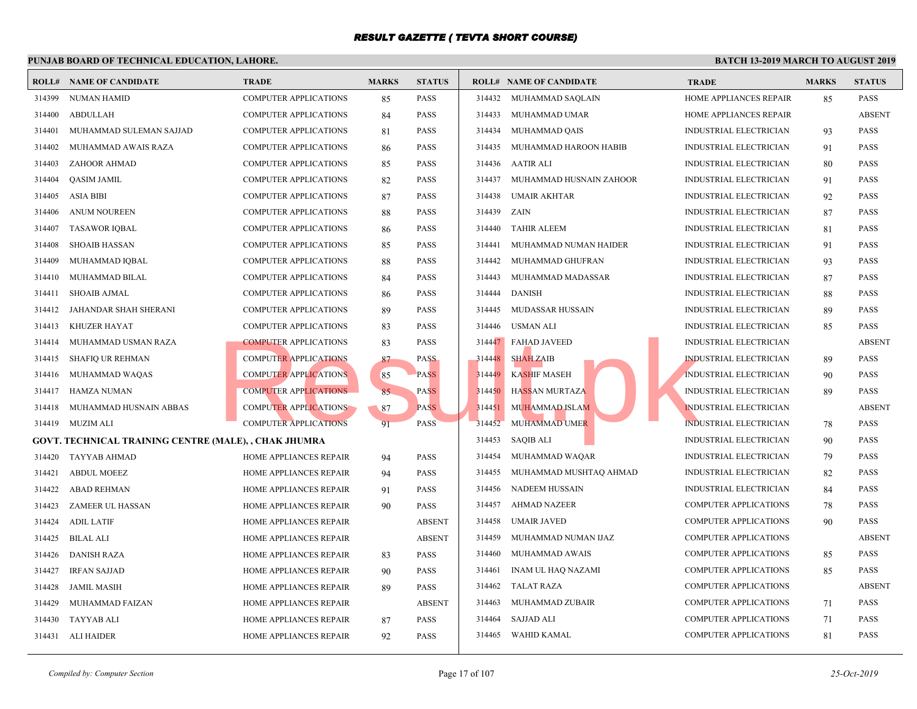# RESULT GAZETTE ( TEVTA SHORT COURSE)

**PUNJAB BOARD OF TECHNICAL EDUCATION, LAHORE.** — **BATCH 13-2019 MARCH TO AUGUST 2019**

| ROLL# | NAME OF CANDIDATE | TRADE | MARKS | STATUS |
|---|---|---|---|---|
| 314399 | NUMAN HAMID | COMPUTER APPLICATIONS | 85 | PASS |
| 314400 | ABDULLAH | COMPUTER APPLICATIONS | 84 | PASS |
| 314401 | MUHAMMAD SULEMAN SAJJAD | COMPUTER APPLICATIONS | 81 | PASS |
| 314402 | MUHAMMAD AWAIS RAZA | COMPUTER APPLICATIONS | 86 | PASS |
| 314403 | ZAHOOR AHMAD | COMPUTER APPLICATIONS | 85 | PASS |
| 314404 | QASIM JAMIL | COMPUTER APPLICATIONS | 82 | PASS |
| 314405 | ASIA BIBI | COMPUTER APPLICATIONS | 87 | PASS |
| 314406 | ANUM NOUREEN | COMPUTER APPLICATIONS | 88 | PASS |
| 314407 | TASAWOR IQBAL | COMPUTER APPLICATIONS | 86 | PASS |
| 314408 | SHOAIB HASSAN | COMPUTER APPLICATIONS | 85 | PASS |
| 314409 | MUHAMMAD IQBAL | COMPUTER APPLICATIONS | 88 | PASS |
| 314410 | MUHAMMAD BILAL | COMPUTER APPLICATIONS | 84 | PASS |
| 314411 | SHOAIB AJMAL | COMPUTER APPLICATIONS | 86 | PASS |
| 314412 | JAHANDAR SHAH SHERANI | COMPUTER APPLICATIONS | 89 | PASS |
| 314413 | KHUZER HAYAT | COMPUTER APPLICATIONS | 83 | PASS |
| 314414 | MUHAMMAD USMAN RAZA | COMPUTER APPLICATIONS | 83 | PASS |
| 314415 | SHAFIQ UR REHMAN | COMPUTER APPLICATIONS | 87 | PASS |
| 314416 | MUHAMMAD WAQAS | COMPUTER APPLICATIONS | 85 | PASS |
| 314417 | HAMZA NUMAN | COMPUTER APPLICATIONS | 85 | PASS |
| 314418 | MUHAMMAD HUSNAIN ABBAS | COMPUTER APPLICATIONS | 87 | PASS |
| 314419 | MUZIM ALI | COMPUTER APPLICATIONS | 91 | PASS |

**GOVT. TECHNICAL TRAINING CENTRE (MALE), , CHAK JHUMRA**

| ROLL# | NAME OF CANDIDATE | TRADE | MARKS | STATUS |
|---|---|---|---|---|
| 314420 | TAYYAB AHMAD | HOME APPLIANCES REPAIR | 94 | PASS |
| 314421 | ABDUL MOEEZ | HOME APPLIANCES REPAIR | 94 | PASS |
| 314422 | ABAD REHMAN | HOME APPLIANCES REPAIR | 91 | PASS |
| 314423 | ZAMEER UL HASSAN | HOME APPLIANCES REPAIR | 90 | PASS |
| 314424 | ADIL LATIF | HOME APPLIANCES REPAIR | | ABSENT |
| 314425 | BILAL ALI | HOME APPLIANCES REPAIR | | ABSENT |
| 314426 | DANISH RAZA | HOME APPLIANCES REPAIR | 83 | PASS |
| 314427 | IRFAN SAJJAD | HOME APPLIANCES REPAIR | 90 | PASS |
| 314428 | JAMIL MASIH | HOME APPLIANCES REPAIR | 89 | PASS |
| 314429 | MUHAMMAD FAIZAN | HOME APPLIANCES REPAIR | | ABSENT |
| 314430 | TAYYAB ALI | HOME APPLIANCES REPAIR | 87 | PASS |
| 314431 | ALI HAIDER | HOME APPLIANCES REPAIR | 92 | PASS |
| 314432 | MUHAMMAD SAQLAIN | HOME APPLIANCES REPAIR | 85 | PASS |
| 314433 | MUHAMMAD UMAR | HOME APPLIANCES REPAIR | | ABSENT |
| 314434 | MUHAMMAD QAIS | INDUSTRIAL ELECTRICIAN | 93 | PASS |
| 314435 | MUHAMMAD HAROON HABIB | INDUSTRIAL ELECTRICIAN | 91 | PASS |
| 314436 | AATIR ALI | INDUSTRIAL ELECTRICIAN | 80 | PASS |
| 314437 | MUHAMMAD HUSNAIN ZAHOOR | INDUSTRIAL ELECTRICIAN | 91 | PASS |
| 314438 | UMAIR AKHTAR | INDUSTRIAL ELECTRICIAN | 92 | PASS |
| 314439 | ZAIN | INDUSTRIAL ELECTRICIAN | 87 | PASS |
| 314440 | TAHIR ALEEM | INDUSTRIAL ELECTRICIAN | 81 | PASS |
| 314441 | MUHAMMAD NUMAN HAIDER | INDUSTRIAL ELECTRICIAN | 91 | PASS |
| 314442 | MUHAMMAD GHUFRAN | INDUSTRIAL ELECTRICIAN | 93 | PASS |
| 314443 | MUHAMMAD MADASSAR | INDUSTRIAL ELECTRICIAN | 87 | PASS |
| 314444 | DANISH | INDUSTRIAL ELECTRICIAN | 88 | PASS |
| 314445 | MUDASSAR HUSSAIN | INDUSTRIAL ELECTRICIAN | 89 | PASS |
| 314446 | USMAN ALI | INDUSTRIAL ELECTRICIAN | 85 | PASS |
| 314447 | FAHAD JAVEED | INDUSTRIAL ELECTRICIAN | | ABSENT |
| 314448 | SHAH ZAIB | INDUSTRIAL ELECTRICIAN | 89 | PASS |
| 314449 | KASHIF MASEH | INDUSTRIAL ELECTRICIAN | 90 | PASS |
| 314450 | HASSAN MURTAZA | INDUSTRIAL ELECTRICIAN | 89 | PASS |
| 314451 | MUHAMMAD ISLAM | INDUSTRIAL ELECTRICIAN | | ABSENT |
| 314452 | MUHAMMAD UMER | INDUSTRIAL ELECTRICIAN | 78 | PASS |
| 314453 | SAQIB ALI | INDUSTRIAL ELECTRICIAN | 90 | PASS |
| 314454 | MUHAMMAD WAQAR | INDUSTRIAL ELECTRICIAN | 79 | PASS |
| 314455 | MUHAMMAD MUSHTAQ AHMAD | INDUSTRIAL ELECTRICIAN | 82 | PASS |
| 314456 | NADEEM HUSSAIN | INDUSTRIAL ELECTRICIAN | 84 | PASS |
| 314457 | AHMAD NAZEER | COMPUTER APPLICATIONS | 78 | PASS |
| 314458 | UMAIR JAVED | COMPUTER APPLICATIONS | 90 | PASS |
| 314459 | MUHAMMAD NUMAN IJAZ | COMPUTER APPLICATIONS | | ABSENT |
| 314460 | MUHAMMAD AWAIS | COMPUTER APPLICATIONS | 85 | PASS |
| 314461 | INAM UL HAQ NAZAMI | COMPUTER APPLICATIONS | 85 | PASS |
| 314462 | TALAT RAZA | COMPUTER APPLICATIONS | | ABSENT |
| 314463 | MUHAMMAD ZUBAIR | COMPUTER APPLICATIONS | 71 | PASS |
| 314464 | SAJJAD ALI | COMPUTER APPLICATIONS | 71 | PASS |
| 314465 | WAHID KAMAL | COMPUTER APPLICATIONS | 81 | PASS |

*Compiled by: Computer Section* — *25-Oct-2019*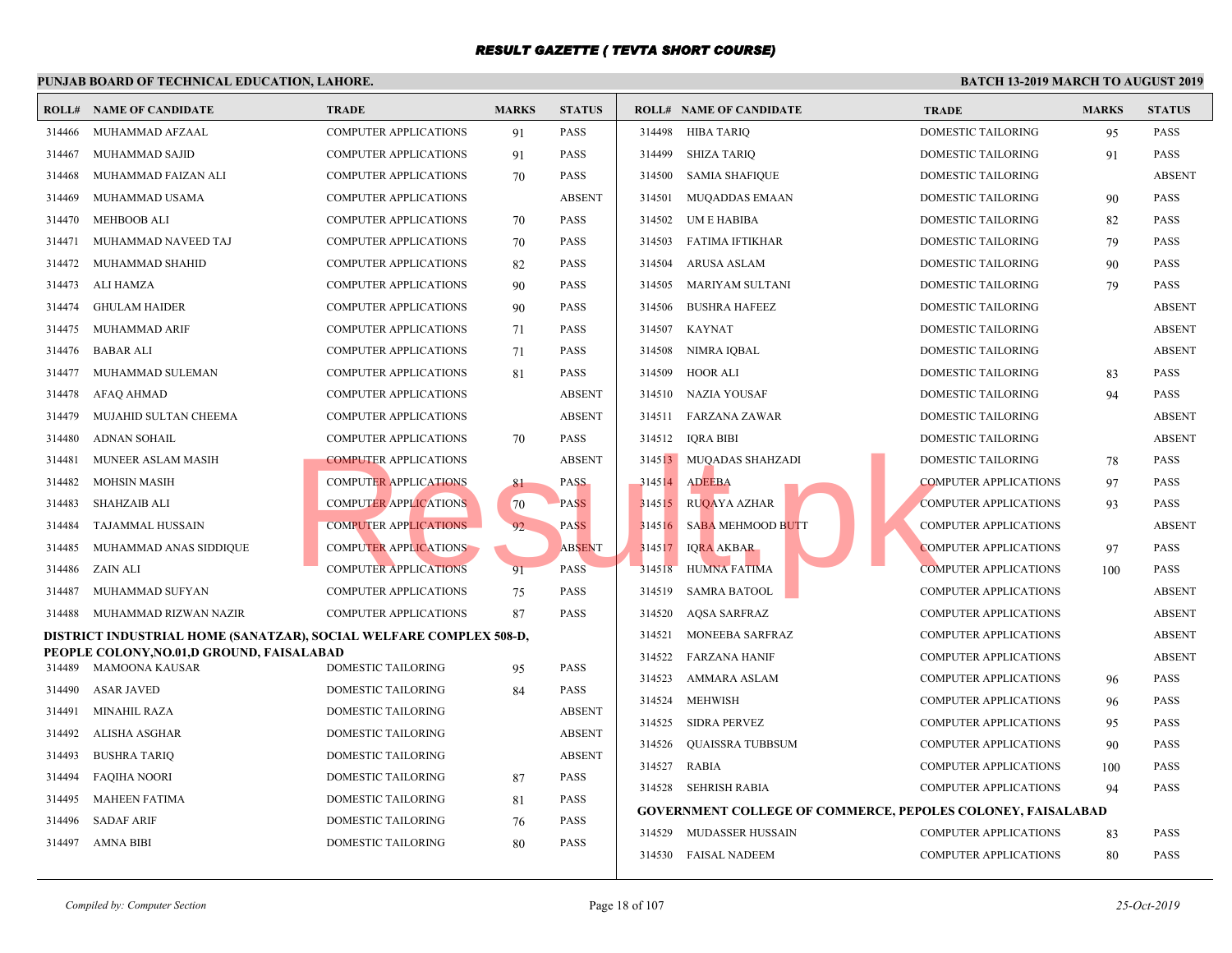# RESULT GAZETTE ( TEVTA SHORT COURSE)

**PUNJAB BOARD OF TECHNICAL EDUCATION, LAHORE.**

**BATCH 13-2019 MARCH TO AUGUST 2019**

| ROLL# | NAME OF CANDIDATE | TRADE | MARKS | STATUS |
|---|---|---|---|---|
| 314466 | MUHAMMAD AFZAAL | COMPUTER APPLICATIONS | 91 | PASS |
| 314467 | MUHAMMAD SAJID | COMPUTER APPLICATIONS | 91 | PASS |
| 314468 | MUHAMMAD FAIZAN ALI | COMPUTER APPLICATIONS | 70 | PASS |
| 314469 | MUHAMMAD USAMA | COMPUTER APPLICATIONS | | ABSENT |
| 314470 | MEHBOOB ALI | COMPUTER APPLICATIONS | 70 | PASS |
| 314471 | MUHAMMAD NAVEED TAJ | COMPUTER APPLICATIONS | 70 | PASS |
| 314472 | MUHAMMAD SHAHID | COMPUTER APPLICATIONS | 82 | PASS |
| 314473 | ALI HAMZA | COMPUTER APPLICATIONS | 90 | PASS |
| 314474 | GHULAM HAIDER | COMPUTER APPLICATIONS | 90 | PASS |
| 314475 | MUHAMMAD ARIF | COMPUTER APPLICATIONS | 71 | PASS |
| 314476 | BABAR ALI | COMPUTER APPLICATIONS | 71 | PASS |
| 314477 | MUHAMMAD SULEMAN | COMPUTER APPLICATIONS | 81 | PASS |
| 314478 | AFAQ AHMAD | COMPUTER APPLICATIONS | | ABSENT |
| 314479 | MUJAHID SULTAN CHEEMA | COMPUTER APPLICATIONS | | ABSENT |
| 314480 | ADNAN SOHAIL | COMPUTER APPLICATIONS | 70 | PASS |
| 314481 | MUNEER ASLAM MASIH | COMPUTER APPLICATIONS | | ABSENT |
| 314482 | MOHSIN MASIH | COMPUTER APPLICATIONS | 81 | PASS |
| 314483 | SHAHZAIB ALI | COMPUTER APPLICATIONS | 70 | PASS |
| 314484 | TAJAMMAL HUSSAIN | COMPUTER APPLICATIONS | 92 | PASS |
| 314485 | MUHAMMAD ANAS SIDDIQUE | COMPUTER APPLICATIONS | | ABSENT |
| 314486 | ZAIN ALI | COMPUTER APPLICATIONS | 91 | PASS |
| 314487 | MUHAMMAD SUFYAN | COMPUTER APPLICATIONS | 75 | PASS |
| 314488 | MUHAMMAD RIZWAN NAZIR | COMPUTER APPLICATIONS | 87 | PASS |

**DISTRICT INDUSTRIAL HOME (SANATZAR), SOCIAL WELFARE COMPLEX 508-D, PEOPLE COLONY,NO.01,D GROUND, FAISALABAD**

| ROLL# | NAME OF CANDIDATE | TRADE | MARKS | STATUS |
|---|---|---|---|---|
| 314489 | MAMOONA KAUSAR | DOMESTIC TAILORING | 95 | PASS |
| 314490 | ASAR JAVED | DOMESTIC TAILORING | 84 | PASS |
| 314491 | MINAHIL RAZA | DOMESTIC TAILORING | | ABSENT |
| 314492 | ALISHA ASGHAR | DOMESTIC TAILORING | | ABSENT |
| 314493 | BUSHRA TARIQ | DOMESTIC TAILORING | | ABSENT |
| 314494 | FAQIHA NOORI | DOMESTIC TAILORING | 87 | PASS |
| 314495 | MAHEEN FATIMA | DOMESTIC TAILORING | 81 | PASS |
| 314496 | SADAF ARIF | DOMESTIC TAILORING | 76 | PASS |
| 314497 | AMNA BIBI | DOMESTIC TAILORING | 80 | PASS |
| 314498 | HIBA TARIQ | DOMESTIC TAILORING | 95 | PASS |
| 314499 | SHIZA TARIQ | DOMESTIC TAILORING | 91 | PASS |
| 314500 | SAMIA SHAFIQUE | DOMESTIC TAILORING | | ABSENT |
| 314501 | MUQADDAS EMAAN | DOMESTIC TAILORING | 90 | PASS |
| 314502 | UM E HABIBA | DOMESTIC TAILORING | 82 | PASS |
| 314503 | FATIMA IFTIKHAR | DOMESTIC TAILORING | 79 | PASS |
| 314504 | ARUSA ASLAM | DOMESTIC TAILORING | 90 | PASS |
| 314505 | MARIYAM SULTANI | DOMESTIC TAILORING | 79 | PASS |
| 314506 | BUSHRA HAFEEZ | DOMESTIC TAILORING | | ABSENT |
| 314507 | KAYNAT | DOMESTIC TAILORING | | ABSENT |
| 314508 | NIMRA IQBAL | DOMESTIC TAILORING | | ABSENT |
| 314509 | HOOR ALI | DOMESTIC TAILORING | 83 | PASS |
| 314510 | NAZIA YOUSAF | DOMESTIC TAILORING | 94 | PASS |
| 314511 | FARZANA ZAWAR | DOMESTIC TAILORING | | ABSENT |
| 314512 | IQRA BIBI | DOMESTIC TAILORING | | ABSENT |
| 314513 | MUQADAS SHAHZADI | DOMESTIC TAILORING | 78 | PASS |
| 314514 | ADEEBA | COMPUTER APPLICATIONS | 97 | PASS |
| 314515 | RUQAYA AZHAR | COMPUTER APPLICATIONS | 93 | PASS |
| 314516 | SABA MEHMOOD BUTT | COMPUTER APPLICATIONS | | ABSENT |
| 314517 | IQRA AKBAR | COMPUTER APPLICATIONS | 97 | PASS |
| 314518 | HUMNA FATIMA | COMPUTER APPLICATIONS | 100 | PASS |
| 314519 | SAMRA BATOOL | COMPUTER APPLICATIONS | | ABSENT |
| 314520 | AQSA SARFRAZ | COMPUTER APPLICATIONS | | ABSENT |
| 314521 | MONEEBA SARFRAZ | COMPUTER APPLICATIONS | | ABSENT |
| 314522 | FARZANA HANIF | COMPUTER APPLICATIONS | | ABSENT |
| 314523 | AMMARA ASLAM | COMPUTER APPLICATIONS | 96 | PASS |
| 314524 | MEHWISH | COMPUTER APPLICATIONS | 96 | PASS |
| 314525 | SIDRA PERVEZ | COMPUTER APPLICATIONS | 95 | PASS |
| 314526 | QUAISSRA TUBBSUM | COMPUTER APPLICATIONS | 90 | PASS |
| 314527 | RABIA | COMPUTER APPLICATIONS | 100 | PASS |
| 314528 | SEHRISH RABIA | COMPUTER APPLICATIONS | 94 | PASS |

**GOVERNMENT COLLEGE OF COMMERCE, PEPOLES COLONEY, FAISALABAD**

| ROLL# | NAME OF CANDIDATE | TRADE | MARKS | STATUS |
|---|---|---|---|---|
| 314529 | MUDASSER HUSSAIN | COMPUTER APPLICATIONS | 83 | PASS |
| 314530 | FAISAL NADEEM | COMPUTER APPLICATIONS | 80 | PASS |

*Compiled by: Computer Section*

*25-Oct-2019*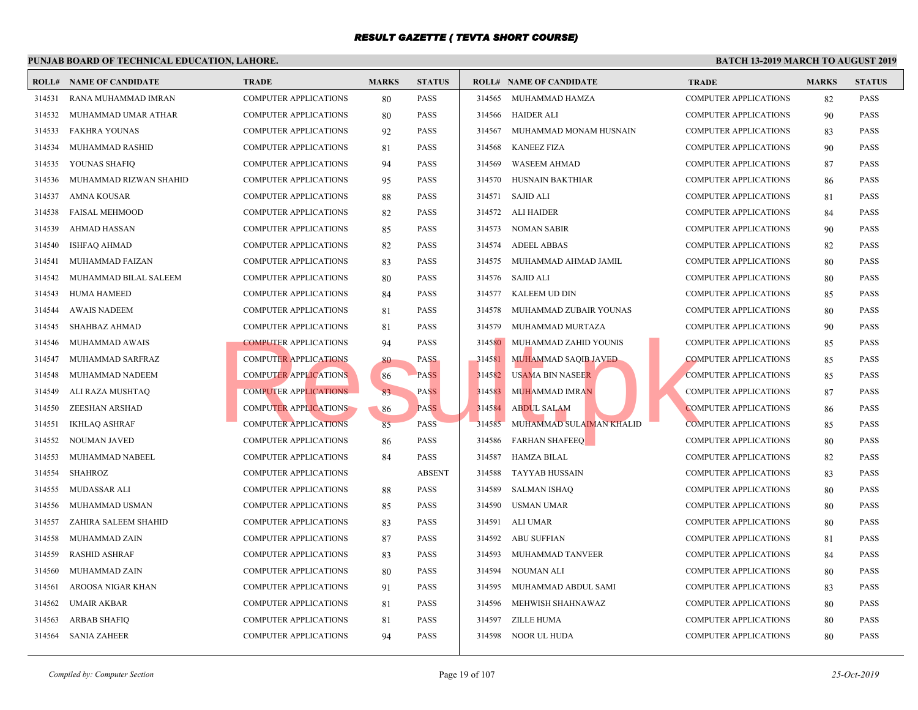# RESULT GAZETTE ( TEVTA SHORT COURSE)

## PUNJAB BOARD OF TECHNICAL EDUCATION, LAHORE.

**BATCH 13-2019 MARCH TO AUGUST 2019**

| ROLL# | NAME OF CANDIDATE | TRADE | MARKS | STATUS |
|---|---|---|---|---|
| 314531 | RANA MUHAMMAD IMRAN | COMPUTER APPLICATIONS | 80 | PASS |
| 314532 | MUHAMMAD UMAR ATHAR | COMPUTER APPLICATIONS | 80 | PASS |
| 314533 | FAKHRA YOUNAS | COMPUTER APPLICATIONS | 92 | PASS |
| 314534 | MUHAMMAD RASHID | COMPUTER APPLICATIONS | 81 | PASS |
| 314535 | YOUNAS SHAFIQ | COMPUTER APPLICATIONS | 94 | PASS |
| 314536 | MUHAMMAD RIZWAN SHAHID | COMPUTER APPLICATIONS | 95 | PASS |
| 314537 | AMNA KOUSAR | COMPUTER APPLICATIONS | 88 | PASS |
| 314538 | FAISAL MEHMOOD | COMPUTER APPLICATIONS | 82 | PASS |
| 314539 | AHMAD HASSAN | COMPUTER APPLICATIONS | 85 | PASS |
| 314540 | ISHFAQ AHMAD | COMPUTER APPLICATIONS | 82 | PASS |
| 314541 | MUHAMMAD FAIZAN | COMPUTER APPLICATIONS | 83 | PASS |
| 314542 | MUHAMMAD BILAL SALEEM | COMPUTER APPLICATIONS | 80 | PASS |
| 314543 | HUMA HAMEED | COMPUTER APPLICATIONS | 84 | PASS |
| 314544 | AWAIS NADEEM | COMPUTER APPLICATIONS | 81 | PASS |
| 314545 | SHAHBAZ AHMAD | COMPUTER APPLICATIONS | 81 | PASS |
| 314546 | MUHAMMAD AWAIS | COMPUTER APPLICATIONS | 94 | PASS |
| 314547 | MUHAMMAD SARFRAZ | COMPUTER APPLICATIONS | 80 | PASS |
| 314548 | MUHAMMAD NADEEM | COMPUTER APPLICATIONS | 86 | PASS |
| 314549 | ALI RAZA MUSHTAQ | COMPUTER APPLICATIONS | 83 | PASS |
| 314550 | ZEESHAN ARSHAD | COMPUTER APPLICATIONS | 86 | PASS |
| 314551 | IKHLAQ ASHRAF | COMPUTER APPLICATIONS | 85 | PASS |
| 314552 | NOUMAN JAVED | COMPUTER APPLICATIONS | 86 | PASS |
| 314553 | MUHAMMAD NABEEL | COMPUTER APPLICATIONS | 84 | PASS |
| 314554 | SHAHROZ | COMPUTER APPLICATIONS | | ABSENT |
| 314555 | MUDASSAR ALI | COMPUTER APPLICATIONS | 88 | PASS |
| 314556 | MUHAMMAD USMAN | COMPUTER APPLICATIONS | 85 | PASS |
| 314557 | ZAHIRA SALEEM SHAHID | COMPUTER APPLICATIONS | 83 | PASS |
| 314558 | MUHAMMAD ZAIN | COMPUTER APPLICATIONS | 87 | PASS |
| 314559 | RASHID ASHRAF | COMPUTER APPLICATIONS | 83 | PASS |
| 314560 | MUHAMMAD ZAIN | COMPUTER APPLICATIONS | 80 | PASS |
| 314561 | AROOSA NIGAR KHAN | COMPUTER APPLICATIONS | 91 | PASS |
| 314562 | UMAIR AKBAR | COMPUTER APPLICATIONS | 81 | PASS |
| 314563 | ARBAB SHAFIQ | COMPUTER APPLICATIONS | 81 | PASS |
| 314564 | SANIA ZAHEER | COMPUTER APPLICATIONS | 94 | PASS |
| 314565 | MUHAMMAD HAMZA | COMPUTER APPLICATIONS | 82 | PASS |
| 314566 | HAIDER ALI | COMPUTER APPLICATIONS | 90 | PASS |
| 314567 | MUHAMMAD MONAM HUSNAIN | COMPUTER APPLICATIONS | 83 | PASS |
| 314568 | KANEEZ FIZA | COMPUTER APPLICATIONS | 90 | PASS |
| 314569 | WASEEM AHMAD | COMPUTER APPLICATIONS | 87 | PASS |
| 314570 | HUSNAIN BAKTHIAR | COMPUTER APPLICATIONS | 86 | PASS |
| 314571 | SAJID ALI | COMPUTER APPLICATIONS | 81 | PASS |
| 314572 | ALI HAIDER | COMPUTER APPLICATIONS | 84 | PASS |
| 314573 | NOMAN SABIR | COMPUTER APPLICATIONS | 90 | PASS |
| 314574 | ADEEL ABBAS | COMPUTER APPLICATIONS | 82 | PASS |
| 314575 | MUHAMMAD AHMAD JAMIL | COMPUTER APPLICATIONS | 80 | PASS |
| 314576 | SAJID ALI | COMPUTER APPLICATIONS | 80 | PASS |
| 314577 | KALEEM UD DIN | COMPUTER APPLICATIONS | 85 | PASS |
| 314578 | MUHAMMAD ZUBAIR YOUNAS | COMPUTER APPLICATIONS | 80 | PASS |
| 314579 | MUHAMMAD MURTAZA | COMPUTER APPLICATIONS | 90 | PASS |
| 314580 | MUHAMMAD ZAHID YOUNIS | COMPUTER APPLICATIONS | 85 | PASS |
| 314581 | MUHAMMAD SAQIB JAVED | COMPUTER APPLICATIONS | 85 | PASS |
| 314582 | USAMA BIN NASEER | COMPUTER APPLICATIONS | 85 | PASS |
| 314583 | MUHAMMAD IMRAN | COMPUTER APPLICATIONS | 87 | PASS |
| 314584 | ABDUL SALAM | COMPUTER APPLICATIONS | 86 | PASS |
| 314585 | MUHAMMAD SULAIMAN KHALID | COMPUTER APPLICATIONS | 85 | PASS |
| 314586 | FARHAN SHAFEEQ | COMPUTER APPLICATIONS | 80 | PASS |
| 314587 | HAMZA BILAL | COMPUTER APPLICATIONS | 82 | PASS |
| 314588 | TAYYAB HUSSAIN | COMPUTER APPLICATIONS | 83 | PASS |
| 314589 | SALMAN ISHAQ | COMPUTER APPLICATIONS | 80 | PASS |
| 314590 | USMAN UMAR | COMPUTER APPLICATIONS | 80 | PASS |
| 314591 | ALI UMAR | COMPUTER APPLICATIONS | 80 | PASS |
| 314592 | ABU SUFFIAN | COMPUTER APPLICATIONS | 81 | PASS |
| 314593 | MUHAMMAD TANVEER | COMPUTER APPLICATIONS | 84 | PASS |
| 314594 | NOUMAN ALI | COMPUTER APPLICATIONS | 80 | PASS |
| 314595 | MUHAMMAD ABDUL SAMI | COMPUTER APPLICATIONS | 83 | PASS |
| 314596 | MEHWISH SHAHNAWAZ | COMPUTER APPLICATIONS | 80 | PASS |
| 314597 | ZILLE HUMA | COMPUTER APPLICATIONS | 80 | PASS |
| 314598 | NOOR UL HUDA | COMPUTER APPLICATIONS | 80 | PASS |

*Compiled by: Computer Section*

*25-Oct-2019*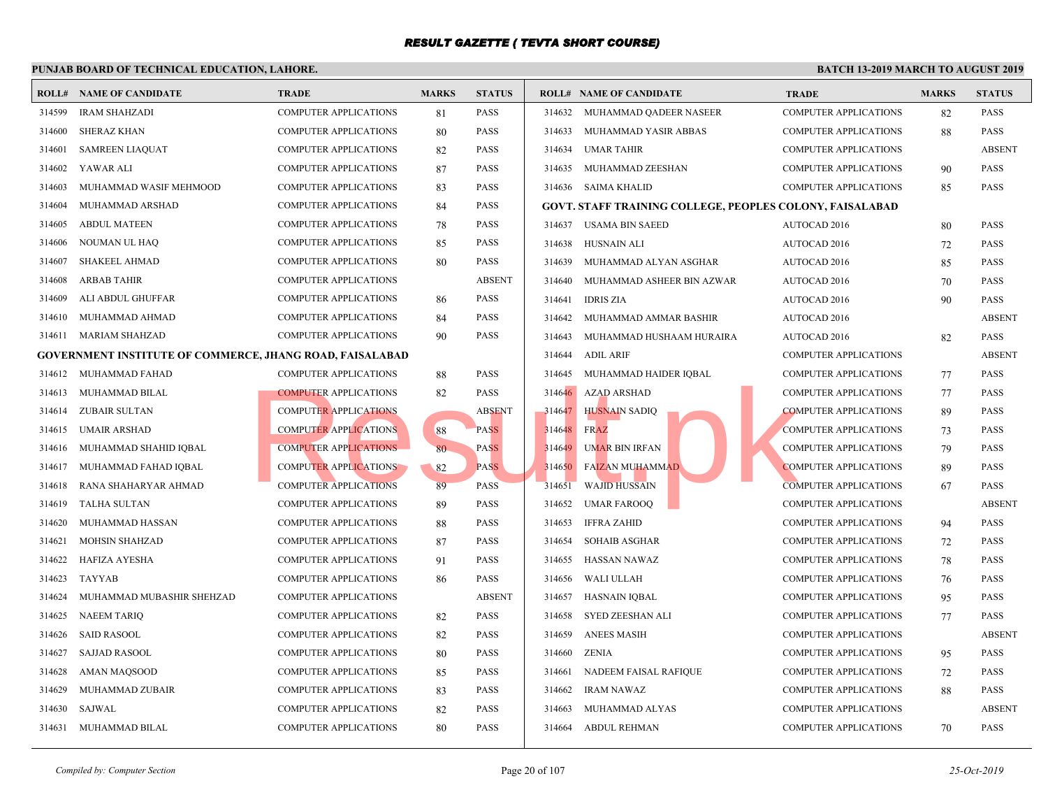## RESULT GAZETTE ( TEVTA SHORT COURSE)

**PUNJAB BOARD OF TECHNICAL EDUCATION, LAHORE.** | **BATCH 13-2019 MARCH TO AUGUST 2019**

| ROLL# | NAME OF CANDIDATE | TRADE | MARKS | STATUS |
|---|---|---|---|---|
| 314599 | IRAM SHAHZADI | COMPUTER APPLICATIONS | 81 | PASS |
| 314600 | SHERAZ KHAN | COMPUTER APPLICATIONS | 80 | PASS |
| 314601 | SAMREEN LIAQUAT | COMPUTER APPLICATIONS | 82 | PASS |
| 314602 | YAWAR ALI | COMPUTER APPLICATIONS | 87 | PASS |
| 314603 | MUHAMMAD WASIF MEHMOOD | COMPUTER APPLICATIONS | 83 | PASS |
| 314604 | MUHAMMAD ARSHAD | COMPUTER APPLICATIONS | 84 | PASS |
| 314605 | ABDUL MATEEN | COMPUTER APPLICATIONS | 78 | PASS |
| 314606 | NOUMAN UL HAQ | COMPUTER APPLICATIONS | 85 | PASS |
| 314607 | SHAKEEL AHMAD | COMPUTER APPLICATIONS | 80 | PASS |
| 314608 | ARBAB TAHIR | COMPUTER APPLICATIONS | | ABSENT |
| 314609 | ALI ABDUL GHUFFAR | COMPUTER APPLICATIONS | 86 | PASS |
| 314610 | MUHAMMAD AHMAD | COMPUTER APPLICATIONS | 84 | PASS |
| 314611 | MARIAM SHAHZAD | COMPUTER APPLICATIONS | 90 | PASS |

**GOVERNMENT INSTITUTE OF COMMERCE, JHANG ROAD, FAISALABAD**

| ROLL# | NAME OF CANDIDATE | TRADE | MARKS | STATUS |
|---|---|---|---|---|
| 314612 | MUHAMMAD FAHAD | COMPUTER APPLICATIONS | 88 | PASS |
| 314613 | MUHAMMAD BILAL | COMPUTER APPLICATIONS | 82 | PASS |
| 314614 | ZUBAIR SULTAN | COMPUTER APPLICATIONS | | ABSENT |
| 314615 | UMAIR ARSHAD | COMPUTER APPLICATIONS | 88 | PASS |
| 314616 | MUHAMMAD SHAHID IQBAL | COMPUTER APPLICATIONS | 80 | PASS |
| 314617 | MUHAMMAD FAHAD IQBAL | COMPUTER APPLICATIONS | 82 | PASS |
| 314618 | RANA SHAHARYAR AHMAD | COMPUTER APPLICATIONS | 89 | PASS |
| 314619 | TALHA SULTAN | COMPUTER APPLICATIONS | 89 | PASS |
| 314620 | MUHAMMAD HASSAN | COMPUTER APPLICATIONS | 88 | PASS |
| 314621 | MOHSIN SHAHZAD | COMPUTER APPLICATIONS | 87 | PASS |
| 314622 | HAFIZA AYESHA | COMPUTER APPLICATIONS | 91 | PASS |
| 314623 | TAYYAB | COMPUTER APPLICATIONS | 86 | PASS |
| 314624 | MUHAMMAD MUBASHIR SHEHZAD | COMPUTER APPLICATIONS | | ABSENT |
| 314625 | NAEEM TARIQ | COMPUTER APPLICATIONS | 82 | PASS |
| 314626 | SAID RASOOL | COMPUTER APPLICATIONS | 82 | PASS |
| 314627 | SAJJAD RASOOL | COMPUTER APPLICATIONS | 80 | PASS |
| 314628 | AMAN MAQSOOD | COMPUTER APPLICATIONS | 85 | PASS |
| 314629 | MUHAMMAD ZUBAIR | COMPUTER APPLICATIONS | 83 | PASS |
| 314630 | SAJWAL | COMPUTER APPLICATIONS | 82 | PASS |
| 314631 | MUHAMMAD BILAL | COMPUTER APPLICATIONS | 80 | PASS |
| 314632 | MUHAMMAD QADEER NASEER | COMPUTER APPLICATIONS | 82 | PASS |
| 314633 | MUHAMMAD YASIR ABBAS | COMPUTER APPLICATIONS | 88 | PASS |
| 314634 | UMAR TAHIR | COMPUTER APPLICATIONS | | ABSENT |
| 314635 | MUHAMMAD ZEESHAN | COMPUTER APPLICATIONS | 90 | PASS |
| 314636 | SAIMA KHALID | COMPUTER APPLICATIONS | 85 | PASS |

**GOVT. STAFF TRAINING COLLEGE, PEOPLES COLONY, FAISALABAD**

| ROLL# | NAME OF CANDIDATE | TRADE | MARKS | STATUS |
|---|---|---|---|---|
| 314637 | USAMA BIN SAEED | AUTOCAD 2016 | 80 | PASS |
| 314638 | HUSNAIN ALI | AUTOCAD 2016 | 72 | PASS |
| 314639 | MUHAMMAD ALYAN ASGHAR | AUTOCAD 2016 | 85 | PASS |
| 314640 | MUHAMMAD ASHEER BIN AZWAR | AUTOCAD 2016 | 70 | PASS |
| 314641 | IDRIS ZIA | AUTOCAD 2016 | 90 | PASS |
| 314642 | MUHAMMAD AMMAR BASHIR | AUTOCAD 2016 | | ABSENT |
| 314643 | MUHAMMAD HUSHAAM HURAIRA | AUTOCAD 2016 | 82 | PASS |
| 314644 | ADIL ARIF | COMPUTER APPLICATIONS | | ABSENT |
| 314645 | MUHAMMAD HAIDER IQBAL | COMPUTER APPLICATIONS | 77 | PASS |
| 314646 | AZAD ARSHAD | COMPUTER APPLICATIONS | 77 | PASS |
| 314647 | HUSNAIN SADIQ | COMPUTER APPLICATIONS | 89 | PASS |
| 314648 | FRAZ | COMPUTER APPLICATIONS | 73 | PASS |
| 314649 | UMAR BIN IRFAN | COMPUTER APPLICATIONS | 79 | PASS |
| 314650 | FAIZAN MUHAMMAD | COMPUTER APPLICATIONS | 89 | PASS |
| 314651 | WAJID HUSSAIN | COMPUTER APPLICATIONS | 67 | PASS |
| 314652 | UMAR FAROOQ | COMPUTER APPLICATIONS | | ABSENT |
| 314653 | IFFRA ZAHID | COMPUTER APPLICATIONS | 94 | PASS |
| 314654 | SOHAIB ASGHAR | COMPUTER APPLICATIONS | 72 | PASS |
| 314655 | HASSAN NAWAZ | COMPUTER APPLICATIONS | 78 | PASS |
| 314656 | WALI ULLAH | COMPUTER APPLICATIONS | 76 | PASS |
| 314657 | HASNAIN IQBAL | COMPUTER APPLICATIONS | 95 | PASS |
| 314658 | SYED ZEESHAN ALI | COMPUTER APPLICATIONS | 77 | PASS |
| 314659 | ANEES MASIH | COMPUTER APPLICATIONS | | ABSENT |
| 314660 | ZENIA | COMPUTER APPLICATIONS | 95 | PASS |
| 314661 | NADEEM FAISAL RAFIQUE | COMPUTER APPLICATIONS | 72 | PASS |
| 314662 | IRAM NAWAZ | COMPUTER APPLICATIONS | 88 | PASS |
| 314663 | MUHAMMAD ALYAS | COMPUTER APPLICATIONS | | ABSENT |
| 314664 | ABDUL REHMAN | COMPUTER APPLICATIONS | 70 | PASS |

*Compiled by: Computer Section* | *25-Oct-2019*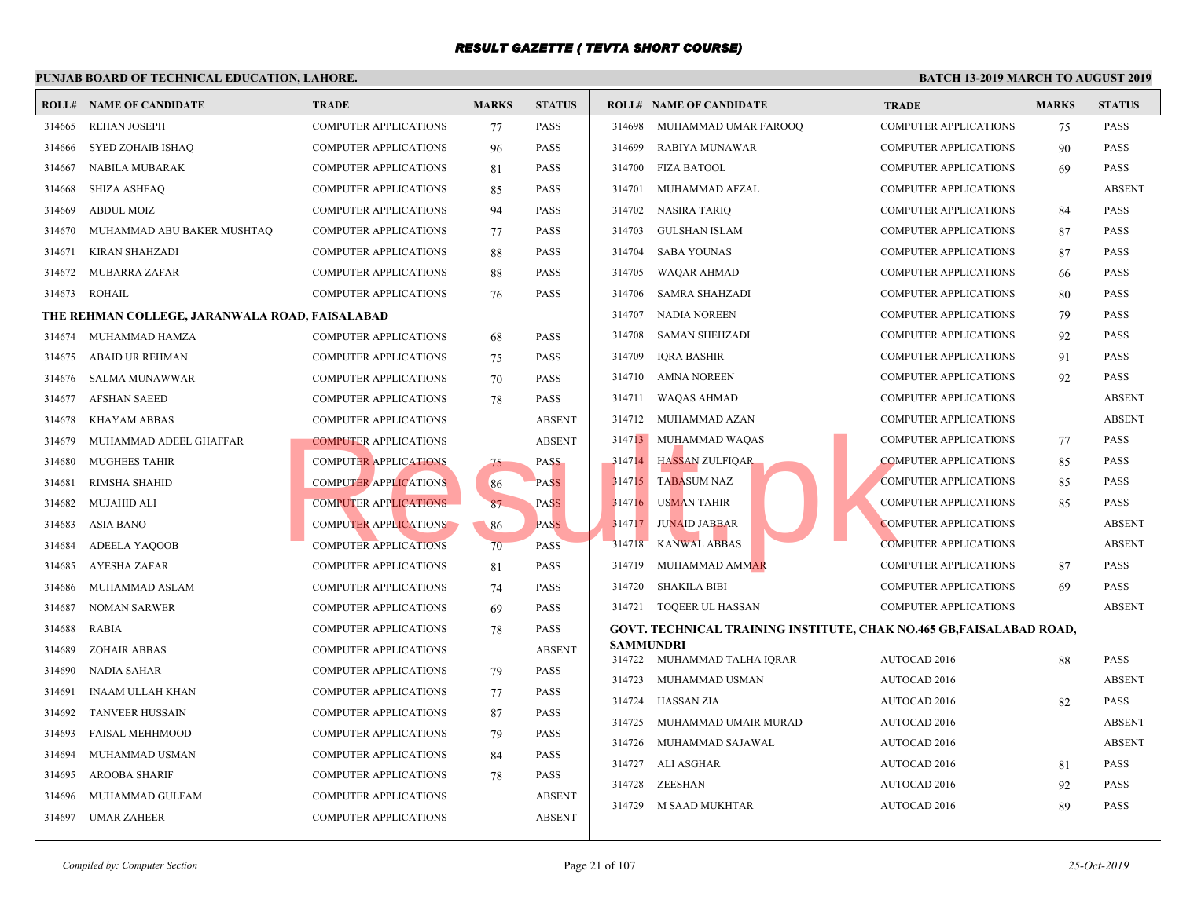# RESULT GAZETTE ( TEVTA SHORT COURSE)

## PUNJAB BOARD OF TECHNICAL EDUCATION, LAHORE.

**BATCH 13-2019 MARCH TO AUGUST 2019**

| ROLL# | NAME OF CANDIDATE | TRADE | MARKS | STATUS |
|---|---|---|---|---|
| 314665 | REHAN JOSEPH | COMPUTER APPLICATIONS | 77 | PASS |
| 314666 | SYED ZOHAIB ISHAQ | COMPUTER APPLICATIONS | 96 | PASS |
| 314667 | NABILA MUBARAK | COMPUTER APPLICATIONS | 81 | PASS |
| 314668 | SHIZA ASHFAQ | COMPUTER APPLICATIONS | 85 | PASS |
| 314669 | ABDUL MOIZ | COMPUTER APPLICATIONS | 94 | PASS |
| 314670 | MUHAMMAD ABU BAKER MUSHTAQ | COMPUTER APPLICATIONS | 77 | PASS |
| 314671 | KIRAN SHAHZADI | COMPUTER APPLICATIONS | 88 | PASS |
| 314672 | MUBARRA ZAFAR | COMPUTER APPLICATIONS | 88 | PASS |
| 314673 | ROHAIL | COMPUTER APPLICATIONS | 76 | PASS |

**THE REHMAN COLLEGE, JARANWALA ROAD, FAISALABAD**

| ROLL# | NAME OF CANDIDATE | TRADE | MARKS | STATUS |
|---|---|---|---|---|
| 314674 | MUHAMMAD HAMZA | COMPUTER APPLICATIONS | 68 | PASS |
| 314675 | ABAID UR REHMAN | COMPUTER APPLICATIONS | 75 | PASS |
| 314676 | SALMA MUNAWWAR | COMPUTER APPLICATIONS | 70 | PASS |
| 314677 | AFSHAN SAEED | COMPUTER APPLICATIONS | 78 | PASS |
| 314678 | KHAYAM ABBAS | COMPUTER APPLICATIONS | | ABSENT |
| 314679 | MUHAMMAD ADEEL GHAFFAR | COMPUTER APPLICATIONS | | ABSENT |
| 314680 | MUGHEES TAHIR | COMPUTER APPLICATIONS | 75 | PASS |
| 314681 | RIMSHA SHAHID | COMPUTER APPLICATIONS | 86 | PASS |
| 314682 | MUJAHID ALI | COMPUTER APPLICATIONS | 87 | PASS |
| 314683 | ASIA BANO | COMPUTER APPLICATIONS | 86 | PASS |
| 314684 | ADEELA YAQOOB | COMPUTER APPLICATIONS | 70 | PASS |
| 314685 | AYESHA ZAFAR | COMPUTER APPLICATIONS | 81 | PASS |
| 314686 | MUHAMMAD ASLAM | COMPUTER APPLICATIONS | 74 | PASS |
| 314687 | NOMAN SARWER | COMPUTER APPLICATIONS | 69 | PASS |
| 314688 | RABIA | COMPUTER APPLICATIONS | 78 | PASS |
| 314689 | ZOHAIR ABBAS | COMPUTER APPLICATIONS | | ABSENT |
| 314690 | NADIA SAHAR | COMPUTER APPLICATIONS | 79 | PASS |
| 314691 | INAAM ULLAH KHAN | COMPUTER APPLICATIONS | 77 | PASS |
| 314692 | TANVEER HUSSAIN | COMPUTER APPLICATIONS | 87 | PASS |
| 314693 | FAISAL MEHHMOOD | COMPUTER APPLICATIONS | 79 | PASS |
| 314694 | MUHAMMAD USMAN | COMPUTER APPLICATIONS | 84 | PASS |
| 314695 | AROOBA SHARIF | COMPUTER APPLICATIONS | 78 | PASS |
| 314696 | MUHAMMAD GULFAM | COMPUTER APPLICATIONS | | ABSENT |
| 314697 | UMAR ZAHEER | COMPUTER APPLICATIONS | | ABSENT |
| 314698 | MUHAMMAD UMAR FAROOQ | COMPUTER APPLICATIONS | 75 | PASS |
| 314699 | RABIYA MUNAWAR | COMPUTER APPLICATIONS | 90 | PASS |
| 314700 | FIZA BATOOL | COMPUTER APPLICATIONS | 69 | PASS |
| 314701 | MUHAMMAD AFZAL | COMPUTER APPLICATIONS | | ABSENT |
| 314702 | NASIRA TARIQ | COMPUTER APPLICATIONS | 84 | PASS |
| 314703 | GULSHAN ISLAM | COMPUTER APPLICATIONS | 87 | PASS |
| 314704 | SABA YOUNAS | COMPUTER APPLICATIONS | 87 | PASS |
| 314705 | WAQAR AHMAD | COMPUTER APPLICATIONS | 66 | PASS |
| 314706 | SAMRA SHAHZADI | COMPUTER APPLICATIONS | 80 | PASS |
| 314707 | NADIA NOREEN | COMPUTER APPLICATIONS | 79 | PASS |
| 314708 | SAMAN SHEHZADI | COMPUTER APPLICATIONS | 92 | PASS |
| 314709 | IQRA BASHIR | COMPUTER APPLICATIONS | 91 | PASS |
| 314710 | AMNA NOREEN | COMPUTER APPLICATIONS | 92 | PASS |
| 314711 | WAQAS AHMAD | COMPUTER APPLICATIONS | | ABSENT |
| 314712 | MUHAMMAD AZAN | COMPUTER APPLICATIONS | | ABSENT |
| 314713 | MUHAMMAD WAQAS | COMPUTER APPLICATIONS | 77 | PASS |
| 314714 | HASSAN ZULFIQAR | COMPUTER APPLICATIONS | 85 | PASS |
| 314715 | TABASUM NAZ | COMPUTER APPLICATIONS | 85 | PASS |
| 314716 | USMAN TAHIR | COMPUTER APPLICATIONS | 85 | PASS |
| 314717 | JUNAID JABBAR | COMPUTER APPLICATIONS | | ABSENT |
| 314718 | KANWAL ABBAS | COMPUTER APPLICATIONS | | ABSENT |
| 314719 | MUHAMMAD AMMAR | COMPUTER APPLICATIONS | 87 | PASS |
| 314720 | SHAKILA BIBI | COMPUTER APPLICATIONS | 69 | PASS |
| 314721 | TOQEER UL HASSAN | COMPUTER APPLICATIONS | | ABSENT |

**GOVT. TECHNICAL TRAINING INSTITUTE, CHAK NO.465 GB,FAISALABAD ROAD, SAMMUNDRI**

| ROLL# | NAME OF CANDIDATE | TRADE | MARKS | STATUS |
|---|---|---|---|---|
| 314722 | MUHAMMAD TALHA IQRAR | AUTOCAD 2016 | 88 | PASS |
| 314723 | MUHAMMAD USMAN | AUTOCAD 2016 | | ABSENT |
| 314724 | HASSAN ZIA | AUTOCAD 2016 | 82 | PASS |
| 314725 | MUHAMMAD UMAIR MURAD | AUTOCAD 2016 | | ABSENT |
| 314726 | MUHAMMAD SAJAWAL | AUTOCAD 2016 | | ABSENT |
| 314727 | ALI ASGHAR | AUTOCAD 2016 | 81 | PASS |
| 314728 | ZEESHAN | AUTOCAD 2016 | 92 | PASS |
| 314729 | M SAAD MUKHTAR | AUTOCAD 2016 | 89 | PASS |

*Compiled by: Computer Section*

*25-Oct-2019*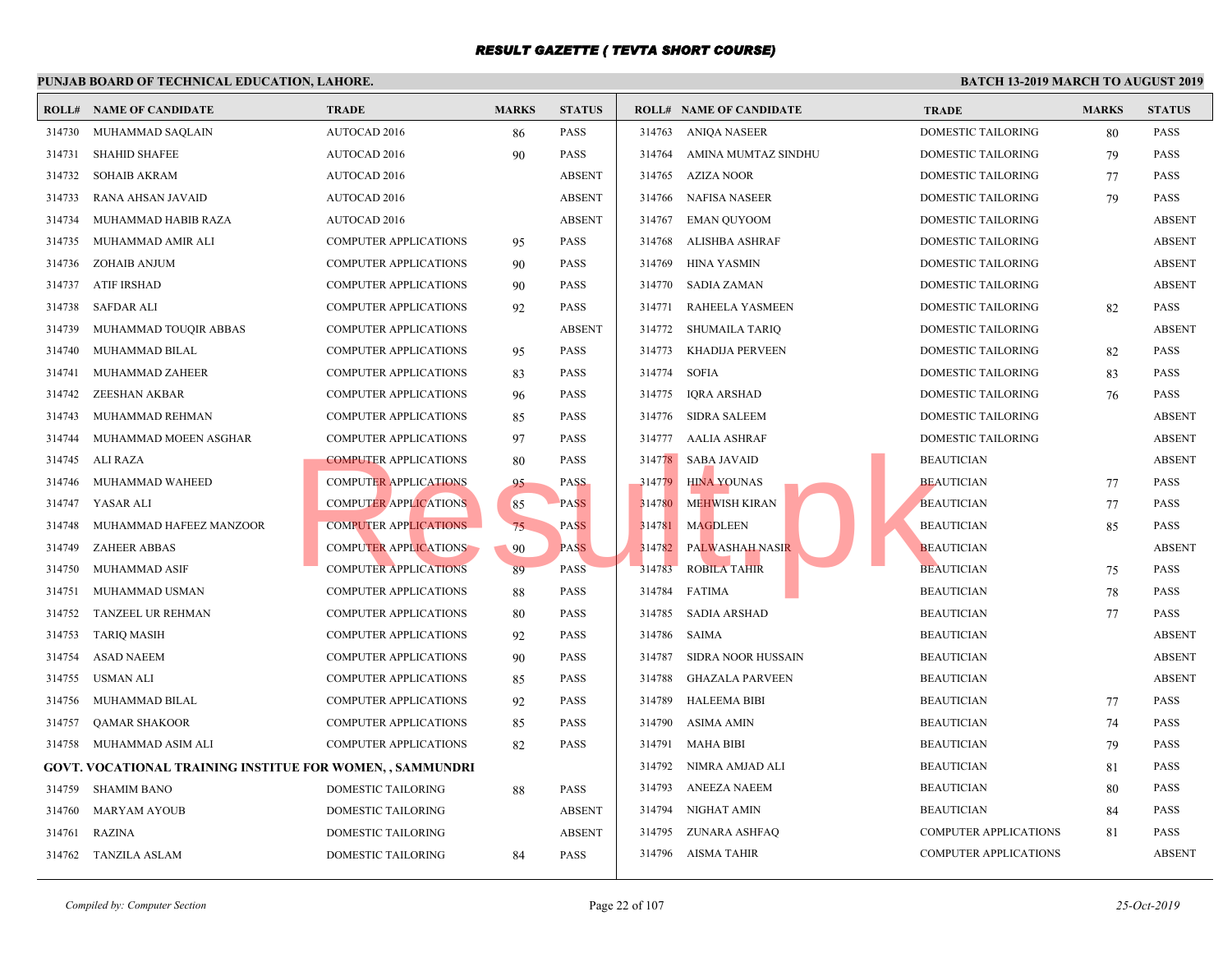# RESULT GAZETTE ( TEVTA SHORT COURSE)

**PUNJAB BOARD OF TECHNICAL EDUCATION, LAHORE.**

**BATCH 13-2019 MARCH TO AUGUST 2019**

| ROLL# | NAME OF CANDIDATE | TRADE | MARKS | STATUS |
|---|---|---|---|---|
| 314730 | MUHAMMAD SAQLAIN | AUTOCAD 2016 | 86 | PASS |
| 314731 | SHAHID SHAFEE | AUTOCAD 2016 | 90 | PASS |
| 314732 | SOHAIB AKRAM | AUTOCAD 2016 | | ABSENT |
| 314733 | RANA AHSAN JAVAID | AUTOCAD 2016 | | ABSENT |
| 314734 | MUHAMMAD HABIB RAZA | AUTOCAD 2016 | | ABSENT |
| 314735 | MUHAMMAD AMIR ALI | COMPUTER APPLICATIONS | 95 | PASS |
| 314736 | ZOHAIB ANJUM | COMPUTER APPLICATIONS | 90 | PASS |
| 314737 | ATIF IRSHAD | COMPUTER APPLICATIONS | 90 | PASS |
| 314738 | SAFDAR ALI | COMPUTER APPLICATIONS | 92 | PASS |
| 314739 | MUHAMMAD TOUQIR ABBAS | COMPUTER APPLICATIONS | | ABSENT |
| 314740 | MUHAMMAD BILAL | COMPUTER APPLICATIONS | 95 | PASS |
| 314741 | MUHAMMAD ZAHEER | COMPUTER APPLICATIONS | 83 | PASS |
| 314742 | ZEESHAN AKBAR | COMPUTER APPLICATIONS | 96 | PASS |
| 314743 | MUHAMMAD REHMAN | COMPUTER APPLICATIONS | 85 | PASS |
| 314744 | MUHAMMAD MOEEN ASGHAR | COMPUTER APPLICATIONS | 97 | PASS |
| 314745 | ALI RAZA | COMPUTER APPLICATIONS | 80 | PASS |
| 314746 | MUHAMMAD WAHEED | COMPUTER APPLICATIONS | 95 | PASS |
| 314747 | YASAR ALI | COMPUTER APPLICATIONS | 85 | PASS |
| 314748 | MUHAMMAD HAFEEZ MANZOOR | COMPUTER APPLICATIONS | 75 | PASS |
| 314749 | ZAHEER ABBAS | COMPUTER APPLICATIONS | 90 | PASS |
| 314750 | MUHAMMAD ASIF | COMPUTER APPLICATIONS | 89 | PASS |
| 314751 | MUHAMMAD USMAN | COMPUTER APPLICATIONS | 88 | PASS |
| 314752 | TANZEEL UR REHMAN | COMPUTER APPLICATIONS | 80 | PASS |
| 314753 | TARIQ MASIH | COMPUTER APPLICATIONS | 92 | PASS |
| 314754 | ASAD NAEEM | COMPUTER APPLICATIONS | 90 | PASS |
| 314755 | USMAN ALI | COMPUTER APPLICATIONS | 85 | PASS |
| 314756 | MUHAMMAD BILAL | COMPUTER APPLICATIONS | 92 | PASS |
| 314757 | QAMAR SHAKOOR | COMPUTER APPLICATIONS | 85 | PASS |
| 314758 | MUHAMMAD ASIM ALI | COMPUTER APPLICATIONS | 82 | PASS |

**GOVT. VOCATIONAL TRAINING INSTITUE FOR WOMEN, , SAMMUNDRI**

| ROLL# | NAME OF CANDIDATE | TRADE | MARKS | STATUS |
|---|---|---|---|---|
| 314759 | SHAMIM BANO | DOMESTIC TAILORING | 88 | PASS |
| 314760 | MARYAM AYOUB | DOMESTIC TAILORING | | ABSENT |
| 314761 | RAZINA | DOMESTIC TAILORING | | ABSENT |
| 314762 | TANZILA ASLAM | DOMESTIC TAILORING | 84 | PASS |
| 314763 | ANIQA NASEER | DOMESTIC TAILORING | 80 | PASS |
| 314764 | AMINA MUMTAZ SINDHU | DOMESTIC TAILORING | 79 | PASS |
| 314765 | AZIZA NOOR | DOMESTIC TAILORING | 77 | PASS |
| 314766 | NAFISA NASEER | DOMESTIC TAILORING | 79 | PASS |
| 314767 | EMAN QUYOOM | DOMESTIC TAILORING | | ABSENT |
| 314768 | ALISHBA ASHRAF | DOMESTIC TAILORING | | ABSENT |
| 314769 | HINA YASMIN | DOMESTIC TAILORING | | ABSENT |
| 314770 | SADIA ZAMAN | DOMESTIC TAILORING | | ABSENT |
| 314771 | RAHEELA YASMEEN | DOMESTIC TAILORING | 82 | PASS |
| 314772 | SHUMAILA TARIQ | DOMESTIC TAILORING | | ABSENT |
| 314773 | KHADIJA PERVEEN | DOMESTIC TAILORING | 82 | PASS |
| 314774 | SOFIA | DOMESTIC TAILORING | 83 | PASS |
| 314775 | IQRA ARSHAD | DOMESTIC TAILORING | 76 | PASS |
| 314776 | SIDRA SALEEM | DOMESTIC TAILORING | | ABSENT |
| 314777 | AALIA ASHRAF | DOMESTIC TAILORING | | ABSENT |
| 314778 | SABA JAVAID | BEAUTICIAN | | ABSENT |
| 314779 | HINA YOUNAS | BEAUTICIAN | 77 | PASS |
| 314780 | MEHWISH KIRAN | BEAUTICIAN | 77 | PASS |
| 314781 | MAGDLEEN | BEAUTICIAN | 85 | PASS |
| 314782 | PALWASHAH NASIR | BEAUTICIAN | | ABSENT |
| 314783 | ROBILA TAHIR | BEAUTICIAN | 75 | PASS |
| 314784 | FATIMA | BEAUTICIAN | 78 | PASS |
| 314785 | SADIA ARSHAD | BEAUTICIAN | 77 | PASS |
| 314786 | SAIMA | BEAUTICIAN | | ABSENT |
| 314787 | SIDRA NOOR HUSSAIN | BEAUTICIAN | | ABSENT |
| 314788 | GHAZALA PARVEEN | BEAUTICIAN | | ABSENT |
| 314789 | HALEEMA BIBI | BEAUTICIAN | 77 | PASS |
| 314790 | ASIMA AMIN | BEAUTICIAN | 74 | PASS |
| 314791 | MAHA BIBI | BEAUTICIAN | 79 | PASS |
| 314792 | NIMRA AMJAD ALI | BEAUTICIAN | 81 | PASS |
| 314793 | ANEEZA NAEEM | BEAUTICIAN | 80 | PASS |
| 314794 | NIGHAT AMIN | BEAUTICIAN | 84 | PASS |
| 314795 | ZUNARA ASHFAQ | COMPUTER APPLICATIONS | 81 | PASS |
| 314796 | AISMA TAHIR | COMPUTER APPLICATIONS | | ABSENT |

*Compiled by: Computer Section*

*25-Oct-2019*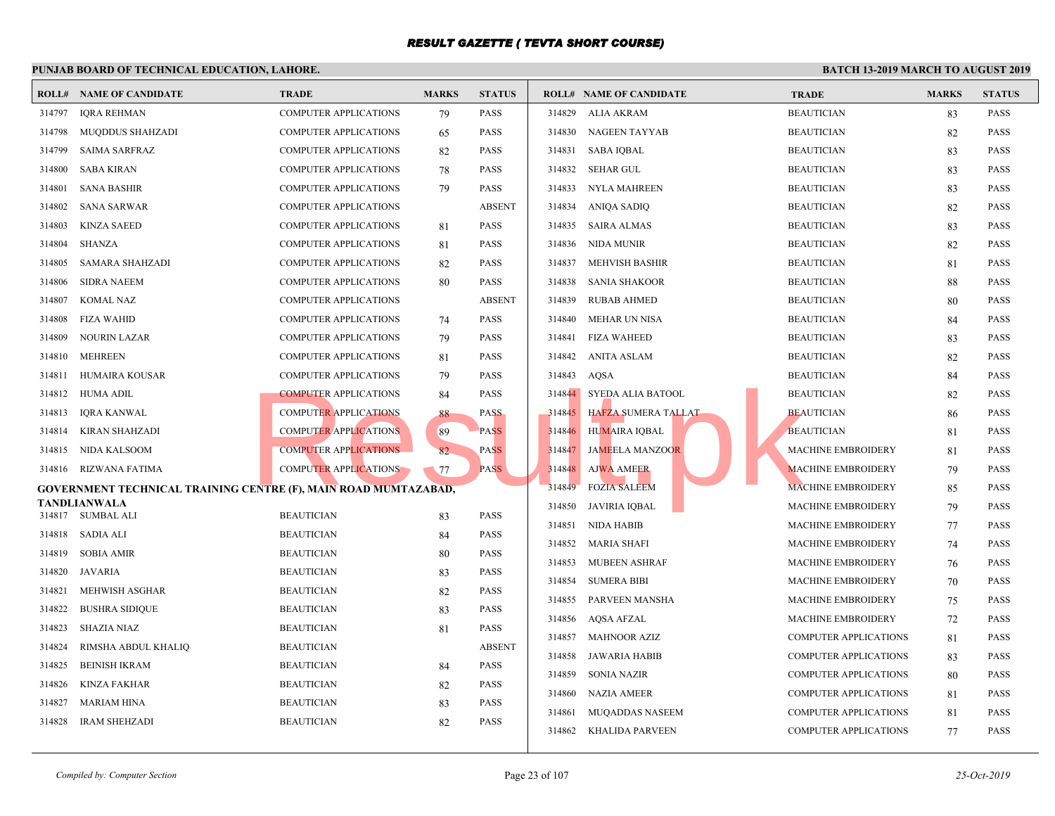# RESULT GAZETTE ( TEVTA SHORT COURSE)

**PUNJAB BOARD OF TECHNICAL EDUCATION, LAHORE.** | **BATCH 13-2019 MARCH TO AUGUST 2019**

| ROLL# | NAME OF CANDIDATE | TRADE | MARKS | STATUS |
|---|---|---|---|---|
| 314797 | IQRA REHMAN | COMPUTER APPLICATIONS | 79 | PASS |
| 314798 | MUQDDUS SHAHZADI | COMPUTER APPLICATIONS | 65 | PASS |
| 314799 | SAIMA SARFRAZ | COMPUTER APPLICATIONS | 82 | PASS |
| 314800 | SABA KIRAN | COMPUTER APPLICATIONS | 78 | PASS |
| 314801 | SANA BASHIR | COMPUTER APPLICATIONS | 79 | PASS |
| 314802 | SANA SARWAR | COMPUTER APPLICATIONS | | ABSENT |
| 314803 | KINZA SAEED | COMPUTER APPLICATIONS | 81 | PASS |
| 314804 | SHANZA | COMPUTER APPLICATIONS | 81 | PASS |
| 314805 | SAMARA SHAHZADI | COMPUTER APPLICATIONS | 82 | PASS |
| 314806 | SIDRA NAEEM | COMPUTER APPLICATIONS | 80 | PASS |
| 314807 | KOMAL NAZ | COMPUTER APPLICATIONS | | ABSENT |
| 314808 | FIZA WAHID | COMPUTER APPLICATIONS | 74 | PASS |
| 314809 | NOURIN LAZAR | COMPUTER APPLICATIONS | 79 | PASS |
| 314810 | MEHREEN | COMPUTER APPLICATIONS | 81 | PASS |
| 314811 | HUMAIRA KOUSAR | COMPUTER APPLICATIONS | 79 | PASS |
| 314812 | HUMA ADIL | COMPUTER APPLICATIONS | 84 | PASS |
| 314813 | IQRA KANWAL | COMPUTER APPLICATIONS | 88 | PASS |
| 314814 | KIRAN SHAHZADI | COMPUTER APPLICATIONS | 89 | PASS |
| 314815 | NIDA KALSOOM | COMPUTER APPLICATIONS | 82 | PASS |
| 314816 | RIZWANA FATIMA | COMPUTER APPLICATIONS | 77 | PASS |

**GOVERNMENT TECHNICAL TRAINING CENTRE (F), MAIN ROAD MUMTAZABAD, TANDLIANWALA**

| ROLL# | NAME OF CANDIDATE | TRADE | MARKS | STATUS |
|---|---|---|---|---|
| 314817 | SUMBAL ALI | BEAUTICIAN | 83 | PASS |
| 314818 | SADIA ALI | BEAUTICIAN | 84 | PASS |
| 314819 | SOBIA AMIR | BEAUTICIAN | 80 | PASS |
| 314820 | JAVARIA | BEAUTICIAN | 83 | PASS |
| 314821 | MEHWISH ASGHAR | BEAUTICIAN | 82 | PASS |
| 314822 | BUSHRA SIDIQUE | BEAUTICIAN | 83 | PASS |
| 314823 | SHAZIA NIAZ | BEAUTICIAN | 81 | PASS |
| 314824 | RIMSHA ABDUL KHALIQ | BEAUTICIAN | | ABSENT |
| 314825 | BEINISH IKRAM | BEAUTICIAN | 84 | PASS |
| 314826 | KINZA FAKHAR | BEAUTICIAN | 82 | PASS |
| 314827 | MARIAM HINA | BEAUTICIAN | 83 | PASS |
| 314828 | IRAM SHEHZADI | BEAUTICIAN | 82 | PASS |
| 314829 | ALIA AKRAM | BEAUTICIAN | 83 | PASS |
| 314830 | NAGEEN TAYYAB | BEAUTICIAN | 82 | PASS |
| 314831 | SABA IQBAL | BEAUTICIAN | 83 | PASS |
| 314832 | SEHAR GUL | BEAUTICIAN | 83 | PASS |
| 314833 | NYLA MAHREEN | BEAUTICIAN | 83 | PASS |
| 314834 | ANIQA SADIQ | BEAUTICIAN | 82 | PASS |
| 314835 | SAIRA ALMAS | BEAUTICIAN | 83 | PASS |
| 314836 | NIDA MUNIR | BEAUTICIAN | 82 | PASS |
| 314837 | MEHVISH BASHIR | BEAUTICIAN | 81 | PASS |
| 314838 | SANIA SHAKOOR | BEAUTICIAN | 88 | PASS |
| 314839 | RUBAB AHMED | BEAUTICIAN | 80 | PASS |
| 314840 | MEHAR UN NISA | BEAUTICIAN | 84 | PASS |
| 314841 | FIZA WAHEED | BEAUTICIAN | 83 | PASS |
| 314842 | ANITA ASLAM | BEAUTICIAN | 82 | PASS |
| 314843 | AQSA | BEAUTICIAN | 84 | PASS |
| 314844 | SYEDA ALIA BATOOL | BEAUTICIAN | 82 | PASS |
| 314845 | HAFZA SUMERA TALLAT | BEAUTICIAN | 86 | PASS |
| 314846 | HUMAIRA IQBAL | BEAUTICIAN | 81 | PASS |
| 314847 | JAMEELA MANZOOR | MACHINE EMBROIDERY | 81 | PASS |
| 314848 | AJWA AMEER | MACHINE EMBROIDERY | 79 | PASS |
| 314849 | FOZIA SALEEM | MACHINE EMBROIDERY | 85 | PASS |
| 314850 | JAVIRIA IQBAL | MACHINE EMBROIDERY | 79 | PASS |
| 314851 | NIDA HABIB | MACHINE EMBROIDERY | 77 | PASS |
| 314852 | MARIA SHAFI | MACHINE EMBROIDERY | 74 | PASS |
| 314853 | MUBEEN ASHRAF | MACHINE EMBROIDERY | 76 | PASS |
| 314854 | SUMERA BIBI | MACHINE EMBROIDERY | 70 | PASS |
| 314855 | PARVEEN MANSHA | MACHINE EMBROIDERY | 75 | PASS |
| 314856 | AQSA AFZAL | MACHINE EMBROIDERY | 72 | PASS |
| 314857 | MAHNOOR AZIZ | COMPUTER APPLICATIONS | 81 | PASS |
| 314858 | JAWARIA HABIB | COMPUTER APPLICATIONS | 83 | PASS |
| 314859 | SONIA NAZIR | COMPUTER APPLICATIONS | 80 | PASS |
| 314860 | NAZIA AMEER | COMPUTER APPLICATIONS | 81 | PASS |
| 314861 | MUQADDAS NASEEM | COMPUTER APPLICATIONS | 81 | PASS |
| 314862 | KHALIDA PARVEEN | COMPUTER APPLICATIONS | 77 | PASS |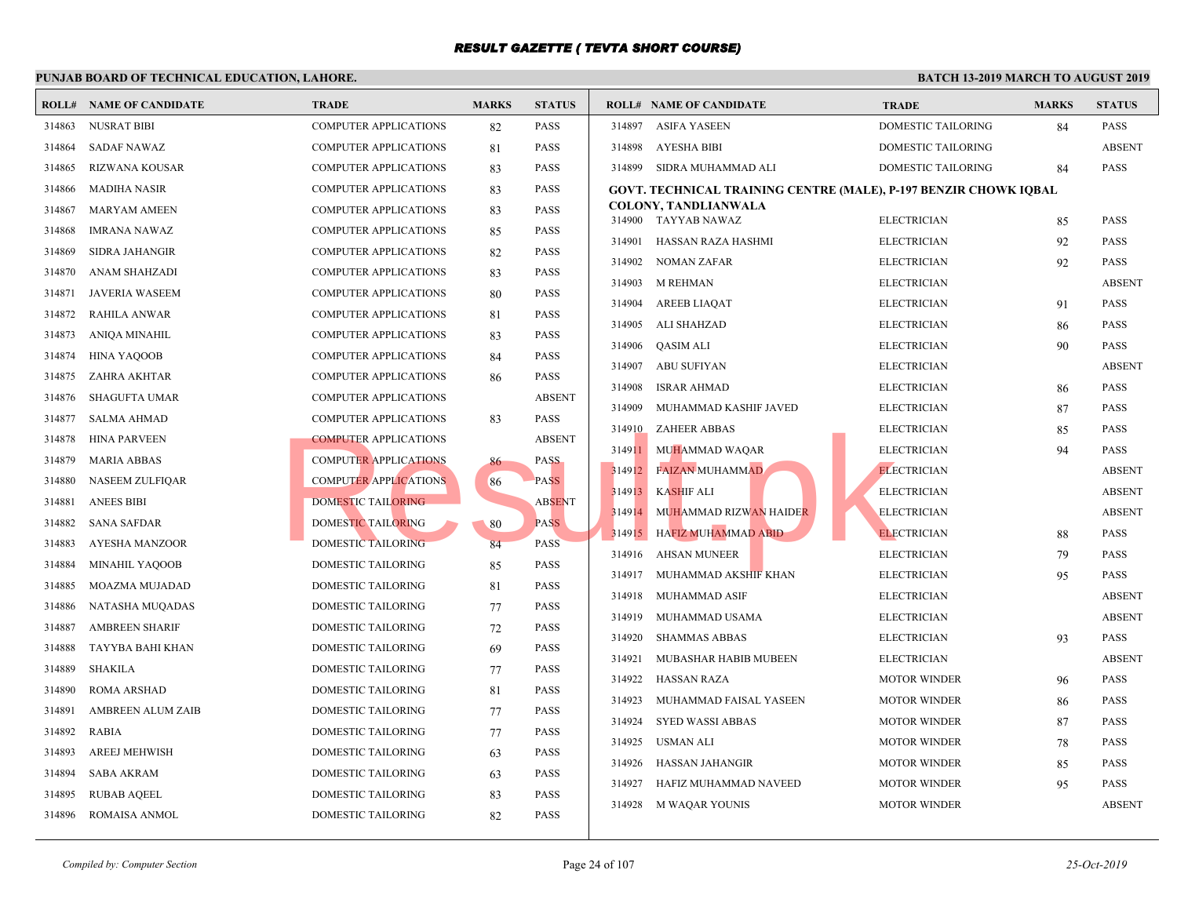# RESULT GAZETTE ( TEVTA SHORT COURSE)

**PUNJAB BOARD OF TECHNICAL EDUCATION, LAHORE.**

**BATCH 13-2019 MARCH TO AUGUST 2019**

| ROLL# | NAME OF CANDIDATE | TRADE | MARKS | STATUS |
|---|---|---|---|---|
| 314863 | NUSRAT BIBI | COMPUTER APPLICATIONS | 82 | PASS |
| 314864 | SADAF NAWAZ | COMPUTER APPLICATIONS | 81 | PASS |
| 314865 | RIZWANA KOUSAR | COMPUTER APPLICATIONS | 83 | PASS |
| 314866 | MADIHA NASIR | COMPUTER APPLICATIONS | 83 | PASS |
| 314867 | MARYAM AMEEN | COMPUTER APPLICATIONS | 83 | PASS |
| 314868 | IMRANA NAWAZ | COMPUTER APPLICATIONS | 85 | PASS |
| 314869 | SIDRA JAHANGIR | COMPUTER APPLICATIONS | 82 | PASS |
| 314870 | ANAM SHAHZADI | COMPUTER APPLICATIONS | 83 | PASS |
| 314871 | JAVERIA WASEEM | COMPUTER APPLICATIONS | 80 | PASS |
| 314872 | RAHILA ANWAR | COMPUTER APPLICATIONS | 81 | PASS |
| 314873 | ANIQA MINAHIL | COMPUTER APPLICATIONS | 83 | PASS |
| 314874 | HINA YAQOOB | COMPUTER APPLICATIONS | 84 | PASS |
| 314875 | ZAHRA AKHTAR | COMPUTER APPLICATIONS | 86 | PASS |
| 314876 | SHAGUFTA UMAR | COMPUTER APPLICATIONS | | ABSENT |
| 314877 | SALMA AHMAD | COMPUTER APPLICATIONS | 83 | PASS |
| 314878 | HINA PARVEEN | COMPUTER APPLICATIONS | | ABSENT |
| 314879 | MARIA ABBAS | COMPUTER APPLICATIONS | 86 | PASS |
| 314880 | NASEEM ZULFIQAR | COMPUTER APPLICATIONS | 86 | PASS |
| 314881 | ANEES BIBI | DOMESTIC TAILORING | | ABSENT |
| 314882 | SANA SAFDAR | DOMESTIC TAILORING | 80 | PASS |
| 314883 | AYESHA MANZOOR | DOMESTIC TAILORING | 84 | PASS |
| 314884 | MINAHIL YAQOOB | DOMESTIC TAILORING | 85 | PASS |
| 314885 | MOAZMA MUJADAD | DOMESTIC TAILORING | 81 | PASS |
| 314886 | NATASHA MUQADAS | DOMESTIC TAILORING | 77 | PASS |
| 314887 | AMBREEN SHARIF | DOMESTIC TAILORING | 72 | PASS |
| 314888 | TAYYBA BAHI KHAN | DOMESTIC TAILORING | 69 | PASS |
| 314889 | SHAKILA | DOMESTIC TAILORING | 77 | PASS |
| 314890 | ROMA ARSHAD | DOMESTIC TAILORING | 81 | PASS |
| 314891 | AMBREEN ALUM ZAIB | DOMESTIC TAILORING | 77 | PASS |
| 314892 | RABIA | DOMESTIC TAILORING | 77 | PASS |
| 314893 | AREEJ MEHWISH | DOMESTIC TAILORING | 63 | PASS |
| 314894 | SABA AKRAM | DOMESTIC TAILORING | 63 | PASS |
| 314895 | RUBAB AQEEL | DOMESTIC TAILORING | 83 | PASS |
| 314896 | ROMAISA ANMOL | DOMESTIC TAILORING | 82 | PASS |
| 314897 | ASIFA YASEEN | DOMESTIC TAILORING | 84 | PASS |
| 314898 | AYESHA BIBI | DOMESTIC TAILORING | | ABSENT |
| 314899 | SIDRA MUHAMMAD ALI | DOMESTIC TAILORING | 84 | PASS |

**GOVT. TECHNICAL TRAINING CENTRE (MALE), P-197 BENZIR CHOWK IQBAL COLONY, TANDLIANWALA**

| ROLL# | NAME OF CANDIDATE | TRADE | MARKS | STATUS |
|---|---|---|---|---|
| 314900 | TAYYAB NAWAZ | ELECTRICIAN | 85 | PASS |
| 314901 | HASSAN RAZA HASHMI | ELECTRICIAN | 92 | PASS |
| 314902 | NOMAN ZAFAR | ELECTRICIAN | 92 | PASS |
| 314903 | M REHMAN | ELECTRICIAN | | ABSENT |
| 314904 | AREEB LIAQAT | ELECTRICIAN | 91 | PASS |
| 314905 | ALI SHAHZAD | ELECTRICIAN | 86 | PASS |
| 314906 | QASIM ALI | ELECTRICIAN | 90 | PASS |
| 314907 | ABU SUFIYAN | ELECTRICIAN | | ABSENT |
| 314908 | ISRAR AHMAD | ELECTRICIAN | 86 | PASS |
| 314909 | MUHAMMAD KASHIF JAVED | ELECTRICIAN | 87 | PASS |
| 314910 | ZAHEER ABBAS | ELECTRICIAN | 85 | PASS |
| 314911 | MUHAMMAD WAQAR | ELECTRICIAN | 94 | PASS |
| 314912 | FAIZAN MUHAMMAD | ELECTRICIAN | | ABSENT |
| 314913 | KASHIF ALI | ELECTRICIAN | | ABSENT |
| 314914 | MUHAMMAD RIZWAN HAIDER | ELECTRICIAN | | ABSENT |
| 314915 | HAFIZ MUHAMMAD ABID | ELECTRICIAN | 88 | PASS |
| 314916 | AHSAN MUNEER | ELECTRICIAN | 79 | PASS |
| 314917 | MUHAMMAD AKSHIF KHAN | ELECTRICIAN | 95 | PASS |
| 314918 | MUHAMMAD ASIF | ELECTRICIAN | | ABSENT |
| 314919 | MUHAMMAD USAMA | ELECTRICIAN | | ABSENT |
| 314920 | SHAMMAS ABBAS | ELECTRICIAN | 93 | PASS |
| 314921 | MUBASHAR HABIB MUBEEN | ELECTRICIAN | | ABSENT |
| 314922 | HASSAN RAZA | MOTOR WINDER | 96 | PASS |
| 314923 | MUHAMMAD FAISAL YASEEN | MOTOR WINDER | 86 | PASS |
| 314924 | SYED WASSI ABBAS | MOTOR WINDER | 87 | PASS |
| 314925 | USMAN ALI | MOTOR WINDER | 78 | PASS |
| 314926 | HASSAN JAHANGIR | MOTOR WINDER | 85 | PASS |
| 314927 | HAFIZ MUHAMMAD NAVEED | MOTOR WINDER | 95 | PASS |
| 314928 | M WAQAR YOUNIS | MOTOR WINDER | | ABSENT |

*Compiled by: Computer Section* *25-Oct-2019*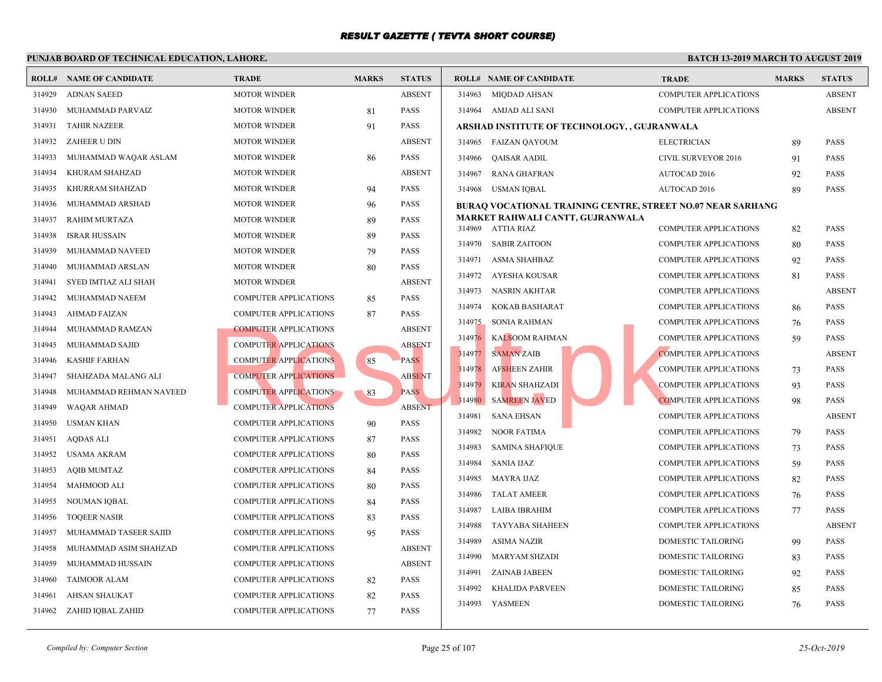# RESULT GAZETTE ( TEVTA SHORT COURSE)

**PUNJAB BOARD OF TECHNICAL EDUCATION, LAHORE.**

**BATCH 13-2019 MARCH TO AUGUST 2019**

| ROLL# | NAME OF CANDIDATE | TRADE | MARKS | STATUS |
|---|---|---|---|---|
| 314929 | ADNAN SAEED | MOTOR WINDER | | ABSENT |
| 314930 | MUHAMMAD PARVAIZ | MOTOR WINDER | 81 | PASS |
| 314931 | TAHIR NAZEER | MOTOR WINDER | 91 | PASS |
| 314932 | ZAHEER U DIN | MOTOR WINDER | | ABSENT |
| 314933 | MUHAMMAD WAQAR ASLAM | MOTOR WINDER | 86 | PASS |
| 314934 | KHURAM SHAHZAD | MOTOR WINDER | | ABSENT |
| 314935 | KHURRAM SHAHZAD | MOTOR WINDER | 94 | PASS |
| 314936 | MUHAMMAD ARSHAD | MOTOR WINDER | 96 | PASS |
| 314937 | RAHIM MURTAZA | MOTOR WINDER | 89 | PASS |
| 314938 | ISRAR HUSSAIN | MOTOR WINDER | 89 | PASS |
| 314939 | MUHAMMAD NAVEED | MOTOR WINDER | 79 | PASS |
| 314940 | MUHAMMAD ARSLAN | MOTOR WINDER | 80 | PASS |
| 314941 | SYED IMTIAZ ALI SHAH | MOTOR WINDER | | ABSENT |
| 314942 | MUHAMMAD NAEEM | COMPUTER APPLICATIONS | 85 | PASS |
| 314943 | AHMAD FAIZAN | COMPUTER APPLICATIONS | 87 | PASS |
| 314944 | MUHAMMAD RAMZAN | COMPUTER APPLICATIONS | | ABSENT |
| 314945 | MUHAMMAD SAJID | COMPUTER APPLICATIONS | | ABSENT |
| 314946 | KASHIF FARHAN | COMPUTER APPLICATIONS | 85 | PASS |
| 314947 | SHAHZADA MALANG ALI | COMPUTER APPLICATIONS | | ABSENT |
| 314948 | MUHAMMAD REHMAN NAVEED | COMPUTER APPLICATIONS | 83 | PASS |
| 314949 | WAQAR AHMAD | COMPUTER APPLICATIONS | | ABSENT |
| 314950 | USMAN KHAN | COMPUTER APPLICATIONS | 90 | PASS |
| 314951 | AQDAS ALI | COMPUTER APPLICATIONS | 87 | PASS |
| 314952 | USAMA AKRAM | COMPUTER APPLICATIONS | 80 | PASS |
| 314953 | AQIB MUMTAZ | COMPUTER APPLICATIONS | 84 | PASS |
| 314954 | MAHMOOD ALI | COMPUTER APPLICATIONS | 80 | PASS |
| 314955 | NOUMAN IQBAL | COMPUTER APPLICATIONS | 84 | PASS |
| 314956 | TOQEER NASIR | COMPUTER APPLICATIONS | 83 | PASS |
| 314957 | MUHAMMAD TASEER SAJID | COMPUTER APPLICATIONS | 95 | PASS |
| 314958 | MUHAMMAD ASIM SHAHZAD | COMPUTER APPLICATIONS | | ABSENT |
| 314959 | MUHAMMAD HUSSAIN | COMPUTER APPLICATIONS | | ABSENT |
| 314960 | TAIMOOR ALAM | COMPUTER APPLICATIONS | 82 | PASS |
| 314961 | AHSAN SHAUKAT | COMPUTER APPLICATIONS | 82 | PASS |
| 314962 | ZAHID IQBAL ZAHID | COMPUTER APPLICATIONS | 77 | PASS |
| 314963 | MIQDAD AHSAN | COMPUTER APPLICATIONS | | ABSENT |
| 314964 | AMJAD ALI SANI | COMPUTER APPLICATIONS | | ABSENT |

**ARSHAD INSTITUTE OF TECHNOLOGY, , GUJRANWALA**

| ROLL# | NAME OF CANDIDATE | TRADE | MARKS | STATUS |
|---|---|---|---|---|
| 314965 | FAIZAN QAYOUM | ELECTRICIAN | 89 | PASS |
| 314966 | QAISAR AADIL | CIVIL SURVEYOR 2016 | 91 | PASS |
| 314967 | RANA GHAFRAN | AUTOCAD 2016 | 92 | PASS |
| 314968 | USMAN IQBAL | AUTOCAD 2016 | 89 | PASS |

**BURAQ VOCATIONAL TRAINING CENTRE, STREET NO.07 NEAR SARHANG MARKET RAHWALI CANTT, GUJRANWALA**

| ROLL# | NAME OF CANDIDATE | TRADE | MARKS | STATUS |
|---|---|---|---|---|
| 314969 | ATTIA RIAZ | COMPUTER APPLICATIONS | 82 | PASS |
| 314970 | SABIR ZAITOON | COMPUTER APPLICATIONS | 80 | PASS |
| 314971 | ASMA SHAHBAZ | COMPUTER APPLICATIONS | 92 | PASS |
| 314972 | AYESHA KOUSAR | COMPUTER APPLICATIONS | 81 | PASS |
| 314973 | NASRIN AKHTAR | COMPUTER APPLICATIONS | | ABSENT |
| 314974 | KOKAB BASHARAT | COMPUTER APPLICATIONS | 86 | PASS |
| 314975 | SONIA RAHMAN | COMPUTER APPLICATIONS | 76 | PASS |
| 314976 | KALSOOM RAHMAN | COMPUTER APPLICATIONS | 59 | PASS |
| 314977 | SAMAN ZAIB | COMPUTER APPLICATIONS | | ABSENT |
| 314978 | AFSHEEN ZAHIR | COMPUTER APPLICATIONS | 73 | PASS |
| 314979 | KIRAN SHAHZADI | COMPUTER APPLICATIONS | 93 | PASS |
| 314980 | SAMREEN JAVED | COMPUTER APPLICATIONS | 98 | PASS |
| 314981 | SANA EHSAN | COMPUTER APPLICATIONS | | ABSENT |
| 314982 | NOOR FATIMA | COMPUTER APPLICATIONS | 79 | PASS |
| 314983 | SAMINA SHAFIQUE | COMPUTER APPLICATIONS | 73 | PASS |
| 314984 | SANIA IJAZ | COMPUTER APPLICATIONS | 59 | PASS |
| 314985 | MAYRA IJAZ | COMPUTER APPLICATIONS | 82 | PASS |
| 314986 | TALAT AMEER | COMPUTER APPLICATIONS | 76 | PASS |
| 314987 | LAIBA IBRAHIM | COMPUTER APPLICATIONS | 77 | PASS |
| 314988 | TAYYABA SHAHEEN | COMPUTER APPLICATIONS | | ABSENT |
| 314989 | ASIMA NAZIR | DOMESTIC TAILORING | 99 | PASS |
| 314990 | MARYAM SHZADI | DOMESTIC TAILORING | 83 | PASS |
| 314991 | ZAINAB JABEEN | DOMESTIC TAILORING | 92 | PASS |
| 314992 | KHALIDA PARVEEN | DOMESTIC TAILORING | 85 | PASS |
| 314993 | YASMEEN | DOMESTIC TAILORING | 76 | PASS |

*Compiled by: Computer Section*

*25-Oct-2019*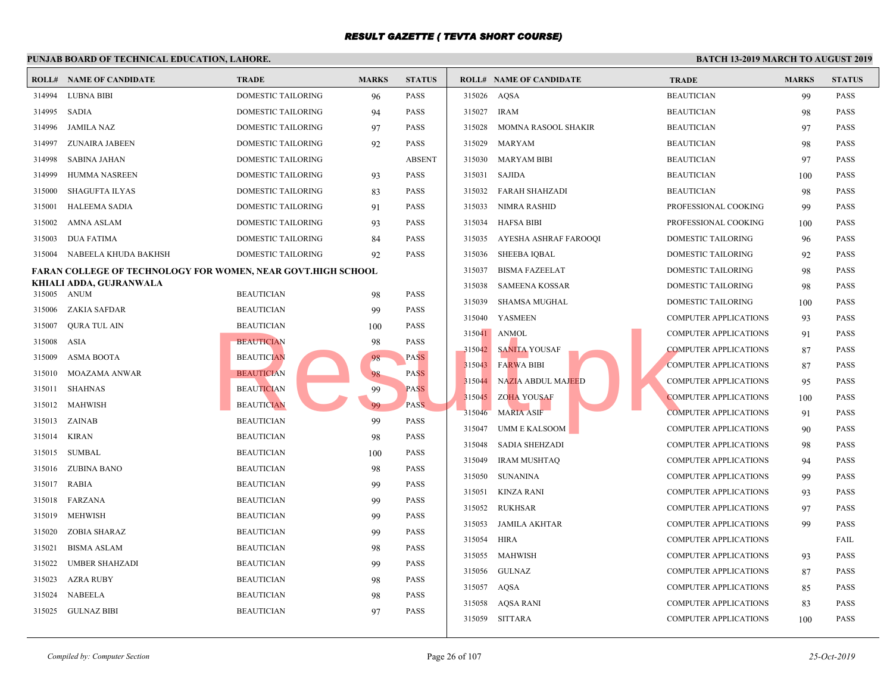# RESULT GAZETTE ( TEVTA SHORT COURSE)

## PUNJAB BOARD OF TECHNICAL EDUCATION, LAHORE.

**BATCH 13-2019 MARCH TO AUGUST 2019**

| ROLL# | NAME OF CANDIDATE | TRADE | MARKS | STATUS |
|---|---|---|---|---|
| 314994 | LUBNA BIBI | DOMESTIC TAILORING | 96 | PASS |
| 314995 | SADIA | DOMESTIC TAILORING | 94 | PASS |
| 314996 | JAMILA NAZ | DOMESTIC TAILORING | 97 | PASS |
| 314997 | ZUNAIRA JABEEN | DOMESTIC TAILORING | 92 | PASS |
| 314998 | SABINA JAHAN | DOMESTIC TAILORING | | ABSENT |
| 314999 | HUMMA NASREEN | DOMESTIC TAILORING | 93 | PASS |
| 315000 | SHAGUFTA ILYAS | DOMESTIC TAILORING | 83 | PASS |
| 315001 | HALEEMA SADIA | DOMESTIC TAILORING | 91 | PASS |
| 315002 | AMNA ASLAM | DOMESTIC TAILORING | 93 | PASS |
| 315003 | DUA FATIMA | DOMESTIC TAILORING | 84 | PASS |
| 315004 | NABEELA KHUDA BAKHSH | DOMESTIC TAILORING | 92 | PASS |

**FARAN COLLEGE OF TECHNOLOGY FOR WOMEN, NEAR GOVT.HIGH SCHOOL KHIALI ADDA, GUJRANWALA**

| ROLL# | NAME OF CANDIDATE | TRADE | MARKS | STATUS |
|---|---|---|---|---|
| 315005 | ANUM | BEAUTICIAN | 98 | PASS |
| 315006 | ZAKIA SAFDAR | BEAUTICIAN | 99 | PASS |
| 315007 | QURA TUL AIN | BEAUTICIAN | 100 | PASS |
| 315008 | ASIA | BEAUTICIAN | 98 | PASS |
| 315009 | ASMA BOOTA | BEAUTICIAN | 98 | PASS |
| 315010 | MOAZAMA ANWAR | BEAUTICIAN | 98 | PASS |
| 315011 | SHAHNAS | BEAUTICIAN | 99 | PASS |
| 315012 | MAHWISH | BEAUTICIAN | 99 | PASS |
| 315013 | ZAINAB | BEAUTICIAN | 99 | PASS |
| 315014 | KIRAN | BEAUTICIAN | 98 | PASS |
| 315015 | SUMBAL | BEAUTICIAN | 100 | PASS |
| 315016 | ZUBINA BANO | BEAUTICIAN | 98 | PASS |
| 315017 | RABIA | BEAUTICIAN | 99 | PASS |
| 315018 | FARZANA | BEAUTICIAN | 99 | PASS |
| 315019 | MEHWISH | BEAUTICIAN | 99 | PASS |
| 315020 | ZOBIA SHARAZ | BEAUTICIAN | 99 | PASS |
| 315021 | BISMA ASLAM | BEAUTICIAN | 98 | PASS |
| 315022 | UMBER SHAHZADI | BEAUTICIAN | 99 | PASS |
| 315023 | AZRA RUBY | BEAUTICIAN | 98 | PASS |
| 315024 | NABEELA | BEAUTICIAN | 98 | PASS |
| 315025 | GULNAZ BIBI | BEAUTICIAN | 97 | PASS |
| 315026 | AQSA | BEAUTICIAN | 99 | PASS |
| 315027 | IRAM | BEAUTICIAN | 98 | PASS |
| 315028 | MOMNA RASOOL SHAKIR | BEAUTICIAN | 97 | PASS |
| 315029 | MARYAM | BEAUTICIAN | 98 | PASS |
| 315030 | MARYAM BIBI | BEAUTICIAN | 97 | PASS |
| 315031 | SAJIDA | BEAUTICIAN | 100 | PASS |
| 315032 | FARAH SHAHZADI | BEAUTICIAN | 98 | PASS |
| 315033 | NIMRA RASHID | PROFESSIONAL COOKING | 99 | PASS |
| 315034 | HAFSA BIBI | PROFESSIONAL COOKING | 100 | PASS |
| 315035 | AYESHA ASHRAF FAROOQI | DOMESTIC TAILORING | 96 | PASS |
| 315036 | SHEEBA IQBAL | DOMESTIC TAILORING | 92 | PASS |
| 315037 | BISMA FAZEELAT | DOMESTIC TAILORING | 98 | PASS |
| 315038 | SAMEENA KOSSAR | DOMESTIC TAILORING | 98 | PASS |
| 315039 | SHAMSA MUGHAL | DOMESTIC TAILORING | 100 | PASS |
| 315040 | YASMEEN | COMPUTER APPLICATIONS | 93 | PASS |
| 315041 | ANMOL | COMPUTER APPLICATIONS | 91 | PASS |
| 315042 | SANITA YOUSAF | COMPUTER APPLICATIONS | 87 | PASS |
| 315043 | FARWA BIBI | COMPUTER APPLICATIONS | 87 | PASS |
| 315044 | NAZIA ABDUL MAJEED | COMPUTER APPLICATIONS | 95 | PASS |
| 315045 | ZOHA YOUSAF | COMPUTER APPLICATIONS | 100 | PASS |
| 315046 | MARIA ASIF | COMPUTER APPLICATIONS | 91 | PASS |
| 315047 | UMM E KALSOOM | COMPUTER APPLICATIONS | 90 | PASS |
| 315048 | SADIA SHEHZADI | COMPUTER APPLICATIONS | 98 | PASS |
| 315049 | IRAM MUSHTAQ | COMPUTER APPLICATIONS | 94 | PASS |
| 315050 | SUNANINA | COMPUTER APPLICATIONS | 99 | PASS |
| 315051 | KINZA RANI | COMPUTER APPLICATIONS | 93 | PASS |
| 315052 | RUKHSAR | COMPUTER APPLICATIONS | 97 | PASS |
| 315053 | JAMILA AKHTAR | COMPUTER APPLICATIONS | 99 | PASS |
| 315054 | HIRA | COMPUTER APPLICATIONS | | FAIL |
| 315055 | MAHWISH | COMPUTER APPLICATIONS | 93 | PASS |
| 315056 | GULNAZ | COMPUTER APPLICATIONS | 87 | PASS |
| 315057 | AQSA | COMPUTER APPLICATIONS | 85 | PASS |
| 315058 | AQSA RANI | COMPUTER APPLICATIONS | 83 | PASS |
| 315059 | SITTARA | COMPUTER APPLICATIONS | 100 | PASS |

*Compiled by: Computer Section*

*25-Oct-2019*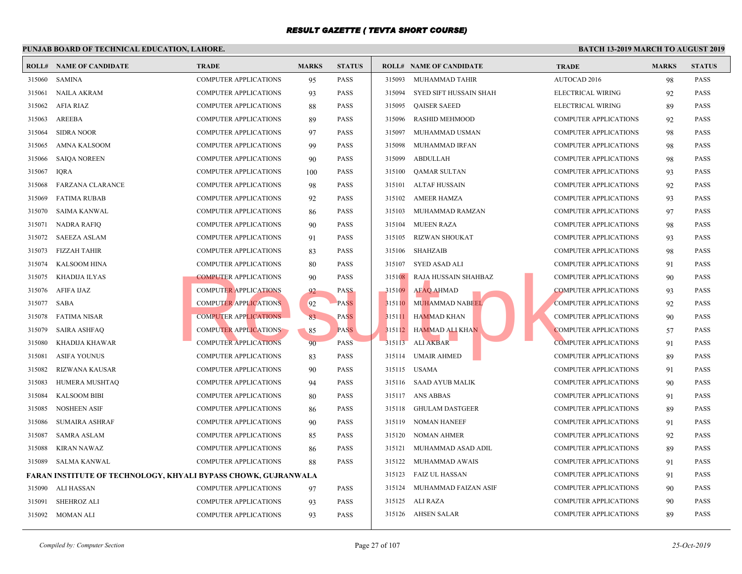# RESULT GAZETTE ( TEVTA SHORT COURSE)

**PUNJAB BOARD OF TECHNICAL EDUCATION, LAHORE.**

**BATCH 13-2019 MARCH TO AUGUST 2019**

| ROLL# | NAME OF CANDIDATE | TRADE | MARKS | STATUS |
|---|---|---|---|---|
| 315060 | SAMINA | COMPUTER APPLICATIONS | 95 | PASS |
| 315061 | NAILA AKRAM | COMPUTER APPLICATIONS | 93 | PASS |
| 315062 | AFIA RIAZ | COMPUTER APPLICATIONS | 88 | PASS |
| 315063 | AREEBA | COMPUTER APPLICATIONS | 89 | PASS |
| 315064 | SIDRA NOOR | COMPUTER APPLICATIONS | 97 | PASS |
| 315065 | AMNA KALSOOM | COMPUTER APPLICATIONS | 99 | PASS |
| 315066 | SAIQA NOREEN | COMPUTER APPLICATIONS | 90 | PASS |
| 315067 | IQRA | COMPUTER APPLICATIONS | 100 | PASS |
| 315068 | FARZANA CLARANCE | COMPUTER APPLICATIONS | 98 | PASS |
| 315069 | FATIMA RUBAB | COMPUTER APPLICATIONS | 92 | PASS |
| 315070 | SAIMA KANWAL | COMPUTER APPLICATIONS | 86 | PASS |
| 315071 | NADRA RAFIQ | COMPUTER APPLICATIONS | 90 | PASS |
| 315072 | SAEEZA ASLAM | COMPUTER APPLICATIONS | 91 | PASS |
| 315073 | FIZZAH TAHIR | COMPUTER APPLICATIONS | 83 | PASS |
| 315074 | KALSOOM HINA | COMPUTER APPLICATIONS | 80 | PASS |
| 315075 | KHADIJA ILYAS | COMPUTER APPLICATIONS | 90 | PASS |
| 315076 | AFIFA IJAZ | COMPUTER APPLICATIONS | 92 | PASS |
| 315077 | SABA | COMPUTER APPLICATIONS | 92 | PASS |
| 315078 | FATIMA NISAR | COMPUTER APPLICATIONS | 83 | PASS |
| 315079 | SAIRA ASHFAQ | COMPUTER APPLICATIONS | 85 | PASS |
| 315080 | KHADIJA KHAWAR | COMPUTER APPLICATIONS | 90 | PASS |
| 315081 | ASIFA YOUNUS | COMPUTER APPLICATIONS | 83 | PASS |
| 315082 | RIZWANA KAUSAR | COMPUTER APPLICATIONS | 90 | PASS |
| 315083 | HUMERA MUSHTAQ | COMPUTER APPLICATIONS | 94 | PASS |
| 315084 | KALSOOM BIBI | COMPUTER APPLICATIONS | 80 | PASS |
| 315085 | NOSHEEN ASIF | COMPUTER APPLICATIONS | 86 | PASS |
| 315086 | SUMAIRA ASHRAF | COMPUTER APPLICATIONS | 90 | PASS |
| 315087 | SAMRA ASLAM | COMPUTER APPLICATIONS | 85 | PASS |
| 315088 | KIRAN NAWAZ | COMPUTER APPLICATIONS | 86 | PASS |
| 315089 | SALMA KANWAL | COMPUTER APPLICATIONS | 88 | PASS |

**FARAN INSTITUTE OF TECHNOLOGY, KHYALI BYPASS CHOWK, GUJRANWALA**

| ROLL# | NAME OF CANDIDATE | TRADE | MARKS | STATUS |
|---|---|---|---|---|
| 315090 | ALI HASSAN | COMPUTER APPLICATIONS | 97 | PASS |
| 315091 | SHEHROZ ALI | COMPUTER APPLICATIONS | 93 | PASS |
| 315092 | MOMAN ALI | COMPUTER APPLICATIONS | 93 | PASS |
| 315093 | MUHAMMAD TAHIR | AUTOCAD 2016 | 98 | PASS |
| 315094 | SYED SIFT HUSSAIN SHAH | ELECTRICAL WIRING | 92 | PASS |
| 315095 | QAISER SAEED | ELECTRICAL WIRING | 89 | PASS |
| 315096 | RASHID MEHMOOD | COMPUTER APPLICATIONS | 92 | PASS |
| 315097 | MUHAMMAD USMAN | COMPUTER APPLICATIONS | 98 | PASS |
| 315098 | MUHAMMAD IRFAN | COMPUTER APPLICATIONS | 98 | PASS |
| 315099 | ABDULLAH | COMPUTER APPLICATIONS | 98 | PASS |
| 315100 | QAMAR SULTAN | COMPUTER APPLICATIONS | 93 | PASS |
| 315101 | ALTAF HUSSAIN | COMPUTER APPLICATIONS | 92 | PASS |
| 315102 | AMEER HAMZA | COMPUTER APPLICATIONS | 93 | PASS |
| 315103 | MUHAMMAD RAMZAN | COMPUTER APPLICATIONS | 97 | PASS |
| 315104 | MUEEN RAZA | COMPUTER APPLICATIONS | 98 | PASS |
| 315105 | RIZWAN SHOUKAT | COMPUTER APPLICATIONS | 93 | PASS |
| 315106 | SHAHZAIB | COMPUTER APPLICATIONS | 98 | PASS |
| 315107 | SYED ASAD ALI | COMPUTER APPLICATIONS | 91 | PASS |
| 315108 | RAJA HUSSAIN SHAHBAZ | COMPUTER APPLICATIONS | 90 | PASS |
| 315109 | AFAQ AHMAD | COMPUTER APPLICATIONS | 93 | PASS |
| 315110 | MUHAMMAD NABEEL | COMPUTER APPLICATIONS | 92 | PASS |
| 315111 | HAMMAD KHAN | COMPUTER APPLICATIONS | 90 | PASS |
| 315112 | HAMMAD ALI KHAN | COMPUTER APPLICATIONS | 57 | PASS |
| 315113 | ALI AKBAR | COMPUTER APPLICATIONS | 91 | PASS |
| 315114 | UMAIR AHMED | COMPUTER APPLICATIONS | 89 | PASS |
| 315115 | USAMA | COMPUTER APPLICATIONS | 91 | PASS |
| 315116 | SAAD AYUB MALIK | COMPUTER APPLICATIONS | 90 | PASS |
| 315117 | ANS ABBAS | COMPUTER APPLICATIONS | 91 | PASS |
| 315118 | GHULAM DASTGEER | COMPUTER APPLICATIONS | 89 | PASS |
| 315119 | NOMAN HANEEF | COMPUTER APPLICATIONS | 91 | PASS |
| 315120 | NOMAN AHMER | COMPUTER APPLICATIONS | 92 | PASS |
| 315121 | MUHAMMAD ASAD ADIL | COMPUTER APPLICATIONS | 89 | PASS |
| 315122 | MUHAMMAD AWAIS | COMPUTER APPLICATIONS | 91 | PASS |
| 315123 | FAIZ UL HASSAN | COMPUTER APPLICATIONS | 91 | PASS |
| 315124 | MUHAMMAD FAIZAN ASIF | COMPUTER APPLICATIONS | 90 | PASS |
| 315125 | ALI RAZA | COMPUTER APPLICATIONS | 90 | PASS |
| 315126 | AHSEN SALAR | COMPUTER APPLICATIONS | 89 | PASS |

*Compiled by: Computer Section*

*25-Oct-2019*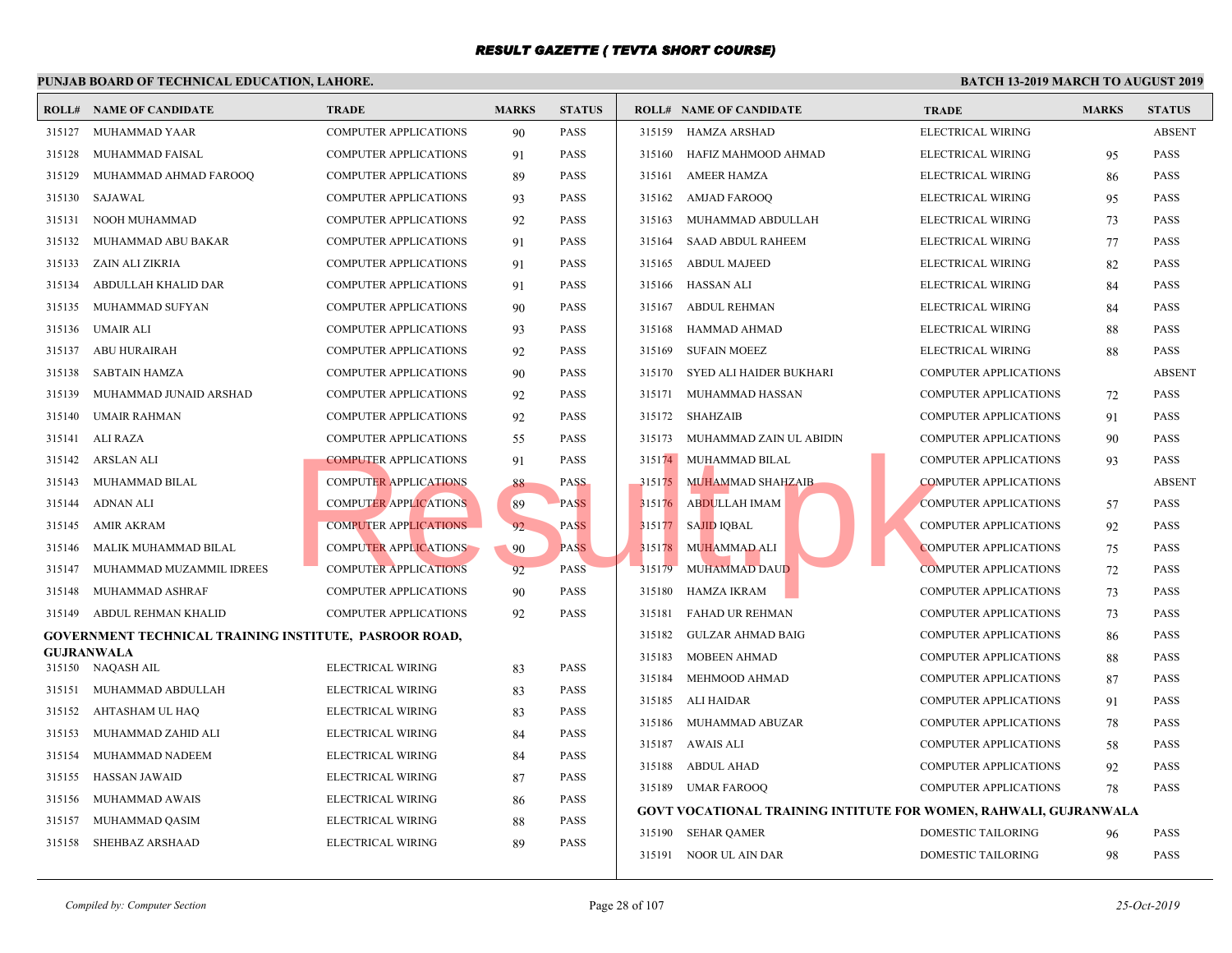# RESULT GAZETTE ( TEVTA SHORT COURSE)

**PUNJAB BOARD OF TECHNICAL EDUCATION, LAHORE.** | **BATCH 13-2019 MARCH TO AUGUST 2019**

| ROLL# | NAME OF CANDIDATE | TRADE | MARKS | STATUS |
|---|---|---|---|---|
| 315127 | MUHAMMAD YAAR | COMPUTER APPLICATIONS | 90 | PASS |
| 315128 | MUHAMMAD FAISAL | COMPUTER APPLICATIONS | 91 | PASS |
| 315129 | MUHAMMAD AHMAD FAROOQ | COMPUTER APPLICATIONS | 89 | PASS |
| 315130 | SAJAWAL | COMPUTER APPLICATIONS | 93 | PASS |
| 315131 | NOOH MUHAMMAD | COMPUTER APPLICATIONS | 92 | PASS |
| 315132 | MUHAMMAD ABU BAKAR | COMPUTER APPLICATIONS | 91 | PASS |
| 315133 | ZAIN ALI ZIKRIA | COMPUTER APPLICATIONS | 91 | PASS |
| 315134 | ABDULLAH KHALID DAR | COMPUTER APPLICATIONS | 91 | PASS |
| 315135 | MUHAMMAD SUFYAN | COMPUTER APPLICATIONS | 90 | PASS |
| 315136 | UMAIR ALI | COMPUTER APPLICATIONS | 93 | PASS |
| 315137 | ABU HURAIRAH | COMPUTER APPLICATIONS | 92 | PASS |
| 315138 | SABTAIN HAMZA | COMPUTER APPLICATIONS | 90 | PASS |
| 315139 | MUHAMMAD JUNAID ARSHAD | COMPUTER APPLICATIONS | 92 | PASS |
| 315140 | UMAIR RAHMAN | COMPUTER APPLICATIONS | 92 | PASS |
| 315141 | ALI RAZA | COMPUTER APPLICATIONS | 55 | PASS |
| 315142 | ARSLAN ALI | COMPUTER APPLICATIONS | 91 | PASS |
| 315143 | MUHAMMAD BILAL | COMPUTER APPLICATIONS | 88 | PASS |
| 315144 | ADNAN ALI | COMPUTER APPLICATIONS | 89 | PASS |
| 315145 | AMIR AKRAM | COMPUTER APPLICATIONS | 92 | PASS |
| 315146 | MALIK MUHAMMAD BILAL | COMPUTER APPLICATIONS | 90 | PASS |
| 315147 | MUHAMMAD MUZAMMIL IDREES | COMPUTER APPLICATIONS | 92 | PASS |
| 315148 | MUHAMMAD ASHRAF | COMPUTER APPLICATIONS | 90 | PASS |
| 315149 | ABDUL REHMAN KHALID | COMPUTER APPLICATIONS | 92 | PASS |

**GOVERNMENT TECHNICAL TRAINING INSTITUTE, PASROOR ROAD, GUJRANWALA**

| ROLL# | NAME OF CANDIDATE | TRADE | MARKS | STATUS |
|---|---|---|---|---|
| 315150 | NAQASH AIL | ELECTRICAL WIRING | 83 | PASS |
| 315151 | MUHAMMAD ABDULLAH | ELECTRICAL WIRING | 83 | PASS |
| 315152 | AHTASHAM UL HAQ | ELECTRICAL WIRING | 83 | PASS |
| 315153 | MUHAMMAD ZAHID ALI | ELECTRICAL WIRING | 84 | PASS |
| 315154 | MUHAMMAD NADEEM | ELECTRICAL WIRING | 84 | PASS |
| 315155 | HASSAN JAWAID | ELECTRICAL WIRING | 87 | PASS |
| 315156 | MUHAMMAD AWAIS | ELECTRICAL WIRING | 86 | PASS |
| 315157 | MUHAMMAD QASIM | ELECTRICAL WIRING | 88 | PASS |
| 315158 | SHEHBAZ ARSHAAD | ELECTRICAL WIRING | 89 | PASS |
| 315159 | HAMZA ARSHAD | ELECTRICAL WIRING | | ABSENT |
| 315160 | HAFIZ MAHMOOD AHMAD | ELECTRICAL WIRING | 95 | PASS |
| 315161 | AMEER HAMZA | ELECTRICAL WIRING | 86 | PASS |
| 315162 | AMJAD FAROOQ | ELECTRICAL WIRING | 95 | PASS |
| 315163 | MUHAMMAD ABDULLAH | ELECTRICAL WIRING | 73 | PASS |
| 315164 | SAAD ABDUL RAHEEM | ELECTRICAL WIRING | 77 | PASS |
| 315165 | ABDUL MAJEED | ELECTRICAL WIRING | 82 | PASS |
| 315166 | HASSAN ALI | ELECTRICAL WIRING | 84 | PASS |
| 315167 | ABDUL REHMAN | ELECTRICAL WIRING | 84 | PASS |
| 315168 | HAMMAD AHMAD | ELECTRICAL WIRING | 88 | PASS |
| 315169 | SUFAIN MOEEZ | ELECTRICAL WIRING | 88 | PASS |
| 315170 | SYED ALI HAIDER BUKHARI | COMPUTER APPLICATIONS | | ABSENT |
| 315171 | MUHAMMAD HASSAN | COMPUTER APPLICATIONS | 72 | PASS |
| 315172 | SHAHZAIB | COMPUTER APPLICATIONS | 91 | PASS |
| 315173 | MUHAMMAD ZAIN UL ABIDIN | COMPUTER APPLICATIONS | 90 | PASS |
| 315174 | MUHAMMAD BILAL | COMPUTER APPLICATIONS | 93 | PASS |
| 315175 | MUHAMMAD SHAHZAIB | COMPUTER APPLICATIONS | | ABSENT |
| 315176 | ABDULLAH IMAM | COMPUTER APPLICATIONS | 57 | PASS |
| 315177 | SAJID IQBAL | COMPUTER APPLICATIONS | 92 | PASS |
| 315178 | MUHAMMAD ALI | COMPUTER APPLICATIONS | 75 | PASS |
| 315179 | MUHAMMAD DAUD | COMPUTER APPLICATIONS | 72 | PASS |
| 315180 | HAMZA IKRAM | COMPUTER APPLICATIONS | 73 | PASS |
| 315181 | FAHAD UR REHMAN | COMPUTER APPLICATIONS | 73 | PASS |
| 315182 | GULZAR AHMAD BAIG | COMPUTER APPLICATIONS | 86 | PASS |
| 315183 | MOBEEN AHMAD | COMPUTER APPLICATIONS | 88 | PASS |
| 315184 | MEHMOOD AHMAD | COMPUTER APPLICATIONS | 87 | PASS |
| 315185 | ALI HAIDAR | COMPUTER APPLICATIONS | 91 | PASS |
| 315186 | MUHAMMAD ABUZAR | COMPUTER APPLICATIONS | 78 | PASS |
| 315187 | AWAIS ALI | COMPUTER APPLICATIONS | 58 | PASS |
| 315188 | ABDUL AHAD | COMPUTER APPLICATIONS | 92 | PASS |
| 315189 | UMAR FAROOQ | COMPUTER APPLICATIONS | 78 | PASS |

**GOVT VOCATIONAL TRAINING INTITUTE FOR WOMEN, RAHWALI, GUJRANWALA**

| ROLL# | NAME OF CANDIDATE | TRADE | MARKS | STATUS |
|---|---|---|---|---|
| 315190 | SEHAR QAMER | DOMESTIC TAILORING | 96 | PASS |
| 315191 | NOOR UL AIN DAR | DOMESTIC TAILORING | 98 | PASS |

*Compiled by: Computer Section* | *25-Oct-2019*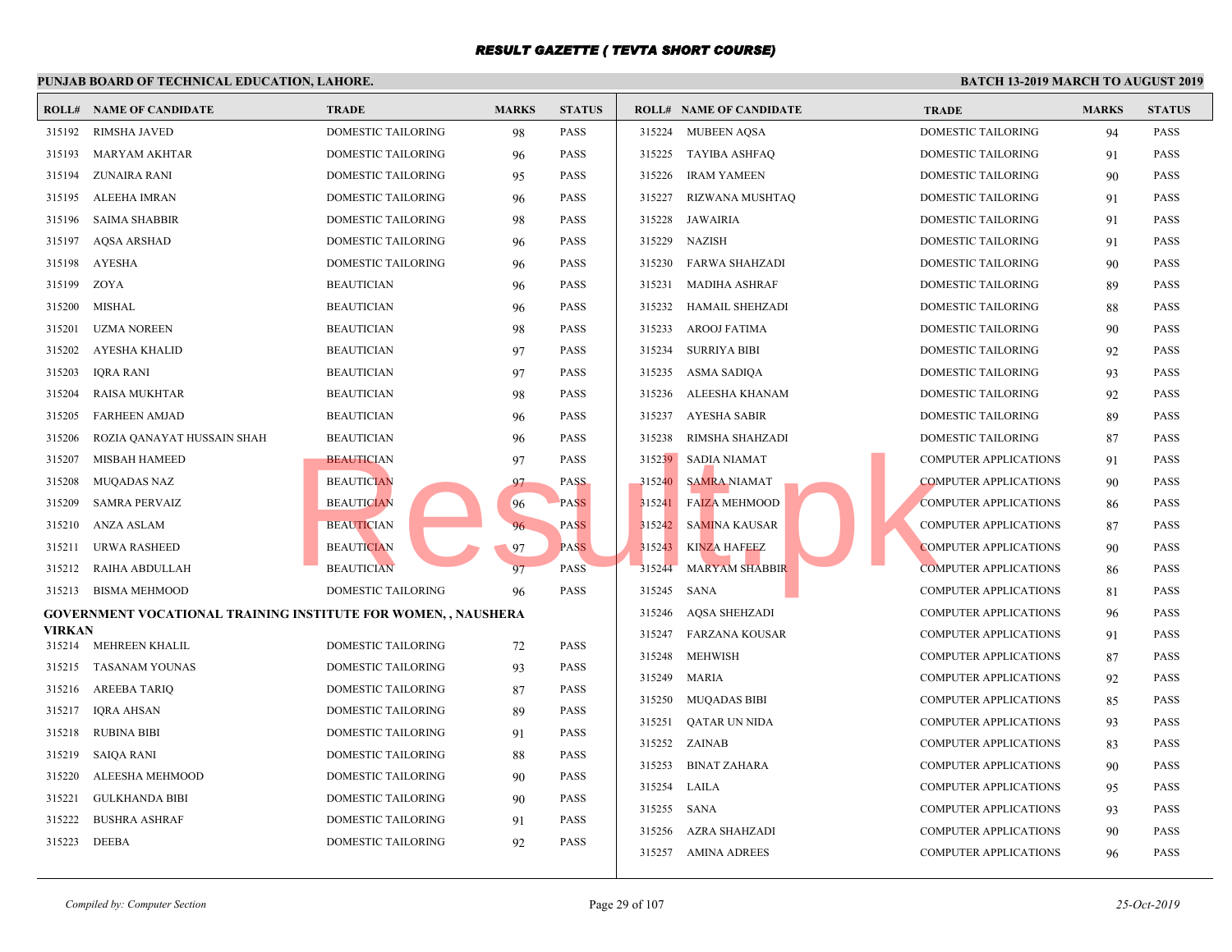# RESULT GAZETTE ( TEVTA SHORT COURSE)

**PUNJAB BOARD OF TECHNICAL EDUCATION, LAHORE.**

**BATCH 13-2019 MARCH TO AUGUST 2019**

| ROLL# | NAME OF CANDIDATE | TRADE | MARKS | STATUS |
|---|---|---|---|---|
| 315192 | RIMSHA JAVED | DOMESTIC TAILORING | 98 | PASS |
| 315193 | MARYAM AKHTAR | DOMESTIC TAILORING | 96 | PASS |
| 315194 | ZUNAIRA RANI | DOMESTIC TAILORING | 95 | PASS |
| 315195 | ALEEHA IMRAN | DOMESTIC TAILORING | 96 | PASS |
| 315196 | SAIMA SHABBIR | DOMESTIC TAILORING | 98 | PASS |
| 315197 | AQSA ARSHAD | DOMESTIC TAILORING | 96 | PASS |
| 315198 | AYESHA | DOMESTIC TAILORING | 96 | PASS |
| 315199 | ZOYA | BEAUTICIAN | 96 | PASS |
| 315200 | MISHAL | BEAUTICIAN | 96 | PASS |
| 315201 | UZMA NOREEN | BEAUTICIAN | 98 | PASS |
| 315202 | AYESHA KHALID | BEAUTICIAN | 97 | PASS |
| 315203 | IQRA RANI | BEAUTICIAN | 97 | PASS |
| 315204 | RAISA MUKHTAR | BEAUTICIAN | 98 | PASS |
| 315205 | FARHEEN AMJAD | BEAUTICIAN | 96 | PASS |
| 315206 | ROZIA QANAYAT HUSSAIN SHAH | BEAUTICIAN | 96 | PASS |
| 315207 | MISBAH HAMEED | BEAUTICIAN | 97 | PASS |
| 315208 | MUQADAS NAZ | BEAUTICIAN | 97 | PASS |
| 315209 | SAMRA PERVAIZ | BEAUTICIAN | 96 | PASS |
| 315210 | ANZA ASLAM | BEAUTICIAN | 96 | PASS |
| 315211 | URWA RASHEED | BEAUTICIAN | 97 | PASS |
| 315212 | RAIHA ABDULLAH | BEAUTICIAN | 97 | PASS |
| 315213 | BISMA MEHMOOD | DOMESTIC TAILORING | 96 | PASS |

**GOVERNMENT VOCATIONAL TRAINING INSTITUTE FOR WOMEN, , NAUSHERA VIRKAN**

| ROLL# | NAME OF CANDIDATE | TRADE | MARKS | STATUS |
|---|---|---|---|---|
| 315214 | MEHREEN KHALIL | DOMESTIC TAILORING | 72 | PASS |
| 315215 | TASANAM YOUNAS | DOMESTIC TAILORING | 93 | PASS |
| 315216 | AREEBA TARIQ | DOMESTIC TAILORING | 87 | PASS |
| 315217 | IQRA AHSAN | DOMESTIC TAILORING | 89 | PASS |
| 315218 | RUBINA BIBI | DOMESTIC TAILORING | 91 | PASS |
| 315219 | SAIQA RANI | DOMESTIC TAILORING | 88 | PASS |
| 315220 | ALEESHA MEHMOOD | DOMESTIC TAILORING | 90 | PASS |
| 315221 | GULKHANDA BIBI | DOMESTIC TAILORING | 90 | PASS |
| 315222 | BUSHRA ASHRAF | DOMESTIC TAILORING | 91 | PASS |
| 315223 | DEEBA | DOMESTIC TAILORING | 92 | PASS |
| 315224 | MUBEEN AQSA | DOMESTIC TAILORING | 94 | PASS |
| 315225 | TAYIBA ASHFAQ | DOMESTIC TAILORING | 91 | PASS |
| 315226 | IRAM YAMEEN | DOMESTIC TAILORING | 90 | PASS |
| 315227 | RIZWANA MUSHTAQ | DOMESTIC TAILORING | 91 | PASS |
| 315228 | JAWAIRIA | DOMESTIC TAILORING | 91 | PASS |
| 315229 | NAZISH | DOMESTIC TAILORING | 91 | PASS |
| 315230 | FARWA SHAHZADI | DOMESTIC TAILORING | 90 | PASS |
| 315231 | MADIHA ASHRAF | DOMESTIC TAILORING | 89 | PASS |
| 315232 | HAMAIL SHEHZADI | DOMESTIC TAILORING | 88 | PASS |
| 315233 | AROOJ FATIMA | DOMESTIC TAILORING | 90 | PASS |
| 315234 | SURRIYA BIBI | DOMESTIC TAILORING | 92 | PASS |
| 315235 | ASMA SADIQA | DOMESTIC TAILORING | 93 | PASS |
| 315236 | ALEESHA KHANAM | DOMESTIC TAILORING | 92 | PASS |
| 315237 | AYESHA SABIR | DOMESTIC TAILORING | 89 | PASS |
| 315238 | RIMSHA SHAHZADI | DOMESTIC TAILORING | 87 | PASS |
| 315239 | SADIA NIAMAT | COMPUTER APPLICATIONS | 91 | PASS |
| 315240 | SAMRA NIAMAT | COMPUTER APPLICATIONS | 90 | PASS |
| 315241 | FAIZA MEHMOOD | COMPUTER APPLICATIONS | 86 | PASS |
| 315242 | SAMINA KAUSAR | COMPUTER APPLICATIONS | 87 | PASS |
| 315243 | KINZA HAFEEZ | COMPUTER APPLICATIONS | 90 | PASS |
| 315244 | MARYAM SHABBIR | COMPUTER APPLICATIONS | 86 | PASS |
| 315245 | SANA | COMPUTER APPLICATIONS | 81 | PASS |
| 315246 | AQSA SHEHZADI | COMPUTER APPLICATIONS | 96 | PASS |
| 315247 | FARZANA KOUSAR | COMPUTER APPLICATIONS | 91 | PASS |
| 315248 | MEHWISH | COMPUTER APPLICATIONS | 87 | PASS |
| 315249 | MARIA | COMPUTER APPLICATIONS | 92 | PASS |
| 315250 | MUQADAS BIBI | COMPUTER APPLICATIONS | 85 | PASS |
| 315251 | QATAR UN NIDA | COMPUTER APPLICATIONS | 93 | PASS |
| 315252 | ZAINAB | COMPUTER APPLICATIONS | 83 | PASS |
| 315253 | BINAT ZAHARA | COMPUTER APPLICATIONS | 90 | PASS |
| 315254 | LAILA | COMPUTER APPLICATIONS | 95 | PASS |
| 315255 | SANA | COMPUTER APPLICATIONS | 93 | PASS |
| 315256 | AZRA SHAHZADI | COMPUTER APPLICATIONS | 90 | PASS |
| 315257 | AMINA ADREES | COMPUTER APPLICATIONS | 96 | PASS |

*Compiled by: Computer Section*

*25-Oct-2019*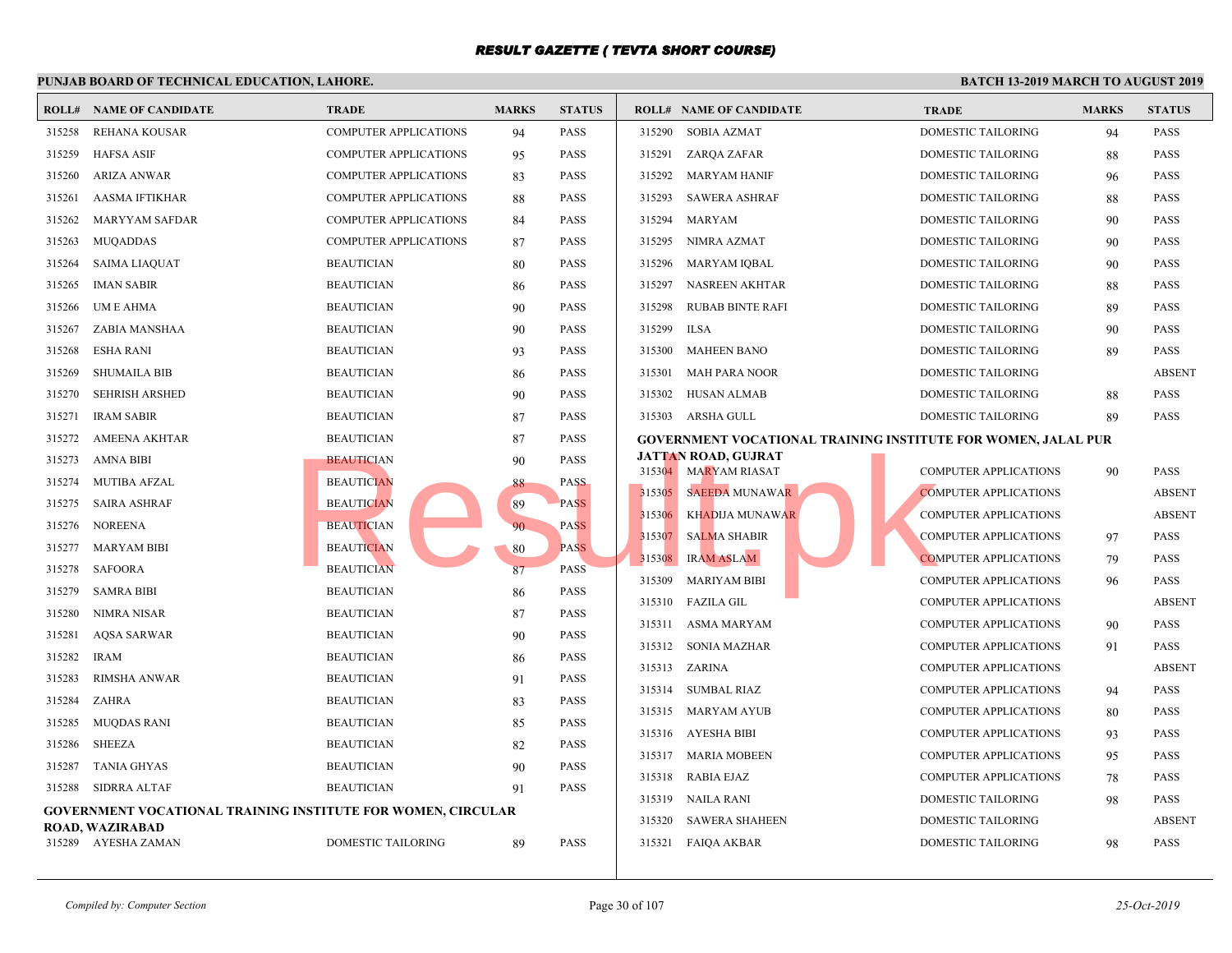# RESULT GAZETTE ( TEVTA SHORT COURSE)

**PUNJAB BOARD OF TECHNICAL EDUCATION, LAHORE.**

**BATCH 13-2019 MARCH TO AUGUST 2019**

| ROLL# | NAME OF CANDIDATE | TRADE | MARKS | STATUS |
|---|---|---|---|---|
| 315258 | REHANA KOUSAR | COMPUTER APPLICATIONS | 94 | PASS |
| 315259 | HAFSA ASIF | COMPUTER APPLICATIONS | 95 | PASS |
| 315260 | ARIZA ANWAR | COMPUTER APPLICATIONS | 83 | PASS |
| 315261 | AASMA IFTIKHAR | COMPUTER APPLICATIONS | 88 | PASS |
| 315262 | MARYYAM SAFDAR | COMPUTER APPLICATIONS | 84 | PASS |
| 315263 | MUQADDAS | COMPUTER APPLICATIONS | 87 | PASS |
| 315264 | SAIMA LIAQUAT | BEAUTICIAN | 80 | PASS |
| 315265 | IMAN SABIR | BEAUTICIAN | 86 | PASS |
| 315266 | UM E AHMA | BEAUTICIAN | 90 | PASS |
| 315267 | ZABIA MANSHAA | BEAUTICIAN | 90 | PASS |
| 315268 | ESHA RANI | BEAUTICIAN | 93 | PASS |
| 315269 | SHUMAILA BIB | BEAUTICIAN | 86 | PASS |
| 315270 | SEHRISH ARSHED | BEAUTICIAN | 90 | PASS |
| 315271 | IRAM SABIR | BEAUTICIAN | 87 | PASS |
| 315272 | AMEENA AKHTAR | BEAUTICIAN | 87 | PASS |
| 315273 | AMNA BIBI | BEAUTICIAN | 90 | PASS |
| 315274 | MUTIBA AFZAL | BEAUTICIAN | 88 | PASS |
| 315275 | SAIRA ASHRAF | BEAUTICIAN | 89 | PASS |
| 315276 | NOREENA | BEAUTICIAN | 90 | PASS |
| 315277 | MARYAM BIBI | BEAUTICIAN | 80 | PASS |
| 315278 | SAFOORA | BEAUTICIAN | 87 | PASS |
| 315279 | SAMRA BIBI | BEAUTICIAN | 86 | PASS |
| 315280 | NIMRA NISAR | BEAUTICIAN | 87 | PASS |
| 315281 | AQSA SARWAR | BEAUTICIAN | 90 | PASS |
| 315282 | IRAM | BEAUTICIAN | 86 | PASS |
| 315283 | RIMSHA ANWAR | BEAUTICIAN | 91 | PASS |
| 315284 | ZAHRA | BEAUTICIAN | 83 | PASS |
| 315285 | MUQDAS RANI | BEAUTICIAN | 85 | PASS |
| 315286 | SHEEZA | BEAUTICIAN | 82 | PASS |
| 315287 | TANIA GHYAS | BEAUTICIAN | 90 | PASS |
| 315288 | SIDRRA ALTAF | BEAUTICIAN | 91 | PASS |

**GOVERNMENT VOCATIONAL TRAINING INSTITUTE FOR WOMEN, CIRCULAR ROAD, WAZIRABAD**

| ROLL# | NAME OF CANDIDATE | TRADE | MARKS | STATUS |
|---|---|---|---|---|
| 315289 | AYESHA ZAMAN | DOMESTIC TAILORING | 89 | PASS |
| 315290 | SOBIA AZMAT | DOMESTIC TAILORING | 94 | PASS |
| 315291 | ZARQA ZAFAR | DOMESTIC TAILORING | 88 | PASS |
| 315292 | MARYAM HANIF | DOMESTIC TAILORING | 96 | PASS |
| 315293 | SAWERA ASHRAF | DOMESTIC TAILORING | 88 | PASS |
| 315294 | MARYAM | DOMESTIC TAILORING | 90 | PASS |
| 315295 | NIMRA AZMAT | DOMESTIC TAILORING | 90 | PASS |
| 315296 | MARYAM IQBAL | DOMESTIC TAILORING | 90 | PASS |
| 315297 | NASREEN AKHTAR | DOMESTIC TAILORING | 88 | PASS |
| 315298 | RUBAB BINTE RAFI | DOMESTIC TAILORING | 89 | PASS |
| 315299 | ILSA | DOMESTIC TAILORING | 90 | PASS |
| 315300 | MAHEEN BANO | DOMESTIC TAILORING | 89 | PASS |
| 315301 | MAH PARA NOOR | DOMESTIC TAILORING | | ABSENT |
| 315302 | HUSAN ALMAB | DOMESTIC TAILORING | 88 | PASS |
| 315303 | ARSHA GULL | DOMESTIC TAILORING | 89 | PASS |

**GOVERNMENT VOCATIONAL TRAINING INSTITUTE FOR WOMEN, JALAL PUR JATTAN ROAD, GUJRAT**

| ROLL# | NAME OF CANDIDATE | TRADE | MARKS | STATUS |
|---|---|---|---|---|
| 315304 | MARYAM RIASAT | COMPUTER APPLICATIONS | 90 | PASS |
| 315305 | SAEEDA MUNAWAR | COMPUTER APPLICATIONS | | ABSENT |
| 315306 | KHADIJA MUNAWAR | COMPUTER APPLICATIONS | | ABSENT |
| 315307 | SALMA SHABIR | COMPUTER APPLICATIONS | 97 | PASS |
| 315308 | IRAM ASLAM | COMPUTER APPLICATIONS | 79 | PASS |
| 315309 | MARIYAM BIBI | COMPUTER APPLICATIONS | 96 | PASS |
| 315310 | FAZILA GIL | COMPUTER APPLICATIONS | | ABSENT |
| 315311 | ASMA MARYAM | COMPUTER APPLICATIONS | 90 | PASS |
| 315312 | SONIA MAZHAR | COMPUTER APPLICATIONS | 91 | PASS |
| 315313 | ZARINA | COMPUTER APPLICATIONS | | ABSENT |
| 315314 | SUMBAL RIAZ | COMPUTER APPLICATIONS | 94 | PASS |
| 315315 | MARYAM AYUB | COMPUTER APPLICATIONS | 80 | PASS |
| 315316 | AYESHA BIBI | COMPUTER APPLICATIONS | 93 | PASS |
| 315317 | MARIA MOBEEN | COMPUTER APPLICATIONS | 95 | PASS |
| 315318 | RABIA EJAZ | COMPUTER APPLICATIONS | 78 | PASS |
| 315319 | NAILA RANI | DOMESTIC TAILORING | 98 | PASS |
| 315320 | SAWERA SHAHEEN | DOMESTIC TAILORING | | ABSENT |
| 315321 | FAIQA AKBAR | DOMESTIC TAILORING | 98 | PASS |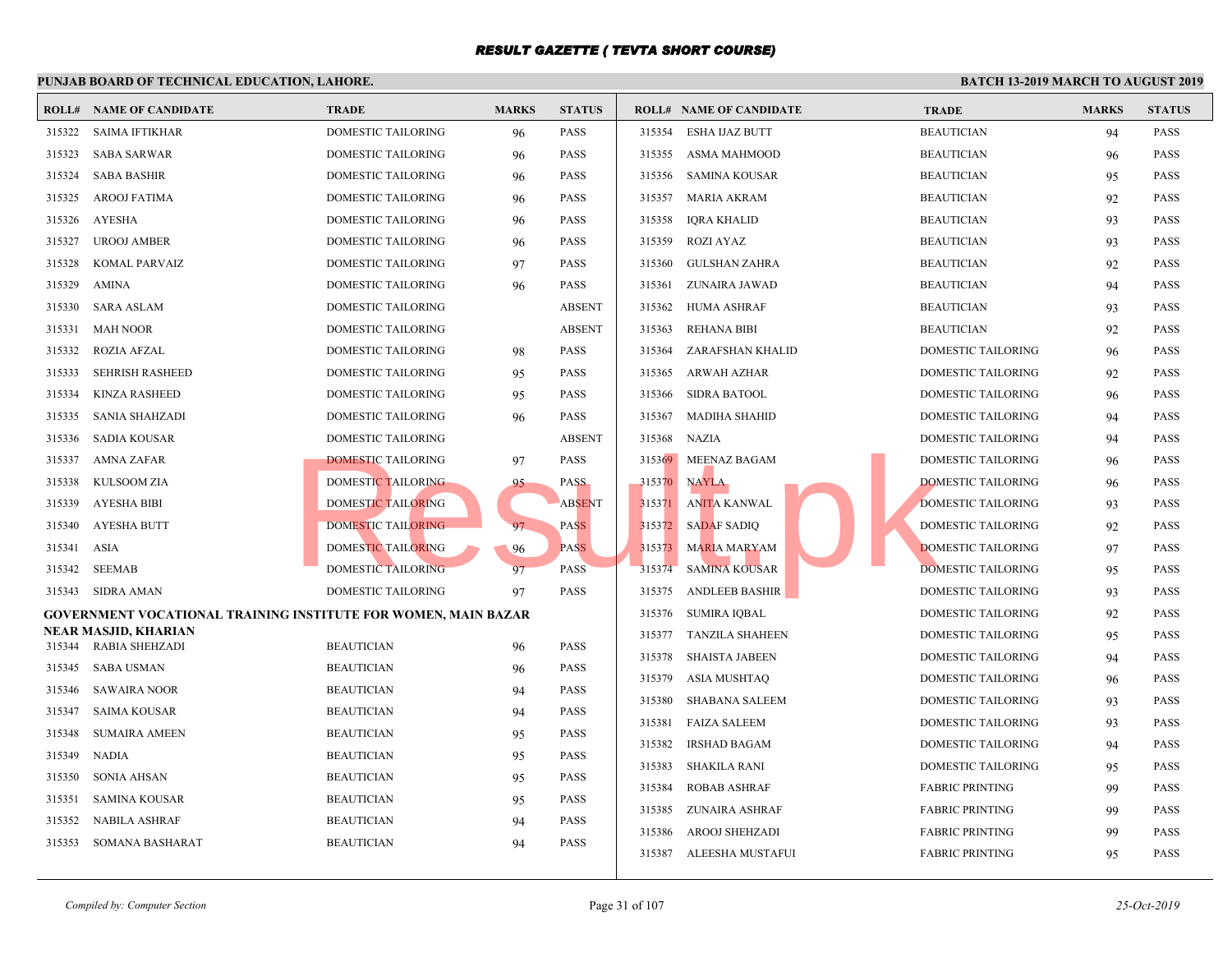# RESULT GAZETTE ( TEVTA SHORT COURSE)

**PUNJAB BOARD OF TECHNICAL EDUCATION, LAHORE.** **BATCH 13-2019 MARCH TO AUGUST 2019**

| ROLL# | NAME OF CANDIDATE | TRADE | MARKS | STATUS |
|---|---|---|---|---|
| 315322 | SAIMA IFTIKHAR | DOMESTIC TAILORING | 96 | PASS |
| 315323 | SABA SARWAR | DOMESTIC TAILORING | 96 | PASS |
| 315324 | SABA BASHIR | DOMESTIC TAILORING | 96 | PASS |
| 315325 | AROOJ FATIMA | DOMESTIC TAILORING | 96 | PASS |
| 315326 | AYESHA | DOMESTIC TAILORING | 96 | PASS |
| 315327 | UROOJ AMBER | DOMESTIC TAILORING | 96 | PASS |
| 315328 | KOMAL PARVAIZ | DOMESTIC TAILORING | 97 | PASS |
| 315329 | AMINA | DOMESTIC TAILORING | 96 | PASS |
| 315330 | SARA ASLAM | DOMESTIC TAILORING | | ABSENT |
| 315331 | MAH NOOR | DOMESTIC TAILORING | | ABSENT |
| 315332 | ROZIA AFZAL | DOMESTIC TAILORING | 98 | PASS |
| 315333 | SEHRISH RASHEED | DOMESTIC TAILORING | 95 | PASS |
| 315334 | KINZA RASHEED | DOMESTIC TAILORING | 95 | PASS |
| 315335 | SANIA SHAHZADI | DOMESTIC TAILORING | 96 | PASS |
| 315336 | SADIA KOUSAR | DOMESTIC TAILORING | | ABSENT |
| 315337 | AMNA ZAFAR | DOMESTIC TAILORING | 97 | PASS |
| 315338 | KULSOOM ZIA | DOMESTIC TAILORING | 95 | PASS |
| 315339 | AYESHA BIBI | DOMESTIC TAILORING | | ABSENT |
| 315340 | AYESHA BUTT | DOMESTIC TAILORING | 97 | PASS |
| 315341 | ASIA | DOMESTIC TAILORING | 96 | PASS |
| 315342 | SEEMAB | DOMESTIC TAILORING | 97 | PASS |
| 315343 | SIDRA AMAN | DOMESTIC TAILORING | 97 | PASS |

**GOVERNMENT VOCATIONAL TRAINING INSTITUTE FOR WOMEN, MAIN BAZAR NEAR MASJID, KHARIAN**

| ROLL# | NAME OF CANDIDATE | TRADE | MARKS | STATUS |
|---|---|---|---|---|
| 315344 | RABIA SHEHZADI | BEAUTICIAN | 96 | PASS |
| 315345 | SABA USMAN | BEAUTICIAN | 96 | PASS |
| 315346 | SAWAIRA NOOR | BEAUTICIAN | 94 | PASS |
| 315347 | SAIMA KOUSAR | BEAUTICIAN | 94 | PASS |
| 315348 | SUMAIRA AMEEN | BEAUTICIAN | 95 | PASS |
| 315349 | NADIA | BEAUTICIAN | 95 | PASS |
| 315350 | SONIA AHSAN | BEAUTICIAN | 95 | PASS |
| 315351 | SAMINA KOUSAR | BEAUTICIAN | 95 | PASS |
| 315352 | NABILA ASHRAF | BEAUTICIAN | 94 | PASS |
| 315353 | SOMANA BASHARAT | BEAUTICIAN | 94 | PASS |
| 315354 | ESHA IJAZ BUTT | BEAUTICIAN | 94 | PASS |
| 315355 | ASMA MAHMOOD | BEAUTICIAN | 96 | PASS |
| 315356 | SAMINA KOUSAR | BEAUTICIAN | 95 | PASS |
| 315357 | MARIA AKRAM | BEAUTICIAN | 92 | PASS |
| 315358 | IQRA KHALID | BEAUTICIAN | 93 | PASS |
| 315359 | ROZI AYAZ | BEAUTICIAN | 93 | PASS |
| 315360 | GULSHAN ZAHRA | BEAUTICIAN | 92 | PASS |
| 315361 | ZUNAIRA JAWAD | BEAUTICIAN | 94 | PASS |
| 315362 | HUMA ASHRAF | BEAUTICIAN | 93 | PASS |
| 315363 | REHANA BIBI | BEAUTICIAN | 92 | PASS |
| 315364 | ZARAFSHAN KHALID | DOMESTIC TAILORING | 96 | PASS |
| 315365 | ARWAH AZHAR | DOMESTIC TAILORING | 92 | PASS |
| 315366 | SIDRA BATOOL | DOMESTIC TAILORING | 96 | PASS |
| 315367 | MADIHA SHAHID | DOMESTIC TAILORING | 94 | PASS |
| 315368 | NAZIA | DOMESTIC TAILORING | 94 | PASS |
| 315369 | MEENAZ BAGAM | DOMESTIC TAILORING | 96 | PASS |
| 315370 | NAYLA | DOMESTIC TAILORING | 96 | PASS |
| 315371 | ANITA KANWAL | DOMESTIC TAILORING | 93 | PASS |
| 315372 | SADAF SADIQ | DOMESTIC TAILORING | 92 | PASS |
| 315373 | MARIA MARYAM | DOMESTIC TAILORING | 97 | PASS |
| 315374 | SAMINA KOUSAR | DOMESTIC TAILORING | 95 | PASS |
| 315375 | ANDLEEB BASHIR | DOMESTIC TAILORING | 93 | PASS |
| 315376 | SUMIRA IQBAL | DOMESTIC TAILORING | 92 | PASS |
| 315377 | TANZILA SHAHEEN | DOMESTIC TAILORING | 95 | PASS |
| 315378 | SHAISTA JABEEN | DOMESTIC TAILORING | 94 | PASS |
| 315379 | ASIA MUSHTAQ | DOMESTIC TAILORING | 96 | PASS |
| 315380 | SHABANA SALEEM | DOMESTIC TAILORING | 93 | PASS |
| 315381 | FAIZA SALEEM | DOMESTIC TAILORING | 93 | PASS |
| 315382 | IRSHAD BAGAM | DOMESTIC TAILORING | 94 | PASS |
| 315383 | SHAKILA RANI | DOMESTIC TAILORING | 95 | PASS |
| 315384 | ROBAB ASHRAF | FABRIC PRINTING | 99 | PASS |
| 315385 | ZUNAIRA ASHRAF | FABRIC PRINTING | 99 | PASS |
| 315386 | AROOJ SHEHZADI | FABRIC PRINTING | 99 | PASS |
| 315387 | ALEESHA MUSTAFUI | FABRIC PRINTING | 95 | PASS |

*Compiled by: Computer Section* *25-Oct-2019*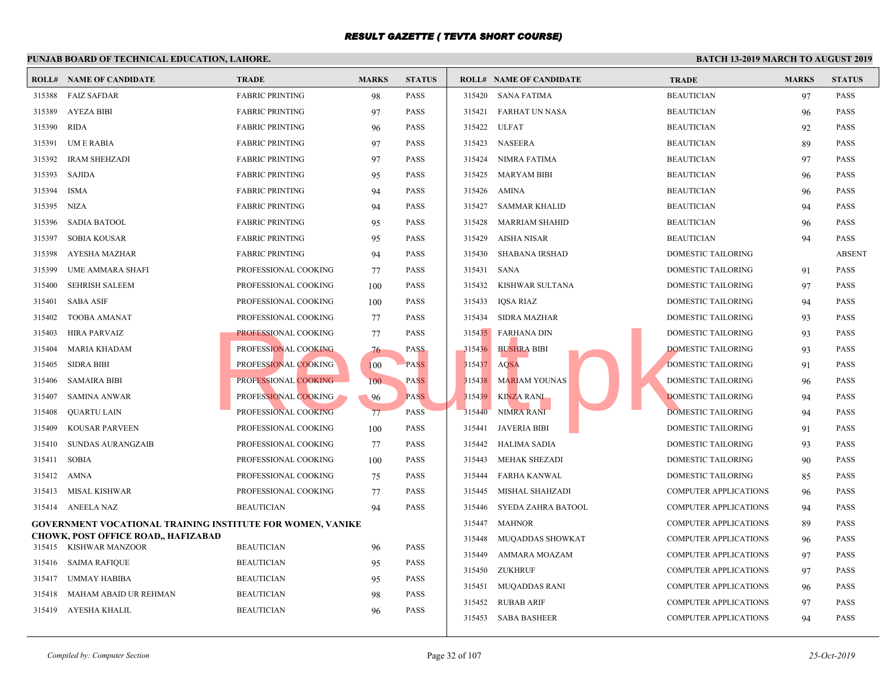# RESULT GAZETTE ( TEVTA SHORT COURSE)

**PUNJAB BOARD OF TECHNICAL EDUCATION, LAHORE.** **BATCH 13-2019 MARCH TO AUGUST 2019**

| ROLL# | NAME OF CANDIDATE | TRADE | MARKS | STATUS |
|---|---|---|---|---|
| 315388 | FAIZ SAFDAR | FABRIC PRINTING | 98 | PASS |
| 315389 | AYEZA BIBI | FABRIC PRINTING | 97 | PASS |
| 315390 | RIDA | FABRIC PRINTING | 96 | PASS |
| 315391 | UM E RABIA | FABRIC PRINTING | 97 | PASS |
| 315392 | IRAM SHEHZADI | FABRIC PRINTING | 97 | PASS |
| 315393 | SAJIDA | FABRIC PRINTING | 95 | PASS |
| 315394 | ISMA | FABRIC PRINTING | 94 | PASS |
| 315395 | NIZA | FABRIC PRINTING | 94 | PASS |
| 315396 | SADIA BATOOL | FABRIC PRINTING | 95 | PASS |
| 315397 | SOBIA KOUSAR | FABRIC PRINTING | 95 | PASS |
| 315398 | AYESHA MAZHAR | FABRIC PRINTING | 94 | PASS |
| 315399 | UME AMMARA SHAFI | PROFESSIONAL COOKING | 77 | PASS |
| 315400 | SEHRISH SALEEM | PROFESSIONAL COOKING | 100 | PASS |
| 315401 | SABA ASIF | PROFESSIONAL COOKING | 100 | PASS |
| 315402 | TOOBA AMANAT | PROFESSIONAL COOKING | 77 | PASS |
| 315403 | HIRA PARVAIZ | PROFESSIONAL COOKING | 77 | PASS |
| 315404 | MARIA KHADAM | PROFESSIONAL COOKING | 76 | PASS |
| 315405 | SIDRA BIBI | PROFESSIONAL COOKING | 100 | PASS |
| 315406 | SAMAIRA BIBI | PROFESSIONAL COOKING | 100 | PASS |
| 315407 | SAMINA ANWAR | PROFESSIONAL COOKING | 96 | PASS |
| 315408 | QUARTU LAIN | PROFESSIONAL COOKING | 77 | PASS |
| 315409 | KOUSAR PARVEEN | PROFESSIONAL COOKING | 100 | PASS |
| 315410 | SUNDAS AURANGZAIB | PROFESSIONAL COOKING | 77 | PASS |
| 315411 | SOBIA | PROFESSIONAL COOKING | 100 | PASS |
| 315412 | AMNA | PROFESSIONAL COOKING | 75 | PASS |
| 315413 | MISAL KISHWAR | PROFESSIONAL COOKING | 77 | PASS |
| 315414 | ANEELA NAZ | BEAUTICIAN | 94 | PASS |

**GOVERNMENT VOCATIONAL TRAINING INSTITUTE FOR WOMEN, VANIKE CHOWK, POST OFFICE ROAD,, HAFIZABAD**

| ROLL# | NAME OF CANDIDATE | TRADE | MARKS | STATUS |
|---|---|---|---|---|
| 315415 | KISHWAR MANZOOR | BEAUTICIAN | 96 | PASS |
| 315416 | SAIMA RAFIQUE | BEAUTICIAN | 95 | PASS |
| 315417 | UMMAY HABIBA | BEAUTICIAN | 95 | PASS |
| 315418 | MAHAM ABAID UR REHMAN | BEAUTICIAN | 98 | PASS |
| 315419 | AYESHA KHALIL | BEAUTICIAN | 96 | PASS |
| 315420 | SANA FATIMA | BEAUTICIAN | 97 | PASS |
| 315421 | FARHAT UN NASA | BEAUTICIAN | 96 | PASS |
| 315422 | ULFAT | BEAUTICIAN | 92 | PASS |
| 315423 | NASEERA | BEAUTICIAN | 89 | PASS |
| 315424 | NIMRA FATIMA | BEAUTICIAN | 97 | PASS |
| 315425 | MARYAM BIBI | BEAUTICIAN | 96 | PASS |
| 315426 | AMINA | BEAUTICIAN | 96 | PASS |
| 315427 | SAMMAR KHALID | BEAUTICIAN | 94 | PASS |
| 315428 | MARRIAM SHAHID | BEAUTICIAN | 96 | PASS |
| 315429 | AISHA NISAR | BEAUTICIAN | 94 | PASS |
| 315430 | SHABANA IRSHAD | DOMESTIC TAILORING | | ABSENT |
| 315431 | SANA | DOMESTIC TAILORING | 91 | PASS |
| 315432 | KISHWAR SULTANA | DOMESTIC TAILORING | 97 | PASS |
| 315433 | IQSA RIAZ | DOMESTIC TAILORING | 94 | PASS |
| 315434 | SIDRA MAZHAR | DOMESTIC TAILORING | 93 | PASS |
| 315435 | FARHANA DIN | DOMESTIC TAILORING | 93 | PASS |
| 315436 | BUSHRA BIBI | DOMESTIC TAILORING | 93 | PASS |
| 315437 | AQSA | DOMESTIC TAILORING | 91 | PASS |
| 315438 | MARIAM YOUNAS | DOMESTIC TAILORING | 96 | PASS |
| 315439 | KINZA RANI | DOMESTIC TAILORING | 94 | PASS |
| 315440 | NIMRA RANI | DOMESTIC TAILORING | 94 | PASS |
| 315441 | JAVERIA BIBI | DOMESTIC TAILORING | 91 | PASS |
| 315442 | HALIMA SADIA | DOMESTIC TAILORING | 93 | PASS |
| 315443 | MEHAK SHEZADI | DOMESTIC TAILORING | 90 | PASS |
| 315444 | FARHA KANWAL | DOMESTIC TAILORING | 85 | PASS |
| 315445 | MISHAL SHAHZADI | COMPUTER APPLICATIONS | 96 | PASS |
| 315446 | SYEDA ZAHRA BATOOL | COMPUTER APPLICATIONS | 94 | PASS |
| 315447 | MAHNOR | COMPUTER APPLICATIONS | 89 | PASS |
| 315448 | MUQADDAS SHOWKAT | COMPUTER APPLICATIONS | 96 | PASS |
| 315449 | AMMARA MOAZAM | COMPUTER APPLICATIONS | 97 | PASS |
| 315450 | ZUKHRUF | COMPUTER APPLICATIONS | 97 | PASS |
| 315451 | MUQADDAS RANI | COMPUTER APPLICATIONS | 96 | PASS |
| 315452 | RUBAB ARIF | COMPUTER APPLICATIONS | 97 | PASS |
| 315453 | SABA BASHEER | COMPUTER APPLICATIONS | 94 | PASS |

*Compiled by: Computer Section* *25-Oct-2019*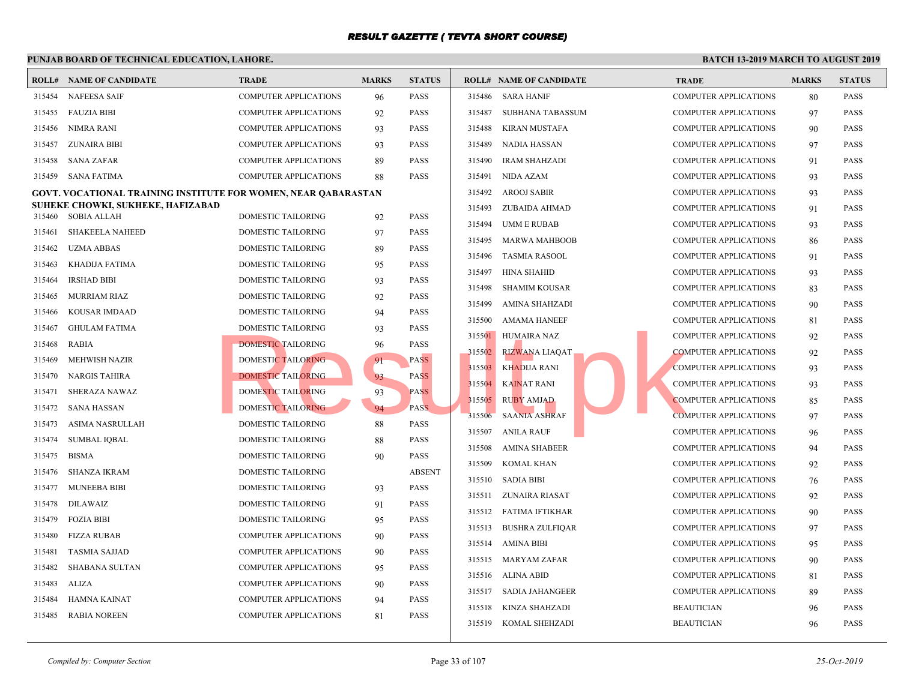# RESULT GAZETTE ( TEVTA SHORT COURSE)

**PUNJAB BOARD OF TECHNICAL EDUCATION, LAHORE.** | **BATCH 13-2019 MARCH TO AUGUST 2019**

| ROLL# | NAME OF CANDIDATE | TRADE | MARKS | STATUS |
|---|---|---|---|---|
| 315454 | NAFEESA SAIF | COMPUTER APPLICATIONS | 96 | PASS |
| 315455 | FAUZIA BIBI | COMPUTER APPLICATIONS | 92 | PASS |
| 315456 | NIMRA RANI | COMPUTER APPLICATIONS | 93 | PASS |
| 315457 | ZUNAIRA BIBI | COMPUTER APPLICATIONS | 93 | PASS |
| 315458 | SANA ZAFAR | COMPUTER APPLICATIONS | 89 | PASS |
| 315459 | SANA FATIMA | COMPUTER APPLICATIONS | 88 | PASS |

**GOVT. VOCATIONAL TRAINING INSTITUTE FOR WOMEN, NEAR QABARASTAN SUHEKE CHOWKI, SUKHEKE, HAFIZABAD**

| ROLL# | NAME OF CANDIDATE | TRADE | MARKS | STATUS |
|---|---|---|---|---|
| 315460 | SOBIA ALLAH | DOMESTIC TAILORING | 92 | PASS |
| 315461 | SHAKEELA NAHEED | DOMESTIC TAILORING | 97 | PASS |
| 315462 | UZMA ABBAS | DOMESTIC TAILORING | 89 | PASS |
| 315463 | KHADIJA FATIMA | DOMESTIC TAILORING | 95 | PASS |
| 315464 | IRSHAD BIBI | DOMESTIC TAILORING | 93 | PASS |
| 315465 | MURRIAM RIAZ | DOMESTIC TAILORING | 92 | PASS |
| 315466 | KOUSAR IMDAAD | DOMESTIC TAILORING | 94 | PASS |
| 315467 | GHULAM FATIMA | DOMESTIC TAILORING | 93 | PASS |
| 315468 | RABIA | DOMESTIC TAILORING | 96 | PASS |
| 315469 | MEHWISH NAZIR | DOMESTIC TAILORING | 91 | PASS |
| 315470 | NARGIS TAHIRA | DOMESTIC TAILORING | 93 | PASS |
| 315471 | SHERAZA NAWAZ | DOMESTIC TAILORING | 93 | PASS |
| 315472 | SANA HASSAN | DOMESTIC TAILORING | 94 | PASS |
| 315473 | ASIMA NASRULLAH | DOMESTIC TAILORING | 88 | PASS |
| 315474 | SUMBAL IQBAL | DOMESTIC TAILORING | 88 | PASS |
| 315475 | BISMA | DOMESTIC TAILORING | 90 | PASS |
| 315476 | SHANZA IKRAM | DOMESTIC TAILORING | | ABSENT |
| 315477 | MUNEEBA BIBI | DOMESTIC TAILORING | 93 | PASS |
| 315478 | DILAWAIZ | DOMESTIC TAILORING | 91 | PASS |
| 315479 | FOZIA BIBI | DOMESTIC TAILORING | 95 | PASS |
| 315480 | FIZZA RUBAB | COMPUTER APPLICATIONS | 90 | PASS |
| 315481 | TASMIA SAJJAD | COMPUTER APPLICATIONS | 90 | PASS |
| 315482 | SHABANA SULTAN | COMPUTER APPLICATIONS | 95 | PASS |
| 315483 | ALIZA | COMPUTER APPLICATIONS | 90 | PASS |
| 315484 | HAMNA KAINAT | COMPUTER APPLICATIONS | 94 | PASS |
| 315485 | RABIA NOREEN | COMPUTER APPLICATIONS | 81 | PASS |
| 315486 | SARA HANIF | COMPUTER APPLICATIONS | 80 | PASS |
| 315487 | SUBHANA TABASSUM | COMPUTER APPLICATIONS | 97 | PASS |
| 315488 | KIRAN MUSTAFA | COMPUTER APPLICATIONS | 90 | PASS |
| 315489 | NADIA HASSAN | COMPUTER APPLICATIONS | 97 | PASS |
| 315490 | IRAM SHAHZADI | COMPUTER APPLICATIONS | 91 | PASS |
| 315491 | NIDA AZAM | COMPUTER APPLICATIONS | 93 | PASS |
| 315492 | AROOJ SABIR | COMPUTER APPLICATIONS | 93 | PASS |
| 315493 | ZUBAIDA AHMAD | COMPUTER APPLICATIONS | 91 | PASS |
| 315494 | UMM E RUBAB | COMPUTER APPLICATIONS | 93 | PASS |
| 315495 | MARWA MAHBOOB | COMPUTER APPLICATIONS | 86 | PASS |
| 315496 | TASMIA RASOOL | COMPUTER APPLICATIONS | 91 | PASS |
| 315497 | HINA SHAHID | COMPUTER APPLICATIONS | 93 | PASS |
| 315498 | SHAMIM KOUSAR | COMPUTER APPLICATIONS | 83 | PASS |
| 315499 | AMINA SHAHZADI | COMPUTER APPLICATIONS | 90 | PASS |
| 315500 | AMAMA HANEEF | COMPUTER APPLICATIONS | 81 | PASS |
| 315501 | HUMAIRA NAZ | COMPUTER APPLICATIONS | 92 | PASS |
| 315502 | RIZWANA LIAQAT | COMPUTER APPLICATIONS | 92 | PASS |
| 315503 | KHADIJA RANI | COMPUTER APPLICATIONS | 93 | PASS |
| 315504 | KAINAT RANI | COMPUTER APPLICATIONS | 93 | PASS |
| 315505 | RUBY AMJAD | COMPUTER APPLICATIONS | 85 | PASS |
| 315506 | SAANIA ASHRAF | COMPUTER APPLICATIONS | 97 | PASS |
| 315507 | ANILA RAUF | COMPUTER APPLICATIONS | 96 | PASS |
| 315508 | AMINA SHABEER | COMPUTER APPLICATIONS | 94 | PASS |
| 315509 | KOMAL KHAN | COMPUTER APPLICATIONS | 92 | PASS |
| 315510 | SADIA BIBI | COMPUTER APPLICATIONS | 76 | PASS |
| 315511 | ZUNAIRA RIASAT | COMPUTER APPLICATIONS | 92 | PASS |
| 315512 | FATIMA IFTIKHAR | COMPUTER APPLICATIONS | 90 | PASS |
| 315513 | BUSHRA ZULFIQAR | COMPUTER APPLICATIONS | 97 | PASS |
| 315514 | AMINA BIBI | COMPUTER APPLICATIONS | 95 | PASS |
| 315515 | MARYAM ZAFAR | COMPUTER APPLICATIONS | 90 | PASS |
| 315516 | ALINA ABID | COMPUTER APPLICATIONS | 81 | PASS |
| 315517 | SADIA JAHANGEER | COMPUTER APPLICATIONS | 89 | PASS |
| 315518 | KINZA SHAHZADI | BEAUTICIAN | 96 | PASS |
| 315519 | KOMAL SHEHZADI | BEAUTICIAN | 96 | PASS |

*Compiled by: Computer Section* | *25-Oct-2019*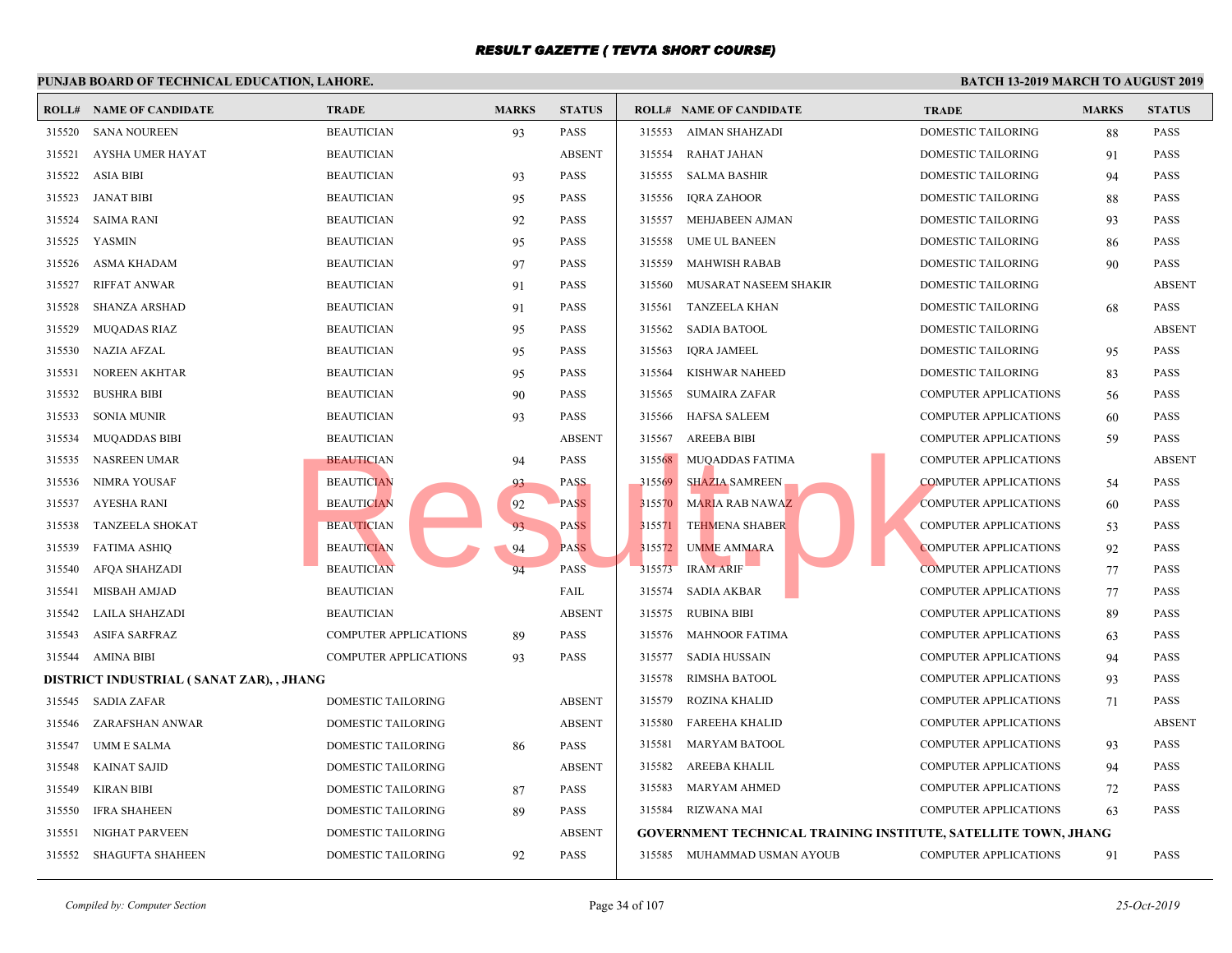# RESULT GAZETTE ( TEVTA SHORT COURSE)

**PUNJAB BOARD OF TECHNICAL EDUCATION, LAHORE.** | **BATCH 13-2019 MARCH TO AUGUST 2019**

| ROLL# | NAME OF CANDIDATE | TRADE | MARKS | STATUS |
|---|---|---|---|---|
| 315520 | SANA NOUREEN | BEAUTICIAN | 93 | PASS |
| 315521 | AYSHA UMER HAYAT | BEAUTICIAN | | ABSENT |
| 315522 | ASIA BIBI | BEAUTICIAN | 93 | PASS |
| 315523 | JANAT BIBI | BEAUTICIAN | 95 | PASS |
| 315524 | SAIMA RANI | BEAUTICIAN | 92 | PASS |
| 315525 | YASMIN | BEAUTICIAN | 95 | PASS |
| 315526 | ASMA KHADAM | BEAUTICIAN | 97 | PASS |
| 315527 | RIFFAT ANWAR | BEAUTICIAN | 91 | PASS |
| 315528 | SHANZA ARSHAD | BEAUTICIAN | 91 | PASS |
| 315529 | MUQADAS RIAZ | BEAUTICIAN | 95 | PASS |
| 315530 | NAZIA AFZAL | BEAUTICIAN | 95 | PASS |
| 315531 | NOREEN AKHTAR | BEAUTICIAN | 95 | PASS |
| 315532 | BUSHRA BIBI | BEAUTICIAN | 90 | PASS |
| 315533 | SONIA MUNIR | BEAUTICIAN | 93 | PASS |
| 315534 | MUQADDAS BIBI | BEAUTICIAN | | ABSENT |
| 315535 | NASREEN UMAR | BEAUTICIAN | 94 | PASS |
| 315536 | NIMRA YOUSAF | BEAUTICIAN | 93 | PASS |
| 315537 | AYESHA RANI | BEAUTICIAN | 92 | PASS |
| 315538 | TANZEELA SHOKAT | BEAUTICIAN | 93 | PASS |
| 315539 | FATIMA ASHIQ | BEAUTICIAN | 94 | PASS |
| 315540 | AFQA SHAHZADI | BEAUTICIAN | 94 | PASS |
| 315541 | MISBAH AMJAD | BEAUTICIAN | | FAIL |
| 315542 | LAILA SHAHZADI | BEAUTICIAN | | ABSENT |
| 315543 | ASIFA SARFRAZ | COMPUTER APPLICATIONS | 89 | PASS |
| 315544 | AMINA BIBI | COMPUTER APPLICATIONS | 93 | PASS |

**DISTRICT INDUSTRIAL ( SANAT ZAR), , JHANG**

| ROLL# | NAME OF CANDIDATE | TRADE | MARKS | STATUS |
|---|---|---|---|---|
| 315545 | SADIA ZAFAR | DOMESTIC TAILORING | | ABSENT |
| 315546 | ZARAFSHAN ANWAR | DOMESTIC TAILORING | | ABSENT |
| 315547 | UMM E SALMA | DOMESTIC TAILORING | 86 | PASS |
| 315548 | KAINAT SAJID | DOMESTIC TAILORING | | ABSENT |
| 315549 | KIRAN BIBI | DOMESTIC TAILORING | 87 | PASS |
| 315550 | IFRA SHAHEEN | DOMESTIC TAILORING | 89 | PASS |
| 315551 | NIGHAT PARVEEN | DOMESTIC TAILORING | | ABSENT |
| 315552 | SHAGUFTA SHAHEEN | DOMESTIC TAILORING | 92 | PASS |
| 315553 | AIMAN SHAHZADI | DOMESTIC TAILORING | 88 | PASS |
| 315554 | RAHAT JAHAN | DOMESTIC TAILORING | 91 | PASS |
| 315555 | SALMA BASHIR | DOMESTIC TAILORING | 94 | PASS |
| 315556 | IQRA ZAHOOR | DOMESTIC TAILORING | 88 | PASS |
| 315557 | MEHJABEEN AJMAN | DOMESTIC TAILORING | 93 | PASS |
| 315558 | UME UL BANEEN | DOMESTIC TAILORING | 86 | PASS |
| 315559 | MAHWISH RABAB | DOMESTIC TAILORING | 90 | PASS |
| 315560 | MUSARAT NASEEM SHAKIR | DOMESTIC TAILORING | | ABSENT |
| 315561 | TANZEELA KHAN | DOMESTIC TAILORING | 68 | PASS |
| 315562 | SADIA BATOOL | DOMESTIC TAILORING | | ABSENT |
| 315563 | IQRA JAMEEL | DOMESTIC TAILORING | 95 | PASS |
| 315564 | KISHWAR NAHEED | DOMESTIC TAILORING | 83 | PASS |
| 315565 | SUMAIRA ZAFAR | COMPUTER APPLICATIONS | 56 | PASS |
| 315566 | HAFSA SALEEM | COMPUTER APPLICATIONS | 60 | PASS |
| 315567 | AREEBA BIBI | COMPUTER APPLICATIONS | 59 | PASS |
| 315568 | MUQADDAS FATIMA | COMPUTER APPLICATIONS | | ABSENT |
| 315569 | SHAZIA SAMREEN | COMPUTER APPLICATIONS | 54 | PASS |
| 315570 | MARIA RAB NAWAZ | COMPUTER APPLICATIONS | 60 | PASS |
| 315571 | TEHMENA SHABER | COMPUTER APPLICATIONS | 53 | PASS |
| 315572 | UMME AMMARA | COMPUTER APPLICATIONS | 92 | PASS |
| 315573 | IRAM ARIF | COMPUTER APPLICATIONS | 77 | PASS |
| 315574 | SADIA AKBAR | COMPUTER APPLICATIONS | 77 | PASS |
| 315575 | RUBINA BIBI | COMPUTER APPLICATIONS | 89 | PASS |
| 315576 | MAHNOOR FATIMA | COMPUTER APPLICATIONS | 63 | PASS |
| 315577 | SADIA HUSSAIN | COMPUTER APPLICATIONS | 94 | PASS |
| 315578 | RIMSHA BATOOL | COMPUTER APPLICATIONS | 93 | PASS |
| 315579 | ROZINA KHALID | COMPUTER APPLICATIONS | 71 | PASS |
| 315580 | FAREEHA KHALID | COMPUTER APPLICATIONS | | ABSENT |
| 315581 | MARYAM BATOOL | COMPUTER APPLICATIONS | 93 | PASS |
| 315582 | AREEBA KHALIL | COMPUTER APPLICATIONS | 94 | PASS |
| 315583 | MARYAM AHMED | COMPUTER APPLICATIONS | 72 | PASS |
| 315584 | RIZWANA MAI | COMPUTER APPLICATIONS | 63 | PASS |

**GOVERNMENT TECHNICAL TRAINING INSTITUTE, SATELLITE TOWN, JHANG**

| ROLL# | NAME OF CANDIDATE | TRADE | MARKS | STATUS |
|---|---|---|---|---|
| 315585 | MUHAMMAD USMAN AYOUB | COMPUTER APPLICATIONS | 91 | PASS |

*Compiled by: Computer Section* | *25-Oct-2019*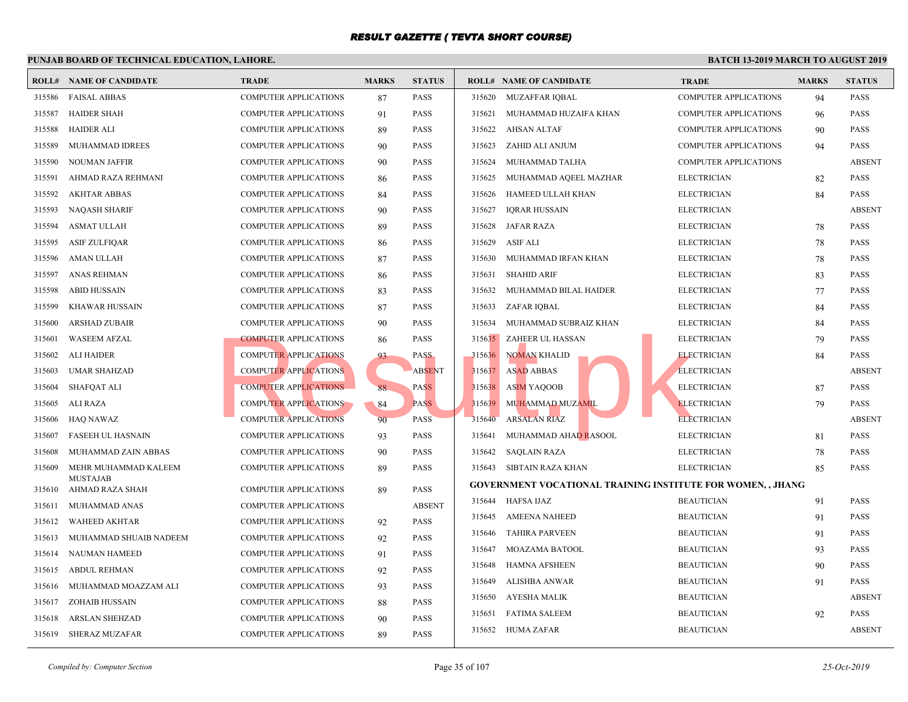# RESULT GAZETTE ( TEVTA SHORT COURSE)

**PUNJAB BOARD OF TECHNICAL EDUCATION, LAHORE.**

**BATCH 13-2019 MARCH TO AUGUST 2019**

| ROLL# | NAME OF CANDIDATE | TRADE | MARKS | STATUS |
|---|---|---|---|---|
| 315586 | FAISAL ABBAS | COMPUTER APPLICATIONS | 87 | PASS |
| 315587 | HAIDER SHAH | COMPUTER APPLICATIONS | 91 | PASS |
| 315588 | HAIDER ALI | COMPUTER APPLICATIONS | 89 | PASS |
| 315589 | MUHAMMAD IDREES | COMPUTER APPLICATIONS | 90 | PASS |
| 315590 | NOUMAN JAFFIR | COMPUTER APPLICATIONS | 90 | PASS |
| 315591 | AHMAD RAZA REHMANI | COMPUTER APPLICATIONS | 86 | PASS |
| 315592 | AKHTAR ABBAS | COMPUTER APPLICATIONS | 84 | PASS |
| 315593 | NAQASH SHARIF | COMPUTER APPLICATIONS | 90 | PASS |
| 315594 | ASMAT ULLAH | COMPUTER APPLICATIONS | 89 | PASS |
| 315595 | ASIF ZULFIQAR | COMPUTER APPLICATIONS | 86 | PASS |
| 315596 | AMAN ULLAH | COMPUTER APPLICATIONS | 87 | PASS |
| 315597 | ANAS REHMAN | COMPUTER APPLICATIONS | 86 | PASS |
| 315598 | ABID HUSSAIN | COMPUTER APPLICATIONS | 83 | PASS |
| 315599 | KHAWAR HUSSAIN | COMPUTER APPLICATIONS | 87 | PASS |
| 315600 | ARSHAD ZUBAIR | COMPUTER APPLICATIONS | 90 | PASS |
| 315601 | WASEEM AFZAL | COMPUTER APPLICATIONS | 86 | PASS |
| 315602 | ALI HAIDER | COMPUTER APPLICATIONS | 93 | PASS |
| 315603 | UMAR SHAHZAD | COMPUTER APPLICATIONS | | ABSENT |
| 315604 | SHAFQAT ALI | COMPUTER APPLICATIONS | 88 | PASS |
| 315605 | ALI RAZA | COMPUTER APPLICATIONS | 84 | PASS |
| 315606 | HAQ NAWAZ | COMPUTER APPLICATIONS | 90 | PASS |
| 315607 | FASEEH UL HASNAIN | COMPUTER APPLICATIONS | 93 | PASS |
| 315608 | MUHAMMAD ZAIN ABBAS | COMPUTER APPLICATIONS | 90 | PASS |
| 315609 | MEHR MUHAMMAD KALEEM MUSTAJAB | COMPUTER APPLICATIONS | 89 | PASS |
| 315610 | AHMAD RAZA SHAH | COMPUTER APPLICATIONS | 89 | PASS |
| 315611 | MUHAMMAD ANAS | COMPUTER APPLICATIONS | | ABSENT |
| 315612 | WAHEED AKHTAR | COMPUTER APPLICATIONS | 92 | PASS |
| 315613 | MUHAMMAD SHUAIB NADEEM | COMPUTER APPLICATIONS | 92 | PASS |
| 315614 | NAUMAN HAMEED | COMPUTER APPLICATIONS | 91 | PASS |
| 315615 | ABDUL REHMAN | COMPUTER APPLICATIONS | 92 | PASS |
| 315616 | MUHAMMAD MOAZZAM ALI | COMPUTER APPLICATIONS | 93 | PASS |
| 315617 | ZOHAIB HUSSAIN | COMPUTER APPLICATIONS | 88 | PASS |
| 315618 | ARSLAN SHEHZAD | COMPUTER APPLICATIONS | 90 | PASS |
| 315619 | SHERAZ MUZAFAR | COMPUTER APPLICATIONS | 89 | PASS |
| 315620 | MUZAFFAR IQBAL | COMPUTER APPLICATIONS | 94 | PASS |
| 315621 | MUHAMMAD HUZAIFA KHAN | COMPUTER APPLICATIONS | 96 | PASS |
| 315622 | AHSAN ALTAF | COMPUTER APPLICATIONS | 90 | PASS |
| 315623 | ZAHID ALI ANJUM | COMPUTER APPLICATIONS | 94 | PASS |
| 315624 | MUHAMMAD TALHA | COMPUTER APPLICATIONS | | ABSENT |
| 315625 | MUHAMMAD AQEEL MAZHAR | ELECTRICIAN | 82 | PASS |
| 315626 | HAMEED ULLAH KHAN | ELECTRICIAN | 84 | PASS |
| 315627 | IQRAR HUSSAIN | ELECTRICIAN | | ABSENT |
| 315628 | JAFAR RAZA | ELECTRICIAN | 78 | PASS |
| 315629 | ASIF ALI | ELECTRICIAN | 78 | PASS |
| 315630 | MUHAMMAD IRFAN KHAN | ELECTRICIAN | 78 | PASS |
| 315631 | SHAHID ARIF | ELECTRICIAN | 83 | PASS |
| 315632 | MUHAMMAD BILAL HAIDER | ELECTRICIAN | 77 | PASS |
| 315633 | ZAFAR IQBAL | ELECTRICIAN | 84 | PASS |
| 315634 | MUHAMMAD SUBRAIZ KHAN | ELECTRICIAN | 84 | PASS |
| 315635 | ZAHEER UL HASSAN | ELECTRICIAN | 79 | PASS |
| 315636 | NOMAN KHALID | ELECTRICIAN | 84 | PASS |
| 315637 | ASAD ABBAS | ELECTRICIAN | | ABSENT |
| 315638 | ASIM YAQOOB | ELECTRICIAN | 87 | PASS |
| 315639 | MUHAMMAD MUZAMIL | ELECTRICIAN | 79 | PASS |
| 315640 | ARSALAN RIAZ | ELECTRICIAN | | ABSENT |
| 315641 | MUHAMMAD AHAD RASOOL | ELECTRICIAN | 81 | PASS |
| 315642 | SAQLAIN RAZA | ELECTRICIAN | 78 | PASS |
| 315643 | SIBTAIN RAZA KHAN | ELECTRICIAN | 85 | PASS |

**GOVERNMENT VOCATIONAL TRAINING INSTITUTE FOR WOMEN, , JHANG**

| ROLL# | NAME OF CANDIDATE | TRADE | MARKS | STATUS |
|---|---|---|---|---|
| 315644 | HAFSA IJAZ | BEAUTICIAN | 91 | PASS |
| 315645 | AMEENA NAHEED | BEAUTICIAN | 91 | PASS |
| 315646 | TAHIRA PARVEEN | BEAUTICIAN | 91 | PASS |
| 315647 | MOAZAMA BATOOL | BEAUTICIAN | 93 | PASS |
| 315648 | HAMNA AFSHEEN | BEAUTICIAN | 90 | PASS |
| 315649 | ALISHBA ANWAR | BEAUTICIAN | 91 | PASS |
| 315650 | AYESHA MALIK | BEAUTICIAN | | ABSENT |
| 315651 | FATIMA SALEEM | BEAUTICIAN | 92 | PASS |
| 315652 | HUMA ZAFAR | BEAUTICIAN | | ABSENT |

*Compiled by: Computer Section* | *25-Oct-2019*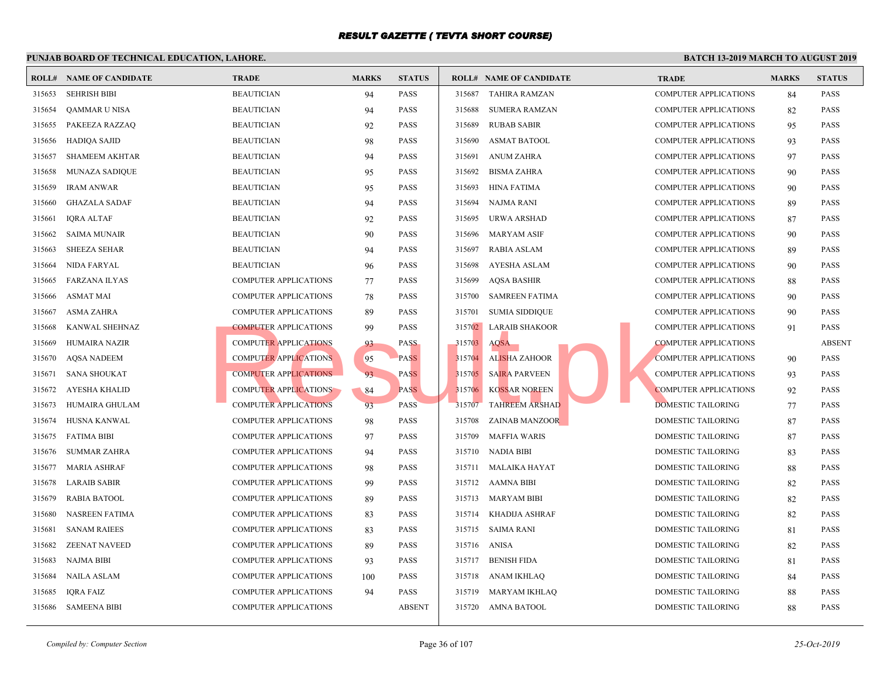# RESULT GAZETTE ( TEVTA SHORT COURSE)

**PUNJAB BOARD OF TECHNICAL EDUCATION, LAHORE.**

**BATCH 13-2019 MARCH TO AUGUST 2019**

| ROLL# | NAME OF CANDIDATE | TRADE | MARKS | STATUS |
|---|---|---|---|---|
| 315653 | SEHRISH BIBI | BEAUTICIAN | 94 | PASS |
| 315654 | QAMMAR U NISA | BEAUTICIAN | 94 | PASS |
| 315655 | PAKEEZA RAZZAQ | BEAUTICIAN | 92 | PASS |
| 315656 | HADIQA SAJID | BEAUTICIAN | 98 | PASS |
| 315657 | SHAMEEM AKHTAR | BEAUTICIAN | 94 | PASS |
| 315658 | MUNAZA SADIQUE | BEAUTICIAN | 95 | PASS |
| 315659 | IRAM ANWAR | BEAUTICIAN | 95 | PASS |
| 315660 | GHAZALA SADAF | BEAUTICIAN | 94 | PASS |
| 315661 | IQRA ALTAF | BEAUTICIAN | 92 | PASS |
| 315662 | SAIMA MUNAIR | BEAUTICIAN | 90 | PASS |
| 315663 | SHEEZA SEHAR | BEAUTICIAN | 94 | PASS |
| 315664 | NIDA FARYAL | BEAUTICIAN | 96 | PASS |
| 315665 | FARZANA ILYAS | COMPUTER APPLICATIONS | 77 | PASS |
| 315666 | ASMAT MAI | COMPUTER APPLICATIONS | 78 | PASS |
| 315667 | ASMA ZAHRA | COMPUTER APPLICATIONS | 89 | PASS |
| 315668 | KANWAL SHEHNAZ | COMPUTER APPLICATIONS | 99 | PASS |
| 315669 | HUMAIRA NAZIR | COMPUTER APPLICATIONS | 93 | PASS |
| 315670 | AQSA NADEEM | COMPUTER APPLICATIONS | 95 | PASS |
| 315671 | SANA SHOUKAT | COMPUTER APPLICATIONS | 93 | PASS |
| 315672 | AYESHA KHALID | COMPUTER APPLICATIONS | 84 | PASS |
| 315673 | HUMAIRA GHULAM | COMPUTER APPLICATIONS | 93 | PASS |
| 315674 | HUSNA KANWAL | COMPUTER APPLICATIONS | 98 | PASS |
| 315675 | FATIMA BIBI | COMPUTER APPLICATIONS | 97 | PASS |
| 315676 | SUMMAR ZAHRA | COMPUTER APPLICATIONS | 94 | PASS |
| 315677 | MARIA ASHRAF | COMPUTER APPLICATIONS | 98 | PASS |
| 315678 | LARAIB SABIR | COMPUTER APPLICATIONS | 99 | PASS |
| 315679 | RABIA BATOOL | COMPUTER APPLICATIONS | 89 | PASS |
| 315680 | NASREEN FATIMA | COMPUTER APPLICATIONS | 83 | PASS |
| 315681 | SANAM RAIEES | COMPUTER APPLICATIONS | 83 | PASS |
| 315682 | ZEENAT NAVEED | COMPUTER APPLICATIONS | 89 | PASS |
| 315683 | NAJMA BIBI | COMPUTER APPLICATIONS | 93 | PASS |
| 315684 | NAILA ASLAM | COMPUTER APPLICATIONS | 100 | PASS |
| 315685 | IQRA FAIZ | COMPUTER APPLICATIONS | 94 | PASS |
| 315686 | SAMEENA BIBI | COMPUTER APPLICATIONS | | ABSENT |
| 315687 | TAHIRA RAMZAN | COMPUTER APPLICATIONS | 84 | PASS |
| 315688 | SUMERA RAMZAN | COMPUTER APPLICATIONS | 82 | PASS |
| 315689 | RUBAB SABIR | COMPUTER APPLICATIONS | 95 | PASS |
| 315690 | ASMAT BATOOL | COMPUTER APPLICATIONS | 93 | PASS |
| 315691 | ANUM ZAHRA | COMPUTER APPLICATIONS | 97 | PASS |
| 315692 | BISMA ZAHRA | COMPUTER APPLICATIONS | 90 | PASS |
| 315693 | HINA FATIMA | COMPUTER APPLICATIONS | 90 | PASS |
| 315694 | NAJMA RANI | COMPUTER APPLICATIONS | 89 | PASS |
| 315695 | URWA ARSHAD | COMPUTER APPLICATIONS | 87 | PASS |
| 315696 | MARYAM ASIF | COMPUTER APPLICATIONS | 90 | PASS |
| 315697 | RABIA ASLAM | COMPUTER APPLICATIONS | 89 | PASS |
| 315698 | AYESHA ASLAM | COMPUTER APPLICATIONS | 90 | PASS |
| 315699 | AQSA BASHIR | COMPUTER APPLICATIONS | 88 | PASS |
| 315700 | SAMREEN FATIMA | COMPUTER APPLICATIONS | 90 | PASS |
| 315701 | SUMIA SIDDIQUE | COMPUTER APPLICATIONS | 90 | PASS |
| 315702 | LARAIB SHAKOOR | COMPUTER APPLICATIONS | 91 | PASS |
| 315703 | AQSA | COMPUTER APPLICATIONS | | ABSENT |
| 315704 | ALISHA ZAHOOR | COMPUTER APPLICATIONS | 90 | PASS |
| 315705 | SAIRA PARVEEN | COMPUTER APPLICATIONS | 93 | PASS |
| 315706 | KOSSAR NOREEN | COMPUTER APPLICATIONS | 92 | PASS |
| 315707 | TAHREEM ARSHAD | DOMESTIC TAILORING | 77 | PASS |
| 315708 | ZAINAB MANZOOR | DOMESTIC TAILORING | 87 | PASS |
| 315709 | MAFFIA WARIS | DOMESTIC TAILORING | 87 | PASS |
| 315710 | NADIA BIBI | DOMESTIC TAILORING | 83 | PASS |
| 315711 | MALAIKA HAYAT | DOMESTIC TAILORING | 88 | PASS |
| 315712 | AAMNA BIBI | DOMESTIC TAILORING | 82 | PASS |
| 315713 | MARYAM BIBI | DOMESTIC TAILORING | 82 | PASS |
| 315714 | KHADIJA ASHRAF | DOMESTIC TAILORING | 82 | PASS |
| 315715 | SAIMA RANI | DOMESTIC TAILORING | 81 | PASS |
| 315716 | ANISA | DOMESTIC TAILORING | 82 | PASS |
| 315717 | BENISH FIDA | DOMESTIC TAILORING | 81 | PASS |
| 315718 | ANAM IKHLAQ | DOMESTIC TAILORING | 84 | PASS |
| 315719 | MARYAM IKHLAQ | DOMESTIC TAILORING | 88 | PASS |
| 315720 | AMNA BATOOL | DOMESTIC TAILORING | 88 | PASS |

*Compiled by: Computer Section*

*25-Oct-2019*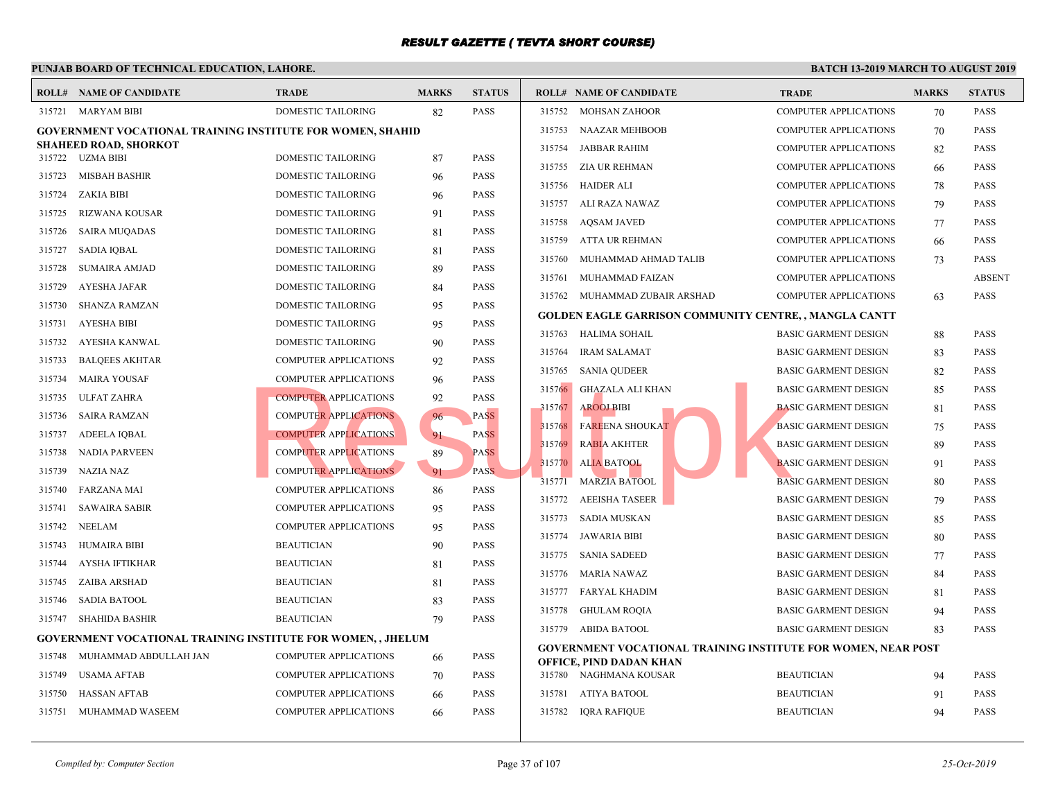# RESULT GAZETTE ( TEVTA SHORT COURSE)

**PUNJAB BOARD OF TECHNICAL EDUCATION, LAHORE.**

**BATCH 13-2019 MARCH TO AUGUST 2019**

| ROLL# | NAME OF CANDIDATE | TRADE | MARKS | STATUS |
|---|---|---|---|---|
| 315721 | MARYAM BIBI | DOMESTIC TAILORING | 82 | PASS |

**GOVERNMENT VOCATIONAL TRAINING INSTITUTE FOR WOMEN, SHAHID SHAHEED ROAD, SHORKOT**

| ROLL# | NAME OF CANDIDATE | TRADE | MARKS | STATUS |
|---|---|---|---|---|
| 315722 | UZMA BIBI | DOMESTIC TAILORING | 87 | PASS |
| 315723 | MISBAH BASHIR | DOMESTIC TAILORING | 96 | PASS |
| 315724 | ZAKIA BIBI | DOMESTIC TAILORING | 96 | PASS |
| 315725 | RIZWANA KOUSAR | DOMESTIC TAILORING | 91 | PASS |
| 315726 | SAIRA MUQADAS | DOMESTIC TAILORING | 81 | PASS |
| 315727 | SADIA IQBAL | DOMESTIC TAILORING | 81 | PASS |
| 315728 | SUMAIRA AMJAD | DOMESTIC TAILORING | 89 | PASS |
| 315729 | AYESHA JAFAR | DOMESTIC TAILORING | 84 | PASS |
| 315730 | SHANZA RAMZAN | DOMESTIC TAILORING | 95 | PASS |
| 315731 | AYESHA BIBI | DOMESTIC TAILORING | 95 | PASS |
| 315732 | AYESHA KANWAL | DOMESTIC TAILORING | 90 | PASS |
| 315733 | BALQEES AKHTAR | COMPUTER APPLICATIONS | 92 | PASS |
| 315734 | MAIRA YOUSAF | COMPUTER APPLICATIONS | 96 | PASS |
| 315735 | ULFAT ZAHRA | COMPUTER APPLICATIONS | 92 | PASS |
| 315736 | SAIRA RAMZAN | COMPUTER APPLICATIONS | 96 | PASS |
| 315737 | ADEELA IQBAL | COMPUTER APPLICATIONS | 91 | PASS |
| 315738 | NADIA PARVEEN | COMPUTER APPLICATIONS | 89 | PASS |
| 315739 | NAZIA NAZ | COMPUTER APPLICATIONS | 91 | PASS |
| 315740 | FARZANA MAI | COMPUTER APPLICATIONS | 86 | PASS |
| 315741 | SAWAIRA SABIR | COMPUTER APPLICATIONS | 95 | PASS |
| 315742 | NEELAM | COMPUTER APPLICATIONS | 95 | PASS |
| 315743 | HUMAIRA BIBI | BEAUTICIAN | 90 | PASS |
| 315744 | AYSHA IFTIKHAR | BEAUTICIAN | 81 | PASS |
| 315745 | ZAIBA ARSHAD | BEAUTICIAN | 81 | PASS |
| 315746 | SADIA BATOOL | BEAUTICIAN | 83 | PASS |
| 315747 | SHAHIDA BASHIR | BEAUTICIAN | 79 | PASS |

**GOVERNMENT VOCATIONAL TRAINING INSTITUTE FOR WOMEN, , JHELUM**

| ROLL# | NAME OF CANDIDATE | TRADE | MARKS | STATUS |
|---|---|---|---|---|
| 315748 | MUHAMMAD ABDULLAH JAN | COMPUTER APPLICATIONS | 66 | PASS |
| 315749 | USAMA AFTAB | COMPUTER APPLICATIONS | 70 | PASS |
| 315750 | HASSAN AFTAB | COMPUTER APPLICATIONS | 66 | PASS |
| 315751 | MUHAMMAD WASEEM | COMPUTER APPLICATIONS | 66 | PASS |
| 315752 | MOHSAN ZAHOOR | COMPUTER APPLICATIONS | 70 | PASS |
| 315753 | NAAZAR MEHBOOB | COMPUTER APPLICATIONS | 70 | PASS |
| 315754 | JABBAR RAHIM | COMPUTER APPLICATIONS | 82 | PASS |
| 315755 | ZIA UR REHMAN | COMPUTER APPLICATIONS | 66 | PASS |
| 315756 | HAIDER ALI | COMPUTER APPLICATIONS | 78 | PASS |
| 315757 | ALI RAZA NAWAZ | COMPUTER APPLICATIONS | 79 | PASS |
| 315758 | AQSAM JAVED | COMPUTER APPLICATIONS | 77 | PASS |
| 315759 | ATTA UR REHMAN | COMPUTER APPLICATIONS | 66 | PASS |
| 315760 | MUHAMMAD AHMAD TALIB | COMPUTER APPLICATIONS | 73 | PASS |
| 315761 | MUHAMMAD FAIZAN | COMPUTER APPLICATIONS | | ABSENT |
| 315762 | MUHAMMAD ZUBAIR ARSHAD | COMPUTER APPLICATIONS | 63 | PASS |

**GOLDEN EAGLE GARRISON COMMUNITY CENTRE, , MANGLA CANTT**

| ROLL# | NAME OF CANDIDATE | TRADE | MARKS | STATUS |
|---|---|---|---|---|
| 315763 | HALIMA SOHAIL | BASIC GARMENT DESIGN | 88 | PASS |
| 315764 | IRAM SALAMAT | BASIC GARMENT DESIGN | 83 | PASS |
| 315765 | SANIA QUDEER | BASIC GARMENT DESIGN | 82 | PASS |
| 315766 | GHAZALA ALI KHAN | BASIC GARMENT DESIGN | 85 | PASS |
| 315767 | AROOJ BIBI | BASIC GARMENT DESIGN | 81 | PASS |
| 315768 | FAREENA SHOUKAT | BASIC GARMENT DESIGN | 75 | PASS |
| 315769 | RABIA AKHTER | BASIC GARMENT DESIGN | 89 | PASS |
| 315770 | ALIA BATOOL | BASIC GARMENT DESIGN | 91 | PASS |
| 315771 | MARZIA BATOOL | BASIC GARMENT DESIGN | 80 | PASS |
| 315772 | AEEISHA TASEER | BASIC GARMENT DESIGN | 79 | PASS |
| 315773 | SADIA MUSKAN | BASIC GARMENT DESIGN | 85 | PASS |
| 315774 | JAWARIA BIBI | BASIC GARMENT DESIGN | 80 | PASS |
| 315775 | SANIA SADEED | BASIC GARMENT DESIGN | 77 | PASS |
| 315776 | MARIA NAWAZ | BASIC GARMENT DESIGN | 84 | PASS |
| 315777 | FARYAL KHADIM | BASIC GARMENT DESIGN | 81 | PASS |
| 315778 | GHULAM ROQIA | BASIC GARMENT DESIGN | 94 | PASS |
| 315779 | ABIDA BATOOL | BASIC GARMENT DESIGN | 83 | PASS |

**GOVERNMENT VOCATIONAL TRAINING INSTITUTE FOR WOMEN, NEAR POST OFFICE, PIND DADAN KHAN**

| ROLL# | NAME OF CANDIDATE | TRADE | MARKS | STATUS |
|---|---|---|---|---|
| 315780 | NAGHMANA KOUSAR | BEAUTICIAN | 94 | PASS |
| 315781 | ATIYA BATOOL | BEAUTICIAN | 91 | PASS |
| 315782 | IQRA RAFIQUE | BEAUTICIAN | 94 | PASS |

*Compiled by: Computer Section*

*25-Oct-2019*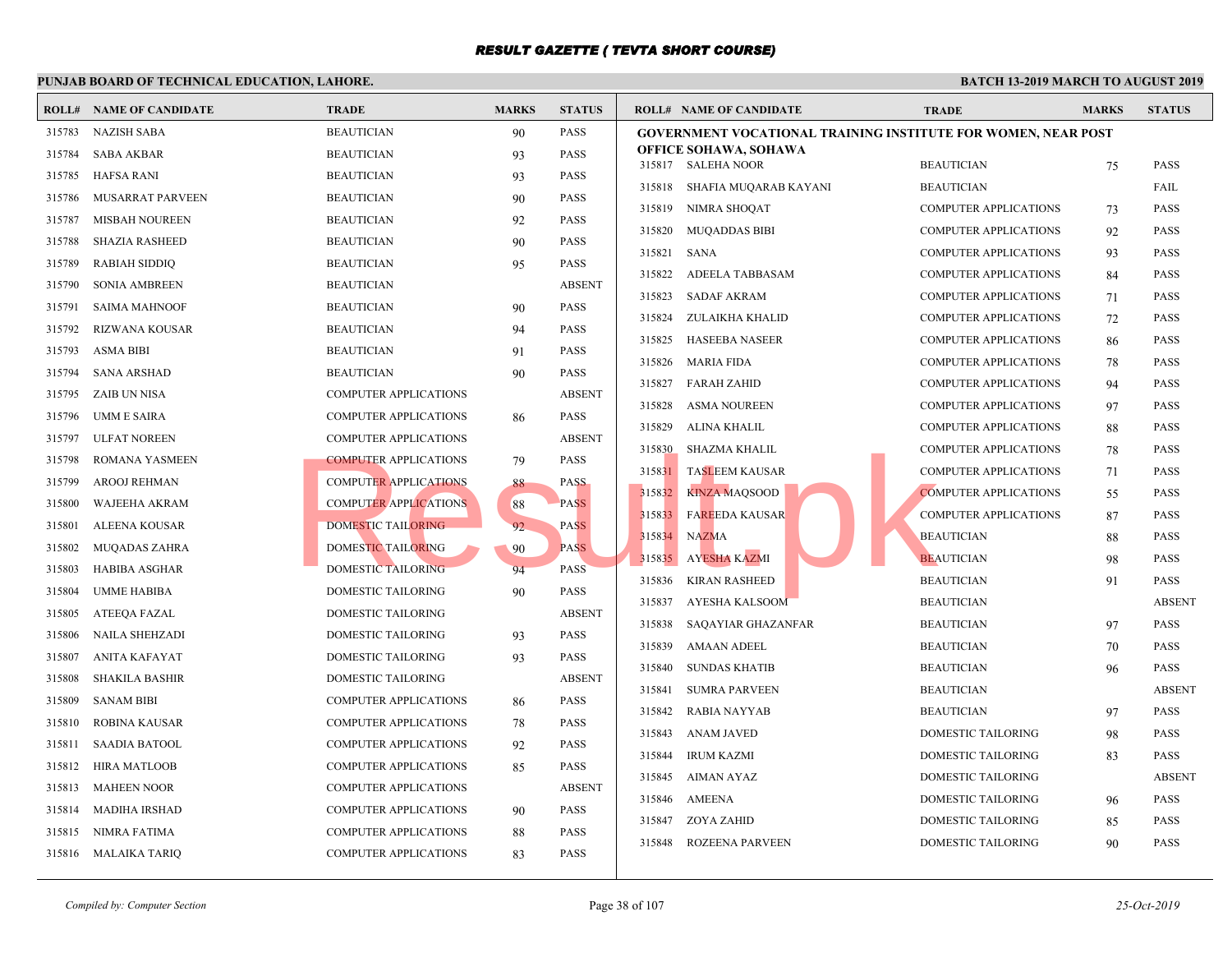# RESULT GAZETTE ( TEVTA SHORT COURSE)

**PUNJAB BOARD OF TECHNICAL EDUCATION, LAHORE.** | **BATCH 13-2019 MARCH TO AUGUST 2019**

| ROLL# | NAME OF CANDIDATE | TRADE | MARKS | STATUS |
|---|---|---|---|---|
| 315783 | NAZISH SABA | BEAUTICIAN | 90 | PASS |
| 315784 | SABA AKBAR | BEAUTICIAN | 93 | PASS |
| 315785 | HAFSA RANI | BEAUTICIAN | 93 | PASS |
| 315786 | MUSARRAT PARVEEN | BEAUTICIAN | 90 | PASS |
| 315787 | MISBAH NOUREEN | BEAUTICIAN | 92 | PASS |
| 315788 | SHAZIA RASHEED | BEAUTICIAN | 90 | PASS |
| 315789 | RABIAH SIDDIQ | BEAUTICIAN | 95 | PASS |
| 315790 | SONIA AMBREEN | BEAUTICIAN | | ABSENT |
| 315791 | SAIMA MAHNOOF | BEAUTICIAN | 90 | PASS |
| 315792 | RIZWANA KOUSAR | BEAUTICIAN | 94 | PASS |
| 315793 | ASMA BIBI | BEAUTICIAN | 91 | PASS |
| 315794 | SANA ARSHAD | BEAUTICIAN | 90 | PASS |
| 315795 | ZAIB UN NISA | COMPUTER APPLICATIONS | | ABSENT |
| 315796 | UMM E SAIRA | COMPUTER APPLICATIONS | 86 | PASS |
| 315797 | ULFAT NOREEN | COMPUTER APPLICATIONS | | ABSENT |
| 315798 | ROMANA YASMEEN | COMPUTER APPLICATIONS | 79 | PASS |
| 315799 | AROOJ REHMAN | COMPUTER APPLICATIONS | 88 | PASS |
| 315800 | WAJEEHA AKRAM | COMPUTER APPLICATIONS | 88 | PASS |
| 315801 | ALEENA KOUSAR | DOMESTIC TAILORING | 92 | PASS |
| 315802 | MUQADAS ZAHRA | DOMESTIC TAILORING | 90 | PASS |
| 315803 | HABIBA ASGHAR | DOMESTIC TAILORING | 94 | PASS |
| 315804 | UMME HABIBA | DOMESTIC TAILORING | 90 | PASS |
| 315805 | ATEEQA FAZAL | DOMESTIC TAILORING | | ABSENT |
| 315806 | NAILA SHEHZADI | DOMESTIC TAILORING | 93 | PASS |
| 315807 | ANITA KAFAYAT | DOMESTIC TAILORING | 93 | PASS |
| 315808 | SHAKILA BASHIR | DOMESTIC TAILORING | | ABSENT |
| 315809 | SANAM BIBI | COMPUTER APPLICATIONS | 86 | PASS |
| 315810 | ROBINA KAUSAR | COMPUTER APPLICATIONS | 78 | PASS |
| 315811 | SAADIA BATOOL | COMPUTER APPLICATIONS | 92 | PASS |
| 315812 | HIRA MATLOOB | COMPUTER APPLICATIONS | 85 | PASS |
| 315813 | MAHEEN NOOR | COMPUTER APPLICATIONS | | ABSENT |
| 315814 | MADIHA IRSHAD | COMPUTER APPLICATIONS | 90 | PASS |
| 315815 | NIMRA FATIMA | COMPUTER APPLICATIONS | 88 | PASS |
| 315816 | MALAIKA TARIQ | COMPUTER APPLICATIONS | 83 | PASS |

**GOVERNMENT VOCATIONAL TRAINING INSTITUTE FOR WOMEN, NEAR POST OFFICE SOHAWA, SOHAWA**

| ROLL# | NAME OF CANDIDATE | TRADE | MARKS | STATUS |
|---|---|---|---|---|
| 315817 | SALEHA NOOR | BEAUTICIAN | 75 | PASS |
| 315818 | SHAFIA MUQARAB KAYANI | BEAUTICIAN | | FAIL |
| 315819 | NIMRA SHOQAT | COMPUTER APPLICATIONS | 73 | PASS |
| 315820 | MUQADDAS BIBI | COMPUTER APPLICATIONS | 92 | PASS |
| 315821 | SANA | COMPUTER APPLICATIONS | 93 | PASS |
| 315822 | ADEELA TABBASAM | COMPUTER APPLICATIONS | 84 | PASS |
| 315823 | SADAF AKRAM | COMPUTER APPLICATIONS | 71 | PASS |
| 315824 | ZULAIKHA KHALID | COMPUTER APPLICATIONS | 72 | PASS |
| 315825 | HASEEBA NASEER | COMPUTER APPLICATIONS | 86 | PASS |
| 315826 | MARIA FIDA | COMPUTER APPLICATIONS | 78 | PASS |
| 315827 | FARAH ZAHID | COMPUTER APPLICATIONS | 94 | PASS |
| 315828 | ASMA NOUREEN | COMPUTER APPLICATIONS | 97 | PASS |
| 315829 | ALINA KHALIL | COMPUTER APPLICATIONS | 88 | PASS |
| 315830 | SHAZMA KHALIL | COMPUTER APPLICATIONS | 78 | PASS |
| 315831 | TASLEEM KAUSAR | COMPUTER APPLICATIONS | 71 | PASS |
| 315832 | KINZA MAQSOOD | COMPUTER APPLICATIONS | 55 | PASS |
| 315833 | FAREEDA KAUSAR | COMPUTER APPLICATIONS | 87 | PASS |
| 315834 | NAZMA | BEAUTICIAN | 88 | PASS |
| 315835 | AYESHA KAZMI | BEAUTICIAN | 98 | PASS |
| 315836 | KIRAN RASHEED | BEAUTICIAN | 91 | PASS |
| 315837 | AYESHA KALSOOM | BEAUTICIAN | | ABSENT |
| 315838 | SAQAYIAR GHAZANFAR | BEAUTICIAN | 97 | PASS |
| 315839 | AMAAN ADEEL | BEAUTICIAN | 70 | PASS |
| 315840 | SUNDAS KHATIB | BEAUTICIAN | 96 | PASS |
| 315841 | SUMRA PARVEEN | BEAUTICIAN | | ABSENT |
| 315842 | RABIA NAYYAB | BEAUTICIAN | 97 | PASS |
| 315843 | ANAM JAVED | DOMESTIC TAILORING | 98 | PASS |
| 315844 | IRUM KAZMI | DOMESTIC TAILORING | 83 | PASS |
| 315845 | AIMAN AYAZ | DOMESTIC TAILORING | | ABSENT |
| 315846 | AMEENA | DOMESTIC TAILORING | 96 | PASS |
| 315847 | ZOYA ZAHID | DOMESTIC TAILORING | 85 | PASS |
| 315848 | ROZEENA PARVEEN | DOMESTIC TAILORING | 90 | PASS |

*Compiled by: Computer Section* | *25-Oct-2019*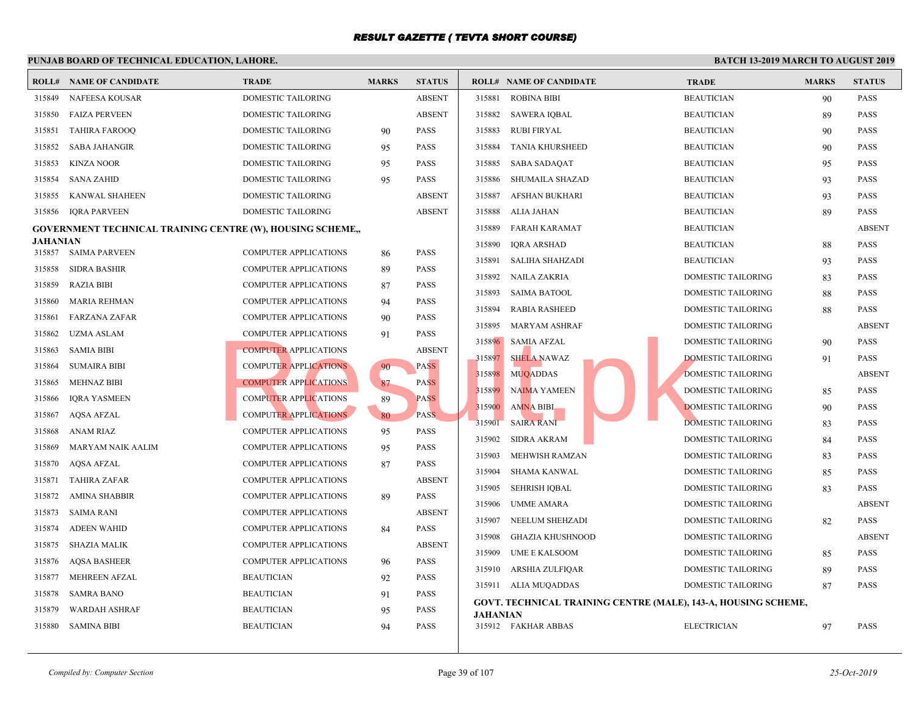# RESULT GAZETTE ( TEVTA SHORT COURSE)

**PUNJAB BOARD OF TECHNICAL EDUCATION, LAHORE.** | **BATCH 13-2019 MARCH TO AUGUST 2019**

| ROLL# | NAME OF CANDIDATE | TRADE | MARKS | STATUS |
|---|---|---|---|---|
| 315849 | NAFEESA KOUSAR | DOMESTIC TAILORING | | ABSENT |
| 315850 | FAIZA PERVEEN | DOMESTIC TAILORING | | ABSENT |
| 315851 | TAHIRA FAROOQ | DOMESTIC TAILORING | 90 | PASS |
| 315852 | SABA JAHANGIR | DOMESTIC TAILORING | 95 | PASS |
| 315853 | KINZA NOOR | DOMESTIC TAILORING | 95 | PASS |
| 315854 | SANA ZAHID | DOMESTIC TAILORING | 95 | PASS |
| 315855 | KANWAL SHAHEEN | DOMESTIC TAILORING | | ABSENT |
| 315856 | IQRA PARVEEN | DOMESTIC TAILORING | | ABSENT |

**GOVERNMENT TECHNICAL TRAINING CENTRE (W), HOUSING SCHEME,, JAHANIAN**

| ROLL# | NAME OF CANDIDATE | TRADE | MARKS | STATUS |
|---|---|---|---|---|
| 315857 | SAIMA PARVEEN | COMPUTER APPLICATIONS | 86 | PASS |
| 315858 | SIDRA BASHIR | COMPUTER APPLICATIONS | 89 | PASS |
| 315859 | RAZIA BIBI | COMPUTER APPLICATIONS | 87 | PASS |
| 315860 | MARIA REHMAN | COMPUTER APPLICATIONS | 94 | PASS |
| 315861 | FARZANA ZAFAR | COMPUTER APPLICATIONS | 90 | PASS |
| 315862 | UZMA ASLAM | COMPUTER APPLICATIONS | 91 | PASS |
| 315863 | SAMIA BIBI | COMPUTER APPLICATIONS | | ABSENT |
| 315864 | SUMAIRA BIBI | COMPUTER APPLICATIONS | 90 | PASS |
| 315865 | MEHNAZ BIBI | COMPUTER APPLICATIONS | 87 | PASS |
| 315866 | IQRA YASMEEN | COMPUTER APPLICATIONS | 89 | PASS |
| 315867 | AQSA AFZAL | COMPUTER APPLICATIONS | 80 | PASS |
| 315868 | ANAM RIAZ | COMPUTER APPLICATIONS | 95 | PASS |
| 315869 | MARYAM NAIK AALIM | COMPUTER APPLICATIONS | 95 | PASS |
| 315870 | AQSA AFZAL | COMPUTER APPLICATIONS | 87 | PASS |
| 315871 | TAHIRA ZAFAR | COMPUTER APPLICATIONS | | ABSENT |
| 315872 | AMINA SHABBIR | COMPUTER APPLICATIONS | 89 | PASS |
| 315873 | SAIMA RANI | COMPUTER APPLICATIONS | | ABSENT |
| 315874 | ADEEN WAHID | COMPUTER APPLICATIONS | 84 | PASS |
| 315875 | SHAZIA MALIK | COMPUTER APPLICATIONS | | ABSENT |
| 315876 | AQSA BASHEER | COMPUTER APPLICATIONS | 96 | PASS |
| 315877 | MEHREEN AFZAL | BEAUTICIAN | 92 | PASS |
| 315878 | SAMRA BANO | BEAUTICIAN | 91 | PASS |
| 315879 | WARDAH ASHRAF | BEAUTICIAN | 95 | PASS |
| 315880 | SAMINA BIBI | BEAUTICIAN | 94 | PASS |
| 315881 | ROBINA BIBI | BEAUTICIAN | 90 | PASS |
| 315882 | SAWERA IQBAL | BEAUTICIAN | 89 | PASS |
| 315883 | RUBI FIRYAL | BEAUTICIAN | 90 | PASS |
| 315884 | TANIA KHURSHEED | BEAUTICIAN | 90 | PASS |
| 315885 | SABA SADAQAT | BEAUTICIAN | 95 | PASS |
| 315886 | SHUMAILA SHAZAD | BEAUTICIAN | 93 | PASS |
| 315887 | AFSHAN BUKHARI | BEAUTICIAN | 93 | PASS |
| 315888 | ALIA JAHAN | BEAUTICIAN | 89 | PASS |
| 315889 | FARAH KARAMAT | BEAUTICIAN | | ABSENT |
| 315890 | IQRA ARSHAD | BEAUTICIAN | 88 | PASS |
| 315891 | SALIHA SHAHZADI | BEAUTICIAN | 93 | PASS |
| 315892 | NAILA ZAKRIA | DOMESTIC TAILORING | 83 | PASS |
| 315893 | SAIMA BATOOL | DOMESTIC TAILORING | 88 | PASS |
| 315894 | RABIA RASHEED | DOMESTIC TAILORING | 88 | PASS |
| 315895 | MARYAM ASHRAF | DOMESTIC TAILORING | | ABSENT |
| 315896 | SAMIA AFZAL | DOMESTIC TAILORING | 90 | PASS |
| 315897 | SHELA NAWAZ | DOMESTIC TAILORING | 91 | PASS |
| 315898 | MUQADDAS | DOMESTIC TAILORING | | ABSENT |
| 315899 | NAIMA YAMEEN | DOMESTIC TAILORING | 85 | PASS |
| 315900 | AMNA BIBI | DOMESTIC TAILORING | 90 | PASS |
| 315901 | SAIRA RANI | DOMESTIC TAILORING | 83 | PASS |
| 315902 | SIDRA AKRAM | DOMESTIC TAILORING | 84 | PASS |
| 315903 | MEHWISH RAMZAN | DOMESTIC TAILORING | 83 | PASS |
| 315904 | SHAMA KANWAL | DOMESTIC TAILORING | 85 | PASS |
| 315905 | SEHRISH IQBAL | DOMESTIC TAILORING | 83 | PASS |
| 315906 | UMME AMARA | DOMESTIC TAILORING | | ABSENT |
| 315907 | NEELUM SHEHZADI | DOMESTIC TAILORING | 82 | PASS |
| 315908 | GHAZIA KHUSHNOOD | DOMESTIC TAILORING | | ABSENT |
| 315909 | UME E KALSOOM | DOMESTIC TAILORING | 85 | PASS |
| 315910 | ARSHIA ZULFIQAR | DOMESTIC TAILORING | 89 | PASS |
| 315911 | ALIA MUQADDAS | DOMESTIC TAILORING | 87 | PASS |

**GOVT. TECHNICAL TRAINING CENTRE (MALE), 143-A, HOUSING SCHEME, JAHANIAN**

| ROLL# | NAME OF CANDIDATE | TRADE | MARKS | STATUS |
|---|---|---|---|---|
| 315912 | FAKHAR ABBAS | ELECTRICIAN | 97 | PASS |

*Compiled by: Computer Section* | *25-Oct-2019*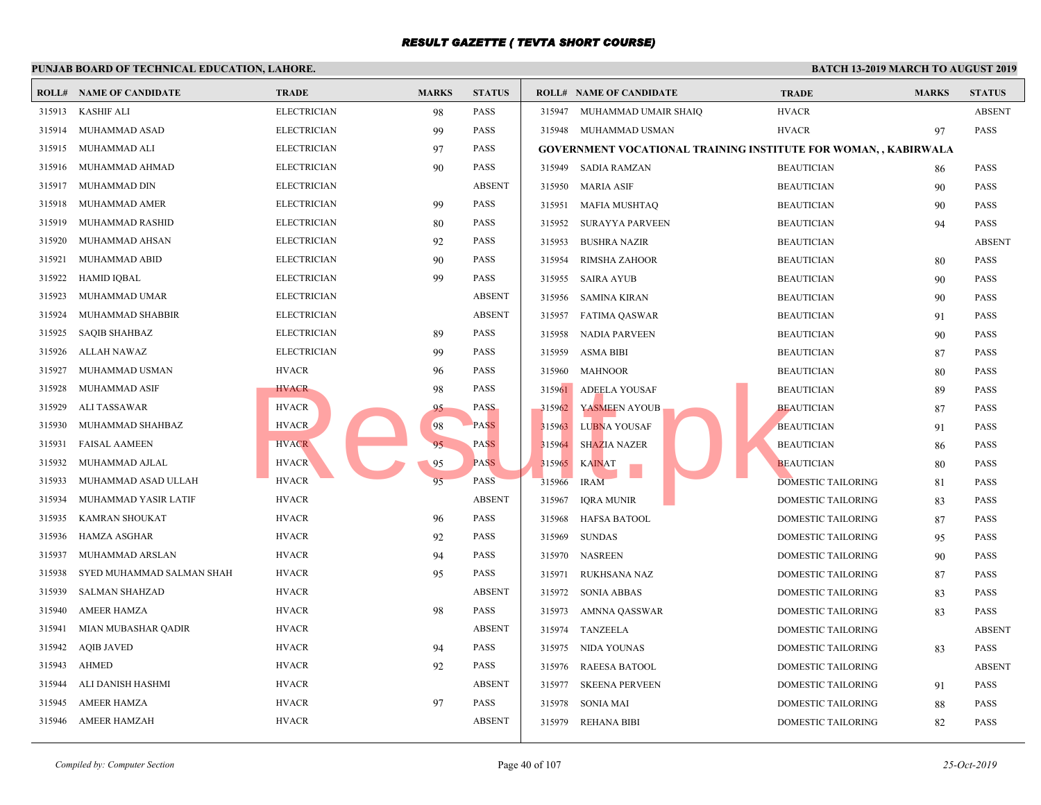# RESULT GAZETTE ( TEVTA SHORT COURSE)

**PUNJAB BOARD OF TECHNICAL EDUCATION, LAHORE.**

**BATCH 13-2019 MARCH TO AUGUST 2019**

| ROLL# | NAME OF CANDIDATE | TRADE | MARKS | STATUS |
|---|---|---|---|---|
| 315913 | KASHIF ALI | ELECTRICIAN | 98 | PASS |
| 315914 | MUHAMMAD ASAD | ELECTRICIAN | 99 | PASS |
| 315915 | MUHAMMAD ALI | ELECTRICIAN | 97 | PASS |
| 315916 | MUHAMMAD AHMAD | ELECTRICIAN | 90 | PASS |
| 315917 | MUHAMMAD DIN | ELECTRICIAN | | ABSENT |
| 315918 | MUHAMMAD AMER | ELECTRICIAN | 99 | PASS |
| 315919 | MUHAMMAD RASHID | ELECTRICIAN | 80 | PASS |
| 315920 | MUHAMMAD AHSAN | ELECTRICIAN | 92 | PASS |
| 315921 | MUHAMMAD ABID | ELECTRICIAN | 90 | PASS |
| 315922 | HAMID IQBAL | ELECTRICIAN | 99 | PASS |
| 315923 | MUHAMMAD UMAR | ELECTRICIAN | | ABSENT |
| 315924 | MUHAMMAD SHABBIR | ELECTRICIAN | | ABSENT |
| 315925 | SAQIB SHAHBAZ | ELECTRICIAN | 89 | PASS |
| 315926 | ALLAH NAWAZ | ELECTRICIAN | 99 | PASS |
| 315927 | MUHAMMAD USMAN | HVACR | 96 | PASS |
| 315928 | MUHAMMAD ASIF | HVACR | 98 | PASS |
| 315929 | ALI TASSAWAR | HVACR | 95 | PASS |
| 315930 | MUHAMMAD SHAHBAZ | HVACR | 98 | PASS |
| 315931 | FAISAL AAMEEN | HVACR | 95 | PASS |
| 315932 | MUHAMMAD AJLAL | HVACR | 95 | PASS |
| 315933 | MUHAMMAD ASAD ULLAH | HVACR | 95 | PASS |
| 315934 | MUHAMMAD YASIR LATIF | HVACR | | ABSENT |
| 315935 | KAMRAN SHOUKAT | HVACR | 96 | PASS |
| 315936 | HAMZA ASGHAR | HVACR | 92 | PASS |
| 315937 | MUHAMMAD ARSLAN | HVACR | 94 | PASS |
| 315938 | SYED MUHAMMAD SALMAN SHAH | HVACR | 95 | PASS |
| 315939 | SALMAN SHAHZAD | HVACR | | ABSENT |
| 315940 | AMEER HAMZA | HVACR | 98 | PASS |
| 315941 | MIAN MUBASHAR QADIR | HVACR | | ABSENT |
| 315942 | AQIB JAVED | HVACR | 94 | PASS |
| 315943 | AHMED | HVACR | 92 | PASS |
| 315944 | ALI DANISH HASHMI | HVACR | | ABSENT |
| 315945 | AMEER HAMZA | HVACR | 97 | PASS |
| 315946 | AMEER HAMZAH | HVACR | | ABSENT |
| 315947 | MUHAMMAD UMAIR SHAIQ | HVACR | | ABSENT |
| 315948 | MUHAMMAD USMAN | HVACR | 97 | PASS |

**GOVERNMENT VOCATIONAL TRAINING INSTITUTE FOR WOMAN, , KABIRWALA**

| ROLL# | NAME OF CANDIDATE | TRADE | MARKS | STATUS |
|---|---|---|---|---|
| 315949 | SADIA RAMZAN | BEAUTICIAN | 86 | PASS |
| 315950 | MARIA ASIF | BEAUTICIAN | 90 | PASS |
| 315951 | MAFIA MUSHTAQ | BEAUTICIAN | 90 | PASS |
| 315952 | SURAYYA PARVEEN | BEAUTICIAN | 94 | PASS |
| 315953 | BUSHRA NAZIR | BEAUTICIAN | | ABSENT |
| 315954 | RIMSHA ZAHOOR | BEAUTICIAN | 80 | PASS |
| 315955 | SAIRA AYUB | BEAUTICIAN | 90 | PASS |
| 315956 | SAMINA KIRAN | BEAUTICIAN | 90 | PASS |
| 315957 | FATIMA QASWAR | BEAUTICIAN | 91 | PASS |
| 315958 | NADIA PARVEEN | BEAUTICIAN | 90 | PASS |
| 315959 | ASMA BIBI | BEAUTICIAN | 87 | PASS |
| 315960 | MAHNOOR | BEAUTICIAN | 80 | PASS |
| 315961 | ADEELA YOUSAF | BEAUTICIAN | 89 | PASS |
| 315962 | YASMEEN AYOUB | BEAUTICIAN | 87 | PASS |
| 315963 | LUBNA YOUSAF | BEAUTICIAN | 91 | PASS |
| 315964 | SHAZIA NAZER | BEAUTICIAN | 86 | PASS |
| 315965 | KAINAT | BEAUTICIAN | 80 | PASS |
| 315966 | IRAM | DOMESTIC TAILORING | 81 | PASS |
| 315967 | IQRA MUNIR | DOMESTIC TAILORING | 83 | PASS |
| 315968 | HAFSA BATOOL | DOMESTIC TAILORING | 87 | PASS |
| 315969 | SUNDAS | DOMESTIC TAILORING | 95 | PASS |
| 315970 | NASREEN | DOMESTIC TAILORING | 90 | PASS |
| 315971 | RUKHSANA NAZ | DOMESTIC TAILORING | 87 | PASS |
| 315972 | SONIA ABBAS | DOMESTIC TAILORING | 83 | PASS |
| 315973 | AMNNA QASSWAR | DOMESTIC TAILORING | 83 | PASS |
| 315974 | TANZEELA | DOMESTIC TAILORING | | ABSENT |
| 315975 | NIDA YOUNAS | DOMESTIC TAILORING | 83 | PASS |
| 315976 | RAEESA BATOOL | DOMESTIC TAILORING | | ABSENT |
| 315977 | SKEENA PERVEEN | DOMESTIC TAILORING | 91 | PASS |
| 315978 | SONIA MAI | DOMESTIC TAILORING | 88 | PASS |
| 315979 | REHANA BIBI | DOMESTIC TAILORING | 82 | PASS |

*Compiled by: Computer Section*

*25-Oct-2019*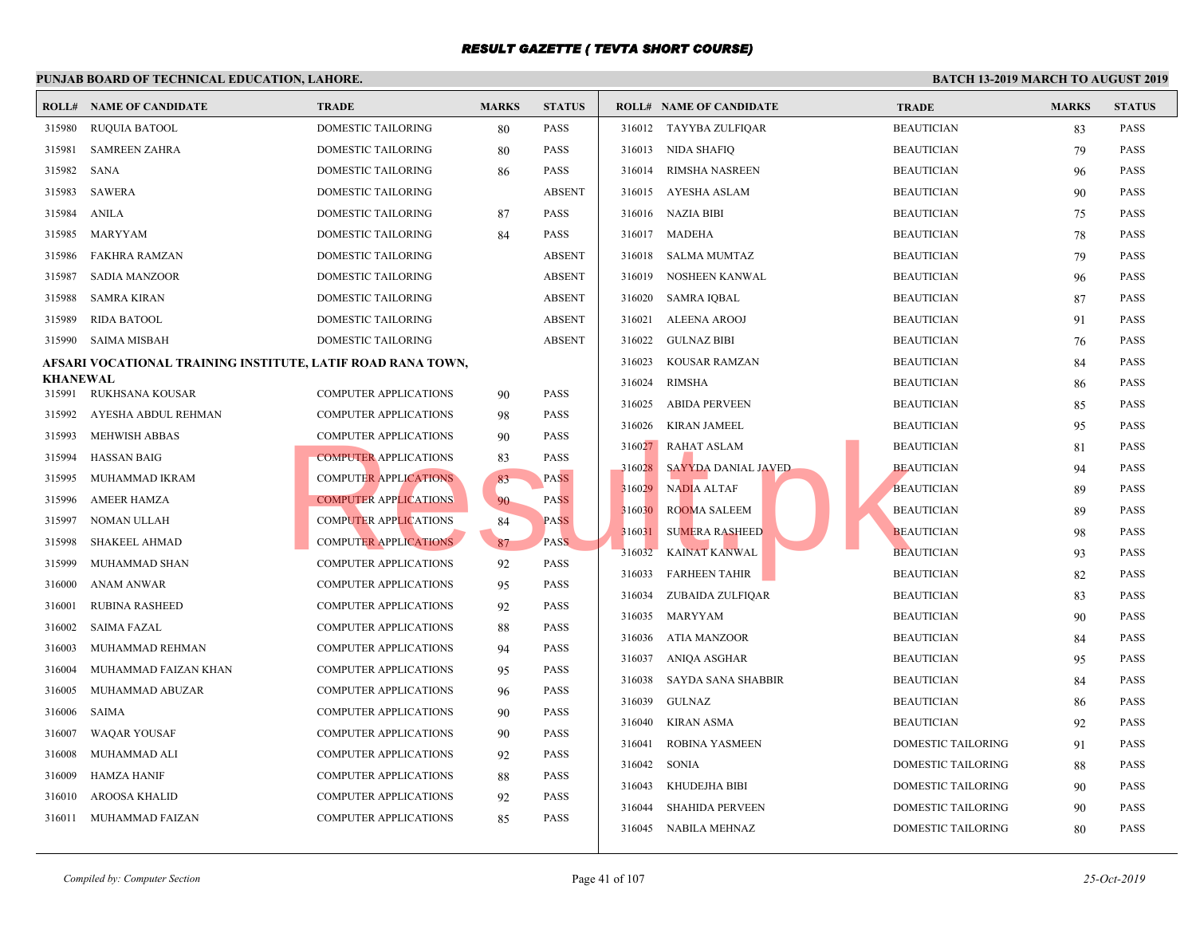# RESULT GAZETTE ( TEVTA SHORT COURSE)

**PUNJAB BOARD OF TECHNICAL EDUCATION, LAHORE.**

**BATCH 13-2019 MARCH TO AUGUST 2019**

| ROLL# | NAME OF CANDIDATE | TRADE | MARKS | STATUS |
|---|---|---|---|---|
| 315980 | RUQUIA BATOOL | DOMESTIC TAILORING | 80 | PASS |
| 315981 | SAMREEN ZAHRA | DOMESTIC TAILORING | 80 | PASS |
| 315982 | SANA | DOMESTIC TAILORING | 86 | PASS |
| 315983 | SAWERA | DOMESTIC TAILORING | | ABSENT |
| 315984 | ANILA | DOMESTIC TAILORING | 87 | PASS |
| 315985 | MARYYAM | DOMESTIC TAILORING | 84 | PASS |
| 315986 | FAKHRA RAMZAN | DOMESTIC TAILORING | | ABSENT |
| 315987 | SADIA MANZOOR | DOMESTIC TAILORING | | ABSENT |
| 315988 | SAMRA KIRAN | DOMESTIC TAILORING | | ABSENT |
| 315989 | RIDA BATOOL | DOMESTIC TAILORING | | ABSENT |
| 315990 | SAIMA MISBAH | DOMESTIC TAILORING | | ABSENT |

**AFSARI VOCATIONAL TRAINING INSTITUTE, LATIF ROAD RANA TOWN, KHANEWAL**

| ROLL# | NAME OF CANDIDATE | TRADE | MARKS | STATUS |
|---|---|---|---|---|
| 315991 | RUKHSANA KOUSAR | COMPUTER APPLICATIONS | 90 | PASS |
| 315992 | AYESHA ABDUL REHMAN | COMPUTER APPLICATIONS | 98 | PASS |
| 315993 | MEHWISH ABBAS | COMPUTER APPLICATIONS | 90 | PASS |
| 315994 | HASSAN BAIG | COMPUTER APPLICATIONS | 83 | PASS |
| 315995 | MUHAMMAD IKRAM | COMPUTER APPLICATIONS | 83 | PASS |
| 315996 | AMEER HAMZA | COMPUTER APPLICATIONS | 90 | PASS |
| 315997 | NOMAN ULLAH | COMPUTER APPLICATIONS | 84 | PASS |
| 315998 | SHAKEEL AHMAD | COMPUTER APPLICATIONS | 87 | PASS |
| 315999 | MUHAMMAD SHAN | COMPUTER APPLICATIONS | 92 | PASS |
| 316000 | ANAM ANWAR | COMPUTER APPLICATIONS | 95 | PASS |
| 316001 | RUBINA RASHEED | COMPUTER APPLICATIONS | 92 | PASS |
| 316002 | SAIMA FAZAL | COMPUTER APPLICATIONS | 88 | PASS |
| 316003 | MUHAMMAD REHMAN | COMPUTER APPLICATIONS | 94 | PASS |
| 316004 | MUHAMMAD FAIZAN KHAN | COMPUTER APPLICATIONS | 95 | PASS |
| 316005 | MUHAMMAD ABUZAR | COMPUTER APPLICATIONS | 96 | PASS |
| 316006 | SAIMA | COMPUTER APPLICATIONS | 90 | PASS |
| 316007 | WAQAR YOUSAF | COMPUTER APPLICATIONS | 90 | PASS |
| 316008 | MUHAMMAD ALI | COMPUTER APPLICATIONS | 92 | PASS |
| 316009 | HAMZA HANIF | COMPUTER APPLICATIONS | 88 | PASS |
| 316010 | AROOSA KHALID | COMPUTER APPLICATIONS | 92 | PASS |
| 316011 | MUHAMMAD FAIZAN | COMPUTER APPLICATIONS | 85 | PASS |
| 316012 | TAYYBA ZULFIQAR | BEAUTICIAN | 83 | PASS |
| 316013 | NIDA SHAFIQ | BEAUTICIAN | 79 | PASS |
| 316014 | RIMSHA NASREEN | BEAUTICIAN | 96 | PASS |
| 316015 | AYESHA ASLAM | BEAUTICIAN | 90 | PASS |
| 316016 | NAZIA BIBI | BEAUTICIAN | 75 | PASS |
| 316017 | MADEHA | BEAUTICIAN | 78 | PASS |
| 316018 | SALMA MUMTAZ | BEAUTICIAN | 79 | PASS |
| 316019 | NOSHEEN KANWAL | BEAUTICIAN | 96 | PASS |
| 316020 | SAMRA IQBAL | BEAUTICIAN | 87 | PASS |
| 316021 | ALEENA AROOJ | BEAUTICIAN | 91 | PASS |
| 316022 | GULNAZ BIBI | BEAUTICIAN | 76 | PASS |
| 316023 | KOUSAR RAMZAN | BEAUTICIAN | 84 | PASS |
| 316024 | RIMSHA | BEAUTICIAN | 86 | PASS |
| 316025 | ABIDA PERVEEN | BEAUTICIAN | 85 | PASS |
| 316026 | KIRAN JAMEEL | BEAUTICIAN | 95 | PASS |
| 316027 | RAHAT ASLAM | BEAUTICIAN | 81 | PASS |
| 316028 | SAYYDA DANIAL JAVED | BEAUTICIAN | 94 | PASS |
| 316029 | NADIA ALTAF | BEAUTICIAN | 89 | PASS |
| 316030 | ROOMA SALEEM | BEAUTICIAN | 89 | PASS |
| 316031 | SUMERA RASHEED | BEAUTICIAN | 98 | PASS |
| 316032 | KAINAT KANWAL | BEAUTICIAN | 93 | PASS |
| 316033 | FARHEEN TAHIR | BEAUTICIAN | 82 | PASS |
| 316034 | ZUBAIDA ZULFIQAR | BEAUTICIAN | 83 | PASS |
| 316035 | MARYYAM | BEAUTICIAN | 90 | PASS |
| 316036 | ATIA MANZOOR | BEAUTICIAN | 84 | PASS |
| 316037 | ANIQA ASGHAR | BEAUTICIAN | 95 | PASS |
| 316038 | SAYDA SANA SHABBIR | BEAUTICIAN | 84 | PASS |
| 316039 | GULNAZ | BEAUTICIAN | 86 | PASS |
| 316040 | KIRAN ASMA | BEAUTICIAN | 92 | PASS |
| 316041 | ROBINA YASMEEN | DOMESTIC TAILORING | 91 | PASS |
| 316042 | SONIA | DOMESTIC TAILORING | 88 | PASS |
| 316043 | KHUDEJHA BIBI | DOMESTIC TAILORING | 90 | PASS |
| 316044 | SHAHIDA PERVEEN | DOMESTIC TAILORING | 90 | PASS |
| 316045 | NABILA MEHNAZ | DOMESTIC TAILORING | 80 | PASS |

*Compiled by: Computer Section*

*25-Oct-2019*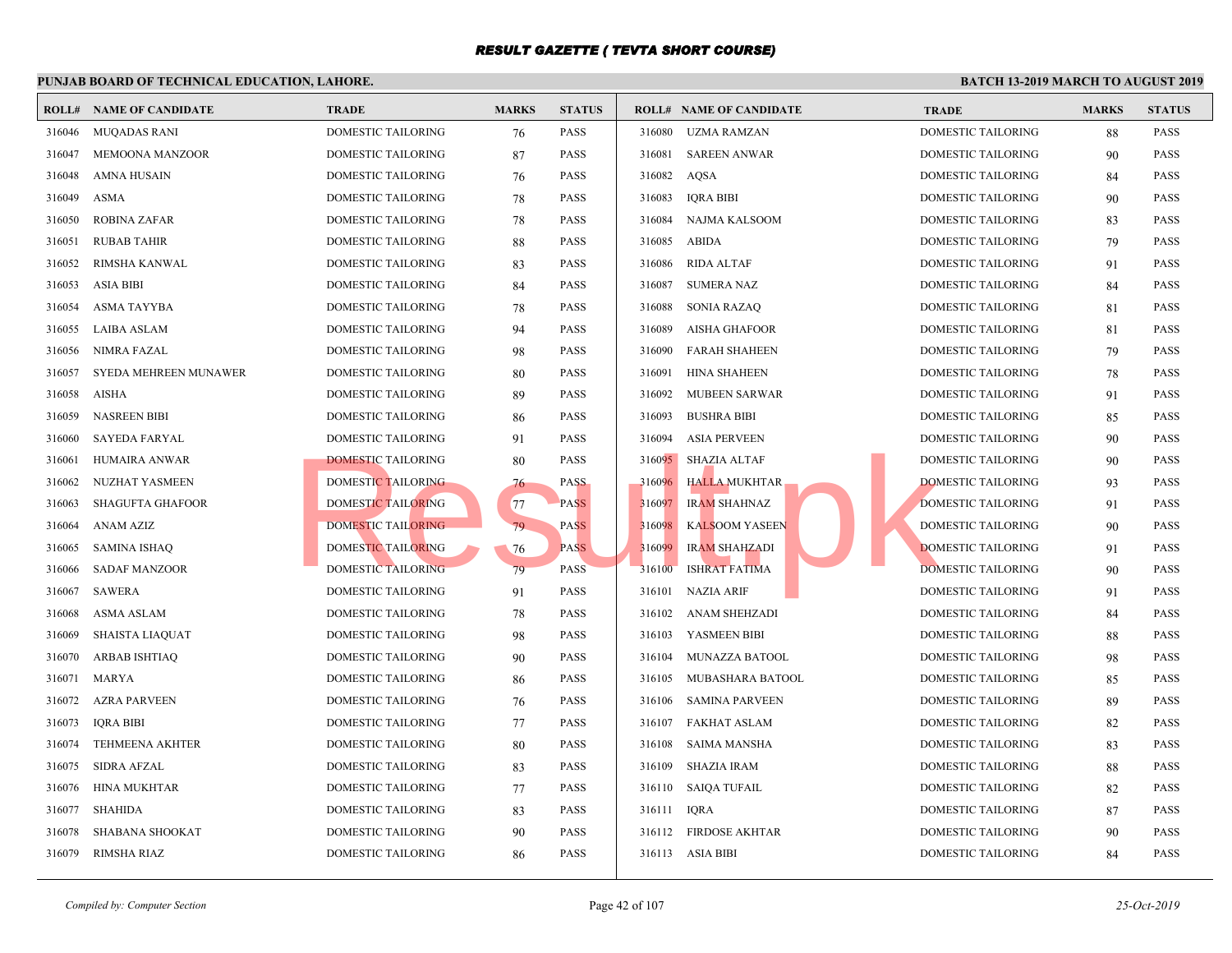# RESULT GAZETTE ( TEVTA SHORT COURSE)

**PUNJAB BOARD OF TECHNICAL EDUCATION, LAHORE.**

**BATCH 13-2019 MARCH TO AUGUST 2019**

| ROLL# | NAME OF CANDIDATE | TRADE | MARKS | STATUS |
|---|---|---|---|---|
| 316046 | MUQADAS RANI | DOMESTIC TAILORING | 76 | PASS |
| 316047 | MEMOONA MANZOOR | DOMESTIC TAILORING | 87 | PASS |
| 316048 | AMNA HUSAIN | DOMESTIC TAILORING | 76 | PASS |
| 316049 | ASMA | DOMESTIC TAILORING | 78 | PASS |
| 316050 | ROBINA ZAFAR | DOMESTIC TAILORING | 78 | PASS |
| 316051 | RUBAB TAHIR | DOMESTIC TAILORING | 88 | PASS |
| 316052 | RIMSHA KANWAL | DOMESTIC TAILORING | 83 | PASS |
| 316053 | ASIA BIBI | DOMESTIC TAILORING | 84 | PASS |
| 316054 | ASMA TAYYBA | DOMESTIC TAILORING | 78 | PASS |
| 316055 | LAIBA ASLAM | DOMESTIC TAILORING | 94 | PASS |
| 316056 | NIMRA FAZAL | DOMESTIC TAILORING | 98 | PASS |
| 316057 | SYEDA MEHREEN MUNAWER | DOMESTIC TAILORING | 80 | PASS |
| 316058 | AISHA | DOMESTIC TAILORING | 89 | PASS |
| 316059 | NASREEN BIBI | DOMESTIC TAILORING | 86 | PASS |
| 316060 | SAYEDA FARYAL | DOMESTIC TAILORING | 91 | PASS |
| 316061 | HUMAIRA ANWAR | DOMESTIC TAILORING | 80 | PASS |
| 316062 | NUZHAT YASMEEN | DOMESTIC TAILORING | 76 | PASS |
| 316063 | SHAGUFTA GHAFOOR | DOMESTIC TAILORING | 77 | PASS |
| 316064 | ANAM AZIZ | DOMESTIC TAILORING | 79 | PASS |
| 316065 | SAMINA ISHAQ | DOMESTIC TAILORING | 76 | PASS |
| 316066 | SADAF MANZOOR | DOMESTIC TAILORING | 79 | PASS |
| 316067 | SAWERA | DOMESTIC TAILORING | 91 | PASS |
| 316068 | ASMA ASLAM | DOMESTIC TAILORING | 78 | PASS |
| 316069 | SHAISTA LIAQUAT | DOMESTIC TAILORING | 98 | PASS |
| 316070 | ARBAB ISHTIAQ | DOMESTIC TAILORING | 90 | PASS |
| 316071 | MARYA | DOMESTIC TAILORING | 86 | PASS |
| 316072 | AZRA PARVEEN | DOMESTIC TAILORING | 76 | PASS |
| 316073 | IQRA BIBI | DOMESTIC TAILORING | 77 | PASS |
| 316074 | TEHMEENA AKHTER | DOMESTIC TAILORING | 80 | PASS |
| 316075 | SIDRA AFZAL | DOMESTIC TAILORING | 83 | PASS |
| 316076 | HINA MUKHTAR | DOMESTIC TAILORING | 77 | PASS |
| 316077 | SHAHIDA | DOMESTIC TAILORING | 83 | PASS |
| 316078 | SHABANA SHOOKAT | DOMESTIC TAILORING | 90 | PASS |
| 316079 | RIMSHA RIAZ | DOMESTIC TAILORING | 86 | PASS |
| 316080 | UZMA RAMZAN | DOMESTIC TAILORING | 88 | PASS |
| 316081 | SAREEN ANWAR | DOMESTIC TAILORING | 90 | PASS |
| 316082 | AQSA | DOMESTIC TAILORING | 84 | PASS |
| 316083 | IQRA BIBI | DOMESTIC TAILORING | 90 | PASS |
| 316084 | NAJMA KALSOOM | DOMESTIC TAILORING | 83 | PASS |
| 316085 | ABIDA | DOMESTIC TAILORING | 79 | PASS |
| 316086 | RIDA ALTAF | DOMESTIC TAILORING | 91 | PASS |
| 316087 | SUMERA NAZ | DOMESTIC TAILORING | 84 | PASS |
| 316088 | SONIA RAZAQ | DOMESTIC TAILORING | 81 | PASS |
| 316089 | AISHA GHAFOOR | DOMESTIC TAILORING | 81 | PASS |
| 316090 | FARAH SHAHEEN | DOMESTIC TAILORING | 79 | PASS |
| 316091 | HINA SHAHEEN | DOMESTIC TAILORING | 78 | PASS |
| 316092 | MUBEEN SARWAR | DOMESTIC TAILORING | 91 | PASS |
| 316093 | BUSHRA BIBI | DOMESTIC TAILORING | 85 | PASS |
| 316094 | ASIA PERVEEN | DOMESTIC TAILORING | 90 | PASS |
| 316095 | SHAZIA ALTAF | DOMESTIC TAILORING | 90 | PASS |
| 316096 | HALLA MUKHTAR | DOMESTIC TAILORING | 93 | PASS |
| 316097 | IRAM SHAHNAZ | DOMESTIC TAILORING | 91 | PASS |
| 316098 | KALSOOM YASEEN | DOMESTIC TAILORING | 90 | PASS |
| 316099 | IRAM SHAHZADI | DOMESTIC TAILORING | 91 | PASS |
| 316100 | ISHRAT FATIMA | DOMESTIC TAILORING | 90 | PASS |
| 316101 | NAZIA ARIF | DOMESTIC TAILORING | 91 | PASS |
| 316102 | ANAM SHEHZADI | DOMESTIC TAILORING | 84 | PASS |
| 316103 | YASMEEN BIBI | DOMESTIC TAILORING | 88 | PASS |
| 316104 | MUNAZZA BATOOL | DOMESTIC TAILORING | 98 | PASS |
| 316105 | MUBASHARA BATOOL | DOMESTIC TAILORING | 85 | PASS |
| 316106 | SAMINA PARVEEN | DOMESTIC TAILORING | 89 | PASS |
| 316107 | FAKHAT ASLAM | DOMESTIC TAILORING | 82 | PASS |
| 316108 | SAIMA MANSHA | DOMESTIC TAILORING | 83 | PASS |
| 316109 | SHAZIA IRAM | DOMESTIC TAILORING | 88 | PASS |
| 316110 | SAIQA TUFAIL | DOMESTIC TAILORING | 82 | PASS |
| 316111 | IQRA | DOMESTIC TAILORING | 87 | PASS |
| 316112 | FIRDOSE AKHTAR | DOMESTIC TAILORING | 90 | PASS |
| 316113 | ASIA BIBI | DOMESTIC TAILORING | 84 | PASS |

*Compiled by: Computer Section*

*25-Oct-2019*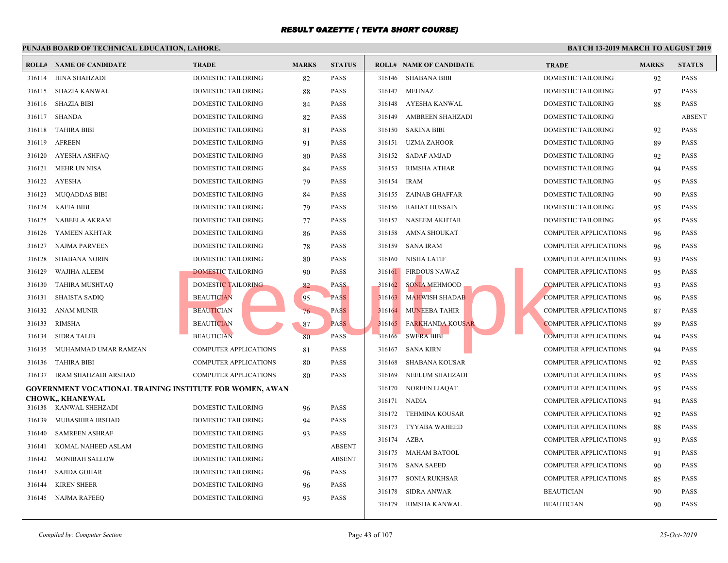# RESULT GAZETTE ( TEVTA SHORT COURSE)

## PUNJAB BOARD OF TECHNICAL EDUCATION, LAHORE.

**BATCH 13-2019 MARCH TO AUGUST 2019**

| ROLL# | NAME OF CANDIDATE | TRADE | MARKS | STATUS |
|---|---|---|---|---|
| 316114 | HINA SHAHZADI | DOMESTIC TAILORING | 82 | PASS |
| 316115 | SHAZIA KANWAL | DOMESTIC TAILORING | 88 | PASS |
| 316116 | SHAZIA BIBI | DOMESTIC TAILORING | 84 | PASS |
| 316117 | SHANDA | DOMESTIC TAILORING | 82 | PASS |
| 316118 | TAHIRA BIBI | DOMESTIC TAILORING | 81 | PASS |
| 316119 | AFREEN | DOMESTIC TAILORING | 91 | PASS |
| 316120 | AYESHA ASHFAQ | DOMESTIC TAILORING | 80 | PASS |
| 316121 | MEHR UN NISA | DOMESTIC TAILORING | 84 | PASS |
| 316122 | AYESHA | DOMESTIC TAILORING | 79 | PASS |
| 316123 | MUQADDAS BIBI | DOMESTIC TAILORING | 84 | PASS |
| 316124 | KAFIA BIBI | DOMESTIC TAILORING | 79 | PASS |
| 316125 | NABEELA AKRAM | DOMESTIC TAILORING | 77 | PASS |
| 316126 | YAMEEN AKHTAR | DOMESTIC TAILORING | 86 | PASS |
| 316127 | NAJMA PARVEEN | DOMESTIC TAILORING | 78 | PASS |
| 316128 | SHABANA NORIN | DOMESTIC TAILORING | 80 | PASS |
| 316129 | WAJIHA ALEEM | DOMESTIC TAILORING | 90 | PASS |
| 316130 | TAHIRA MUSHTAQ | DOMESTIC TAILORING | 82 | PASS |
| 316131 | SHAISTA SADIQ | BEAUTICIAN | 95 | PASS |
| 316132 | ANAM MUNIR | BEAUTICIAN | 76 | PASS |
| 316133 | RIMSHA | BEAUTICIAN | 87 | PASS |
| 316134 | SIDRA TALIB | BEAUTICIAN | 80 | PASS |
| 316135 | MUHAMMAD UMAR RAMZAN | COMPUTER APPLICATIONS | 81 | PASS |
| 316136 | TAHIRA BIBI | COMPUTER APPLICATIONS | 80 | PASS |
| 316137 | IRAM SHAHZADI ARSHAD | COMPUTER APPLICATIONS | 80 | PASS |

**GOVERNMENT VOCATIONAL TRAINING INSTITUTE FOR WOMEN, AWAN CHOWK,, KHANEWAL**

| ROLL# | NAME OF CANDIDATE | TRADE | MARKS | STATUS |
|---|---|---|---|---|
| 316138 | KANWAL SHEHZADI | DOMESTIC TAILORING | 96 | PASS |
| 316139 | MUBASHIRA IRSHAD | DOMESTIC TAILORING | 94 | PASS |
| 316140 | SAMREEN ASHRAF | DOMESTIC TAILORING | 93 | PASS |
| 316141 | KOMAL NAHEED ASLAM | DOMESTIC TAILORING | | ABSENT |
| 316142 | MONIBAH SALLOW | DOMESTIC TAILORING | | ABSENT |
| 316143 | SAJIDA GOHAR | DOMESTIC TAILORING | 96 | PASS |
| 316144 | KIREN SHEER | DOMESTIC TAILORING | 96 | PASS |
| 316145 | NAJMA RAFEEQ | DOMESTIC TAILORING | 93 | PASS |
| 316146 | SHABANA BIBI | DOMESTIC TAILORING | 92 | PASS |
| 316147 | MEHNAZ | DOMESTIC TAILORING | 97 | PASS |
| 316148 | AYESHA KANWAL | DOMESTIC TAILORING | 88 | PASS |
| 316149 | AMBREEN SHAHZADI | DOMESTIC TAILORING | | ABSENT |
| 316150 | SAKINA BIBI | DOMESTIC TAILORING | 92 | PASS |
| 316151 | UZMA ZAHOOR | DOMESTIC TAILORING | 89 | PASS |
| 316152 | SADAF AMJAD | DOMESTIC TAILORING | 92 | PASS |
| 316153 | RIMSHA ATHAR | DOMESTIC TAILORING | 94 | PASS |
| 316154 | IRAM | DOMESTIC TAILORING | 95 | PASS |
| 316155 | ZAINAB GHAFFAR | DOMESTIC TAILORING | 90 | PASS |
| 316156 | RAHAT HUSSAIN | DOMESTIC TAILORING | 95 | PASS |
| 316157 | NASEEM AKHTAR | DOMESTIC TAILORING | 95 | PASS |
| 316158 | AMNA SHOUKAT | COMPUTER APPLICATIONS | 96 | PASS |
| 316159 | SANA IRAM | COMPUTER APPLICATIONS | 96 | PASS |
| 316160 | NISHA LATIF | COMPUTER APPLICATIONS | 93 | PASS |
| 316161 | FIRDOUS NAWAZ | COMPUTER APPLICATIONS | 95 | PASS |
| 316162 | SONIA MEHMOOD | COMPUTER APPLICATIONS | 93 | PASS |
| 316163 | MAHWISH SHADAB | COMPUTER APPLICATIONS | 96 | PASS |
| 316164 | MUNEEBA TAHIR | COMPUTER APPLICATIONS | 87 | PASS |
| 316165 | FARKHANDA KOUSAR | COMPUTER APPLICATIONS | 89 | PASS |
| 316166 | SWERA BIBI | COMPUTER APPLICATIONS | 94 | PASS |
| 316167 | SANA KIRN | COMPUTER APPLICATIONS | 94 | PASS |
| 316168 | SHABANA KOUSAR | COMPUTER APPLICATIONS | 92 | PASS |
| 316169 | NEELUM SHAHZADI | COMPUTER APPLICATIONS | 95 | PASS |
| 316170 | NOREEN LIAQAT | COMPUTER APPLICATIONS | 95 | PASS |
| 316171 | NADIA | COMPUTER APPLICATIONS | 94 | PASS |
| 316172 | TEHMINA KOUSAR | COMPUTER APPLICATIONS | 92 | PASS |
| 316173 | TYYABA WAHEED | COMPUTER APPLICATIONS | 88 | PASS |
| 316174 | AZBA | COMPUTER APPLICATIONS | 93 | PASS |
| 316175 | MAHAM BATOOL | COMPUTER APPLICATIONS | 91 | PASS |
| 316176 | SANA SAEED | COMPUTER APPLICATIONS | 90 | PASS |
| 316177 | SONIA RUKHSAR | COMPUTER APPLICATIONS | 85 | PASS |
| 316178 | SIDRA ANWAR | BEAUTICIAN | 90 | PASS |
| 316179 | RIMSHA KANWAL | BEAUTICIAN | 90 | PASS |

*Compiled by: Computer Section*

*25-Oct-2019*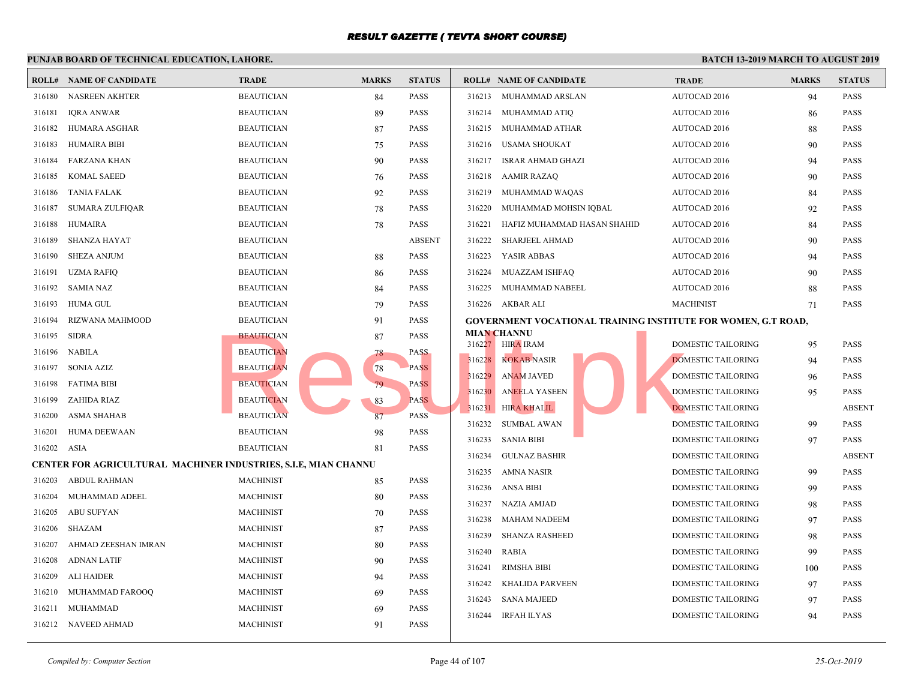# RESULT GAZETTE ( TEVTA SHORT COURSE)

**PUNJAB BOARD OF TECHNICAL EDUCATION, LAHORE.** **BATCH 13-2019 MARCH TO AUGUST 2019**

| ROLL# | NAME OF CANDIDATE | TRADE | MARKS | STATUS |
|---|---|---|---|---|
| 316180 | NASREEN AKHTER | BEAUTICIAN | 84 | PASS |
| 316181 | IQRA ANWAR | BEAUTICIAN | 89 | PASS |
| 316182 | HUMARA ASGHAR | BEAUTICIAN | 87 | PASS |
| 316183 | HUMAIRA BIBI | BEAUTICIAN | 75 | PASS |
| 316184 | FARZANA KHAN | BEAUTICIAN | 90 | PASS |
| 316185 | KOMAL SAEED | BEAUTICIAN | 76 | PASS |
| 316186 | TANIA FALAK | BEAUTICIAN | 92 | PASS |
| 316187 | SUMARA ZULFIQAR | BEAUTICIAN | 78 | PASS |
| 316188 | HUMAIRA | BEAUTICIAN | 78 | PASS |
| 316189 | SHANZA HAYAT | BEAUTICIAN | | ABSENT |
| 316190 | SHEZA ANJUM | BEAUTICIAN | 88 | PASS |
| 316191 | UZMA RAFIQ | BEAUTICIAN | 86 | PASS |
| 316192 | SAMIA NAZ | BEAUTICIAN | 84 | PASS |
| 316193 | HUMA GUL | BEAUTICIAN | 79 | PASS |
| 316194 | RIZWANA MAHMOOD | BEAUTICIAN | 91 | PASS |
| 316195 | SIDRA | BEAUTICIAN | 87 | PASS |
| 316196 | NABILA | BEAUTICIAN | 78 | PASS |
| 316197 | SONIA AZIZ | BEAUTICIAN | 78 | PASS |
| 316198 | FATIMA BIBI | BEAUTICIAN | 79 | PASS |
| 316199 | ZAHIDA RIAZ | BEAUTICIAN | 83 | PASS |
| 316200 | ASMA SHAHAB | BEAUTICIAN | 87 | PASS |
| 316201 | HUMA DEEWAAN | BEAUTICIAN | 98 | PASS |
| 316202 | ASIA | BEAUTICIAN | 81 | PASS |

**CENTER FOR AGRICULTURAL MACHINER INDUSTRIES, S.I.E, MIAN CHANNU**

| ROLL# | NAME OF CANDIDATE | TRADE | MARKS | STATUS |
|---|---|---|---|---|
| 316203 | ABDUL RAHMAN | MACHINIST | 85 | PASS |
| 316204 | MUHAMMAD ADEEL | MACHINIST | 80 | PASS |
| 316205 | ABU SUFYAN | MACHINIST | 70 | PASS |
| 316206 | SHAZAM | MACHINIST | 87 | PASS |
| 316207 | AHMAD ZEESHAN IMRAN | MACHINIST | 80 | PASS |
| 316208 | ADNAN LATIF | MACHINIST | 90 | PASS |
| 316209 | ALI HAIDER | MACHINIST | 94 | PASS |
| 316210 | MUHAMMAD FAROOQ | MACHINIST | 69 | PASS |
| 316211 | MUHAMMAD | MACHINIST | 69 | PASS |
| 316212 | NAVEED AHMAD | MACHINIST | 91 | PASS |
| 316213 | MUHAMMAD ARSLAN | AUTOCAD 2016 | 94 | PASS |
| 316214 | MUHAMMAD ATIQ | AUTOCAD 2016 | 86 | PASS |
| 316215 | MUHAMMAD ATHAR | AUTOCAD 2016 | 88 | PASS |
| 316216 | USAMA SHOUKAT | AUTOCAD 2016 | 90 | PASS |
| 316217 | ISRAR AHMAD GHAZI | AUTOCAD 2016 | 94 | PASS |
| 316218 | AAMIR RAZAQ | AUTOCAD 2016 | 90 | PASS |
| 316219 | MUHAMMAD WAQAS | AUTOCAD 2016 | 84 | PASS |
| 316220 | MUHAMMAD MOHSIN IQBAL | AUTOCAD 2016 | 92 | PASS |
| 316221 | HAFIZ MUHAMMAD HASAN SHAHID | AUTOCAD 2016 | 84 | PASS |
| 316222 | SHARJEEL AHMAD | AUTOCAD 2016 | 90 | PASS |
| 316223 | YASIR ABBAS | AUTOCAD 2016 | 94 | PASS |
| 316224 | MUAZZAM ISHFAQ | AUTOCAD 2016 | 90 | PASS |
| 316225 | MUHAMMAD NABEEL | AUTOCAD 2016 | 88 | PASS |
| 316226 | AKBAR ALI | MACHINIST | 71 | PASS |

**GOVERNMENT VOCATIONAL TRAINING INSTITUTE FOR WOMEN, G.T ROAD, MIAN CHANNU**

| ROLL# | NAME OF CANDIDATE | TRADE | MARKS | STATUS |
|---|---|---|---|---|
| 316227 | HIRA IRAM | DOMESTIC TAILORING | 95 | PASS |
| 316228 | KOKAB NASIR | DOMESTIC TAILORING | 94 | PASS |
| 316229 | ANAM JAVED | DOMESTIC TAILORING | 96 | PASS |
| 316230 | ANEELA YASEEN | DOMESTIC TAILORING | 95 | PASS |
| 316231 | HIRA KHALIL | DOMESTIC TAILORING | | ABSENT |
| 316232 | SUMBAL AWAN | DOMESTIC TAILORING | 99 | PASS |
| 316233 | SANIA BIBI | DOMESTIC TAILORING | 97 | PASS |
| 316234 | GULNAZ BASHIR | DOMESTIC TAILORING | | ABSENT |
| 316235 | AMNA NASIR | DOMESTIC TAILORING | 99 | PASS |
| 316236 | ANSA BIBI | DOMESTIC TAILORING | 99 | PASS |
| 316237 | NAZIA AMJAD | DOMESTIC TAILORING | 98 | PASS |
| 316238 | MAHAM NADEEM | DOMESTIC TAILORING | 97 | PASS |
| 316239 | SHANZA RASHEED | DOMESTIC TAILORING | 98 | PASS |
| 316240 | RABIA | DOMESTIC TAILORING | 99 | PASS |
| 316241 | RIMSHA BIBI | DOMESTIC TAILORING | 100 | PASS |
| 316242 | KHALIDA PARVEEN | DOMESTIC TAILORING | 97 | PASS |
| 316243 | SANA MAJEED | DOMESTIC TAILORING | 97 | PASS |
| 316244 | IRFAH ILYAS | DOMESTIC TAILORING | 94 | PASS |

*Compiled by: Computer Section* *25-Oct-2019*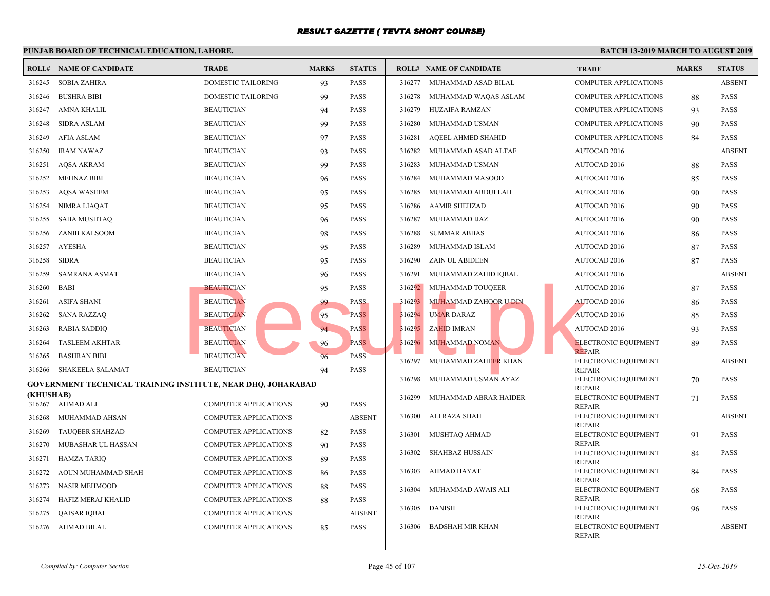# RESULT GAZETTE ( TEVTA SHORT COURSE)

**PUNJAB BOARD OF TECHNICAL EDUCATION, LAHORE.** | **BATCH 13-2019 MARCH TO AUGUST 2019**

| ROLL# | NAME OF CANDIDATE | TRADE | MARKS | STATUS |
|---|---|---|---|---|
| 316245 | SOBIA ZAHIRA | DOMESTIC TAILORING | 93 | PASS |
| 316246 | BUSHRA BIBI | DOMESTIC TAILORING | 99 | PASS |
| 316247 | AMNA KHALIL | BEAUTICIAN | 94 | PASS |
| 316248 | SIDRA ASLAM | BEAUTICIAN | 99 | PASS |
| 316249 | AFIA ASLAM | BEAUTICIAN | 97 | PASS |
| 316250 | IRAM NAWAZ | BEAUTICIAN | 93 | PASS |
| 316251 | AQSA AKRAM | BEAUTICIAN | 99 | PASS |
| 316252 | MEHNAZ BIBI | BEAUTICIAN | 96 | PASS |
| 316253 | AQSA WASEEM | BEAUTICIAN | 95 | PASS |
| 316254 | NIMRA LIAQAT | BEAUTICIAN | 95 | PASS |
| 316255 | SABA MUSHTAQ | BEAUTICIAN | 96 | PASS |
| 316256 | ZANIB KALSOOM | BEAUTICIAN | 98 | PASS |
| 316257 | AYESHA | BEAUTICIAN | 95 | PASS |
| 316258 | SIDRA | BEAUTICIAN | 95 | PASS |
| 316259 | SAMRANA ASMAT | BEAUTICIAN | 96 | PASS |
| 316260 | BABI | BEAUTICIAN | 95 | PASS |
| 316261 | ASIFA SHANI | BEAUTICIAN | 99 | PASS |
| 316262 | SANA RAZZAQ | BEAUTICIAN | 95 | PASS |
| 316263 | RABIA SADDIQ | BEAUTICIAN | 94 | PASS |
| 316264 | TASLEEM AKHTAR | BEAUTICIAN | 96 | PASS |
| 316265 | BASHRAN BIBI | BEAUTICIAN | 96 | PASS |
| 316266 | SHAKEELA SALAMAT | BEAUTICIAN | 94 | PASS |

**GOVERNMENT TECHNICAL TRAINING INSTITUTE, NEAR DHQ, JOHARABAD (KHUSHAB)**

| ROLL# | NAME OF CANDIDATE | TRADE | MARKS | STATUS |
|---|---|---|---|---|
| 316267 | AHMAD ALI | COMPUTER APPLICATIONS | 90 | PASS |
| 316268 | MUHAMMAD AHSAN | COMPUTER APPLICATIONS | | ABSENT |
| 316269 | TAUQEER SHAHZAD | COMPUTER APPLICATIONS | 82 | PASS |
| 316270 | MUBASHAR UL HASSAN | COMPUTER APPLICATIONS | 90 | PASS |
| 316271 | HAMZA TARIQ | COMPUTER APPLICATIONS | 89 | PASS |
| 316272 | AOUN MUHAMMAD SHAH | COMPUTER APPLICATIONS | 86 | PASS |
| 316273 | NASIR MEHMOOD | COMPUTER APPLICATIONS | 88 | PASS |
| 316274 | HAFIZ MERAJ KHALID | COMPUTER APPLICATIONS | 88 | PASS |
| 316275 | QAISAR IQBAL | COMPUTER APPLICATIONS | | ABSENT |
| 316276 | AHMAD BILAL | COMPUTER APPLICATIONS | 85 | PASS |
| 316277 | MUHAMMAD ASAD BILAL | COMPUTER APPLICATIONS | | ABSENT |
| 316278 | MUHAMMAD WAQAS ASLAM | COMPUTER APPLICATIONS | 88 | PASS |
| 316279 | HUZAIFA RAMZAN | COMPUTER APPLICATIONS | 93 | PASS |
| 316280 | MUHAMMAD USMAN | COMPUTER APPLICATIONS | 90 | PASS |
| 316281 | AQEEL AHMED SHAHID | COMPUTER APPLICATIONS | 84 | PASS |
| 316282 | MUHAMMAD ASAD ALTAF | AUTOCAD 2016 | | ABSENT |
| 316283 | MUHAMMAD USMAN | AUTOCAD 2016 | 88 | PASS |
| 316284 | MUHAMMAD MASOOD | AUTOCAD 2016 | 85 | PASS |
| 316285 | MUHAMMAD ABDULLAH | AUTOCAD 2016 | 90 | PASS |
| 316286 | AAMIR SHEHZAD | AUTOCAD 2016 | 90 | PASS |
| 316287 | MUHAMMAD IJAZ | AUTOCAD 2016 | 90 | PASS |
| 316288 | SUMMAR ABBAS | AUTOCAD 2016 | 86 | PASS |
| 316289 | MUHAMMAD ISLAM | AUTOCAD 2016 | 87 | PASS |
| 316290 | ZAIN UL ABIDEEN | AUTOCAD 2016 | 87 | PASS |
| 316291 | MUHAMMAD ZAHID IQBAL | AUTOCAD 2016 | | ABSENT |
| 316292 | MUHAMMAD TOUQEER | AUTOCAD 2016 | 87 | PASS |
| 316293 | MUHAMMAD ZAHOOR U DIN | AUTOCAD 2016 | 86 | PASS |
| 316294 | UMAR DARAZ | AUTOCAD 2016 | 85 | PASS |
| 316295 | ZAHID IMRAN | AUTOCAD 2016 | 93 | PASS |
| 316296 | MUHAMMAD NOMAN | ELECTRONIC EQUIPMENT REPAIR | 89 | PASS |
| 316297 | MUHAMMAD ZAHEER KHAN | ELECTRONIC EQUIPMENT REPAIR | | ABSENT |
| 316298 | MUHAMMAD USMAN AYAZ | ELECTRONIC EQUIPMENT REPAIR | 70 | PASS |
| 316299 | MUHAMMAD ABRAR HAIDER | ELECTRONIC EQUIPMENT REPAIR | 71 | PASS |
| 316300 | ALI RAZA SHAH | ELECTRONIC EQUIPMENT REPAIR | | ABSENT |
| 316301 | MUSHTAQ AHMAD | ELECTRONIC EQUIPMENT REPAIR | 91 | PASS |
| 316302 | SHAHBAZ HUSSAIN | ELECTRONIC EQUIPMENT REPAIR | 84 | PASS |
| 316303 | AHMAD HAYAT | ELECTRONIC EQUIPMENT REPAIR | 84 | PASS |
| 316304 | MUHAMMAD AWAIS ALI | ELECTRONIC EQUIPMENT REPAIR | 68 | PASS |
| 316305 | DANISH | ELECTRONIC EQUIPMENT REPAIR | 96 | PASS |
| 316306 | BADSHAH MIR KHAN | ELECTRONIC EQUIPMENT REPAIR | | ABSENT |

*Compiled by: Computer Section* | *25-Oct-2019*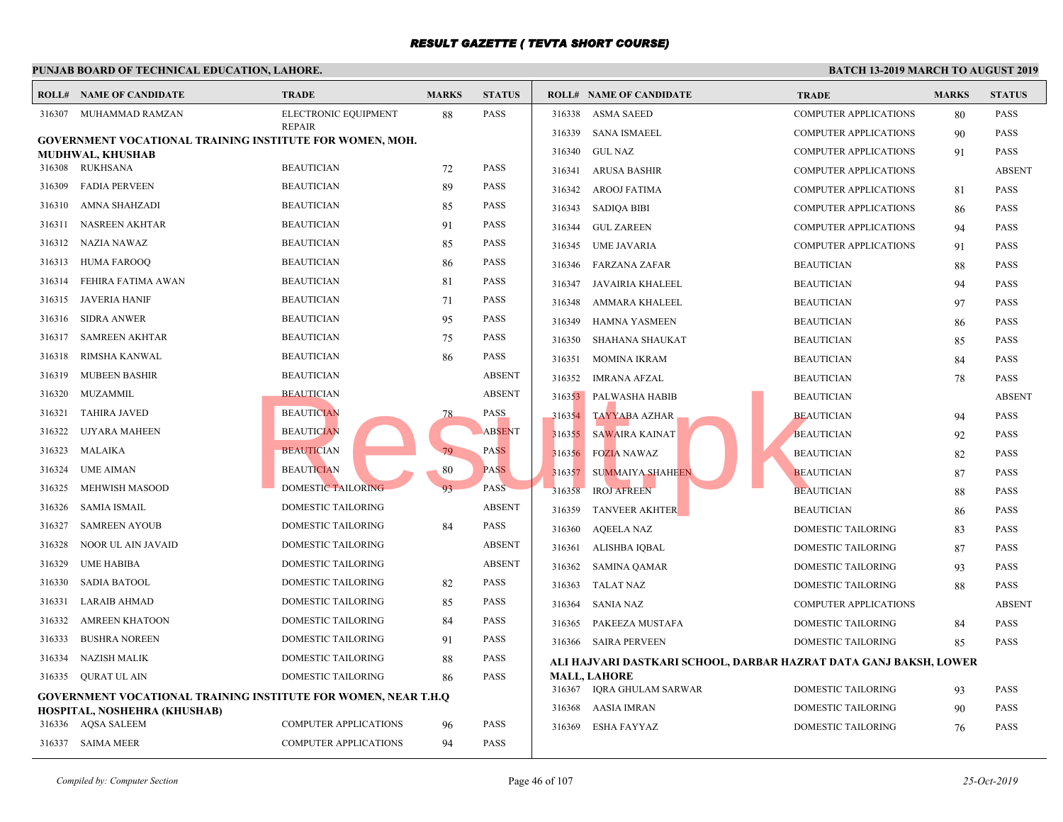# RESULT GAZETTE ( TEVTA SHORT COURSE)

**PUNJAB BOARD OF TECHNICAL EDUCATION, LAHORE.** **BATCH 13-2019 MARCH TO AUGUST 2019**

| ROLL# | NAME OF CANDIDATE | TRADE | MARKS | STATUS |
|---|---|---|---|---|
| 316307 | MUHAMMAD RAMZAN | ELECTRONIC EQUIPMENT REPAIR | 88 | PASS |

**GOVERNMENT VOCATIONAL TRAINING INSTITUTE FOR WOMEN, MOH. MUDHWAL, KHUSHAB**

| ROLL# | NAME OF CANDIDATE | TRADE | MARKS | STATUS |
|---|---|---|---|---|
| 316308 | RUKHSANA | BEAUTICIAN | 72 | PASS |
| 316309 | FADIA PERVEEN | BEAUTICIAN | 89 | PASS |
| 316310 | AMNA SHAHZADI | BEAUTICIAN | 85 | PASS |
| 316311 | NASREEN AKHTAR | BEAUTICIAN | 91 | PASS |
| 316312 | NAZIA NAWAZ | BEAUTICIAN | 85 | PASS |
| 316313 | HUMA FAROOQ | BEAUTICIAN | 86 | PASS |
| 316314 | FEHIRA FATIMA AWAN | BEAUTICIAN | 81 | PASS |
| 316315 | JAVERIA HANIF | BEAUTICIAN | 71 | PASS |
| 316316 | SIDRA ANWER | BEAUTICIAN | 95 | PASS |
| 316317 | SAMREEN AKHTAR | BEAUTICIAN | 75 | PASS |
| 316318 | RIMSHA KANWAL | BEAUTICIAN | 86 | PASS |
| 316319 | MUBEEN BASHIR | BEAUTICIAN | | ABSENT |
| 316320 | MUZAMMIL | BEAUTICIAN | | ABSENT |
| 316321 | TAHIRA JAVED | BEAUTICIAN | 78 | PASS |
| 316322 | UJYARA MAHEEN | BEAUTICIAN | | ABSENT |
| 316323 | MALAIKA | BEAUTICIAN | 79 | PASS |
| 316324 | UME AIMAN | BEAUTICIAN | 80 | PASS |
| 316325 | MEHWISH MASOOD | DOMESTIC TAILORING | 93 | PASS |
| 316326 | SAMIA ISMAIL | DOMESTIC TAILORING | | ABSENT |
| 316327 | SAMREEN AYOUB | DOMESTIC TAILORING | 84 | PASS |
| 316328 | NOOR UL AIN JAVAID | DOMESTIC TAILORING | | ABSENT |
| 316329 | UME HABIBA | DOMESTIC TAILORING | | ABSENT |
| 316330 | SADIA BATOOL | DOMESTIC TAILORING | 82 | PASS |
| 316331 | LARAIB AHMAD | DOMESTIC TAILORING | 85 | PASS |
| 316332 | AMREEN KHATOON | DOMESTIC TAILORING | 84 | PASS |
| 316333 | BUSHRA NOREEN | DOMESTIC TAILORING | 91 | PASS |
| 316334 | NAZISH MALIK | DOMESTIC TAILORING | 88 | PASS |
| 316335 | QURAT UL AIN | DOMESTIC TAILORING | 86 | PASS |

**GOVERNMENT VOCATIONAL TRAINING INSTITUTE FOR WOMEN, NEAR T.H.Q HOSPITAL, NOSHEHRA (KHUSHAB)**

| ROLL# | NAME OF CANDIDATE | TRADE | MARKS | STATUS |
|---|---|---|---|---|
| 316336 | AQSA SALEEM | COMPUTER APPLICATIONS | 96 | PASS |
| 316337 | SAIMA MEER | COMPUTER APPLICATIONS | 94 | PASS |
| 316338 | ASMA SAEED | COMPUTER APPLICATIONS | 80 | PASS |
| 316339 | SANA ISMAEEL | COMPUTER APPLICATIONS | 90 | PASS |
| 316340 | GUL NAZ | COMPUTER APPLICATIONS | 91 | PASS |
| 316341 | ARUSA BASHIR | COMPUTER APPLICATIONS | | ABSENT |
| 316342 | AROOJ FATIMA | COMPUTER APPLICATIONS | 81 | PASS |
| 316343 | SADIQA BIBI | COMPUTER APPLICATIONS | 86 | PASS |
| 316344 | GUL ZAREEN | COMPUTER APPLICATIONS | 94 | PASS |
| 316345 | UME JAVARIA | COMPUTER APPLICATIONS | 91 | PASS |
| 316346 | FARZANA ZAFAR | BEAUTICIAN | 88 | PASS |
| 316347 | JAVAIRIA KHALEEL | BEAUTICIAN | 94 | PASS |
| 316348 | AMMARA KHALEEL | BEAUTICIAN | 97 | PASS |
| 316349 | HAMNA YASMEEN | BEAUTICIAN | 86 | PASS |
| 316350 | SHAHANA SHAUKAT | BEAUTICIAN | 85 | PASS |
| 316351 | MOMINA IKRAM | BEAUTICIAN | 84 | PASS |
| 316352 | IMRANA AFZAL | BEAUTICIAN | 78 | PASS |
| 316353 | PALWASHA HABIB | BEAUTICIAN | | ABSENT |
| 316354 | TAYYABA AZHAR | BEAUTICIAN | 94 | PASS |
| 316355 | SAWAIRA KAINAT | BEAUTICIAN | 92 | PASS |
| 316356 | FOZIA NAWAZ | BEAUTICIAN | 82 | PASS |
| 316357 | SUMMAIYA SHAHEEN | BEAUTICIAN | 87 | PASS |
| 316358 | IROJ AFREEN | BEAUTICIAN | 88 | PASS |
| 316359 | TANVEER AKHTER | BEAUTICIAN | 86 | PASS |
| 316360 | AQEELA NAZ | DOMESTIC TAILORING | 83 | PASS |
| 316361 | ALISHBA IQBAL | DOMESTIC TAILORING | 87 | PASS |
| 316362 | SAMINA QAMAR | DOMESTIC TAILORING | 93 | PASS |
| 316363 | TALAT NAZ | DOMESTIC TAILORING | 88 | PASS |
| 316364 | SANIA NAZ | COMPUTER APPLICATIONS | | ABSENT |
| 316365 | PAKEEZA MUSTAFA | DOMESTIC TAILORING | 84 | PASS |
| 316366 | SAIRA PERVEEN | DOMESTIC TAILORING | 85 | PASS |

**ALI HAJVARI DASTKARI SCHOOL, DARBAR HAZRAT DATA GANJ BAKSH, LOWER MALL, LAHORE**

| ROLL# | NAME OF CANDIDATE | TRADE | MARKS | STATUS |
|---|---|---|---|---|
| 316367 | IQRA GHULAM SARWAR | DOMESTIC TAILORING | 93 | PASS |
| 316368 | AASIA IMRAN | DOMESTIC TAILORING | 90 | PASS |
| 316369 | ESHA FAYYAZ | DOMESTIC TAILORING | 76 | PASS |

*Compiled by: Computer Section* *25-Oct-2019*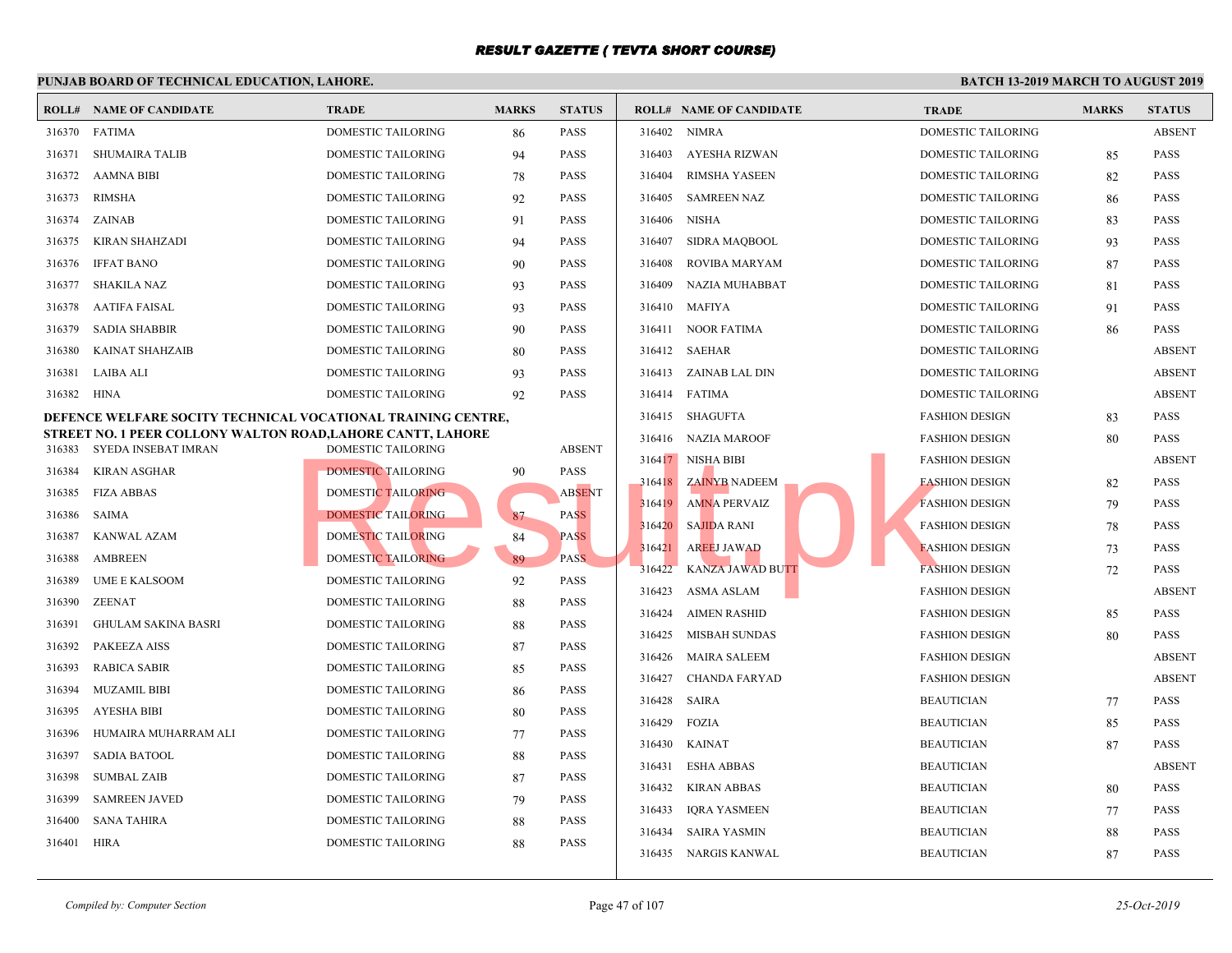# RESULT GAZETTE ( TEVTA SHORT COURSE)

## PUNJAB BOARD OF TECHNICAL EDUCATION, LAHORE.

**BATCH 13-2019 MARCH TO AUGUST 2019**

| ROLL# | NAME OF CANDIDATE | TRADE | MARKS | STATUS |
|---|---|---|---|---|
| 316370 | FATIMA | DOMESTIC TAILORING | 86 | PASS |
| 316371 | SHUMAIRA TALIB | DOMESTIC TAILORING | 94 | PASS |
| 316372 | AAMNA BIBI | DOMESTIC TAILORING | 78 | PASS |
| 316373 | RIMSHA | DOMESTIC TAILORING | 92 | PASS |
| 316374 | ZAINAB | DOMESTIC TAILORING | 91 | PASS |
| 316375 | KIRAN SHAHZADI | DOMESTIC TAILORING | 94 | PASS |
| 316376 | IFFAT BANO | DOMESTIC TAILORING | 90 | PASS |
| 316377 | SHAKILA NAZ | DOMESTIC TAILORING | 93 | PASS |
| 316378 | AATIFA FAISAL | DOMESTIC TAILORING | 93 | PASS |
| 316379 | SADIA SHABBIR | DOMESTIC TAILORING | 90 | PASS |
| 316380 | KAINAT SHAHZAIB | DOMESTIC TAILORING | 80 | PASS |
| 316381 | LAIBA ALI | DOMESTIC TAILORING | 93 | PASS |
| 316382 | HINA | DOMESTIC TAILORING | 92 | PASS |

**DEFENCE WELFARE SOCITY TECHNICAL VOCATIONAL TRAINING CENTRE, STREET NO. 1 PEER COLLONY WALTON ROAD,LAHORE CANTT, LAHORE**

| ROLL# | NAME OF CANDIDATE | TRADE | MARKS | STATUS |
|---|---|---|---|---|
| 316383 | SYEDA INSEBAT IMRAN | DOMESTIC TAILORING | | ABSENT |
| 316384 | KIRAN ASGHAR | DOMESTIC TAILORING | 90 | PASS |
| 316385 | FIZA ABBAS | DOMESTIC TAILORING | | ABSENT |
| 316386 | SAIMA | DOMESTIC TAILORING | 87 | PASS |
| 316387 | KANWAL AZAM | DOMESTIC TAILORING | 84 | PASS |
| 316388 | AMBREEN | DOMESTIC TAILORING | 89 | PASS |
| 316389 | UME E KALSOOM | DOMESTIC TAILORING | 92 | PASS |
| 316390 | ZEENAT | DOMESTIC TAILORING | 88 | PASS |
| 316391 | GHULAM SAKINA BASRI | DOMESTIC TAILORING | 88 | PASS |
| 316392 | PAKEEZA AISS | DOMESTIC TAILORING | 87 | PASS |
| 316393 | RABICA SABIR | DOMESTIC TAILORING | 85 | PASS |
| 316394 | MUZAMIL BIBI | DOMESTIC TAILORING | 86 | PASS |
| 316395 | AYESHA BIBI | DOMESTIC TAILORING | 80 | PASS |
| 316396 | HUMAIRA MUHARRAM ALI | DOMESTIC TAILORING | 77 | PASS |
| 316397 | SADIA BATOOL | DOMESTIC TAILORING | 88 | PASS |
| 316398 | SUMBAL ZAIB | DOMESTIC TAILORING | 87 | PASS |
| 316399 | SAMREEN JAVED | DOMESTIC TAILORING | 79 | PASS |
| 316400 | SANA TAHIRA | DOMESTIC TAILORING | 88 | PASS |
| 316401 | HIRA | DOMESTIC TAILORING | 88 | PASS |
| 316402 | NIMRA | DOMESTIC TAILORING | | ABSENT |
| 316403 | AYESHA RIZWAN | DOMESTIC TAILORING | 85 | PASS |
| 316404 | RIMSHA YASEEN | DOMESTIC TAILORING | 82 | PASS |
| 316405 | SAMREEN NAZ | DOMESTIC TAILORING | 86 | PASS |
| 316406 | NISHA | DOMESTIC TAILORING | 83 | PASS |
| 316407 | SIDRA MAQBOOL | DOMESTIC TAILORING | 93 | PASS |
| 316408 | ROVIBA MARYAM | DOMESTIC TAILORING | 87 | PASS |
| 316409 | NAZIA MUHABBAT | DOMESTIC TAILORING | 81 | PASS |
| 316410 | MAFIYA | DOMESTIC TAILORING | 91 | PASS |
| 316411 | NOOR FATIMA | DOMESTIC TAILORING | 86 | PASS |
| 316412 | SAEHAR | DOMESTIC TAILORING | | ABSENT |
| 316413 | ZAINAB LAL DIN | DOMESTIC TAILORING | | ABSENT |
| 316414 | FATIMA | DOMESTIC TAILORING | | ABSENT |
| 316415 | SHAGUFTA | FASHION DESIGN | 83 | PASS |
| 316416 | NAZIA MAROOF | FASHION DESIGN | 80 | PASS |
| 316417 | NISHA BIBI | FASHION DESIGN | | ABSENT |
| 316418 | ZAINYB NADEEM | FASHION DESIGN | 82 | PASS |
| 316419 | AMNA PERVAIZ | FASHION DESIGN | 79 | PASS |
| 316420 | SAJIDA RANI | FASHION DESIGN | 78 | PASS |
| 316421 | AREEJ JAWAD | FASHION DESIGN | 73 | PASS |
| 316422 | KANZA JAWAD BUTT | FASHION DESIGN | 72 | PASS |
| 316423 | ASMA ASLAM | FASHION DESIGN | | ABSENT |
| 316424 | AIMEN RASHID | FASHION DESIGN | 85 | PASS |
| 316425 | MISBAH SUNDAS | FASHION DESIGN | 80 | PASS |
| 316426 | MAIRA SALEEM | FASHION DESIGN | | ABSENT |
| 316427 | CHANDA FARYAD | FASHION DESIGN | | ABSENT |
| 316428 | SAIRA | BEAUTICIAN | 77 | PASS |
| 316429 | FOZIA | BEAUTICIAN | 85 | PASS |
| 316430 | KAINAT | BEAUTICIAN | 87 | PASS |
| 316431 | ESHA ABBAS | BEAUTICIAN | | ABSENT |
| 316432 | KIRAN ABBAS | BEAUTICIAN | 80 | PASS |
| 316433 | IQRA YASMEEN | BEAUTICIAN | 77 | PASS |
| 316434 | SAIRA YASMIN | BEAUTICIAN | 88 | PASS |
| 316435 | NARGIS KANWAL | BEAUTICIAN | 87 | PASS |

*Compiled by: Computer Section*

*25-Oct-2019*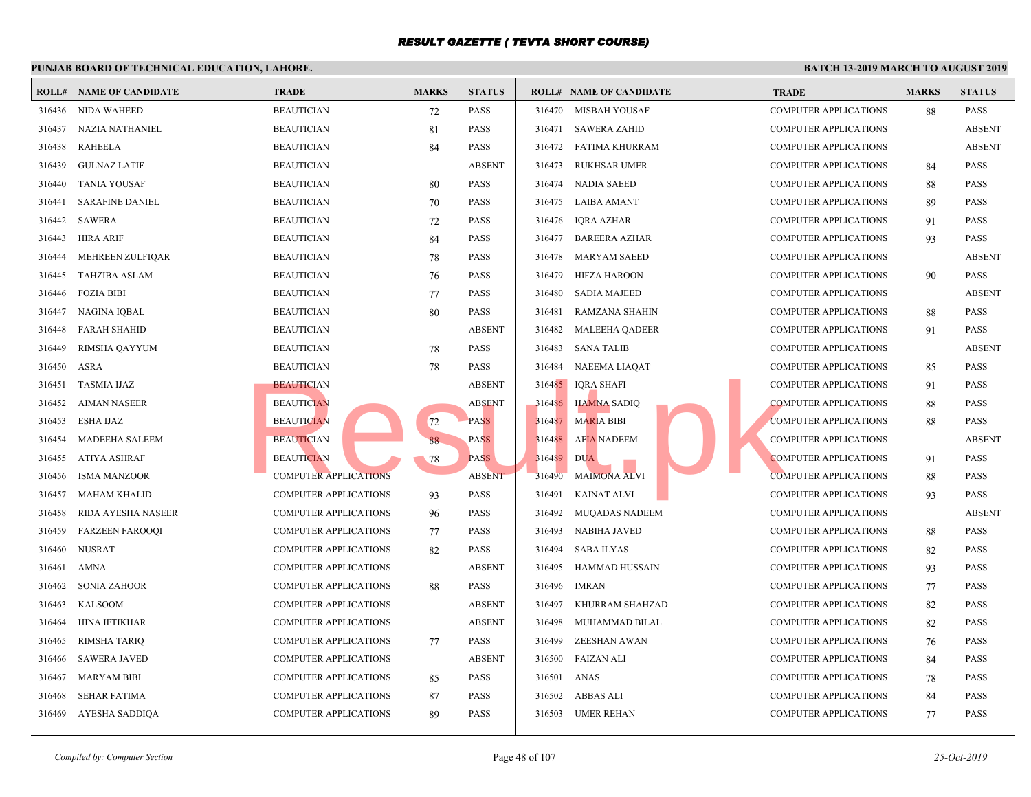# RESULT GAZETTE ( TEVTA SHORT COURSE)

**PUNJAB BOARD OF TECHNICAL EDUCATION, LAHORE.** **BATCH 13-2019 MARCH TO AUGUST 2019**

| ROLL# | NAME OF CANDIDATE | TRADE | MARKS | STATUS |
|---|---|---|---|---|
| 316436 | NIDA WAHEED | BEAUTICIAN | 72 | PASS |
| 316437 | NAZIA NATHANIEL | BEAUTICIAN | 81 | PASS |
| 316438 | RAHEELA | BEAUTICIAN | 84 | PASS |
| 316439 | GULNAZ LATIF | BEAUTICIAN | | ABSENT |
| 316440 | TANIA YOUSAF | BEAUTICIAN | 80 | PASS |
| 316441 | SARAFINE DANIEL | BEAUTICIAN | 70 | PASS |
| 316442 | SAWERA | BEAUTICIAN | 72 | PASS |
| 316443 | HIRA ARIF | BEAUTICIAN | 84 | PASS |
| 316444 | MEHREEN ZULFIQAR | BEAUTICIAN | 78 | PASS |
| 316445 | TAHZIBA ASLAM | BEAUTICIAN | 76 | PASS |
| 316446 | FOZIA BIBI | BEAUTICIAN | 77 | PASS |
| 316447 | NAGINA IQBAL | BEAUTICIAN | 80 | PASS |
| 316448 | FARAH SHAHID | BEAUTICIAN | | ABSENT |
| 316449 | RIMSHA QAYYUM | BEAUTICIAN | 78 | PASS |
| 316450 | ASRA | BEAUTICIAN | 78 | PASS |
| 316451 | TASMIA IJAZ | BEAUTICIAN | | ABSENT |
| 316452 | AIMAN NASEER | BEAUTICIAN | | ABSENT |
| 316453 | ESHA IJAZ | BEAUTICIAN | 72 | PASS |
| 316454 | MADEEHA SALEEM | BEAUTICIAN | 88 | PASS |
| 316455 | ATIYA ASHRAF | BEAUTICIAN | 78 | PASS |
| 316456 | ISMA MANZOOR | COMPUTER APPLICATIONS | | ABSENT |
| 316457 | MAHAM KHALID | COMPUTER APPLICATIONS | 93 | PASS |
| 316458 | RIDA AYESHA NASEER | COMPUTER APPLICATIONS | 96 | PASS |
| 316459 | FARZEEN FAROOQI | COMPUTER APPLICATIONS | 77 | PASS |
| 316460 | NUSRAT | COMPUTER APPLICATIONS | 82 | PASS |
| 316461 | AMNA | COMPUTER APPLICATIONS | | ABSENT |
| 316462 | SONIA ZAHOOR | COMPUTER APPLICATIONS | 88 | PASS |
| 316463 | KALSOOM | COMPUTER APPLICATIONS | | ABSENT |
| 316464 | HINA IFTIKHAR | COMPUTER APPLICATIONS | | ABSENT |
| 316465 | RIMSHA TARIQ | COMPUTER APPLICATIONS | 77 | PASS |
| 316466 | SAWERA JAVED | COMPUTER APPLICATIONS | | ABSENT |
| 316467 | MARYAM BIBI | COMPUTER APPLICATIONS | 85 | PASS |
| 316468 | SEHAR FATIMA | COMPUTER APPLICATIONS | 87 | PASS |
| 316469 | AYESHA SADDIQA | COMPUTER APPLICATIONS | 89 | PASS |
| 316470 | MISBAH YOUSAF | COMPUTER APPLICATIONS | 88 | PASS |
| 316471 | SAWERA ZAHID | COMPUTER APPLICATIONS | | ABSENT |
| 316472 | FATIMA KHURRAM | COMPUTER APPLICATIONS | | ABSENT |
| 316473 | RUKHSAR UMER | COMPUTER APPLICATIONS | 84 | PASS |
| 316474 | NADIA SAEED | COMPUTER APPLICATIONS | 88 | PASS |
| 316475 | LAIBA AMANT | COMPUTER APPLICATIONS | 89 | PASS |
| 316476 | IQRA AZHAR | COMPUTER APPLICATIONS | 91 | PASS |
| 316477 | BAREERA AZHAR | COMPUTER APPLICATIONS | 93 | PASS |
| 316478 | MARYAM SAEED | COMPUTER APPLICATIONS | | ABSENT |
| 316479 | HIFZA HAROON | COMPUTER APPLICATIONS | 90 | PASS |
| 316480 | SADIA MAJEED | COMPUTER APPLICATIONS | | ABSENT |
| 316481 | RAMZANA SHAHIN | COMPUTER APPLICATIONS | 88 | PASS |
| 316482 | MALEEHA QADEER | COMPUTER APPLICATIONS | 91 | PASS |
| 316483 | SANA TALIB | COMPUTER APPLICATIONS | | ABSENT |
| 316484 | NAEEMA LIAQAT | COMPUTER APPLICATIONS | 85 | PASS |
| 316485 | IQRA SHAFI | COMPUTER APPLICATIONS | 91 | PASS |
| 316486 | HAMNA SADIQ | COMPUTER APPLICATIONS | 88 | PASS |
| 316487 | MARIA BIBI | COMPUTER APPLICATIONS | 88 | PASS |
| 316488 | AFIA NADEEM | COMPUTER APPLICATIONS | | ABSENT |
| 316489 | DUA | COMPUTER APPLICATIONS | 91 | PASS |
| 316490 | MAIMONA ALVI | COMPUTER APPLICATIONS | 88 | PASS |
| 316491 | KAINAT ALVI | COMPUTER APPLICATIONS | 93 | PASS |
| 316492 | MUQADAS NADEEM | COMPUTER APPLICATIONS | | ABSENT |
| 316493 | NABIHA JAVED | COMPUTER APPLICATIONS | 88 | PASS |
| 316494 | SABA ILYAS | COMPUTER APPLICATIONS | 82 | PASS |
| 316495 | HAMMAD HUSSAIN | COMPUTER APPLICATIONS | 93 | PASS |
| 316496 | IMRAN | COMPUTER APPLICATIONS | 77 | PASS |
| 316497 | KHURRAM SHAHZAD | COMPUTER APPLICATIONS | 82 | PASS |
| 316498 | MUHAMMAD BILAL | COMPUTER APPLICATIONS | 82 | PASS |
| 316499 | ZEESHAN AWAN | COMPUTER APPLICATIONS | 76 | PASS |
| 316500 | FAIZAN ALI | COMPUTER APPLICATIONS | 84 | PASS |
| 316501 | ANAS | COMPUTER APPLICATIONS | 78 | PASS |
| 316502 | ABBAS ALI | COMPUTER APPLICATIONS | 84 | PASS |
| 316503 | UMER REHAN | COMPUTER APPLICATIONS | 77 | PASS |

*Compiled by: Computer Section* *25-Oct-2019*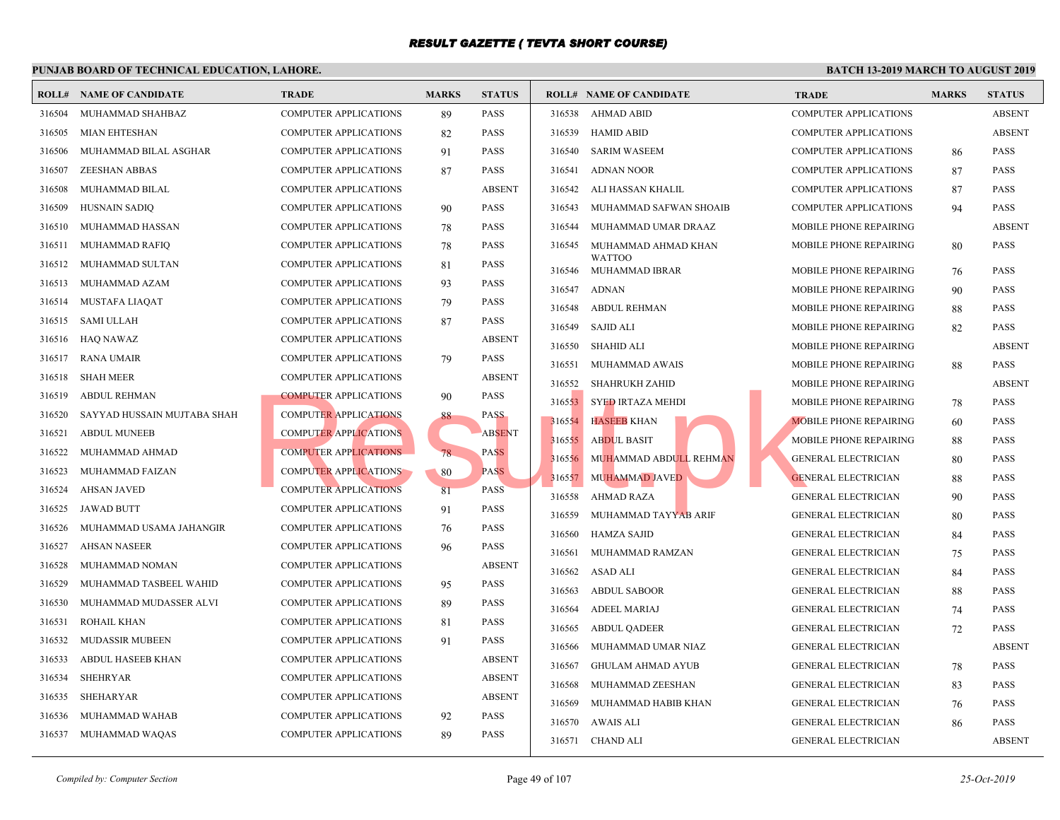# RESULT GAZETTE ( TEVTA SHORT COURSE)

**PUNJAB BOARD OF TECHNICAL EDUCATION, LAHORE.**

**BATCH 13-2019 MARCH TO AUGUST 2019**

| ROLL# | NAME OF CANDIDATE | TRADE | MARKS | STATUS |
|---|---|---|---|---|
| 316504 | MUHAMMAD SHAHBAZ | COMPUTER APPLICATIONS | 89 | PASS |
| 316505 | MIAN EHTESHAN | COMPUTER APPLICATIONS | 82 | PASS |
| 316506 | MUHAMMAD BILAL ASGHAR | COMPUTER APPLICATIONS | 91 | PASS |
| 316507 | ZEESHAN ABBAS | COMPUTER APPLICATIONS | 87 | PASS |
| 316508 | MUHAMMAD BILAL | COMPUTER APPLICATIONS | | ABSENT |
| 316509 | HUSNAIN SADIQ | COMPUTER APPLICATIONS | 90 | PASS |
| 316510 | MUHAMMAD HASSAN | COMPUTER APPLICATIONS | 78 | PASS |
| 316511 | MUHAMMAD RAFIQ | COMPUTER APPLICATIONS | 78 | PASS |
| 316512 | MUHAMMAD SULTAN | COMPUTER APPLICATIONS | 81 | PASS |
| 316513 | MUHAMMAD AZAM | COMPUTER APPLICATIONS | 93 | PASS |
| 316514 | MUSTAFA LIAQAT | COMPUTER APPLICATIONS | 79 | PASS |
| 316515 | SAMI ULLAH | COMPUTER APPLICATIONS | 87 | PASS |
| 316516 | HAQ NAWAZ | COMPUTER APPLICATIONS | | ABSENT |
| 316517 | RANA UMAIR | COMPUTER APPLICATIONS | 79 | PASS |
| 316518 | SHAH MEER | COMPUTER APPLICATIONS | | ABSENT |
| 316519 | ABDUL REHMAN | COMPUTER APPLICATIONS | 90 | PASS |
| 316520 | SAYYAD HUSSAIN MUJTABA SHAH | COMPUTER APPLICATIONS | 88 | PASS |
| 316521 | ABDUL MUNEEB | COMPUTER APPLICATIONS | | ABSENT |
| 316522 | MUHAMMAD AHMAD | COMPUTER APPLICATIONS | 78 | PASS |
| 316523 | MUHAMMAD FAIZAN | COMPUTER APPLICATIONS | 80 | PASS |
| 316524 | AHSAN JAVED | COMPUTER APPLICATIONS | 81 | PASS |
| 316525 | JAWAD BUTT | COMPUTER APPLICATIONS | 91 | PASS |
| 316526 | MUHAMMAD USAMA JAHANGIR | COMPUTER APPLICATIONS | 76 | PASS |
| 316527 | AHSAN NASEER | COMPUTER APPLICATIONS | 96 | PASS |
| 316528 | MUHAMMAD NOMAN | COMPUTER APPLICATIONS | | ABSENT |
| 316529 | MUHAMMAD TASBEEL WAHID | COMPUTER APPLICATIONS | 95 | PASS |
| 316530 | MUHAMMAD MUDASSER ALVI | COMPUTER APPLICATIONS | 89 | PASS |
| 316531 | ROHAIL KHAN | COMPUTER APPLICATIONS | 81 | PASS |
| 316532 | MUDASSIR MUBEEN | COMPUTER APPLICATIONS | 91 | PASS |
| 316533 | ABDUL HASEEB KHAN | COMPUTER APPLICATIONS | | ABSENT |
| 316534 | SHEHRYAR | COMPUTER APPLICATIONS | | ABSENT |
| 316535 | SHEHARYAR | COMPUTER APPLICATIONS | | ABSENT |
| 316536 | MUHAMMAD WAHAB | COMPUTER APPLICATIONS | 92 | PASS |
| 316537 | MUHAMMAD WAQAS | COMPUTER APPLICATIONS | 89 | PASS |
| 316538 | AHMAD ABID | COMPUTER APPLICATIONS | | ABSENT |
| 316539 | HAMID ABID | COMPUTER APPLICATIONS | | ABSENT |
| 316540 | SARIM WASEEM | COMPUTER APPLICATIONS | 86 | PASS |
| 316541 | ADNAN NOOR | COMPUTER APPLICATIONS | 87 | PASS |
| 316542 | ALI HASSAN KHALIL | COMPUTER APPLICATIONS | 87 | PASS |
| 316543 | MUHAMMAD SAFWAN SHOAIB | COMPUTER APPLICATIONS | 94 | PASS |
| 316544 | MUHAMMAD UMAR DRAAZ | MOBILE PHONE REPAIRING | | ABSENT |
| 316545 | MUHAMMAD AHMAD KHAN WATTOO | MOBILE PHONE REPAIRING | 80 | PASS |
| 316546 | MUHAMMAD IBRAR | MOBILE PHONE REPAIRING | 76 | PASS |
| 316547 | ADNAN | MOBILE PHONE REPAIRING | 90 | PASS |
| 316548 | ABDUL REHMAN | MOBILE PHONE REPAIRING | 88 | PASS |
| 316549 | SAJID ALI | MOBILE PHONE REPAIRING | 82 | PASS |
| 316550 | SHAHID ALI | MOBILE PHONE REPAIRING | | ABSENT |
| 316551 | MUHAMMAD AWAIS | MOBILE PHONE REPAIRING | 88 | PASS |
| 316552 | SHAHRUKH ZAHID | MOBILE PHONE REPAIRING | | ABSENT |
| 316553 | SYED IRTAZA MEHDI | MOBILE PHONE REPAIRING | 78 | PASS |
| 316554 | HASEEB KHAN | MOBILE PHONE REPAIRING | 60 | PASS |
| 316555 | ABDUL BASIT | MOBILE PHONE REPAIRING | 88 | PASS |
| 316556 | MUHAMMAD ABDULL REHMAN | GENERAL ELECTRICIAN | 80 | PASS |
| 316557 | MUHAMMAD JAVED | GENERAL ELECTRICIAN | 88 | PASS |
| 316558 | AHMAD RAZA | GENERAL ELECTRICIAN | 90 | PASS |
| 316559 | MUHAMMAD TAYYAB ARIF | GENERAL ELECTRICIAN | 80 | PASS |
| 316560 | HAMZA SAJID | GENERAL ELECTRICIAN | 84 | PASS |
| 316561 | MUHAMMAD RAMZAN | GENERAL ELECTRICIAN | 75 | PASS |
| 316562 | ASAD ALI | GENERAL ELECTRICIAN | 84 | PASS |
| 316563 | ABDUL SABOOR | GENERAL ELECTRICIAN | 88 | PASS |
| 316564 | ADEEL MARIAJ | GENERAL ELECTRICIAN | 74 | PASS |
| 316565 | ABDUL QADEER | GENERAL ELECTRICIAN | 72 | PASS |
| 316566 | MUHAMMAD UMAR NIAZ | GENERAL ELECTRICIAN | | ABSENT |
| 316567 | GHULAM AHMAD AYUB | GENERAL ELECTRICIAN | 78 | PASS |
| 316568 | MUHAMMAD ZEESHAN | GENERAL ELECTRICIAN | 83 | PASS |
| 316569 | MUHAMMAD HABIB KHAN | GENERAL ELECTRICIAN | 76 | PASS |
| 316570 | AWAIS ALI | GENERAL ELECTRICIAN | 86 | PASS |
| 316571 | CHAND ALI | GENERAL ELECTRICIAN | | ABSENT |

*Compiled by: Computer Section*

*25-Oct-2019*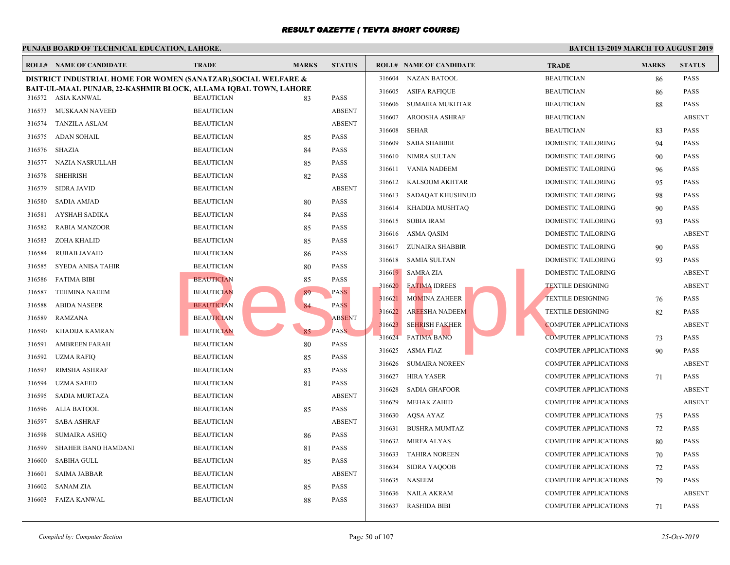# RESULT GAZETTE ( TEVTA SHORT COURSE)

**PUNJAB BOARD OF TECHNICAL EDUCATION, LAHORE.**

**BATCH 13-2019 MARCH TO AUGUST 2019**

**DISTRICT INDUSTRIAL HOME FOR WOMEN (SANATZAR),SOCIAL WELFARE & BAIT-UL-MAAL PUNJAB, 22-KASHMIR BLOCK, ALLAMA IQBAL TOWN, LAHORE**

| ROLL# | NAME OF CANDIDATE | TRADE | MARKS | STATUS |
|---|---|---|---|---|
| 316572 | ASIA KANWAL | BEAUTICIAN | 83 | PASS |
| 316573 | MUSKAAN NAVEED | BEAUTICIAN | | ABSENT |
| 316574 | TANZILA ASLAM | BEAUTICIAN | | ABSENT |
| 316575 | ADAN SOHAIL | BEAUTICIAN | 85 | PASS |
| 316576 | SHAZIA | BEAUTICIAN | 84 | PASS |
| 316577 | NAZIA NASRULLAH | BEAUTICIAN | 85 | PASS |
| 316578 | SHEHRISH | BEAUTICIAN | 82 | PASS |
| 316579 | SIDRA JAVID | BEAUTICIAN | | ABSENT |
| 316580 | SADIA AMJAD | BEAUTICIAN | 80 | PASS |
| 316581 | AYSHAH SADIKA | BEAUTICIAN | 84 | PASS |
| 316582 | RABIA MANZOOR | BEAUTICIAN | 85 | PASS |
| 316583 | ZOHA KHALID | BEAUTICIAN | 85 | PASS |
| 316584 | RUBAB JAVAID | BEAUTICIAN | 86 | PASS |
| 316585 | SYEDA ANISA TAHIR | BEAUTICIAN | 80 | PASS |
| 316586 | FATIMA BIBI | BEAUTICIAN | 85 | PASS |
| 316587 | TEHMINA NAEEM | BEAUTICIAN | 89 | PASS |
| 316588 | ABIDA NASEER | BEAUTICIAN | 84 | PASS |
| 316589 | RAMZANA | BEAUTICIAN | | ABSENT |
| 316590 | KHADIJA KAMRAN | BEAUTICIAN | 85 | PASS |
| 316591 | AMBREEN FARAH | BEAUTICIAN | 80 | PASS |
| 316592 | UZMA RAFIQ | BEAUTICIAN | 85 | PASS |
| 316593 | RIMSHA ASHRAF | BEAUTICIAN | 83 | PASS |
| 316594 | UZMA SAEED | BEAUTICIAN | 81 | PASS |
| 316595 | SADIA MURTAZA | BEAUTICIAN | | ABSENT |
| 316596 | ALIA BATOOL | BEAUTICIAN | 85 | PASS |
| 316597 | SABA ASHRAF | BEAUTICIAN | | ABSENT |
| 316598 | SUMAIRA ASHIQ | BEAUTICIAN | 86 | PASS |
| 316599 | SHAHER BANO HAMDANI | BEAUTICIAN | 81 | PASS |
| 316600 | SABIHA GULL | BEAUTICIAN | 85 | PASS |
| 316601 | SAIMA JABBAR | BEAUTICIAN | | ABSENT |
| 316602 | SANAM ZIA | BEAUTICIAN | 85 | PASS |
| 316603 | FAIZA KANWAL | BEAUTICIAN | 88 | PASS |
| 316604 | NAZAN BATOOL | BEAUTICIAN | 86 | PASS |
| 316605 | ASIFA RAFIQUE | BEAUTICIAN | 86 | PASS |
| 316606 | SUMAIRA MUKHTAR | BEAUTICIAN | 88 | PASS |
| 316607 | AROOSHA ASHRAF | BEAUTICIAN | | ABSENT |
| 316608 | SEHAR | BEAUTICIAN | 83 | PASS |
| 316609 | SABA SHABBIR | DOMESTIC TAILORING | 94 | PASS |
| 316610 | NIMRA SULTAN | DOMESTIC TAILORING | 90 | PASS |
| 316611 | VANIA NADEEM | DOMESTIC TAILORING | 96 | PASS |
| 316612 | KALSOOM AKHTAR | DOMESTIC TAILORING | 95 | PASS |
| 316613 | SADAQAT KHUSHNUD | DOMESTIC TAILORING | 98 | PASS |
| 316614 | KHADIJA MUSHTAQ | DOMESTIC TAILORING | 90 | PASS |
| 316615 | SOBIA IRAM | DOMESTIC TAILORING | 93 | PASS |
| 316616 | ASMA QASIM | DOMESTIC TAILORING | | ABSENT |
| 316617 | ZUNAIRA SHABBIR | DOMESTIC TAILORING | 90 | PASS |
| 316618 | SAMIA SULTAN | DOMESTIC TAILORING | 93 | PASS |
| 316619 | SAMRA ZIA | DOMESTIC TAILORING | | ABSENT |
| 316620 | FATIMA IDREES | TEXTILE DESIGNING | | ABSENT |
| 316621 | MOMINA ZAHEER | TEXTILE DESIGNING | 76 | PASS |
| 316622 | AREESHA NADEEM | TEXTILE DESIGNING | 82 | PASS |
| 316623 | SEHRISH FAKHER | COMPUTER APPLICATIONS | | ABSENT |
| 316624 | FATIMA BANO | COMPUTER APPLICATIONS | 73 | PASS |
| 316625 | ASMA FIAZ | COMPUTER APPLICATIONS | 90 | PASS |
| 316626 | SUMAIRA NOREEN | COMPUTER APPLICATIONS | | ABSENT |
| 316627 | HIRA YASER | COMPUTER APPLICATIONS | 71 | PASS |
| 316628 | SADIA GHAFOOR | COMPUTER APPLICATIONS | | ABSENT |
| 316629 | MEHAK ZAHID | COMPUTER APPLICATIONS | | ABSENT |
| 316630 | AQSA AYAZ | COMPUTER APPLICATIONS | 75 | PASS |
| 316631 | BUSHRA MUMTAZ | COMPUTER APPLICATIONS | 72 | PASS |
| 316632 | MIRFA ALYAS | COMPUTER APPLICATIONS | 80 | PASS |
| 316633 | TAHIRA NOREEN | COMPUTER APPLICATIONS | 70 | PASS |
| 316634 | SIDRA YAQOOB | COMPUTER APPLICATIONS | 72 | PASS |
| 316635 | NASEEM | COMPUTER APPLICATIONS | 79 | PASS |
| 316636 | NAILA AKRAM | COMPUTER APPLICATIONS | | ABSENT |
| 316637 | RASHIDA BIBI | COMPUTER APPLICATIONS | 71 | PASS |

*Compiled by: Computer Section*

*25-Oct-2019*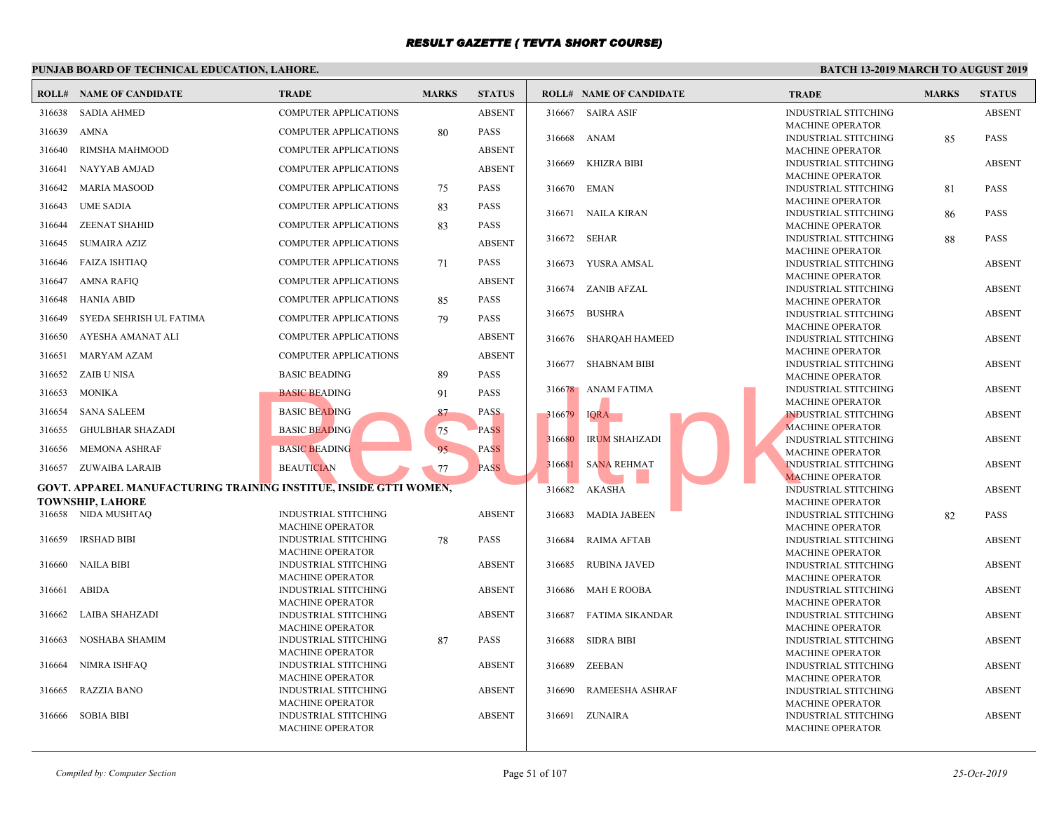# RESULT GAZETTE ( TEVTA SHORT COURSE)

**PUNJAB BOARD OF TECHNICAL EDUCATION, LAHORE.**

**BATCH 13-2019 MARCH TO AUGUST 2019**

| ROLL# | NAME OF CANDIDATE | TRADE | MARKS | STATUS |
|---|---|---|---|---|
| 316638 | SADIA AHMED | COMPUTER APPLICATIONS | | ABSENT |
| 316639 | AMNA | COMPUTER APPLICATIONS | 80 | PASS |
| 316640 | RIMSHA MAHMOOD | COMPUTER APPLICATIONS | | ABSENT |
| 316641 | NAYYAB AMJAD | COMPUTER APPLICATIONS | | ABSENT |
| 316642 | MARIA MASOOD | COMPUTER APPLICATIONS | 75 | PASS |
| 316643 | UME SADIA | COMPUTER APPLICATIONS | 83 | PASS |
| 316644 | ZEENAT SHAHID | COMPUTER APPLICATIONS | 83 | PASS |
| 316645 | SUMAIRA AZIZ | COMPUTER APPLICATIONS | | ABSENT |
| 316646 | FAIZA ISHTIAQ | COMPUTER APPLICATIONS | 71 | PASS |
| 316647 | AMNA RAFIQ | COMPUTER APPLICATIONS | | ABSENT |
| 316648 | HANIA ABID | COMPUTER APPLICATIONS | 85 | PASS |
| 316649 | SYEDA SEHRISH UL FATIMA | COMPUTER APPLICATIONS | 79 | PASS |
| 316650 | AYESHA AMANAT ALI | COMPUTER APPLICATIONS | | ABSENT |
| 316651 | MARYAM AZAM | COMPUTER APPLICATIONS | | ABSENT |
| 316652 | ZAIB U NISA | BASIC BEADING | 89 | PASS |
| 316653 | MONIKA | BASIC BEADING | 91 | PASS |
| 316654 | SANA SALEEM | BASIC BEADING | 87 | PASS |
| 316655 | GHULBHAR SHAZADI | BASIC BEADING | 75 | PASS |
| 316656 | MEMONA ASHRAF | BASIC BEADING | 95 | PASS |
| 316657 | ZUWAIBA LARAIB | BEAUTICIAN | 77 | PASS |

**GOVT. APPAREL MANUFACTURING TRAINING INSTITUE, INSIDE GTTI WOMEN, TOWNSHIP, LAHORE**

| ROLL# | NAME OF CANDIDATE | TRADE | MARKS | STATUS |
|---|---|---|---|---|
| 316658 | NIDA MUSHTAQ | INDUSTRIAL STITCHING MACHINE OPERATOR | | ABSENT |
| 316659 | IRSHAD BIBI | INDUSTRIAL STITCHING MACHINE OPERATOR | 78 | PASS |
| 316660 | NAILA BIBI | INDUSTRIAL STITCHING MACHINE OPERATOR | | ABSENT |
| 316661 | ABIDA | INDUSTRIAL STITCHING MACHINE OPERATOR | | ABSENT |
| 316662 | LAIBA SHAHZADI | INDUSTRIAL STITCHING MACHINE OPERATOR | | ABSENT |
| 316663 | NOSHABA SHAMIM | INDUSTRIAL STITCHING MACHINE OPERATOR | 87 | PASS |
| 316664 | NIMRA ISHFAQ | INDUSTRIAL STITCHING MACHINE OPERATOR | | ABSENT |
| 316665 | RAZZIA BANO | INDUSTRIAL STITCHING MACHINE OPERATOR | | ABSENT |
| 316666 | SOBIA BIBI | INDUSTRIAL STITCHING MACHINE OPERATOR | | ABSENT |
| 316667 | SAIRA ASIF | INDUSTRIAL STITCHING MACHINE OPERATOR | | ABSENT |
| 316668 | ANAM | INDUSTRIAL STITCHING MACHINE OPERATOR | 85 | PASS |
| 316669 | KHIZRA BIBI | INDUSTRIAL STITCHING MACHINE OPERATOR | | ABSENT |
| 316670 | EMAN | INDUSTRIAL STITCHING MACHINE OPERATOR | 81 | PASS |
| 316671 | NAILA KIRAN | INDUSTRIAL STITCHING MACHINE OPERATOR | 86 | PASS |
| 316672 | SEHAR | INDUSTRIAL STITCHING MACHINE OPERATOR | 88 | PASS |
| 316673 | YUSRA AMSAL | INDUSTRIAL STITCHING MACHINE OPERATOR | | ABSENT |
| 316674 | ZANIB AFZAL | INDUSTRIAL STITCHING MACHINE OPERATOR | | ABSENT |
| 316675 | BUSHRA | INDUSTRIAL STITCHING MACHINE OPERATOR | | ABSENT |
| 316676 | SHARQAH HAMEED | INDUSTRIAL STITCHING MACHINE OPERATOR | | ABSENT |
| 316677 | SHABNAM BIBI | INDUSTRIAL STITCHING MACHINE OPERATOR | | ABSENT |
| 316678 | ANAM FATIMA | INDUSTRIAL STITCHING MACHINE OPERATOR | | ABSENT |
| 316679 | IQRA | INDUSTRIAL STITCHING MACHINE OPERATOR | | ABSENT |
| 316680 | IRUM SHAHZADI | INDUSTRIAL STITCHING MACHINE OPERATOR | | ABSENT |
| 316681 | SANA REHMAT | INDUSTRIAL STITCHING MACHINE OPERATOR | | ABSENT |
| 316682 | AKASHA | INDUSTRIAL STITCHING MACHINE OPERATOR | | ABSENT |
| 316683 | MADIA JABEEN | INDUSTRIAL STITCHING MACHINE OPERATOR | 82 | PASS |
| 316684 | RAIMA AFTAB | INDUSTRIAL STITCHING MACHINE OPERATOR | | ABSENT |
| 316685 | RUBINA JAVED | INDUSTRIAL STITCHING MACHINE OPERATOR | | ABSENT |
| 316686 | MAH E ROOBA | INDUSTRIAL STITCHING MACHINE OPERATOR | | ABSENT |
| 316687 | FATIMA SIKANDAR | INDUSTRIAL STITCHING MACHINE OPERATOR | | ABSENT |
| 316688 | SIDRA BIBI | INDUSTRIAL STITCHING MACHINE OPERATOR | | ABSENT |
| 316689 | ZEEBAN | INDUSTRIAL STITCHING MACHINE OPERATOR | | ABSENT |
| 316690 | RAMEESHA ASHRAF | INDUSTRIAL STITCHING MACHINE OPERATOR | | ABSENT |
| 316691 | ZUNAIRA | INDUSTRIAL STITCHING MACHINE OPERATOR | | ABSENT |

*Compiled by: Computer Section*

*25-Oct-2019*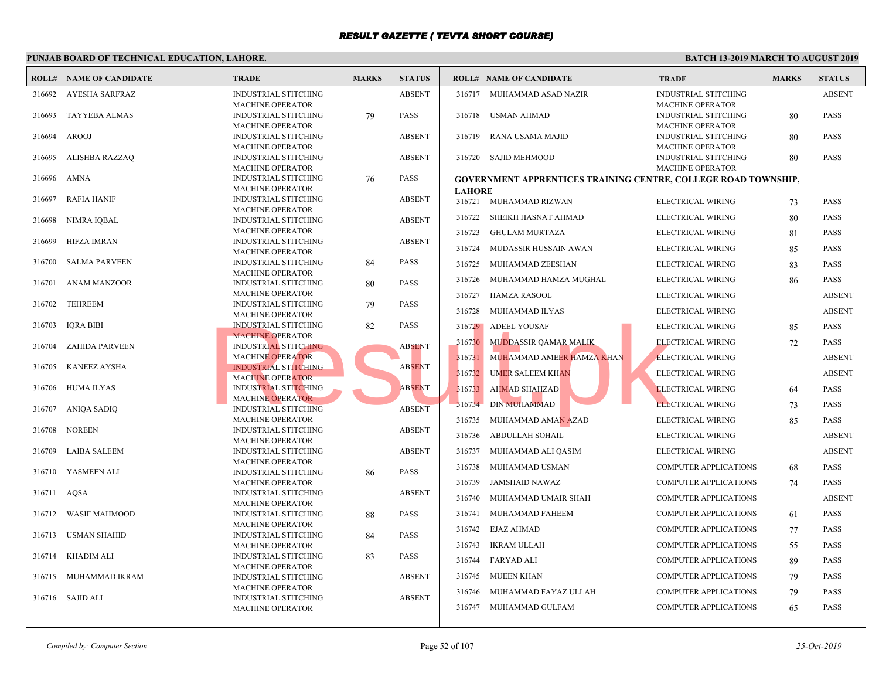# RESULT GAZETTE ( TEVTA SHORT COURSE)

## PUNJAB BOARD OF TECHNICAL EDUCATION, LAHORE.

**BATCH 13-2019 MARCH TO AUGUST 2019**

| ROLL# | NAME OF CANDIDATE | TRADE | MARKS | STATUS |
|---|---|---|---|---|
| 316692 | AYESHA SARFRAZ | INDUSTRIAL STITCHING MACHINE OPERATOR | | ABSENT |
| 316693 | TAYYEBA ALMAS | INDUSTRIAL STITCHING MACHINE OPERATOR | 79 | PASS |
| 316694 | AROOJ | INDUSTRIAL STITCHING MACHINE OPERATOR | | ABSENT |
| 316695 | ALISHBA RAZZAQ | INDUSTRIAL STITCHING MACHINE OPERATOR | | ABSENT |
| 316696 | AMNA | INDUSTRIAL STITCHING MACHINE OPERATOR | 76 | PASS |
| 316697 | RAFIA HANIF | INDUSTRIAL STITCHING MACHINE OPERATOR | | ABSENT |
| 316698 | NIMRA IQBAL | INDUSTRIAL STITCHING MACHINE OPERATOR | | ABSENT |
| 316699 | HIFZA IMRAN | INDUSTRIAL STITCHING MACHINE OPERATOR | | ABSENT |
| 316700 | SALMA PARVEEN | INDUSTRIAL STITCHING MACHINE OPERATOR | 84 | PASS |
| 316701 | ANAM MANZOOR | INDUSTRIAL STITCHING MACHINE OPERATOR | 80 | PASS |
| 316702 | TEHREEM | INDUSTRIAL STITCHING MACHINE OPERATOR | 79 | PASS |
| 316703 | IQRA BIBI | INDUSTRIAL STITCHING MACHINE OPERATOR | 82 | PASS |
| 316704 | ZAHIDA PARVEEN | INDUSTRIAL STITCHING MACHINE OPERATOR | | ABSENT |
| 316705 | KANEEZ AYSHA | INDUSTRIAL STITCHING MACHINE OPERATOR | | ABSENT |
| 316706 | HUMA ILYAS | INDUSTRIAL STITCHING MACHINE OPERATOR | | ABSENT |
| 316707 | ANIQA SADIQ | INDUSTRIAL STITCHING MACHINE OPERATOR | | ABSENT |
| 316708 | NOREEN | INDUSTRIAL STITCHING MACHINE OPERATOR | | ABSENT |
| 316709 | LAIBA SALEEM | INDUSTRIAL STITCHING MACHINE OPERATOR | | ABSENT |
| 316710 | YASMEEN ALI | INDUSTRIAL STITCHING MACHINE OPERATOR | 86 | PASS |
| 316711 | AQSA | INDUSTRIAL STITCHING MACHINE OPERATOR | | ABSENT |
| 316712 | WASIF MAHMOOD | INDUSTRIAL STITCHING MACHINE OPERATOR | 88 | PASS |
| 316713 | USMAN SHAHID | INDUSTRIAL STITCHING MACHINE OPERATOR | 84 | PASS |
| 316714 | KHADIM ALI | INDUSTRIAL STITCHING MACHINE OPERATOR | 83 | PASS |
| 316715 | MUHAMMAD IKRAM | INDUSTRIAL STITCHING MACHINE OPERATOR | | ABSENT |
| 316716 | SAJID ALI | INDUSTRIAL STITCHING MACHINE OPERATOR | | ABSENT |
| 316717 | MUHAMMAD ASAD NAZIR | INDUSTRIAL STITCHING MACHINE OPERATOR | | ABSENT |
| 316718 | USMAN AHMAD | INDUSTRIAL STITCHING MACHINE OPERATOR | 80 | PASS |
| 316719 | RANA USAMA MAJID | INDUSTRIAL STITCHING MACHINE OPERATOR | 80 | PASS |
| 316720 | SAJID MEHMOOD | INDUSTRIAL STITCHING MACHINE OPERATOR | 80 | PASS |

### GOVERNMENT APPRENTICES TRAINING CENTRE, COLLEGE ROAD TOWNSHIP, LAHORE

| ROLL# | NAME OF CANDIDATE | TRADE | MARKS | STATUS |
|---|---|---|---|---|
| 316721 | MUHAMMAD RIZWAN | ELECTRICAL WIRING | 73 | PASS |
| 316722 | SHEIKH HASNAT AHMAD | ELECTRICAL WIRING | 80 | PASS |
| 316723 | GHULAM MURTAZA | ELECTRICAL WIRING | 81 | PASS |
| 316724 | MUDASSIR HUSSAIN AWAN | ELECTRICAL WIRING | 85 | PASS |
| 316725 | MUHAMMAD ZEESHAN | ELECTRICAL WIRING | 83 | PASS |
| 316726 | MUHAMMAD HAMZA MUGHAL | ELECTRICAL WIRING | 86 | PASS |
| 316727 | HAMZA RASOOL | ELECTRICAL WIRING | | ABSENT |
| 316728 | MUHAMMAD ILYAS | ELECTRICAL WIRING | | ABSENT |
| 316729 | ADEEL YOUSAF | ELECTRICAL WIRING | 85 | PASS |
| 316730 | MUDDASSIR QAMAR MALIK | ELECTRICAL WIRING | 72 | PASS |
| 316731 | MUHAMMAD AMEER HAMZA KHAN | ELECTRICAL WIRING | | ABSENT |
| 316732 | UMER SALEEM KHAN | ELECTRICAL WIRING | | ABSENT |
| 316733 | AHMAD SHAHZAD | ELECTRICAL WIRING | 64 | PASS |
| 316734 | DIN MUHAMMAD | ELECTRICAL WIRING | 73 | PASS |
| 316735 | MUHAMMAD AMAN AZAD | ELECTRICAL WIRING | 85 | PASS |
| 316736 | ABDULLAH SOHAIL | ELECTRICAL WIRING | | ABSENT |
| 316737 | MUHAMMAD ALI QASIM | ELECTRICAL WIRING | | ABSENT |
| 316738 | MUHAMMAD USMAN | COMPUTER APPLICATIONS | 68 | PASS |
| 316739 | JAMSHAID NAWAZ | COMPUTER APPLICATIONS | 74 | PASS |
| 316740 | MUHAMMAD UMAIR SHAH | COMPUTER APPLICATIONS | | ABSENT |
| 316741 | MUHAMMAD FAHEEM | COMPUTER APPLICATIONS | 61 | PASS |
| 316742 | EJAZ AHMAD | COMPUTER APPLICATIONS | 77 | PASS |
| 316743 | IKRAM ULLAH | COMPUTER APPLICATIONS | 55 | PASS |
| 316744 | FARYAD ALI | COMPUTER APPLICATIONS | 89 | PASS |
| 316745 | MUEEN KHAN | COMPUTER APPLICATIONS | 79 | PASS |
| 316746 | MUHAMMAD FAYAZ ULLAH | COMPUTER APPLICATIONS | 79 | PASS |
| 316747 | MUHAMMAD GULFAM | COMPUTER APPLICATIONS | 65 | PASS |

*Compiled by: Computer Section* *25-Oct-2019*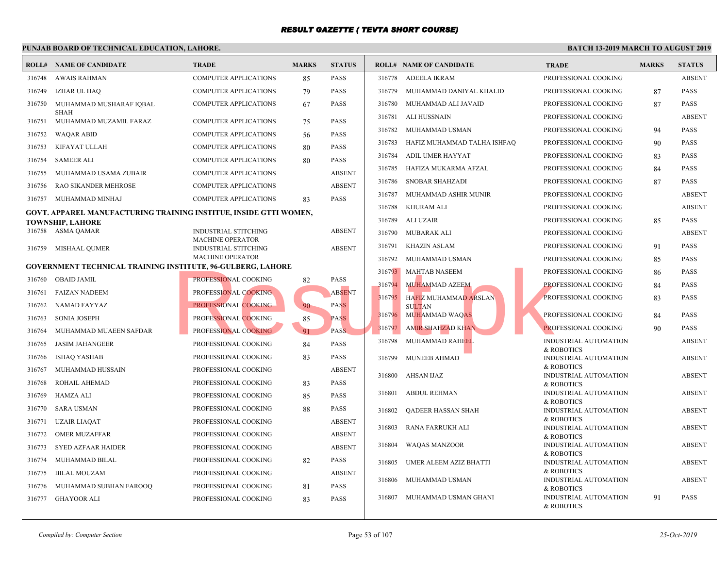# RESULT GAZETTE ( TEVTA SHORT COURSE)

**PUNJAB BOARD OF TECHNICAL EDUCATION, LAHORE.** **BATCH 13-2019 MARCH TO AUGUST 2019**

| ROLL# | NAME OF CANDIDATE | TRADE | MARKS | STATUS |
|---|---|---|---|---|
| 316748 | AWAIS RAHMAN | COMPUTER APPLICATIONS | 85 | PASS |
| 316749 | IZHAR UL HAQ | COMPUTER APPLICATIONS | 79 | PASS |
| 316750 | MUHAMMAD MUSHARAF IQBAL SHAH | COMPUTER APPLICATIONS | 67 | PASS |
| 316751 | MUHAMMAD MUZAMIL FARAZ | COMPUTER APPLICATIONS | 75 | PASS |
| 316752 | WAQAR ABID | COMPUTER APPLICATIONS | 56 | PASS |
| 316753 | KIFAYAT ULLAH | COMPUTER APPLICATIONS | 80 | PASS |
| 316754 | SAMEER ALI | COMPUTER APPLICATIONS | 80 | PASS |
| 316755 | MUHAMMAD USAMA ZUBAIR | COMPUTER APPLICATIONS | | ABSENT |
| 316756 | RAO SIKANDER MEHROSE | COMPUTER APPLICATIONS | | ABSENT |
| 316757 | MUHAMMAD MINHAJ | COMPUTER APPLICATIONS | 83 | PASS |

**GOVT. APPAREL MANUFACTURING TRAINING INSTITUE, INSIDE GTTI WOMEN, TOWNSHIP, LAHORE**

| ROLL# | NAME OF CANDIDATE | TRADE | MARKS | STATUS |
|---|---|---|---|---|
| 316758 | ASMA QAMAR | INDUSTRIAL STITCHING MACHINE OPERATOR | | ABSENT |
| 316759 | MISHAAL QUMER | INDUSTRIAL STITCHING MACHINE OPERATOR | | ABSENT |

**GOVERNMENT TECHNICAL TRAINING INSTITUTE, 96-GULBERG, LAHORE**

| ROLL# | NAME OF CANDIDATE | TRADE | MARKS | STATUS |
|---|---|---|---|---|
| 316760 | OBAID JAMIL | PROFESSIONAL COOKING | 82 | PASS |
| 316761 | FAIZAN NADEEM | PROFESSIONAL COOKING | | ABSENT |
| 316762 | NAMAD FAYYAZ | PROFESSIONAL COOKING | 90 | PASS |
| 316763 | SONIA JOSEPH | PROFESSIONAL COOKING | 85 | PASS |
| 316764 | MUHAMMAD MUAEEN SAFDAR | PROFESSIONAL COOKING | 91 | PASS |
| 316765 | JASIM JAHANGEER | PROFESSIONAL COOKING | 84 | PASS |
| 316766 | ISHAQ YASHAB | PROFESSIONAL COOKING | 83 | PASS |
| 316767 | MUHAMMAD HUSSAIN | PROFESSIONAL COOKING | | ABSENT |
| 316768 | ROHAIL AHEMAD | PROFESSIONAL COOKING | 83 | PASS |
| 316769 | HAMZA ALI | PROFESSIONAL COOKING | 85 | PASS |
| 316770 | SARA USMAN | PROFESSIONAL COOKING | 88 | PASS |
| 316771 | UZAIR LIAQAT | PROFESSIONAL COOKING | | ABSENT |
| 316772 | OMER MUZAFFAR | PROFESSIONAL COOKING | | ABSENT |
| 316773 | SYED AZFAAR HAIDER | PROFESSIONAL COOKING | | ABSENT |
| 316774 | MUHAMMAD BILAL | PROFESSIONAL COOKING | 82 | PASS |
| 316775 | BILAL MOUZAM | PROFESSIONAL COOKING | | ABSENT |
| 316776 | MUHAMMAD SUBHAN FAROOQ | PROFESSIONAL COOKING | 81 | PASS |
| 316777 | GHAYOOR ALI | PROFESSIONAL COOKING | 83 | PASS |
| 316778 | ADEELA IKRAM | PROFESSIONAL COOKING | | ABSENT |
| 316779 | MUHAMMAD DANIYAL KHALID | PROFESSIONAL COOKING | 87 | PASS |
| 316780 | MUHAMMAD ALI JAVAID | PROFESSIONAL COOKING | 87 | PASS |
| 316781 | ALI HUSSNAIN | PROFESSIONAL COOKING | | ABSENT |
| 316782 | MUHAMMAD USMAN | PROFESSIONAL COOKING | 94 | PASS |
| 316783 | HAFIZ MUHAMMAD TALHA ISHFAQ | PROFESSIONAL COOKING | 90 | PASS |
| 316784 | ADIL UMER HAYYAT | PROFESSIONAL COOKING | 83 | PASS |
| 316785 | HAFIZA MUKARMA AFZAL | PROFESSIONAL COOKING | 84 | PASS |
| 316786 | SNOBAR SHAHZADI | PROFESSIONAL COOKING | 87 | PASS |
| 316787 | MUHAMMAD ASHIR MUNIR | PROFESSIONAL COOKING | | ABSENT |
| 316788 | KHURAM ALI | PROFESSIONAL COOKING | | ABSENT |
| 316789 | ALI UZAIR | PROFESSIONAL COOKING | 85 | PASS |
| 316790 | MUBARAK ALI | PROFESSIONAL COOKING | | ABSENT |
| 316791 | KHAZIN ASLAM | PROFESSIONAL COOKING | 91 | PASS |
| 316792 | MUHAMMAD USMAN | PROFESSIONAL COOKING | 85 | PASS |
| 316793 | MAHTAB NASEEM | PROFESSIONAL COOKING | 86 | PASS |
| 316794 | MUHAMMAD AZEEM | PROFESSIONAL COOKING | 84 | PASS |
| 316795 | HAFIZ MUHAMMAD ARSLAN SULTAN | PROFESSIONAL COOKING | 83 | PASS |
| 316796 | MUHAMMAD WAQAS | PROFESSIONAL COOKING | 84 | PASS |
| 316797 | AMIR SHAHZAD KHAN | PROFESSIONAL COOKING | 90 | PASS |
| 316798 | MUHAMMAD RAHEEL | INDUSTRIAL AUTOMATION & ROBOTICS | | ABSENT |
| 316799 | MUNEEB AHMAD | INDUSTRIAL AUTOMATION & ROBOTICS | | ABSENT |
| 316800 | AHSAN IJAZ | INDUSTRIAL AUTOMATION & ROBOTICS | | ABSENT |
| 316801 | ABDUL REHMAN | INDUSTRIAL AUTOMATION & ROBOTICS | | ABSENT |
| 316802 | QADEER HASSAN SHAH | INDUSTRIAL AUTOMATION & ROBOTICS | | ABSENT |
| 316803 | RANA FARRUKH ALI | INDUSTRIAL AUTOMATION & ROBOTICS | | ABSENT |
| 316804 | WAQAS MANZOOR | INDUSTRIAL AUTOMATION & ROBOTICS | | ABSENT |
| 316805 | UMER ALEEM AZIZ BHATTI | INDUSTRIAL AUTOMATION & ROBOTICS | | ABSENT |
| 316806 | MUHAMMAD USMAN | INDUSTRIAL AUTOMATION & ROBOTICS | | ABSENT |
| 316807 | MUHAMMAD USMAN GHANI | INDUSTRIAL AUTOMATION & ROBOTICS | 91 | PASS |

*Compiled by: Computer Section* *25-Oct-2019*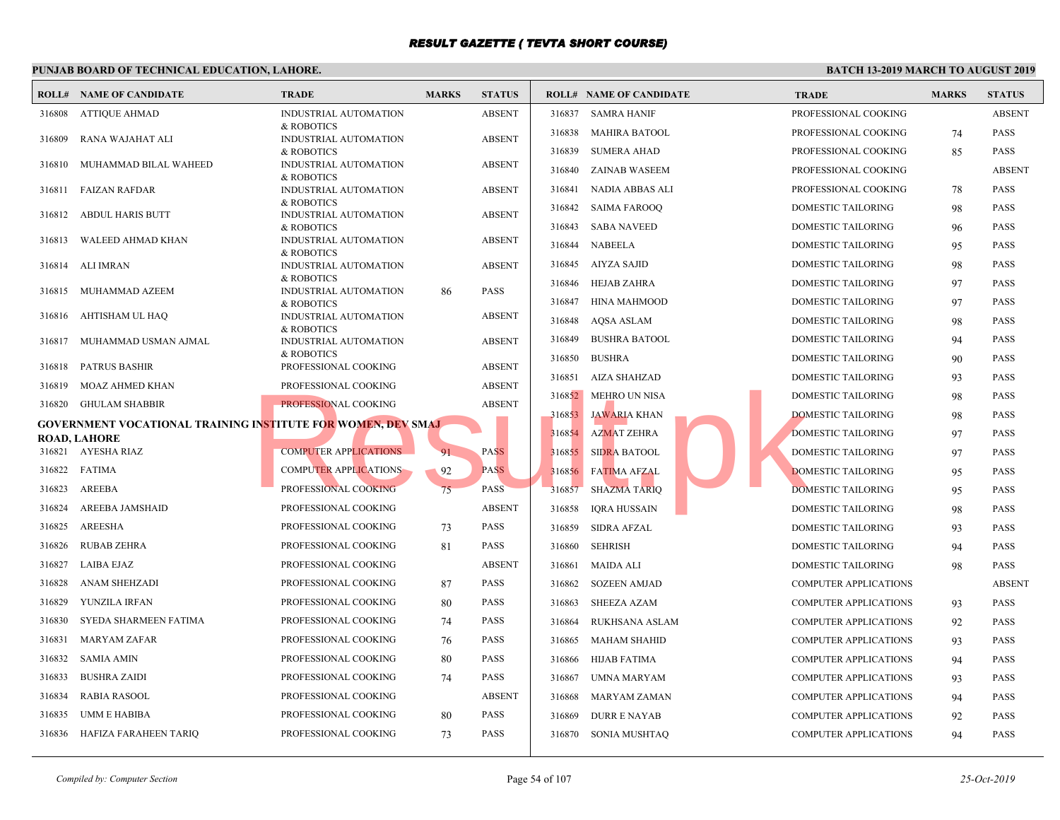# RESULT GAZETTE ( TEVTA SHORT COURSE)

## PUNJAB BOARD OF TECHNICAL EDUCATION, LAHORE.

**BATCH 13-2019 MARCH TO AUGUST 2019**

| ROLL# | NAME OF CANDIDATE | TRADE | MARKS | STATUS |
|---|---|---|---|---|
| 316808 | ATTIQUE AHMAD | INDUSTRIAL AUTOMATION & ROBOTICS | | ABSENT |
| 316809 | RANA WAJAHAT ALI | INDUSTRIAL AUTOMATION & ROBOTICS | | ABSENT |
| 316810 | MUHAMMAD BILAL WAHEED | INDUSTRIAL AUTOMATION & ROBOTICS | | ABSENT |
| 316811 | FAIZAN RAFDAR | INDUSTRIAL AUTOMATION & ROBOTICS | | ABSENT |
| 316812 | ABDUL HARIS BUTT | INDUSTRIAL AUTOMATION & ROBOTICS | | ABSENT |
| 316813 | WALEED AHMAD KHAN | INDUSTRIAL AUTOMATION & ROBOTICS | | ABSENT |
| 316814 | ALI IMRAN | INDUSTRIAL AUTOMATION & ROBOTICS | | ABSENT |
| 316815 | MUHAMMAD AZEEM | INDUSTRIAL AUTOMATION & ROBOTICS | 86 | PASS |
| 316816 | AHTISHAM UL HAQ | INDUSTRIAL AUTOMATION & ROBOTICS | | ABSENT |
| 316817 | MUHAMMAD USMAN AJMAL | INDUSTRIAL AUTOMATION & ROBOTICS | | ABSENT |
| 316818 | PATRUS BASHIR | PROFESSIONAL COOKING | | ABSENT |
| 316819 | MOAZ AHMED KHAN | PROFESSIONAL COOKING | | ABSENT |
| 316820 | GHULAM SHABBIR | PROFESSIONAL COOKING | | ABSENT |

**GOVERNMENT VOCATIONAL TRAINING INSTITUTE FOR WOMEN, DEV SMAJ ROAD, LAHORE**

| ROLL# | NAME OF CANDIDATE | TRADE | MARKS | STATUS |
|---|---|---|---|---|
| 316821 | AYESHA RIAZ | COMPUTER APPLICATIONS | 91 | PASS |
| 316822 | FATIMA | COMPUTER APPLICATIONS | 92 | PASS |
| 316823 | AREEBA | PROFESSIONAL COOKING | 75 | PASS |
| 316824 | AREEBA JAMSHAID | PROFESSIONAL COOKING | | ABSENT |
| 316825 | AREESHA | PROFESSIONAL COOKING | 73 | PASS |
| 316826 | RUBAB ZEHRA | PROFESSIONAL COOKING | 81 | PASS |
| 316827 | LAIBA EJAZ | PROFESSIONAL COOKING | | ABSENT |
| 316828 | ANAM SHEHZADI | PROFESSIONAL COOKING | 87 | PASS |
| 316829 | YUNZILA IRFAN | PROFESSIONAL COOKING | 80 | PASS |
| 316830 | SYEDA SHARMEEN FATIMA | PROFESSIONAL COOKING | 74 | PASS |
| 316831 | MARYAM ZAFAR | PROFESSIONAL COOKING | 76 | PASS |
| 316832 | SAMIA AMIN | PROFESSIONAL COOKING | 80 | PASS |
| 316833 | BUSHRA ZAIDI | PROFESSIONAL COOKING | 74 | PASS |
| 316834 | RABIA RASOOL | PROFESSIONAL COOKING | | ABSENT |
| 316835 | UMM E HABIBA | PROFESSIONAL COOKING | 80 | PASS |
| 316836 | HAFIZA FARAHEEN TARIQ | PROFESSIONAL COOKING | 73 | PASS |
| 316837 | SAMRA HANIF | PROFESSIONAL COOKING | | ABSENT |
| 316838 | MAHIRA BATOOL | PROFESSIONAL COOKING | 74 | PASS |
| 316839 | SUMERA AHAD | PROFESSIONAL COOKING | 85 | PASS |
| 316840 | ZAINAB WASEEM | PROFESSIONAL COOKING | | ABSENT |
| 316841 | NADIA ABBAS ALI | PROFESSIONAL COOKING | 78 | PASS |
| 316842 | SAIMA FAROOQ | DOMESTIC TAILORING | 98 | PASS |
| 316843 | SABA NAVEED | DOMESTIC TAILORING | 96 | PASS |
| 316844 | NABEELA | DOMESTIC TAILORING | 95 | PASS |
| 316845 | AIYZA SAJID | DOMESTIC TAILORING | 98 | PASS |
| 316846 | HEJAB ZAHRA | DOMESTIC TAILORING | 97 | PASS |
| 316847 | HINA MAHMOOD | DOMESTIC TAILORING | 97 | PASS |
| 316848 | AQSA ASLAM | DOMESTIC TAILORING | 98 | PASS |
| 316849 | BUSHRA BATOOL | DOMESTIC TAILORING | 94 | PASS |
| 316850 | BUSHRA | DOMESTIC TAILORING | 90 | PASS |
| 316851 | AIZA SHAHZAD | DOMESTIC TAILORING | 93 | PASS |
| 316852 | MEHRO UN NISA | DOMESTIC TAILORING | 98 | PASS |
| 316853 | JAWARIA KHAN | DOMESTIC TAILORING | 98 | PASS |
| 316854 | AZMAT ZEHRA | DOMESTIC TAILORING | 97 | PASS |
| 316855 | SIDRA BATOOL | DOMESTIC TAILORING | 97 | PASS |
| 316856 | FATIMA AFZAL | DOMESTIC TAILORING | 95 | PASS |
| 316857 | SHAZMA TARIQ | DOMESTIC TAILORING | 95 | PASS |
| 316858 | IQRA HUSSAIN | DOMESTIC TAILORING | 98 | PASS |
| 316859 | SIDRA AFZAL | DOMESTIC TAILORING | 93 | PASS |
| 316860 | SEHRISH | DOMESTIC TAILORING | 94 | PASS |
| 316861 | MAIDA ALI | DOMESTIC TAILORING | 98 | PASS |
| 316862 | SOZEEN AMJAD | COMPUTER APPLICATIONS | | ABSENT |
| 316863 | SHEEZA AZAM | COMPUTER APPLICATIONS | 93 | PASS |
| 316864 | RUKHSANA ASLAM | COMPUTER APPLICATIONS | 92 | PASS |
| 316865 | MAHAM SHAHID | COMPUTER APPLICATIONS | 93 | PASS |
| 316866 | HIJAB FATIMA | COMPUTER APPLICATIONS | 94 | PASS |
| 316867 | UMNA MARYAM | COMPUTER APPLICATIONS | 93 | PASS |
| 316868 | MARYAM ZAMAN | COMPUTER APPLICATIONS | 94 | PASS |
| 316869 | DURR E NAYAB | COMPUTER APPLICATIONS | 92 | PASS |
| 316870 | SONIA MUSHTAQ | COMPUTER APPLICATIONS | 94 | PASS |

*Compiled by: Computer Section*

*25-Oct-2019*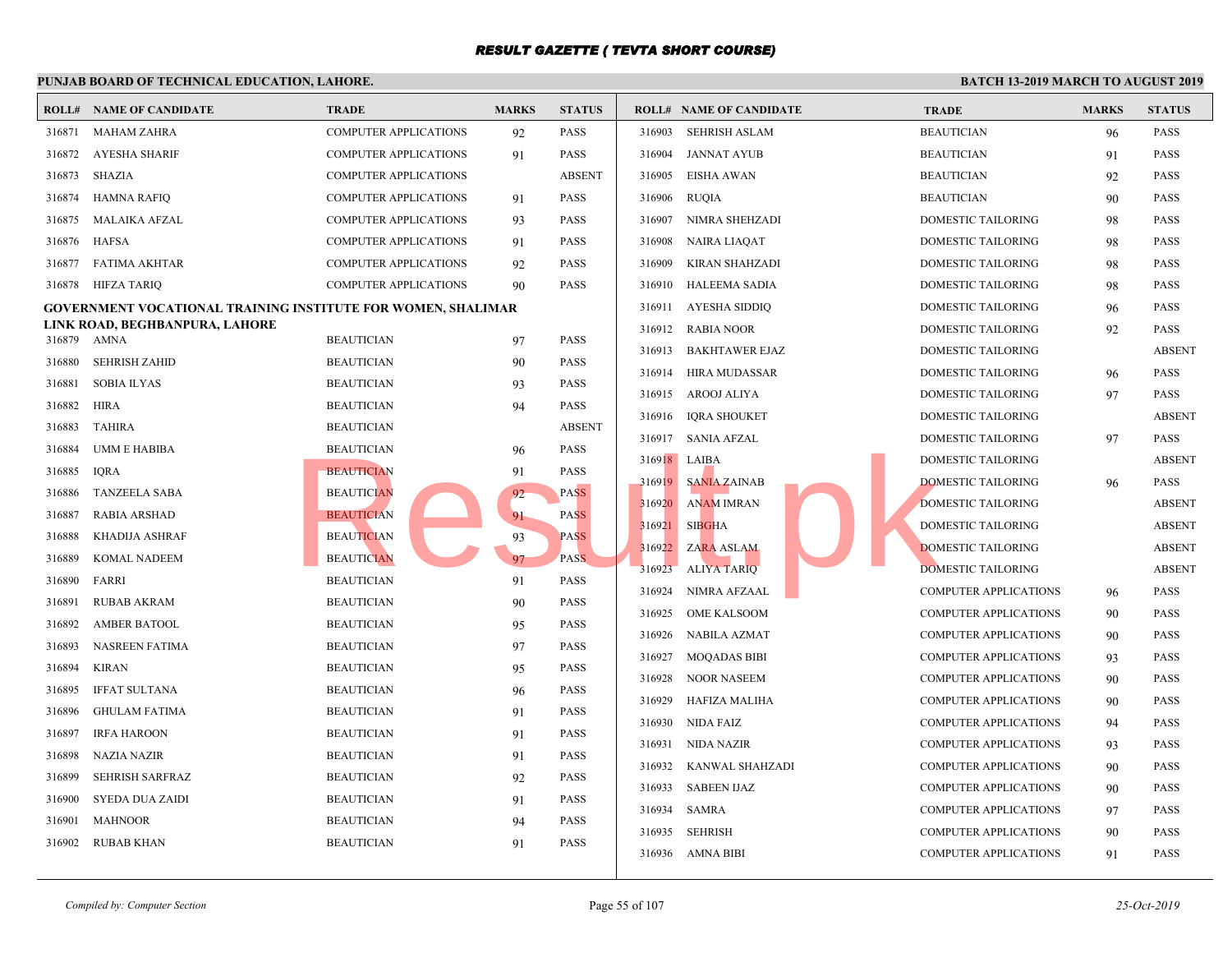# RESULT GAZETTE ( TEVTA SHORT COURSE)

**PUNJAB BOARD OF TECHNICAL EDUCATION, LAHORE.**

**BATCH 13-2019 MARCH TO AUGUST 2019**

| ROLL# | NAME OF CANDIDATE | TRADE | MARKS | STATUS |
|---|---|---|---|---|
| 316871 | MAHAM ZAHRA | COMPUTER APPLICATIONS | 92 | PASS |
| 316872 | AYESHA SHARIF | COMPUTER APPLICATIONS | 91 | PASS |
| 316873 | SHAZIA | COMPUTER APPLICATIONS | | ABSENT |
| 316874 | HAMNA RAFIQ | COMPUTER APPLICATIONS | 91 | PASS |
| 316875 | MALAIKA AFZAL | COMPUTER APPLICATIONS | 93 | PASS |
| 316876 | HAFSA | COMPUTER APPLICATIONS | 91 | PASS |
| 316877 | FATIMA AKHTAR | COMPUTER APPLICATIONS | 92 | PASS |
| 316878 | HIFZA TARIQ | COMPUTER APPLICATIONS | 90 | PASS |

**GOVERNMENT VOCATIONAL TRAINING INSTITUTE FOR WOMEN, SHALIMAR LINK ROAD, BEGHBANPURA, LAHORE**

| ROLL# | NAME OF CANDIDATE | TRADE | MARKS | STATUS |
|---|---|---|---|---|
| 316879 | AMNA | BEAUTICIAN | 97 | PASS |
| 316880 | SEHRISH ZAHID | BEAUTICIAN | 90 | PASS |
| 316881 | SOBIA ILYAS | BEAUTICIAN | 93 | PASS |
| 316882 | HIRA | BEAUTICIAN | 94 | PASS |
| 316883 | TAHIRA | BEAUTICIAN | | ABSENT |
| 316884 | UMM E HABIBA | BEAUTICIAN | 96 | PASS |
| 316885 | IQRA | BEAUTICIAN | 91 | PASS |
| 316886 | TANZEELA SABA | BEAUTICIAN | 92 | PASS |
| 316887 | RABIA ARSHAD | BEAUTICIAN | 91 | PASS |
| 316888 | KHADIJA ASHRAF | BEAUTICIAN | 93 | PASS |
| 316889 | KOMAL NADEEM | BEAUTICIAN | 97 | PASS |
| 316890 | FARRI | BEAUTICIAN | 91 | PASS |
| 316891 | RUBAB AKRAM | BEAUTICIAN | 90 | PASS |
| 316892 | AMBER BATOOL | BEAUTICIAN | 95 | PASS |
| 316893 | NASREEN FATIMA | BEAUTICIAN | 97 | PASS |
| 316894 | KIRAN | BEAUTICIAN | 95 | PASS |
| 316895 | IFFAT SULTANA | BEAUTICIAN | 96 | PASS |
| 316896 | GHULAM FATIMA | BEAUTICIAN | 91 | PASS |
| 316897 | IRFA HAROON | BEAUTICIAN | 91 | PASS |
| 316898 | NAZIA NAZIR | BEAUTICIAN | 91 | PASS |
| 316899 | SEHRISH SARFRAZ | BEAUTICIAN | 92 | PASS |
| 316900 | SYEDA DUA ZAIDI | BEAUTICIAN | 91 | PASS |
| 316901 | MAHNOOR | BEAUTICIAN | 94 | PASS |
| 316902 | RUBAB KHAN | BEAUTICIAN | 91 | PASS |
| 316903 | SEHRISH ASLAM | BEAUTICIAN | 96 | PASS |
| 316904 | JANNAT AYUB | BEAUTICIAN | 91 | PASS |
| 316905 | EISHA AWAN | BEAUTICIAN | 92 | PASS |
| 316906 | RUQIA | BEAUTICIAN | 90 | PASS |
| 316907 | NIMRA SHEHZADI | DOMESTIC TAILORING | 98 | PASS |
| 316908 | NAIRA LIAQAT | DOMESTIC TAILORING | 98 | PASS |
| 316909 | KIRAN SHAHZADI | DOMESTIC TAILORING | 98 | PASS |
| 316910 | HALEEMA SADIA | DOMESTIC TAILORING | 98 | PASS |
| 316911 | AYESHA SIDDIQ | DOMESTIC TAILORING | 96 | PASS |
| 316912 | RABIA NOOR | DOMESTIC TAILORING | 92 | PASS |
| 316913 | BAKHTAWER EJAZ | DOMESTIC TAILORING | | ABSENT |
| 316914 | HIRA MUDASSAR | DOMESTIC TAILORING | 96 | PASS |
| 316915 | AROOJ ALIYA | DOMESTIC TAILORING | 97 | PASS |
| 316916 | IQRA SHOUKET | DOMESTIC TAILORING | | ABSENT |
| 316917 | SANIA AFZAL | DOMESTIC TAILORING | 97 | PASS |
| 316918 | LAIBA | DOMESTIC TAILORING | | ABSENT |
| 316919 | SANIA ZAINAB | DOMESTIC TAILORING | 96 | PASS |
| 316920 | ANAM IMRAN | DOMESTIC TAILORING | | ABSENT |
| 316921 | SIBGHA | DOMESTIC TAILORING | | ABSENT |
| 316922 | ZARA ASLAM | DOMESTIC TAILORING | | ABSENT |
| 316923 | ALIYA TARIQ | DOMESTIC TAILORING | | ABSENT |
| 316924 | NIMRA AFZAAL | COMPUTER APPLICATIONS | 96 | PASS |
| 316925 | OME KALSOOM | COMPUTER APPLICATIONS | 90 | PASS |
| 316926 | NABILA AZMAT | COMPUTER APPLICATIONS | 90 | PASS |
| 316927 | MOQADAS BIBI | COMPUTER APPLICATIONS | 93 | PASS |
| 316928 | NOOR NASEEM | COMPUTER APPLICATIONS | 90 | PASS |
| 316929 | HAFIZA MALIHA | COMPUTER APPLICATIONS | 90 | PASS |
| 316930 | NIDA FAIZ | COMPUTER APPLICATIONS | 94 | PASS |
| 316931 | NIDA NAZIR | COMPUTER APPLICATIONS | 93 | PASS |
| 316932 | KANWAL SHAHZADI | COMPUTER APPLICATIONS | 90 | PASS |
| 316933 | SABEEN IJAZ | COMPUTER APPLICATIONS | 90 | PASS |
| 316934 | SAMRA | COMPUTER APPLICATIONS | 97 | PASS |
| 316935 | SEHRISH | COMPUTER APPLICATIONS | 90 | PASS |
| 316936 | AMNA BIBI | COMPUTER APPLICATIONS | 91 | PASS |

*Compiled by: Computer Section*

*25-Oct-2019*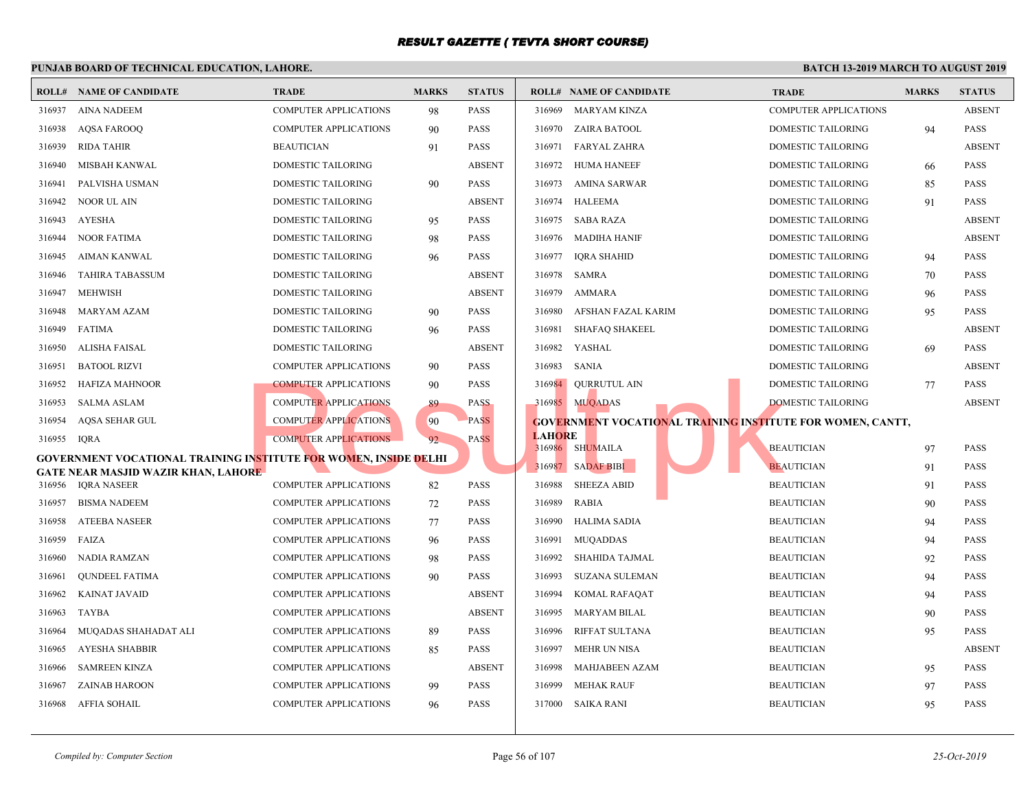# RESULT GAZETTE ( TEVTA SHORT COURSE)

**PUNJAB BOARD OF TECHNICAL EDUCATION, LAHORE.**

**BATCH 13-2019 MARCH TO AUGUST 2019**

| ROLL# | NAME OF CANDIDATE | TRADE | MARKS | STATUS |
|---|---|---|---|---|
| 316937 | AINA NADEEM | COMPUTER APPLICATIONS | 98 | PASS |
| 316938 | AQSA FAROOQ | COMPUTER APPLICATIONS | 90 | PASS |
| 316939 | RIDA TAHIR | BEAUTICIAN | 91 | PASS |
| 316940 | MISBAH KANWAL | DOMESTIC TAILORING | | ABSENT |
| 316941 | PALVISHA USMAN | DOMESTIC TAILORING | 90 | PASS |
| 316942 | NOOR UL AIN | DOMESTIC TAILORING | | ABSENT |
| 316943 | AYESHA | DOMESTIC TAILORING | 95 | PASS |
| 316944 | NOOR FATIMA | DOMESTIC TAILORING | 98 | PASS |
| 316945 | AIMAN KANWAL | DOMESTIC TAILORING | 96 | PASS |
| 316946 | TAHIRA TABASSUM | DOMESTIC TAILORING | | ABSENT |
| 316947 | MEHWISH | DOMESTIC TAILORING | | ABSENT |
| 316948 | MARYAM AZAM | DOMESTIC TAILORING | 90 | PASS |
| 316949 | FATIMA | DOMESTIC TAILORING | 96 | PASS |
| 316950 | ALISHA FAISAL | DOMESTIC TAILORING | | ABSENT |
| 316951 | BATOOL RIZVI | COMPUTER APPLICATIONS | 90 | PASS |
| 316952 | HAFIZA MAHNOOR | COMPUTER APPLICATIONS | 90 | PASS |
| 316953 | SALMA ASLAM | COMPUTER APPLICATIONS | 89 | PASS |
| 316954 | AQSA SEHAR GUL | COMPUTER APPLICATIONS | 90 | PASS |
| 316955 | IQRA | COMPUTER APPLICATIONS | 92 | PASS |

**GOVERNMENT VOCATIONAL TRAINING INSTITUTE FOR WOMEN, INSIDE DELHI GATE NEAR MASJID WAZIR KHAN, LAHORE**

| ROLL# | NAME OF CANDIDATE | TRADE | MARKS | STATUS |
|---|---|---|---|---|
| 316956 | IQRA NASEER | COMPUTER APPLICATIONS | 82 | PASS |
| 316957 | BISMA NADEEM | COMPUTER APPLICATIONS | 72 | PASS |
| 316958 | ATEEBA NASEER | COMPUTER APPLICATIONS | 77 | PASS |
| 316959 | FAIZA | COMPUTER APPLICATIONS | 96 | PASS |
| 316960 | NADIA RAMZAN | COMPUTER APPLICATIONS | 98 | PASS |
| 316961 | QUNDEEL FATIMA | COMPUTER APPLICATIONS | 90 | PASS |
| 316962 | KAINAT JAVAID | COMPUTER APPLICATIONS | | ABSENT |
| 316963 | TAYBA | COMPUTER APPLICATIONS | | ABSENT |
| 316964 | MUQADAS SHAHADAT ALI | COMPUTER APPLICATIONS | 89 | PASS |
| 316965 | AYESHA SHABBIR | COMPUTER APPLICATIONS | 85 | PASS |
| 316966 | SAMREEN KINZA | COMPUTER APPLICATIONS | | ABSENT |
| 316967 | ZAINAB HAROON | COMPUTER APPLICATIONS | 99 | PASS |
| 316968 | AFFIA SOHAIL | COMPUTER APPLICATIONS | 96 | PASS |
| 316969 | MARYAM KINZA | COMPUTER APPLICATIONS | | ABSENT |
| 316970 | ZAIRA BATOOL | DOMESTIC TAILORING | 94 | PASS |
| 316971 | FARYAL ZAHRA | DOMESTIC TAILORING | | ABSENT |
| 316972 | HUMA HANEEF | DOMESTIC TAILORING | 66 | PASS |
| 316973 | AMINA SARWAR | DOMESTIC TAILORING | 85 | PASS |
| 316974 | HALEEMA | DOMESTIC TAILORING | 91 | PASS |
| 316975 | SABA RAZA | DOMESTIC TAILORING | | ABSENT |
| 316976 | MADIHA HANIF | DOMESTIC TAILORING | | ABSENT |
| 316977 | IQRA SHAHID | DOMESTIC TAILORING | 94 | PASS |
| 316978 | SAMRA | DOMESTIC TAILORING | 70 | PASS |
| 316979 | AMMARA | DOMESTIC TAILORING | 96 | PASS |
| 316980 | AFSHAN FAZAL KARIM | DOMESTIC TAILORING | 95 | PASS |
| 316981 | SHAFAQ SHAKEEL | DOMESTIC TAILORING | | ABSENT |
| 316982 | YASHAL | DOMESTIC TAILORING | 69 | PASS |
| 316983 | SANIA | DOMESTIC TAILORING | | ABSENT |
| 316984 | QURRUTUL AIN | DOMESTIC TAILORING | 77 | PASS |
| 316985 | MUQADAS | DOMESTIC TAILORING | | ABSENT |

**GOVERNMENT VOCATIONAL TRAINING INSTITUTE FOR WOMEN, CANTT, LAHORE**

| ROLL# | NAME OF CANDIDATE | TRADE | MARKS | STATUS |
|---|---|---|---|---|
| 316986 | SHUMAILA | BEAUTICIAN | 97 | PASS |
| 316987 | SADAF BIBI | BEAUTICIAN | 91 | PASS |
| 316988 | SHEEZA ABID | BEAUTICIAN | 91 | PASS |
| 316989 | RABIA | BEAUTICIAN | 90 | PASS |
| 316990 | HALIMA SADIA | BEAUTICIAN | 94 | PASS |
| 316991 | MUQADDAS | BEAUTICIAN | 94 | PASS |
| 316992 | SHAHIDA TAJMAL | BEAUTICIAN | 92 | PASS |
| 316993 | SUZANA SULEMAN | BEAUTICIAN | 94 | PASS |
| 316994 | KOMAL RAFAQAT | BEAUTICIAN | 94 | PASS |
| 316995 | MARYAM BILAL | BEAUTICIAN | 90 | PASS |
| 316996 | RIFFAT SULTANA | BEAUTICIAN | 95 | PASS |
| 316997 | MEHR UN NISA | BEAUTICIAN | | ABSENT |
| 316998 | MAHJABEEN AZAM | BEAUTICIAN | 95 | PASS |
| 316999 | MEHAK RAUF | BEAUTICIAN | 97 | PASS |
| 317000 | SAIKA RANI | BEAUTICIAN | 95 | PASS |

*Compiled by: Computer Section*

*25-Oct-2019*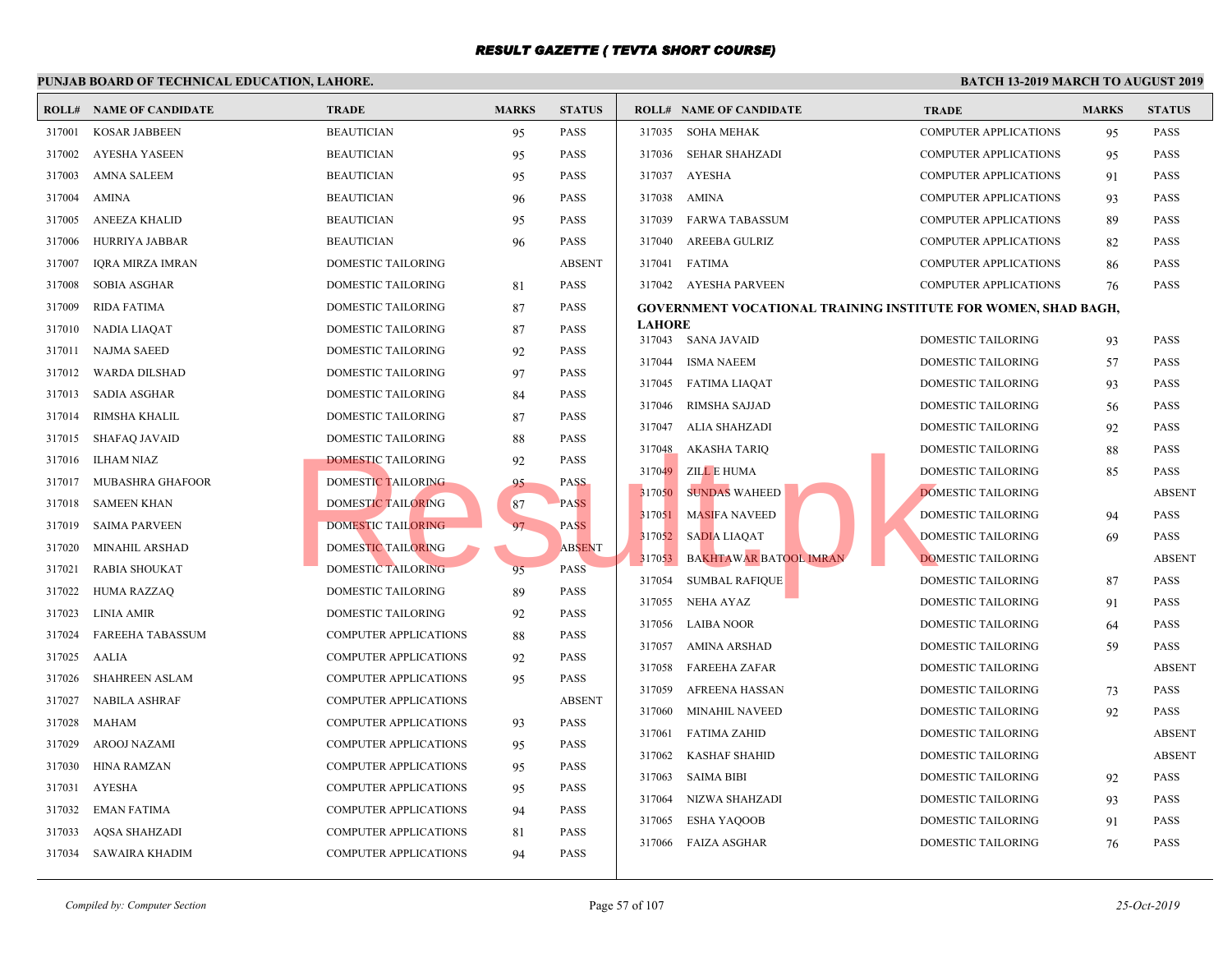# RESULT GAZETTE ( TEVTA SHORT COURSE)

**PUNJAB BOARD OF TECHNICAL EDUCATION, LAHORE.**

**BATCH 13-2019 MARCH TO AUGUST 2019**

| ROLL# | NAME OF CANDIDATE | TRADE | MARKS | STATUS |
|---|---|---|---|---|
| 317001 | KOSAR JABBEEN | BEAUTICIAN | 95 | PASS |
| 317002 | AYESHA YASEEN | BEAUTICIAN | 95 | PASS |
| 317003 | AMNA SALEEM | BEAUTICIAN | 95 | PASS |
| 317004 | AMINA | BEAUTICIAN | 96 | PASS |
| 317005 | ANEEZA KHALID | BEAUTICIAN | 95 | PASS |
| 317006 | HURRIYA JABBAR | BEAUTICIAN | 96 | PASS |
| 317007 | IQRA MIRZA IMRAN | DOMESTIC TAILORING | | ABSENT |
| 317008 | SOBIA ASGHAR | DOMESTIC TAILORING | 81 | PASS |
| 317009 | RIDA FATIMA | DOMESTIC TAILORING | 87 | PASS |
| 317010 | NADIA LIAQAT | DOMESTIC TAILORING | 87 | PASS |
| 317011 | NAJMA SAEED | DOMESTIC TAILORING | 92 | PASS |
| 317012 | WARDA DILSHAD | DOMESTIC TAILORING | 97 | PASS |
| 317013 | SADIA ASGHAR | DOMESTIC TAILORING | 84 | PASS |
| 317014 | RIMSHA KHALIL | DOMESTIC TAILORING | 87 | PASS |
| 317015 | SHAFAQ JAVAID | DOMESTIC TAILORING | 88 | PASS |
| 317016 | ILHAM NIAZ | DOMESTIC TAILORING | 92 | PASS |
| 317017 | MUBASHRA GHAFOOR | DOMESTIC TAILORING | 95 | PASS |
| 317018 | SAMEEN KHAN | DOMESTIC TAILORING | 87 | PASS |
| 317019 | SAIMA PARVEEN | DOMESTIC TAILORING | 97 | PASS |
| 317020 | MINAHIL ARSHAD | DOMESTIC TAILORING | | ABSENT |
| 317021 | RABIA SHOUKAT | DOMESTIC TAILORING | 95 | PASS |
| 317022 | HUMA RAZZAQ | DOMESTIC TAILORING | 89 | PASS |
| 317023 | LINIA AMIR | DOMESTIC TAILORING | 92 | PASS |
| 317024 | FAREEHA TABASSUM | COMPUTER APPLICATIONS | 88 | PASS |
| 317025 | AALIA | COMPUTER APPLICATIONS | 92 | PASS |
| 317026 | SHAHREEN ASLAM | COMPUTER APPLICATIONS | 95 | PASS |
| 317027 | NABILA ASHRAF | COMPUTER APPLICATIONS | | ABSENT |
| 317028 | MAHAM | COMPUTER APPLICATIONS | 93 | PASS |
| 317029 | AROOJ NAZAMI | COMPUTER APPLICATIONS | 95 | PASS |
| 317030 | HINA RAMZAN | COMPUTER APPLICATIONS | 95 | PASS |
| 317031 | AYESHA | COMPUTER APPLICATIONS | 95 | PASS |
| 317032 | EMAN FATIMA | COMPUTER APPLICATIONS | 94 | PASS |
| 317033 | AQSA SHAHZADI | COMPUTER APPLICATIONS | 81 | PASS |
| 317034 | SAWAIRA KHADIM | COMPUTER APPLICATIONS | 94 | PASS |
| 317035 | SOHA MEHAK | COMPUTER APPLICATIONS | 95 | PASS |
| 317036 | SEHAR SHAHZADI | COMPUTER APPLICATIONS | 95 | PASS |
| 317037 | AYESHA | COMPUTER APPLICATIONS | 91 | PASS |
| 317038 | AMINA | COMPUTER APPLICATIONS | 93 | PASS |
| 317039 | FARWA TABASSUM | COMPUTER APPLICATIONS | 89 | PASS |
| 317040 | AREEBA GULRIZ | COMPUTER APPLICATIONS | 82 | PASS |
| 317041 | FATIMA | COMPUTER APPLICATIONS | 86 | PASS |
| 317042 | AYESHA PARVEEN | COMPUTER APPLICATIONS | 76 | PASS |

**GOVERNMENT VOCATIONAL TRAINING INSTITUTE FOR WOMEN, SHAD BAGH, LAHORE**

| ROLL# | NAME OF CANDIDATE | TRADE | MARKS | STATUS |
|---|---|---|---|---|
| 317043 | SANA JAVAID | DOMESTIC TAILORING | 93 | PASS |
| 317044 | ISMA NAEEM | DOMESTIC TAILORING | 57 | PASS |
| 317045 | FATIMA LIAQAT | DOMESTIC TAILORING | 93 | PASS |
| 317046 | RIMSHA SAJJAD | DOMESTIC TAILORING | 56 | PASS |
| 317047 | ALIA SHAHZADI | DOMESTIC TAILORING | 92 | PASS |
| 317048 | AKASHA TARIQ | DOMESTIC TAILORING | 88 | PASS |
| 317049 | ZILL E HUMA | DOMESTIC TAILORING | 85 | PASS |
| 317050 | SUNDAS WAHEED | DOMESTIC TAILORING | | ABSENT |
| 317051 | MASIFA NAVEED | DOMESTIC TAILORING | 94 | PASS |
| 317052 | SADIA LIAQAT | DOMESTIC TAILORING | 69 | PASS |
| 317053 | BAKHTAWAR BATOOL IMRAN | DOMESTIC TAILORING | | ABSENT |
| 317054 | SUMBAL RAFIQUE | DOMESTIC TAILORING | 87 | PASS |
| 317055 | NEHA AYAZ | DOMESTIC TAILORING | 91 | PASS |
| 317056 | LAIBA NOOR | DOMESTIC TAILORING | 64 | PASS |
| 317057 | AMINA ARSHAD | DOMESTIC TAILORING | 59 | PASS |
| 317058 | FAREEHA ZAFAR | DOMESTIC TAILORING | | ABSENT |
| 317059 | AFREENA HASSAN | DOMESTIC TAILORING | 73 | PASS |
| 317060 | MINAHIL NAVEED | DOMESTIC TAILORING | 92 | PASS |
| 317061 | FATIMA ZAHID | DOMESTIC TAILORING | | ABSENT |
| 317062 | KASHAF SHAHID | DOMESTIC TAILORING | | ABSENT |
| 317063 | SAIMA BIBI | DOMESTIC TAILORING | 92 | PASS |
| 317064 | NIZWA SHAHZADI | DOMESTIC TAILORING | 93 | PASS |
| 317065 | ESHA YAQOOB | DOMESTIC TAILORING | 91 | PASS |
| 317066 | FAIZA ASGHAR | DOMESTIC TAILORING | 76 | PASS |

*Compiled by: Computer Section* *25-Oct-2019*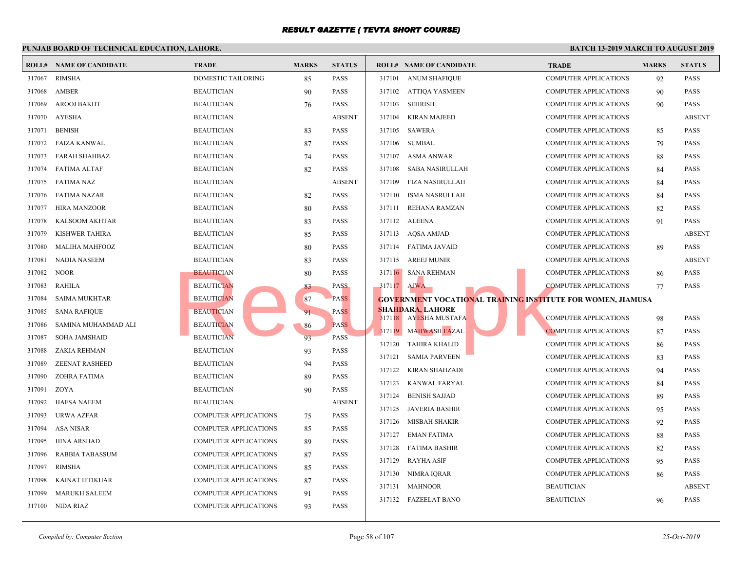# RESULT GAZETTE ( TEVTA SHORT COURSE)

**PUNJAB BOARD OF TECHNICAL EDUCATION, LAHORE.**

**BATCH 13-2019 MARCH TO AUGUST 2019**

| ROLL# | NAME OF CANDIDATE | TRADE | MARKS | STATUS |
|---|---|---|---|---|
| 317067 | RIMSHA | DOMESTIC TAILORING | 85 | PASS |
| 317068 | AMBER | BEAUTICIAN | 90 | PASS |
| 317069 | AROOJ BAKHT | BEAUTICIAN | 76 | PASS |
| 317070 | AYESHA | BEAUTICIAN | | ABSENT |
| 317071 | BENISH | BEAUTICIAN | 83 | PASS |
| 317072 | FAIZA KANWAL | BEAUTICIAN | 87 | PASS |
| 317073 | FARAH SHAHBAZ | BEAUTICIAN | 74 | PASS |
| 317074 | FATIMA ALTAF | BEAUTICIAN | 82 | PASS |
| 317075 | FATIMA NAZ | BEAUTICIAN | | ABSENT |
| 317076 | FATIMA NAZAR | BEAUTICIAN | 82 | PASS |
| 317077 | HIRA MANZOOR | BEAUTICIAN | 80 | PASS |
| 317078 | KALSOOM AKHTAR | BEAUTICIAN | 83 | PASS |
| 317079 | KISHWER TAHIRA | BEAUTICIAN | 85 | PASS |
| 317080 | MALIHA MAHFOOZ | BEAUTICIAN | 80 | PASS |
| 317081 | NADIA NASEEM | BEAUTICIAN | 83 | PASS |
| 317082 | NOOR | BEAUTICIAN | 80 | PASS |
| 317083 | RAHILA | BEAUTICIAN | 83 | PASS |
| 317084 | SAIMA MUKHTAR | BEAUTICIAN | 87 | PASS |
| 317085 | SANA RAFIQUE | BEAUTICIAN | 91 | PASS |
| 317086 | SAMINA MUHAMMAD ALI | BEAUTICIAN | 86 | PASS |
| 317087 | SOHA JAMSHAID | BEAUTICIAN | 93 | PASS |
| 317088 | ZAKIA REHMAN | BEAUTICIAN | 93 | PASS |
| 317089 | ZEENAT RASHEED | BEAUTICIAN | 94 | PASS |
| 317090 | ZOHRA FATIMA | BEAUTICIAN | 89 | PASS |
| 317091 | ZOYA | BEAUTICIAN | 90 | PASS |
| 317092 | HAFSA NAEEM | BEAUTICIAN | | ABSENT |
| 317093 | URWA AZFAR | COMPUTER APPLICATIONS | 75 | PASS |
| 317094 | ASA NISAR | COMPUTER APPLICATIONS | 85 | PASS |
| 317095 | HINA ARSHAD | COMPUTER APPLICATIONS | 89 | PASS |
| 317096 | RABBIA TABASSUM | COMPUTER APPLICATIONS | 87 | PASS |
| 317097 | RIMSHA | COMPUTER APPLICATIONS | 85 | PASS |
| 317098 | KAINAT IFTIKHAR | COMPUTER APPLICATIONS | 87 | PASS |
| 317099 | MARUKH SALEEM | COMPUTER APPLICATIONS | 91 | PASS |
| 317100 | NIDA RIAZ | COMPUTER APPLICATIONS | 93 | PASS |
| 317101 | ANUM SHAFIQUE | COMPUTER APPLICATIONS | 92 | PASS |
| 317102 | ATTIQA YASMEEN | COMPUTER APPLICATIONS | 90 | PASS |
| 317103 | SEHRISH | COMPUTER APPLICATIONS | 90 | PASS |
| 317104 | KIRAN MAJEED | COMPUTER APPLICATIONS | | ABSENT |
| 317105 | SAWERA | COMPUTER APPLICATIONS | 85 | PASS |
| 317106 | SUMBAL | COMPUTER APPLICATIONS | 79 | PASS |
| 317107 | ASMA ANWAR | COMPUTER APPLICATIONS | 88 | PASS |
| 317108 | SABA NASIRULLAH | COMPUTER APPLICATIONS | 84 | PASS |
| 317109 | FIZA NASIRULLAH | COMPUTER APPLICATIONS | 84 | PASS |
| 317110 | ISMA NASRULLAH | COMPUTER APPLICATIONS | 84 | PASS |
| 317111 | REHANA RAMZAN | COMPUTER APPLICATIONS | 82 | PASS |
| 317112 | ALEENA | COMPUTER APPLICATIONS | 91 | PASS |
| 317113 | AQSA AMJAD | COMPUTER APPLICATIONS | | ABSENT |
| 317114 | FATIMA JAVAID | COMPUTER APPLICATIONS | 89 | PASS |
| 317115 | AREEJ MUNIR | COMPUTER APPLICATIONS | | ABSENT |
| 317116 | SANA REHMAN | COMPUTER APPLICATIONS | 86 | PASS |
| 317117 | AJWA | COMPUTER APPLICATIONS | 77 | PASS |

**GOVERNMENT VOCATIONAL TRAINING INSTITUTE FOR WOMEN, JIAMUSA SHAHDARA, LAHORE**

| ROLL# | NAME OF CANDIDATE | TRADE | MARKS | STATUS |
|---|---|---|---|---|
| 317118 | AYESHA MUSTAFA | COMPUTER APPLICATIONS | 98 | PASS |
| 317119 | MAHWASH FAZAL | COMPUTER APPLICATIONS | 87 | PASS |
| 317120 | TAHIRA KHALID | COMPUTER APPLICATIONS | 86 | PASS |
| 317121 | SAMIA PARVEEN | COMPUTER APPLICATIONS | 83 | PASS |
| 317122 | KIRAN SHAHZADI | COMPUTER APPLICATIONS | 94 | PASS |
| 317123 | KANWAL FARYAL | COMPUTER APPLICATIONS | 84 | PASS |
| 317124 | BENISH SAJJAD | COMPUTER APPLICATIONS | 89 | PASS |
| 317125 | JAVERIA BASHIR | COMPUTER APPLICATIONS | 95 | PASS |
| 317126 | MISBAH SHAKIR | COMPUTER APPLICATIONS | 92 | PASS |
| 317127 | EMAN FATIMA | COMPUTER APPLICATIONS | 88 | PASS |
| 317128 | FATIMA BASHIR | COMPUTER APPLICATIONS | 82 | PASS |
| 317129 | RAYHA ASIF | COMPUTER APPLICATIONS | 95 | PASS |
| 317130 | NIMRA IQRAR | COMPUTER APPLICATIONS | 86 | PASS |
| 317131 | MAHNOOR | BEAUTICIAN | | ABSENT |
| 317132 | FAZEELAT BANO | BEAUTICIAN | 96 | PASS |

*Compiled by: Computer Section* — *25-Oct-2019*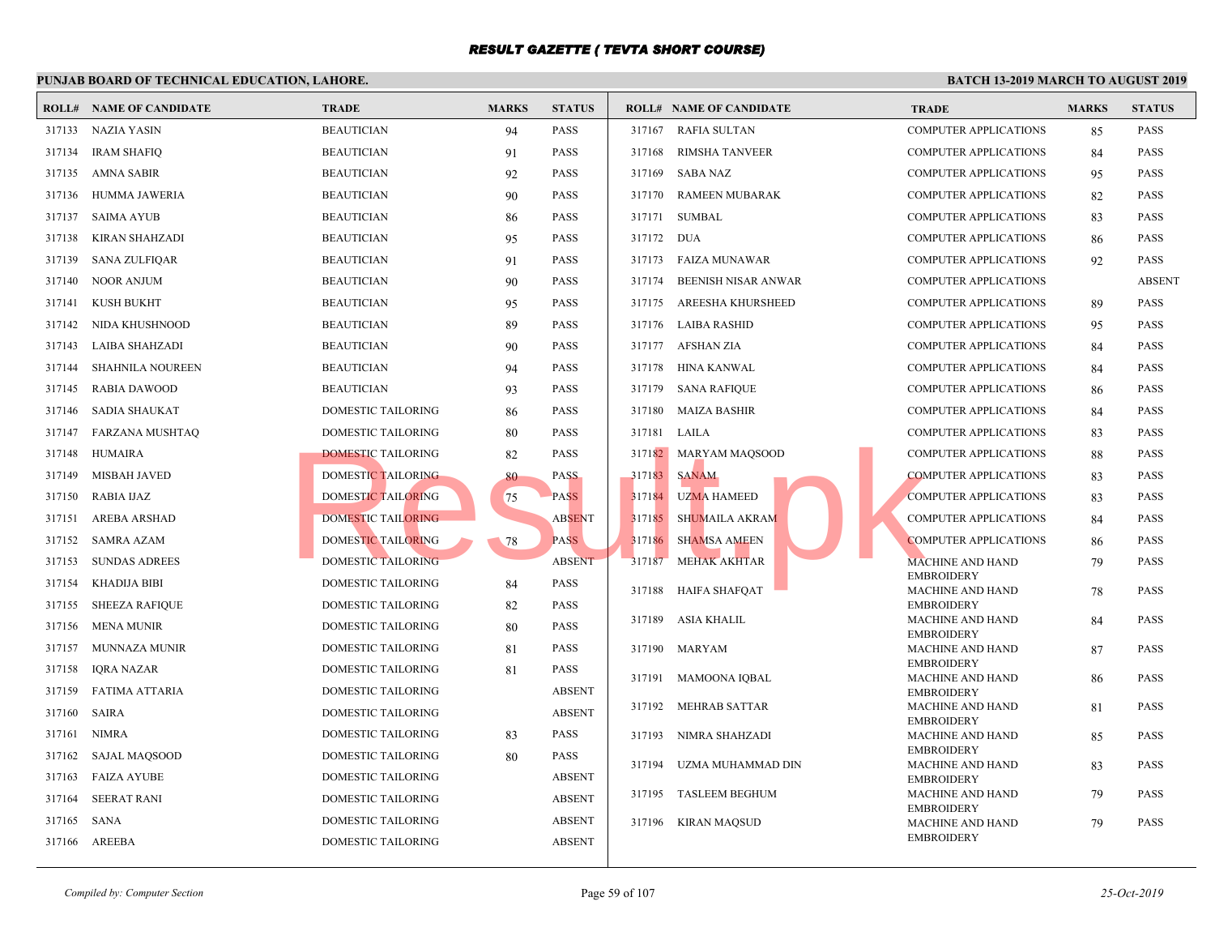# RESULT GAZETTE ( TEVTA SHORT COURSE)

**PUNJAB BOARD OF TECHNICAL EDUCATION, LAHORE.** | **BATCH 13-2019 MARCH TO AUGUST 2019**

| ROLL# | NAME OF CANDIDATE | TRADE | MARKS | STATUS |
|---|---|---|---|---|
| 317133 | NAZIA YASIN | BEAUTICIAN | 94 | PASS |
| 317134 | IRAM SHAFIQ | BEAUTICIAN | 91 | PASS |
| 317135 | AMNA SABIR | BEAUTICIAN | 92 | PASS |
| 317136 | HUMMA JAWERIA | BEAUTICIAN | 90 | PASS |
| 317137 | SAIMA AYUB | BEAUTICIAN | 86 | PASS |
| 317138 | KIRAN SHAHZADI | BEAUTICIAN | 95 | PASS |
| 317139 | SANA ZULFIQAR | BEAUTICIAN | 91 | PASS |
| 317140 | NOOR ANJUM | BEAUTICIAN | 90 | PASS |
| 317141 | KUSH BUKHT | BEAUTICIAN | 95 | PASS |
| 317142 | NIDA KHUSHNOOD | BEAUTICIAN | 89 | PASS |
| 317143 | LAIBA SHAHZADI | BEAUTICIAN | 90 | PASS |
| 317144 | SHAHNILA NOUREEN | BEAUTICIAN | 94 | PASS |
| 317145 | RABIA DAWOOD | BEAUTICIAN | 93 | PASS |
| 317146 | SADIA SHAUKAT | DOMESTIC TAILORING | 86 | PASS |
| 317147 | FARZANA MUSHTAQ | DOMESTIC TAILORING | 80 | PASS |
| 317148 | HUMAIRA | DOMESTIC TAILORING | 82 | PASS |
| 317149 | MISBAH JAVED | DOMESTIC TAILORING | 80 | PASS |
| 317150 | RABIA IJAZ | DOMESTIC TAILORING | 75 | PASS |
| 317151 | AREBA ARSHAD | DOMESTIC TAILORING | | ABSENT |
| 317152 | SAMRA AZAM | DOMESTIC TAILORING | 78 | PASS |
| 317153 | SUNDAS ADREES | DOMESTIC TAILORING | | ABSENT |
| 317154 | KHADIJA BIBI | DOMESTIC TAILORING | 84 | PASS |
| 317155 | SHEEZA RAFIQUE | DOMESTIC TAILORING | 82 | PASS |
| 317156 | MENA MUNIR | DOMESTIC TAILORING | 80 | PASS |
| 317157 | MUNNAZA MUNIR | DOMESTIC TAILORING | 81 | PASS |
| 317158 | IQRA NAZAR | DOMESTIC TAILORING | 81 | PASS |
| 317159 | FATIMA ATTARIA | DOMESTIC TAILORING | | ABSENT |
| 317160 | SAIRA | DOMESTIC TAILORING | | ABSENT |
| 317161 | NIMRA | DOMESTIC TAILORING | 83 | PASS |
| 317162 | SAJAL MAQSOOD | DOMESTIC TAILORING | 80 | PASS |
| 317163 | FAIZA AYUBE | DOMESTIC TAILORING | | ABSENT |
| 317164 | SEERAT RANI | DOMESTIC TAILORING | | ABSENT |
| 317165 | SANA | DOMESTIC TAILORING | | ABSENT |
| 317166 | AREEBA | DOMESTIC TAILORING | | ABSENT |
| 317167 | RAFIA SULTAN | COMPUTER APPLICATIONS | 85 | PASS |
| 317168 | RIMSHA TANVEER | COMPUTER APPLICATIONS | 84 | PASS |
| 317169 | SABA NAZ | COMPUTER APPLICATIONS | 95 | PASS |
| 317170 | RAMEEN MUBARAK | COMPUTER APPLICATIONS | 82 | PASS |
| 317171 | SUMBAL | COMPUTER APPLICATIONS | 83 | PASS |
| 317172 | DUA | COMPUTER APPLICATIONS | 86 | PASS |
| 317173 | FAIZA MUNAWAR | COMPUTER APPLICATIONS | 92 | PASS |
| 317174 | BEENISH NISAR ANWAR | COMPUTER APPLICATIONS | | ABSENT |
| 317175 | AREESHA KHURSHEED | COMPUTER APPLICATIONS | 89 | PASS |
| 317176 | LAIBA RASHID | COMPUTER APPLICATIONS | 95 | PASS |
| 317177 | AFSHAN ZIA | COMPUTER APPLICATIONS | 84 | PASS |
| 317178 | HINA KANWAL | COMPUTER APPLICATIONS | 84 | PASS |
| 317179 | SANA RAFIQUE | COMPUTER APPLICATIONS | 86 | PASS |
| 317180 | MAIZA BASHIR | COMPUTER APPLICATIONS | 84 | PASS |
| 317181 | LAILA | COMPUTER APPLICATIONS | 83 | PASS |
| 317182 | MARYAM MAQSOOD | COMPUTER APPLICATIONS | 88 | PASS |
| 317183 | SANAM | COMPUTER APPLICATIONS | 83 | PASS |
| 317184 | UZMA HAMEED | COMPUTER APPLICATIONS | 83 | PASS |
| 317185 | SHUMAILA AKRAM | COMPUTER APPLICATIONS | 84 | PASS |
| 317186 | SHAMSA AMEEN | COMPUTER APPLICATIONS | 86 | PASS |
| 317187 | MEHAK AKHTAR | MACHINE AND HAND EMBROIDERY | 79 | PASS |
| 317188 | HAIFA SHAFQAT | MACHINE AND HAND EMBROIDERY | 78 | PASS |
| 317189 | ASIA KHALIL | MACHINE AND HAND EMBROIDERY | 84 | PASS |
| 317190 | MARYAM | MACHINE AND HAND EMBROIDERY | 87 | PASS |
| 317191 | MAMOONA IQBAL | MACHINE AND HAND EMBROIDERY | 86 | PASS |
| 317192 | MEHRAB SATTAR | MACHINE AND HAND EMBROIDERY | 81 | PASS |
| 317193 | NIMRA SHAHZADI | MACHINE AND HAND EMBROIDERY | 85 | PASS |
| 317194 | UZMA MUHAMMAD DIN | MACHINE AND HAND EMBROIDERY | 83 | PASS |
| 317195 | TASLEEM BEGHUM | MACHINE AND HAND EMBROIDERY | 79 | PASS |
| 317196 | KIRAN MAQSUD | MACHINE AND HAND EMBROIDERY | 79 | PASS |

*Compiled by: Computer Section* | *25-Oct-2019*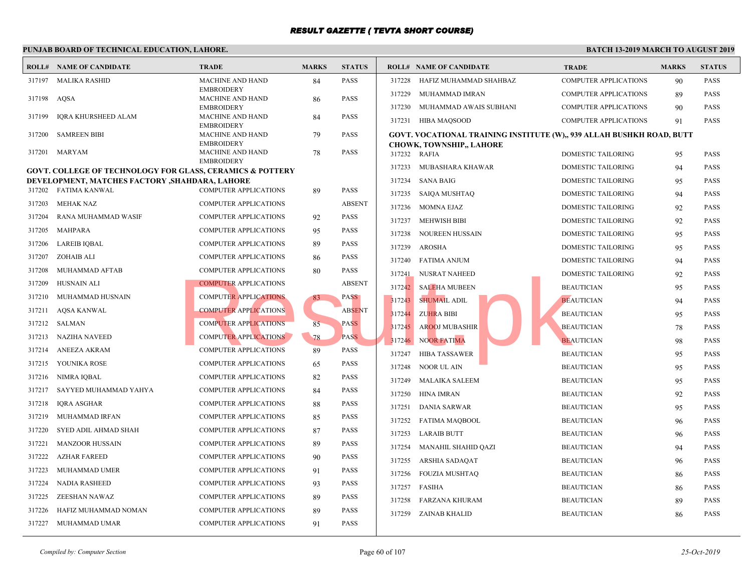# RESULT GAZETTE ( TEVTA SHORT COURSE)

**PUNJAB BOARD OF TECHNICAL EDUCATION, LAHORE.**

**BATCH 13-2019 MARCH TO AUGUST 2019**

| ROLL# | NAME OF CANDIDATE | TRADE | MARKS | STATUS |
|---|---|---|---|---|
| 317197 | MALIKA RASHID | MACHINE AND HAND EMBROIDERY | 84 | PASS |
| 317198 | AQSA | MACHINE AND HAND EMBROIDERY | 86 | PASS |
| 317199 | IQRA KHURSHEED ALAM | MACHINE AND HAND EMBROIDERY | 84 | PASS |
| 317200 | SAMREEN BIBI | MACHINE AND HAND EMBROIDERY | 79 | PASS |
| 317201 | MARYAM | MACHINE AND HAND EMBROIDERY | 78 | PASS |

**GOVT. COLLEGE OF TECHNOLOGY FOR GLASS, CERAMICS & POTTERY DEVELOPMENT, MATCHES FACTORY ,SHAHDARA, LAHORE**

| ROLL# | NAME OF CANDIDATE | TRADE | MARKS | STATUS |
|---|---|---|---|---|
| 317202 | FATIMA KANWAL | COMPUTER APPLICATIONS | 89 | PASS |
| 317203 | MEHAK NAZ | COMPUTER APPLICATIONS | | ABSENT |
| 317204 | RANA MUHAMMAD WASIF | COMPUTER APPLICATIONS | 92 | PASS |
| 317205 | MAHPARA | COMPUTER APPLICATIONS | 95 | PASS |
| 317206 | LAREIB IQBAL | COMPUTER APPLICATIONS | 89 | PASS |
| 317207 | ZOHAIB ALI | COMPUTER APPLICATIONS | 86 | PASS |
| 317208 | MUHAMMAD AFTAB | COMPUTER APPLICATIONS | 80 | PASS |
| 317209 | HUSNAIN ALI | COMPUTER APPLICATIONS | | ABSENT |
| 317210 | MUHAMMAD HUSNAIN | COMPUTER APPLICATIONS | 83 | PASS |
| 317211 | AQSA KANWAL | COMPUTER APPLICATIONS | | ABSENT |
| 317212 | SALMAN | COMPUTER APPLICATIONS | 85 | PASS |
| 317213 | NAZIHA NAVEED | COMPUTER APPLICATIONS | 78 | PASS |
| 317214 | ANEEZA AKRAM | COMPUTER APPLICATIONS | 89 | PASS |
| 317215 | YOUNIKA ROSE | COMPUTER APPLICATIONS | 65 | PASS |
| 317216 | NIMRA IQBAL | COMPUTER APPLICATIONS | 82 | PASS |
| 317217 | SAYYED MUHAMMAD YAHYA | COMPUTER APPLICATIONS | 84 | PASS |
| 317218 | IQRA ASGHAR | COMPUTER APPLICATIONS | 88 | PASS |
| 317219 | MUHAMMAD IRFAN | COMPUTER APPLICATIONS | 85 | PASS |
| 317220 | SYED ADIL AHMAD SHAH | COMPUTER APPLICATIONS | 87 | PASS |
| 317221 | MANZOOR HUSSAIN | COMPUTER APPLICATIONS | 89 | PASS |
| 317222 | AZHAR FAREED | COMPUTER APPLICATIONS | 90 | PASS |
| 317223 | MUHAMMAD UMER | COMPUTER APPLICATIONS | 91 | PASS |
| 317224 | NADIA RASHEED | COMPUTER APPLICATIONS | 93 | PASS |
| 317225 | ZEESHAN NAWAZ | COMPUTER APPLICATIONS | 89 | PASS |
| 317226 | HAFIZ MUHAMMAD NOMAN | COMPUTER APPLICATIONS | 89 | PASS |
| 317227 | MUHAMMAD UMAR | COMPUTER APPLICATIONS | 91 | PASS |
| 317228 | HAFIZ MUHAMMAD SHAHBAZ | COMPUTER APPLICATIONS | 90 | PASS |
| 317229 | MUHAMMAD IMRAN | COMPUTER APPLICATIONS | 89 | PASS |
| 317230 | MUHAMMAD AWAIS SUBHANI | COMPUTER APPLICATIONS | 90 | PASS |
| 317231 | HIBA MAQSOOD | COMPUTER APPLICATIONS | 91 | PASS |

**GOVT. VOCATIONAL TRAINING INSTITUTE (W),, 939 ALLAH BUSHKH ROAD, BUTT CHOWK, TOWNSHIP,, LAHORE**

| ROLL# | NAME OF CANDIDATE | TRADE | MARKS | STATUS |
|---|---|---|---|---|
| 317232 | RAFIA | DOMESTIC TAILORING | 95 | PASS |
| 317233 | MUBASHARA KHAWAR | DOMESTIC TAILORING | 94 | PASS |
| 317234 | SANA BAIG | DOMESTIC TAILORING | 95 | PASS |
| 317235 | SAIQA MUSHTAQ | DOMESTIC TAILORING | 94 | PASS |
| 317236 | MOMNA EJAZ | DOMESTIC TAILORING | 92 | PASS |
| 317237 | MEHWISH BIBI | DOMESTIC TAILORING | 92 | PASS |
| 317238 | NOUREEN HUSSAIN | DOMESTIC TAILORING | 95 | PASS |
| 317239 | AROSHA | DOMESTIC TAILORING | 95 | PASS |
| 317240 | FATIMA ANJUM | DOMESTIC TAILORING | 94 | PASS |
| 317241 | NUSRAT NAHEED | DOMESTIC TAILORING | 92 | PASS |
| 317242 | SALEHA MUBEEN | BEAUTICIAN | 95 | PASS |
| 317243 | SHUMAIL ADIL | BEAUTICIAN | 94 | PASS |
| 317244 | ZUHRA BIBI | BEAUTICIAN | 95 | PASS |
| 317245 | AROOJ MUBASHIR | BEAUTICIAN | 78 | PASS |
| 317246 | NOOR FATIMA | BEAUTICIAN | 98 | PASS |
| 317247 | HIBA TASSAWER | BEAUTICIAN | 95 | PASS |
| 317248 | NOOR UL AIN | BEAUTICIAN | 95 | PASS |
| 317249 | MALAIKA SALEEM | BEAUTICIAN | 95 | PASS |
| 317250 | HINA IMRAN | BEAUTICIAN | 92 | PASS |
| 317251 | DANIA SARWAR | BEAUTICIAN | 95 | PASS |
| 317252 | FATIMA MAQBOOL | BEAUTICIAN | 96 | PASS |
| 317253 | LARAIB BUTT | BEAUTICIAN | 96 | PASS |
| 317254 | MANAHIL SHAHID QAZI | BEAUTICIAN | 94 | PASS |
| 317255 | ARSHIA SADAQAT | BEAUTICIAN | 96 | PASS |
| 317256 | FOUZIA MUSHTAQ | BEAUTICIAN | 86 | PASS |
| 317257 | FASIHA | BEAUTICIAN | 86 | PASS |
| 317258 | FARZANA KHURAM | BEAUTICIAN | 89 | PASS |
| 317259 | ZAINAB KHALID | BEAUTICIAN | 86 | PASS |

*Compiled by: Computer Section*

*25-Oct-2019*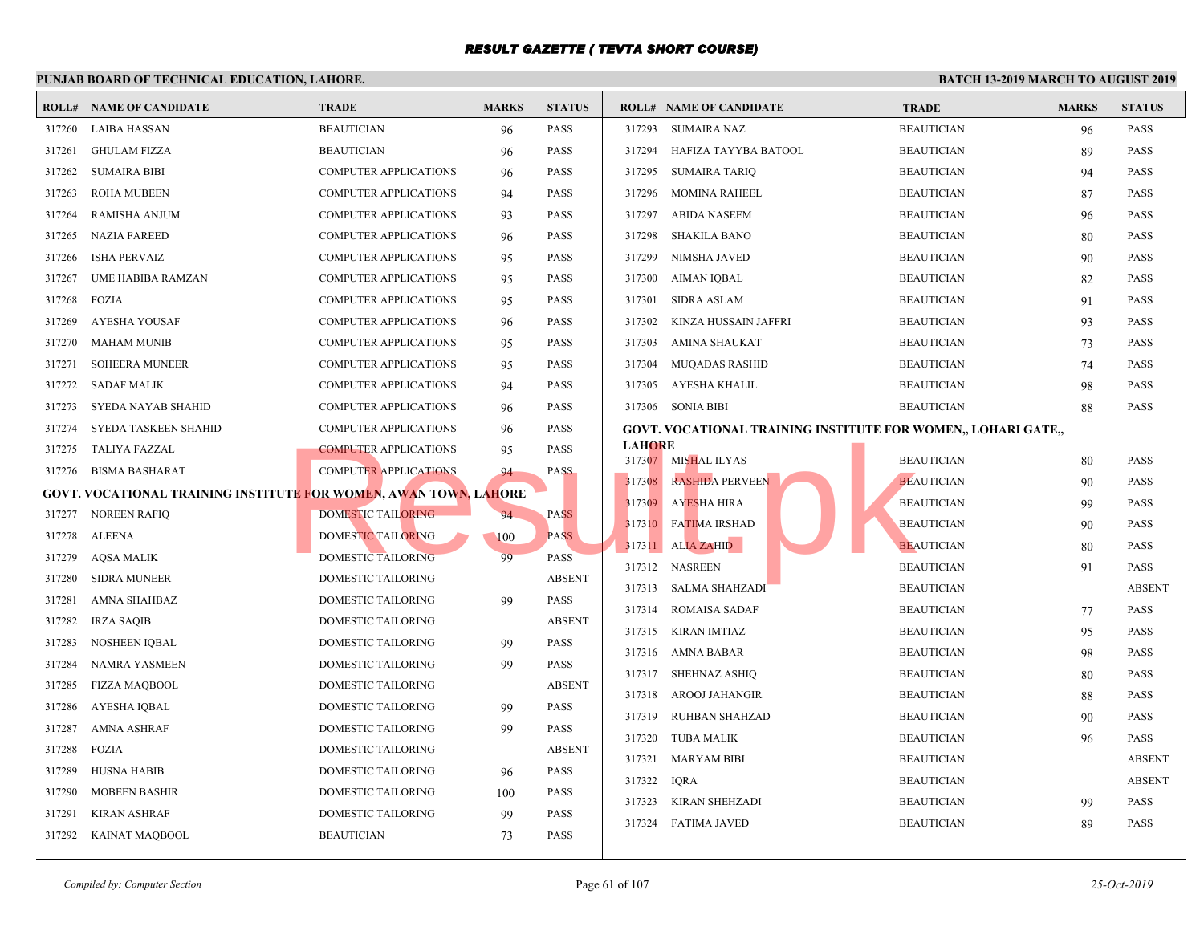# RESULT GAZETTE ( TEVTA SHORT COURSE)

**PUNJAB BOARD OF TECHNICAL EDUCATION, LAHORE.** | **BATCH 13-2019 MARCH TO AUGUST 2019**

| ROLL# | NAME OF CANDIDATE | TRADE | MARKS | STATUS |
|---|---|---|---|---|
| 317260 | LAIBA HASSAN | BEAUTICIAN | 96 | PASS |
| 317261 | GHULAM FIZZA | BEAUTICIAN | 96 | PASS |
| 317262 | SUMAIRA BIBI | COMPUTER APPLICATIONS | 96 | PASS |
| 317263 | ROHA MUBEEN | COMPUTER APPLICATIONS | 94 | PASS |
| 317264 | RAMISHA ANJUM | COMPUTER APPLICATIONS | 93 | PASS |
| 317265 | NAZIA FAREED | COMPUTER APPLICATIONS | 96 | PASS |
| 317266 | ISHA PERVAIZ | COMPUTER APPLICATIONS | 95 | PASS |
| 317267 | UME HABIBA RAMZAN | COMPUTER APPLICATIONS | 95 | PASS |
| 317268 | FOZIA | COMPUTER APPLICATIONS | 95 | PASS |
| 317269 | AYESHA YOUSAF | COMPUTER APPLICATIONS | 96 | PASS |
| 317270 | MAHAM MUNIB | COMPUTER APPLICATIONS | 95 | PASS |
| 317271 | SOHEERA MUNEER | COMPUTER APPLICATIONS | 95 | PASS |
| 317272 | SADAF MALIK | COMPUTER APPLICATIONS | 94 | PASS |
| 317273 | SYEDA NAYAB SHAHID | COMPUTER APPLICATIONS | 96 | PASS |
| 317274 | SYEDA TASKEEN SHAHID | COMPUTER APPLICATIONS | 96 | PASS |
| 317275 | TALIYA FAZZAL | COMPUTER APPLICATIONS | 95 | PASS |
| 317276 | BISMA BASHARAT | COMPUTER APPLICATIONS | 94 | PASS |

**GOVT. VOCATIONAL TRAINING INSTITUTE FOR WOMEN, AWAN TOWN, LAHORE**

| ROLL# | NAME OF CANDIDATE | TRADE | MARKS | STATUS |
|---|---|---|---|---|
| 317277 | NOREEN RAFIQ | DOMESTIC TAILORING | 94 | PASS |
| 317278 | ALEENA | DOMESTIC TAILORING | 100 | PASS |
| 317279 | AQSA MALIK | DOMESTIC TAILORING | 99 | PASS |
| 317280 | SIDRA MUNEER | DOMESTIC TAILORING | | ABSENT |
| 317281 | AMNA SHAHBAZ | DOMESTIC TAILORING | 99 | PASS |
| 317282 | IRZA SAQIB | DOMESTIC TAILORING | | ABSENT |
| 317283 | NOSHEEN IQBAL | DOMESTIC TAILORING | 99 | PASS |
| 317284 | NAMRA YASMEEN | DOMESTIC TAILORING | 99 | PASS |
| 317285 | FIZZA MAQBOOL | DOMESTIC TAILORING | | ABSENT |
| 317286 | AYESHA IQBAL | DOMESTIC TAILORING | 99 | PASS |
| 317287 | AMNA ASHRAF | DOMESTIC TAILORING | 99 | PASS |
| 317288 | FOZIA | DOMESTIC TAILORING | | ABSENT |
| 317289 | HUSNA HABIB | DOMESTIC TAILORING | 96 | PASS |
| 317290 | MOBEEN BASHIR | DOMESTIC TAILORING | 100 | PASS |
| 317291 | KIRAN ASHRAF | DOMESTIC TAILORING | 99 | PASS |
| 317292 | KAINAT MAQBOOL | BEAUTICIAN | 73 | PASS |
| 317293 | SUMAIRA NAZ | BEAUTICIAN | 96 | PASS |
| 317294 | HAFIZA TAYYBA BATOOL | BEAUTICIAN | 89 | PASS |
| 317295 | SUMAIRA TARIQ | BEAUTICIAN | 94 | PASS |
| 317296 | MOMINA RAHEEL | BEAUTICIAN | 87 | PASS |
| 317297 | ABIDA NASEEM | BEAUTICIAN | 96 | PASS |
| 317298 | SHAKILA BANO | BEAUTICIAN | 80 | PASS |
| 317299 | NIMSHA JAVED | BEAUTICIAN | 90 | PASS |
| 317300 | AIMAN IQBAL | BEAUTICIAN | 82 | PASS |
| 317301 | SIDRA ASLAM | BEAUTICIAN | 91 | PASS |
| 317302 | KINZA HUSSAIN JAFFRI | BEAUTICIAN | 93 | PASS |
| 317303 | AMINA SHAUKAT | BEAUTICIAN | 73 | PASS |
| 317304 | MUQADAS RASHID | BEAUTICIAN | 74 | PASS |
| 317305 | AYESHA KHALIL | BEAUTICIAN | 98 | PASS |
| 317306 | SONIA BIBI | BEAUTICIAN | 88 | PASS |

**GOVT. VOCATIONAL TRAINING INSTITUTE FOR WOMEN,, LOHARI GATE,, LAHORE**

| ROLL# | NAME OF CANDIDATE | TRADE | MARKS | STATUS |
|---|---|---|---|---|
| 317307 | MISHAL ILYAS | BEAUTICIAN | 80 | PASS |
| 317308 | RASHIDA PERVEEN | BEAUTICIAN | 90 | PASS |
| 317309 | AYESHA HIRA | BEAUTICIAN | 99 | PASS |
| 317310 | FATIMA IRSHAD | BEAUTICIAN | 90 | PASS |
| 317311 | ALIA ZAHID | BEAUTICIAN | 80 | PASS |
| 317312 | NASREEN | BEAUTICIAN | 91 | PASS |
| 317313 | SALMA SHAHZADI | BEAUTICIAN | | ABSENT |
| 317314 | ROMAISA SADAF | BEAUTICIAN | 77 | PASS |
| 317315 | KIRAN IMTIAZ | BEAUTICIAN | 95 | PASS |
| 317316 | AMNA BABAR | BEAUTICIAN | 98 | PASS |
| 317317 | SHEHNAZ ASHIQ | BEAUTICIAN | 80 | PASS |
| 317318 | AROOJ JAHANGIR | BEAUTICIAN | 88 | PASS |
| 317319 | RUHBAN SHAHZAD | BEAUTICIAN | 90 | PASS |
| 317320 | TUBA MALIK | BEAUTICIAN | 96 | PASS |
| 317321 | MARYAM BIBI | BEAUTICIAN | | ABSENT |
| 317322 | IQRA | BEAUTICIAN | | ABSENT |
| 317323 | KIRAN SHEHZADI | BEAUTICIAN | 99 | PASS |
| 317324 | FATIMA JAVED | BEAUTICIAN | 89 | PASS |

*Compiled by: Computer Section* | *25-Oct-2019*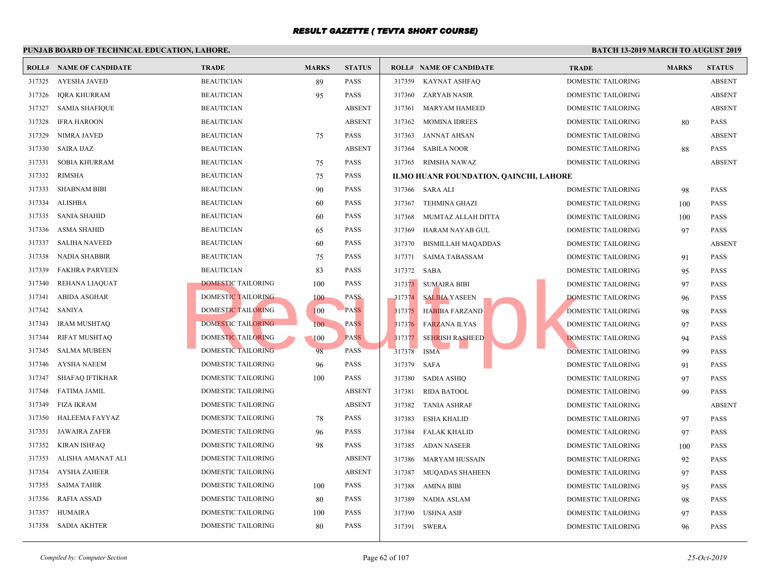# RESULT GAZETTE ( TEVTA SHORT COURSE)

**PUNJAB BOARD OF TECHNICAL EDUCATION, LAHORE.**

**BATCH 13-2019 MARCH TO AUGUST 2019**

| ROLL# | NAME OF CANDIDATE | TRADE | MARKS | STATUS |
|---|---|---|---|---|
| 317325 | AYESHA JAVED | BEAUTICIAN | 89 | PASS |
| 317326 | IQRA KHURRAM | BEAUTICIAN | 95 | PASS |
| 317327 | SAMIA SHAFIQUE | BEAUTICIAN | | ABSENT |
| 317328 | IFRA HAROON | BEAUTICIAN | | ABSENT |
| 317329 | NIMRA JAVED | BEAUTICIAN | 75 | PASS |
| 317330 | SAIRA IJAZ | BEAUTICIAN | | ABSENT |
| 317331 | SOBIA KHURRAM | BEAUTICIAN | 75 | PASS |
| 317332 | RIMSHA | BEAUTICIAN | 75 | PASS |
| 317333 | SHABNAM BIBI | BEAUTICIAN | 90 | PASS |
| 317334 | ALISHBA | BEAUTICIAN | 60 | PASS |
| 317335 | SANIA SHAHID | BEAUTICIAN | 60 | PASS |
| 317336 | ASMA SHAHID | BEAUTICIAN | 65 | PASS |
| 317337 | SALIHA NAVEED | BEAUTICIAN | 60 | PASS |
| 317338 | NADIA SHABBIR | BEAUTICIAN | 75 | PASS |
| 317339 | FAKHRA PARVEEN | BEAUTICIAN | 83 | PASS |
| 317340 | REHANA LIAQUAT | DOMESTIC TAILORING | 100 | PASS |
| 317341 | ABIDA ASGHAR | DOMESTIC TAILORING | 100 | PASS |
| 317342 | SANIYA | DOMESTIC TAILORING | 100 | PASS |
| 317343 | IRAM MUSHTAQ | DOMESTIC TAILORING | 100 | PASS |
| 317344 | RIFAT MUSHTAQ | DOMESTIC TAILORING | 100 | PASS |
| 317345 | SALMA MUBEEN | DOMESTIC TAILORING | 98 | PASS |
| 317346 | AYSHA NAEEM | DOMESTIC TAILORING | 96 | PASS |
| 317347 | SHAFAQ IFTIKHAR | DOMESTIC TAILORING | 100 | PASS |
| 317348 | FATIMA JAMIL | DOMESTIC TAILORING | | ABSENT |
| 317349 | FIZA IKRAM | DOMESTIC TAILORING | | ABSENT |
| 317350 | HALEEMA FAYYAZ | DOMESTIC TAILORING | 78 | PASS |
| 317351 | JAWAIRA ZAFER | DOMESTIC TAILORING | 96 | PASS |
| 317352 | KIRAN ISHFAQ | DOMESTIC TAILORING | 98 | PASS |
| 317353 | ALISHA AMANAT ALI | DOMESTIC TAILORING | | ABSENT |
| 317354 | AYSHA ZAHEER | DOMESTIC TAILORING | | ABSENT |
| 317355 | SAIMA TAHIR | DOMESTIC TAILORING | 100 | PASS |
| 317356 | RAFIA ASSAD | DOMESTIC TAILORING | 80 | PASS |
| 317357 | HUMAIRA | DOMESTIC TAILORING | 100 | PASS |
| 317358 | SADIA AKHTER | DOMESTIC TAILORING | 80 | PASS |
| 317359 | KAYNAT ASHFAQ | DOMESTIC TAILORING | | ABSENT |
| 317360 | ZARYAB NASIR | DOMESTIC TAILORING | | ABSENT |
| 317361 | MARYAM HAMEED | DOMESTIC TAILORING | | ABSENT |
| 317362 | MOMINA IDREES | DOMESTIC TAILORING | 80 | PASS |
| 317363 | JANNAT AHSAN | DOMESTIC TAILORING | | ABSENT |
| 317364 | SABILA NOOR | DOMESTIC TAILORING | 88 | PASS |
| 317365 | RIMSHA NAWAZ | DOMESTIC TAILORING | | ABSENT |

**ILMO HUANR FOUNDATION, QAINCHI, LAHORE**

| ROLL# | NAME OF CANDIDATE | TRADE | MARKS | STATUS |
|---|---|---|---|---|
| 317366 | SARA ALI | DOMESTIC TAILORING | 98 | PASS |
| 317367 | TEHMINA GHAZI | DOMESTIC TAILORING | 100 | PASS |
| 317368 | MUMTAZ ALLAH DITTA | DOMESTIC TAILORING | 100 | PASS |
| 317369 | HARAM NAYAB GUL | DOMESTIC TAILORING | 97 | PASS |
| 317370 | BISMILLAH MAQADDAS | DOMESTIC TAILORING | | ABSENT |
| 317371 | SAIMA TABASSAM | DOMESTIC TAILORING | 91 | PASS |
| 317372 | SABA | DOMESTIC TAILORING | 95 | PASS |
| 317373 | SUMAIRA BIBI | DOMESTIC TAILORING | 97 | PASS |
| 317374 | SALIHA YASEEN | DOMESTIC TAILORING | 96 | PASS |
| 317375 | HABIBA FARZAND | DOMESTIC TAILORING | 98 | PASS |
| 317376 | FARZANA ILYAS | DOMESTIC TAILORING | 97 | PASS |
| 317377 | SEHRISH RASHEED | DOMESTIC TAILORING | 94 | PASS |
| 317378 | ISMA | DOMESTIC TAILORING | 99 | PASS |
| 317379 | SAFA | DOMESTIC TAILORING | 91 | PASS |
| 317380 | SADIA ASHIQ | DOMESTIC TAILORING | 97 | PASS |
| 317381 | RIDA BATOOL | DOMESTIC TAILORING | 99 | PASS |
| 317382 | TANIA ASHRAF | DOMESTIC TAILORING | | ABSENT |
| 317383 | ESHA KHALID | DOMESTIC TAILORING | 97 | PASS |
| 317384 | FALAK KHALID | DOMESTIC TAILORING | 97 | PASS |
| 317385 | ADAN NASEER | DOMESTIC TAILORING | 100 | PASS |
| 317386 | MARYAM HUSSAIN | DOMESTIC TAILORING | 92 | PASS |
| 317387 | MUQADAS SHAHEEN | DOMESTIC TAILORING | 97 | PASS |
| 317388 | AMINA BIBI | DOMESTIC TAILORING | 95 | PASS |
| 317389 | NADIA ASLAM | DOMESTIC TAILORING | 98 | PASS |
| 317390 | USHNA ASIF | DOMESTIC TAILORING | 97 | PASS |
| 317391 | SWERA | DOMESTIC TAILORING | 96 | PASS |

*Compiled by: Computer Section*

*25-Oct-2019*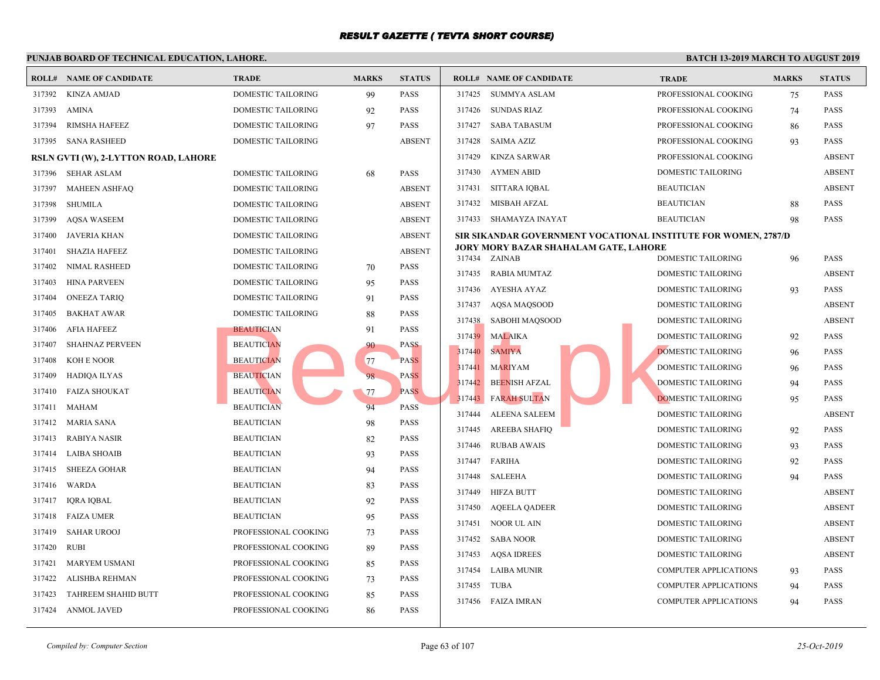# RESULT GAZETTE ( TEVTA SHORT COURSE)

**PUNJAB BOARD OF TECHNICAL EDUCATION, LAHORE.**

**BATCH 13-2019 MARCH TO AUGUST 2019**

| ROLL# | NAME OF CANDIDATE | TRADE | MARKS | STATUS |
|---|---|---|---|---|
| 317392 | KINZA AMJAD | DOMESTIC TAILORING | 99 | PASS |
| 317393 | AMINA | DOMESTIC TAILORING | 92 | PASS |
| 317394 | RIMSHA HAFEEZ | DOMESTIC TAILORING | 97 | PASS |
| 317395 | SANA RASHEED | DOMESTIC TAILORING | | ABSENT |

**RSLN GVTI (W), 2-LYTTON ROAD, LAHORE**

| ROLL# | NAME OF CANDIDATE | TRADE | MARKS | STATUS |
|---|---|---|---|---|
| 317396 | SEHAR ASLAM | DOMESTIC TAILORING | 68 | PASS |
| 317397 | MAHEEN ASHFAQ | DOMESTIC TAILORING | | ABSENT |
| 317398 | SHUMILA | DOMESTIC TAILORING | | ABSENT |
| 317399 | AQSA WASEEM | DOMESTIC TAILORING | | ABSENT |
| 317400 | JAVERIA KHAN | DOMESTIC TAILORING | | ABSENT |
| 317401 | SHAZIA HAFEEZ | DOMESTIC TAILORING | | ABSENT |
| 317402 | NIMAL RASHEED | DOMESTIC TAILORING | 70 | PASS |
| 317403 | HINA PARVEEN | DOMESTIC TAILORING | 95 | PASS |
| 317404 | ONEEZA TARIQ | DOMESTIC TAILORING | 91 | PASS |
| 317405 | BAKHAT AWAR | DOMESTIC TAILORING | 88 | PASS |
| 317406 | AFIA HAFEEZ | BEAUTICIAN | 91 | PASS |
| 317407 | SHAHNAZ PERVEEN | BEAUTICIAN | 90 | PASS |
| 317408 | KOH E NOOR | BEAUTICIAN | 77 | PASS |
| 317409 | HADIQA ILYAS | BEAUTICIAN | 98 | PASS |
| 317410 | FAIZA SHOUKAT | BEAUTICIAN | 77 | PASS |
| 317411 | MAHAM | BEAUTICIAN | 94 | PASS |
| 317412 | MARIA SANA | BEAUTICIAN | 98 | PASS |
| 317413 | RABIYA NASIR | BEAUTICIAN | 82 | PASS |
| 317414 | LAIBA SHOAIB | BEAUTICIAN | 93 | PASS |
| 317415 | SHEEZA GOHAR | BEAUTICIAN | 94 | PASS |
| 317416 | WARDA | BEAUTICIAN | 83 | PASS |
| 317417 | IQRA IQBAL | BEAUTICIAN | 92 | PASS |
| 317418 | FAIZA UMER | BEAUTICIAN | 95 | PASS |
| 317419 | SAHAR UROOJ | PROFESSIONAL COOKING | 73 | PASS |
| 317420 | RUBI | PROFESSIONAL COOKING | 89 | PASS |
| 317421 | MARYEM USMANI | PROFESSIONAL COOKING | 85 | PASS |
| 317422 | ALISHBA REHMAN | PROFESSIONAL COOKING | 73 | PASS |
| 317423 | TAHREEM SHAHID BUTT | PROFESSIONAL COOKING | 85 | PASS |
| 317424 | ANMOL JAVED | PROFESSIONAL COOKING | 86 | PASS |
| 317425 | SUMMYA ASLAM | PROFESSIONAL COOKING | 75 | PASS |
| 317426 | SUNDAS RIAZ | PROFESSIONAL COOKING | 74 | PASS |
| 317427 | SABA TABASUM | PROFESSIONAL COOKING | 86 | PASS |
| 317428 | SAIMA AZIZ | PROFESSIONAL COOKING | 93 | PASS |
| 317429 | KINZA SARWAR | PROFESSIONAL COOKING | | ABSENT |
| 317430 | AYMEN ABID | DOMESTIC TAILORING | | ABSENT |
| 317431 | SITTARA IQBAL | BEAUTICIAN | | ABSENT |
| 317432 | MISBAH AFZAL | BEAUTICIAN | 88 | PASS |
| 317433 | SHAMAYZA INAYAT | BEAUTICIAN | 98 | PASS |

**SIR SIKANDAR GOVERNMENT VOCATIONAL INSTITUTE FOR WOMEN, 2787/D JORY MORY BAZAR SHAHALAM GATE, LAHORE**

| ROLL# | NAME OF CANDIDATE | TRADE | MARKS | STATUS |
|---|---|---|---|---|
| 317434 | ZAINAB | DOMESTIC TAILORING | 96 | PASS |
| 317435 | RABIA MUMTAZ | DOMESTIC TAILORING | | ABSENT |
| 317436 | AYESHA AYAZ | DOMESTIC TAILORING | 93 | PASS |
| 317437 | AQSA MAQSOOD | DOMESTIC TAILORING | | ABSENT |
| 317438 | SABOHI MAQSOOD | DOMESTIC TAILORING | | ABSENT |
| 317439 | MALAIKA | DOMESTIC TAILORING | 92 | PASS |
| 317440 | SAMIYA | DOMESTIC TAILORING | 96 | PASS |
| 317441 | MARIYAM | DOMESTIC TAILORING | 96 | PASS |
| 317442 | BEENISH AFZAL | DOMESTIC TAILORING | 94 | PASS |
| 317443 | FARAH SULTAN | DOMESTIC TAILORING | 95 | PASS |
| 317444 | ALEENA SALEEM | DOMESTIC TAILORING | | ABSENT |
| 317445 | AREEBA SHAFIQ | DOMESTIC TAILORING | 92 | PASS |
| 317446 | RUBAB AWAIS | DOMESTIC TAILORING | 93 | PASS |
| 317447 | FARIHA | DOMESTIC TAILORING | 92 | PASS |
| 317448 | SALEEHA | DOMESTIC TAILORING | 94 | PASS |
| 317449 | HIFZA BUTT | DOMESTIC TAILORING | | ABSENT |
| 317450 | AQEELA QADEER | DOMESTIC TAILORING | | ABSENT |
| 317451 | NOOR UL AIN | DOMESTIC TAILORING | | ABSENT |
| 317452 | SABA NOOR | DOMESTIC TAILORING | | ABSENT |
| 317453 | AQSA IDREES | DOMESTIC TAILORING | | ABSENT |
| 317454 | LAIBA MUNIR | COMPUTER APPLICATIONS | 93 | PASS |
| 317455 | TUBA | COMPUTER APPLICATIONS | 94 | PASS |
| 317456 | FAIZA IMRAN | COMPUTER APPLICATIONS | 94 | PASS |

*Compiled by: Computer Section*

*25-Oct-2019*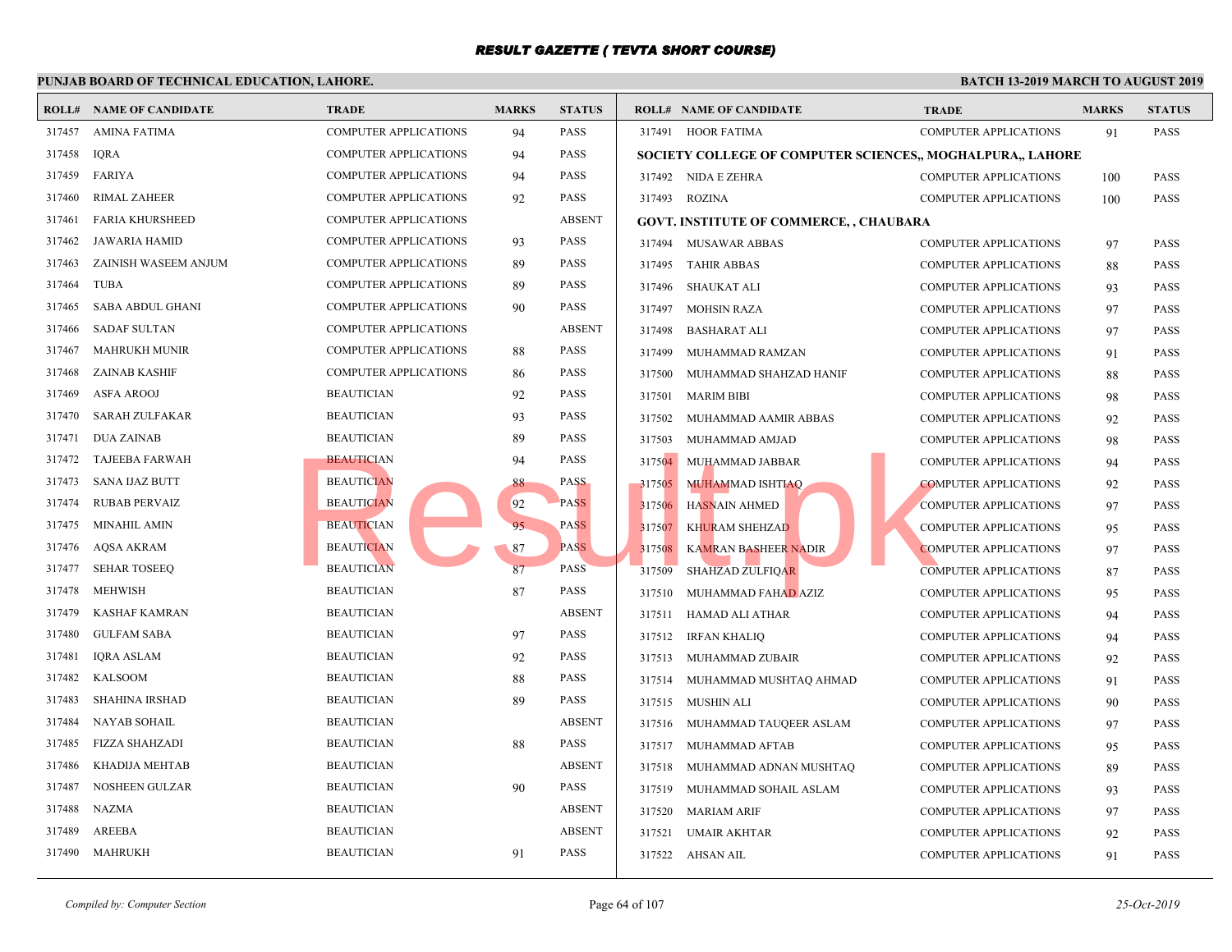# RESULT GAZETTE ( TEVTA SHORT COURSE)

**PUNJAB BOARD OF TECHNICAL EDUCATION, LAHORE.** **BATCH 13-2019 MARCH TO AUGUST 2019**

| ROLL# | NAME OF CANDIDATE | TRADE | MARKS | STATUS |
|---|---|---|---|---|
| 317457 | AMINA FATIMA | COMPUTER APPLICATIONS | 94 | PASS |
| 317458 | IQRA | COMPUTER APPLICATIONS | 94 | PASS |
| 317459 | FARIYA | COMPUTER APPLICATIONS | 94 | PASS |
| 317460 | RIMAL ZAHEER | COMPUTER APPLICATIONS | 92 | PASS |
| 317461 | FARIA KHURSHEED | COMPUTER APPLICATIONS | | ABSENT |
| 317462 | JAWARIA HAMID | COMPUTER APPLICATIONS | 93 | PASS |
| 317463 | ZAINISH WASEEM ANJUM | COMPUTER APPLICATIONS | 89 | PASS |
| 317464 | TUBA | COMPUTER APPLICATIONS | 89 | PASS |
| 317465 | SABA ABDUL GHANI | COMPUTER APPLICATIONS | 90 | PASS |
| 317466 | SADAF SULTAN | COMPUTER APPLICATIONS | | ABSENT |
| 317467 | MAHRUKH MUNIR | COMPUTER APPLICATIONS | 88 | PASS |
| 317468 | ZAINAB KASHIF | COMPUTER APPLICATIONS | 86 | PASS |
| 317469 | ASFA AROOJ | BEAUTICIAN | 92 | PASS |
| 317470 | SARAH ZULFAKAR | BEAUTICIAN | 93 | PASS |
| 317471 | DUA ZAINAB | BEAUTICIAN | 89 | PASS |
| 317472 | TAJEEBA FARWAH | BEAUTICIAN | 94 | PASS |
| 317473 | SANA IJAZ BUTT | BEAUTICIAN | 88 | PASS |
| 317474 | RUBAB PERVAIZ | BEAUTICIAN | 92 | PASS |
| 317475 | MINAHIL AMIN | BEAUTICIAN | 95 | PASS |
| 317476 | AQSA AKRAM | BEAUTICIAN | 87 | PASS |
| 317477 | SEHAR TOSEEQ | BEAUTICIAN | 87 | PASS |
| 317478 | MEHWISH | BEAUTICIAN | 87 | PASS |
| 317479 | KASHAF KAMRAN | BEAUTICIAN | | ABSENT |
| 317480 | GULFAM SABA | BEAUTICIAN | 97 | PASS |
| 317481 | IQRA ASLAM | BEAUTICIAN | 92 | PASS |
| 317482 | KALSOOM | BEAUTICIAN | 88 | PASS |
| 317483 | SHAHINA IRSHAD | BEAUTICIAN | 89 | PASS |
| 317484 | NAYAB SOHAIL | BEAUTICIAN | | ABSENT |
| 317485 | FIZZA SHAHZADI | BEAUTICIAN | 88 | PASS |
| 317486 | KHADIJA MEHTAB | BEAUTICIAN | | ABSENT |
| 317487 | NOSHEEN GULZAR | BEAUTICIAN | 90 | PASS |
| 317488 | NAZMA | BEAUTICIAN | | ABSENT |
| 317489 | AREEBA | BEAUTICIAN | | ABSENT |
| 317490 | MAHRUKH | BEAUTICIAN | 91 | PASS |
| 317491 | HOOR FATIMA | COMPUTER APPLICATIONS | 91 | PASS |

**SOCIETY COLLEGE OF COMPUTER SCIENCES,, MOGHALPURA,, LAHORE**

| ROLL# | NAME OF CANDIDATE | TRADE | MARKS | STATUS |
|---|---|---|---|---|
| 317492 | NIDA E ZEHRA | COMPUTER APPLICATIONS | 100 | PASS |
| 317493 | ROZINA | COMPUTER APPLICATIONS | 100 | PASS |

**GOVT. INSTITUTE OF COMMERCE, , CHAUBARA**

| ROLL# | NAME OF CANDIDATE | TRADE | MARKS | STATUS |
|---|---|---|---|---|
| 317494 | MUSAWAR ABBAS | COMPUTER APPLICATIONS | 97 | PASS |
| 317495 | TAHIR ABBAS | COMPUTER APPLICATIONS | 88 | PASS |
| 317496 | SHAUKAT ALI | COMPUTER APPLICATIONS | 93 | PASS |
| 317497 | MOHSIN RAZA | COMPUTER APPLICATIONS | 97 | PASS |
| 317498 | BASHARAT ALI | COMPUTER APPLICATIONS | 97 | PASS |
| 317499 | MUHAMMAD RAMZAN | COMPUTER APPLICATIONS | 91 | PASS |
| 317500 | MUHAMMAD SHAHZAD HANIF | COMPUTER APPLICATIONS | 88 | PASS |
| 317501 | MARIM BIBI | COMPUTER APPLICATIONS | 98 | PASS |
| 317502 | MUHAMMAD AAMIR ABBAS | COMPUTER APPLICATIONS | 92 | PASS |
| 317503 | MUHAMMAD AMJAD | COMPUTER APPLICATIONS | 98 | PASS |
| 317504 | MUHAMMAD JABBAR | COMPUTER APPLICATIONS | 94 | PASS |
| 317505 | MUHAMMAD ISHTIAQ | COMPUTER APPLICATIONS | 92 | PASS |
| 317506 | HASNAIN AHMED | COMPUTER APPLICATIONS | 97 | PASS |
| 317507 | KHURAM SHEHZAD | COMPUTER APPLICATIONS | 95 | PASS |
| 317508 | KAMRAN BASHEER NADIR | COMPUTER APPLICATIONS | 97 | PASS |
| 317509 | SHAHZAD ZULFIQAR | COMPUTER APPLICATIONS | 87 | PASS |
| 317510 | MUHAMMAD FAHAD AZIZ | COMPUTER APPLICATIONS | 95 | PASS |
| 317511 | HAMAD ALI ATHAR | COMPUTER APPLICATIONS | 94 | PASS |
| 317512 | IRFAN KHALIQ | COMPUTER APPLICATIONS | 94 | PASS |
| 317513 | MUHAMMAD ZUBAIR | COMPUTER APPLICATIONS | 92 | PASS |
| 317514 | MUHAMMAD MUSHTAQ AHMAD | COMPUTER APPLICATIONS | 91 | PASS |
| 317515 | MUSHIN ALI | COMPUTER APPLICATIONS | 90 | PASS |
| 317516 | MUHAMMAD TAUQEER ASLAM | COMPUTER APPLICATIONS | 97 | PASS |
| 317517 | MUHAMMAD AFTAB | COMPUTER APPLICATIONS | 95 | PASS |
| 317518 | MUHAMMAD ADNAN MUSHTAQ | COMPUTER APPLICATIONS | 89 | PASS |
| 317519 | MUHAMMAD SOHAIL ASLAM | COMPUTER APPLICATIONS | 93 | PASS |
| 317520 | MARIAM ARIF | COMPUTER APPLICATIONS | 97 | PASS |
| 317521 | UMAIR AKHTAR | COMPUTER APPLICATIONS | 92 | PASS |
| 317522 | AHSAN AIL | COMPUTER APPLICATIONS | 91 | PASS |

*Compiled by: Computer Section* *25-Oct-2019*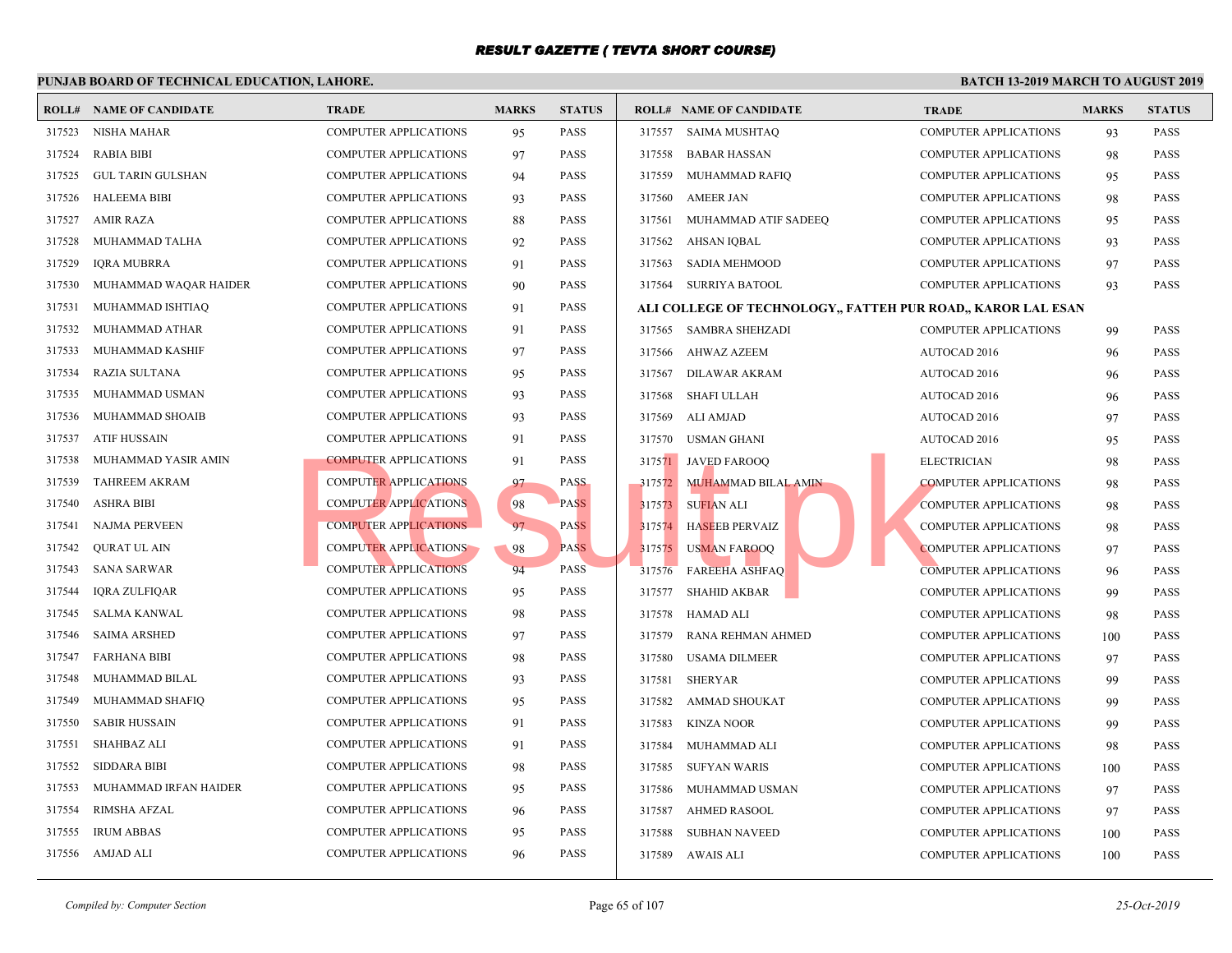# RESULT GAZETTE ( TEVTA SHORT COURSE)

**PUNJAB BOARD OF TECHNICAL EDUCATION, LAHORE.**

**BATCH 13-2019 MARCH TO AUGUST 2019**

| ROLL# | NAME OF CANDIDATE | TRADE | MARKS | STATUS |
|---|---|---|---|---|
| 317523 | NISHA MAHAR | COMPUTER APPLICATIONS | 95 | PASS |
| 317524 | RABIA BIBI | COMPUTER APPLICATIONS | 97 | PASS |
| 317525 | GUL TARIN GULSHAN | COMPUTER APPLICATIONS | 94 | PASS |
| 317526 | HALEEMA BIBI | COMPUTER APPLICATIONS | 93 | PASS |
| 317527 | AMIR RAZA | COMPUTER APPLICATIONS | 88 | PASS |
| 317528 | MUHAMMAD TALHA | COMPUTER APPLICATIONS | 92 | PASS |
| 317529 | IQRA MUBRRA | COMPUTER APPLICATIONS | 91 | PASS |
| 317530 | MUHAMMAD WAQAR HAIDER | COMPUTER APPLICATIONS | 90 | PASS |
| 317531 | MUHAMMAD ISHTIAQ | COMPUTER APPLICATIONS | 91 | PASS |
| 317532 | MUHAMMAD ATHAR | COMPUTER APPLICATIONS | 91 | PASS |
| 317533 | MUHAMMAD KASHIF | COMPUTER APPLICATIONS | 97 | PASS |
| 317534 | RAZIA SULTANA | COMPUTER APPLICATIONS | 95 | PASS |
| 317535 | MUHAMMAD USMAN | COMPUTER APPLICATIONS | 93 | PASS |
| 317536 | MUHAMMAD SHOAIB | COMPUTER APPLICATIONS | 93 | PASS |
| 317537 | ATIF HUSSAIN | COMPUTER APPLICATIONS | 91 | PASS |
| 317538 | MUHAMMAD YASIR AMIN | COMPUTER APPLICATIONS | 91 | PASS |
| 317539 | TAHREEM AKRAM | COMPUTER APPLICATIONS | 97 | PASS |
| 317540 | ASHRA BIBI | COMPUTER APPLICATIONS | 98 | PASS |
| 317541 | NAJMA PERVEEN | COMPUTER APPLICATIONS | 97 | PASS |
| 317542 | QURAT UL AIN | COMPUTER APPLICATIONS | 98 | PASS |
| 317543 | SANA SARWAR | COMPUTER APPLICATIONS | 94 | PASS |
| 317544 | IQRA ZULFIQAR | COMPUTER APPLICATIONS | 95 | PASS |
| 317545 | SALMA KANWAL | COMPUTER APPLICATIONS | 98 | PASS |
| 317546 | SAIMA ARSHED | COMPUTER APPLICATIONS | 97 | PASS |
| 317547 | FARHANA BIBI | COMPUTER APPLICATIONS | 98 | PASS |
| 317548 | MUHAMMAD BILAL | COMPUTER APPLICATIONS | 93 | PASS |
| 317549 | MUHAMMAD SHAFIQ | COMPUTER APPLICATIONS | 95 | PASS |
| 317550 | SABIR HUSSAIN | COMPUTER APPLICATIONS | 91 | PASS |
| 317551 | SHAHBAZ ALI | COMPUTER APPLICATIONS | 91 | PASS |
| 317552 | SIDDARA BIBI | COMPUTER APPLICATIONS | 98 | PASS |
| 317553 | MUHAMMAD IRFAN HAIDER | COMPUTER APPLICATIONS | 95 | PASS |
| 317554 | RIMSHA AFZAL | COMPUTER APPLICATIONS | 96 | PASS |
| 317555 | IRUM ABBAS | COMPUTER APPLICATIONS | 95 | PASS |
| 317556 | AMJAD ALI | COMPUTER APPLICATIONS | 96 | PASS |
| 317557 | SAIMA MUSHTAQ | COMPUTER APPLICATIONS | 93 | PASS |
| 317558 | BABAR HASSAN | COMPUTER APPLICATIONS | 98 | PASS |
| 317559 | MUHAMMAD RAFIQ | COMPUTER APPLICATIONS | 95 | PASS |
| 317560 | AMEER JAN | COMPUTER APPLICATIONS | 98 | PASS |
| 317561 | MUHAMMAD ATIF SADEEQ | COMPUTER APPLICATIONS | 95 | PASS |
| 317562 | AHSAN IQBAL | COMPUTER APPLICATIONS | 93 | PASS |
| 317563 | SADIA MEHMOOD | COMPUTER APPLICATIONS | 97 | PASS |
| 317564 | SURRIYA BATOOL | COMPUTER APPLICATIONS | 93 | PASS |

**ALI COLLEGE OF TECHNOLOGY,, FATTEH PUR ROAD,, KAROR LAL ESAN**

| ROLL# | NAME OF CANDIDATE | TRADE | MARKS | STATUS |
|---|---|---|---|---|
| 317565 | SAMBRA SHEHZADI | COMPUTER APPLICATIONS | 99 | PASS |
| 317566 | AHWAZ AZEEM | AUTOCAD 2016 | 96 | PASS |
| 317567 | DILAWAR AKRAM | AUTOCAD 2016 | 96 | PASS |
| 317568 | SHAFI ULLAH | AUTOCAD 2016 | 96 | PASS |
| 317569 | ALI AMJAD | AUTOCAD 2016 | 97 | PASS |
| 317570 | USMAN GHANI | AUTOCAD 2016 | 95 | PASS |
| 317571 | JAVED FAROOQ | ELECTRICIAN | 98 | PASS |
| 317572 | MUHAMMAD BILAL AMIN | COMPUTER APPLICATIONS | 98 | PASS |
| 317573 | SUFIAN ALI | COMPUTER APPLICATIONS | 98 | PASS |
| 317574 | HASEEB PERVAIZ | COMPUTER APPLICATIONS | 98 | PASS |
| 317575 | USMAN FAROOQ | COMPUTER APPLICATIONS | 97 | PASS |
| 317576 | FAREEHA ASHFAQ | COMPUTER APPLICATIONS | 96 | PASS |
| 317577 | SHAHID AKBAR | COMPUTER APPLICATIONS | 99 | PASS |
| 317578 | HAMAD ALI | COMPUTER APPLICATIONS | 98 | PASS |
| 317579 | RANA REHMAN AHMED | COMPUTER APPLICATIONS | 100 | PASS |
| 317580 | USAMA DILMEER | COMPUTER APPLICATIONS | 97 | PASS |
| 317581 | SHERYAR | COMPUTER APPLICATIONS | 99 | PASS |
| 317582 | AMMAD SHOUKAT | COMPUTER APPLICATIONS | 99 | PASS |
| 317583 | KINZA NOOR | COMPUTER APPLICATIONS | 99 | PASS |
| 317584 | MUHAMMAD ALI | COMPUTER APPLICATIONS | 98 | PASS |
| 317585 | SUFYAN WARIS | COMPUTER APPLICATIONS | 100 | PASS |
| 317586 | MUHAMMAD USMAN | COMPUTER APPLICATIONS | 97 | PASS |
| 317587 | AHMED RASOOL | COMPUTER APPLICATIONS | 97 | PASS |
| 317588 | SUBHAN NAVEED | COMPUTER APPLICATIONS | 100 | PASS |
| 317589 | AWAIS ALI | COMPUTER APPLICATIONS | 100 | PASS |

*Compiled by: Computer Section*

*25-Oct-2019*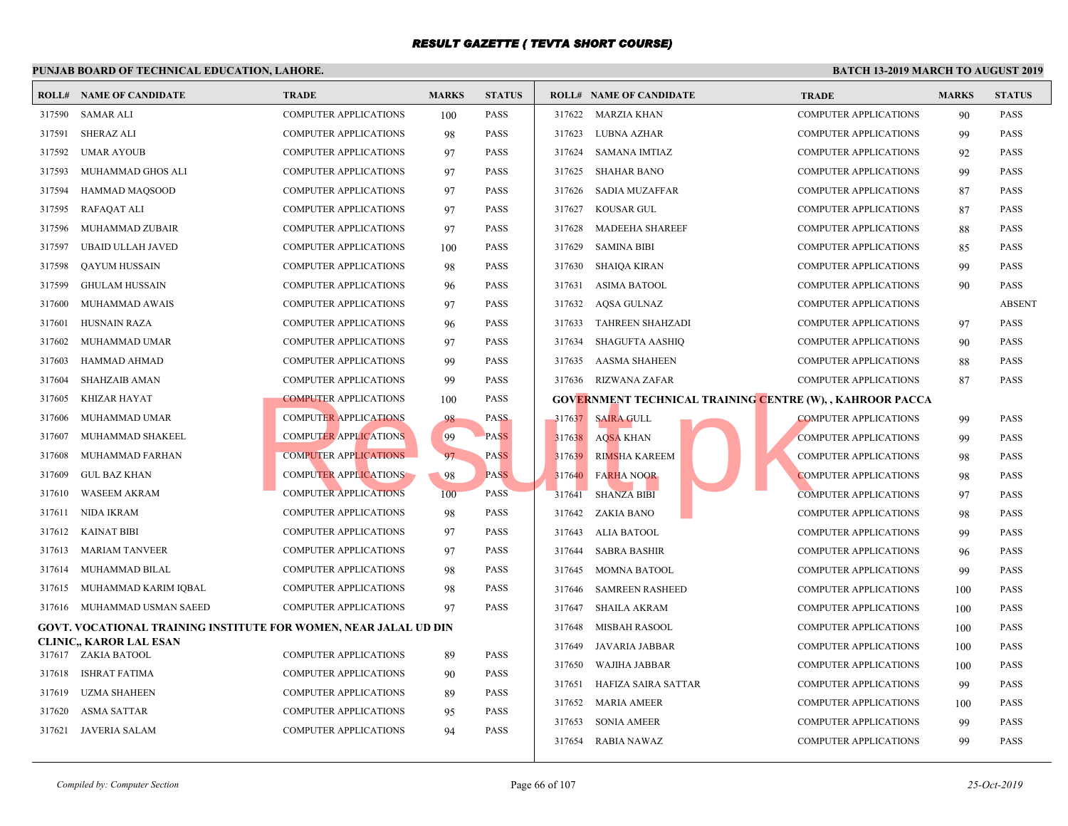# RESULT GAZETTE ( TEVTA SHORT COURSE)

**PUNJAB BOARD OF TECHNICAL EDUCATION, LAHORE.**

**BATCH 13-2019 MARCH TO AUGUST 2019**

| ROLL# | NAME OF CANDIDATE | TRADE | MARKS | STATUS |
|---|---|---|---|---|
| 317590 | SAMAR ALI | COMPUTER APPLICATIONS | 100 | PASS |
| 317591 | SHERAZ ALI | COMPUTER APPLICATIONS | 98 | PASS |
| 317592 | UMAR AYOUB | COMPUTER APPLICATIONS | 97 | PASS |
| 317593 | MUHAMMAD GHOS ALI | COMPUTER APPLICATIONS | 97 | PASS |
| 317594 | HAMMAD MAQSOOD | COMPUTER APPLICATIONS | 97 | PASS |
| 317595 | RAFAQAT ALI | COMPUTER APPLICATIONS | 97 | PASS |
| 317596 | MUHAMMAD ZUBAIR | COMPUTER APPLICATIONS | 97 | PASS |
| 317597 | UBAID ULLAH JAVED | COMPUTER APPLICATIONS | 100 | PASS |
| 317598 | QAYUM HUSSAIN | COMPUTER APPLICATIONS | 98 | PASS |
| 317599 | GHULAM HUSSAIN | COMPUTER APPLICATIONS | 96 | PASS |
| 317600 | MUHAMMAD AWAIS | COMPUTER APPLICATIONS | 97 | PASS |
| 317601 | HUSNAIN RAZA | COMPUTER APPLICATIONS | 96 | PASS |
| 317602 | MUHAMMAD UMAR | COMPUTER APPLICATIONS | 97 | PASS |
| 317603 | HAMMAD AHMAD | COMPUTER APPLICATIONS | 99 | PASS |
| 317604 | SHAHZAIB AMAN | COMPUTER APPLICATIONS | 99 | PASS |
| 317605 | KHIZAR HAYAT | COMPUTER APPLICATIONS | 100 | PASS |
| 317606 | MUHAMMAD UMAR | COMPUTER APPLICATIONS | 98 | PASS |
| 317607 | MUHAMMAD SHAKEEL | COMPUTER APPLICATIONS | 99 | PASS |
| 317608 | MUHAMMAD FARHAN | COMPUTER APPLICATIONS | 97 | PASS |
| 317609 | GUL BAZ KHAN | COMPUTER APPLICATIONS | 98 | PASS |
| 317610 | WASEEM AKRAM | COMPUTER APPLICATIONS | 100 | PASS |
| 317611 | NIDA IKRAM | COMPUTER APPLICATIONS | 98 | PASS |
| 317612 | KAINAT BIBI | COMPUTER APPLICATIONS | 97 | PASS |
| 317613 | MARIAM TANVEER | COMPUTER APPLICATIONS | 97 | PASS |
| 317614 | MUHAMMAD BILAL | COMPUTER APPLICATIONS | 98 | PASS |
| 317615 | MUHAMMAD KARIM IQBAL | COMPUTER APPLICATIONS | 98 | PASS |
| 317616 | MUHAMMAD USMAN SAEED | COMPUTER APPLICATIONS | 97 | PASS |

**GOVT. VOCATIONAL TRAINING INSTITUTE FOR WOMEN, NEAR JALAL UD DIN CLINIC,, KAROR LAL ESAN**

| ROLL# | NAME OF CANDIDATE | TRADE | MARKS | STATUS |
|---|---|---|---|---|
| 317617 | ZAKIA BATOOL | COMPUTER APPLICATIONS | 89 | PASS |
| 317618 | ISHRAT FATIMA | COMPUTER APPLICATIONS | 90 | PASS |
| 317619 | UZMA SHAHEEN | COMPUTER APPLICATIONS | 89 | PASS |
| 317620 | ASMA SATTAR | COMPUTER APPLICATIONS | 95 | PASS |
| 317621 | JAVERIA SALAM | COMPUTER APPLICATIONS | 94 | PASS |
| 317622 | MARZIA KHAN | COMPUTER APPLICATIONS | 90 | PASS |
| 317623 | LUBNA AZHAR | COMPUTER APPLICATIONS | 99 | PASS |
| 317624 | SAMANA IMTIAZ | COMPUTER APPLICATIONS | 92 | PASS |
| 317625 | SHAHAR BANO | COMPUTER APPLICATIONS | 99 | PASS |
| 317626 | SADIA MUZAFFAR | COMPUTER APPLICATIONS | 87 | PASS |
| 317627 | KOUSAR GUL | COMPUTER APPLICATIONS | 87 | PASS |
| 317628 | MADEEHA SHAREEF | COMPUTER APPLICATIONS | 88 | PASS |
| 317629 | SAMINA BIBI | COMPUTER APPLICATIONS | 85 | PASS |
| 317630 | SHAIQA KIRAN | COMPUTER APPLICATIONS | 99 | PASS |
| 317631 | ASIMA BATOOL | COMPUTER APPLICATIONS | 90 | PASS |
| 317632 | AQSA GULNAZ | COMPUTER APPLICATIONS | | ABSENT |
| 317633 | TAHREEN SHAHZADI | COMPUTER APPLICATIONS | 97 | PASS |
| 317634 | SHAGUFTA AASHIQ | COMPUTER APPLICATIONS | 90 | PASS |
| 317635 | AASMA SHAHEEN | COMPUTER APPLICATIONS | 88 | PASS |
| 317636 | RIZWANA ZAFAR | COMPUTER APPLICATIONS | 87 | PASS |

**GOVERNMENT TECHNICAL TRAINING CENTRE (W), , KAHROOR PACCA**

| ROLL# | NAME OF CANDIDATE | TRADE | MARKS | STATUS |
|---|---|---|---|---|
| 317637 | SAIRA GULL | COMPUTER APPLICATIONS | 99 | PASS |
| 317638 | AQSA KHAN | COMPUTER APPLICATIONS | 99 | PASS |
| 317639 | RIMSHA KAREEM | COMPUTER APPLICATIONS | 98 | PASS |
| 317640 | FARHA NOOR | COMPUTER APPLICATIONS | 98 | PASS |
| 317641 | SHANZA BIBI | COMPUTER APPLICATIONS | 97 | PASS |
| 317642 | ZAKIA BANO | COMPUTER APPLICATIONS | 98 | PASS |
| 317643 | ALIA BATOOL | COMPUTER APPLICATIONS | 99 | PASS |
| 317644 | SABRA BASHIR | COMPUTER APPLICATIONS | 96 | PASS |
| 317645 | MOMNA BATOOL | COMPUTER APPLICATIONS | 99 | PASS |
| 317646 | SAMREEN RASHEED | COMPUTER APPLICATIONS | 100 | PASS |
| 317647 | SHAILA AKRAM | COMPUTER APPLICATIONS | 100 | PASS |
| 317648 | MISBAH RASOOL | COMPUTER APPLICATIONS | 100 | PASS |
| 317649 | JAVARIA JABBAR | COMPUTER APPLICATIONS | 100 | PASS |
| 317650 | WAJIHA JABBAR | COMPUTER APPLICATIONS | 100 | PASS |
| 317651 | HAFIZA SAIRA SATTAR | COMPUTER APPLICATIONS | 99 | PASS |
| 317652 | MARIA AMEER | COMPUTER APPLICATIONS | 100 | PASS |
| 317653 | SONIA AMEER | COMPUTER APPLICATIONS | 99 | PASS |
| 317654 | RABIA NAWAZ | COMPUTER APPLICATIONS | 99 | PASS |

*Compiled by: Computer Section*

*25-Oct-2019*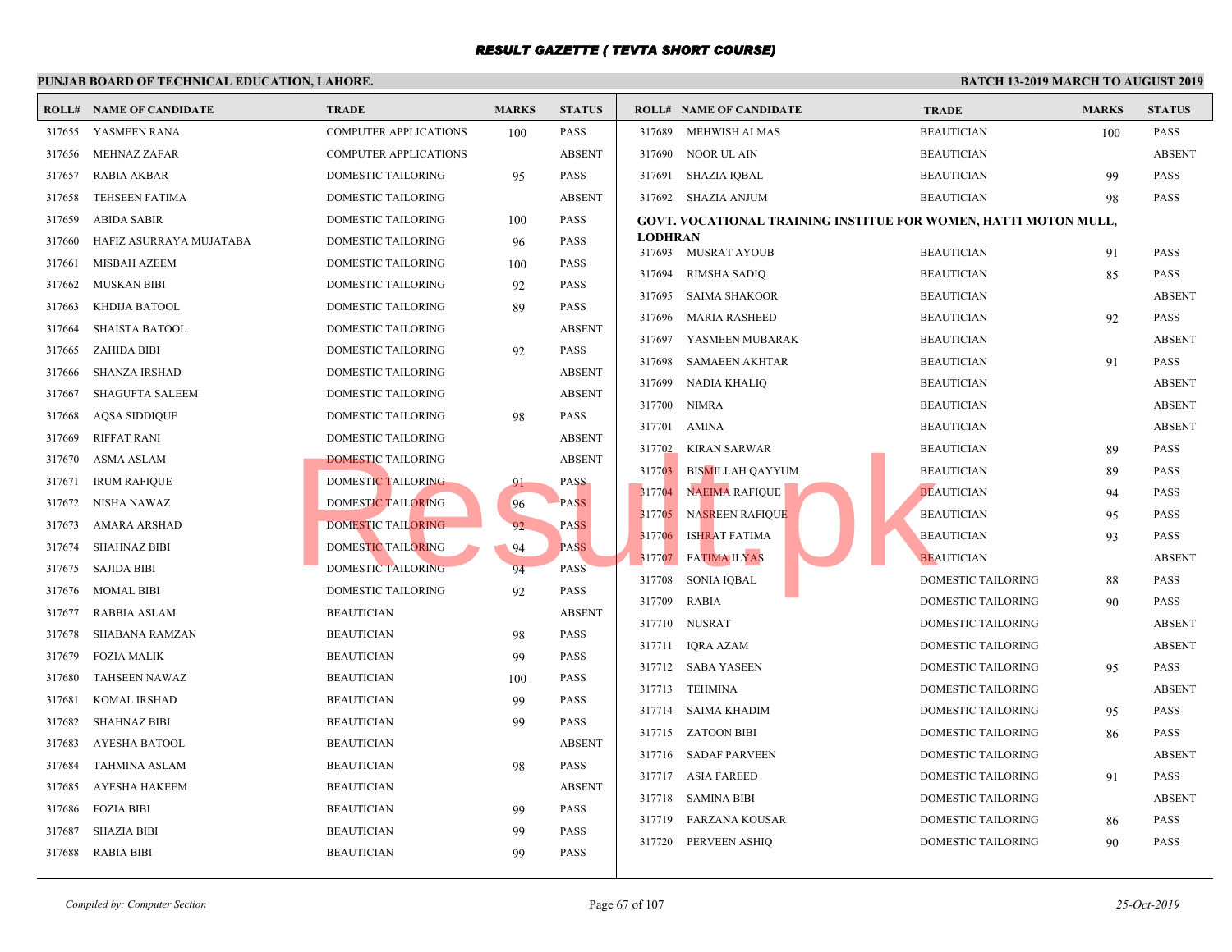# RESULT GAZETTE ( TEVTA SHORT COURSE)

**PUNJAB BOARD OF TECHNICAL EDUCATION, LAHORE.** | **BATCH 13-2019 MARCH TO AUGUST 2019**

| ROLL# | NAME OF CANDIDATE | TRADE | MARKS | STATUS |
|---|---|---|---|---|
| 317655 | YASMEEN RANA | COMPUTER APPLICATIONS | 100 | PASS |
| 317656 | MEHNAZ ZAFAR | COMPUTER APPLICATIONS | | ABSENT |
| 317657 | RABIA AKBAR | DOMESTIC TAILORING | 95 | PASS |
| 317658 | TEHSEEN FATIMA | DOMESTIC TAILORING | | ABSENT |
| 317659 | ABIDA SABIR | DOMESTIC TAILORING | 100 | PASS |
| 317660 | HAFIZ ASURRAYA MUJATABA | DOMESTIC TAILORING | 96 | PASS |
| 317661 | MISBAH AZEEM | DOMESTIC TAILORING | 100 | PASS |
| 317662 | MUSKAN BIBI | DOMESTIC TAILORING | 92 | PASS |
| 317663 | KHDIJA BATOOL | DOMESTIC TAILORING | 89 | PASS |
| 317664 | SHAISTA BATOOL | DOMESTIC TAILORING | | ABSENT |
| 317665 | ZAHIDA BIBI | DOMESTIC TAILORING | 92 | PASS |
| 317666 | SHANZA IRSHAD | DOMESTIC TAILORING | | ABSENT |
| 317667 | SHAGUFTA SALEEM | DOMESTIC TAILORING | | ABSENT |
| 317668 | AQSA SIDDIQUE | DOMESTIC TAILORING | 98 | PASS |
| 317669 | RIFFAT RANI | DOMESTIC TAILORING | | ABSENT |
| 317670 | ASMA ASLAM | DOMESTIC TAILORING | | ABSENT |
| 317671 | IRUM RAFIQUE | DOMESTIC TAILORING | 91 | PASS |
| 317672 | NISHA NAWAZ | DOMESTIC TAILORING | 96 | PASS |
| 317673 | AMARA ARSHAD | DOMESTIC TAILORING | 92 | PASS |
| 317674 | SHAHNAZ BIBI | DOMESTIC TAILORING | 94 | PASS |
| 317675 | SAJIDA BIBI | DOMESTIC TAILORING | 94 | PASS |
| 317676 | MOMAL BIBI | DOMESTIC TAILORING | 92 | PASS |
| 317677 | RABBIA ASLAM | BEAUTICIAN | | ABSENT |
| 317678 | SHABANA RAMZAN | BEAUTICIAN | 98 | PASS |
| 317679 | FOZIA MALIK | BEAUTICIAN | 99 | PASS |
| 317680 | TAHSEEN NAWAZ | BEAUTICIAN | 100 | PASS |
| 317681 | KOMAL IRSHAD | BEAUTICIAN | 99 | PASS |
| 317682 | SHAHNAZ BIBI | BEAUTICIAN | 99 | PASS |
| 317683 | AYESHA BATOOL | BEAUTICIAN | | ABSENT |
| 317684 | TAHMINA ASLAM | BEAUTICIAN | 98 | PASS |
| 317685 | AYESHA HAKEEM | BEAUTICIAN | | ABSENT |
| 317686 | FOZIA BIBI | BEAUTICIAN | 99 | PASS |
| 317687 | SHAZIA BIBI | BEAUTICIAN | 99 | PASS |
| 317688 | RABIA BIBI | BEAUTICIAN | 99 | PASS |
| 317689 | MEHWISH ALMAS | BEAUTICIAN | 100 | PASS |
| 317690 | NOOR UL AIN | BEAUTICIAN | | ABSENT |
| 317691 | SHAZIA IQBAL | BEAUTICIAN | 99 | PASS |
| 317692 | SHAZIA ANJUM | BEAUTICIAN | 98 | PASS |

**GOVT. VOCATIONAL TRAINING INSTITUE FOR WOMEN, HATTI MOTON MULL, LODHRAN**

| ROLL# | NAME OF CANDIDATE | TRADE | MARKS | STATUS |
|---|---|---|---|---|
| 317693 | MUSRAT AYOUB | BEAUTICIAN | 91 | PASS |
| 317694 | RIMSHA SADIQ | BEAUTICIAN | 85 | PASS |
| 317695 | SAIMA SHAKOOR | BEAUTICIAN | | ABSENT |
| 317696 | MARIA RASHEED | BEAUTICIAN | 92 | PASS |
| 317697 | YASMEEN MUBARAK | BEAUTICIAN | | ABSENT |
| 317698 | SAMAEEN AKHTAR | BEAUTICIAN | 91 | PASS |
| 317699 | NADIA KHALIQ | BEAUTICIAN | | ABSENT |
| 317700 | NIMRA | BEAUTICIAN | | ABSENT |
| 317701 | AMINA | BEAUTICIAN | | ABSENT |
| 317702 | KIRAN SARWAR | BEAUTICIAN | 89 | PASS |
| 317703 | BISMILLAH QAYYUM | BEAUTICIAN | 89 | PASS |
| 317704 | NAEIMA RAFIQUE | BEAUTICIAN | 94 | PASS |
| 317705 | NASREEN RAFIQUE | BEAUTICIAN | 95 | PASS |
| 317706 | ISHRAT FATIMA | BEAUTICIAN | 93 | PASS |
| 317707 | FATIMA ILYAS | BEAUTICIAN | | ABSENT |
| 317708 | SONIA IQBAL | DOMESTIC TAILORING | 88 | PASS |
| 317709 | RABIA | DOMESTIC TAILORING | 90 | PASS |
| 317710 | NUSRAT | DOMESTIC TAILORING | | ABSENT |
| 317711 | IQRA AZAM | DOMESTIC TAILORING | | ABSENT |
| 317712 | SABA YASEEN | DOMESTIC TAILORING | 95 | PASS |
| 317713 | TEHMINA | DOMESTIC TAILORING | | ABSENT |
| 317714 | SAIMA KHADIM | DOMESTIC TAILORING | 95 | PASS |
| 317715 | ZATOON BIBI | DOMESTIC TAILORING | 86 | PASS |
| 317716 | SADAF PARVEEN | DOMESTIC TAILORING | | ABSENT |
| 317717 | ASIA FAREED | DOMESTIC TAILORING | 91 | PASS |
| 317718 | SAMINA BIBI | DOMESTIC TAILORING | | ABSENT |
| 317719 | FARZANA KOUSAR | DOMESTIC TAILORING | 86 | PASS |
| 317720 | PERVEEN ASHIQ | DOMESTIC TAILORING | 90 | PASS |

*Compiled by: Computer Section* | *25-Oct-2019*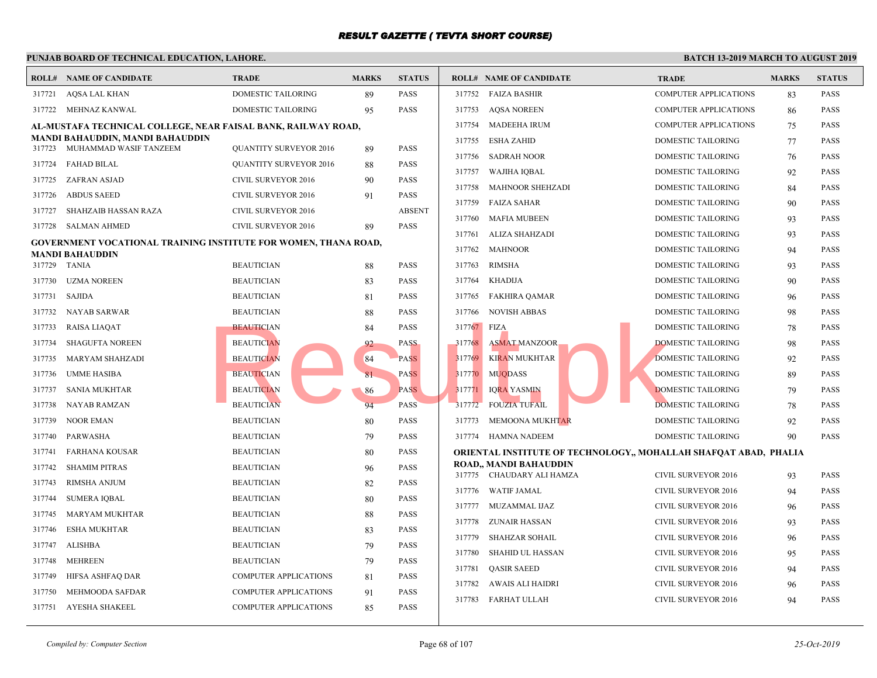# RESULT GAZETTE ( TEVTA SHORT COURSE)

**PUNJAB BOARD OF TECHNICAL EDUCATION, LAHORE.**

**BATCH 13-2019 MARCH TO AUGUST 2019**

| ROLL# | NAME OF CANDIDATE | TRADE | MARKS | STATUS |
|---|---|---|---|---|
| 317721 | AQSA LAL KHAN | DOMESTIC TAILORING | 89 | PASS |
| 317722 | MEHNAZ KANWAL | DOMESTIC TAILORING | 95 | PASS |

**AL-MUSTAFA TECHNICAL COLLEGE, NEAR FAISAL BANK, RAILWAY ROAD, MANDI BAHAUDDIN, MANDI BAHAUDDIN**

| ROLL# | NAME OF CANDIDATE | TRADE | MARKS | STATUS |
|---|---|---|---|---|
| 317723 | MUHAMMAD WASIF TANZEEM | QUANTITY SURVEYOR 2016 | 89 | PASS |
| 317724 | FAHAD BILAL | QUANTITY SURVEYOR 2016 | 88 | PASS |
| 317725 | ZAFRAN ASJAD | CIVIL SURVEYOR 2016 | 90 | PASS |
| 317726 | ABDUS SAEED | CIVIL SURVEYOR 2016 | 91 | PASS |
| 317727 | SHAHZAIB HASSAN RAZA | CIVIL SURVEYOR 2016 | | ABSENT |
| 317728 | SALMAN AHMED | CIVIL SURVEYOR 2016 | 89 | PASS |

**GOVERNMENT VOCATIONAL TRAINING INSTITUTE FOR WOMEN, THANA ROAD, MANDI BAHAUDDIN**

| ROLL# | NAME OF CANDIDATE | TRADE | MARKS | STATUS |
|---|---|---|---|---|
| 317729 | TANIA | BEAUTICIAN | 88 | PASS |
| 317730 | UZMA NOREEN | BEAUTICIAN | 83 | PASS |
| 317731 | SAJIDA | BEAUTICIAN | 81 | PASS |
| 317732 | NAYAB SARWAR | BEAUTICIAN | 88 | PASS |
| 317733 | RAISA LIAQAT | BEAUTICIAN | 84 | PASS |
| 317734 | SHAGUFTA NOREEN | BEAUTICIAN | 92 | PASS |
| 317735 | MARYAM SHAHZADI | BEAUTICIAN | 84 | PASS |
| 317736 | UMME HASIBA | BEAUTICIAN | 81 | PASS |
| 317737 | SANIA MUKHTAR | BEAUTICIAN | 86 | PASS |
| 317738 | NAYAB RAMZAN | BEAUTICIAN | 94 | PASS |
| 317739 | NOOR EMAN | BEAUTICIAN | 80 | PASS |
| 317740 | PARWASHA | BEAUTICIAN | 79 | PASS |
| 317741 | FARHANA KOUSAR | BEAUTICIAN | 80 | PASS |
| 317742 | SHAMIM PITRAS | BEAUTICIAN | 96 | PASS |
| 317743 | RIMSHA ANJUM | BEAUTICIAN | 82 | PASS |
| 317744 | SUMERA IQBAL | BEAUTICIAN | 80 | PASS |
| 317745 | MARYAM MUKHTAR | BEAUTICIAN | 88 | PASS |
| 317746 | ESHA MUKHTAR | BEAUTICIAN | 83 | PASS |
| 317747 | ALISHBA | BEAUTICIAN | 79 | PASS |
| 317748 | MEHREEN | BEAUTICIAN | 79 | PASS |
| 317749 | HIFSA ASHFAQ DAR | COMPUTER APPLICATIONS | 81 | PASS |
| 317750 | MEHMOODA SAFDAR | COMPUTER APPLICATIONS | 91 | PASS |
| 317751 | AYESHA SHAKEEL | COMPUTER APPLICATIONS | 85 | PASS |
| 317752 | FAIZA BASHIR | COMPUTER APPLICATIONS | 83 | PASS |
| 317753 | AQSA NOREEN | COMPUTER APPLICATIONS | 86 | PASS |
| 317754 | MADEEHA IRUM | COMPUTER APPLICATIONS | 75 | PASS |
| 317755 | ESHA ZAHID | DOMESTIC TAILORING | 77 | PASS |
| 317756 | SADRAH NOOR | DOMESTIC TAILORING | 76 | PASS |
| 317757 | WAJIHA IQBAL | DOMESTIC TAILORING | 92 | PASS |
| 317758 | MAHNOOR SHEHZADI | DOMESTIC TAILORING | 84 | PASS |
| 317759 | FAIZA SAHAR | DOMESTIC TAILORING | 90 | PASS |
| 317760 | MAFIA MUBEEN | DOMESTIC TAILORING | 93 | PASS |
| 317761 | ALIZA SHAHZADI | DOMESTIC TAILORING | 93 | PASS |
| 317762 | MAHNOOR | DOMESTIC TAILORING | 94 | PASS |
| 317763 | RIMSHA | DOMESTIC TAILORING | 93 | PASS |
| 317764 | KHADIJA | DOMESTIC TAILORING | 90 | PASS |
| 317765 | FAKHIRA QAMAR | DOMESTIC TAILORING | 96 | PASS |
| 317766 | NOVISH ABBAS | DOMESTIC TAILORING | 98 | PASS |
| 317767 | FIZA | DOMESTIC TAILORING | 78 | PASS |
| 317768 | ASMAT MANZOOR | DOMESTIC TAILORING | 98 | PASS |
| 317769 | KIRAN MUKHTAR | DOMESTIC TAILORING | 92 | PASS |
| 317770 | MUQDASS | DOMESTIC TAILORING | 89 | PASS |
| 317771 | IQRA YASMIN | DOMESTIC TAILORING | 79 | PASS |
| 317772 | FOUZIA TUFAIL | DOMESTIC TAILORING | 78 | PASS |
| 317773 | MEMOONA MUKHTAR | DOMESTIC TAILORING | 92 | PASS |
| 317774 | HAMNA NADEEM | DOMESTIC TAILORING | 90 | PASS |

**ORIENTAL INSTITUTE OF TECHNOLOGY,, MOHALLAH SHAFQAT ABAD, PHALIA ROAD,, MANDI BAHAUDDIN**

| ROLL# | NAME OF CANDIDATE | TRADE | MARKS | STATUS |
|---|---|---|---|---|
| 317775 | CHAUDARY ALI HAMZA | CIVIL SURVEYOR 2016 | 93 | PASS |
| 317776 | WATIF JAMAL | CIVIL SURVEYOR 2016 | 94 | PASS |
| 317777 | MUZAMMAL IJAZ | CIVIL SURVEYOR 2016 | 96 | PASS |
| 317778 | ZUNAIR HASSAN | CIVIL SURVEYOR 2016 | 93 | PASS |
| 317779 | SHAHZAR SOHAIL | CIVIL SURVEYOR 2016 | 96 | PASS |
| 317780 | SHAHID UL HASSAN | CIVIL SURVEYOR 2016 | 95 | PASS |
| 317781 | QASIR SAEED | CIVIL SURVEYOR 2016 | 94 | PASS |
| 317782 | AWAIS ALI HAIDRI | CIVIL SURVEYOR 2016 | 96 | PASS |
| 317783 | FARHAT ULLAH | CIVIL SURVEYOR 2016 | 94 | PASS |

*Compiled by: Computer Section*

*25-Oct-2019*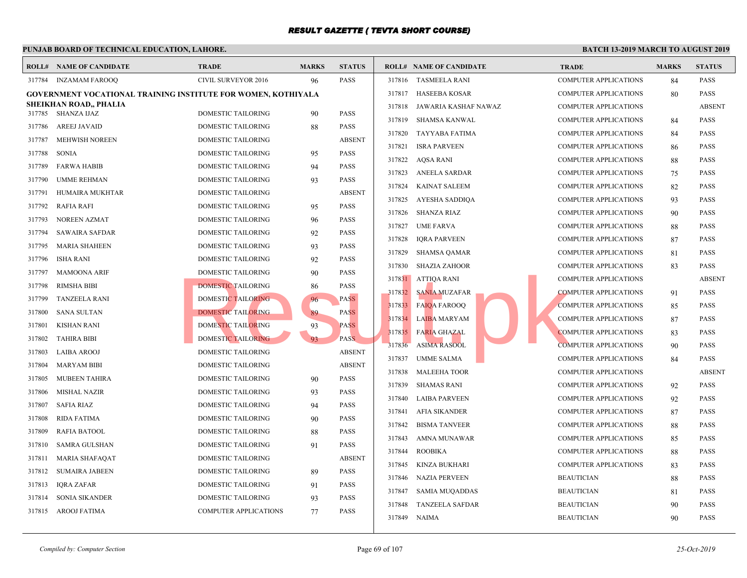# RESULT GAZETTE ( TEVTA SHORT COURSE)

**PUNJAB BOARD OF TECHNICAL EDUCATION, LAHORE.** — **BATCH 13-2019 MARCH TO AUGUST 2019**

| ROLL# | NAME OF CANDIDATE | TRADE | MARKS | STATUS |
|---|---|---|---|---|
| 317784 | INZAMAM FAROOQ | CIVIL SURVEYOR 2016 | 96 | PASS |

**GOVERNMENT VOCATIONAL TRAINING INSTITUTE FOR WOMEN, KOTHIYALA SHEIKHAN ROAD,, PHALIA**

| ROLL# | NAME OF CANDIDATE | TRADE | MARKS | STATUS |
|---|---|---|---|---|
| 317785 | SHANZA IJAZ | DOMESTIC TAILORING | 90 | PASS |
| 317786 | AREEJ JAVAID | DOMESTIC TAILORING | 88 | PASS |
| 317787 | MEHWISH NOREEN | DOMESTIC TAILORING | | ABSENT |
| 317788 | SONIA | DOMESTIC TAILORING | 95 | PASS |
| 317789 | FARWA HABIB | DOMESTIC TAILORING | 94 | PASS |
| 317790 | UMME REHMAN | DOMESTIC TAILORING | 93 | PASS |
| 317791 | HUMAIRA MUKHTAR | DOMESTIC TAILORING | | ABSENT |
| 317792 | RAFIA RAFI | DOMESTIC TAILORING | 95 | PASS |
| 317793 | NOREEN AZMAT | DOMESTIC TAILORING | 96 | PASS |
| 317794 | SAWAIRA SAFDAR | DOMESTIC TAILORING | 92 | PASS |
| 317795 | MARIA SHAHEEN | DOMESTIC TAILORING | 93 | PASS |
| 317796 | ISHA RANI | DOMESTIC TAILORING | 92 | PASS |
| 317797 | MAMOONA ARIF | DOMESTIC TAILORING | 90 | PASS |
| 317798 | RIMSHA BIBI | DOMESTIC TAILORING | 86 | PASS |
| 317799 | TANZEELA RANI | DOMESTIC TAILORING | 96 | PASS |
| 317800 | SANA SULTAN | DOMESTIC TAILORING | 89 | PASS |
| 317801 | KISHAN RANI | DOMESTIC TAILORING | 93 | PASS |
| 317802 | TAHIRA BIBI | DOMESTIC TAILORING | 93 | PASS |
| 317803 | LAIBA AROOJ | DOMESTIC TAILORING | | ABSENT |
| 317804 | MARYAM BIBI | DOMESTIC TAILORING | | ABSENT |
| 317805 | MUBEEN TAHIRA | DOMESTIC TAILORING | 90 | PASS |
| 317806 | MISHAL NAZIR | DOMESTIC TAILORING | 93 | PASS |
| 317807 | SAFIA RIAZ | DOMESTIC TAILORING | 94 | PASS |
| 317808 | RIDA FATIMA | DOMESTIC TAILORING | 90 | PASS |
| 317809 | RAFIA BATOOL | DOMESTIC TAILORING | 88 | PASS |
| 317810 | SAMRA GULSHAN | DOMESTIC TAILORING | 91 | PASS |
| 317811 | MARIA SHAFAQAT | DOMESTIC TAILORING | | ABSENT |
| 317812 | SUMAIRA JABEEN | DOMESTIC TAILORING | 89 | PASS |
| 317813 | IQRA ZAFAR | DOMESTIC TAILORING | 91 | PASS |
| 317814 | SONIA SIKANDER | DOMESTIC TAILORING | 93 | PASS |
| 317815 | AROOJ FATIMA | COMPUTER APPLICATIONS | 77 | PASS |
| 317816 | TASMEELA RANI | COMPUTER APPLICATIONS | 84 | PASS |
| 317817 | HASEEBA KOSAR | COMPUTER APPLICATIONS | 80 | PASS |
| 317818 | JAWARIA KASHAF NAWAZ | COMPUTER APPLICATIONS | | ABSENT |
| 317819 | SHAMSA KANWAL | COMPUTER APPLICATIONS | 84 | PASS |
| 317820 | TAYYABA FATIMA | COMPUTER APPLICATIONS | 84 | PASS |
| 317821 | ISRA PARVEEN | COMPUTER APPLICATIONS | 86 | PASS |
| 317822 | AQSA RANI | COMPUTER APPLICATIONS | 88 | PASS |
| 317823 | ANEELA SARDAR | COMPUTER APPLICATIONS | 75 | PASS |
| 317824 | KAINAT SALEEM | COMPUTER APPLICATIONS | 82 | PASS |
| 317825 | AYESHA SADDIQA | COMPUTER APPLICATIONS | 93 | PASS |
| 317826 | SHANZA RIAZ | COMPUTER APPLICATIONS | 90 | PASS |
| 317827 | UME FARVA | COMPUTER APPLICATIONS | 88 | PASS |
| 317828 | IQRA PARVEEN | COMPUTER APPLICATIONS | 87 | PASS |
| 317829 | SHAMSA QAMAR | COMPUTER APPLICATIONS | 81 | PASS |
| 317830 | SHAZIA ZAHOOR | COMPUTER APPLICATIONS | 83 | PASS |
| 317831 | ATTIQA RANI | COMPUTER APPLICATIONS | | ABSENT |
| 317832 | SANIA MUZAFAR | COMPUTER APPLICATIONS | 91 | PASS |
| 317833 | FAIQA FAROOQ | COMPUTER APPLICATIONS | 85 | PASS |
| 317834 | LAIBA MARYAM | COMPUTER APPLICATIONS | 87 | PASS |
| 317835 | FARIA GHAZAL | COMPUTER APPLICATIONS | 83 | PASS |
| 317836 | ASIMA RASOOL | COMPUTER APPLICATIONS | 90 | PASS |
| 317837 | UMME SALMA | COMPUTER APPLICATIONS | 84 | PASS |
| 317838 | MALEEHA TOOR | COMPUTER APPLICATIONS | | ABSENT |
| 317839 | SHAMAS RANI | COMPUTER APPLICATIONS | 92 | PASS |
| 317840 | LAIBA PARVEEN | COMPUTER APPLICATIONS | 92 | PASS |
| 317841 | AFIA SIKANDER | COMPUTER APPLICATIONS | 87 | PASS |
| 317842 | BISMA TANVEER | COMPUTER APPLICATIONS | 88 | PASS |
| 317843 | AMNA MUNAWAR | COMPUTER APPLICATIONS | 85 | PASS |
| 317844 | ROOBIKA | COMPUTER APPLICATIONS | 88 | PASS |
| 317845 | KINZA BUKHARI | COMPUTER APPLICATIONS | 83 | PASS |
| 317846 | NAZIA PERVEEN | BEAUTICIAN | 88 | PASS |
| 317847 | SAMIA MUQADDAS | BEAUTICIAN | 81 | PASS |
| 317848 | TANZEELA SAFDAR | BEAUTICIAN | 90 | PASS |
| 317849 | NAIMA | BEAUTICIAN | 90 | PASS |

*Compiled by: Computer Section* — *25-Oct-2019*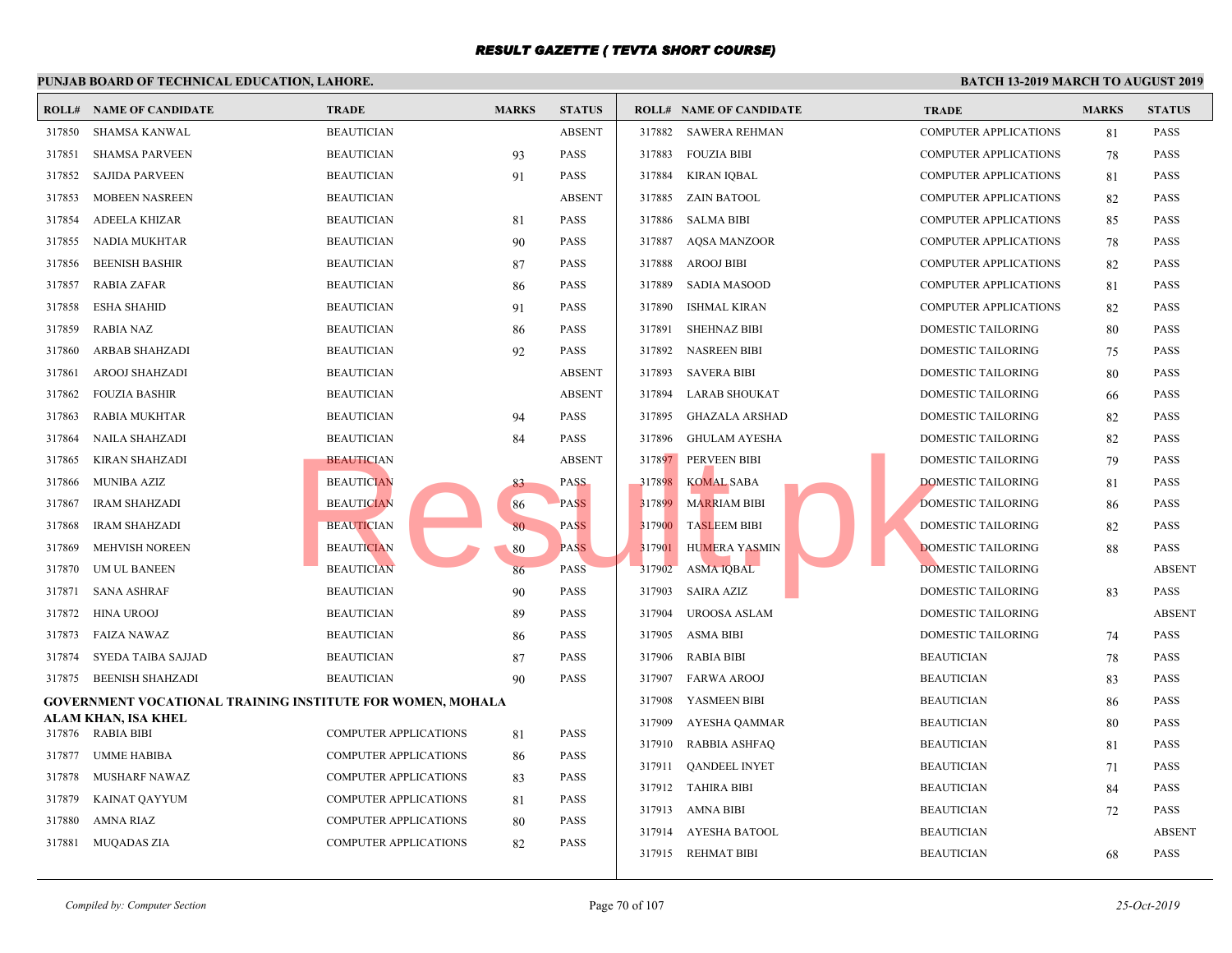# RESULT GAZETTE ( TEVTA SHORT COURSE)

**PUNJAB BOARD OF TECHNICAL EDUCATION, LAHORE.**

**BATCH 13-2019 MARCH TO AUGUST 2019**

| ROLL# | NAME OF CANDIDATE | TRADE | MARKS | STATUS |
|---|---|---|---|---|
| 317850 | SHAMSA KANWAL | BEAUTICIAN | | ABSENT |
| 317851 | SHAMSA PARVEEN | BEAUTICIAN | 93 | PASS |
| 317852 | SAJIDA PARVEEN | BEAUTICIAN | 91 | PASS |
| 317853 | MOBEEN NASREEN | BEAUTICIAN | | ABSENT |
| 317854 | ADEELA KHIZAR | BEAUTICIAN | 81 | PASS |
| 317855 | NADIA MUKHTAR | BEAUTICIAN | 90 | PASS |
| 317856 | BEENISH BASHIR | BEAUTICIAN | 87 | PASS |
| 317857 | RABIA ZAFAR | BEAUTICIAN | 86 | PASS |
| 317858 | ESHA SHAHID | BEAUTICIAN | 91 | PASS |
| 317859 | RABIA NAZ | BEAUTICIAN | 86 | PASS |
| 317860 | ARBAB SHAHZADI | BEAUTICIAN | 92 | PASS |
| 317861 | AROOJ SHAHZADI | BEAUTICIAN | | ABSENT |
| 317862 | FOUZIA BASHIR | BEAUTICIAN | | ABSENT |
| 317863 | RABIA MUKHTAR | BEAUTICIAN | 94 | PASS |
| 317864 | NAILA SHAHZADI | BEAUTICIAN | 84 | PASS |
| 317865 | KIRAN SHAHZADI | BEAUTICIAN | | ABSENT |
| 317866 | MUNIBA AZIZ | BEAUTICIAN | 83 | PASS |
| 317867 | IRAM SHAHZADI | BEAUTICIAN | 86 | PASS |
| 317868 | IRAM SHAHZADI | BEAUTICIAN | 80 | PASS |
| 317869 | MEHVISH NOREEN | BEAUTICIAN | 80 | PASS |
| 317870 | UM UL BANEEN | BEAUTICIAN | 86 | PASS |
| 317871 | SANA ASHRAF | BEAUTICIAN | 90 | PASS |
| 317872 | HINA UROOJ | BEAUTICIAN | 89 | PASS |
| 317873 | FAIZA NAWAZ | BEAUTICIAN | 86 | PASS |
| 317874 | SYEDA TAIBA SAJJAD | BEAUTICIAN | 87 | PASS |
| 317875 | BEENISH SHAHZADI | BEAUTICIAN | 90 | PASS |

**GOVERNMENT VOCATIONAL TRAINING INSTITUTE FOR WOMEN, MOHALA ALAM KHAN, ISA KHEL**

| ROLL# | NAME OF CANDIDATE | TRADE | MARKS | STATUS |
|---|---|---|---|---|
| 317876 | RABIA BIBI | COMPUTER APPLICATIONS | 81 | PASS |
| 317877 | UMME HABIBA | COMPUTER APPLICATIONS | 86 | PASS |
| 317878 | MUSHARF NAWAZ | COMPUTER APPLICATIONS | 83 | PASS |
| 317879 | KAINAT QAYYUM | COMPUTER APPLICATIONS | 81 | PASS |
| 317880 | AMNA RIAZ | COMPUTER APPLICATIONS | 80 | PASS |
| 317881 | MUQADAS ZIA | COMPUTER APPLICATIONS | 82 | PASS |
| 317882 | SAWERA REHMAN | COMPUTER APPLICATIONS | 81 | PASS |
| 317883 | FOUZIA BIBI | COMPUTER APPLICATIONS | 78 | PASS |
| 317884 | KIRAN IQBAL | COMPUTER APPLICATIONS | 81 | PASS |
| 317885 | ZAIN BATOOL | COMPUTER APPLICATIONS | 82 | PASS |
| 317886 | SALMA BIBI | COMPUTER APPLICATIONS | 85 | PASS |
| 317887 | AQSA MANZOOR | COMPUTER APPLICATIONS | 78 | PASS |
| 317888 | AROOJ BIBI | COMPUTER APPLICATIONS | 82 | PASS |
| 317889 | SADIA MASOOD | COMPUTER APPLICATIONS | 81 | PASS |
| 317890 | ISHMAL KIRAN | COMPUTER APPLICATIONS | 82 | PASS |
| 317891 | SHEHNAZ BIBI | DOMESTIC TAILORING | 80 | PASS |
| 317892 | NASREEN BIBI | DOMESTIC TAILORING | 75 | PASS |
| 317893 | SAVERA BIBI | DOMESTIC TAILORING | 80 | PASS |
| 317894 | LARAB SHOUKAT | DOMESTIC TAILORING | 66 | PASS |
| 317895 | GHAZALA ARSHAD | DOMESTIC TAILORING | 82 | PASS |
| 317896 | GHULAM AYESHA | DOMESTIC TAILORING | 82 | PASS |
| 317897 | PERVEEN BIBI | DOMESTIC TAILORING | 79 | PASS |
| 317898 | KOMAL SABA | DOMESTIC TAILORING | 81 | PASS |
| 317899 | MARRIAM BIBI | DOMESTIC TAILORING | 86 | PASS |
| 317900 | TASLEEM BIBI | DOMESTIC TAILORING | 82 | PASS |
| 317901 | HUMERA YASMIN | DOMESTIC TAILORING | 88 | PASS |
| 317902 | ASMA IQBAL | DOMESTIC TAILORING | | ABSENT |
| 317903 | SAIRA AZIZ | DOMESTIC TAILORING | 83 | PASS |
| 317904 | UROOSA ASLAM | DOMESTIC TAILORING | | ABSENT |
| 317905 | ASMA BIBI | DOMESTIC TAILORING | 74 | PASS |
| 317906 | RABIA BIBI | BEAUTICIAN | 78 | PASS |
| 317907 | FARWA AROOJ | BEAUTICIAN | 83 | PASS |
| 317908 | YASMEEN BIBI | BEAUTICIAN | 86 | PASS |
| 317909 | AYESHA QAMMAR | BEAUTICIAN | 80 | PASS |
| 317910 | RABBIA ASHFAQ | BEAUTICIAN | 81 | PASS |
| 317911 | QANDEEL INYET | BEAUTICIAN | 71 | PASS |
| 317912 | TAHIRA BIBI | BEAUTICIAN | 84 | PASS |
| 317913 | AMNA BIBI | BEAUTICIAN | 72 | PASS |
| 317914 | AYESHA BATOOL | BEAUTICIAN | | ABSENT |
| 317915 | REHMAT BIBI | BEAUTICIAN | 68 | PASS |

*Compiled by: Computer Section*

*25-Oct-2019*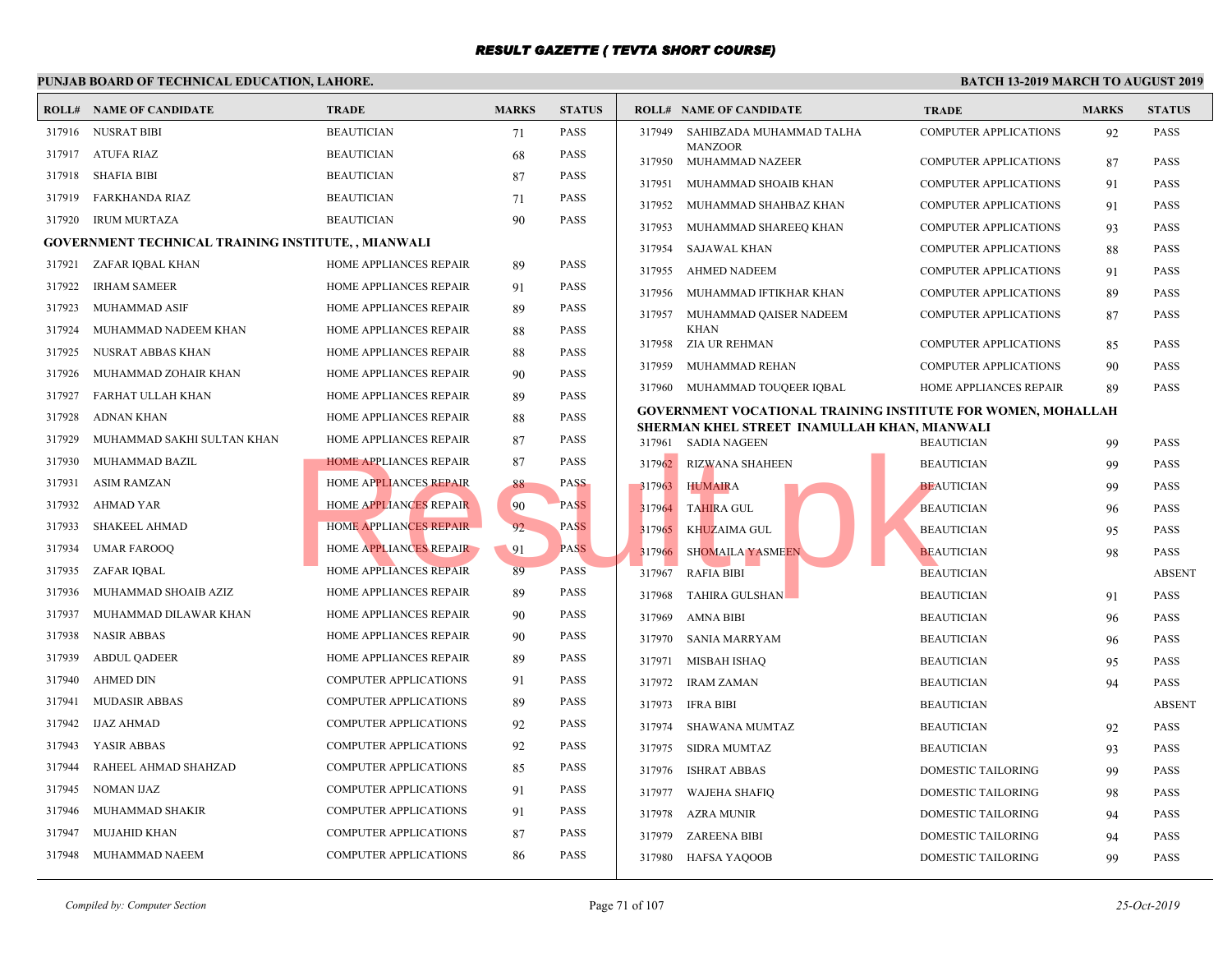# RESULT GAZETTE ( TEVTA SHORT COURSE)

**PUNJAB BOARD OF TECHNICAL EDUCATION, LAHORE.** — **BATCH 13-2019 MARCH TO AUGUST 2019**

| ROLL# | NAME OF CANDIDATE | TRADE | MARKS | STATUS |
|---|---|---|---|---|
| 317916 | NUSRAT BIBI | BEAUTICIAN | 71 | PASS |
| 317917 | ATUFA RIAZ | BEAUTICIAN | 68 | PASS |
| 317918 | SHAFIA BIBI | BEAUTICIAN | 87 | PASS |
| 317919 | FARKHANDA RIAZ | BEAUTICIAN | 71 | PASS |
| 317920 | IRUM MURTAZA | BEAUTICIAN | 90 | PASS |

**GOVERNMENT TECHNICAL TRAINING INSTITUTE, , MIANWALI**

| ROLL# | NAME OF CANDIDATE | TRADE | MARKS | STATUS |
|---|---|---|---|---|
| 317921 | ZAFAR IQBAL KHAN | HOME APPLIANCES REPAIR | 89 | PASS |
| 317922 | IRHAM SAMEER | HOME APPLIANCES REPAIR | 91 | PASS |
| 317923 | MUHAMMAD ASIF | HOME APPLIANCES REPAIR | 89 | PASS |
| 317924 | MUHAMMAD NADEEM KHAN | HOME APPLIANCES REPAIR | 88 | PASS |
| 317925 | NUSRAT ABBAS KHAN | HOME APPLIANCES REPAIR | 88 | PASS |
| 317926 | MUHAMMAD ZOHAIR KHAN | HOME APPLIANCES REPAIR | 90 | PASS |
| 317927 | FARHAT ULLAH KHAN | HOME APPLIANCES REPAIR | 89 | PASS |
| 317928 | ADNAN KHAN | HOME APPLIANCES REPAIR | 88 | PASS |
| 317929 | MUHAMMAD SAKHI SULTAN KHAN | HOME APPLIANCES REPAIR | 87 | PASS |
| 317930 | MUHAMMAD BAZIL | HOME APPLIANCES REPAIR | 87 | PASS |
| 317931 | ASIM RAMZAN | HOME APPLIANCES REPAIR | 88 | PASS |
| 317932 | AHMAD YAR | HOME APPLIANCES REPAIR | 90 | PASS |
| 317933 | SHAKEEL AHMAD | HOME APPLIANCES REPAIR | 92 | PASS |
| 317934 | UMAR FAROOQ | HOME APPLIANCES REPAIR | 91 | PASS |
| 317935 | ZAFAR IQBAL | HOME APPLIANCES REPAIR | 89 | PASS |
| 317936 | MUHAMMAD SHOAIB AZIZ | HOME APPLIANCES REPAIR | 89 | PASS |
| 317937 | MUHAMMAD DILAWAR KHAN | HOME APPLIANCES REPAIR | 90 | PASS |
| 317938 | NASIR ABBAS | HOME APPLIANCES REPAIR | 90 | PASS |
| 317939 | ABDUL QADEER | HOME APPLIANCES REPAIR | 89 | PASS |
| 317940 | AHMED DIN | COMPUTER APPLICATIONS | 91 | PASS |
| 317941 | MUDASIR ABBAS | COMPUTER APPLICATIONS | 89 | PASS |
| 317942 | IJAZ AHMAD | COMPUTER APPLICATIONS | 92 | PASS |
| 317943 | YASIR ABBAS | COMPUTER APPLICATIONS | 92 | PASS |
| 317944 | RAHEEL AHMAD SHAHZAD | COMPUTER APPLICATIONS | 85 | PASS |
| 317945 | NOMAN IJAZ | COMPUTER APPLICATIONS | 91 | PASS |
| 317946 | MUHAMMAD SHAKIR | COMPUTER APPLICATIONS | 91 | PASS |
| 317947 | MUJAHID KHAN | COMPUTER APPLICATIONS | 87 | PASS |
| 317948 | MUHAMMAD NAEEM | COMPUTER APPLICATIONS | 86 | PASS |
| 317949 | SAHIBZADA MUHAMMAD TALHA MANZOOR | COMPUTER APPLICATIONS | 92 | PASS |
| 317950 | MUHAMMAD NAZEER | COMPUTER APPLICATIONS | 87 | PASS |
| 317951 | MUHAMMAD SHOAIB KHAN | COMPUTER APPLICATIONS | 91 | PASS |
| 317952 | MUHAMMAD SHAHBAZ KHAN | COMPUTER APPLICATIONS | 91 | PASS |
| 317953 | MUHAMMAD SHAREEQ KHAN | COMPUTER APPLICATIONS | 93 | PASS |
| 317954 | SAJAWAL KHAN | COMPUTER APPLICATIONS | 88 | PASS |
| 317955 | AHMED NADEEM | COMPUTER APPLICATIONS | 91 | PASS |
| 317956 | MUHAMMAD IFTIKHAR KHAN | COMPUTER APPLICATIONS | 89 | PASS |
| 317957 | MUHAMMAD QAISER NADEEM KHAN | COMPUTER APPLICATIONS | 87 | PASS |
| 317958 | ZIA UR REHMAN | COMPUTER APPLICATIONS | 85 | PASS |
| 317959 | MUHAMMAD REHAN | COMPUTER APPLICATIONS | 90 | PASS |
| 317960 | MUHAMMAD TOUQEER IQBAL | HOME APPLIANCES REPAIR | 89 | PASS |

**GOVERNMENT VOCATIONAL TRAINING INSTITUTE FOR WOMEN, MOHALLAH SHERMAN KHEL STREET INAMULLAH KHAN, MIANWALI**

| ROLL# | NAME OF CANDIDATE | TRADE | MARKS | STATUS |
|---|---|---|---|---|
| 317961 | SADIA NAGEEN | BEAUTICIAN | 99 | PASS |
| 317962 | RIZWANA SHAHEEN | BEAUTICIAN | 99 | PASS |
| 317963 | HUMAIRA | BEAUTICIAN | 99 | PASS |
| 317964 | TAHIRA GUL | BEAUTICIAN | 96 | PASS |
| 317965 | KHUZAIMA GUL | BEAUTICIAN | 95 | PASS |
| 317966 | SHOMAILA YASMEEN | BEAUTICIAN | 98 | PASS |
| 317967 | RAFIA BIBI | BEAUTICIAN | | ABSENT |
| 317968 | TAHIRA GULSHAN | BEAUTICIAN | 91 | PASS |
| 317969 | AMNA BIBI | BEAUTICIAN | 96 | PASS |
| 317970 | SANIA MARRYAM | BEAUTICIAN | 96 | PASS |
| 317971 | MISBAH ISHAQ | BEAUTICIAN | 95 | PASS |
| 317972 | IRAM ZAMAN | BEAUTICIAN | 94 | PASS |
| 317973 | IFRA BIBI | BEAUTICIAN | | ABSENT |
| 317974 | SHAWANA MUMTAZ | BEAUTICIAN | 92 | PASS |
| 317975 | SIDRA MUMTAZ | BEAUTICIAN | 93 | PASS |
| 317976 | ISHRAT ABBAS | DOMESTIC TAILORING | 99 | PASS |
| 317977 | WAJEHA SHAFIQ | DOMESTIC TAILORING | 98 | PASS |
| 317978 | AZRA MUNIR | DOMESTIC TAILORING | 94 | PASS |
| 317979 | ZAREENA BIBI | DOMESTIC TAILORING | 94 | PASS |
| 317980 | HAFSA YAQOOB | DOMESTIC TAILORING | 99 | PASS |

*Compiled by: Computer Section* — *25-Oct-2019*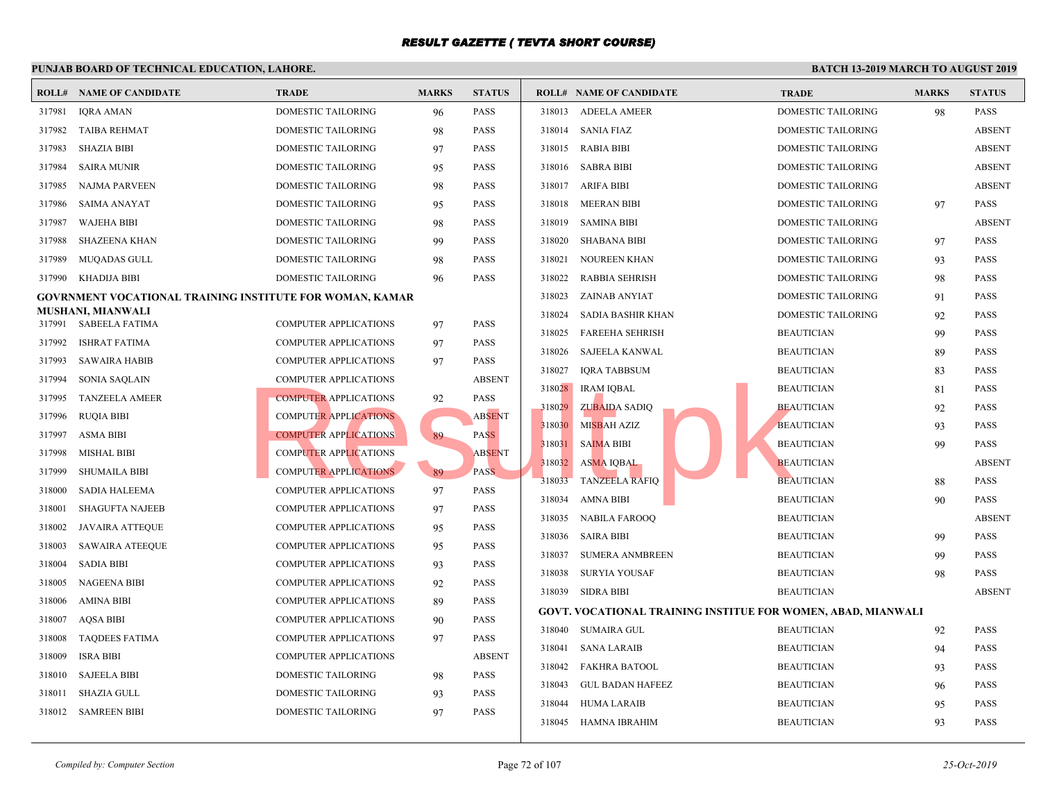# RESULT GAZETTE ( TEVTA SHORT COURSE)

**PUNJAB BOARD OF TECHNICAL EDUCATION, LAHORE.** | **BATCH 13-2019 MARCH TO AUGUST 2019**

| ROLL# | NAME OF CANDIDATE | TRADE | MARKS | STATUS |
|---|---|---|---|---|
| 317981 | IQRA AMAN | DOMESTIC TAILORING | 96 | PASS |
| 317982 | TAIBA REHMAT | DOMESTIC TAILORING | 98 | PASS |
| 317983 | SHAZIA BIBI | DOMESTIC TAILORING | 97 | PASS |
| 317984 | SAIRA MUNIR | DOMESTIC TAILORING | 95 | PASS |
| 317985 | NAJMA PARVEEN | DOMESTIC TAILORING | 98 | PASS |
| 317986 | SAIMA ANAYAT | DOMESTIC TAILORING | 95 | PASS |
| 317987 | WAJEHA BIBI | DOMESTIC TAILORING | 98 | PASS |
| 317988 | SHAZEENA KHAN | DOMESTIC TAILORING | 99 | PASS |
| 317989 | MUQADAS GULL | DOMESTIC TAILORING | 98 | PASS |
| 317990 | KHADIJA BIBI | DOMESTIC TAILORING | 96 | PASS |

**GOVRNMENT VOCATIONAL TRAINING INSTITUTE FOR WOMAN, KAMAR MUSHANI, MIANWALI**

| ROLL# | NAME OF CANDIDATE | TRADE | MARKS | STATUS |
|---|---|---|---|---|
| 317991 | SABEELA FATIMA | COMPUTER APPLICATIONS | 97 | PASS |
| 317992 | ISHRAT FATIMA | COMPUTER APPLICATIONS | 97 | PASS |
| 317993 | SAWAIRA HABIB | COMPUTER APPLICATIONS | 97 | PASS |
| 317994 | SONIA SAQLAIN | COMPUTER APPLICATIONS | | ABSENT |
| 317995 | TANZEELA AMEER | COMPUTER APPLICATIONS | 92 | PASS |
| 317996 | RUQIA BIBI | COMPUTER APPLICATIONS | | ABSENT |
| 317997 | ASMA BIBI | COMPUTER APPLICATIONS | 89 | PASS |
| 317998 | MISHAL BIBI | COMPUTER APPLICATIONS | | ABSENT |
| 317999 | SHUMAILA BIBI | COMPUTER APPLICATIONS | 89 | PASS |
| 318000 | SADIA HALEEMA | COMPUTER APPLICATIONS | 97 | PASS |
| 318001 | SHAGUFTA NAJEEB | COMPUTER APPLICATIONS | 97 | PASS |
| 318002 | JAVAIRA ATTEQUE | COMPUTER APPLICATIONS | 95 | PASS |
| 318003 | SAWAIRA ATEEQUE | COMPUTER APPLICATIONS | 95 | PASS |
| 318004 | SADIA BIBI | COMPUTER APPLICATIONS | 93 | PASS |
| 318005 | NAGEENA BIBI | COMPUTER APPLICATIONS | 92 | PASS |
| 318006 | AMINA BIBI | COMPUTER APPLICATIONS | 89 | PASS |
| 318007 | AQSA BIBI | COMPUTER APPLICATIONS | 90 | PASS |
| 318008 | TAQDEES FATIMA | COMPUTER APPLICATIONS | 97 | PASS |
| 318009 | ISRA BIBI | COMPUTER APPLICATIONS | | ABSENT |
| 318010 | SAJEELA BIBI | DOMESTIC TAILORING | 98 | PASS |
| 318011 | SHAZIA GULL | DOMESTIC TAILORING | 93 | PASS |
| 318012 | SAMREEN BIBI | DOMESTIC TAILORING | 97 | PASS |
| 318013 | ADEELA AMEER | DOMESTIC TAILORING | 98 | PASS |
| 318014 | SANIA FIAZ | DOMESTIC TAILORING | | ABSENT |
| 318015 | RABIA BIBI | DOMESTIC TAILORING | | ABSENT |
| 318016 | SABRA BIBI | DOMESTIC TAILORING | | ABSENT |
| 318017 | ARIFA BIBI | DOMESTIC TAILORING | | ABSENT |
| 318018 | MEERAN BIBI | DOMESTIC TAILORING | 97 | PASS |
| 318019 | SAMINA BIBI | DOMESTIC TAILORING | | ABSENT |
| 318020 | SHABANA BIBI | DOMESTIC TAILORING | 97 | PASS |
| 318021 | NOUREEN KHAN | DOMESTIC TAILORING | 93 | PASS |
| 318022 | RABBIA SEHRISH | DOMESTIC TAILORING | 98 | PASS |
| 318023 | ZAINAB ANYIAT | DOMESTIC TAILORING | 91 | PASS |
| 318024 | SADIA BASHIR KHAN | DOMESTIC TAILORING | 92 | PASS |
| 318025 | FAREEHA SEHRISH | BEAUTICIAN | 99 | PASS |
| 318026 | SAJEELA KANWAL | BEAUTICIAN | 89 | PASS |
| 318027 | IQRA TABBSUM | BEAUTICIAN | 83 | PASS |
| 318028 | IRAM IQBAL | BEAUTICIAN | 81 | PASS |
| 318029 | ZUBAIDA SADIQ | BEAUTICIAN | 92 | PASS |
| 318030 | MISBAH AZIZ | BEAUTICIAN | 93 | PASS |
| 318031 | SAIMA BIBI | BEAUTICIAN | 99 | PASS |
| 318032 | ASMA IQBAL | BEAUTICIAN | | ABSENT |
| 318033 | TANZEELA RAFIQ | BEAUTICIAN | 88 | PASS |
| 318034 | AMNA BIBI | BEAUTICIAN | 90 | PASS |
| 318035 | NABILA FAROOQ | BEAUTICIAN | | ABSENT |
| 318036 | SAIRA BIBI | BEAUTICIAN | 99 | PASS |
| 318037 | SUMERA ANMBREEN | BEAUTICIAN | 99 | PASS |
| 318038 | SURYIA YOUSAF | BEAUTICIAN | 98 | PASS |
| 318039 | SIDRA BIBI | BEAUTICIAN | | ABSENT |

**GOVT. VOCATIONAL TRAINING INSTITUE FOR WOMEN, ABAD, MIANWALI**

| ROLL# | NAME OF CANDIDATE | TRADE | MARKS | STATUS |
|---|---|---|---|---|
| 318040 | SUMAIRA GUL | BEAUTICIAN | 92 | PASS |
| 318041 | SANA LARAIB | BEAUTICIAN | 94 | PASS |
| 318042 | FAKHRA BATOOL | BEAUTICIAN | 93 | PASS |
| 318043 | GUL BADAN HAFEEZ | BEAUTICIAN | 96 | PASS |
| 318044 | HUMA LARAIB | BEAUTICIAN | 95 | PASS |
| 318045 | HAMNA IBRAHIM | BEAUTICIAN | 93 | PASS |

*Compiled by: Computer Section* | *25-Oct-2019*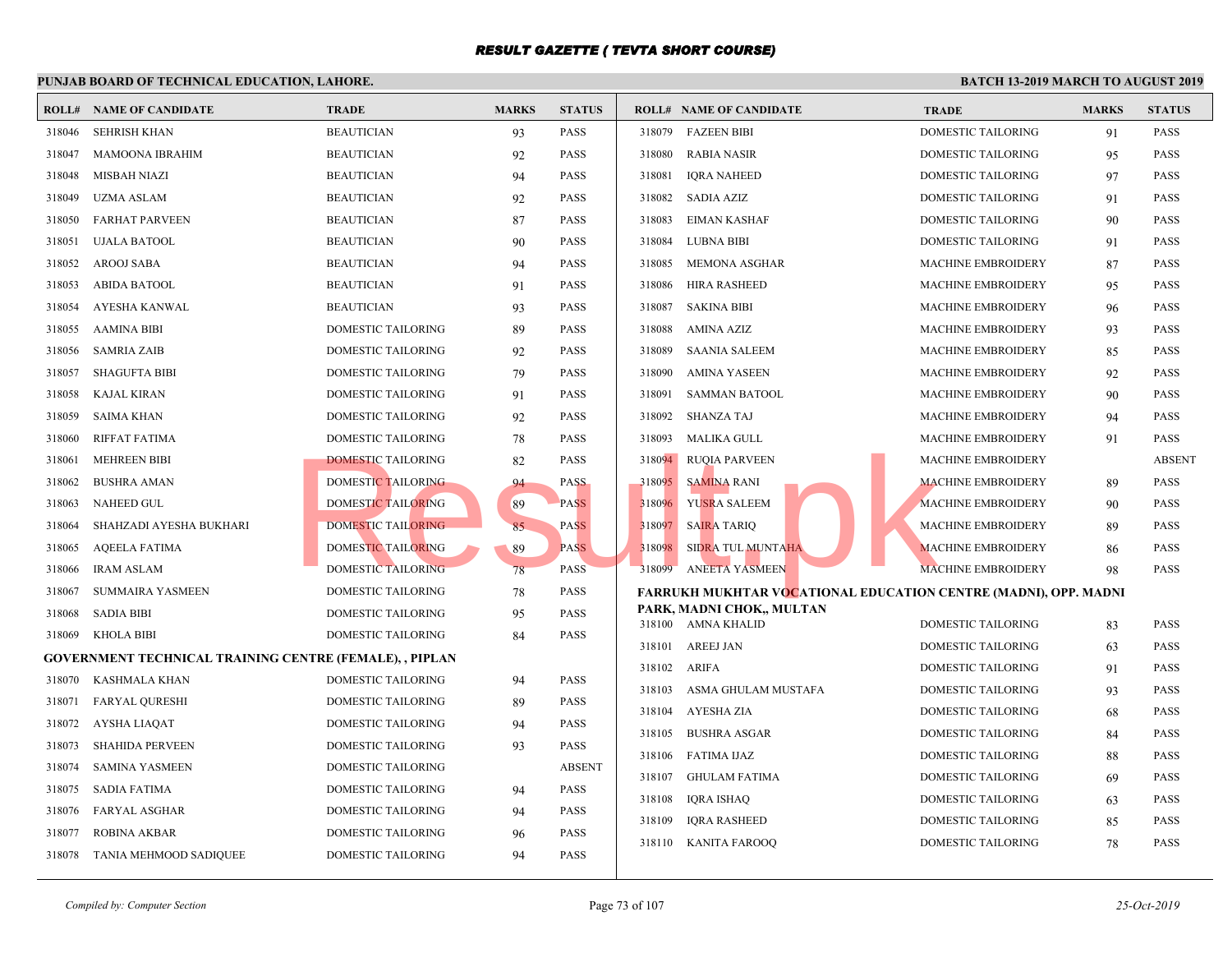# RESULT GAZETTE ( TEVTA SHORT COURSE)

**PUNJAB BOARD OF TECHNICAL EDUCATION, LAHORE.** **BATCH 13-2019 MARCH TO AUGUST 2019**

| ROLL# | NAME OF CANDIDATE | TRADE | MARKS | STATUS |
|---|---|---|---|---|
| 318046 | SEHRISH KHAN | BEAUTICIAN | 93 | PASS |
| 318047 | MAMOONA IBRAHIM | BEAUTICIAN | 92 | PASS |
| 318048 | MISBAH NIAZI | BEAUTICIAN | 94 | PASS |
| 318049 | UZMA ASLAM | BEAUTICIAN | 92 | PASS |
| 318050 | FARHAT PARVEEN | BEAUTICIAN | 87 | PASS |
| 318051 | UJALA BATOOL | BEAUTICIAN | 90 | PASS |
| 318052 | AROOJ SABA | BEAUTICIAN | 94 | PASS |
| 318053 | ABIDA BATOOL | BEAUTICIAN | 91 | PASS |
| 318054 | AYESHA KANWAL | BEAUTICIAN | 93 | PASS |
| 318055 | AAMINA BIBI | DOMESTIC TAILORING | 89 | PASS |
| 318056 | SAMRIA ZAIB | DOMESTIC TAILORING | 92 | PASS |
| 318057 | SHAGUFTA BIBI | DOMESTIC TAILORING | 79 | PASS |
| 318058 | KAJAL KIRAN | DOMESTIC TAILORING | 91 | PASS |
| 318059 | SAIMA KHAN | DOMESTIC TAILORING | 92 | PASS |
| 318060 | RIFFAT FATIMA | DOMESTIC TAILORING | 78 | PASS |
| 318061 | MEHREEN BIBI | DOMESTIC TAILORING | 82 | PASS |
| 318062 | BUSHRA AMAN | DOMESTIC TAILORING | 94 | PASS |
| 318063 | NAHEED GUL | DOMESTIC TAILORING | 89 | PASS |
| 318064 | SHAHZADI AYESHA BUKHARI | DOMESTIC TAILORING | 85 | PASS |
| 318065 | AQEELA FATIMA | DOMESTIC TAILORING | 89 | PASS |
| 318066 | IRAM ASLAM | DOMESTIC TAILORING | 78 | PASS |
| 318067 | SUMMAIRA YASMEEN | DOMESTIC TAILORING | 78 | PASS |
| 318068 | SADIA BIBI | DOMESTIC TAILORING | 95 | PASS |
| 318069 | KHOLA BIBI | DOMESTIC TAILORING | 84 | PASS |

**GOVERNMENT TECHNICAL TRAINING CENTRE (FEMALE), , PIPLAN**

| ROLL# | NAME OF CANDIDATE | TRADE | MARKS | STATUS |
|---|---|---|---|---|
| 318070 | KASHMALA KHAN | DOMESTIC TAILORING | 94 | PASS |
| 318071 | FARYAL QURESHI | DOMESTIC TAILORING | 89 | PASS |
| 318072 | AYSHA LIAQAT | DOMESTIC TAILORING | 94 | PASS |
| 318073 | SHAHIDA PERVEEN | DOMESTIC TAILORING | 93 | PASS |
| 318074 | SAMINA YASMEEN | DOMESTIC TAILORING | | ABSENT |
| 318075 | SADIA FATIMA | DOMESTIC TAILORING | 94 | PASS |
| 318076 | FARYAL ASGHAR | DOMESTIC TAILORING | 94 | PASS |
| 318077 | ROBINA AKBAR | DOMESTIC TAILORING | 96 | PASS |
| 318078 | TANIA MEHMOOD SADIQUEE | DOMESTIC TAILORING | 94 | PASS |
| 318079 | FAZEEN BIBI | DOMESTIC TAILORING | 91 | PASS |
| 318080 | RABIA NASIR | DOMESTIC TAILORING | 95 | PASS |
| 318081 | IQRA NAHEED | DOMESTIC TAILORING | 97 | PASS |
| 318082 | SADIA AZIZ | DOMESTIC TAILORING | 91 | PASS |
| 318083 | EIMAN KASHAF | DOMESTIC TAILORING | 90 | PASS |
| 318084 | LUBNA BIBI | DOMESTIC TAILORING | 91 | PASS |
| 318085 | MEMONA ASGHAR | MACHINE EMBROIDERY | 87 | PASS |
| 318086 | HIRA RASHEED | MACHINE EMBROIDERY | 95 | PASS |
| 318087 | SAKINA BIBI | MACHINE EMBROIDERY | 96 | PASS |
| 318088 | AMINA AZIZ | MACHINE EMBROIDERY | 93 | PASS |
| 318089 | SAANIA SALEEM | MACHINE EMBROIDERY | 85 | PASS |
| 318090 | AMINA YASEEN | MACHINE EMBROIDERY | 92 | PASS |
| 318091 | SAMMAN BATOOL | MACHINE EMBROIDERY | 90 | PASS |
| 318092 | SHANZA TAJ | MACHINE EMBROIDERY | 94 | PASS |
| 318093 | MALIKA GULL | MACHINE EMBROIDERY | 91 | PASS |
| 318094 | RUQIA PARVEEN | MACHINE EMBROIDERY | | ABSENT |
| 318095 | SAMINA RANI | MACHINE EMBROIDERY | 89 | PASS |
| 318096 | YUSRA SALEEM | MACHINE EMBROIDERY | 90 | PASS |
| 318097 | SAIRA TARIQ | MACHINE EMBROIDERY | 89 | PASS |
| 318098 | SIDRA TUL MUNTAHA | MACHINE EMBROIDERY | 86 | PASS |
| 318099 | ANEETA YASMEEN | MACHINE EMBROIDERY | 98 | PASS |

**FARRUKH MUKHTAR VOCATIONAL EDUCATION CENTRE (MADNI), OPP. MADNI PARK, MADNI CHOK,, MULTAN**

| ROLL# | NAME OF CANDIDATE | TRADE | MARKS | STATUS |
|---|---|---|---|---|
| 318100 | AMNA KHALID | DOMESTIC TAILORING | 83 | PASS |
| 318101 | AREEJ JAN | DOMESTIC TAILORING | 63 | PASS |
| 318102 | ARIFA | DOMESTIC TAILORING | 91 | PASS |
| 318103 | ASMA GHULAM MUSTAFA | DOMESTIC TAILORING | 93 | PASS |
| 318104 | AYESHA ZIA | DOMESTIC TAILORING | 68 | PASS |
| 318105 | BUSHRA ASGAR | DOMESTIC TAILORING | 84 | PASS |
| 318106 | FATIMA IJAZ | DOMESTIC TAILORING | 88 | PASS |
| 318107 | GHULAM FATIMA | DOMESTIC TAILORING | 69 | PASS |
| 318108 | IQRA ISHAQ | DOMESTIC TAILORING | 63 | PASS |
| 318109 | IQRA RASHEED | DOMESTIC TAILORING | 85 | PASS |
| 318110 | KANITA FAROOQ | DOMESTIC TAILORING | 78 | PASS |

*Compiled by: Computer Section* *25-Oct-2019*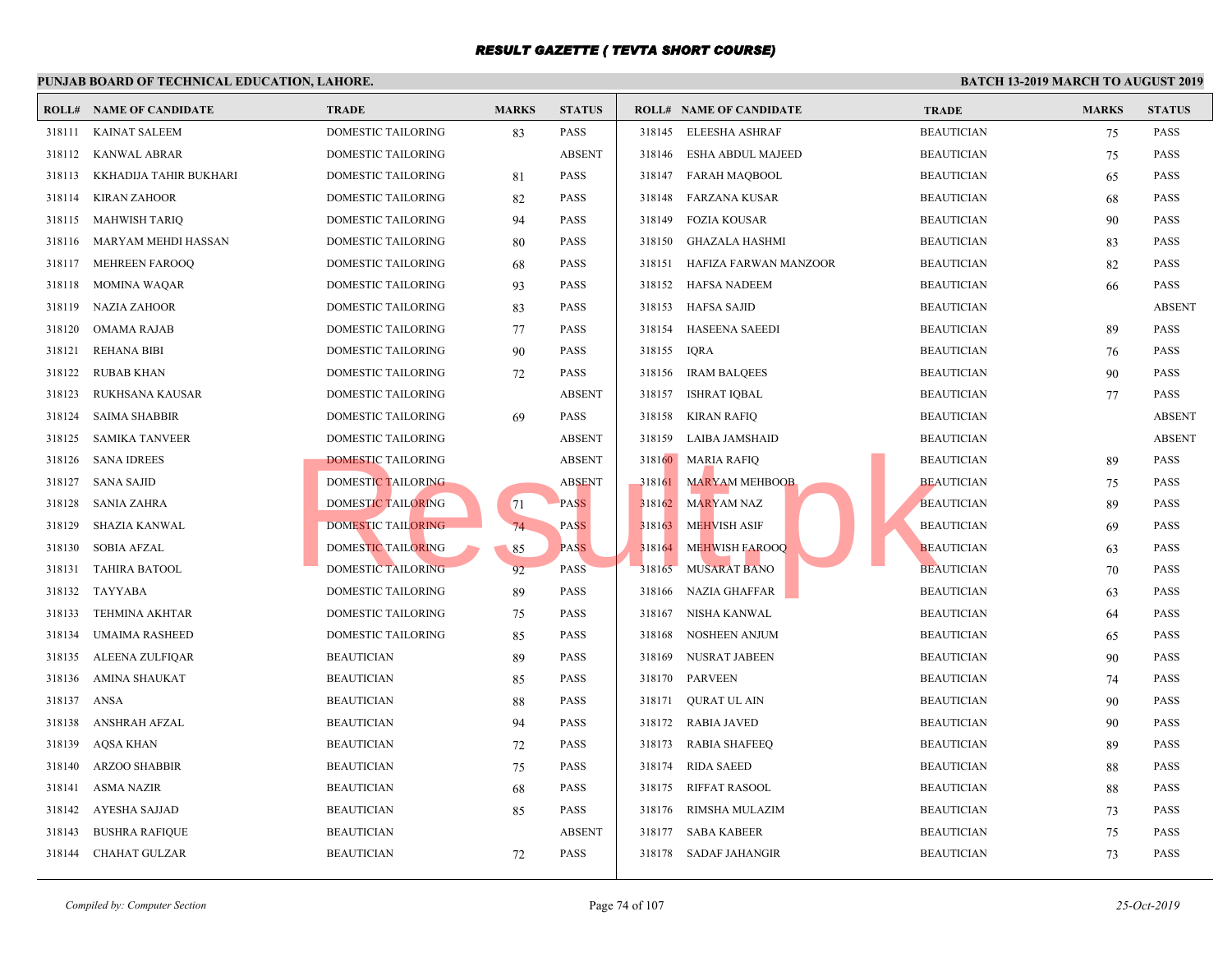# RESULT GAZETTE ( TEVTA SHORT COURSE)

**PUNJAB BOARD OF TECHNICAL EDUCATION, LAHORE.** **BATCH 13-2019 MARCH TO AUGUST 2019**

| ROLL# | NAME OF CANDIDATE | TRADE | MARKS | STATUS |
|---|---|---|---|---|
| 318111 | KAINAT SALEEM | DOMESTIC TAILORING | 83 | PASS |
| 318112 | KANWAL ABRAR | DOMESTIC TAILORING | | ABSENT |
| 318113 | KKHADIJA TAHIR BUKHARI | DOMESTIC TAILORING | 81 | PASS |
| 318114 | KIRAN ZAHOOR | DOMESTIC TAILORING | 82 | PASS |
| 318115 | MAHWISH TARIQ | DOMESTIC TAILORING | 94 | PASS |
| 318116 | MARYAM MEHDI HASSAN | DOMESTIC TAILORING | 80 | PASS |
| 318117 | MEHREEN FAROOQ | DOMESTIC TAILORING | 68 | PASS |
| 318118 | MOMINA WAQAR | DOMESTIC TAILORING | 93 | PASS |
| 318119 | NAZIA ZAHOOR | DOMESTIC TAILORING | 83 | PASS |
| 318120 | OMAMA RAJAB | DOMESTIC TAILORING | 77 | PASS |
| 318121 | REHANA BIBI | DOMESTIC TAILORING | 90 | PASS |
| 318122 | RUBAB KHAN | DOMESTIC TAILORING | 72 | PASS |
| 318123 | RUKHSANA KAUSAR | DOMESTIC TAILORING | | ABSENT |
| 318124 | SAIMA SHABBIR | DOMESTIC TAILORING | 69 | PASS |
| 318125 | SAMIKA TANVEER | DOMESTIC TAILORING | | ABSENT |
| 318126 | SANA IDREES | DOMESTIC TAILORING | | ABSENT |
| 318127 | SANA SAJID | DOMESTIC TAILORING | | ABSENT |
| 318128 | SANIA ZAHRA | DOMESTIC TAILORING | 71 | PASS |
| 318129 | SHAZIA KANWAL | DOMESTIC TAILORING | 74 | PASS |
| 318130 | SOBIA AFZAL | DOMESTIC TAILORING | 85 | PASS |
| 318131 | TAHIRA BATOOL | DOMESTIC TAILORING | 92 | PASS |
| 318132 | TAYYABA | DOMESTIC TAILORING | 89 | PASS |
| 318133 | TEHMINA AKHTAR | DOMESTIC TAILORING | 75 | PASS |
| 318134 | UMAIMA RASHEED | DOMESTIC TAILORING | 85 | PASS |
| 318135 | ALEENA ZULFIQAR | BEAUTICIAN | 89 | PASS |
| 318136 | AMINA SHAUKAT | BEAUTICIAN | 85 | PASS |
| 318137 | ANSA | BEAUTICIAN | 88 | PASS |
| 318138 | ANSHRAH AFZAL | BEAUTICIAN | 94 | PASS |
| 318139 | AQSA KHAN | BEAUTICIAN | 72 | PASS |
| 318140 | ARZOO SHABBIR | BEAUTICIAN | 75 | PASS |
| 318141 | ASMA NAZIR | BEAUTICIAN | 68 | PASS |
| 318142 | AYESHA SAJJAD | BEAUTICIAN | 85 | PASS |
| 318143 | BUSHRA RAFIQUE | BEAUTICIAN | | ABSENT |
| 318144 | CHAHAT GULZAR | BEAUTICIAN | 72 | PASS |
| 318145 | ELEESHA ASHRAF | BEAUTICIAN | 75 | PASS |
| 318146 | ESHA ABDUL MAJEED | BEAUTICIAN | 75 | PASS |
| 318147 | FARAH MAQBOOL | BEAUTICIAN | 65 | PASS |
| 318148 | FARZANA KUSAR | BEAUTICIAN | 68 | PASS |
| 318149 | FOZIA KOUSAR | BEAUTICIAN | 90 | PASS |
| 318150 | GHAZALA HASHMI | BEAUTICIAN | 83 | PASS |
| 318151 | HAFIZA FARWAN MANZOOR | BEAUTICIAN | 82 | PASS |
| 318152 | HAFSA NADEEM | BEAUTICIAN | 66 | PASS |
| 318153 | HAFSA SAJID | BEAUTICIAN | | ABSENT |
| 318154 | HASEENA SAEEDI | BEAUTICIAN | 89 | PASS |
| 318155 | IQRA | BEAUTICIAN | 76 | PASS |
| 318156 | IRAM BALQEES | BEAUTICIAN | 90 | PASS |
| 318157 | ISHRAT IQBAL | BEAUTICIAN | 77 | PASS |
| 318158 | KIRAN RAFIQ | BEAUTICIAN | | ABSENT |
| 318159 | LAIBA JAMSHAID | BEAUTICIAN | | ABSENT |
| 318160 | MARIA RAFIQ | BEAUTICIAN | 89 | PASS |
| 318161 | MARYAM MEHBOOB | BEAUTICIAN | 75 | PASS |
| 318162 | MARYAM NAZ | BEAUTICIAN | 89 | PASS |
| 318163 | MEHVISH ASIF | BEAUTICIAN | 69 | PASS |
| 318164 | MEHWISH FAROOQ | BEAUTICIAN | 63 | PASS |
| 318165 | MUSARAT BANO | BEAUTICIAN | 70 | PASS |
| 318166 | NAZIA GHAFFAR | BEAUTICIAN | 63 | PASS |
| 318167 | NISHA KANWAL | BEAUTICIAN | 64 | PASS |
| 318168 | NOSHEEN ANJUM | BEAUTICIAN | 65 | PASS |
| 318169 | NUSRAT JABEEN | BEAUTICIAN | 90 | PASS |
| 318170 | PARVEEN | BEAUTICIAN | 74 | PASS |
| 318171 | QURAT UL AIN | BEAUTICIAN | 90 | PASS |
| 318172 | RABIA JAVED | BEAUTICIAN | 90 | PASS |
| 318173 | RABIA SHAFEEQ | BEAUTICIAN | 89 | PASS |
| 318174 | RIDA SAEED | BEAUTICIAN | 88 | PASS |
| 318175 | RIFFAT RASOOL | BEAUTICIAN | 88 | PASS |
| 318176 | RIMSHA MULAZIM | BEAUTICIAN | 73 | PASS |
| 318177 | SABA KABEER | BEAUTICIAN | 75 | PASS |
| 318178 | SADAF JAHANGIR | BEAUTICIAN | 73 | PASS |

*Compiled by: Computer Section* *25-Oct-2019*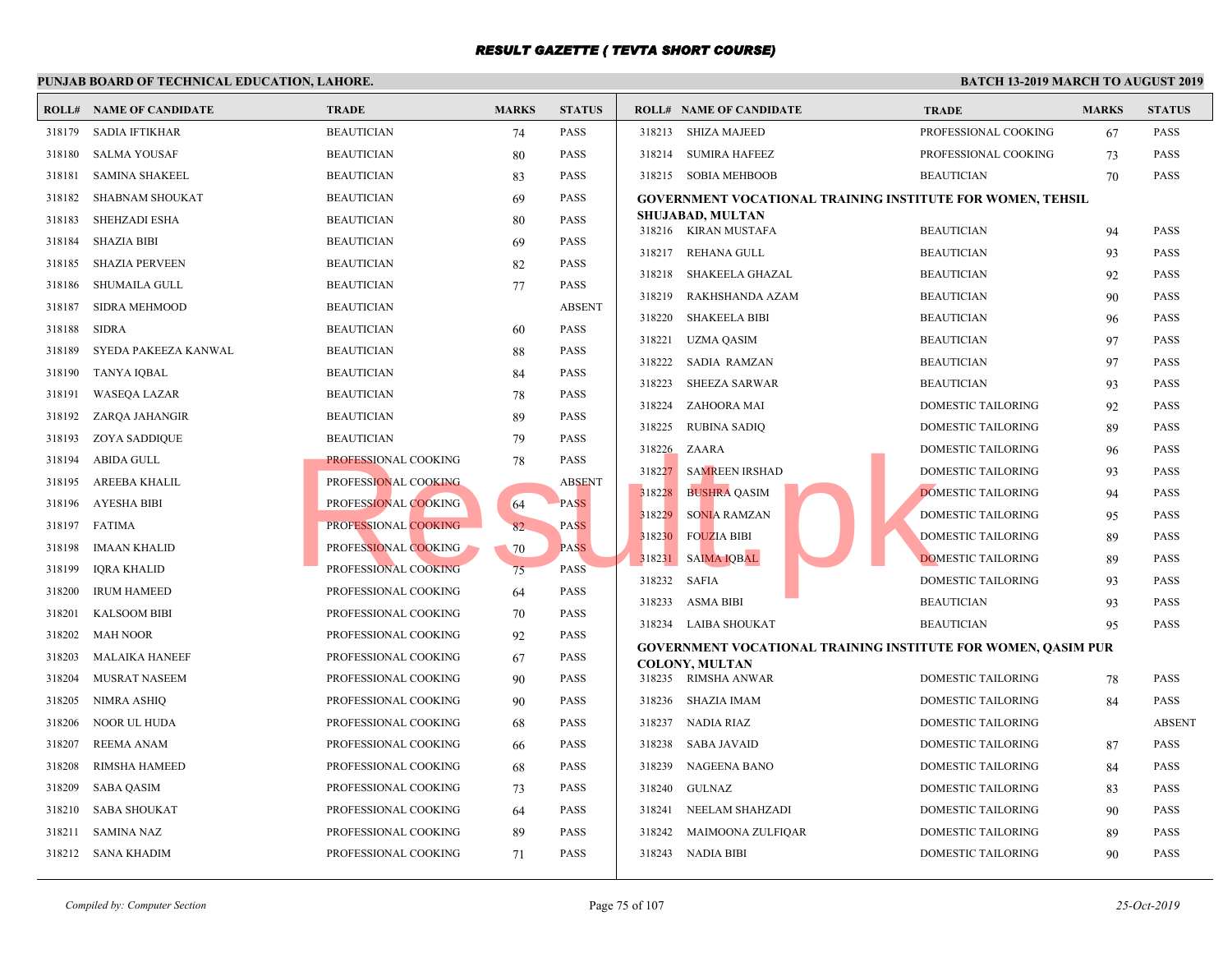# RESULT GAZETTE ( TEVTA SHORT COURSE)

**PUNJAB BOARD OF TECHNICAL EDUCATION, LAHORE.**

**BATCH 13-2019 MARCH TO AUGUST 2019**

| ROLL# | NAME OF CANDIDATE | TRADE | MARKS | STATUS |
|---|---|---|---|---|
| 318179 | SADIA IFTIKHAR | BEAUTICIAN | 74 | PASS |
| 318180 | SALMA YOUSAF | BEAUTICIAN | 80 | PASS |
| 318181 | SAMINA SHAKEEL | BEAUTICIAN | 83 | PASS |
| 318182 | SHABNAM SHOUKAT | BEAUTICIAN | 69 | PASS |
| 318183 | SHEHZADI ESHA | BEAUTICIAN | 80 | PASS |
| 318184 | SHAZIA BIBI | BEAUTICIAN | 69 | PASS |
| 318185 | SHAZIA PERVEEN | BEAUTICIAN | 82 | PASS |
| 318186 | SHUMAILA GULL | BEAUTICIAN | 77 | PASS |
| 318187 | SIDRA MEHMOOD | BEAUTICIAN | | ABSENT |
| 318188 | SIDRA | BEAUTICIAN | 60 | PASS |
| 318189 | SYEDA PAKEEZA KANWAL | BEAUTICIAN | 88 | PASS |
| 318190 | TANYA IQBAL | BEAUTICIAN | 84 | PASS |
| 318191 | WASEQA LAZAR | BEAUTICIAN | 78 | PASS |
| 318192 | ZARQA JAHANGIR | BEAUTICIAN | 89 | PASS |
| 318193 | ZOYA SADDIQUE | BEAUTICIAN | 79 | PASS |
| 318194 | ABIDA GULL | PROFESSIONAL COOKING | 78 | PASS |
| 318195 | AREEBA KHALIL | PROFESSIONAL COOKING | | ABSENT |
| 318196 | AYESHA BIBI | PROFESSIONAL COOKING | 64 | PASS |
| 318197 | FATIMA | PROFESSIONAL COOKING | 82 | PASS |
| 318198 | IMAAN KHALID | PROFESSIONAL COOKING | 70 | PASS |
| 318199 | IQRA KHALID | PROFESSIONAL COOKING | 75 | PASS |
| 318200 | IRUM HAMEED | PROFESSIONAL COOKING | 64 | PASS |
| 318201 | KALSOOM BIBI | PROFESSIONAL COOKING | 70 | PASS |
| 318202 | MAH NOOR | PROFESSIONAL COOKING | 92 | PASS |
| 318203 | MALAIKA HANEEF | PROFESSIONAL COOKING | 67 | PASS |
| 318204 | MUSRAT NASEEM | PROFESSIONAL COOKING | 90 | PASS |
| 318205 | NIMRA ASHIQ | PROFESSIONAL COOKING | 90 | PASS |
| 318206 | NOOR UL HUDA | PROFESSIONAL COOKING | 68 | PASS |
| 318207 | REEMA ANAM | PROFESSIONAL COOKING | 66 | PASS |
| 318208 | RIMSHA HAMEED | PROFESSIONAL COOKING | 68 | PASS |
| 318209 | SABA QASIM | PROFESSIONAL COOKING | 73 | PASS |
| 318210 | SABA SHOUKAT | PROFESSIONAL COOKING | 64 | PASS |
| 318211 | SAMINA NAZ | PROFESSIONAL COOKING | 89 | PASS |
| 318212 | SANA KHADIM | PROFESSIONAL COOKING | 71 | PASS |
| 318213 | SHIZA MAJEED | PROFESSIONAL COOKING | 67 | PASS |
| 318214 | SUMIRA HAFEEZ | PROFESSIONAL COOKING | 73 | PASS |
| 318215 | SOBIA MEHBOOB | BEAUTICIAN | 70 | PASS |

**GOVERNMENT VOCATIONAL TRAINING INSTITUTE FOR WOMEN, TEHSIL SHUJABAD, MULTAN**

| ROLL# | NAME OF CANDIDATE | TRADE | MARKS | STATUS |
|---|---|---|---|---|
| 318216 | KIRAN MUSTAFA | BEAUTICIAN | 94 | PASS |
| 318217 | REHANA GULL | BEAUTICIAN | 93 | PASS |
| 318218 | SHAKEELA GHAZAL | BEAUTICIAN | 92 | PASS |
| 318219 | RAKHSHANDA AZAM | BEAUTICIAN | 90 | PASS |
| 318220 | SHAKEELA BIBI | BEAUTICIAN | 96 | PASS |
| 318221 | UZMA QASIM | BEAUTICIAN | 97 | PASS |
| 318222 | SADIA RAMZAN | BEAUTICIAN | 97 | PASS |
| 318223 | SHEEZA SARWAR | BEAUTICIAN | 93 | PASS |
| 318224 | ZAHOORA MAI | DOMESTIC TAILORING | 92 | PASS |
| 318225 | RUBINA SADIQ | DOMESTIC TAILORING | 89 | PASS |
| 318226 | ZAARA | DOMESTIC TAILORING | 96 | PASS |
| 318227 | SAMREEN IRSHAD | DOMESTIC TAILORING | 93 | PASS |
| 318228 | BUSHRA QASIM | DOMESTIC TAILORING | 94 | PASS |
| 318229 | SONIA RAMZAN | DOMESTIC TAILORING | 95 | PASS |
| 318230 | FOUZIA BIBI | DOMESTIC TAILORING | 89 | PASS |
| 318231 | SAIMA IQBAL | DOMESTIC TAILORING | 89 | PASS |
| 318232 | SAFIA | DOMESTIC TAILORING | 93 | PASS |
| 318233 | ASMA BIBI | BEAUTICIAN | 93 | PASS |
| 318234 | LAIBA SHOUKAT | BEAUTICIAN | 95 | PASS |

**GOVERNMENT VOCATIONAL TRAINING INSTITUTE FOR WOMEN, QASIM PUR COLONY, MULTAN**

| ROLL# | NAME OF CANDIDATE | TRADE | MARKS | STATUS |
|---|---|---|---|---|
| 318235 | RIMSHA ANWAR | DOMESTIC TAILORING | 78 | PASS |
| 318236 | SHAZIA IMAM | DOMESTIC TAILORING | 84 | PASS |
| 318237 | NADIA RIAZ | DOMESTIC TAILORING | | ABSENT |
| 318238 | SABA JAVAID | DOMESTIC TAILORING | 87 | PASS |
| 318239 | NAGEENA BANO | DOMESTIC TAILORING | 84 | PASS |
| 318240 | GULNAZ | DOMESTIC TAILORING | 83 | PASS |
| 318241 | NEELAM SHAHZADI | DOMESTIC TAILORING | 90 | PASS |
| 318242 | MAIMOONA ZULFIQAR | DOMESTIC TAILORING | 89 | PASS |
| 318243 | NADIA BIBI | DOMESTIC TAILORING | 90 | PASS |

*Compiled by: Computer Section*

*25-Oct-2019*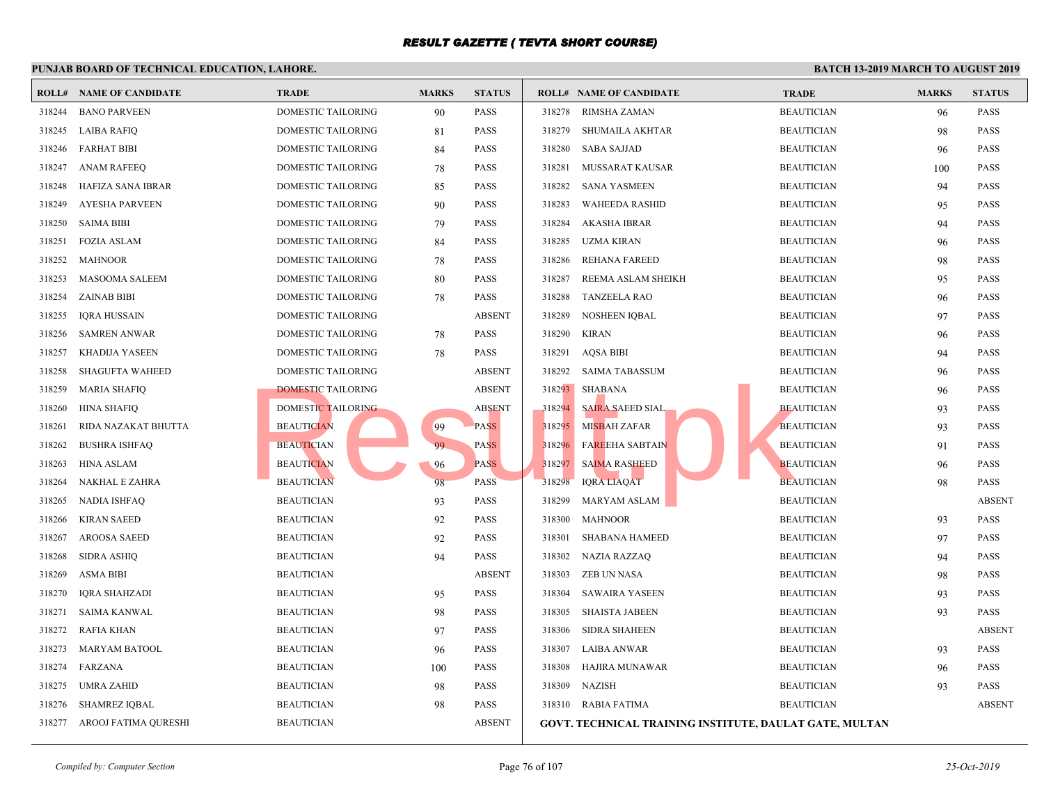# RESULT GAZETTE ( TEVTA SHORT COURSE)

**PUNJAB BOARD OF TECHNICAL EDUCATION, LAHORE.** **BATCH 13-2019 MARCH TO AUGUST 2019**

| ROLL# | NAME OF CANDIDATE | TRADE | MARKS | STATUS |
|---|---|---|---|---|
| 318244 | BANO PARVEEN | DOMESTIC TAILORING | 90 | PASS |
| 318245 | LAIBA RAFIQ | DOMESTIC TAILORING | 81 | PASS |
| 318246 | FARHAT BIBI | DOMESTIC TAILORING | 84 | PASS |
| 318247 | ANAM RAFEEQ | DOMESTIC TAILORING | 78 | PASS |
| 318248 | HAFIZA SANA IBRAR | DOMESTIC TAILORING | 85 | PASS |
| 318249 | AYESHA PARVEEN | DOMESTIC TAILORING | 90 | PASS |
| 318250 | SAIMA BIBI | DOMESTIC TAILORING | 79 | PASS |
| 318251 | FOZIA ASLAM | DOMESTIC TAILORING | 84 | PASS |
| 318252 | MAHNOOR | DOMESTIC TAILORING | 78 | PASS |
| 318253 | MASOOMA SALEEM | DOMESTIC TAILORING | 80 | PASS |
| 318254 | ZAINAB BIBI | DOMESTIC TAILORING | 78 | PASS |
| 318255 | IQRA HUSSAIN | DOMESTIC TAILORING | | ABSENT |
| 318256 | SAMREN ANWAR | DOMESTIC TAILORING | 78 | PASS |
| 318257 | KHADIJA YASEEN | DOMESTIC TAILORING | 78 | PASS |
| 318258 | SHAGUFTA WAHEED | DOMESTIC TAILORING | | ABSENT |
| 318259 | MARIA SHAFIQ | DOMESTIC TAILORING | | ABSENT |
| 318260 | HINA SHAFIQ | DOMESTIC TAILORING | | ABSENT |
| 318261 | RIDA NAZAKAT BHUTTA | BEAUTICIAN | 99 | PASS |
| 318262 | BUSHRA ISHFAQ | BEAUTICIAN | 99 | PASS |
| 318263 | HINA ASLAM | BEAUTICIAN | 96 | PASS |
| 318264 | NAKHAL E ZAHRA | BEAUTICIAN | 98 | PASS |
| 318265 | NADIA ISHFAQ | BEAUTICIAN | 93 | PASS |
| 318266 | KIRAN SAEED | BEAUTICIAN | 92 | PASS |
| 318267 | AROOSA SAEED | BEAUTICIAN | 92 | PASS |
| 318268 | SIDRA ASHIQ | BEAUTICIAN | 94 | PASS |
| 318269 | ASMA BIBI | BEAUTICIAN | | ABSENT |
| 318270 | IQRA SHAHZADI | BEAUTICIAN | 95 | PASS |
| 318271 | SAIMA KANWAL | BEAUTICIAN | 98 | PASS |
| 318272 | RAFIA KHAN | BEAUTICIAN | 97 | PASS |
| 318273 | MARYAM BATOOL | BEAUTICIAN | 96 | PASS |
| 318274 | FARZANA | BEAUTICIAN | 100 | PASS |
| 318275 | UMRA ZAHID | BEAUTICIAN | 98 | PASS |
| 318276 | SHAMREZ IQBAL | BEAUTICIAN | 98 | PASS |
| 318277 | AROOJ FATIMA QURESHI | BEAUTICIAN | | ABSENT |
| 318278 | RIMSHA ZAMAN | BEAUTICIAN | 96 | PASS |
| 318279 | SHUMAILA AKHTAR | BEAUTICIAN | 98 | PASS |
| 318280 | SABA SAJJAD | BEAUTICIAN | 96 | PASS |
| 318281 | MUSSARAT KAUSAR | BEAUTICIAN | 100 | PASS |
| 318282 | SANA YASMEEN | BEAUTICIAN | 94 | PASS |
| 318283 | WAHEEDA RASHID | BEAUTICIAN | 95 | PASS |
| 318284 | AKASHA IBRAR | BEAUTICIAN | 94 | PASS |
| 318285 | UZMA KIRAN | BEAUTICIAN | 96 | PASS |
| 318286 | REHANA FAREED | BEAUTICIAN | 98 | PASS |
| 318287 | REEMA ASLAM SHEIKH | BEAUTICIAN | 95 | PASS |
| 318288 | TANZEELA RAO | BEAUTICIAN | 96 | PASS |
| 318289 | NOSHEEN IQBAL | BEAUTICIAN | 97 | PASS |
| 318290 | KIRAN | BEAUTICIAN | 96 | PASS |
| 318291 | AQSA BIBI | BEAUTICIAN | 94 | PASS |
| 318292 | SAIMA TABASSUM | BEAUTICIAN | 96 | PASS |
| 318293 | SHABANA | BEAUTICIAN | 96 | PASS |
| 318294 | SAIRA SAEED SIAL | BEAUTICIAN | 93 | PASS |
| 318295 | MISBAH ZAFAR | BEAUTICIAN | 93 | PASS |
| 318296 | FAREEHA SABTAIN | BEAUTICIAN | 91 | PASS |
| 318297 | SAIMA RASHEED | BEAUTICIAN | 96 | PASS |
| 318298 | IQRA LIAQAT | BEAUTICIAN | 98 | PASS |
| 318299 | MARYAM ASLAM | BEAUTICIAN | | ABSENT |
| 318300 | MAHNOOR | BEAUTICIAN | 93 | PASS |
| 318301 | SHABANA HAMEED | BEAUTICIAN | 97 | PASS |
| 318302 | NAZIA RAZZAQ | BEAUTICIAN | 94 | PASS |
| 318303 | ZEB UN NASA | BEAUTICIAN | 98 | PASS |
| 318304 | SAWAIRA YASEEN | BEAUTICIAN | 93 | PASS |
| 318305 | SHAISTA JABEEN | BEAUTICIAN | 93 | PASS |
| 318306 | SIDRA SHAHEEN | BEAUTICIAN | | ABSENT |
| 318307 | LAIBA ANWAR | BEAUTICIAN | 93 | PASS |
| 318308 | HAJIRA MUNAWAR | BEAUTICIAN | 96 | PASS |
| 318309 | NAZISH | BEAUTICIAN | 93 | PASS |
| 318310 | RABIA FATIMA | BEAUTICIAN | | ABSENT |

**GOVT. TECHNICAL TRAINING INSTITUTE, DAULAT GATE, MULTAN**

*Compiled by: Computer Section* *25-Oct-2019*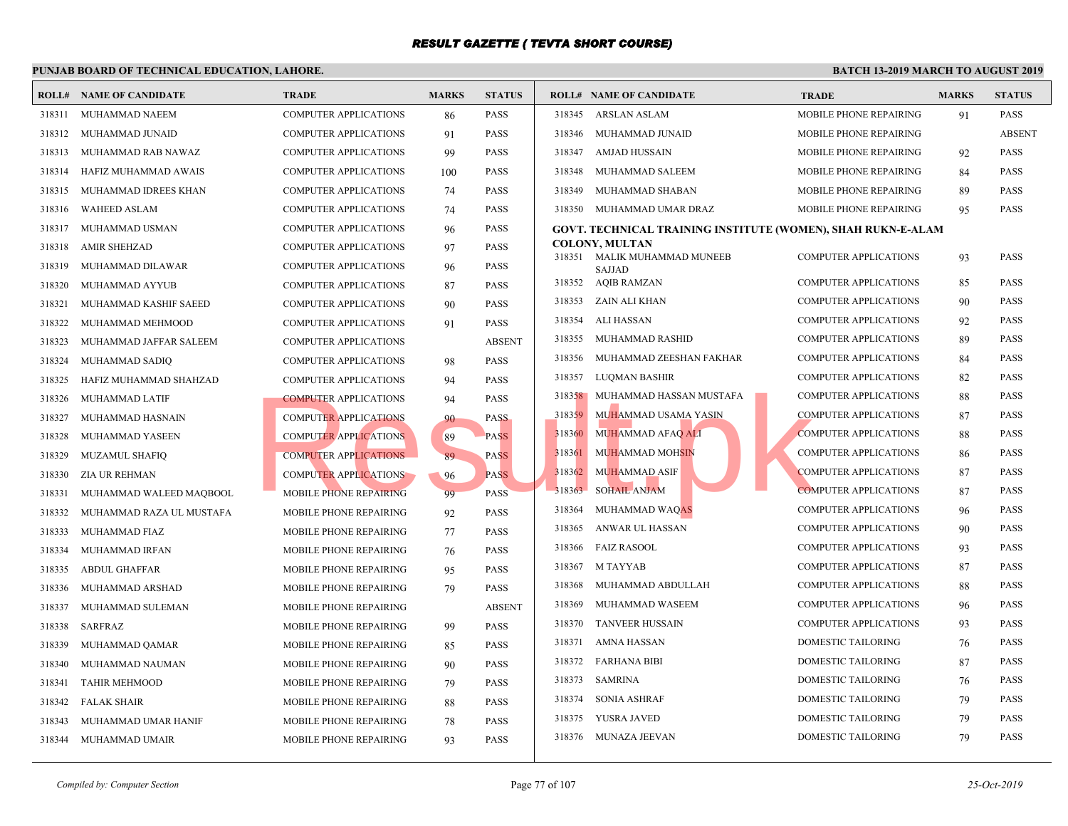# RESULT GAZETTE ( TEVTA SHORT COURSE)

**PUNJAB BOARD OF TECHNICAL EDUCATION, LAHORE.** | **BATCH 13-2019 MARCH TO AUGUST 2019**

| ROLL# | NAME OF CANDIDATE | TRADE | MARKS | STATUS |
|---|---|---|---|---|
| 318311 | MUHAMMAD NAEEM | COMPUTER APPLICATIONS | 86 | PASS |
| 318312 | MUHAMMAD JUNAID | COMPUTER APPLICATIONS | 91 | PASS |
| 318313 | MUHAMMAD RAB NAWAZ | COMPUTER APPLICATIONS | 99 | PASS |
| 318314 | HAFIZ MUHAMMAD AWAIS | COMPUTER APPLICATIONS | 100 | PASS |
| 318315 | MUHAMMAD IDREES KHAN | COMPUTER APPLICATIONS | 74 | PASS |
| 318316 | WAHEED ASLAM | COMPUTER APPLICATIONS | 74 | PASS |
| 318317 | MUHAMMAD USMAN | COMPUTER APPLICATIONS | 96 | PASS |
| 318318 | AMIR SHEHZAD | COMPUTER APPLICATIONS | 97 | PASS |
| 318319 | MUHAMMAD DILAWAR | COMPUTER APPLICATIONS | 96 | PASS |
| 318320 | MUHAMMAD AYYUB | COMPUTER APPLICATIONS | 87 | PASS |
| 318321 | MUHAMMAD KASHIF SAEED | COMPUTER APPLICATIONS | 90 | PASS |
| 318322 | MUHAMMAD MEHMOOD | COMPUTER APPLICATIONS | 91 | PASS |
| 318323 | MUHAMMAD JAFFAR SALEEM | COMPUTER APPLICATIONS | | ABSENT |
| 318324 | MUHAMMAD SADIQ | COMPUTER APPLICATIONS | 98 | PASS |
| 318325 | HAFIZ MUHAMMAD SHAHZAD | COMPUTER APPLICATIONS | 94 | PASS |
| 318326 | MUHAMMAD LATIF | COMPUTER APPLICATIONS | 94 | PASS |
| 318327 | MUHAMMAD HASNAIN | COMPUTER APPLICATIONS | 90 | PASS |
| 318328 | MUHAMMAD YASEEN | COMPUTER APPLICATIONS | 89 | PASS |
| 318329 | MUZAMUL SHAFIQ | COMPUTER APPLICATIONS | 89 | PASS |
| 318330 | ZIA UR REHMAN | COMPUTER APPLICATIONS | 96 | PASS |
| 318331 | MUHAMMAD WALEED MAQBOOL | MOBILE PHONE REPAIRING | 99 | PASS |
| 318332 | MUHAMMAD RAZA UL MUSTAFA | MOBILE PHONE REPAIRING | 92 | PASS |
| 318333 | MUHAMMAD FIAZ | MOBILE PHONE REPAIRING | 77 | PASS |
| 318334 | MUHAMMAD IRFAN | MOBILE PHONE REPAIRING | 76 | PASS |
| 318335 | ABDUL GHAFFAR | MOBILE PHONE REPAIRING | 95 | PASS |
| 318336 | MUHAMMAD ARSHAD | MOBILE PHONE REPAIRING | 79 | PASS |
| 318337 | MUHAMMAD SULEMAN | MOBILE PHONE REPAIRING | | ABSENT |
| 318338 | SARFRAZ | MOBILE PHONE REPAIRING | 99 | PASS |
| 318339 | MUHAMMAD QAMAR | MOBILE PHONE REPAIRING | 85 | PASS |
| 318340 | MUHAMMAD NAUMAN | MOBILE PHONE REPAIRING | 90 | PASS |
| 318341 | TAHIR MEHMOOD | MOBILE PHONE REPAIRING | 79 | PASS |
| 318342 | FALAK SHAIR | MOBILE PHONE REPAIRING | 88 | PASS |
| 318343 | MUHAMMAD UMAR HANIF | MOBILE PHONE REPAIRING | 78 | PASS |
| 318344 | MUHAMMAD UMAIR | MOBILE PHONE REPAIRING | 93 | PASS |
| 318345 | ARSLAN ASLAM | MOBILE PHONE REPAIRING | 91 | PASS |
| 318346 | MUHAMMAD JUNAID | MOBILE PHONE REPAIRING | | ABSENT |
| 318347 | AMJAD HUSSAIN | MOBILE PHONE REPAIRING | 92 | PASS |
| 318348 | MUHAMMAD SALEEM | MOBILE PHONE REPAIRING | 84 | PASS |
| 318349 | MUHAMMAD SHABAN | MOBILE PHONE REPAIRING | 89 | PASS |
| 318350 | MUHAMMAD UMAR DRAZ | MOBILE PHONE REPAIRING | 95 | PASS |

**GOVT. TECHNICAL TRAINING INSTITUTE (WOMEN), SHAH RUKN-E-ALAM COLONY, MULTAN**

| ROLL# | NAME OF CANDIDATE | TRADE | MARKS | STATUS |
|---|---|---|---|---|
| 318351 | MALIK MUHAMMAD MUNEEB SAJJAD | COMPUTER APPLICATIONS | 93 | PASS |
| 318352 | AQIB RAMZAN | COMPUTER APPLICATIONS | 85 | PASS |
| 318353 | ZAIN ALI KHAN | COMPUTER APPLICATIONS | 90 | PASS |
| 318354 | ALI HASSAN | COMPUTER APPLICATIONS | 92 | PASS |
| 318355 | MUHAMMAD RASHID | COMPUTER APPLICATIONS | 89 | PASS |
| 318356 | MUHAMMAD ZEESHAN FAKHAR | COMPUTER APPLICATIONS | 84 | PASS |
| 318357 | LUQMAN BASHIR | COMPUTER APPLICATIONS | 82 | PASS |
| 318358 | MUHAMMAD HASSAN MUSTAFA | COMPUTER APPLICATIONS | 88 | PASS |
| 318359 | MUHAMMAD USAMA YASIN | COMPUTER APPLICATIONS | 87 | PASS |
| 318360 | MUHAMMAD AFAQ ALI | COMPUTER APPLICATIONS | 88 | PASS |
| 318361 | MUHAMMAD MOHSIN | COMPUTER APPLICATIONS | 86 | PASS |
| 318362 | MUHAMMAD ASIF | COMPUTER APPLICATIONS | 87 | PASS |
| 318363 | SOHAIL ANJAM | COMPUTER APPLICATIONS | 87 | PASS |
| 318364 | MUHAMMAD WAQAS | COMPUTER APPLICATIONS | 96 | PASS |
| 318365 | ANWAR UL HASSAN | COMPUTER APPLICATIONS | 90 | PASS |
| 318366 | FAIZ RASOOL | COMPUTER APPLICATIONS | 93 | PASS |
| 318367 | M TAYYAB | COMPUTER APPLICATIONS | 87 | PASS |
| 318368 | MUHAMMAD ABDULLAH | COMPUTER APPLICATIONS | 88 | PASS |
| 318369 | MUHAMMAD WASEEM | COMPUTER APPLICATIONS | 96 | PASS |
| 318370 | TANVEER HUSSAIN | COMPUTER APPLICATIONS | 93 | PASS |
| 318371 | AMNA HASSAN | DOMESTIC TAILORING | 76 | PASS |
| 318372 | FARHANA BIBI | DOMESTIC TAILORING | 87 | PASS |
| 318373 | SAMRINA | DOMESTIC TAILORING | 76 | PASS |
| 318374 | SONIA ASHRAF | DOMESTIC TAILORING | 79 | PASS |
| 318375 | YUSRA JAVED | DOMESTIC TAILORING | 79 | PASS |
| 318376 | MUNAZA JEEVAN | DOMESTIC TAILORING | 79 | PASS |

*Compiled by: Computer Section* | *25-Oct-2019*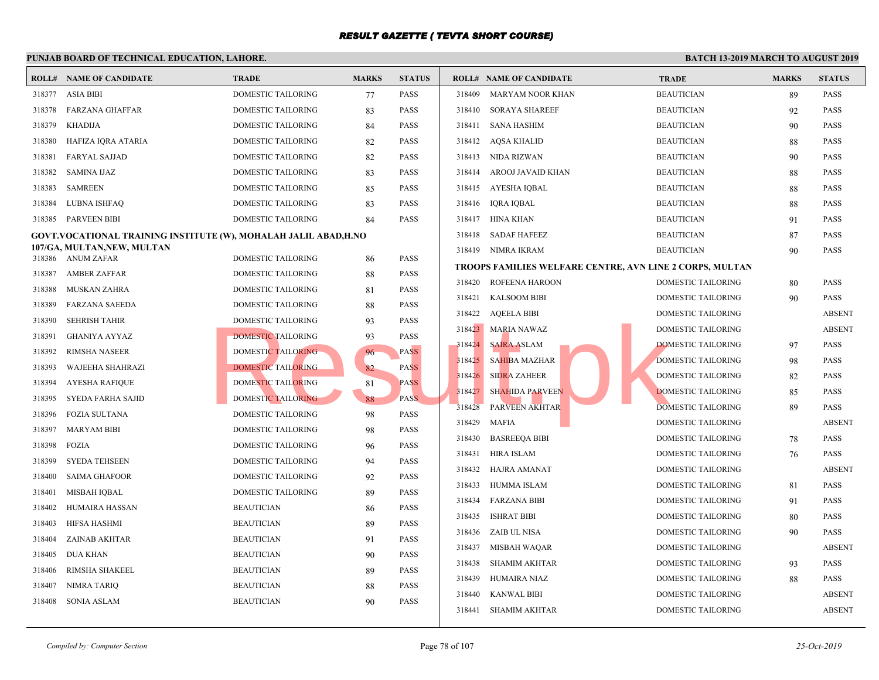# RESULT GAZETTE ( TEVTA SHORT COURSE)

**PUNJAB BOARD OF TECHNICAL EDUCATION, LAHORE.** — **BATCH 13-2019 MARCH TO AUGUST 2019**

| ROLL# | NAME OF CANDIDATE | TRADE | MARKS | STATUS |
|---|---|---|---|---|
| 318377 | ASIA BIBI | DOMESTIC TAILORING | 77 | PASS |
| 318378 | FARZANA GHAFFAR | DOMESTIC TAILORING | 83 | PASS |
| 318379 | KHADIJA | DOMESTIC TAILORING | 84 | PASS |
| 318380 | HAFIZA IQRA ATARIA | DOMESTIC TAILORING | 82 | PASS |
| 318381 | FARYAL SAJJAD | DOMESTIC TAILORING | 82 | PASS |
| 318382 | SAMINA IJAZ | DOMESTIC TAILORING | 83 | PASS |
| 318383 | SAMREEN | DOMESTIC TAILORING | 85 | PASS |
| 318384 | LUBNA ISHFAQ | DOMESTIC TAILORING | 83 | PASS |
| 318385 | PARVEEN BIBI | DOMESTIC TAILORING | 84 | PASS |

**GOVT.VOCATIONAL TRAINING INSTITUTE (W), MOHALAH JALIL ABAD,H.NO 107/GA, MULTAN,NEW, MULTAN**

| ROLL# | NAME OF CANDIDATE | TRADE | MARKS | STATUS |
|---|---|---|---|---|
| 318386 | ANUM ZAFAR | DOMESTIC TAILORING | 86 | PASS |
| 318387 | AMBER ZAFFAR | DOMESTIC TAILORING | 88 | PASS |
| 318388 | MUSKAN ZAHRA | DOMESTIC TAILORING | 81 | PASS |
| 318389 | FARZANA SAEEDA | DOMESTIC TAILORING | 88 | PASS |
| 318390 | SEHRISH TAHIR | DOMESTIC TAILORING | 93 | PASS |
| 318391 | GHANIYA AYYAZ | DOMESTIC TAILORING | 93 | PASS |
| 318392 | RIMSHA NASEER | DOMESTIC TAILORING | 96 | PASS |
| 318393 | WAJEEHA SHAHRAZI | DOMESTIC TAILORING | 82 | PASS |
| 318394 | AYESHA RAFIQUE | DOMESTIC TAILORING | 81 | PASS |
| 318395 | SYEDA FARHA SAJID | DOMESTIC TAILORING | 88 | PASS |
| 318396 | FOZIA SULTANA | DOMESTIC TAILORING | 98 | PASS |
| 318397 | MARYAM BIBI | DOMESTIC TAILORING | 98 | PASS |
| 318398 | FOZIA | DOMESTIC TAILORING | 96 | PASS |
| 318399 | SYEDA TEHSEEN | DOMESTIC TAILORING | 94 | PASS |
| 318400 | SAIMA GHAFOOR | DOMESTIC TAILORING | 92 | PASS |
| 318401 | MISBAH IQBAL | DOMESTIC TAILORING | 89 | PASS |
| 318402 | HUMAIRA HASSAN | BEAUTICIAN | 86 | PASS |
| 318403 | HIFSA HASHMI | BEAUTICIAN | 89 | PASS |
| 318404 | ZAINAB AKHTAR | BEAUTICIAN | 91 | PASS |
| 318405 | DUA KHAN | BEAUTICIAN | 90 | PASS |
| 318406 | RIMSHA SHAKEEL | BEAUTICIAN | 89 | PASS |
| 318407 | NIMRA TARIQ | BEAUTICIAN | 88 | PASS |
| 318408 | SONIA ASLAM | BEAUTICIAN | 90 | PASS |
| 318409 | MARYAM NOOR KHAN | BEAUTICIAN | 89 | PASS |
| 318410 | SORAYA SHAREEF | BEAUTICIAN | 92 | PASS |
| 318411 | SANA HASHIM | BEAUTICIAN | 90 | PASS |
| 318412 | AQSA KHALID | BEAUTICIAN | 88 | PASS |
| 318413 | NIDA RIZWAN | BEAUTICIAN | 90 | PASS |
| 318414 | AROOJ JAVAID KHAN | BEAUTICIAN | 88 | PASS |
| 318415 | AYESHA IQBAL | BEAUTICIAN | 88 | PASS |
| 318416 | IQRA IQBAL | BEAUTICIAN | 88 | PASS |
| 318417 | HINA KHAN | BEAUTICIAN | 91 | PASS |
| 318418 | SADAF HAFEEZ | BEAUTICIAN | 87 | PASS |
| 318419 | NIMRA IKRAM | BEAUTICIAN | 90 | PASS |

**TROOPS FAMILIES WELFARE CENTRE, AVN LINE 2 CORPS, MULTAN**

| ROLL# | NAME OF CANDIDATE | TRADE | MARKS | STATUS |
|---|---|---|---|---|
| 318420 | ROFEENA HAROON | DOMESTIC TAILORING | 80 | PASS |
| 318421 | KALSOOM BIBI | DOMESTIC TAILORING | 90 | PASS |
| 318422 | AQEELA BIBI | DOMESTIC TAILORING | | ABSENT |
| 318423 | MARIA NAWAZ | DOMESTIC TAILORING | | ABSENT |
| 318424 | SAIRA ASLAM | DOMESTIC TAILORING | 97 | PASS |
| 318425 | SAHIBA MAZHAR | DOMESTIC TAILORING | 98 | PASS |
| 318426 | SIDRA ZAHEER | DOMESTIC TAILORING | 82 | PASS |
| 318427 | SHAHIDA PARVEEN | DOMESTIC TAILORING | 85 | PASS |
| 318428 | PARVEEN AKHTAR | DOMESTIC TAILORING | 89 | PASS |
| 318429 | MAFIA | DOMESTIC TAILORING | | ABSENT |
| 318430 | BASREEQA BIBI | DOMESTIC TAILORING | 78 | PASS |
| 318431 | HIRA ISLAM | DOMESTIC TAILORING | 76 | PASS |
| 318432 | HAJRA AMANAT | DOMESTIC TAILORING | | ABSENT |
| 318433 | HUMMA ISLAM | DOMESTIC TAILORING | 81 | PASS |
| 318434 | FARZANA BIBI | DOMESTIC TAILORING | 91 | PASS |
| 318435 | ISHRAT BIBI | DOMESTIC TAILORING | 80 | PASS |
| 318436 | ZAIB UL NISA | DOMESTIC TAILORING | 90 | PASS |
| 318437 | MISBAH WAQAR | DOMESTIC TAILORING | | ABSENT |
| 318438 | SHAMIM AKHTAR | DOMESTIC TAILORING | 93 | PASS |
| 318439 | HUMAIRA NIAZ | DOMESTIC TAILORING | 88 | PASS |
| 318440 | KANWAL BIBI | DOMESTIC TAILORING | | ABSENT |
| 318441 | SHAMIM AKHTAR | DOMESTIC TAILORING | | ABSENT |

*Compiled by: Computer Section* — *25-Oct-2019*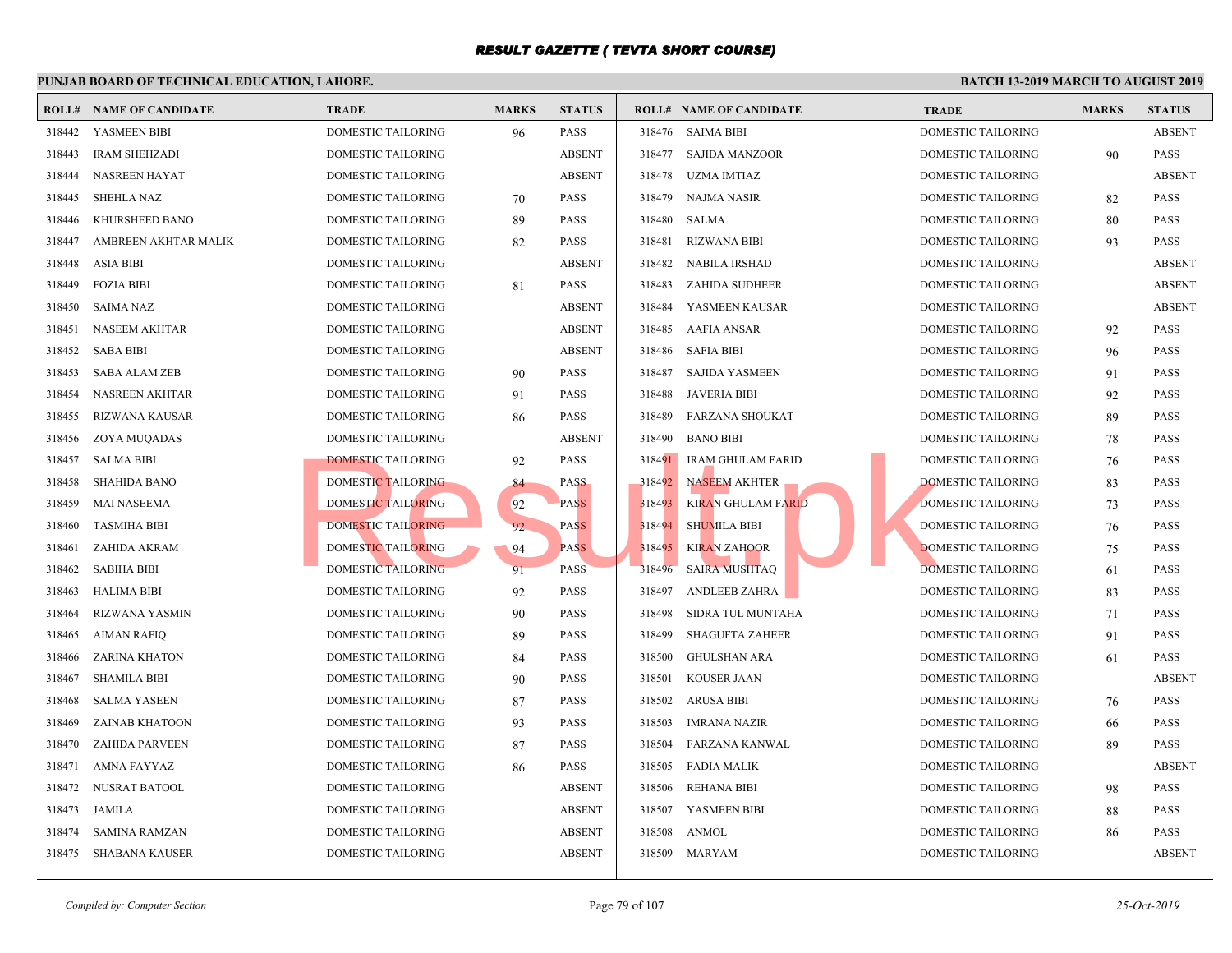# RESULT GAZETTE ( TEVTA SHORT COURSE)

**PUNJAB BOARD OF TECHNICAL EDUCATION, LAHORE.** — **BATCH 13-2019 MARCH TO AUGUST 2019**

| ROLL# | NAME OF CANDIDATE | TRADE | MARKS | STATUS |
|---|---|---|---|---|
| 318442 | YASMEEN BIBI | DOMESTIC TAILORING | 96 | PASS |
| 318443 | IRAM SHEHZADI | DOMESTIC TAILORING | | ABSENT |
| 318444 | NASREEN HAYAT | DOMESTIC TAILORING | | ABSENT |
| 318445 | SHEHLA NAZ | DOMESTIC TAILORING | 70 | PASS |
| 318446 | KHURSHEED BANO | DOMESTIC TAILORING | 89 | PASS |
| 318447 | AMBREEN AKHTAR MALIK | DOMESTIC TAILORING | 82 | PASS |
| 318448 | ASIA BIBI | DOMESTIC TAILORING | | ABSENT |
| 318449 | FOZIA BIBI | DOMESTIC TAILORING | 81 | PASS |
| 318450 | SAIMA NAZ | DOMESTIC TAILORING | | ABSENT |
| 318451 | NASEEM AKHTAR | DOMESTIC TAILORING | | ABSENT |
| 318452 | SABA BIBI | DOMESTIC TAILORING | | ABSENT |
| 318453 | SABA ALAM ZEB | DOMESTIC TAILORING | 90 | PASS |
| 318454 | NASREEN AKHTAR | DOMESTIC TAILORING | 91 | PASS |
| 318455 | RIZWANA KAUSAR | DOMESTIC TAILORING | 86 | PASS |
| 318456 | ZOYA MUQADAS | DOMESTIC TAILORING | | ABSENT |
| 318457 | SALMA BIBI | DOMESTIC TAILORING | 92 | PASS |
| 318458 | SHAHIDA BANO | DOMESTIC TAILORING | 84 | PASS |
| 318459 | MAI NASEEMA | DOMESTIC TAILORING | 92 | PASS |
| 318460 | TASMIHA BIBI | DOMESTIC TAILORING | 92 | PASS |
| 318461 | ZAHIDA AKRAM | DOMESTIC TAILORING | 94 | PASS |
| 318462 | SABIHA BIBI | DOMESTIC TAILORING | 91 | PASS |
| 318463 | HALIMA BIBI | DOMESTIC TAILORING | 92 | PASS |
| 318464 | RIZWANA YASMIN | DOMESTIC TAILORING | 90 | PASS |
| 318465 | AIMAN RAFIQ | DOMESTIC TAILORING | 89 | PASS |
| 318466 | ZARINA KHATON | DOMESTIC TAILORING | 84 | PASS |
| 318467 | SHAMILA BIBI | DOMESTIC TAILORING | 90 | PASS |
| 318468 | SALMA YASEEN | DOMESTIC TAILORING | 87 | PASS |
| 318469 | ZAINAB KHATOON | DOMESTIC TAILORING | 93 | PASS |
| 318470 | ZAHIDA PARVEEN | DOMESTIC TAILORING | 87 | PASS |
| 318471 | AMNA FAYYAZ | DOMESTIC TAILORING | 86 | PASS |
| 318472 | NUSRAT BATOOL | DOMESTIC TAILORING | | ABSENT |
| 318473 | JAMILA | DOMESTIC TAILORING | | ABSENT |
| 318474 | SAMINA RAMZAN | DOMESTIC TAILORING | | ABSENT |
| 318475 | SHABANA KAUSER | DOMESTIC TAILORING | | ABSENT |
| 318476 | SAIMA BIBI | DOMESTIC TAILORING | | ABSENT |
| 318477 | SAJIDA MANZOOR | DOMESTIC TAILORING | 90 | PASS |
| 318478 | UZMA IMTIAZ | DOMESTIC TAILORING | | ABSENT |
| 318479 | NAJMA NASIR | DOMESTIC TAILORING | 82 | PASS |
| 318480 | SALMA | DOMESTIC TAILORING | 80 | PASS |
| 318481 | RIZWANA BIBI | DOMESTIC TAILORING | 93 | PASS |
| 318482 | NABILA IRSHAD | DOMESTIC TAILORING | | ABSENT |
| 318483 | ZAHIDA SUDHEER | DOMESTIC TAILORING | | ABSENT |
| 318484 | YASMEEN KAUSAR | DOMESTIC TAILORING | | ABSENT |
| 318485 | AAFIA ANSAR | DOMESTIC TAILORING | 92 | PASS |
| 318486 | SAFIA BIBI | DOMESTIC TAILORING | 96 | PASS |
| 318487 | SAJIDA YASMEEN | DOMESTIC TAILORING | 91 | PASS |
| 318488 | JAVERIA BIBI | DOMESTIC TAILORING | 92 | PASS |
| 318489 | FARZANA SHOUKAT | DOMESTIC TAILORING | 89 | PASS |
| 318490 | BANO BIBI | DOMESTIC TAILORING | 78 | PASS |
| 318491 | IRAM GHULAM FARID | DOMESTIC TAILORING | 76 | PASS |
| 318492 | NASEEM AKHTER | DOMESTIC TAILORING | 83 | PASS |
| 318493 | KIRAN GHULAM FARID | DOMESTIC TAILORING | 73 | PASS |
| 318494 | SHUMILA BIBI | DOMESTIC TAILORING | 76 | PASS |
| 318495 | KIRAN ZAHOOR | DOMESTIC TAILORING | 75 | PASS |
| 318496 | SAIRA MUSHTAQ | DOMESTIC TAILORING | 61 | PASS |
| 318497 | ANDLEEB ZAHRA | DOMESTIC TAILORING | 83 | PASS |
| 318498 | SIDRA TUL MUNTAHA | DOMESTIC TAILORING | 71 | PASS |
| 318499 | SHAGUFTA ZAHEER | DOMESTIC TAILORING | 91 | PASS |
| 318500 | GHULSHAN ARA | DOMESTIC TAILORING | 61 | PASS |
| 318501 | KOUSER JAAN | DOMESTIC TAILORING | | ABSENT |
| 318502 | ARUSA BIBI | DOMESTIC TAILORING | 76 | PASS |
| 318503 | IMRANA NAZIR | DOMESTIC TAILORING | 66 | PASS |
| 318504 | FARZANA KANWAL | DOMESTIC TAILORING | 89 | PASS |
| 318505 | FADIA MALIK | DOMESTIC TAILORING | | ABSENT |
| 318506 | REHANA BIBI | DOMESTIC TAILORING | 98 | PASS |
| 318507 | YASMEEN BIBI | DOMESTIC TAILORING | 88 | PASS |
| 318508 | ANMOL | DOMESTIC TAILORING | 86 | PASS |
| 318509 | MARYAM | DOMESTIC TAILORING | | ABSENT |

*Compiled by: Computer Section* — *25-Oct-2019*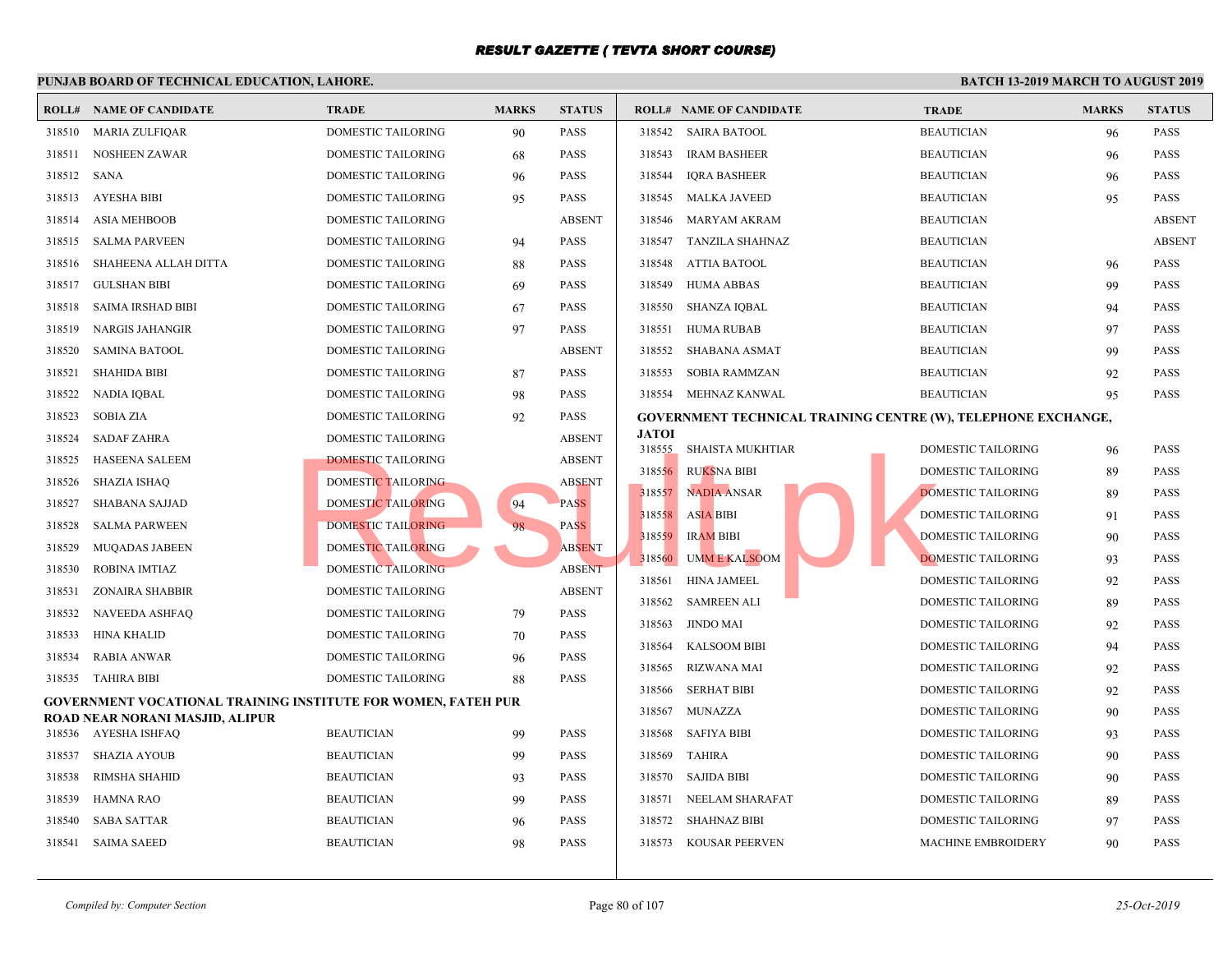# RESULT GAZETTE ( TEVTA SHORT COURSE)

**PUNJAB BOARD OF TECHNICAL EDUCATION, LAHORE.**

**BATCH 13-2019 MARCH TO AUGUST 2019**

| ROLL# | NAME OF CANDIDATE | TRADE | MARKS | STATUS |
|---|---|---|---|---|
| 318510 | MARIA ZULFIQAR | DOMESTIC TAILORING | 90 | PASS |
| 318511 | NOSHEEN ZAWAR | DOMESTIC TAILORING | 68 | PASS |
| 318512 | SANA | DOMESTIC TAILORING | 96 | PASS |
| 318513 | AYESHA BIBI | DOMESTIC TAILORING | 95 | PASS |
| 318514 | ASIA MEHBOOB | DOMESTIC TAILORING | | ABSENT |
| 318515 | SALMA PARVEEN | DOMESTIC TAILORING | 94 | PASS |
| 318516 | SHAHEENA ALLAH DITTA | DOMESTIC TAILORING | 88 | PASS |
| 318517 | GULSHAN BIBI | DOMESTIC TAILORING | 69 | PASS |
| 318518 | SAIMA IRSHAD BIBI | DOMESTIC TAILORING | 67 | PASS |
| 318519 | NARGIS JAHANGIR | DOMESTIC TAILORING | 97 | PASS |
| 318520 | SAMINA BATOOL | DOMESTIC TAILORING | | ABSENT |
| 318521 | SHAHIDA BIBI | DOMESTIC TAILORING | 87 | PASS |
| 318522 | NADIA IQBAL | DOMESTIC TAILORING | 98 | PASS |
| 318523 | SOBIA ZIA | DOMESTIC TAILORING | 92 | PASS |
| 318524 | SADAF ZAHRA | DOMESTIC TAILORING | | ABSENT |
| 318525 | HASEENA SALEEM | DOMESTIC TAILORING | | ABSENT |
| 318526 | SHAZIA ISHAQ | DOMESTIC TAILORING | | ABSENT |
| 318527 | SHABANA SAJJAD | DOMESTIC TAILORING | 94 | PASS |
| 318528 | SALMA PARWEEN | DOMESTIC TAILORING | 98 | PASS |
| 318529 | MUQADAS JABEEN | DOMESTIC TAILORING | | ABSENT |
| 318530 | ROBINA IMTIAZ | DOMESTIC TAILORING | | ABSENT |
| 318531 | ZONAIRA SHABBIR | DOMESTIC TAILORING | | ABSENT |
| 318532 | NAVEEDA ASHFAQ | DOMESTIC TAILORING | 79 | PASS |
| 318533 | HINA KHALID | DOMESTIC TAILORING | 70 | PASS |
| 318534 | RABIA ANWAR | DOMESTIC TAILORING | 96 | PASS |
| 318535 | TAHIRA BIBI | DOMESTIC TAILORING | 88 | PASS |

**GOVERNMENT VOCATIONAL TRAINING INSTITUTE FOR WOMEN, FATEH PUR ROAD NEAR NORANI MASJID, ALIPUR**

| ROLL# | NAME OF CANDIDATE | TRADE | MARKS | STATUS |
|---|---|---|---|---|
| 318536 | AYESHA ISHFAQ | BEAUTICIAN | 99 | PASS |
| 318537 | SHAZIA AYOUB | BEAUTICIAN | 99 | PASS |
| 318538 | RIMSHA SHAHID | BEAUTICIAN | 93 | PASS |
| 318539 | HAMNA RAO | BEAUTICIAN | 99 | PASS |
| 318540 | SABA SATTAR | BEAUTICIAN | 96 | PASS |
| 318541 | SAIMA SAEED | BEAUTICIAN | 98 | PASS |
| 318542 | SAIRA BATOOL | BEAUTICIAN | 96 | PASS |
| 318543 | IRAM BASHEER | BEAUTICIAN | 96 | PASS |
| 318544 | IQRA BASHEER | BEAUTICIAN | 96 | PASS |
| 318545 | MALKA JAVEED | BEAUTICIAN | 95 | PASS |
| 318546 | MARYAM AKRAM | BEAUTICIAN | | ABSENT |
| 318547 | TANZILA SHAHNAZ | BEAUTICIAN | | ABSENT |
| 318548 | ATTIA BATOOL | BEAUTICIAN | 96 | PASS |
| 318549 | HUMA ABBAS | BEAUTICIAN | 99 | PASS |
| 318550 | SHANZA IQBAL | BEAUTICIAN | 94 | PASS |
| 318551 | HUMA RUBAB | BEAUTICIAN | 97 | PASS |
| 318552 | SHABANA ASMAT | BEAUTICIAN | 99 | PASS |
| 318553 | SOBIA RAMMZAN | BEAUTICIAN | 92 | PASS |
| 318554 | MEHNAZ KANWAL | BEAUTICIAN | 95 | PASS |

**GOVERNMENT TECHNICAL TRAINING CENTRE (W), TELEPHONE EXCHANGE, JATOI**

| ROLL# | NAME OF CANDIDATE | TRADE | MARKS | STATUS |
|---|---|---|---|---|
| 318555 | SHAISTA MUKHTIAR | DOMESTIC TAILORING | 96 | PASS |
| 318556 | RUKSNA BIBI | DOMESTIC TAILORING | 89 | PASS |
| 318557 | NADIA ANSAR | DOMESTIC TAILORING | 89 | PASS |
| 318558 | ASIA BIBI | DOMESTIC TAILORING | 91 | PASS |
| 318559 | IRAM BIBI | DOMESTIC TAILORING | 90 | PASS |
| 318560 | UMM E KALSOOM | DOMESTIC TAILORING | 93 | PASS |
| 318561 | HINA JAMEEL | DOMESTIC TAILORING | 92 | PASS |
| 318562 | SAMREEN ALI | DOMESTIC TAILORING | 89 | PASS |
| 318563 | JINDO MAI | DOMESTIC TAILORING | 92 | PASS |
| 318564 | KALSOOM BIBI | DOMESTIC TAILORING | 94 | PASS |
| 318565 | RIZWANA MAI | DOMESTIC TAILORING | 92 | PASS |
| 318566 | SERHAT BIBI | DOMESTIC TAILORING | 92 | PASS |
| 318567 | MUNAZZA | DOMESTIC TAILORING | 90 | PASS |
| 318568 | SAFIYA BIBI | DOMESTIC TAILORING | 93 | PASS |
| 318569 | TAHIRA | DOMESTIC TAILORING | 90 | PASS |
| 318570 | SAJIDA BIBI | DOMESTIC TAILORING | 90 | PASS |
| 318571 | NEELAM SHARAFAT | DOMESTIC TAILORING | 89 | PASS |
| 318572 | SHAHNAZ BIBI | DOMESTIC TAILORING | 97 | PASS |
| 318573 | KOUSAR PEERVEN | MACHINE EMBROIDERY | 90 | PASS |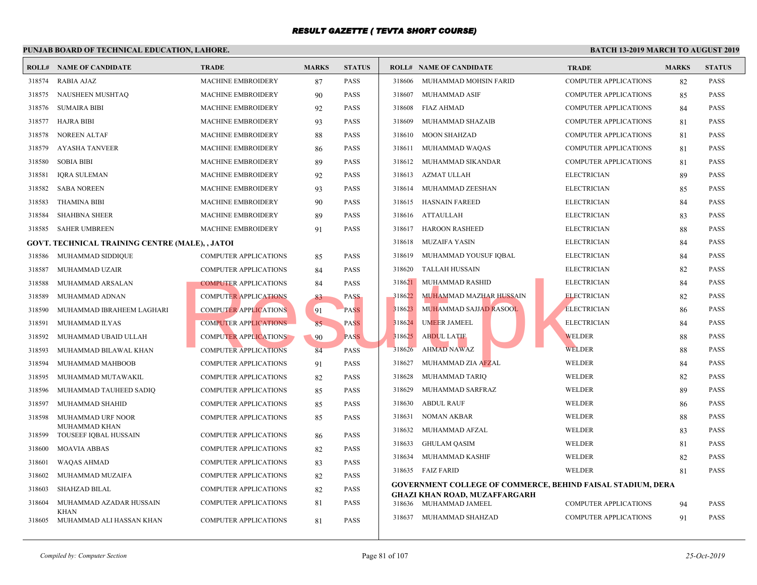# RESULT GAZETTE ( TEVTA SHORT COURSE)

**PUNJAB BOARD OF TECHNICAL EDUCATION, LAHORE.** | **BATCH 13-2019 MARCH TO AUGUST 2019**

| ROLL# | NAME OF CANDIDATE | TRADE | MARKS | STATUS |
|---|---|---|---|---|
| 318574 | RABIA AJAZ | MACHINE EMBROIDERY | 87 | PASS |
| 318575 | NAUSHEEN MUSHTAQ | MACHINE EMBROIDERY | 90 | PASS |
| 318576 | SUMAIRA BIBI | MACHINE EMBROIDERY | 92 | PASS |
| 318577 | HAJRA BIBI | MACHINE EMBROIDERY | 93 | PASS |
| 318578 | NOREEN ALTAF | MACHINE EMBROIDERY | 88 | PASS |
| 318579 | AYASHA TANVEER | MACHINE EMBROIDERY | 86 | PASS |
| 318580 | SOBIA BIBI | MACHINE EMBROIDERY | 89 | PASS |
| 318581 | IQRA SULEMAN | MACHINE EMBROIDERY | 92 | PASS |
| 318582 | SABA NOREEN | MACHINE EMBROIDERY | 93 | PASS |
| 318583 | THAMINA BIBI | MACHINE EMBROIDERY | 90 | PASS |
| 318584 | SHAHBNA SHEER | MACHINE EMBROIDERY | 89 | PASS |
| 318585 | SAHER UMBREEN | MACHINE EMBROIDERY | 91 | PASS |

**GOVT. TECHNICAL TRAINING CENTRE (MALE), , JATOI**

| ROLL# | NAME OF CANDIDATE | TRADE | MARKS | STATUS |
|---|---|---|---|---|
| 318586 | MUHAMMAD SIDDIQUE | COMPUTER APPLICATIONS | 85 | PASS |
| 318587 | MUHAMMAD UZAIR | COMPUTER APPLICATIONS | 84 | PASS |
| 318588 | MUHAMMAD ARSALAN | COMPUTER APPLICATIONS | 84 | PASS |
| 318589 | MUHAMMAD ADNAN | COMPUTER APPLICATIONS | 83 | PASS |
| 318590 | MUHAMMAD IBRAHEEM LAGHARI | COMPUTER APPLICATIONS | 91 | PASS |
| 318591 | MUHAMMAD ILYAS | COMPUTER APPLICATIONS | 85 | PASS |
| 318592 | MUHAMMAD UBAID ULLAH | COMPUTER APPLICATIONS | 90 | PASS |
| 318593 | MUHAMMAD BILAWAL KHAN | COMPUTER APPLICATIONS | 84 | PASS |
| 318594 | MUHAMMAD MAHBOOB | COMPUTER APPLICATIONS | 91 | PASS |
| 318595 | MUHAMMAD MUTAWAKIL | COMPUTER APPLICATIONS | 82 | PASS |
| 318596 | MUHAMMAD TAUHEED SADIQ | COMPUTER APPLICATIONS | 85 | PASS |
| 318597 | MUHAMMAD SHAHID | COMPUTER APPLICATIONS | 85 | PASS |
| 318598 | MUHAMMAD URF NOOR MUHAMMAD KHAN | COMPUTER APPLICATIONS | 85 | PASS |
| 318599 | TOUSEEF IQBAL HUSSAIN | COMPUTER APPLICATIONS | 86 | PASS |
| 318600 | MOAVIA ABBAS | COMPUTER APPLICATIONS | 82 | PASS |
| 318601 | WAQAS AHMAD | COMPUTER APPLICATIONS | 83 | PASS |
| 318602 | MUHAMMAD MUZAIFA | COMPUTER APPLICATIONS | 82 | PASS |
| 318603 | SHAHZAD BILAL | COMPUTER APPLICATIONS | 82 | PASS |
| 318604 | MUHAMMAD AZADAR HUSSAIN KHAN | COMPUTER APPLICATIONS | 81 | PASS |
| 318605 | MUHAMMAD ALI HASSAN KHAN | COMPUTER APPLICATIONS | 81 | PASS |
| 318606 | MUHAMMAD MOHSIN FARID | COMPUTER APPLICATIONS | 82 | PASS |
| 318607 | MUHAMMAD ASIF | COMPUTER APPLICATIONS | 85 | PASS |
| 318608 | FIAZ AHMAD | COMPUTER APPLICATIONS | 84 | PASS |
| 318609 | MUHAMMAD SHAZAIB | COMPUTER APPLICATIONS | 81 | PASS |
| 318610 | MOON SHAHZAD | COMPUTER APPLICATIONS | 81 | PASS |
| 318611 | MUHAMMAD WAQAS | COMPUTER APPLICATIONS | 81 | PASS |
| 318612 | MUHAMMAD SIKANDAR | COMPUTER APPLICATIONS | 81 | PASS |
| 318613 | AZMAT ULLAH | ELECTRICIAN | 89 | PASS |
| 318614 | MUHAMMAD ZEESHAN | ELECTRICIAN | 85 | PASS |
| 318615 | HASNAIN FAREED | ELECTRICIAN | 84 | PASS |
| 318616 | ATTAULLAH | ELECTRICIAN | 83 | PASS |
| 318617 | HAROON RASHEED | ELECTRICIAN | 88 | PASS |
| 318618 | MUZAIFA YASIN | ELECTRICIAN | 84 | PASS |
| 318619 | MUHAMMAD YOUSUF IQBAL | ELECTRICIAN | 84 | PASS |
| 318620 | TALLAH HUSSAIN | ELECTRICIAN | 82 | PASS |
| 318621 | MUHAMMAD RASHID | ELECTRICIAN | 84 | PASS |
| 318622 | MUHAMMAD MAZHAR HUSSAIN | ELECTRICIAN | 82 | PASS |
| 318623 | MUHAMMAD SAJJAD RASOOL | ELECTRICIAN | 86 | PASS |
| 318624 | UMEER JAMEEL | ELECTRICIAN | 84 | PASS |
| 318625 | ABDUL LATIF | WELDER | 88 | PASS |
| 318626 | AHMAD NAWAZ | WELDER | 88 | PASS |
| 318627 | MUHAMMAD ZIA AFZAL | WELDER | 84 | PASS |
| 318628 | MUHAMMAD TARIQ | WELDER | 82 | PASS |
| 318629 | MUHAMMAD SARFRAZ | WELDER | 89 | PASS |
| 318630 | ABDUL RAUF | WELDER | 86 | PASS |
| 318631 | NOMAN AKBAR | WELDER | 88 | PASS |
| 318632 | MUHAMMAD AFZAL | WELDER | 83 | PASS |
| 318633 | GHULAM QASIM | WELDER | 81 | PASS |
| 318634 | MUHAMMAD KASHIF | WELDER | 82 | PASS |
| 318635 | FAIZ FARID | WELDER | 81 | PASS |

**GOVERNMENT COLLEGE OF COMMERCE, BEHIND FAISAL STADIUM, DERA GHAZI KHAN ROAD, MUZAFFARGARH**

| ROLL# | NAME OF CANDIDATE | TRADE | MARKS | STATUS |
|---|---|---|---|---|
| 318636 | MUHAMMAD JAMEEL | COMPUTER APPLICATIONS | 94 | PASS |
| 318637 | MUHAMMAD SHAHZAD | COMPUTER APPLICATIONS | 91 | PASS |

*Compiled by: Computer Section* | 25-Oct-2019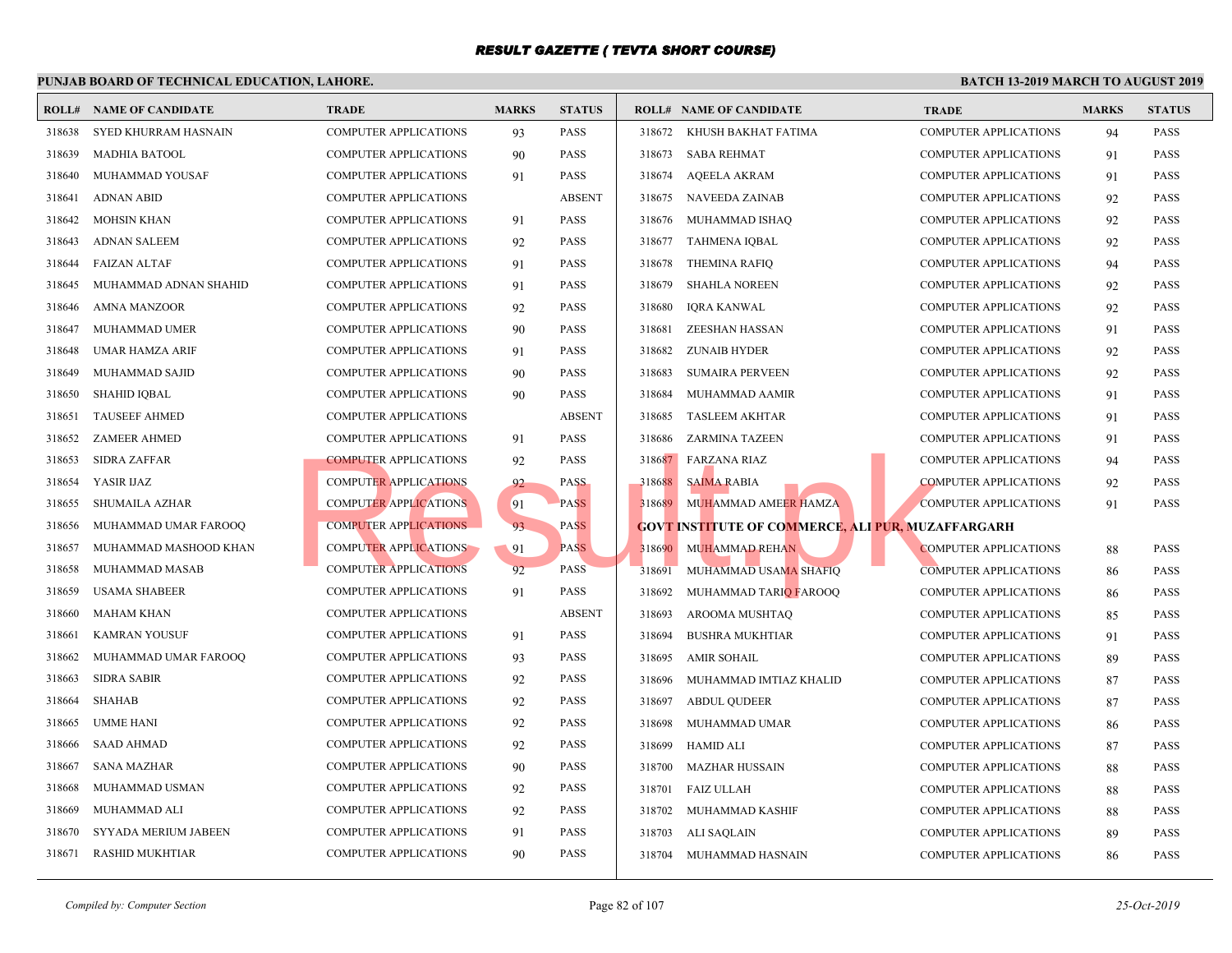# RESULT GAZETTE ( TEVTA SHORT COURSE)

**PUNJAB BOARD OF TECHNICAL EDUCATION, LAHORE.** **BATCH 13-2019 MARCH TO AUGUST 2019**

| ROLL# | NAME OF CANDIDATE | TRADE | MARKS | STATUS |
|---|---|---|---|---|
| 318638 | SYED KHURRAM HASNAIN | COMPUTER APPLICATIONS | 93 | PASS |
| 318639 | MADHIA BATOOL | COMPUTER APPLICATIONS | 90 | PASS |
| 318640 | MUHAMMAD YOUSAF | COMPUTER APPLICATIONS | 91 | PASS |
| 318641 | ADNAN ABID | COMPUTER APPLICATIONS | | ABSENT |
| 318642 | MOHSIN KHAN | COMPUTER APPLICATIONS | 91 | PASS |
| 318643 | ADNAN SALEEM | COMPUTER APPLICATIONS | 92 | PASS |
| 318644 | FAIZAN ALTAF | COMPUTER APPLICATIONS | 91 | PASS |
| 318645 | MUHAMMAD ADNAN SHAHID | COMPUTER APPLICATIONS | 91 | PASS |
| 318646 | AMNA MANZOOR | COMPUTER APPLICATIONS | 92 | PASS |
| 318647 | MUHAMMAD UMER | COMPUTER APPLICATIONS | 90 | PASS |
| 318648 | UMAR HAMZA ARIF | COMPUTER APPLICATIONS | 91 | PASS |
| 318649 | MUHAMMAD SAJID | COMPUTER APPLICATIONS | 90 | PASS |
| 318650 | SHAHID IQBAL | COMPUTER APPLICATIONS | 90 | PASS |
| 318651 | TAUSEEF AHMED | COMPUTER APPLICATIONS | | ABSENT |
| 318652 | ZAMEER AHMED | COMPUTER APPLICATIONS | 91 | PASS |
| 318653 | SIDRA ZAFFAR | COMPUTER APPLICATIONS | 92 | PASS |
| 318654 | YASIR IJAZ | COMPUTER APPLICATIONS | 92 | PASS |
| 318655 | SHUMAILA AZHAR | COMPUTER APPLICATIONS | 91 | PASS |
| 318656 | MUHAMMAD UMAR FAROOQ | COMPUTER APPLICATIONS | 93 | PASS |
| 318657 | MUHAMMAD MASHOOD KHAN | COMPUTER APPLICATIONS | 91 | PASS |
| 318658 | MUHAMMAD MASAB | COMPUTER APPLICATIONS | 92 | PASS |
| 318659 | USAMA SHABEER | COMPUTER APPLICATIONS | 91 | PASS |
| 318660 | MAHAM KHAN | COMPUTER APPLICATIONS | | ABSENT |
| 318661 | KAMRAN YOUSUF | COMPUTER APPLICATIONS | 91 | PASS |
| 318662 | MUHAMMAD UMAR FAROOQ | COMPUTER APPLICATIONS | 93 | PASS |
| 318663 | SIDRA SABIR | COMPUTER APPLICATIONS | 92 | PASS |
| 318664 | SHAHAB | COMPUTER APPLICATIONS | 92 | PASS |
| 318665 | UMME HANI | COMPUTER APPLICATIONS | 92 | PASS |
| 318666 | SAAD AHMAD | COMPUTER APPLICATIONS | 92 | PASS |
| 318667 | SANA MAZHAR | COMPUTER APPLICATIONS | 90 | PASS |
| 318668 | MUHAMMAD USMAN | COMPUTER APPLICATIONS | 92 | PASS |
| 318669 | MUHAMMAD ALI | COMPUTER APPLICATIONS | 92 | PASS |
| 318670 | SYYADA MERIUM JABEEN | COMPUTER APPLICATIONS | 91 | PASS |
| 318671 | RASHID MUKHTIAR | COMPUTER APPLICATIONS | 90 | PASS |
| 318672 | KHUSH BAKHAT FATIMA | COMPUTER APPLICATIONS | 94 | PASS |
| 318673 | SABA REHMAT | COMPUTER APPLICATIONS | 91 | PASS |
| 318674 | AQEELA AKRAM | COMPUTER APPLICATIONS | 91 | PASS |
| 318675 | NAVEEDA ZAINAB | COMPUTER APPLICATIONS | 92 | PASS |
| 318676 | MUHAMMAD ISHAQ | COMPUTER APPLICATIONS | 92 | PASS |
| 318677 | TAHMENA IQBAL | COMPUTER APPLICATIONS | 92 | PASS |
| 318678 | THEMINA RAFIQ | COMPUTER APPLICATIONS | 94 | PASS |
| 318679 | SHAHLA NOREEN | COMPUTER APPLICATIONS | 92 | PASS |
| 318680 | IQRA KANWAL | COMPUTER APPLICATIONS | 92 | PASS |
| 318681 | ZEESHAN HASSAN | COMPUTER APPLICATIONS | 91 | PASS |
| 318682 | ZUNAIB HYDER | COMPUTER APPLICATIONS | 92 | PASS |
| 318683 | SUMAIRA PERVEEN | COMPUTER APPLICATIONS | 92 | PASS |
| 318684 | MUHAMMAD AAMIR | COMPUTER APPLICATIONS | 91 | PASS |
| 318685 | TASLEEM AKHTAR | COMPUTER APPLICATIONS | 91 | PASS |
| 318686 | ZARMINA TAZEEN | COMPUTER APPLICATIONS | 91 | PASS |
| 318687 | FARZANA RIAZ | COMPUTER APPLICATIONS | 94 | PASS |
| 318688 | SAIMA RABIA | COMPUTER APPLICATIONS | 92 | PASS |
| 318689 | MUHAMMAD AMEER HAMZA | COMPUTER APPLICATIONS | 91 | PASS |
| **GOVT INSTITUTE OF COMMERCE, ALI PUR, MUZAFFARGARH** | | | | |
| 318690 | MUHAMMAD REHAN | COMPUTER APPLICATIONS | 88 | PASS |
| 318691 | MUHAMMAD USAMA SHAFIQ | COMPUTER APPLICATIONS | 86 | PASS |
| 318692 | MUHAMMAD TARIQ FAROOQ | COMPUTER APPLICATIONS | 86 | PASS |
| 318693 | AROOMA MUSHTAQ | COMPUTER APPLICATIONS | 85 | PASS |
| 318694 | BUSHRA MUKHTIAR | COMPUTER APPLICATIONS | 91 | PASS |
| 318695 | AMIR SOHAIL | COMPUTER APPLICATIONS | 89 | PASS |
| 318696 | MUHAMMAD IMTIAZ KHALID | COMPUTER APPLICATIONS | 87 | PASS |
| 318697 | ABDUL QUDEER | COMPUTER APPLICATIONS | 87 | PASS |
| 318698 | MUHAMMAD UMAR | COMPUTER APPLICATIONS | 86 | PASS |
| 318699 | HAMID ALI | COMPUTER APPLICATIONS | 87 | PASS |
| 318700 | MAZHAR HUSSAIN | COMPUTER APPLICATIONS | 88 | PASS |
| 318701 | FAIZ ULLAH | COMPUTER APPLICATIONS | 88 | PASS |
| 318702 | MUHAMMAD KASHIF | COMPUTER APPLICATIONS | 88 | PASS |
| 318703 | ALI SAQLAIN | COMPUTER APPLICATIONS | 89 | PASS |
| 318704 | MUHAMMAD HASNAIN | COMPUTER APPLICATIONS | 86 | PASS |

*Compiled by: Computer Section* *25-Oct-2019*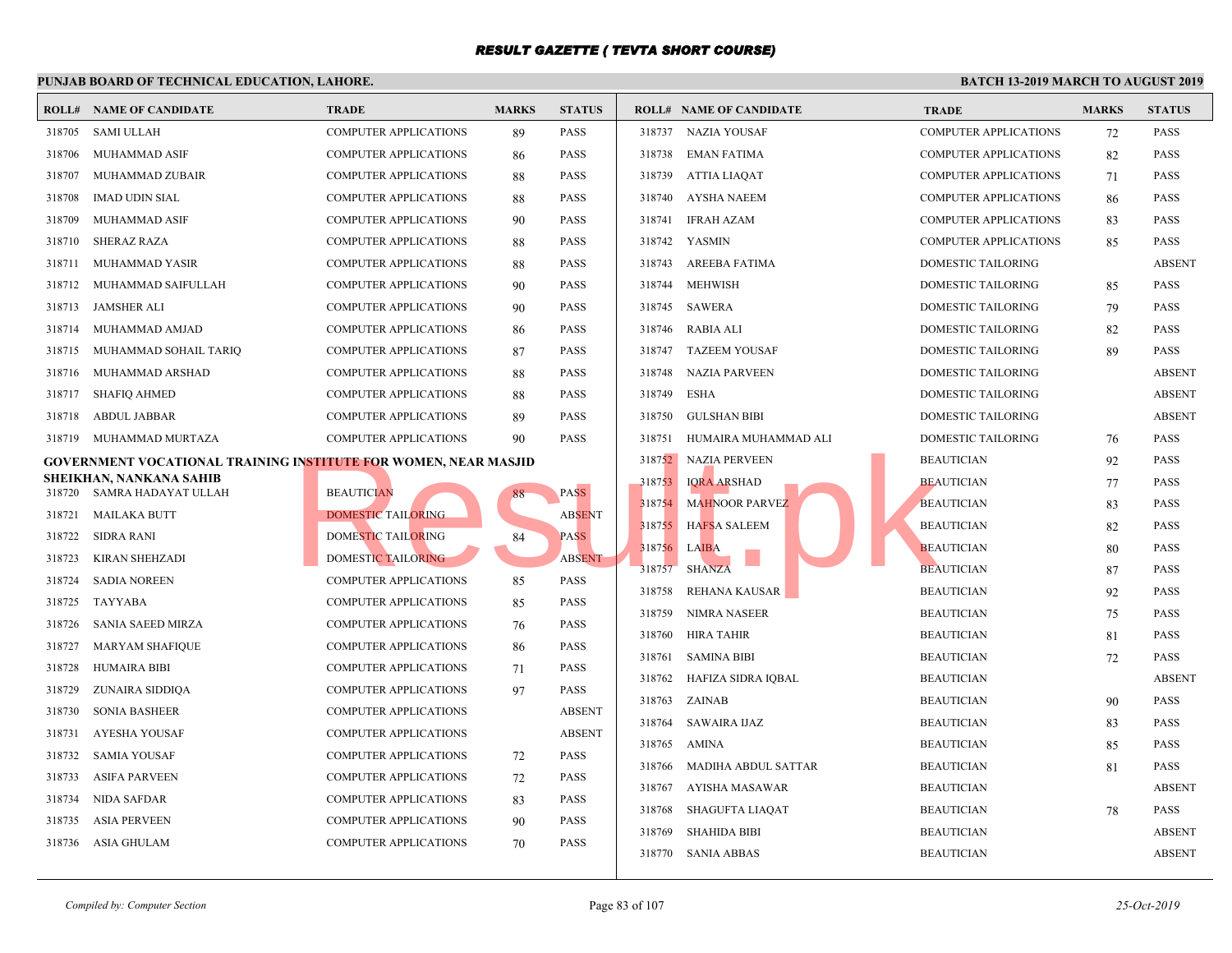# RESULT GAZETTE ( TEVTA SHORT COURSE)

**PUNJAB BOARD OF TECHNICAL EDUCATION, LAHORE.**

**BATCH 13-2019 MARCH TO AUGUST 2019**

| ROLL# | NAME OF CANDIDATE | TRADE | MARKS | STATUS |
|---|---|---|---|---|
| 318705 | SAMI ULLAH | COMPUTER APPLICATIONS | 89 | PASS |
| 318706 | MUHAMMAD ASIF | COMPUTER APPLICATIONS | 86 | PASS |
| 318707 | MUHAMMAD ZUBAIR | COMPUTER APPLICATIONS | 88 | PASS |
| 318708 | IMAD UDIN SIAL | COMPUTER APPLICATIONS | 88 | PASS |
| 318709 | MUHAMMAD ASIF | COMPUTER APPLICATIONS | 90 | PASS |
| 318710 | SHERAZ RAZA | COMPUTER APPLICATIONS | 88 | PASS |
| 318711 | MUHAMMAD YASIR | COMPUTER APPLICATIONS | 88 | PASS |
| 318712 | MUHAMMAD SAIFULLAH | COMPUTER APPLICATIONS | 90 | PASS |
| 318713 | JAMSHER ALI | COMPUTER APPLICATIONS | 90 | PASS |
| 318714 | MUHAMMAD AMJAD | COMPUTER APPLICATIONS | 86 | PASS |
| 318715 | MUHAMMAD SOHAIL TARIQ | COMPUTER APPLICATIONS | 87 | PASS |
| 318716 | MUHAMMAD ARSHAD | COMPUTER APPLICATIONS | 88 | PASS |
| 318717 | SHAFIQ AHMED | COMPUTER APPLICATIONS | 88 | PASS |
| 318718 | ABDUL JABBAR | COMPUTER APPLICATIONS | 89 | PASS |
| 318719 | MUHAMMAD MURTAZA | COMPUTER APPLICATIONS | 90 | PASS |

**GOVERNMENT VOCATIONAL TRAINING INSTITUTE FOR WOMEN, NEAR MASJID SHEIKHAN, NANKANA SAHIB**

| ROLL# | NAME OF CANDIDATE | TRADE | MARKS | STATUS |
|---|---|---|---|---|
| 318720 | SAMRA HADAYAT ULLAH | BEAUTICIAN | 88 | PASS |
| 318721 | MAILAKA BUTT | DOMESTIC TAILORING | | ABSENT |
| 318722 | SIDRA RANI | DOMESTIC TAILORING | 84 | PASS |
| 318723 | KIRAN SHEHZADI | DOMESTIC TAILORING | | ABSENT |
| 318724 | SADIA NOREEN | COMPUTER APPLICATIONS | 85 | PASS |
| 318725 | TAYYABA | COMPUTER APPLICATIONS | 85 | PASS |
| 318726 | SANIA SAEED MIRZA | COMPUTER APPLICATIONS | 76 | PASS |
| 318727 | MARYAM SHAFIQUE | COMPUTER APPLICATIONS | 86 | PASS |
| 318728 | HUMAIRA BIBI | COMPUTER APPLICATIONS | 71 | PASS |
| 318729 | ZUNAIRA SIDDIQA | COMPUTER APPLICATIONS | 97 | PASS |
| 318730 | SONIA BASHEER | COMPUTER APPLICATIONS | | ABSENT |
| 318731 | AYESHA YOUSAF | COMPUTER APPLICATIONS | | ABSENT |
| 318732 | SAMIA YOUSAF | COMPUTER APPLICATIONS | 72 | PASS |
| 318733 | ASIFA PARVEEN | COMPUTER APPLICATIONS | 72 | PASS |
| 318734 | NIDA SAFDAR | COMPUTER APPLICATIONS | 83 | PASS |
| 318735 | ASIA PERVEEN | COMPUTER APPLICATIONS | 90 | PASS |
| 318736 | ASIA GHULAM | COMPUTER APPLICATIONS | 70 | PASS |
| 318737 | NAZIA YOUSAF | COMPUTER APPLICATIONS | 72 | PASS |
| 318738 | EMAN FATIMA | COMPUTER APPLICATIONS | 82 | PASS |
| 318739 | ATTIA LIAQAT | COMPUTER APPLICATIONS | 71 | PASS |
| 318740 | AYSHA NAEEM | COMPUTER APPLICATIONS | 86 | PASS |
| 318741 | IFRAH AZAM | COMPUTER APPLICATIONS | 83 | PASS |
| 318742 | YASMIN | COMPUTER APPLICATIONS | 85 | PASS |
| 318743 | AREEBA FATIMA | DOMESTIC TAILORING | | ABSENT |
| 318744 | MEHWISH | DOMESTIC TAILORING | 85 | PASS |
| 318745 | SAWERA | DOMESTIC TAILORING | 79 | PASS |
| 318746 | RABIA ALI | DOMESTIC TAILORING | 82 | PASS |
| 318747 | TAZEEM YOUSAF | DOMESTIC TAILORING | 89 | PASS |
| 318748 | NAZIA PARVEEN | DOMESTIC TAILORING | | ABSENT |
| 318749 | ESHA | DOMESTIC TAILORING | | ABSENT |
| 318750 | GULSHAN BIBI | DOMESTIC TAILORING | | ABSENT |
| 318751 | HUMAIRA MUHAMMAD ALI | DOMESTIC TAILORING | 76 | PASS |
| 318752 | NAZIA PERVEEN | BEAUTICIAN | 92 | PASS |
| 318753 | IQRA ARSHAD | BEAUTICIAN | 77 | PASS |
| 318754 | MAHNOOR PARVEZ | BEAUTICIAN | 83 | PASS |
| 318755 | HAFSA SALEEM | BEAUTICIAN | 82 | PASS |
| 318756 | LAIBA | BEAUTICIAN | 80 | PASS |
| 318757 | SHANZA | BEAUTICIAN | 87 | PASS |
| 318758 | REHANA KAUSAR | BEAUTICIAN | 92 | PASS |
| 318759 | NIMRA NASEER | BEAUTICIAN | 75 | PASS |
| 318760 | HIRA TAHIR | BEAUTICIAN | 81 | PASS |
| 318761 | SAMINA BIBI | BEAUTICIAN | 72 | PASS |
| 318762 | HAFIZA SIDRA IQBAL | BEAUTICIAN | | ABSENT |
| 318763 | ZAINAB | BEAUTICIAN | 90 | PASS |
| 318764 | SAWAIRA IJAZ | BEAUTICIAN | 83 | PASS |
| 318765 | AMINA | BEAUTICIAN | 85 | PASS |
| 318766 | MADIHA ABDUL SATTAR | BEAUTICIAN | 81 | PASS |
| 318767 | AYISHA MASAWAR | BEAUTICIAN | | ABSENT |
| 318768 | SHAGUFTA LIAQAT | BEAUTICIAN | 78 | PASS |
| 318769 | SHAHIDA BIBI | BEAUTICIAN | | ABSENT |
| 318770 | SANIA ABBAS | BEAUTICIAN | | ABSENT |

*Compiled by: Computer Section*

*25-Oct-2019*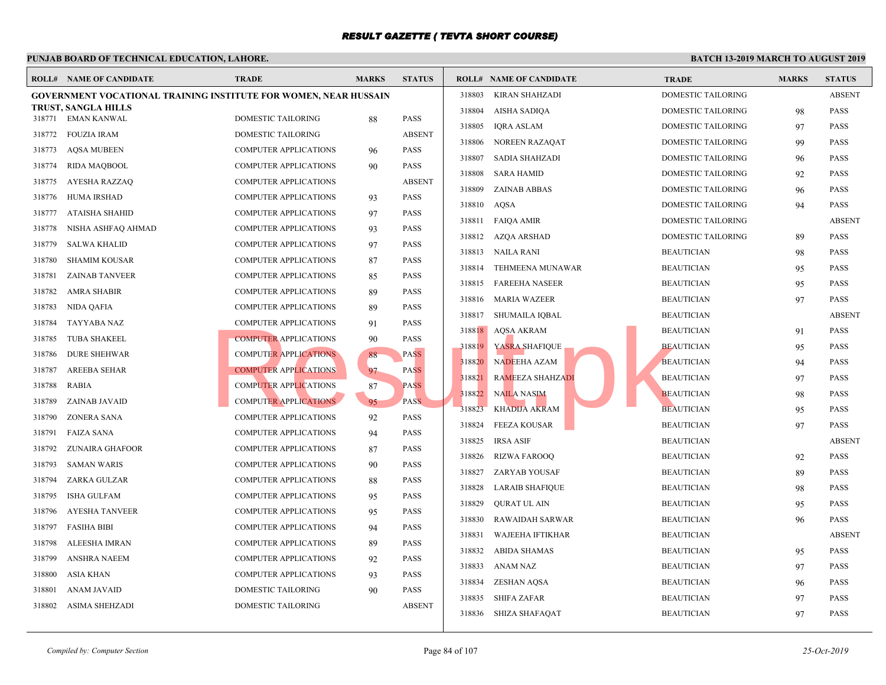# RESULT GAZETTE ( TEVTA SHORT COURSE)

## PUNJAB BOARD OF TECHNICAL EDUCATION, LAHORE.

**BATCH 13-2019 MARCH TO AUGUST 2019**

**GOVERNMENT VOCATIONAL TRAINING INSTITUTE FOR WOMEN, NEAR HUSSAIN TRUST, SANGLA HILLS**

| ROLL# | NAME OF CANDIDATE | TRADE | MARKS | STATUS |
|---|---|---|---|---|
| 318771 | EMAN KANWAL | DOMESTIC TAILORING | 88 | PASS |
| 318772 | FOUZIA IRAM | DOMESTIC TAILORING | | ABSENT |
| 318773 | AQSA MUBEEN | COMPUTER APPLICATIONS | 96 | PASS |
| 318774 | RIDA MAQBOOL | COMPUTER APPLICATIONS | 90 | PASS |
| 318775 | AYESHA RAZZAQ | COMPUTER APPLICATIONS | | ABSENT |
| 318776 | HUMA IRSHAD | COMPUTER APPLICATIONS | 93 | PASS |
| 318777 | ATAISHA SHAHID | COMPUTER APPLICATIONS | 97 | PASS |
| 318778 | NISHA ASHFAQ AHMAD | COMPUTER APPLICATIONS | 93 | PASS |
| 318779 | SALWA KHALID | COMPUTER APPLICATIONS | 97 | PASS |
| 318780 | SHAMIM KOUSAR | COMPUTER APPLICATIONS | 87 | PASS |
| 318781 | ZAINAB TANVEER | COMPUTER APPLICATIONS | 85 | PASS |
| 318782 | AMRA SHABIR | COMPUTER APPLICATIONS | 89 | PASS |
| 318783 | NIDA QAFIA | COMPUTER APPLICATIONS | 89 | PASS |
| 318784 | TAYYABA NAZ | COMPUTER APPLICATIONS | 91 | PASS |
| 318785 | TUBA SHAKEEL | COMPUTER APPLICATIONS | 90 | PASS |
| 318786 | DURE SHEHWAR | COMPUTER APPLICATIONS | 88 | PASS |
| 318787 | AREEBA SEHAR | COMPUTER APPLICATIONS | 97 | PASS |
| 318788 | RABIA | COMPUTER APPLICATIONS | 87 | PASS |
| 318789 | ZAINAB JAVAID | COMPUTER APPLICATIONS | 95 | PASS |
| 318790 | ZONERA SANA | COMPUTER APPLICATIONS | 92 | PASS |
| 318791 | FAIZA SANA | COMPUTER APPLICATIONS | 94 | PASS |
| 318792 | ZUNAIRA GHAFOOR | COMPUTER APPLICATIONS | 87 | PASS |
| 318793 | SAMAN WARIS | COMPUTER APPLICATIONS | 90 | PASS |
| 318794 | ZARKA GULZAR | COMPUTER APPLICATIONS | 88 | PASS |
| 318795 | ISHA GULFAM | COMPUTER APPLICATIONS | 95 | PASS |
| 318796 | AYESHA TANVEER | COMPUTER APPLICATIONS | 95 | PASS |
| 318797 | FASIHA BIBI | COMPUTER APPLICATIONS | 94 | PASS |
| 318798 | ALEESHA IMRAN | COMPUTER APPLICATIONS | 89 | PASS |
| 318799 | ANSHRA NAEEM | COMPUTER APPLICATIONS | 92 | PASS |
| 318800 | ASIA KHAN | COMPUTER APPLICATIONS | 93 | PASS |
| 318801 | ANAM JAVAID | DOMESTIC TAILORING | 90 | PASS |
| 318802 | ASIMA SHEHZADI | DOMESTIC TAILORING | | ABSENT |
| 318803 | KIRAN SHAHZADI | DOMESTIC TAILORING | | ABSENT |
| 318804 | AISHA SADIQA | DOMESTIC TAILORING | 98 | PASS |
| 318805 | IQRA ASLAM | DOMESTIC TAILORING | 97 | PASS |
| 318806 | NOREEN RAZAQAT | DOMESTIC TAILORING | 99 | PASS |
| 318807 | SADIA SHAHZADI | DOMESTIC TAILORING | 96 | PASS |
| 318808 | SARA HAMID | DOMESTIC TAILORING | 92 | PASS |
| 318809 | ZAINAB ABBAS | DOMESTIC TAILORING | 96 | PASS |
| 318810 | AQSA | DOMESTIC TAILORING | 94 | PASS |
| 318811 | FAIQA AMIR | DOMESTIC TAILORING | | ABSENT |
| 318812 | AZQA ARSHAD | DOMESTIC TAILORING | 89 | PASS |
| 318813 | NAILA RANI | BEAUTICIAN | 98 | PASS |
| 318814 | TEHMEENA MUNAWAR | BEAUTICIAN | 95 | PASS |
| 318815 | FAREEHA NASEER | BEAUTICIAN | 95 | PASS |
| 318816 | MARIA WAZEER | BEAUTICIAN | 97 | PASS |
| 318817 | SHUMAILA IQBAL | BEAUTICIAN | | ABSENT |
| 318818 | AQSA AKRAM | BEAUTICIAN | 91 | PASS |
| 318819 | YASRA SHAFIQUE | BEAUTICIAN | 95 | PASS |
| 318820 | NADEEHA AZAM | BEAUTICIAN | 94 | PASS |
| 318821 | RAMEEZA SHAHZADI | BEAUTICIAN | 97 | PASS |
| 318822 | NAILA NASIM | BEAUTICIAN | 98 | PASS |
| 318823 | KHADIJA AKRAM | BEAUTICIAN | 95 | PASS |
| 318824 | FEEZA KOUSAR | BEAUTICIAN | 97 | PASS |
| 318825 | IRSA ASIF | BEAUTICIAN | | ABSENT |
| 318826 | RIZWA FAROOQ | BEAUTICIAN | 92 | PASS |
| 318827 | ZARYAB YOUSAF | BEAUTICIAN | 89 | PASS |
| 318828 | LARAIB SHAFIQUE | BEAUTICIAN | 98 | PASS |
| 318829 | QURAT UL AIN | BEAUTICIAN | 95 | PASS |
| 318830 | RAWAIDAH SARWAR | BEAUTICIAN | 96 | PASS |
| 318831 | WAJEEHA IFTIKHAR | BEAUTICIAN | | ABSENT |
| 318832 | ABIDA SHAMAS | BEAUTICIAN | 95 | PASS |
| 318833 | ANAM NAZ | BEAUTICIAN | 97 | PASS |
| 318834 | ZESHAN AQSA | BEAUTICIAN | 96 | PASS |
| 318835 | SHIFA ZAFAR | BEAUTICIAN | 97 | PASS |
| 318836 | SHIZA SHAFAQAT | BEAUTICIAN | 97 | PASS |

*Compiled by: Computer Section*

*25-Oct-2019*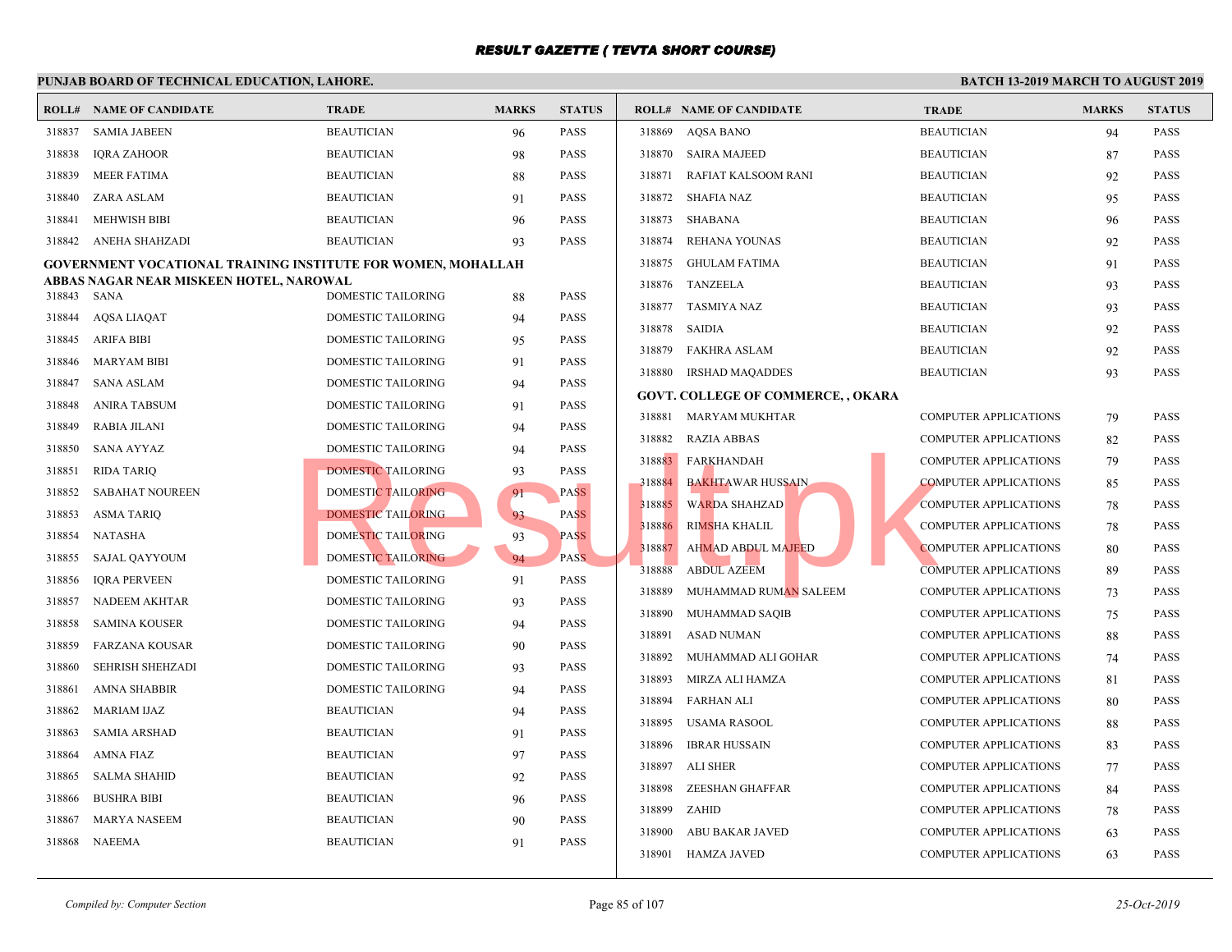# RESULT GAZETTE ( TEVTA SHORT COURSE)

**PUNJAB BOARD OF TECHNICAL EDUCATION, LAHORE.** — **BATCH 13-2019 MARCH TO AUGUST 2019**

| ROLL# | NAME OF CANDIDATE | TRADE | MARKS | STATUS |
|---|---|---|---|---|
| 318837 | SAMIA JABEEN | BEAUTICIAN | 96 | PASS |
| 318838 | IQRA ZAHOOR | BEAUTICIAN | 98 | PASS |
| 318839 | MEER FATIMA | BEAUTICIAN | 88 | PASS |
| 318840 | ZARA ASLAM | BEAUTICIAN | 91 | PASS |
| 318841 | MEHWISH BIBI | BEAUTICIAN | 96 | PASS |
| 318842 | ANEHA SHAHZADI | BEAUTICIAN | 93 | PASS |

**GOVERNMENT VOCATIONAL TRAINING INSTITUTE FOR WOMEN, MOHALLAH ABBAS NAGAR NEAR MISKEEN HOTEL, NAROWAL**

| ROLL# | NAME OF CANDIDATE | TRADE | MARKS | STATUS |
|---|---|---|---|---|
| 318843 | SANA | DOMESTIC TAILORING | 88 | PASS |
| 318844 | AQSA LIAQAT | DOMESTIC TAILORING | 94 | PASS |
| 318845 | ARIFA BIBI | DOMESTIC TAILORING | 95 | PASS |
| 318846 | MARYAM BIBI | DOMESTIC TAILORING | 91 | PASS |
| 318847 | SANA ASLAM | DOMESTIC TAILORING | 94 | PASS |
| 318848 | ANIRA TABSUM | DOMESTIC TAILORING | 91 | PASS |
| 318849 | RABIA JILANI | DOMESTIC TAILORING | 94 | PASS |
| 318850 | SANA AYYAZ | DOMESTIC TAILORING | 94 | PASS |
| 318851 | RIDA TARIQ | DOMESTIC TAILORING | 93 | PASS |
| 318852 | SABAHAT NOUREEN | DOMESTIC TAILORING | 91 | PASS |
| 318853 | ASMA TARIQ | DOMESTIC TAILORING | 93 | PASS |
| 318854 | NATASHA | DOMESTIC TAILORING | 93 | PASS |
| 318855 | SAJAL QAYYOUM | DOMESTIC TAILORING | 94 | PASS |
| 318856 | IQRA PERVEEN | DOMESTIC TAILORING | 91 | PASS |
| 318857 | NADEEM AKHTAR | DOMESTIC TAILORING | 93 | PASS |
| 318858 | SAMINA KOUSER | DOMESTIC TAILORING | 94 | PASS |
| 318859 | FARZANA KOUSAR | DOMESTIC TAILORING | 90 | PASS |
| 318860 | SEHRISH SHEHZADI | DOMESTIC TAILORING | 93 | PASS |
| 318861 | AMNA SHABBIR | DOMESTIC TAILORING | 94 | PASS |
| 318862 | MARIAM IJAZ | BEAUTICIAN | 94 | PASS |
| 318863 | SAMIA ARSHAD | BEAUTICIAN | 91 | PASS |
| 318864 | AMNA FIAZ | BEAUTICIAN | 97 | PASS |
| 318865 | SALMA SHAHID | BEAUTICIAN | 92 | PASS |
| 318866 | BUSHRA BIBI | BEAUTICIAN | 96 | PASS |
| 318867 | MARYA NASEEM | BEAUTICIAN | 90 | PASS |
| 318868 | NAEEMA | BEAUTICIAN | 91 | PASS |
| 318869 | AQSA BANO | BEAUTICIAN | 94 | PASS |
| 318870 | SAIRA MAJEED | BEAUTICIAN | 87 | PASS |
| 318871 | RAFIAT KALSOOM RANI | BEAUTICIAN | 92 | PASS |
| 318872 | SHAFIA NAZ | BEAUTICIAN | 95 | PASS |
| 318873 | SHABANA | BEAUTICIAN | 96 | PASS |
| 318874 | REHANA YOUNAS | BEAUTICIAN | 92 | PASS |
| 318875 | GHULAM FATIMA | BEAUTICIAN | 91 | PASS |
| 318876 | TANZEELA | BEAUTICIAN | 93 | PASS |
| 318877 | TASMIYA NAZ | BEAUTICIAN | 93 | PASS |
| 318878 | SAIDIA | BEAUTICIAN | 92 | PASS |
| 318879 | FAKHRA ASLAM | BEAUTICIAN | 92 | PASS |
| 318880 | IRSHAD MAQADDES | BEAUTICIAN | 93 | PASS |

**GOVT. COLLEGE OF COMMERCE, , OKARA**

| ROLL# | NAME OF CANDIDATE | TRADE | MARKS | STATUS |
|---|---|---|---|---|
| 318881 | MARYAM MUKHTAR | COMPUTER APPLICATIONS | 79 | PASS |
| 318882 | RAZIA ABBAS | COMPUTER APPLICATIONS | 82 | PASS |
| 318883 | FARKHANDAH | COMPUTER APPLICATIONS | 79 | PASS |
| 318884 | BAKHTAWAR HUSSAIN | COMPUTER APPLICATIONS | 85 | PASS |
| 318885 | WARDA SHAHZAD | COMPUTER APPLICATIONS | 78 | PASS |
| 318886 | RIMSHA KHALIL | COMPUTER APPLICATIONS | 78 | PASS |
| 318887 | AHMAD ABDUL MAJEED | COMPUTER APPLICATIONS | 80 | PASS |
| 318888 | ABDUL AZEEM | COMPUTER APPLICATIONS | 89 | PASS |
| 318889 | MUHAMMAD RUMAN SALEEM | COMPUTER APPLICATIONS | 73 | PASS |
| 318890 | MUHAMMAD SAQIB | COMPUTER APPLICATIONS | 75 | PASS |
| 318891 | ASAD NUMAN | COMPUTER APPLICATIONS | 88 | PASS |
| 318892 | MUHAMMAD ALI GOHAR | COMPUTER APPLICATIONS | 74 | PASS |
| 318893 | MIRZA ALI HAMZA | COMPUTER APPLICATIONS | 81 | PASS |
| 318894 | FARHAN ALI | COMPUTER APPLICATIONS | 80 | PASS |
| 318895 | USAMA RASOOL | COMPUTER APPLICATIONS | 88 | PASS |
| 318896 | IBRAR HUSSAIN | COMPUTER APPLICATIONS | 83 | PASS |
| 318897 | ALI SHER | COMPUTER APPLICATIONS | 77 | PASS |
| 318898 | ZEESHAN GHAFFAR | COMPUTER APPLICATIONS | 84 | PASS |
| 318899 | ZAHID | COMPUTER APPLICATIONS | 78 | PASS |
| 318900 | ABU BAKAR JAVED | COMPUTER APPLICATIONS | 63 | PASS |
| 318901 | HAMZA JAVED | COMPUTER APPLICATIONS | 63 | PASS |

*Compiled by: Computer Section* — *25-Oct-2019*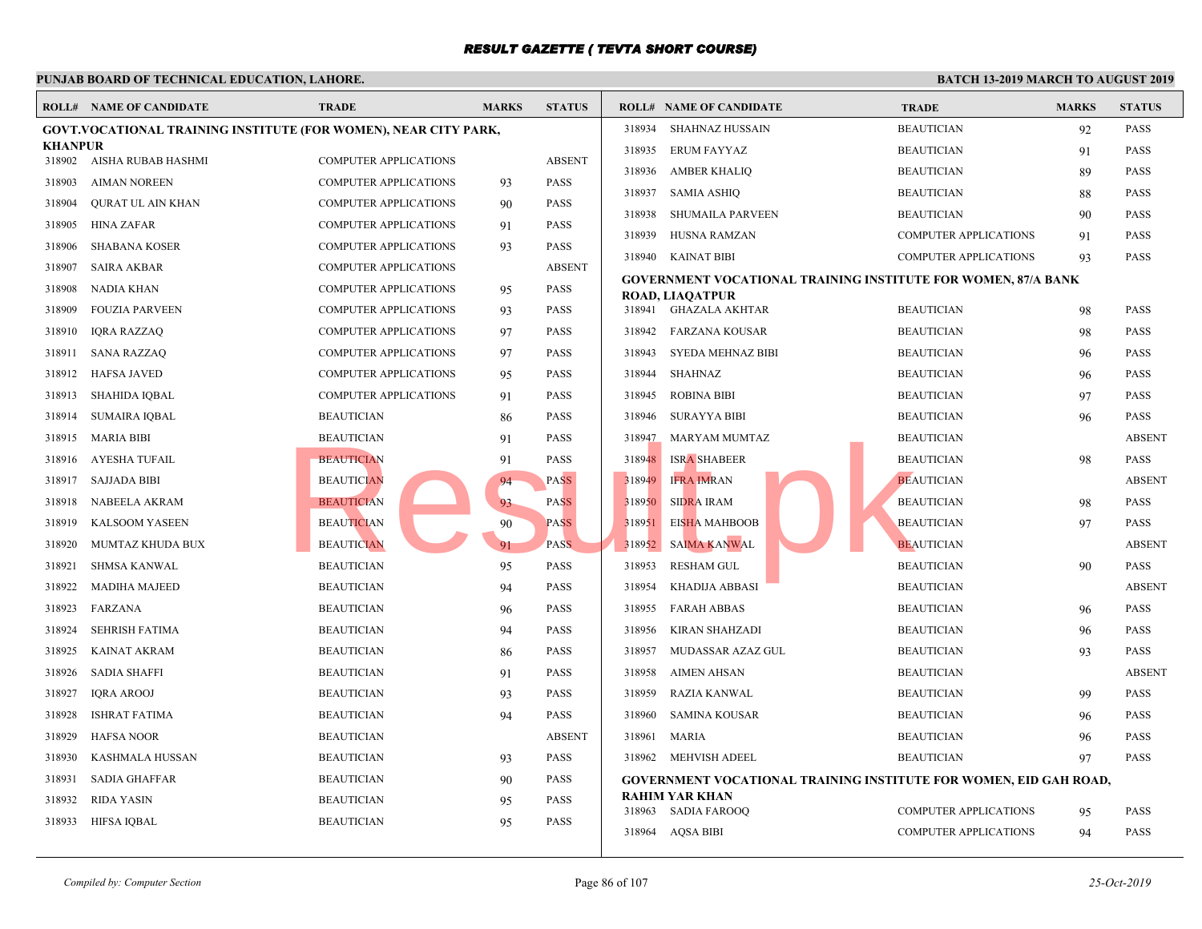# RESULT GAZETTE ( TEVTA SHORT COURSE)

**PUNJAB BOARD OF TECHNICAL EDUCATION, LAHORE.**

**BATCH 13-2019 MARCH TO AUGUST 2019**

**GOVT.VOCATIONAL TRAINING INSTITUTE (FOR WOMEN), NEAR CITY PARK, KHANPUR**

| ROLL# | NAME OF CANDIDATE | TRADE | MARKS | STATUS |
|---|---|---|---|---|
| 318902 | AISHA RUBAB HASHMI | COMPUTER APPLICATIONS | | ABSENT |
| 318903 | AIMAN NOREEN | COMPUTER APPLICATIONS | 93 | PASS |
| 318904 | QURAT UL AIN KHAN | COMPUTER APPLICATIONS | 90 | PASS |
| 318905 | HINA ZAFAR | COMPUTER APPLICATIONS | 91 | PASS |
| 318906 | SHABANA KOSER | COMPUTER APPLICATIONS | 93 | PASS |
| 318907 | SAIRA AKBAR | COMPUTER APPLICATIONS | | ABSENT |
| 318908 | NADIA KHAN | COMPUTER APPLICATIONS | 95 | PASS |
| 318909 | FOUZIA PARVEEN | COMPUTER APPLICATIONS | 93 | PASS |
| 318910 | IQRA RAZZAQ | COMPUTER APPLICATIONS | 97 | PASS |
| 318911 | SANA RAZZAQ | COMPUTER APPLICATIONS | 97 | PASS |
| 318912 | HAFSA JAVED | COMPUTER APPLICATIONS | 95 | PASS |
| 318913 | SHAHIDA IQBAL | COMPUTER APPLICATIONS | 91 | PASS |
| 318914 | SUMAIRA IQBAL | BEAUTICIAN | 86 | PASS |
| 318915 | MARIA BIBI | BEAUTICIAN | 91 | PASS |
| 318916 | AYESHA TUFAIL | BEAUTICIAN | 91 | PASS |
| 318917 | SAJJADA BIBI | BEAUTICIAN | 94 | PASS |
| 318918 | NABEELA AKRAM | BEAUTICIAN | 93 | PASS |
| 318919 | KALSOOM YASEEN | BEAUTICIAN | 90 | PASS |
| 318920 | MUMTAZ KHUDA BUX | BEAUTICIAN | 91 | PASS |
| 318921 | SHMSA KANWAL | BEAUTICIAN | 95 | PASS |
| 318922 | MADIHA MAJEED | BEAUTICIAN | 94 | PASS |
| 318923 | FARZANA | BEAUTICIAN | 96 | PASS |
| 318924 | SEHRISH FATIMA | BEAUTICIAN | 94 | PASS |
| 318925 | KAINAT AKRAM | BEAUTICIAN | 86 | PASS |
| 318926 | SADIA SHAFFI | BEAUTICIAN | 91 | PASS |
| 318927 | IQRA AROOJ | BEAUTICIAN | 93 | PASS |
| 318928 | ISHRAT FATIMA | BEAUTICIAN | 94 | PASS |
| 318929 | HAFSA NOOR | BEAUTICIAN | | ABSENT |
| 318930 | KASHMALA HUSSAN | BEAUTICIAN | 93 | PASS |
| 318931 | SADIA GHAFFAR | BEAUTICIAN | 90 | PASS |
| 318932 | RIDA YASIN | BEAUTICIAN | 95 | PASS |
| 318933 | HIFSA IQBAL | BEAUTICIAN | 95 | PASS |
| 318934 | SHAHNAZ HUSSAIN | BEAUTICIAN | 92 | PASS |
| 318935 | ERUM FAYYAZ | BEAUTICIAN | 91 | PASS |
| 318936 | AMBER KHALIQ | BEAUTICIAN | 89 | PASS |
| 318937 | SAMIA ASHIQ | BEAUTICIAN | 88 | PASS |
| 318938 | SHUMAILA PARVEEN | BEAUTICIAN | 90 | PASS |
| 318939 | HUSNA RAMZAN | COMPUTER APPLICATIONS | 91 | PASS |
| 318940 | KAINAT BIBI | COMPUTER APPLICATIONS | 93 | PASS |

**GOVERNMENT VOCATIONAL TRAINING INSTITUTE FOR WOMEN, 87/A BANK ROAD, LIAQATPUR**

| ROLL# | NAME OF CANDIDATE | TRADE | MARKS | STATUS |
|---|---|---|---|---|
| 318941 | GHAZALA AKHTAR | BEAUTICIAN | 98 | PASS |
| 318942 | FARZANA KOUSAR | BEAUTICIAN | 98 | PASS |
| 318943 | SYEDA MEHNAZ BIBI | BEAUTICIAN | 96 | PASS |
| 318944 | SHAHNAZ | BEAUTICIAN | 96 | PASS |
| 318945 | ROBINA BIBI | BEAUTICIAN | 97 | PASS |
| 318946 | SURAYYA BIBI | BEAUTICIAN | 96 | PASS |
| 318947 | MARYAM MUMTAZ | BEAUTICIAN | | ABSENT |
| 318948 | ISRA SHABEER | BEAUTICIAN | 98 | PASS |
| 318949 | IFRA IMRAN | BEAUTICIAN | | ABSENT |
| 318950 | SIDRA IRAM | BEAUTICIAN | 98 | PASS |
| 318951 | EISHA MAHBOOB | BEAUTICIAN | 97 | PASS |
| 318952 | SAIMA KANWAL | BEAUTICIAN | | ABSENT |
| 318953 | RESHAM GUL | BEAUTICIAN | 90 | PASS |
| 318954 | KHADIJA ABBASI | BEAUTICIAN | | ABSENT |
| 318955 | FARAH ABBAS | BEAUTICIAN | 96 | PASS |
| 318956 | KIRAN SHAHZADI | BEAUTICIAN | 96 | PASS |
| 318957 | MUDASSAR AZAZ GUL | BEAUTICIAN | 93 | PASS |
| 318958 | AIMEN AHSAN | BEAUTICIAN | | ABSENT |
| 318959 | RAZIA KANWAL | BEAUTICIAN | 99 | PASS |
| 318960 | SAMINA KOUSAR | BEAUTICIAN | 96 | PASS |
| 318961 | MARIA | BEAUTICIAN | 96 | PASS |
| 318962 | MEHVISH ADEEL | BEAUTICIAN | 97 | PASS |

**GOVERNMENT VOCATIONAL TRAINING INSTITUTE FOR WOMEN, EID GAH ROAD, RAHIM YAR KHAN**

| ROLL# | NAME OF CANDIDATE | TRADE | MARKS | STATUS |
|---|---|---|---|---|
| 318963 | SADIA FAROOQ | COMPUTER APPLICATIONS | 95 | PASS |
| 318964 | AQSA BIBI | COMPUTER APPLICATIONS | 94 | PASS |

*Compiled by: Computer Section*

*25-Oct-2019*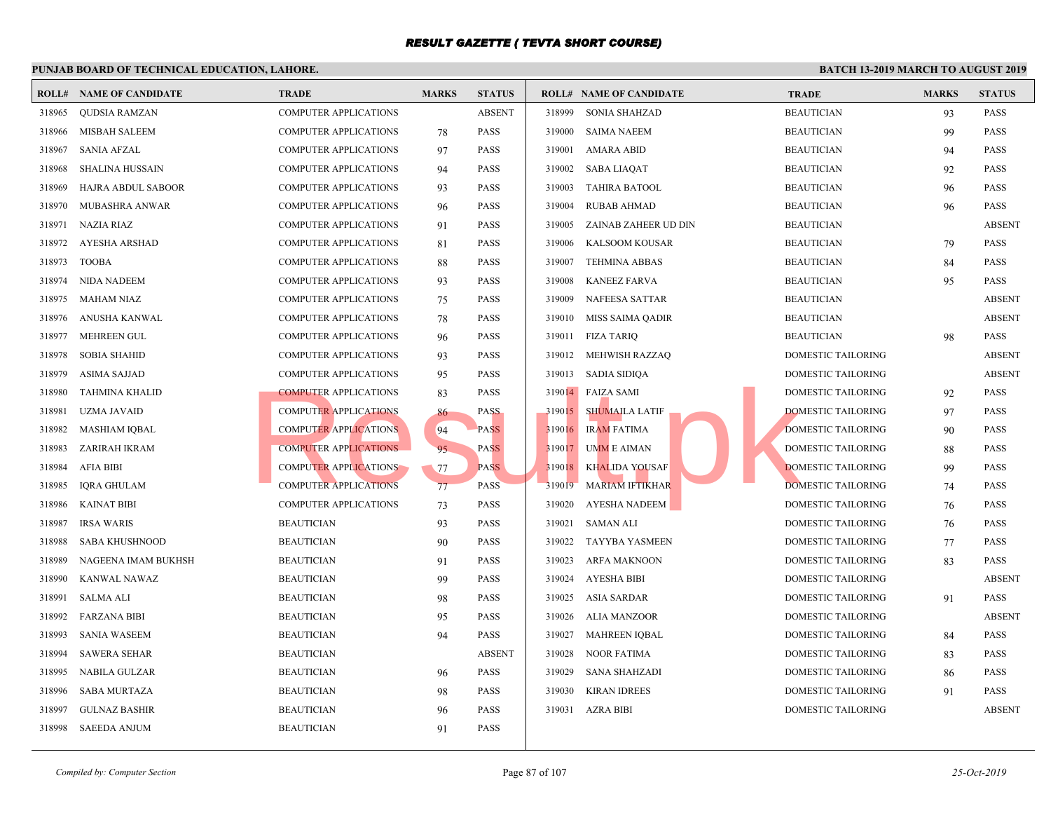# RESULT GAZETTE ( TEVTA SHORT COURSE)

**PUNJAB BOARD OF TECHNICAL EDUCATION, LAHORE.**

**BATCH 13-2019 MARCH TO AUGUST 2019**

| ROLL# | NAME OF CANDIDATE | TRADE | MARKS | STATUS |
|---|---|---|---|---|
| 318965 | QUDSIA RAMZAN | COMPUTER APPLICATIONS | | ABSENT |
| 318966 | MISBAH SALEEM | COMPUTER APPLICATIONS | 78 | PASS |
| 318967 | SANIA AFZAL | COMPUTER APPLICATIONS | 97 | PASS |
| 318968 | SHALINA HUSSAIN | COMPUTER APPLICATIONS | 94 | PASS |
| 318969 | HAJRA ABDUL SABOOR | COMPUTER APPLICATIONS | 93 | PASS |
| 318970 | MUBASHRA ANWAR | COMPUTER APPLICATIONS | 96 | PASS |
| 318971 | NAZIA RIAZ | COMPUTER APPLICATIONS | 91 | PASS |
| 318972 | AYESHA ARSHAD | COMPUTER APPLICATIONS | 81 | PASS |
| 318973 | TOOBA | COMPUTER APPLICATIONS | 88 | PASS |
| 318974 | NIDA NADEEM | COMPUTER APPLICATIONS | 93 | PASS |
| 318975 | MAHAM NIAZ | COMPUTER APPLICATIONS | 75 | PASS |
| 318976 | ANUSHA KANWAL | COMPUTER APPLICATIONS | 78 | PASS |
| 318977 | MEHREEN GUL | COMPUTER APPLICATIONS | 96 | PASS |
| 318978 | SOBIA SHAHID | COMPUTER APPLICATIONS | 93 | PASS |
| 318979 | ASIMA SAJJAD | COMPUTER APPLICATIONS | 95 | PASS |
| 318980 | TAHMINA KHALID | COMPUTER APPLICATIONS | 83 | PASS |
| 318981 | UZMA JAVAID | COMPUTER APPLICATIONS | 86 | PASS |
| 318982 | MASHIAM IQBAL | COMPUTER APPLICATIONS | 94 | PASS |
| 318983 | ZARIRAH IKRAM | COMPUTER APPLICATIONS | 95 | PASS |
| 318984 | AFIA BIBI | COMPUTER APPLICATIONS | 77 | PASS |
| 318985 | IQRA GHULAM | COMPUTER APPLICATIONS | 77 | PASS |
| 318986 | KAINAT BIBI | COMPUTER APPLICATIONS | 73 | PASS |
| 318987 | IRSA WARIS | BEAUTICIAN | 93 | PASS |
| 318988 | SABA KHUSHNOOD | BEAUTICIAN | 90 | PASS |
| 318989 | NAGEENA IMAM BUKHSH | BEAUTICIAN | 91 | PASS |
| 318990 | KANWAL NAWAZ | BEAUTICIAN | 99 | PASS |
| 318991 | SALMA ALI | BEAUTICIAN | 98 | PASS |
| 318992 | FARZANA BIBI | BEAUTICIAN | 95 | PASS |
| 318993 | SANIA WASEEM | BEAUTICIAN | 94 | PASS |
| 318994 | SAWERA SEHAR | BEAUTICIAN | | ABSENT |
| 318995 | NABILA GULZAR | BEAUTICIAN | 96 | PASS |
| 318996 | SABA MURTAZA | BEAUTICIAN | 98 | PASS |
| 318997 | GULNAZ BASHIR | BEAUTICIAN | 96 | PASS |
| 318998 | SAEEDA ANJUM | BEAUTICIAN | 91 | PASS |
| 318999 | SONIA SHAHZAD | BEAUTICIAN | 93 | PASS |
| 319000 | SAIMA NAEEM | BEAUTICIAN | 99 | PASS |
| 319001 | AMARA ABID | BEAUTICIAN | 94 | PASS |
| 319002 | SABA LIAQAT | BEAUTICIAN | 92 | PASS |
| 319003 | TAHIRA BATOOL | BEAUTICIAN | 96 | PASS |
| 319004 | RUBAB AHMAD | BEAUTICIAN | 96 | PASS |
| 319005 | ZAINAB ZAHEER UD DIN | BEAUTICIAN | | ABSENT |
| 319006 | KALSOOM KOUSAR | BEAUTICIAN | 79 | PASS |
| 319007 | TEHMINA ABBAS | BEAUTICIAN | 84 | PASS |
| 319008 | KANEEZ FARVA | BEAUTICIAN | 95 | PASS |
| 319009 | NAFEESA SATTAR | BEAUTICIAN | | ABSENT |
| 319010 | MISS SAIMA QADIR | BEAUTICIAN | | ABSENT |
| 319011 | FIZA TARIQ | BEAUTICIAN | 98 | PASS |
| 319012 | MEHWISH RAZZAQ | DOMESTIC TAILORING | | ABSENT |
| 319013 | SADIA SIDIQA | DOMESTIC TAILORING | | ABSENT |
| 319014 | FAIZA SAMI | DOMESTIC TAILORING | 92 | PASS |
| 319015 | SHUMAILA LATIF | DOMESTIC TAILORING | 97 | PASS |
| 319016 | IRAM FATIMA | DOMESTIC TAILORING | 90 | PASS |
| 319017 | UMM E AIMAN | DOMESTIC TAILORING | 88 | PASS |
| 319018 | KHALIDA YOUSAF | DOMESTIC TAILORING | 99 | PASS |
| 319019 | MARIAM IFTIKHAR | DOMESTIC TAILORING | 74 | PASS |
| 319020 | AYESHA NADEEM | DOMESTIC TAILORING | 76 | PASS |
| 319021 | SAMAN ALI | DOMESTIC TAILORING | 76 | PASS |
| 319022 | TAYYBA YASMEEN | DOMESTIC TAILORING | 77 | PASS |
| 319023 | ARFA MAKNOON | DOMESTIC TAILORING | 83 | PASS |
| 319024 | AYESHA BIBI | DOMESTIC TAILORING | | ABSENT |
| 319025 | ASIA SARDAR | DOMESTIC TAILORING | 91 | PASS |
| 319026 | ALIA MANZOOR | DOMESTIC TAILORING | | ABSENT |
| 319027 | MAHREEN IQBAL | DOMESTIC TAILORING | 84 | PASS |
| 319028 | NOOR FATIMA | DOMESTIC TAILORING | 83 | PASS |
| 319029 | SANA SHAHZADI | DOMESTIC TAILORING | 86 | PASS |
| 319030 | KIRAN IDREES | DOMESTIC TAILORING | 91 | PASS |
| 319031 | AZRA BIBI | DOMESTIC TAILORING | | ABSENT |

*Compiled by: Computer Section*

*25-Oct-2019*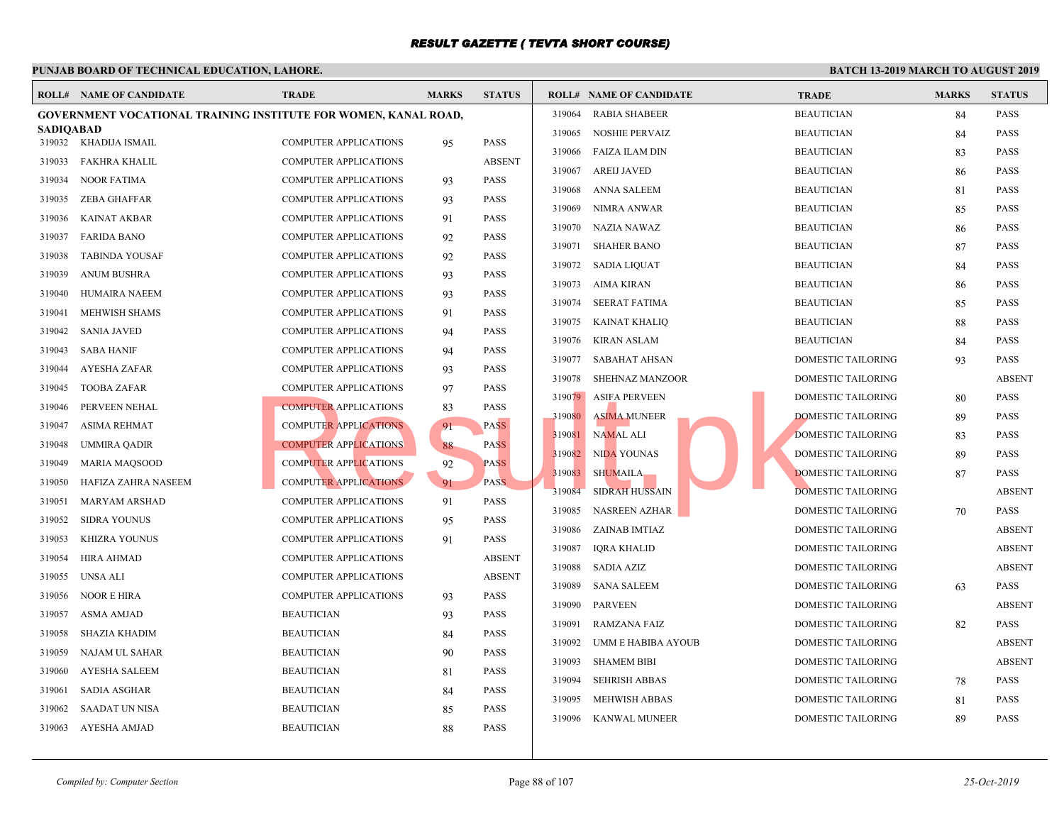# RESULT GAZETTE ( TEVTA SHORT COURSE)

**PUNJAB BOARD OF TECHNICAL EDUCATION, LAHORE.**

**BATCH 13-2019 MARCH TO AUGUST 2019**

**GOVERNMENT VOCATIONAL TRAINING INSTITUTE FOR WOMEN, KANAL ROAD, SADIQABAD**

| ROLL# | NAME OF CANDIDATE | TRADE | MARKS | STATUS |
|---|---|---|---|---|
| 319032 | KHADIJA ISMAIL | COMPUTER APPLICATIONS | 95 | PASS |
| 319033 | FAKHRA KHALIL | COMPUTER APPLICATIONS | | ABSENT |
| 319034 | NOOR FATIMA | COMPUTER APPLICATIONS | 93 | PASS |
| 319035 | ZEBA GHAFFAR | COMPUTER APPLICATIONS | 93 | PASS |
| 319036 | KAINAT AKBAR | COMPUTER APPLICATIONS | 91 | PASS |
| 319037 | FARIDA BANO | COMPUTER APPLICATIONS | 92 | PASS |
| 319038 | TABINDA YOUSAF | COMPUTER APPLICATIONS | 92 | PASS |
| 319039 | ANUM BUSHRA | COMPUTER APPLICATIONS | 93 | PASS |
| 319040 | HUMAIRA NAEEM | COMPUTER APPLICATIONS | 93 | PASS |
| 319041 | MEHWISH SHAMS | COMPUTER APPLICATIONS | 91 | PASS |
| 319042 | SANIA JAVED | COMPUTER APPLICATIONS | 94 | PASS |
| 319043 | SABA HANIF | COMPUTER APPLICATIONS | 94 | PASS |
| 319044 | AYESHA ZAFAR | COMPUTER APPLICATIONS | 93 | PASS |
| 319045 | TOOBA ZAFAR | COMPUTER APPLICATIONS | 97 | PASS |
| 319046 | PERVEEN NEHAL | COMPUTER APPLICATIONS | 83 | PASS |
| 319047 | ASIMA REHMAT | COMPUTER APPLICATIONS | 91 | PASS |
| 319048 | UMMIRA QADIR | COMPUTER APPLICATIONS | 88 | PASS |
| 319049 | MARIA MAQSOOD | COMPUTER APPLICATIONS | 92 | PASS |
| 319050 | HAFIZA ZAHRA NASEEM | COMPUTER APPLICATIONS | 91 | PASS |
| 319051 | MARYAM ARSHAD | COMPUTER APPLICATIONS | 91 | PASS |
| 319052 | SIDRA YOUNUS | COMPUTER APPLICATIONS | 95 | PASS |
| 319053 | KHIZRA YOUNUS | COMPUTER APPLICATIONS | 91 | PASS |
| 319054 | HIRA AHMAD | COMPUTER APPLICATIONS | | ABSENT |
| 319055 | UNSA ALI | COMPUTER APPLICATIONS | | ABSENT |
| 319056 | NOOR E HIRA | COMPUTER APPLICATIONS | 93 | PASS |
| 319057 | ASMA AMJAD | BEAUTICIAN | 93 | PASS |
| 319058 | SHAZIA KHADIM | BEAUTICIAN | 84 | PASS |
| 319059 | NAJAM UL SAHAR | BEAUTICIAN | 90 | PASS |
| 319060 | AYESHA SALEEM | BEAUTICIAN | 81 | PASS |
| 319061 | SADIA ASGHAR | BEAUTICIAN | 84 | PASS |
| 319062 | SAADAT UN NISA | BEAUTICIAN | 85 | PASS |
| 319063 | AYESHA AMJAD | BEAUTICIAN | 88 | PASS |
| 319064 | RABIA SHABEER | BEAUTICIAN | 84 | PASS |
| 319065 | NOSHIE PERVAIZ | BEAUTICIAN | 84 | PASS |
| 319066 | FAIZA ILAM DIN | BEAUTICIAN | 83 | PASS |
| 319067 | AREIJ JAVED | BEAUTICIAN | 86 | PASS |
| 319068 | ANNA SALEEM | BEAUTICIAN | 81 | PASS |
| 319069 | NIMRA ANWAR | BEAUTICIAN | 85 | PASS |
| 319070 | NAZIA NAWAZ | BEAUTICIAN | 86 | PASS |
| 319071 | SHAHER BANO | BEAUTICIAN | 87 | PASS |
| 319072 | SADIA LIQUAT | BEAUTICIAN | 84 | PASS |
| 319073 | AIMA KIRAN | BEAUTICIAN | 86 | PASS |
| 319074 | SEERAT FATIMA | BEAUTICIAN | 85 | PASS |
| 319075 | KAINAT KHALIQ | BEAUTICIAN | 88 | PASS |
| 319076 | KIRAN ASLAM | BEAUTICIAN | 84 | PASS |
| 319077 | SABAHAT AHSAN | DOMESTIC TAILORING | 93 | PASS |
| 319078 | SHEHNAZ MANZOOR | DOMESTIC TAILORING | | ABSENT |
| 319079 | ASIFA PERVEEN | DOMESTIC TAILORING | 80 | PASS |
| 319080 | ASIMA MUNEER | DOMESTIC TAILORING | 89 | PASS |
| 319081 | NAMAL ALI | DOMESTIC TAILORING | 83 | PASS |
| 319082 | NIDA YOUNAS | DOMESTIC TAILORING | 89 | PASS |
| 319083 | SHUMAILA | DOMESTIC TAILORING | 87 | PASS |
| 319084 | SIDRAH HUSSAIN | DOMESTIC TAILORING | | ABSENT |
| 319085 | NASREEN AZHAR | DOMESTIC TAILORING | 70 | PASS |
| 319086 | ZAINAB IMTIAZ | DOMESTIC TAILORING | | ABSENT |
| 319087 | IQRA KHALID | DOMESTIC TAILORING | | ABSENT |
| 319088 | SADIA AZIZ | DOMESTIC TAILORING | | ABSENT |
| 319089 | SANA SALEEM | DOMESTIC TAILORING | 63 | PASS |
| 319090 | PARVEEN | DOMESTIC TAILORING | | ABSENT |
| 319091 | RAMZANA FAIZ | DOMESTIC TAILORING | 82 | PASS |
| 319092 | UMM E HABIBA AYOUB | DOMESTIC TAILORING | | ABSENT |
| 319093 | SHAMEM BIBI | DOMESTIC TAILORING | | ABSENT |
| 319094 | SEHRISH ABBAS | DOMESTIC TAILORING | 78 | PASS |
| 319095 | MEHWISH ABBAS | DOMESTIC TAILORING | 81 | PASS |
| 319096 | KANWAL MUNEER | DOMESTIC TAILORING | 89 | PASS |

*Compiled by: Computer Section*

*25-Oct-2019*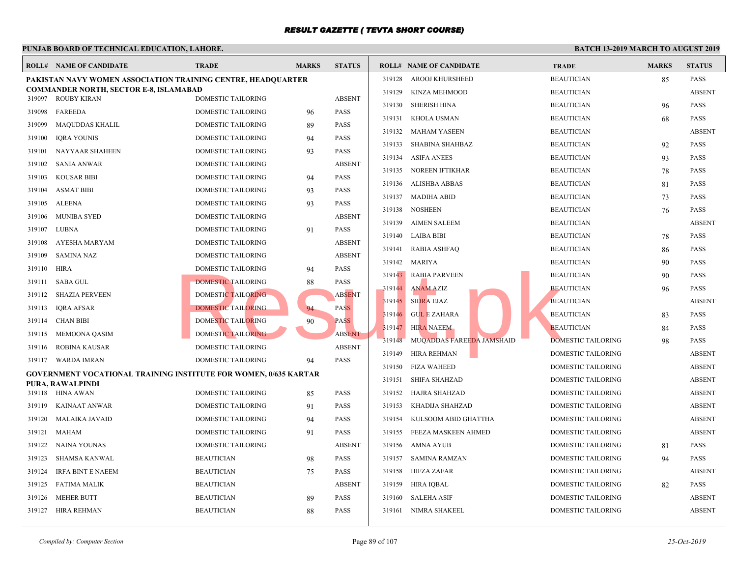# RESULT GAZETTE ( TEVTA SHORT COURSE)

**PUNJAB BOARD OF TECHNICAL EDUCATION, LAHORE.**

**BATCH 13-2019 MARCH TO AUGUST 2019**

**PAKISTAN NAVY WOMEN ASSOCIATION TRAINING CENTRE, HEADQUARTER COMMANDER NORTH, SECTOR E-8, ISLAMABAD**

| ROLL# | NAME OF CANDIDATE | TRADE | MARKS | STATUS |
|---|---|---|---|---|
| 319097 | ROUBY KIRAN | DOMESTIC TAILORING | | ABSENT |
| 319098 | FAREEDA | DOMESTIC TAILORING | 96 | PASS |
| 319099 | MAQUDDAS KHALIL | DOMESTIC TAILORING | 89 | PASS |
| 319100 | IQRA YOUNIS | DOMESTIC TAILORING | 94 | PASS |
| 319101 | NAYYAAR SHAHEEN | DOMESTIC TAILORING | 93 | PASS |
| 319102 | SANIA ANWAR | DOMESTIC TAILORING | | ABSENT |
| 319103 | KOUSAR BIBI | DOMESTIC TAILORING | 94 | PASS |
| 319104 | ASMAT BIBI | DOMESTIC TAILORING | 93 | PASS |
| 319105 | ALEENA | DOMESTIC TAILORING | 93 | PASS |
| 319106 | MUNIBA SYED | DOMESTIC TAILORING | | ABSENT |
| 319107 | LUBNA | DOMESTIC TAILORING | 91 | PASS |
| 319108 | AYESHA MARYAM | DOMESTIC TAILORING | | ABSENT |
| 319109 | SAMINA NAZ | DOMESTIC TAILORING | | ABSENT |
| 319110 | HIRA | DOMESTIC TAILORING | 94 | PASS |
| 319111 | SABA GUL | DOMESTIC TAILORING | 88 | PASS |
| 319112 | SHAZIA PERVEEN | DOMESTIC TAILORING | | ABSENT |
| 319113 | IQRA AFSAR | DOMESTIC TAILORING | 94 | PASS |
| 319114 | CHAN BIBI | DOMESTIC TAILORING | 90 | PASS |
| 319115 | MEMOONA QASIM | DOMESTIC TAILORING | | ABSENT |
| 319116 | ROBINA KAUSAR | DOMESTIC TAILORING | | ABSENT |
| 319117 | WARDA IMRAN | DOMESTIC TAILORING | 94 | PASS |

**GOVERNMENT VOCATIONAL TRAINING INSTITUTE FOR WOMEN, 0/635 KARTAR PURA, RAWALPINDI**

| ROLL# | NAME OF CANDIDATE | TRADE | MARKS | STATUS |
|---|---|---|---|---|
| 319118 | HINA AWAN | DOMESTIC TAILORING | 85 | PASS |
| 319119 | KAINAAT ANWAR | DOMESTIC TAILORING | 91 | PASS |
| 319120 | MALAIKA JAVAID | DOMESTIC TAILORING | 94 | PASS |
| 319121 | MAHAM | DOMESTIC TAILORING | 91 | PASS |
| 319122 | NAINA YOUNAS | DOMESTIC TAILORING | | ABSENT |
| 319123 | SHAMSA KANWAL | BEAUTICIAN | 98 | PASS |
| 319124 | IRFA BINT E NAEEM | BEAUTICIAN | 75 | PASS |
| 319125 | FATIMA MALIK | BEAUTICIAN | | ABSENT |
| 319126 | MEHER BUTT | BEAUTICIAN | 89 | PASS |
| 319127 | HIRA REHMAN | BEAUTICIAN | 88 | PASS |
| 319128 | AROOJ KHURSHEED | BEAUTICIAN | 85 | PASS |
| 319129 | KINZA MEHMOOD | BEAUTICIAN | | ABSENT |
| 319130 | SHERISH HINA | BEAUTICIAN | 96 | PASS |
| 319131 | KHOLA USMAN | BEAUTICIAN | 68 | PASS |
| 319132 | MAHAM YASEEN | BEAUTICIAN | | ABSENT |
| 319133 | SHABINA SHAHBAZ | BEAUTICIAN | 92 | PASS |
| 319134 | ASIFA ANEES | BEAUTICIAN | 93 | PASS |
| 319135 | NOREEN IFTIKHAR | BEAUTICIAN | 78 | PASS |
| 319136 | ALISHBA ABBAS | BEAUTICIAN | 81 | PASS |
| 319137 | MADIHA ABID | BEAUTICIAN | 73 | PASS |
| 319138 | NOSHEEN | BEAUTICIAN | 76 | PASS |
| 319139 | AIMEN SALEEM | BEAUTICIAN | | ABSENT |
| 319140 | LAIBA BIBI | BEAUTICIAN | 78 | PASS |
| 319141 | RABIA ASHFAQ | BEAUTICIAN | 86 | PASS |
| 319142 | MARIYA | BEAUTICIAN | 90 | PASS |
| 319143 | RABIA PARVEEN | BEAUTICIAN | 90 | PASS |
| 319144 | ANAM AZIZ | BEAUTICIAN | 96 | PASS |
| 319145 | SIDRA EJAZ | BEAUTICIAN | | ABSENT |
| 319146 | GUL E ZAHARA | BEAUTICIAN | 83 | PASS |
| 319147 | HIRA NAEEM | BEAUTICIAN | 84 | PASS |
| 319148 | MUQADDAS FAREEDA JAMSHAID | DOMESTIC TAILORING | 98 | PASS |
| 319149 | HIRA REHMAN | DOMESTIC TAILORING | | ABSENT |
| 319150 | FIZA WAHEED | DOMESTIC TAILORING | | ABSENT |
| 319151 | SHIFA SHAHZAD | DOMESTIC TAILORING | | ABSENT |
| 319152 | HAJRA SHAHZAD | DOMESTIC TAILORING | | ABSENT |
| 319153 | KHADIJA SHAHZAD | DOMESTIC TAILORING | | ABSENT |
| 319154 | KULSOOM ABID GHATTHA | DOMESTIC TAILORING | | ABSENT |
| 319155 | FEEZA MASKEEN AHMED | DOMESTIC TAILORING | | ABSENT |
| 319156 | AMNA AYUB | DOMESTIC TAILORING | 81 | PASS |
| 319157 | SAMINA RAMZAN | DOMESTIC TAILORING | 94 | PASS |
| 319158 | HIFZA ZAFAR | DOMESTIC TAILORING | | ABSENT |
| 319159 | HIRA IQBAL | DOMESTIC TAILORING | 82 | PASS |
| 319160 | SALEHA ASIF | DOMESTIC TAILORING | | ABSENT |
| 319161 | NIMRA SHAKEEL | DOMESTIC TAILORING | | ABSENT |

*Compiled by: Computer Section*

*25-Oct-2019*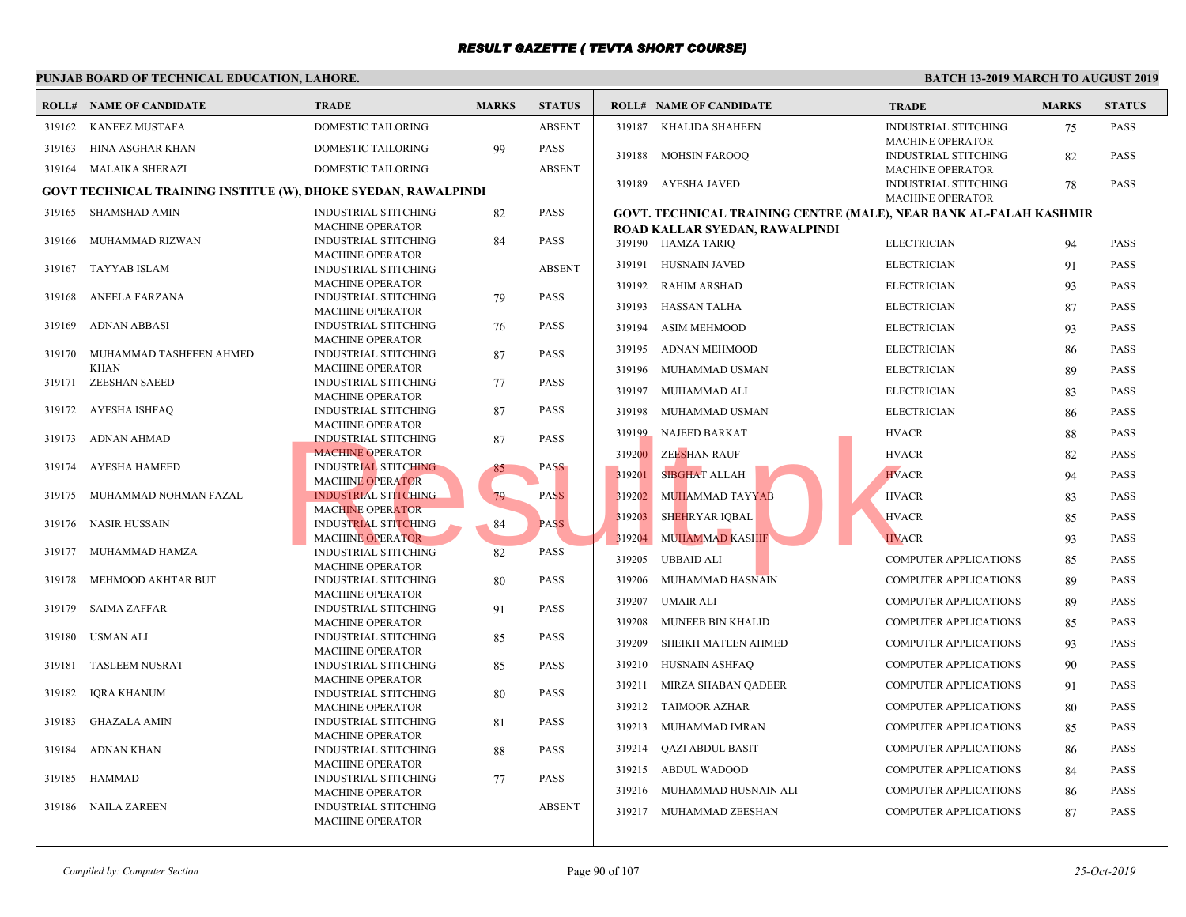# RESULT GAZETTE ( TEVTA SHORT COURSE)

**PUNJAB BOARD OF TECHNICAL EDUCATION, LAHORE.** | **BATCH 13-2019 MARCH TO AUGUST 2019**

| ROLL# | NAME OF CANDIDATE | TRADE | MARKS | STATUS |
|---|---|---|---|---|
| 319162 | KANEEZ MUSTAFA | DOMESTIC TAILORING | | ABSENT |
| 319163 | HINA ASGHAR KHAN | DOMESTIC TAILORING | 99 | PASS |
| 319164 | MALAIKA SHERAZI | DOMESTIC TAILORING | | ABSENT |

**GOVT TECHNICAL TRAINING INSTITUE (W), DHOKE SYEDAN, RAWALPINDI**

| ROLL# | NAME OF CANDIDATE | TRADE | MARKS | STATUS |
|---|---|---|---|---|
| 319165 | SHAMSHAD AMIN | INDUSTRIAL STITCHING MACHINE OPERATOR | 82 | PASS |
| 319166 | MUHAMMAD RIZWAN | INDUSTRIAL STITCHING MACHINE OPERATOR | 84 | PASS |
| 319167 | TAYYAB ISLAM | INDUSTRIAL STITCHING MACHINE OPERATOR | | ABSENT |
| 319168 | ANEELA FARZANA | INDUSTRIAL STITCHING MACHINE OPERATOR | 79 | PASS |
| 319169 | ADNAN ABBASI | INDUSTRIAL STITCHING MACHINE OPERATOR | 76 | PASS |
| 319170 | MUHAMMAD TASHFEEN AHMED KHAN | INDUSTRIAL STITCHING MACHINE OPERATOR | 87 | PASS |
| 319171 | ZEESHAN SAEED | INDUSTRIAL STITCHING MACHINE OPERATOR | 77 | PASS |
| 319172 | AYESHA ISHFAQ | INDUSTRIAL STITCHING MACHINE OPERATOR | 87 | PASS |
| 319173 | ADNAN AHMAD | INDUSTRIAL STITCHING MACHINE OPERATOR | 87 | PASS |
| 319174 | AYESHA HAMEED | INDUSTRIAL STITCHING MACHINE OPERATOR | 85 | PASS |
| 319175 | MUHAMMAD NOHMAN FAZAL | INDUSTRIAL STITCHING MACHINE OPERATOR | 79 | PASS |
| 319176 | NASIR HUSSAIN | INDUSTRIAL STITCHING MACHINE OPERATOR | 84 | PASS |
| 319177 | MUHAMMAD HAMZA | INDUSTRIAL STITCHING MACHINE OPERATOR | 82 | PASS |
| 319178 | MEHMOOD AKHTAR BUT | INDUSTRIAL STITCHING MACHINE OPERATOR | 80 | PASS |
| 319179 | SAIMA ZAFFAR | INDUSTRIAL STITCHING MACHINE OPERATOR | 91 | PASS |
| 319180 | USMAN ALI | INDUSTRIAL STITCHING MACHINE OPERATOR | 85 | PASS |
| 319181 | TASLEEM NUSRAT | INDUSTRIAL STITCHING MACHINE OPERATOR | 85 | PASS |
| 319182 | IQRA KHANUM | INDUSTRIAL STITCHING MACHINE OPERATOR | 80 | PASS |
| 319183 | GHAZALA AMIN | INDUSTRIAL STITCHING MACHINE OPERATOR | 81 | PASS |
| 319184 | ADNAN KHAN | INDUSTRIAL STITCHING MACHINE OPERATOR | 88 | PASS |
| 319185 | HAMMAD | INDUSTRIAL STITCHING MACHINE OPERATOR | 77 | PASS |
| 319186 | NAILA ZAREEN | INDUSTRIAL STITCHING MACHINE OPERATOR | | ABSENT |
| 319187 | KHALIDA SHAHEEN | INDUSTRIAL STITCHING MACHINE OPERATOR | 75 | PASS |
| 319188 | MOHSIN FAROOQ | INDUSTRIAL STITCHING MACHINE OPERATOR | 82 | PASS |
| 319189 | AYESHA JAVED | INDUSTRIAL STITCHING MACHINE OPERATOR | 78 | PASS |

**GOVT. TECHNICAL TRAINING CENTRE (MALE), NEAR BANK AL-FALAH KASHMIR ROAD KALLAR SYEDAN, RAWALPINDI**

| ROLL# | NAME OF CANDIDATE | TRADE | MARKS | STATUS |
|---|---|---|---|---|
| 319190 | HAMZA TARIQ | ELECTRICIAN | 94 | PASS |
| 319191 | HUSNAIN JAVED | ELECTRICIAN | 91 | PASS |
| 319192 | RAHIM ARSHAD | ELECTRICIAN | 93 | PASS |
| 319193 | HASSAN TALHA | ELECTRICIAN | 87 | PASS |
| 319194 | ASIM MEHMOOD | ELECTRICIAN | 93 | PASS |
| 319195 | ADNAN MEHMOOD | ELECTRICIAN | 86 | PASS |
| 319196 | MUHAMMAD USMAN | ELECTRICIAN | 89 | PASS |
| 319197 | MUHAMMAD ALI | ELECTRICIAN | 83 | PASS |
| 319198 | MUHAMMAD USMAN | ELECTRICIAN | 86 | PASS |
| 319199 | NAJEED BARKAT | HVACR | 88 | PASS |
| 319200 | ZEESHAN RAUF | HVACR | 82 | PASS |
| 319201 | SIBGHAT ALLAH | HVACR | 94 | PASS |
| 319202 | MUHAMMAD TAYYAB | HVACR | 83 | PASS |
| 319203 | SHEHRYAR IQBAL | HVACR | 85 | PASS |
| 319204 | MUHAMMAD KASHIF | HVACR | 93 | PASS |
| 319205 | UBBAID ALI | COMPUTER APPLICATIONS | 85 | PASS |
| 319206 | MUHAMMAD HASNAIN | COMPUTER APPLICATIONS | 89 | PASS |
| 319207 | UMAIR ALI | COMPUTER APPLICATIONS | 89 | PASS |
| 319208 | MUNEEB BIN KHALID | COMPUTER APPLICATIONS | 85 | PASS |
| 319209 | SHEIKH MATEEN AHMED | COMPUTER APPLICATIONS | 93 | PASS |
| 319210 | HUSNAIN ASHFAQ | COMPUTER APPLICATIONS | 90 | PASS |
| 319211 | MIRZA SHABAN QADEER | COMPUTER APPLICATIONS | 91 | PASS |
| 319212 | TAIMOOR AZHAR | COMPUTER APPLICATIONS | 80 | PASS |
| 319213 | MUHAMMAD IMRAN | COMPUTER APPLICATIONS | 85 | PASS |
| 319214 | QAZI ABDUL BASIT | COMPUTER APPLICATIONS | 86 | PASS |
| 319215 | ABDUL WADOOD | COMPUTER APPLICATIONS | 84 | PASS |
| 319216 | MUHAMMAD HUSNAIN ALI | COMPUTER APPLICATIONS | 86 | PASS |
| 319217 | MUHAMMAD ZEESHAN | COMPUTER APPLICATIONS | 87 | PASS |

*Compiled by: Computer Section* | *25-Oct-2019*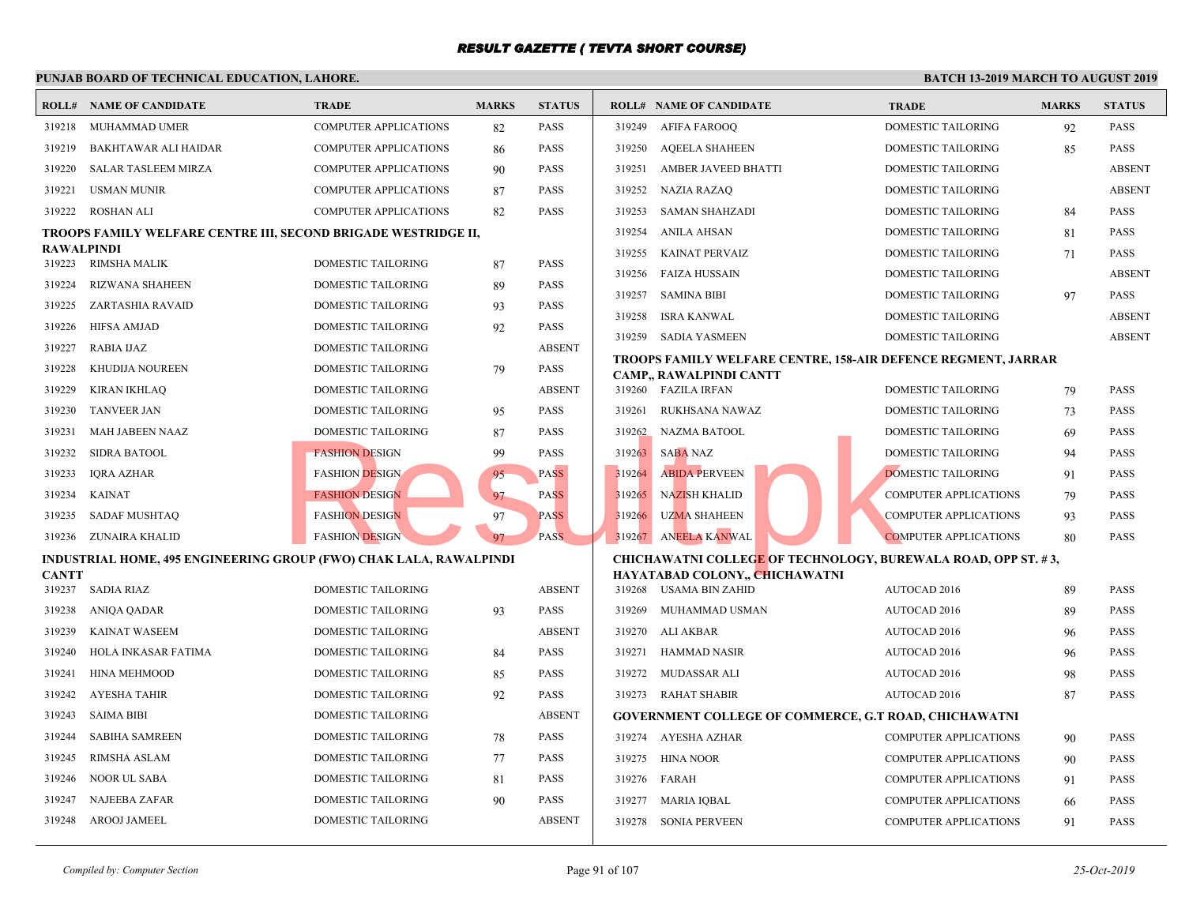# RESULT GAZETTE ( TEVTA SHORT COURSE)

**PUNJAB BOARD OF TECHNICAL EDUCATION, LAHORE.** **BATCH 13-2019 MARCH TO AUGUST 2019**

| ROLL# | NAME OF CANDIDATE | TRADE | MARKS | STATUS |
|---|---|---|---|---|
| 319218 | MUHAMMAD UMER | COMPUTER APPLICATIONS | 82 | PASS |
| 319219 | BAKHTAWAR ALI HAIDAR | COMPUTER APPLICATIONS | 86 | PASS |
| 319220 | SALAR TASLEEM MIRZA | COMPUTER APPLICATIONS | 90 | PASS |
| 319221 | USMAN MUNIR | COMPUTER APPLICATIONS | 87 | PASS |
| 319222 | ROSHAN ALI | COMPUTER APPLICATIONS | 82 | PASS |

**TROOPS FAMILY WELFARE CENTRE III, SECOND BRIGADE WESTRIDGE II, RAWALPINDI**

| ROLL# | NAME OF CANDIDATE | TRADE | MARKS | STATUS |
|---|---|---|---|---|
| 319223 | RIMSHA MALIK | DOMESTIC TAILORING | 87 | PASS |
| 319224 | RIZWANA SHAHEEN | DOMESTIC TAILORING | 89 | PASS |
| 319225 | ZARTASHIA RAVAID | DOMESTIC TAILORING | 93 | PASS |
| 319226 | HIFSA AMJAD | DOMESTIC TAILORING | 92 | PASS |
| 319227 | RABIA IJAZ | DOMESTIC TAILORING | | ABSENT |
| 319228 | KHUDIJA NOUREEN | DOMESTIC TAILORING | 79 | PASS |
| 319229 | KIRAN IKHLAQ | DOMESTIC TAILORING | | ABSENT |
| 319230 | TANVEER JAN | DOMESTIC TAILORING | 95 | PASS |
| 319231 | MAH JABEEN NAAZ | DOMESTIC TAILORING | 87 | PASS |
| 319232 | SIDRA BATOOL | FASHION DESIGN | 99 | PASS |
| 319233 | IQRA AZHAR | FASHION DESIGN | 95 | PASS |
| 319234 | KAINAT | FASHION DESIGN | 97 | PASS |
| 319235 | SADAF MUSHTAQ | FASHION DESIGN | 97 | PASS |
| 319236 | ZUNAIRA KHALID | FASHION DESIGN | 97 | PASS |

**INDUSTRIAL HOME, 495 ENGINEERING GROUP (FWO) CHAK LALA, RAWALPINDI CANTT**

| ROLL# | NAME OF CANDIDATE | TRADE | MARKS | STATUS |
|---|---|---|---|---|
| 319237 | SADIA RIAZ | DOMESTIC TAILORING | | ABSENT |
| 319238 | ANIQA QADAR | DOMESTIC TAILORING | 93 | PASS |
| 319239 | KAINAT WASEEM | DOMESTIC TAILORING | | ABSENT |
| 319240 | HOLA INKASAR FATIMA | DOMESTIC TAILORING | 84 | PASS |
| 319241 | HINA MEHMOOD | DOMESTIC TAILORING | 85 | PASS |
| 319242 | AYESHA TAHIR | DOMESTIC TAILORING | 92 | PASS |
| 319243 | SAIMA BIBI | DOMESTIC TAILORING | | ABSENT |
| 319244 | SABIHA SAMREEN | DOMESTIC TAILORING | 78 | PASS |
| 319245 | RIMSHA ASLAM | DOMESTIC TAILORING | 77 | PASS |
| 319246 | NOOR UL SABA | DOMESTIC TAILORING | 81 | PASS |
| 319247 | NAJEEBA ZAFAR | DOMESTIC TAILORING | 90 | PASS |
| 319248 | AROOJ JAMEEL | DOMESTIC TAILORING | | ABSENT |
| 319249 | AFIFA FAROOQ | DOMESTIC TAILORING | 92 | PASS |
| 319250 | AQEELA SHAHEEN | DOMESTIC TAILORING | 85 | PASS |
| 319251 | AMBER JAVEED BHATTI | DOMESTIC TAILORING | | ABSENT |
| 319252 | NAZIA RAZAQ | DOMESTIC TAILORING | | ABSENT |
| 319253 | SAMAN SHAHZADI | DOMESTIC TAILORING | 84 | PASS |
| 319254 | ANILA AHSAN | DOMESTIC TAILORING | 81 | PASS |
| 319255 | KAINAT PERVAIZ | DOMESTIC TAILORING | 71 | PASS |
| 319256 | FAIZA HUSSAIN | DOMESTIC TAILORING | | ABSENT |
| 319257 | SAMINA BIBI | DOMESTIC TAILORING | 97 | PASS |
| 319258 | ISRA KANWAL | DOMESTIC TAILORING | | ABSENT |
| 319259 | SADIA YASMEEN | DOMESTIC TAILORING | | ABSENT |

**TROOPS FAMILY WELFARE CENTRE, 158-AIR DEFENCE REGMENT, JARRAR CAMP,, RAWALPINDI CANTT**

| ROLL# | NAME OF CANDIDATE | TRADE | MARKS | STATUS |
|---|---|---|---|---|
| 319260 | FAZILA IRFAN | DOMESTIC TAILORING | 79 | PASS |
| 319261 | RUKHSANA NAWAZ | DOMESTIC TAILORING | 73 | PASS |
| 319262 | NAZMA BATOOL | DOMESTIC TAILORING | 69 | PASS |
| 319263 | SABA NAZ | DOMESTIC TAILORING | 94 | PASS |
| 319264 | ABIDA PERVEEN | DOMESTIC TAILORING | 91 | PASS |
| 319265 | NAZISH KHALID | COMPUTER APPLICATIONS | 79 | PASS |
| 319266 | UZMA SHAHEEN | COMPUTER APPLICATIONS | 93 | PASS |
| 319267 | ANEELA KANWAL | COMPUTER APPLICATIONS | 80 | PASS |

**CHICHAWATNI COLLEGE OF TECHNOLOGY, BUREWALA ROAD, OPP ST. # 3, HAYATABAD COLONY,, CHICHAWATNI**

| ROLL# | NAME OF CANDIDATE | TRADE | MARKS | STATUS |
|---|---|---|---|---|
| 319268 | USAMA BIN ZAHID | AUTOCAD 2016 | 89 | PASS |
| 319269 | MUHAMMAD USMAN | AUTOCAD 2016 | 89 | PASS |
| 319270 | ALI AKBAR | AUTOCAD 2016 | 96 | PASS |
| 319271 | HAMMAD NASIR | AUTOCAD 2016 | 96 | PASS |
| 319272 | MUDASSAR ALI | AUTOCAD 2016 | 98 | PASS |
| 319273 | RAHAT SHABIR | AUTOCAD 2016 | 87 | PASS |

**GOVERNMENT COLLEGE OF COMMERCE, G.T ROAD, CHICHAWATNI**

| ROLL# | NAME OF CANDIDATE | TRADE | MARKS | STATUS |
|---|---|---|---|---|
| 319274 | AYESHA AZHAR | COMPUTER APPLICATIONS | 90 | PASS |
| 319275 | HINA NOOR | COMPUTER APPLICATIONS | 90 | PASS |
| 319276 | FARAH | COMPUTER APPLICATIONS | 91 | PASS |
| 319277 | MARIA IQBAL | COMPUTER APPLICATIONS | 66 | PASS |
| 319278 | SONIA PERVEEN | COMPUTER APPLICATIONS | 91 | PASS |

*Compiled by: Computer Section* *25-Oct-2019*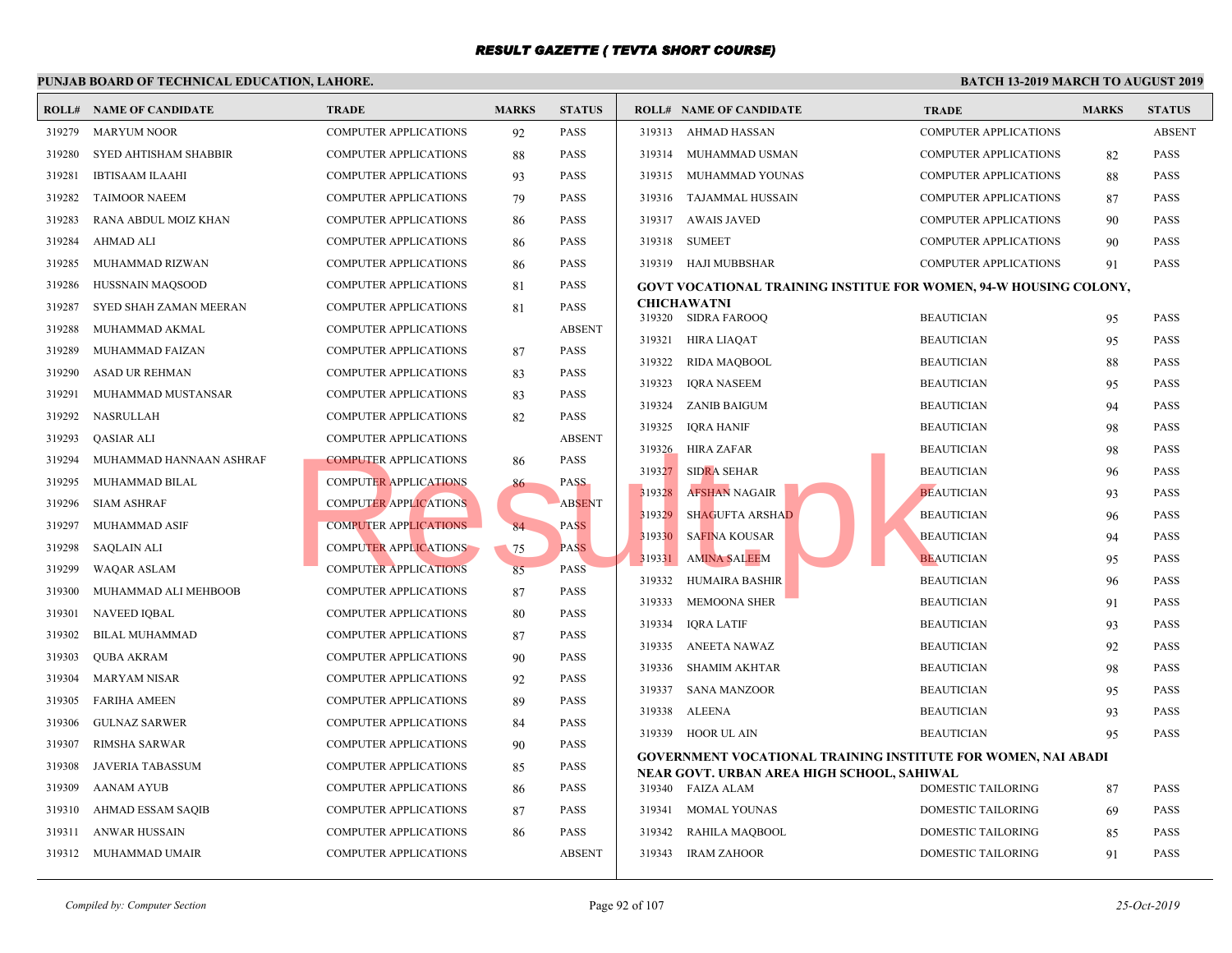# RESULT GAZETTE ( TEVTA SHORT COURSE)

**PUNJAB BOARD OF TECHNICAL EDUCATION, LAHORE.**

**BATCH 13-2019 MARCH TO AUGUST 2019**

| ROLL# | NAME OF CANDIDATE | TRADE | MARKS | STATUS |
|---|---|---|---|---|
| 319279 | MARYUM NOOR | COMPUTER APPLICATIONS | 92 | PASS |
| 319280 | SYED AHTISHAM SHABBIR | COMPUTER APPLICATIONS | 88 | PASS |
| 319281 | IBTISAAM ILAAHI | COMPUTER APPLICATIONS | 93 | PASS |
| 319282 | TAIMOOR NAEEM | COMPUTER APPLICATIONS | 79 | PASS |
| 319283 | RANA ABDUL MOIZ KHAN | COMPUTER APPLICATIONS | 86 | PASS |
| 319284 | AHMAD ALI | COMPUTER APPLICATIONS | 86 | PASS |
| 319285 | MUHAMMAD RIZWAN | COMPUTER APPLICATIONS | 86 | PASS |
| 319286 | HUSSNAIN MAQSOOD | COMPUTER APPLICATIONS | 81 | PASS |
| 319287 | SYED SHAH ZAMAN MEERAN | COMPUTER APPLICATIONS | 81 | PASS |
| 319288 | MUHAMMAD AKMAL | COMPUTER APPLICATIONS | | ABSENT |
| 319289 | MUHAMMAD FAIZAN | COMPUTER APPLICATIONS | 87 | PASS |
| 319290 | ASAD UR REHMAN | COMPUTER APPLICATIONS | 83 | PASS |
| 319291 | MUHAMMAD MUSTANSAR | COMPUTER APPLICATIONS | 83 | PASS |
| 319292 | NASRULLAH | COMPUTER APPLICATIONS | 82 | PASS |
| 319293 | QASIAR ALI | COMPUTER APPLICATIONS | | ABSENT |
| 319294 | MUHAMMAD HANNAAN ASHRAF | COMPUTER APPLICATIONS | 86 | PASS |
| 319295 | MUHAMMAD BILAL | COMPUTER APPLICATIONS | 86 | PASS |
| 319296 | SIAM ASHRAF | COMPUTER APPLICATIONS | | ABSENT |
| 319297 | MUHAMMAD ASIF | COMPUTER APPLICATIONS | 84 | PASS |
| 319298 | SAQLAIN ALI | COMPUTER APPLICATIONS | 75 | PASS |
| 319299 | WAQAR ASLAM | COMPUTER APPLICATIONS | 85 | PASS |
| 319300 | MUHAMMAD ALI MEHBOOB | COMPUTER APPLICATIONS | 87 | PASS |
| 319301 | NAVEED IQBAL | COMPUTER APPLICATIONS | 80 | PASS |
| 319302 | BILAL MUHAMMAD | COMPUTER APPLICATIONS | 87 | PASS |
| 319303 | QUBA AKRAM | COMPUTER APPLICATIONS | 90 | PASS |
| 319304 | MARYAM NISAR | COMPUTER APPLICATIONS | 92 | PASS |
| 319305 | FARIHA AMEEN | COMPUTER APPLICATIONS | 89 | PASS |
| 319306 | GULNAZ SARWER | COMPUTER APPLICATIONS | 84 | PASS |
| 319307 | RIMSHA SARWAR | COMPUTER APPLICATIONS | 90 | PASS |
| 319308 | JAVERIA TABASSUM | COMPUTER APPLICATIONS | 85 | PASS |
| 319309 | AANAM AYUB | COMPUTER APPLICATIONS | 86 | PASS |
| 319310 | AHMAD ESSAM SAQIB | COMPUTER APPLICATIONS | 87 | PASS |
| 319311 | ANWAR HUSSAIN | COMPUTER APPLICATIONS | 86 | PASS |
| 319312 | MUHAMMAD UMAIR | COMPUTER APPLICATIONS | | ABSENT |
| 319313 | AHMAD HASSAN | COMPUTER APPLICATIONS | | ABSENT |
| 319314 | MUHAMMAD USMAN | COMPUTER APPLICATIONS | 82 | PASS |
| 319315 | MUHAMMAD YOUNAS | COMPUTER APPLICATIONS | 88 | PASS |
| 319316 | TAJAMMAL HUSSAIN | COMPUTER APPLICATIONS | 87 | PASS |
| 319317 | AWAIS JAVED | COMPUTER APPLICATIONS | 90 | PASS |
| 319318 | SUMEET | COMPUTER APPLICATIONS | 90 | PASS |
| 319319 | HAJI MUBBSHAR | COMPUTER APPLICATIONS | 91 | PASS |

**GOVT VOCATIONAL TRAINING INSTITUE FOR WOMEN, 94-W HOUSING COLONY, CHICHAWATNI**

| ROLL# | NAME OF CANDIDATE | TRADE | MARKS | STATUS |
|---|---|---|---|---|
| 319320 | SIDRA FAROOQ | BEAUTICIAN | 95 | PASS |
| 319321 | HIRA LIAQAT | BEAUTICIAN | 95 | PASS |
| 319322 | RIDA MAQBOOL | BEAUTICIAN | 88 | PASS |
| 319323 | IQRA NASEEM | BEAUTICIAN | 95 | PASS |
| 319324 | ZANIB BAIGUM | BEAUTICIAN | 94 | PASS |
| 319325 | IQRA HANIF | BEAUTICIAN | 98 | PASS |
| 319326 | HIRA ZAFAR | BEAUTICIAN | 98 | PASS |
| 319327 | SIDRA SEHAR | BEAUTICIAN | 96 | PASS |
| 319328 | AFSHAN NAGAIR | BEAUTICIAN | 93 | PASS |
| 319329 | SHAGUFTA ARSHAD | BEAUTICIAN | 96 | PASS |
| 319330 | SAFINA KOUSAR | BEAUTICIAN | 94 | PASS |
| 319331 | AMINA SALEEM | BEAUTICIAN | 95 | PASS |
| 319332 | HUMAIRA BASHIR | BEAUTICIAN | 96 | PASS |
| 319333 | MEMOONA SHER | BEAUTICIAN | 91 | PASS |
| 319334 | IQRA LATIF | BEAUTICIAN | 93 | PASS |
| 319335 | ANEETA NAWAZ | BEAUTICIAN | 92 | PASS |
| 319336 | SHAMIM AKHTAR | BEAUTICIAN | 98 | PASS |
| 319337 | SANA MANZOOR | BEAUTICIAN | 95 | PASS |
| 319338 | ALEENA | BEAUTICIAN | 93 | PASS |
| 319339 | HOOR UL AIN | BEAUTICIAN | 95 | PASS |

**GOVERNMENT VOCATIONAL TRAINING INSTITUTE FOR WOMEN, NAI ABADI NEAR GOVT. URBAN AREA HIGH SCHOOL, SAHIWAL**

| ROLL# | NAME OF CANDIDATE | TRADE | MARKS | STATUS |
|---|---|---|---|---|
| 319340 | FAIZA ALAM | DOMESTIC TAILORING | 87 | PASS |
| 319341 | MOMAL YOUNAS | DOMESTIC TAILORING | 69 | PASS |
| 319342 | RAHILA MAQBOOL | DOMESTIC TAILORING | 85 | PASS |
| 319343 | IRAM ZAHOOR | DOMESTIC TAILORING | 91 | PASS |

*Compiled by: Computer Section*

*25-Oct-2019*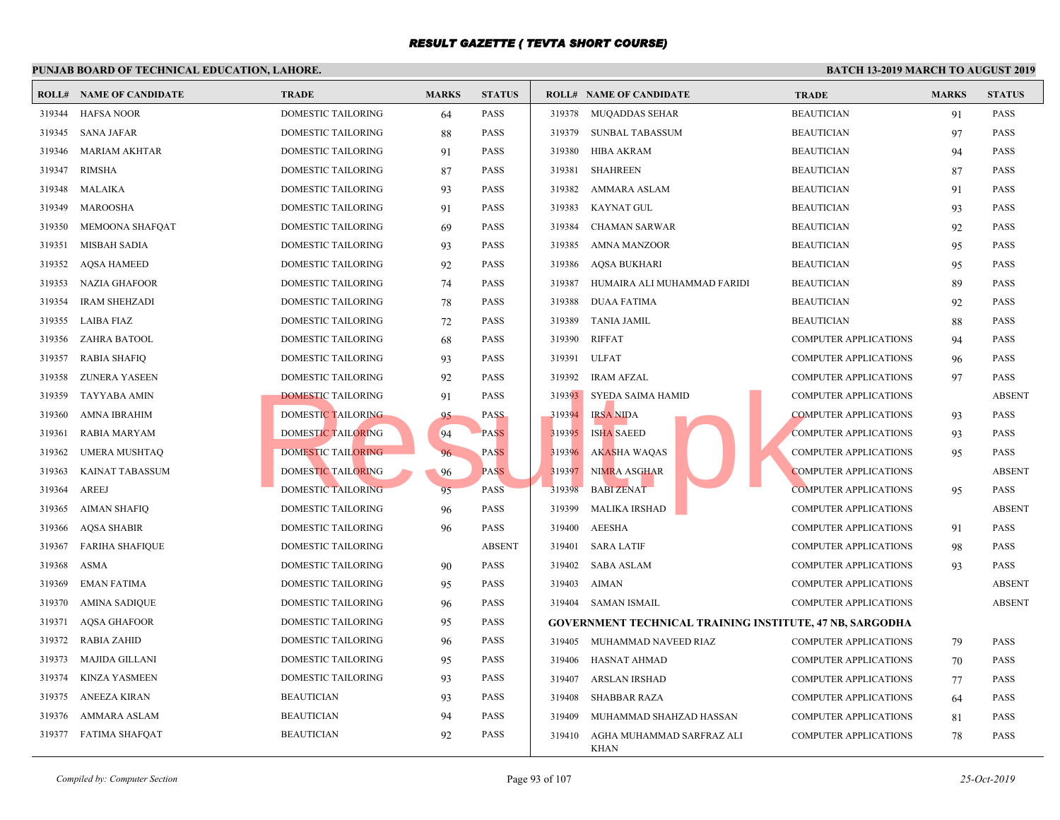# RESULT GAZETTE ( TEVTA SHORT COURSE)

**PUNJAB BOARD OF TECHNICAL EDUCATION, LAHORE.**

**BATCH 13-2019 MARCH TO AUGUST 2019**

| ROLL# | NAME OF CANDIDATE | TRADE | MARKS | STATUS |
|---|---|---|---|---|
| 319344 | HAFSA NOOR | DOMESTIC TAILORING | 64 | PASS |
| 319345 | SANA JAFAR | DOMESTIC TAILORING | 88 | PASS |
| 319346 | MARIAM AKHTAR | DOMESTIC TAILORING | 91 | PASS |
| 319347 | RIMSHA | DOMESTIC TAILORING | 87 | PASS |
| 319348 | MALAIKA | DOMESTIC TAILORING | 93 | PASS |
| 319349 | MAROOSHA | DOMESTIC TAILORING | 91 | PASS |
| 319350 | MEMOONA SHAFQAT | DOMESTIC TAILORING | 69 | PASS |
| 319351 | MISBAH SADIA | DOMESTIC TAILORING | 93 | PASS |
| 319352 | AQSA HAMEED | DOMESTIC TAILORING | 92 | PASS |
| 319353 | NAZIA GHAFOOR | DOMESTIC TAILORING | 74 | PASS |
| 319354 | IRAM SHEHZADI | DOMESTIC TAILORING | 78 | PASS |
| 319355 | LAIBA FIAZ | DOMESTIC TAILORING | 72 | PASS |
| 319356 | ZAHRA BATOOL | DOMESTIC TAILORING | 68 | PASS |
| 319357 | RABIA SHAFIQ | DOMESTIC TAILORING | 93 | PASS |
| 319358 | ZUNERA YASEEN | DOMESTIC TAILORING | 92 | PASS |
| 319359 | TAYYABA AMIN | DOMESTIC TAILORING | 91 | PASS |
| 319360 | AMNA IBRAHIM | DOMESTIC TAILORING | 95 | PASS |
| 319361 | RABIA MARYAM | DOMESTIC TAILORING | 94 | PASS |
| 319362 | UMERA MUSHTAQ | DOMESTIC TAILORING | 96 | PASS |
| 319363 | KAINAT TABASSUM | DOMESTIC TAILORING | 96 | PASS |
| 319364 | AREEJ | DOMESTIC TAILORING | 95 | PASS |
| 319365 | AIMAN SHAFIQ | DOMESTIC TAILORING | 96 | PASS |
| 319366 | AQSA SHABIR | DOMESTIC TAILORING | 96 | PASS |
| 319367 | FARIHA SHAFIQUE | DOMESTIC TAILORING | | ABSENT |
| 319368 | ASMA | DOMESTIC TAILORING | 90 | PASS |
| 319369 | EMAN FATIMA | DOMESTIC TAILORING | 95 | PASS |
| 319370 | AMINA SADIQUE | DOMESTIC TAILORING | 96 | PASS |
| 319371 | AQSA GHAFOOR | DOMESTIC TAILORING | 95 | PASS |
| 319372 | RABIA ZAHID | DOMESTIC TAILORING | 96 | PASS |
| 319373 | MAJIDA GILLANI | DOMESTIC TAILORING | 95 | PASS |
| 319374 | KINZA YASMEEN | DOMESTIC TAILORING | 93 | PASS |
| 319375 | ANEEZA KIRAN | BEAUTICIAN | 93 | PASS |
| 319376 | AMMARA ASLAM | BEAUTICIAN | 94 | PASS |
| 319377 | FATIMA SHAFQAT | BEAUTICIAN | 92 | PASS |
| 319378 | MUQADDAS SEHAR | BEAUTICIAN | 91 | PASS |
| 319379 | SUNBAL TABASSUM | BEAUTICIAN | 97 | PASS |
| 319380 | HIBA AKRAM | BEAUTICIAN | 94 | PASS |
| 319381 | SHAHREEN | BEAUTICIAN | 87 | PASS |
| 319382 | AMMARA ASLAM | BEAUTICIAN | 91 | PASS |
| 319383 | KAYNAT GUL | BEAUTICIAN | 93 | PASS |
| 319384 | CHAMAN SARWAR | BEAUTICIAN | 92 | PASS |
| 319385 | AMNA MANZOOR | BEAUTICIAN | 95 | PASS |
| 319386 | AQSA BUKHARI | BEAUTICIAN | 95 | PASS |
| 319387 | HUMAIRA ALI MUHAMMAD FARIDI | BEAUTICIAN | 89 | PASS |
| 319388 | DUAA FATIMA | BEAUTICIAN | 92 | PASS |
| 319389 | TANIA JAMIL | BEAUTICIAN | 88 | PASS |
| 319390 | RIFFAT | COMPUTER APPLICATIONS | 94 | PASS |
| 319391 | ULFAT | COMPUTER APPLICATIONS | 96 | PASS |
| 319392 | IRAM AFZAL | COMPUTER APPLICATIONS | 97 | PASS |
| 319393 | SYEDA SAIMA HAMID | COMPUTER APPLICATIONS | | ABSENT |
| 319394 | IRSA NIDA | COMPUTER APPLICATIONS | 93 | PASS |
| 319395 | ISHA SAEED | COMPUTER APPLICATIONS | 93 | PASS |
| 319396 | AKASHA WAQAS | COMPUTER APPLICATIONS | 95 | PASS |
| 319397 | NIMRA ASGHAR | COMPUTER APPLICATIONS | | ABSENT |
| 319398 | BABI ZENAT | COMPUTER APPLICATIONS | 95 | PASS |
| 319399 | MALIKA IRSHAD | COMPUTER APPLICATIONS | | ABSENT |
| 319400 | AEESHA | COMPUTER APPLICATIONS | 91 | PASS |
| 319401 | SARA LATIF | COMPUTER APPLICATIONS | 98 | PASS |
| 319402 | SABA ASLAM | COMPUTER APPLICATIONS | 93 | PASS |
| 319403 | AIMAN | COMPUTER APPLICATIONS | | ABSENT |
| 319404 | SAMAN ISMAIL | COMPUTER APPLICATIONS | | ABSENT |

**GOVERNMENT TECHNICAL TRAINING INSTITUTE, 47 NB, SARGODHA**

| ROLL# | NAME OF CANDIDATE | TRADE | MARKS | STATUS |
|---|---|---|---|---|
| 319405 | MUHAMMAD NAVEED RIAZ | COMPUTER APPLICATIONS | 79 | PASS |
| 319406 | HASNAT AHMAD | COMPUTER APPLICATIONS | 70 | PASS |
| 319407 | ARSLAN IRSHAD | COMPUTER APPLICATIONS | 77 | PASS |
| 319408 | SHABBAR RAZA | COMPUTER APPLICATIONS | 64 | PASS |
| 319409 | MUHAMMAD SHAHZAD HASSAN | COMPUTER APPLICATIONS | 81 | PASS |
| 319410 | AGHA MUHAMMAD SARFRAZ ALI KHAN | COMPUTER APPLICATIONS | 78 | PASS |

*Compiled by: Computer Section*

*25-Oct-2019*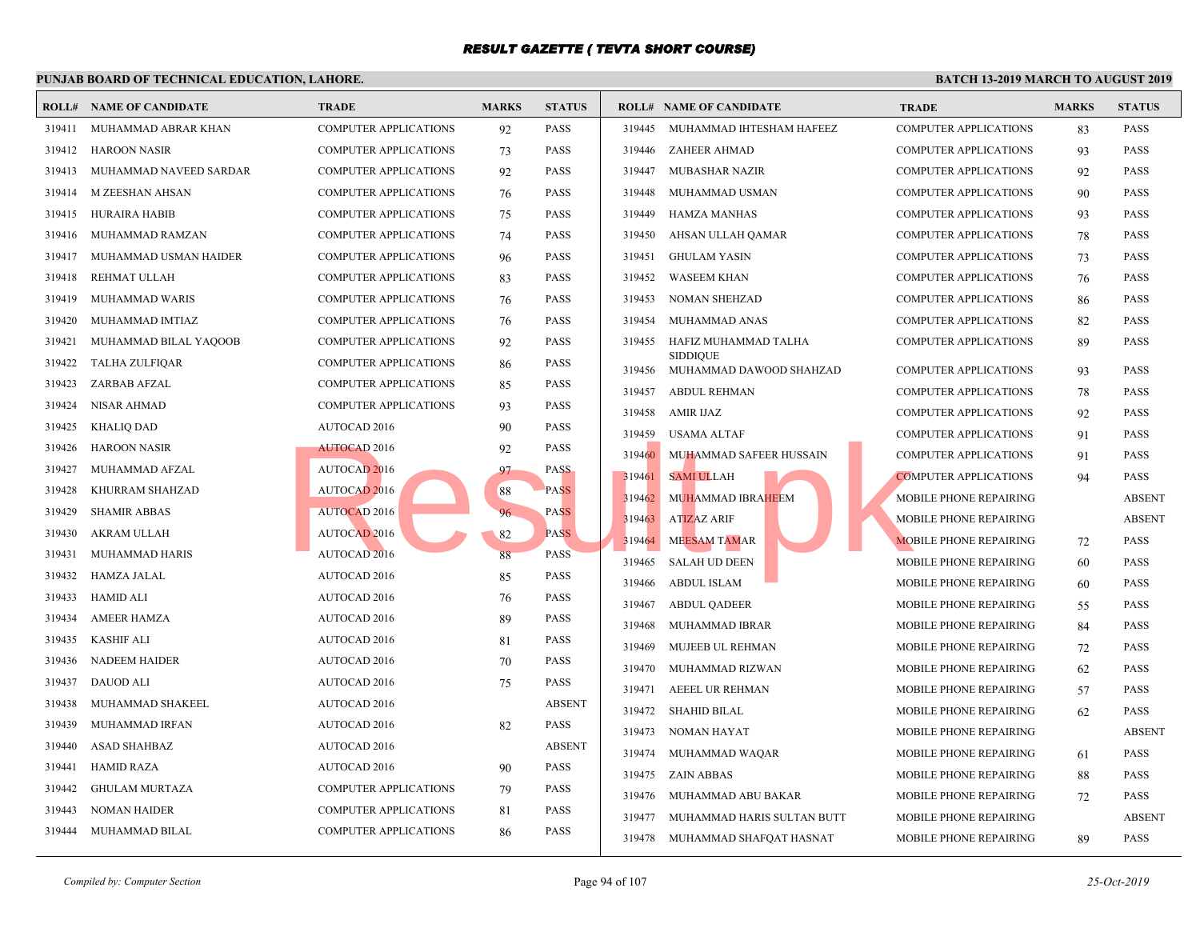# RESULT GAZETTE ( TEVTA SHORT COURSE)

**PUNJAB BOARD OF TECHNICAL EDUCATION, LAHORE.**

**BATCH 13-2019 MARCH TO AUGUST 2019**

| ROLL# | NAME OF CANDIDATE | TRADE | MARKS | STATUS |
|---|---|---|---|---|
| 319411 | MUHAMMAD ABRAR KHAN | COMPUTER APPLICATIONS | 92 | PASS |
| 319412 | HAROON NASIR | COMPUTER APPLICATIONS | 73 | PASS |
| 319413 | MUHAMMAD NAVEED SARDAR | COMPUTER APPLICATIONS | 92 | PASS |
| 319414 | M ZEESHAN AHSAN | COMPUTER APPLICATIONS | 76 | PASS |
| 319415 | HURAIRA HABIB | COMPUTER APPLICATIONS | 75 | PASS |
| 319416 | MUHAMMAD RAMZAN | COMPUTER APPLICATIONS | 74 | PASS |
| 319417 | MUHAMMAD USMAN HAIDER | COMPUTER APPLICATIONS | 96 | PASS |
| 319418 | REHMAT ULLAH | COMPUTER APPLICATIONS | 83 | PASS |
| 319419 | MUHAMMAD WARIS | COMPUTER APPLICATIONS | 76 | PASS |
| 319420 | MUHAMMAD IMTIAZ | COMPUTER APPLICATIONS | 76 | PASS |
| 319421 | MUHAMMAD BILAL YAQOOB | COMPUTER APPLICATIONS | 92 | PASS |
| 319422 | TALHA ZULFIQAR | COMPUTER APPLICATIONS | 86 | PASS |
| 319423 | ZARBAB AFZAL | COMPUTER APPLICATIONS | 85 | PASS |
| 319424 | NISAR AHMAD | COMPUTER APPLICATIONS | 93 | PASS |
| 319425 | KHALIQ DAD | AUTOCAD 2016 | 90 | PASS |
| 319426 | HAROON NASIR | AUTOCAD 2016 | 92 | PASS |
| 319427 | MUHAMMAD AFZAL | AUTOCAD 2016 | 97 | PASS |
| 319428 | KHURRAM SHAHZAD | AUTOCAD 2016 | 88 | PASS |
| 319429 | SHAMIR ABBAS | AUTOCAD 2016 | 96 | PASS |
| 319430 | AKRAM ULLAH | AUTOCAD 2016 | 82 | PASS |
| 319431 | MUHAMMAD HARIS | AUTOCAD 2016 | 88 | PASS |
| 319432 | HAMZA JALAL | AUTOCAD 2016 | 85 | PASS |
| 319433 | HAMID ALI | AUTOCAD 2016 | 76 | PASS |
| 319434 | AMEER HAMZA | AUTOCAD 2016 | 89 | PASS |
| 319435 | KASHIF ALI | AUTOCAD 2016 | 81 | PASS |
| 319436 | NADEEM HAIDER | AUTOCAD 2016 | 70 | PASS |
| 319437 | DAUOD ALI | AUTOCAD 2016 | 75 | PASS |
| 319438 | MUHAMMAD SHAKEEL | AUTOCAD 2016 | | ABSENT |
| 319439 | MUHAMMAD IRFAN | AUTOCAD 2016 | 82 | PASS |
| 319440 | ASAD SHAHBAZ | AUTOCAD 2016 | | ABSENT |
| 319441 | HAMID RAZA | AUTOCAD 2016 | 90 | PASS |
| 319442 | GHULAM MURTAZA | COMPUTER APPLICATIONS | 79 | PASS |
| 319443 | NOMAN HAIDER | COMPUTER APPLICATIONS | 81 | PASS |
| 319444 | MUHAMMAD BILAL | COMPUTER APPLICATIONS | 86 | PASS |
| 319445 | MUHAMMAD IHTESHAM HAFEEZ | COMPUTER APPLICATIONS | 83 | PASS |
| 319446 | ZAHEER AHMAD | COMPUTER APPLICATIONS | 93 | PASS |
| 319447 | MUBASHAR NAZIR | COMPUTER APPLICATIONS | 92 | PASS |
| 319448 | MUHAMMAD USMAN | COMPUTER APPLICATIONS | 90 | PASS |
| 319449 | HAMZA MANHAS | COMPUTER APPLICATIONS | 93 | PASS |
| 319450 | AHSAN ULLAH QAMAR | COMPUTER APPLICATIONS | 78 | PASS |
| 319451 | GHULAM YASIN | COMPUTER APPLICATIONS | 73 | PASS |
| 319452 | WASEEM KHAN | COMPUTER APPLICATIONS | 76 | PASS |
| 319453 | NOMAN SHEHZAD | COMPUTER APPLICATIONS | 86 | PASS |
| 319454 | MUHAMMAD ANAS | COMPUTER APPLICATIONS | 82 | PASS |
| 319455 | HAFIZ MUHAMMAD TALHA SIDDIQUE | COMPUTER APPLICATIONS | 89 | PASS |
| 319456 | MUHAMMAD DAWOOD SHAHZAD | COMPUTER APPLICATIONS | 93 | PASS |
| 319457 | ABDUL REHMAN | COMPUTER APPLICATIONS | 78 | PASS |
| 319458 | AMIR IJAZ | COMPUTER APPLICATIONS | 92 | PASS |
| 319459 | USAMA ALTAF | COMPUTER APPLICATIONS | 91 | PASS |
| 319460 | MUHAMMAD SAFEER HUSSAIN | COMPUTER APPLICATIONS | 91 | PASS |
| 319461 | SAMI ULLAH | COMPUTER APPLICATIONS | 94 | PASS |
| 319462 | MUHAMMAD IBRAHEEM | MOBILE PHONE REPAIRING | | ABSENT |
| 319463 | ATIZAZ ARIF | MOBILE PHONE REPAIRING | | ABSENT |
| 319464 | MEESAM TAMAR | MOBILE PHONE REPAIRING | 72 | PASS |
| 319465 | SALAH UD DEEN | MOBILE PHONE REPAIRING | 60 | PASS |
| 319466 | ABDUL ISLAM | MOBILE PHONE REPAIRING | 60 | PASS |
| 319467 | ABDUL QADEER | MOBILE PHONE REPAIRING | 55 | PASS |
| 319468 | MUHAMMAD IBRAR | MOBILE PHONE REPAIRING | 84 | PASS |
| 319469 | MUJEEB UL REHMAN | MOBILE PHONE REPAIRING | 72 | PASS |
| 319470 | MUHAMMAD RIZWAN | MOBILE PHONE REPAIRING | 62 | PASS |
| 319471 | AEEEL UR REHMAN | MOBILE PHONE REPAIRING | 57 | PASS |
| 319472 | SHAHID BILAL | MOBILE PHONE REPAIRING | 62 | PASS |
| 319473 | NOMAN HAYAT | MOBILE PHONE REPAIRING | | ABSENT |
| 319474 | MUHAMMAD WAQAR | MOBILE PHONE REPAIRING | 61 | PASS |
| 319475 | ZAIN ABBAS | MOBILE PHONE REPAIRING | 88 | PASS |
| 319476 | MUHAMMAD ABU BAKAR | MOBILE PHONE REPAIRING | 72 | PASS |
| 319477 | MUHAMMAD HARIS SULTAN BUTT | MOBILE PHONE REPAIRING | | ABSENT |
| 319478 | MUHAMMAD SHAFQAT HASNAT | MOBILE PHONE REPAIRING | 89 | PASS |

*Compiled by: Computer Section*

*25-Oct-2019*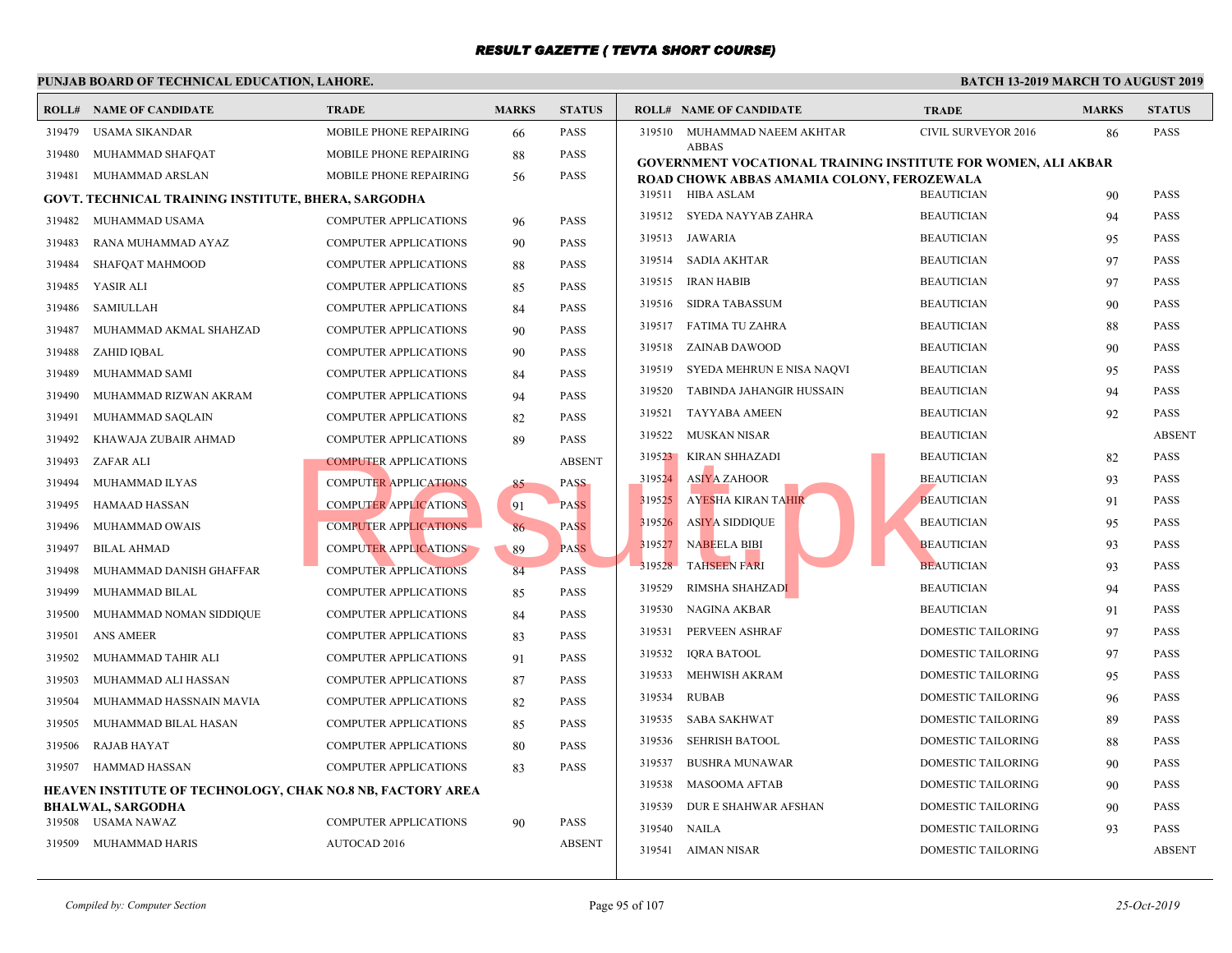# RESULT GAZETTE ( TEVTA SHORT COURSE)

**PUNJAB BOARD OF TECHNICAL EDUCATION, LAHORE.** | **BATCH 13-2019 MARCH TO AUGUST 2019**

| ROLL# | NAME OF CANDIDATE | TRADE | MARKS | STATUS |
|---|---|---|---|---|
| 319479 | USAMA SIKANDAR | MOBILE PHONE REPAIRING | 66 | PASS |
| 319480 | MUHAMMAD SHAFQAT | MOBILE PHONE REPAIRING | 88 | PASS |
| 319481 | MUHAMMAD ARSLAN | MOBILE PHONE REPAIRING | 56 | PASS |

**GOVT. TECHNICAL TRAINING INSTITUTE, BHERA, SARGODHA**

| ROLL# | NAME OF CANDIDATE | TRADE | MARKS | STATUS |
|---|---|---|---|---|
| 319482 | MUHAMMAD USAMA | COMPUTER APPLICATIONS | 96 | PASS |
| 319483 | RANA MUHAMMAD AYAZ | COMPUTER APPLICATIONS | 90 | PASS |
| 319484 | SHAFQAT MAHMOOD | COMPUTER APPLICATIONS | 88 | PASS |
| 319485 | YASIR ALI | COMPUTER APPLICATIONS | 85 | PASS |
| 319486 | SAMIULLAH | COMPUTER APPLICATIONS | 84 | PASS |
| 319487 | MUHAMMAD AKMAL SHAHZAD | COMPUTER APPLICATIONS | 90 | PASS |
| 319488 | ZAHID IQBAL | COMPUTER APPLICATIONS | 90 | PASS |
| 319489 | MUHAMMAD SAMI | COMPUTER APPLICATIONS | 84 | PASS |
| 319490 | MUHAMMAD RIZWAN AKRAM | COMPUTER APPLICATIONS | 94 | PASS |
| 319491 | MUHAMMAD SAQLAIN | COMPUTER APPLICATIONS | 82 | PASS |
| 319492 | KHAWAJA ZUBAIR AHMAD | COMPUTER APPLICATIONS | 89 | PASS |
| 319493 | ZAFAR ALI | COMPUTER APPLICATIONS | | ABSENT |
| 319494 | MUHAMMAD ILYAS | COMPUTER APPLICATIONS | 85 | PASS |
| 319495 | HAMAAD HASSAN | COMPUTER APPLICATIONS | 91 | PASS |
| 319496 | MUHAMMAD OWAIS | COMPUTER APPLICATIONS | 86 | PASS |
| 319497 | BILAL AHMAD | COMPUTER APPLICATIONS | 89 | PASS |
| 319498 | MUHAMMAD DANISH GHAFFAR | COMPUTER APPLICATIONS | 84 | PASS |
| 319499 | MUHAMMAD BILAL | COMPUTER APPLICATIONS | 85 | PASS |
| 319500 | MUHAMMAD NOMAN SIDDIQUE | COMPUTER APPLICATIONS | 84 | PASS |
| 319501 | ANS AMEER | COMPUTER APPLICATIONS | 83 | PASS |
| 319502 | MUHAMMAD TAHIR ALI | COMPUTER APPLICATIONS | 91 | PASS |
| 319503 | MUHAMMAD ALI HASSAN | COMPUTER APPLICATIONS | 87 | PASS |
| 319504 | MUHAMMAD HASSNAIN MAVIA | COMPUTER APPLICATIONS | 82 | PASS |
| 319505 | MUHAMMAD BILAL HASAN | COMPUTER APPLICATIONS | 85 | PASS |
| 319506 | RAJAB HAYAT | COMPUTER APPLICATIONS | 80 | PASS |
| 319507 | HAMMAD HASSAN | COMPUTER APPLICATIONS | 83 | PASS |

**HEAVEN INSTITUTE OF TECHNOLOGY, CHAK NO.8 NB, FACTORY AREA BHALWAL, SARGODHA**

| ROLL# | NAME OF CANDIDATE | TRADE | MARKS | STATUS |
|---|---|---|---|---|
| 319508 | USAMA NAWAZ | COMPUTER APPLICATIONS | 90 | PASS |
| 319509 | MUHAMMAD HARIS | AUTOCAD 2016 | | ABSENT |
| 319510 | MUHAMMAD NAEEM AKHTAR ABBAS | CIVIL SURVEYOR 2016 | 86 | PASS |

**GOVERNMENT VOCATIONAL TRAINING INSTITUTE FOR WOMEN, ALI AKBAR ROAD CHOWK ABBAS AMAMIA COLONY, FEROZEWALA**

| ROLL# | NAME OF CANDIDATE | TRADE | MARKS | STATUS |
|---|---|---|---|---|
| 319511 | HIBA ASLAM | BEAUTICIAN | 90 | PASS |
| 319512 | SYEDA NAYYAB ZAHRA | BEAUTICIAN | 94 | PASS |
| 319513 | JAWARIA | BEAUTICIAN | 95 | PASS |
| 319514 | SADIA AKHTAR | BEAUTICIAN | 97 | PASS |
| 319515 | IRAN HABIB | BEAUTICIAN | 97 | PASS |
| 319516 | SIDRA TABASSUM | BEAUTICIAN | 90 | PASS |
| 319517 | FATIMA TU ZAHRA | BEAUTICIAN | 88 | PASS |
| 319518 | ZAINAB DAWOOD | BEAUTICIAN | 90 | PASS |
| 319519 | SYEDA MEHRUN E NISA NAQVI | BEAUTICIAN | 95 | PASS |
| 319520 | TABINDA JAHANGIR HUSSAIN | BEAUTICIAN | 94 | PASS |
| 319521 | TAYYABA AMEEN | BEAUTICIAN | 92 | PASS |
| 319522 | MUSKAN NISAR | BEAUTICIAN | | ABSENT |
| 319523 | KIRAN SHHAZADI | BEAUTICIAN | 82 | PASS |
| 319524 | ASIYA ZAHOOR | BEAUTICIAN | 93 | PASS |
| 319525 | AYESHA KIRAN TAHIR | BEAUTICIAN | 91 | PASS |
| 319526 | ASIYA SIDDIQUE | BEAUTICIAN | 95 | PASS |
| 319527 | NABEELA BIBI | BEAUTICIAN | 93 | PASS |
| 319528 | TAHSEEN FARI | BEAUTICIAN | 93 | PASS |
| 319529 | RIMSHA SHAHZADI | BEAUTICIAN | 94 | PASS |
| 319530 | NAGINA AKBAR | BEAUTICIAN | 91 | PASS |
| 319531 | PERVEEN ASHRAF | DOMESTIC TAILORING | 97 | PASS |
| 319532 | IQRA BATOOL | DOMESTIC TAILORING | 97 | PASS |
| 319533 | MEHWISH AKRAM | DOMESTIC TAILORING | 95 | PASS |
| 319534 | RUBAB | DOMESTIC TAILORING | 96 | PASS |
| 319535 | SABA SAKHWAT | DOMESTIC TAILORING | 89 | PASS |
| 319536 | SEHRISH BATOOL | DOMESTIC TAILORING | 88 | PASS |
| 319537 | BUSHRA MUNAWAR | DOMESTIC TAILORING | 90 | PASS |
| 319538 | MASOOMA AFTAB | DOMESTIC TAILORING | 90 | PASS |
| 319539 | DUR E SHAHWAR AFSHAN | DOMESTIC TAILORING | 90 | PASS |
| 319540 | NAILA | DOMESTIC TAILORING | 93 | PASS |
| 319541 | AIMAN NISAR | DOMESTIC TAILORING | | ABSENT |

*Compiled by: Computer Section* | *25-Oct-2019*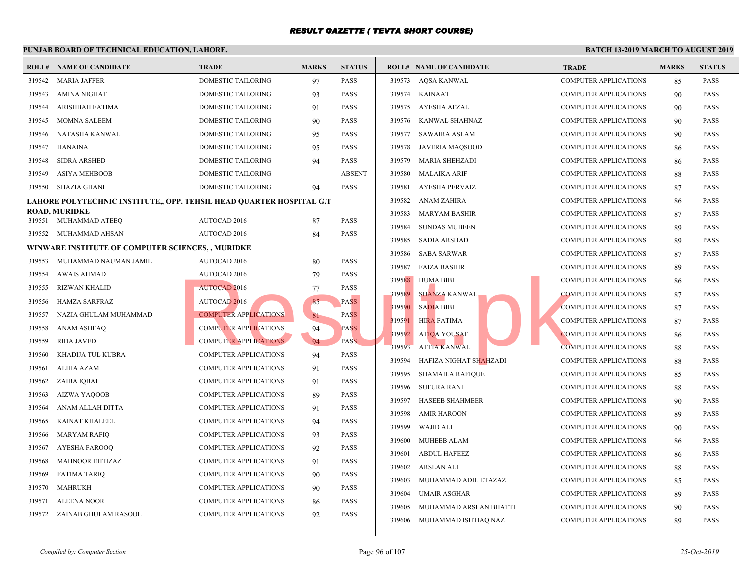# RESULT GAZETTE ( TEVTA SHORT COURSE)

**PUNJAB BOARD OF TECHNICAL EDUCATION, LAHORE.** — **BATCH 13-2019 MARCH TO AUGUST 2019**

| ROLL# | NAME OF CANDIDATE | TRADE | MARKS | STATUS |
|---|---|---|---|---|
| 319542 | MARIA JAFFER | DOMESTIC TAILORING | 97 | PASS |
| 319543 | AMINA NIGHAT | DOMESTIC TAILORING | 93 | PASS |
| 319544 | ARISHBAH FATIMA | DOMESTIC TAILORING | 91 | PASS |
| 319545 | MOMNA SALEEM | DOMESTIC TAILORING | 90 | PASS |
| 319546 | NATASHA KANWAL | DOMESTIC TAILORING | 95 | PASS |
| 319547 | HANAINA | DOMESTIC TAILORING | 95 | PASS |
| 319548 | SIDRA ARSHED | DOMESTIC TAILORING | 94 | PASS |
| 319549 | ASIYA MEHBOOB | DOMESTIC TAILORING | | ABSENT |
| 319550 | SHAZIA GHANI | DOMESTIC TAILORING | 94 | PASS |

**LAHORE POLYTECHNIC INSTITUTE,, OPP. TEHSIL HEAD QUARTER HOSPITAL G.T ROAD, MURIDKE**

| ROLL# | NAME OF CANDIDATE | TRADE | MARKS | STATUS |
|---|---|---|---|---|
| 319551 | MUHAMMAD ATEEQ | AUTOCAD 2016 | 87 | PASS |
| 319552 | MUHAMMAD AHSAN | AUTOCAD 2016 | 84 | PASS |

**WINWARE INSTITUTE OF COMPUTER SCIENCES, , MURIDKE**

| ROLL# | NAME OF CANDIDATE | TRADE | MARKS | STATUS |
|---|---|---|---|---|
| 319553 | MUHAMMAD NAUMAN JAMIL | AUTOCAD 2016 | 80 | PASS |
| 319554 | AWAIS AHMAD | AUTOCAD 2016 | 79 | PASS |
| 319555 | RIZWAN KHALID | AUTOCAD 2016 | 77 | PASS |
| 319556 | HAMZA SARFRAZ | AUTOCAD 2016 | 85 | PASS |
| 319557 | NAZIA GHULAM MUHAMMAD | COMPUTER APPLICATIONS | 81 | PASS |
| 319558 | ANAM ASHFAQ | COMPUTER APPLICATIONS | 94 | PASS |
| 319559 | RIDA JAVED | COMPUTER APPLICATIONS | 94 | PASS |
| 319560 | KHADIJA TUL KUBRA | COMPUTER APPLICATIONS | 94 | PASS |
| 319561 | ALIHA AZAM | COMPUTER APPLICATIONS | 91 | PASS |
| 319562 | ZAIBA IQBAL | COMPUTER APPLICATIONS | 91 | PASS |
| 319563 | AIZWA YAQOOB | COMPUTER APPLICATIONS | 89 | PASS |
| 319564 | ANAM ALLAH DITTA | COMPUTER APPLICATIONS | 91 | PASS |
| 319565 | KAINAT KHALEEL | COMPUTER APPLICATIONS | 94 | PASS |
| 319566 | MARYAM RAFIQ | COMPUTER APPLICATIONS | 93 | PASS |
| 319567 | AYESHA FAROOQ | COMPUTER APPLICATIONS | 92 | PASS |
| 319568 | MAHNOOR EHTIZAZ | COMPUTER APPLICATIONS | 91 | PASS |
| 319569 | FATIMA TARIQ | COMPUTER APPLICATIONS | 90 | PASS |
| 319570 | MAHRUKH | COMPUTER APPLICATIONS | 90 | PASS |
| 319571 | ALEENA NOOR | COMPUTER APPLICATIONS | 86 | PASS |
| 319572 | ZAINAB GHULAM RASOOL | COMPUTER APPLICATIONS | 92 | PASS |
| 319573 | AQSA KANWAL | COMPUTER APPLICATIONS | 85 | PASS |
| 319574 | KAINAAT | COMPUTER APPLICATIONS | 90 | PASS |
| 319575 | AYESHA AFZAL | COMPUTER APPLICATIONS | 90 | PASS |
| 319576 | KANWAL SHAHNAZ | COMPUTER APPLICATIONS | 90 | PASS |
| 319577 | SAWAIRA ASLAM | COMPUTER APPLICATIONS | 90 | PASS |
| 319578 | JAVERIA MAQSOOD | COMPUTER APPLICATIONS | 86 | PASS |
| 319579 | MARIA SHEHZADI | COMPUTER APPLICATIONS | 86 | PASS |
| 319580 | MALAIKA ARIF | COMPUTER APPLICATIONS | 88 | PASS |
| 319581 | AYESHA PERVAIZ | COMPUTER APPLICATIONS | 87 | PASS |
| 319582 | ANAM ZAHIRA | COMPUTER APPLICATIONS | 86 | PASS |
| 319583 | MARYAM BASHIR | COMPUTER APPLICATIONS | 87 | PASS |
| 319584 | SUNDAS MUBEEN | COMPUTER APPLICATIONS | 89 | PASS |
| 319585 | SADIA ARSHAD | COMPUTER APPLICATIONS | 89 | PASS |
| 319586 | SABA SARWAR | COMPUTER APPLICATIONS | 87 | PASS |
| 319587 | FAIZA BASHIR | COMPUTER APPLICATIONS | 89 | PASS |
| 319588 | HUMA BIBI | COMPUTER APPLICATIONS | 86 | PASS |
| 319589 | SHANZA KANWAL | COMPUTER APPLICATIONS | 87 | PASS |
| 319590 | SADIA BIBI | COMPUTER APPLICATIONS | 87 | PASS |
| 319591 | HIRA FATIMA | COMPUTER APPLICATIONS | 87 | PASS |
| 319592 | ATIQA YOUSAF | COMPUTER APPLICATIONS | 86 | PASS |
| 319593 | ATTIA KANWAL | COMPUTER APPLICATIONS | 88 | PASS |
| 319594 | HAFIZA NIGHAT SHAHZADI | COMPUTER APPLICATIONS | 88 | PASS |
| 319595 | SHAMAILA RAFIQUE | COMPUTER APPLICATIONS | 85 | PASS |
| 319596 | SUFURA RANI | COMPUTER APPLICATIONS | 88 | PASS |
| 319597 | HASEEB SHAHMEER | COMPUTER APPLICATIONS | 90 | PASS |
| 319598 | AMIR HAROON | COMPUTER APPLICATIONS | 89 | PASS |
| 319599 | WAJID ALI | COMPUTER APPLICATIONS | 90 | PASS |
| 319600 | MUHEEB ALAM | COMPUTER APPLICATIONS | 86 | PASS |
| 319601 | ABDUL HAFEEZ | COMPUTER APPLICATIONS | 86 | PASS |
| 319602 | ARSLAN ALI | COMPUTER APPLICATIONS | 88 | PASS |
| 319603 | MUHAMMAD ADIL ETAZAZ | COMPUTER APPLICATIONS | 85 | PASS |
| 319604 | UMAIR ASGHAR | COMPUTER APPLICATIONS | 89 | PASS |
| 319605 | MUHAMMAD ARSLAN BHATTI | COMPUTER APPLICATIONS | 90 | PASS |
| 319606 | MUHAMMAD ISHTIAQ NAZ | COMPUTER APPLICATIONS | 89 | PASS |

*Compiled by: Computer Section* — *25-Oct-2019*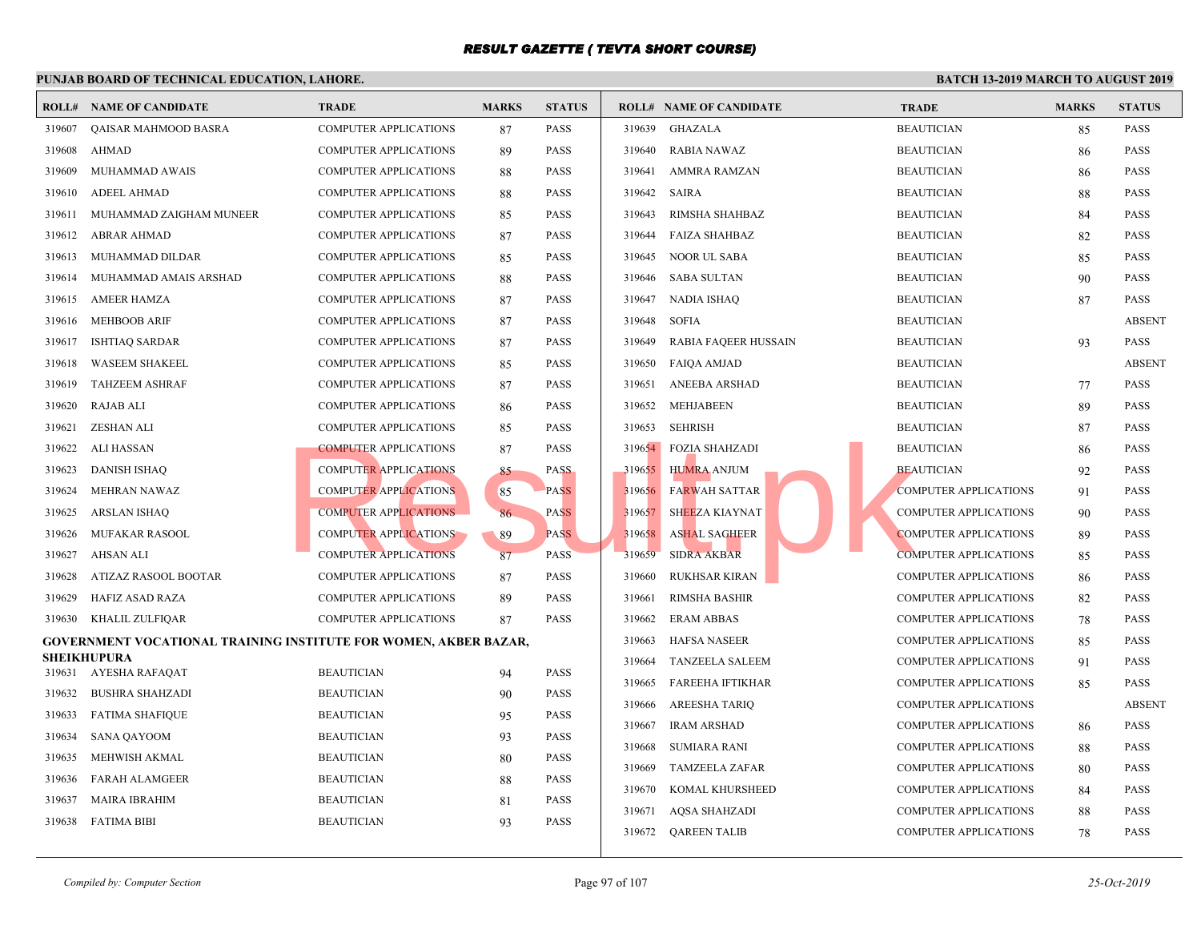# RESULT GAZETTE ( TEVTA SHORT COURSE)

**PUNJAB BOARD OF TECHNICAL EDUCATION, LAHORE.**

**BATCH 13-2019 MARCH TO AUGUST 2019**

| ROLL# | NAME OF CANDIDATE | TRADE | MARKS | STATUS |
|---|---|---|---|---|
| 319607 | QAISAR MAHMOOD BASRA | COMPUTER APPLICATIONS | 87 | PASS |
| 319608 | AHMAD | COMPUTER APPLICATIONS | 89 | PASS |
| 319609 | MUHAMMAD AWAIS | COMPUTER APPLICATIONS | 88 | PASS |
| 319610 | ADEEL AHMAD | COMPUTER APPLICATIONS | 88 | PASS |
| 319611 | MUHAMMAD ZAIGHAM MUNEER | COMPUTER APPLICATIONS | 85 | PASS |
| 319612 | ABRAR AHMAD | COMPUTER APPLICATIONS | 87 | PASS |
| 319613 | MUHAMMAD DILDAR | COMPUTER APPLICATIONS | 85 | PASS |
| 319614 | MUHAMMAD AMAIS ARSHAD | COMPUTER APPLICATIONS | 88 | PASS |
| 319615 | AMEER HAMZA | COMPUTER APPLICATIONS | 87 | PASS |
| 319616 | MEHBOOB ARIF | COMPUTER APPLICATIONS | 87 | PASS |
| 319617 | ISHTIAQ SARDAR | COMPUTER APPLICATIONS | 87 | PASS |
| 319618 | WASEEM SHAKEEL | COMPUTER APPLICATIONS | 85 | PASS |
| 319619 | TAHZEEM ASHRAF | COMPUTER APPLICATIONS | 87 | PASS |
| 319620 | RAJAB ALI | COMPUTER APPLICATIONS | 86 | PASS |
| 319621 | ZESHAN ALI | COMPUTER APPLICATIONS | 85 | PASS |
| 319622 | ALI HASSAN | COMPUTER APPLICATIONS | 87 | PASS |
| 319623 | DANISH ISHAQ | COMPUTER APPLICATIONS | 85 | PASS |
| 319624 | MEHRAN NAWAZ | COMPUTER APPLICATIONS | 85 | PASS |
| 319625 | ARSLAN ISHAQ | COMPUTER APPLICATIONS | 86 | PASS |
| 319626 | MUFAKAR RASOOL | COMPUTER APPLICATIONS | 89 | PASS |
| 319627 | AHSAN ALI | COMPUTER APPLICATIONS | 87 | PASS |
| 319628 | ATIZAZ RASOOL BOOTAR | COMPUTER APPLICATIONS | 87 | PASS |
| 319629 | HAFIZ ASAD RAZA | COMPUTER APPLICATIONS | 89 | PASS |
| 319630 | KHALIL ZULFIQAR | COMPUTER APPLICATIONS | 87 | PASS |

**GOVERNMENT VOCATIONAL TRAINING INSTITUTE FOR WOMEN, AKBER BAZAR, SHEIKHUPURA**

| ROLL# | NAME OF CANDIDATE | TRADE | MARKS | STATUS |
|---|---|---|---|---|
| 319631 | AYESHA RAFAQAT | BEAUTICIAN | 94 | PASS |
| 319632 | BUSHRA SHAHZADI | BEAUTICIAN | 90 | PASS |
| 319633 | FATIMA SHAFIQUE | BEAUTICIAN | 95 | PASS |
| 319634 | SANA QAYOOM | BEAUTICIAN | 93 | PASS |
| 319635 | MEHWISH AKMAL | BEAUTICIAN | 80 | PASS |
| 319636 | FARAH ALAMGEER | BEAUTICIAN | 88 | PASS |
| 319637 | MAIRA IBRAHIM | BEAUTICIAN | 81 | PASS |
| 319638 | FATIMA BIBI | BEAUTICIAN | 93 | PASS |
| 319639 | GHAZALA | BEAUTICIAN | 85 | PASS |
| 319640 | RABIA NAWAZ | BEAUTICIAN | 86 | PASS |
| 319641 | AMMRA RAMZAN | BEAUTICIAN | 86 | PASS |
| 319642 | SAIRA | BEAUTICIAN | 88 | PASS |
| 319643 | RIMSHA SHAHBAZ | BEAUTICIAN | 84 | PASS |
| 319644 | FAIZA SHAHBAZ | BEAUTICIAN | 82 | PASS |
| 319645 | NOOR UL SABA | BEAUTICIAN | 85 | PASS |
| 319646 | SABA SULTAN | BEAUTICIAN | 90 | PASS |
| 319647 | NADIA ISHAQ | BEAUTICIAN | 87 | PASS |
| 319648 | SOFIA | BEAUTICIAN | | ABSENT |
| 319649 | RABIA FAQEER HUSSAIN | BEAUTICIAN | 93 | PASS |
| 319650 | FAIQA AMJAD | BEAUTICIAN | | ABSENT |
| 319651 | ANEEBA ARSHAD | BEAUTICIAN | 77 | PASS |
| 319652 | MEHJABEEN | BEAUTICIAN | 89 | PASS |
| 319653 | SEHRISH | BEAUTICIAN | 87 | PASS |
| 319654 | FOZIA SHAHZADI | BEAUTICIAN | 86 | PASS |
| 319655 | HUMRA ANJUM | BEAUTICIAN | 92 | PASS |
| 319656 | FARWAH SATTAR | COMPUTER APPLICATIONS | 91 | PASS |
| 319657 | SHEEZA KIAYNAT | COMPUTER APPLICATIONS | 90 | PASS |
| 319658 | ASHAL SAGHEER | COMPUTER APPLICATIONS | 89 | PASS |
| 319659 | SIDRA AKBAR | COMPUTER APPLICATIONS | 85 | PASS |
| 319660 | RUKHSAR KIRAN | COMPUTER APPLICATIONS | 86 | PASS |
| 319661 | RIMSHA BASHIR | COMPUTER APPLICATIONS | 82 | PASS |
| 319662 | ERAM ABBAS | COMPUTER APPLICATIONS | 78 | PASS |
| 319663 | HAFSA NASEER | COMPUTER APPLICATIONS | 85 | PASS |
| 319664 | TANZEELA SALEEM | COMPUTER APPLICATIONS | 91 | PASS |
| 319665 | FAREEHA IFTIKHAR | COMPUTER APPLICATIONS | 85 | PASS |
| 319666 | AREESHA TARIQ | COMPUTER APPLICATIONS | | ABSENT |
| 319667 | IRAM ARSHAD | COMPUTER APPLICATIONS | 86 | PASS |
| 319668 | SUMIARA RANI | COMPUTER APPLICATIONS | 88 | PASS |
| 319669 | TAMZEELA ZAFAR | COMPUTER APPLICATIONS | 80 | PASS |
| 319670 | KOMAL KHURSHEED | COMPUTER APPLICATIONS | 84 | PASS |
| 319671 | AQSA SHAHZADI | COMPUTER APPLICATIONS | 88 | PASS |
| 319672 | QAREEN TALIB | COMPUTER APPLICATIONS | 78 | PASS |

*Compiled by: Computer Section*

*25-Oct-2019*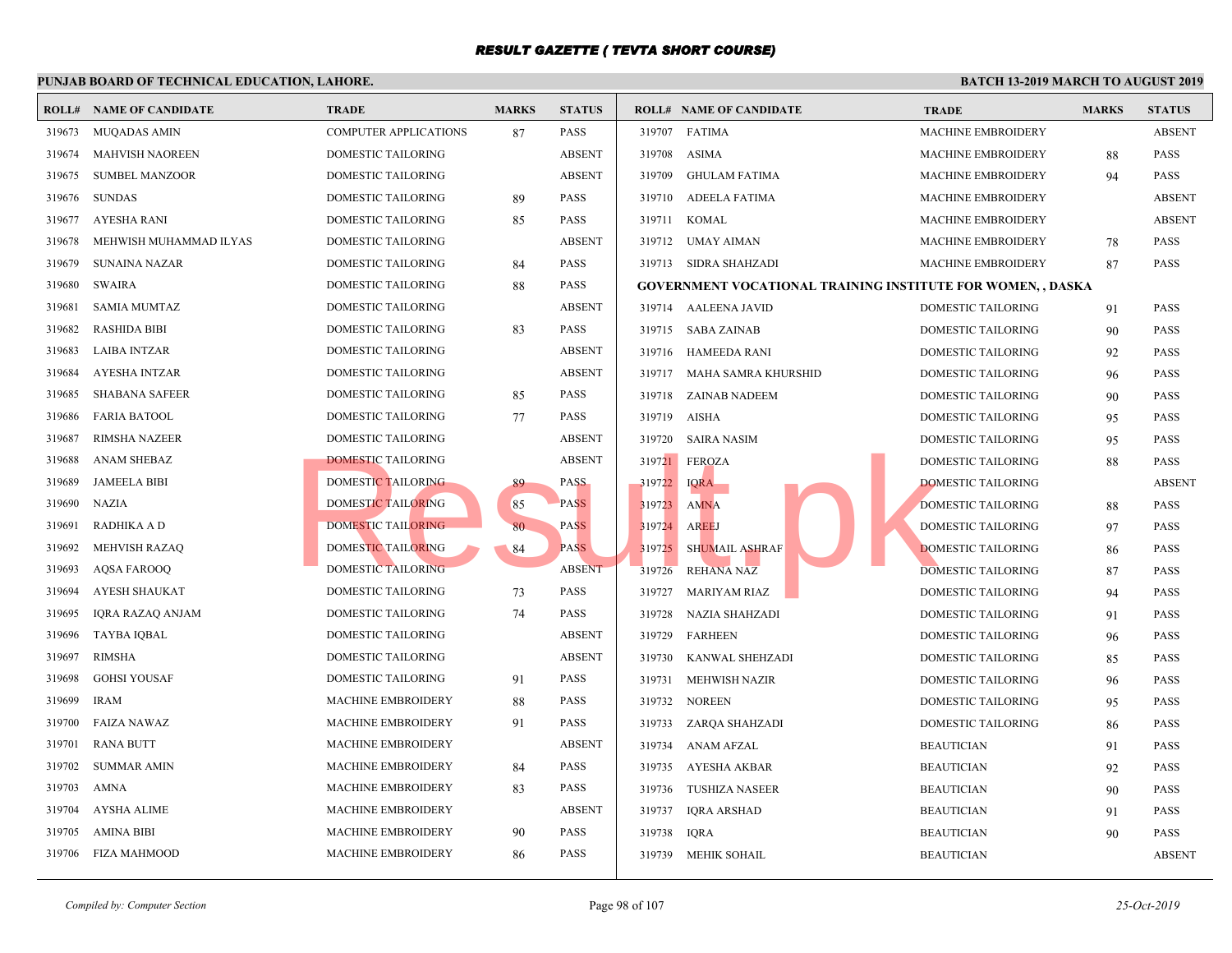# RESULT GAZETTE ( TEVTA SHORT COURSE)

**PUNJAB BOARD OF TECHNICAL EDUCATION, LAHORE.**

**BATCH 13-2019 MARCH TO AUGUST 2019**

| ROLL# | NAME OF CANDIDATE | TRADE | MARKS | STATUS |
|---|---|---|---|---|
| 319673 | MUQADAS AMIN | COMPUTER APPLICATIONS | 87 | PASS |
| 319674 | MAHVISH NAOREEN | DOMESTIC TAILORING | | ABSENT |
| 319675 | SUMBEL MANZOOR | DOMESTIC TAILORING | | ABSENT |
| 319676 | SUNDAS | DOMESTIC TAILORING | 89 | PASS |
| 319677 | AYESHA RANI | DOMESTIC TAILORING | 85 | PASS |
| 319678 | MEHWISH MUHAMMAD ILYAS | DOMESTIC TAILORING | | ABSENT |
| 319679 | SUNAINA NAZAR | DOMESTIC TAILORING | 84 | PASS |
| 319680 | SWAIRA | DOMESTIC TAILORING | 88 | PASS |
| 319681 | SAMIA MUMTAZ | DOMESTIC TAILORING | | ABSENT |
| 319682 | RASHIDA BIBI | DOMESTIC TAILORING | 83 | PASS |
| 319683 | LAIBA INTZAR | DOMESTIC TAILORING | | ABSENT |
| 319684 | AYESHA INTZAR | DOMESTIC TAILORING | | ABSENT |
| 319685 | SHABANA SAFEER | DOMESTIC TAILORING | 85 | PASS |
| 319686 | FARIA BATOOL | DOMESTIC TAILORING | 77 | PASS |
| 319687 | RIMSHA NAZEER | DOMESTIC TAILORING | | ABSENT |
| 319688 | ANAM SHEBAZ | DOMESTIC TAILORING | | ABSENT |
| 319689 | JAMEELA BIBI | DOMESTIC TAILORING | 89 | PASS |
| 319690 | NAZIA | DOMESTIC TAILORING | 85 | PASS |
| 319691 | RADHIKA A D | DOMESTIC TAILORING | 80 | PASS |
| 319692 | MEHVISH RAZAQ | DOMESTIC TAILORING | 84 | PASS |
| 319693 | AQSA FAROOQ | DOMESTIC TAILORING | | ABSENT |
| 319694 | AYESH SHAUKAT | DOMESTIC TAILORING | 73 | PASS |
| 319695 | IQRA RAZAQ ANJAM | DOMESTIC TAILORING | 74 | PASS |
| 319696 | TAYBA IQBAL | DOMESTIC TAILORING | | ABSENT |
| 319697 | RIMSHA | DOMESTIC TAILORING | | ABSENT |
| 319698 | GOHSI YOUSAF | DOMESTIC TAILORING | 91 | PASS |
| 319699 | IRAM | MACHINE EMBROIDERY | 88 | PASS |
| 319700 | FAIZA NAWAZ | MACHINE EMBROIDERY | 91 | PASS |
| 319701 | RANA BUTT | MACHINE EMBROIDERY | | ABSENT |
| 319702 | SUMMAR AMIN | MACHINE EMBROIDERY | 84 | PASS |
| 319703 | AMNA | MACHINE EMBROIDERY | 83 | PASS |
| 319704 | AYSHA ALIME | MACHINE EMBROIDERY | | ABSENT |
| 319705 | AMINA BIBI | MACHINE EMBROIDERY | 90 | PASS |
| 319706 | FIZA MAHMOOD | MACHINE EMBROIDERY | 86 | PASS |
| 319707 | FATIMA | MACHINE EMBROIDERY | | ABSENT |
| 319708 | ASIMA | MACHINE EMBROIDERY | 88 | PASS |
| 319709 | GHULAM FATIMA | MACHINE EMBROIDERY | 94 | PASS |
| 319710 | ADEELA FATIMA | MACHINE EMBROIDERY | | ABSENT |
| 319711 | KOMAL | MACHINE EMBROIDERY | | ABSENT |
| 319712 | UMAY AIMAN | MACHINE EMBROIDERY | 78 | PASS |
| 319713 | SIDRA SHAHZADI | MACHINE EMBROIDERY | 87 | PASS |

**GOVERNMENT VOCATIONAL TRAINING INSTITUTE FOR WOMEN, , DASKA**

| ROLL# | NAME OF CANDIDATE | TRADE | MARKS | STATUS |
|---|---|---|---|---|
| 319714 | AALEENA JAVID | DOMESTIC TAILORING | 91 | PASS |
| 319715 | SABA ZAINAB | DOMESTIC TAILORING | 90 | PASS |
| 319716 | HAMEEDA RANI | DOMESTIC TAILORING | 92 | PASS |
| 319717 | MAHA SAMRA KHURSHID | DOMESTIC TAILORING | 96 | PASS |
| 319718 | ZAINAB NADEEM | DOMESTIC TAILORING | 90 | PASS |
| 319719 | AISHA | DOMESTIC TAILORING | 95 | PASS |
| 319720 | SAIRA NASIM | DOMESTIC TAILORING | 95 | PASS |
| 319721 | FEROZA | DOMESTIC TAILORING | 88 | PASS |
| 319722 | IQRA | DOMESTIC TAILORING | | ABSENT |
| 319723 | AMNA | DOMESTIC TAILORING | 88 | PASS |
| 319724 | AREEJ | DOMESTIC TAILORING | 97 | PASS |
| 319725 | SHUMAIL ASHRAF | DOMESTIC TAILORING | 86 | PASS |
| 319726 | REHANA NAZ | DOMESTIC TAILORING | 87 | PASS |
| 319727 | MARIYAM RIAZ | DOMESTIC TAILORING | 94 | PASS |
| 319728 | NAZIA SHAHZADI | DOMESTIC TAILORING | 91 | PASS |
| 319729 | FARHEEN | DOMESTIC TAILORING | 96 | PASS |
| 319730 | KANWAL SHEHZADI | DOMESTIC TAILORING | 85 | PASS |
| 319731 | MEHWISH NAZIR | DOMESTIC TAILORING | 96 | PASS |
| 319732 | NOREEN | DOMESTIC TAILORING | 95 | PASS |
| 319733 | ZARQA SHAHZADI | DOMESTIC TAILORING | 86 | PASS |
| 319734 | ANAM AFZAL | BEAUTICIAN | 91 | PASS |
| 319735 | AYESHA AKBAR | BEAUTICIAN | 92 | PASS |
| 319736 | TUSHIZA NASEER | BEAUTICIAN | 90 | PASS |
| 319737 | IQRA ARSHAD | BEAUTICIAN | 91 | PASS |
| 319738 | IQRA | BEAUTICIAN | 90 | PASS |
| 319739 | MEHIK SOHAIL | BEAUTICIAN | | ABSENT |

*Compiled by: Computer Section*

*25-Oct-2019*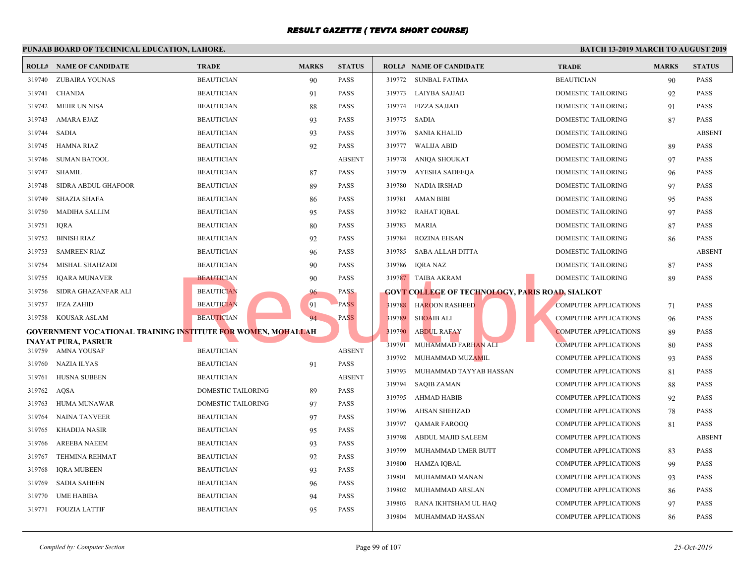# RESULT GAZETTE ( TEVTA SHORT COURSE)

**PUNJAB BOARD OF TECHNICAL EDUCATION, LAHORE.** — **BATCH 13-2019 MARCH TO AUGUST 2019**

| ROLL# | NAME OF CANDIDATE | TRADE | MARKS | STATUS |
|---|---|---|---|---|
| 319740 | ZUBAIRA YOUNAS | BEAUTICIAN | 90 | PASS |
| 319741 | CHANDA | BEAUTICIAN | 91 | PASS |
| 319742 | MEHR UN NISA | BEAUTICIAN | 88 | PASS |
| 319743 | AMARA EJAZ | BEAUTICIAN | 93 | PASS |
| 319744 | SADIA | BEAUTICIAN | 93 | PASS |
| 319745 | HAMNA RIAZ | BEAUTICIAN | 92 | PASS |
| 319746 | SUMAN BATOOL | BEAUTICIAN | | ABSENT |
| 319747 | SHAMIL | BEAUTICIAN | 87 | PASS |
| 319748 | SIDRA ABDUL GHAFOOR | BEAUTICIAN | 89 | PASS |
| 319749 | SHAZIA SHAFA | BEAUTICIAN | 86 | PASS |
| 319750 | MADIHA SALLIM | BEAUTICIAN | 95 | PASS |
| 319751 | IQRA | BEAUTICIAN | 80 | PASS |
| 319752 | BINISH RIAZ | BEAUTICIAN | 92 | PASS |
| 319753 | SAMREEN RIAZ | BEAUTICIAN | 96 | PASS |
| 319754 | MISHAL SHAHZADI | BEAUTICIAN | 90 | PASS |
| 319755 | IQARA MUNAVER | BEAUTICIAN | 90 | PASS |
| 319756 | SIDRA GHAZANFAR ALI | BEAUTICIAN | 96 | PASS |
| 319757 | IFZA ZAHID | BEAUTICIAN | 91 | PASS |
| 319758 | KOUSAR ASLAM | BEAUTICIAN | 94 | PASS |

**GOVERNMENT VOCATIONAL TRAINING INSTITUTE FOR WOMEN, MOHALLAH INAYAT PURA, PASRUR**

| ROLL# | NAME OF CANDIDATE | TRADE | MARKS | STATUS |
|---|---|---|---|---|
| 319759 | AMNA YOUSAF | BEAUTICIAN | | ABSENT |
| 319760 | NAZIA ILYAS | BEAUTICIAN | 91 | PASS |
| 319761 | HUSNA SUBEEN | BEAUTICIAN | | ABSENT |
| 319762 | AQSA | DOMESTIC TAILORING | 89 | PASS |
| 319763 | HUMA MUNAWAR | DOMESTIC TAILORING | 97 | PASS |
| 319764 | NAINA TANVEER | BEAUTICIAN | 97 | PASS |
| 319765 | KHADIJA NASIR | BEAUTICIAN | 95 | PASS |
| 319766 | AREEBA NAEEM | BEAUTICIAN | 93 | PASS |
| 319767 | TEHMINA REHMAT | BEAUTICIAN | 92 | PASS |
| 319768 | IQRA MUBEEN | BEAUTICIAN | 93 | PASS |
| 319769 | SADIA SAHEEN | BEAUTICIAN | 96 | PASS |
| 319770 | UME HABIBA | BEAUTICIAN | 94 | PASS |
| 319771 | FOUZIA LATTIF | BEAUTICIAN | 95 | PASS |
| 319772 | SUNBAL FATIMA | BEAUTICIAN | 90 | PASS |
| 319773 | LAIYBA SAJJAD | DOMESTIC TAILORING | 92 | PASS |
| 319774 | FIZZA SAJJAD | DOMESTIC TAILORING | 91 | PASS |
| 319775 | SADIA | DOMESTIC TAILORING | 87 | PASS |
| 319776 | SANIA KHALID | DOMESTIC TAILORING | | ABSENT |
| 319777 | WALIJA ABID | DOMESTIC TAILORING | 89 | PASS |
| 319778 | ANIQA SHOUKAT | DOMESTIC TAILORING | 97 | PASS |
| 319779 | AYESHA SADEEQA | DOMESTIC TAILORING | 96 | PASS |
| 319780 | NADIA IRSHAD | DOMESTIC TAILORING | 97 | PASS |
| 319781 | AMAN BIBI | DOMESTIC TAILORING | 95 | PASS |
| 319782 | RAHAT IQBAL | DOMESTIC TAILORING | 97 | PASS |
| 319783 | MARIA | DOMESTIC TAILORING | 87 | PASS |
| 319784 | ROZINA EHSAN | DOMESTIC TAILORING | 86 | PASS |
| 319785 | SABA ALLAH DITTA | DOMESTIC TAILORING | | ABSENT |
| 319786 | IQRA NAZ | DOMESTIC TAILORING | 87 | PASS |
| 319787 | TAIBA AKRAM | DOMESTIC TAILORING | 89 | PASS |

**GOVT COLLEGE OF TECHNOLOGY, PARIS ROAD, SIALKOT**

| ROLL# | NAME OF CANDIDATE | TRADE | MARKS | STATUS |
|---|---|---|---|---|
| 319788 | HAROON RASHEED | COMPUTER APPLICATIONS | 71 | PASS |
| 319789 | SHOAIB ALI | COMPUTER APPLICATIONS | 96 | PASS |
| 319790 | ABDUL RAFAY | COMPUTER APPLICATIONS | 89 | PASS |
| 319791 | MUHAMMAD FARHAN ALI | COMPUTER APPLICATIONS | 80 | PASS |
| 319792 | MUHAMMAD MUZAMIL | COMPUTER APPLICATIONS | 93 | PASS |
| 319793 | MUHAMMAD TAYYAB HASSAN | COMPUTER APPLICATIONS | 81 | PASS |
| 319794 | SAQIB ZAMAN | COMPUTER APPLICATIONS | 88 | PASS |
| 319795 | AHMAD HABIB | COMPUTER APPLICATIONS | 92 | PASS |
| 319796 | AHSAN SHEHZAD | COMPUTER APPLICATIONS | 78 | PASS |
| 319797 | QAMAR FAROOQ | COMPUTER APPLICATIONS | 81 | PASS |
| 319798 | ABDUL MAJID SALEEM | COMPUTER APPLICATIONS | | ABSENT |
| 319799 | MUHAMMAD UMER BUTT | COMPUTER APPLICATIONS | 83 | PASS |
| 319800 | HAMZA IQBAL | COMPUTER APPLICATIONS | 99 | PASS |
| 319801 | MUHAMMAD MANAN | COMPUTER APPLICATIONS | 93 | PASS |
| 319802 | MUHAMMAD ARSLAN | COMPUTER APPLICATIONS | 86 | PASS |
| 319803 | RANA IKHTSHAM UL HAQ | COMPUTER APPLICATIONS | 97 | PASS |
| 319804 | MUHAMMAD HASSAN | COMPUTER APPLICATIONS | 86 | PASS |

*Compiled by: Computer Section* — *25-Oct-2019*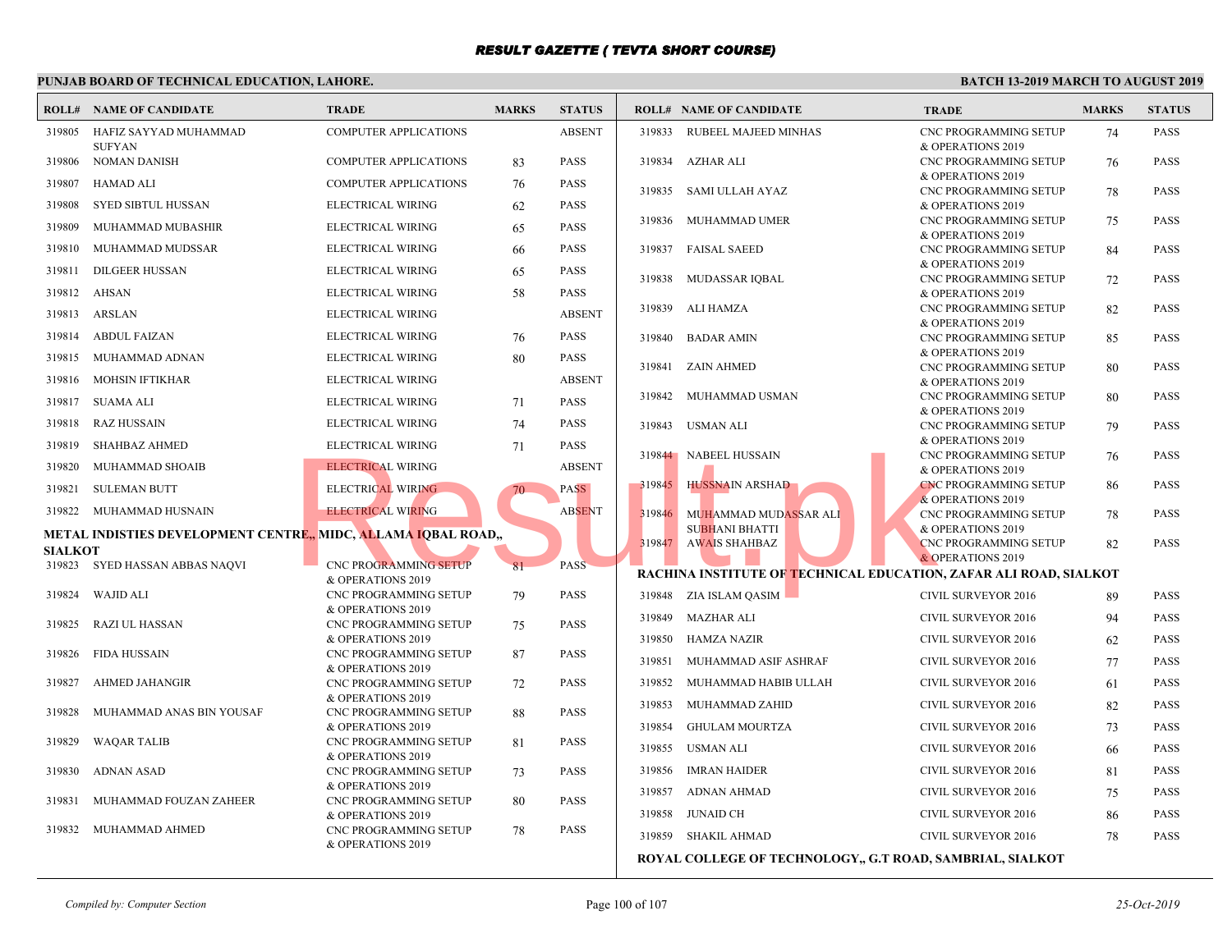# RESULT GAZETTE ( TEVTA SHORT COURSE)

**PUNJAB BOARD OF TECHNICAL EDUCATION, LAHORE.** | **BATCH 13-2019 MARCH TO AUGUST 2019**

| ROLL# | NAME OF CANDIDATE | TRADE | MARKS | STATUS |
|---|---|---|---|---|
| 319805 | HAFIZ SAYYAD MUHAMMAD SUFYAN | COMPUTER APPLICATIONS | | ABSENT |
| 319806 | NOMAN DANISH | COMPUTER APPLICATIONS | 83 | PASS |
| 319807 | HAMAD ALI | COMPUTER APPLICATIONS | 76 | PASS |
| 319808 | SYED SIBTUL HUSSAN | ELECTRICAL WIRING | 62 | PASS |
| 319809 | MUHAMMAD MUBASHIR | ELECTRICAL WIRING | 65 | PASS |
| 319810 | MUHAMMAD MUDSSAR | ELECTRICAL WIRING | 66 | PASS |
| 319811 | DILGEER HUSSAN | ELECTRICAL WIRING | 65 | PASS |
| 319812 | AHSAN | ELECTRICAL WIRING | 58 | PASS |
| 319813 | ARSLAN | ELECTRICAL WIRING | | ABSENT |
| 319814 | ABDUL FAIZAN | ELECTRICAL WIRING | 76 | PASS |
| 319815 | MUHAMMAD ADNAN | ELECTRICAL WIRING | 80 | PASS |
| 319816 | MOHSIN IFTIKHAR | ELECTRICAL WIRING | | ABSENT |
| 319817 | SUAMA ALI | ELECTRICAL WIRING | 71 | PASS |
| 319818 | RAZ HUSSAIN | ELECTRICAL WIRING | 74 | PASS |
| 319819 | SHAHBAZ AHMED | ELECTRICAL WIRING | 71 | PASS |
| 319820 | MUHAMMAD SHOAIB | ELECTRICAL WIRING | | ABSENT |
| 319821 | SULEMAN BUTT | ELECTRICAL WIRING | 70 | PASS |
| 319822 | MUHAMMAD HUSNAIN | ELECTRICAL WIRING | | ABSENT |

**METAL INDISTIES DEVELOPMENT CENTRE,, MIDC, ALLAMA IQBAL ROAD,, SIALKOT**

| ROLL# | NAME OF CANDIDATE | TRADE | MARKS | STATUS |
|---|---|---|---|---|
| 319823 | SYED HASSAN ABBAS NAQVI | CNC PROGRAMMING SETUP & OPERATIONS 2019 | 81 | PASS |
| 319824 | WAJID ALI | CNC PROGRAMMING SETUP & OPERATIONS 2019 | 79 | PASS |
| 319825 | RAZI UL HASSAN | CNC PROGRAMMING SETUP & OPERATIONS 2019 | 75 | PASS |
| 319826 | FIDA HUSSAIN | CNC PROGRAMMING SETUP & OPERATIONS 2019 | 87 | PASS |
| 319827 | AHMED JAHANGIR | CNC PROGRAMMING SETUP & OPERATIONS 2019 | 72 | PASS |
| 319828 | MUHAMMAD ANAS BIN YOUSAF | CNC PROGRAMMING SETUP & OPERATIONS 2019 | 88 | PASS |
| 319829 | WAQAR TALIB | CNC PROGRAMMING SETUP & OPERATIONS 2019 | 81 | PASS |
| 319830 | ADNAN ASAD | CNC PROGRAMMING SETUP & OPERATIONS 2019 | 73 | PASS |
| 319831 | MUHAMMAD FOUZAN ZAHEER | CNC PROGRAMMING SETUP & OPERATIONS 2019 | 80 | PASS |
| 319832 | MUHAMMAD AHMED | CNC PROGRAMMING SETUP & OPERATIONS 2019 | 78 | PASS |
| 319833 | RUBEEL MAJEED MINHAS | CNC PROGRAMMING SETUP & OPERATIONS 2019 | 74 | PASS |
| 319834 | AZHAR ALI | CNC PROGRAMMING SETUP & OPERATIONS 2019 | 76 | PASS |
| 319835 | SAMI ULLAH AYAZ | CNC PROGRAMMING SETUP & OPERATIONS 2019 | 78 | PASS |
| 319836 | MUHAMMAD UMER | CNC PROGRAMMING SETUP & OPERATIONS 2019 | 75 | PASS |
| 319837 | FAISAL SAEED | CNC PROGRAMMING SETUP & OPERATIONS 2019 | 84 | PASS |
| 319838 | MUDASSAR IQBAL | CNC PROGRAMMING SETUP & OPERATIONS 2019 | 72 | PASS |
| 319839 | ALI HAMZA | CNC PROGRAMMING SETUP & OPERATIONS 2019 | 82 | PASS |
| 319840 | BADAR AMIN | CNC PROGRAMMING SETUP & OPERATIONS 2019 | 85 | PASS |
| 319841 | ZAIN AHMED | CNC PROGRAMMING SETUP & OPERATIONS 2019 | 80 | PASS |
| 319842 | MUHAMMAD USMAN | CNC PROGRAMMING SETUP & OPERATIONS 2019 | 80 | PASS |
| 319843 | USMAN ALI | CNC PROGRAMMING SETUP & OPERATIONS 2019 | 79 | PASS |
| 319844 | NABEEL HUSSAIN | CNC PROGRAMMING SETUP & OPERATIONS 2019 | 76 | PASS |
| 319845 | HUSSNAIN ARSHAD | CNC PROGRAMMING SETUP & OPERATIONS 2019 | 86 | PASS |
| 319846 | MUHAMMAD MUDASSAR ALI SUBHANI BHATTI | CNC PROGRAMMING SETUP & OPERATIONS 2019 | 78 | PASS |
| 319847 | AWAIS SHAHBAZ | CNC PROGRAMMING SETUP & OPERATIONS 2019 | 82 | PASS |

**RACHINA INSTITUTE OF TECHNICAL EDUCATION, ZAFAR ALI ROAD, SIALKOT**

| ROLL# | NAME OF CANDIDATE | TRADE | MARKS | STATUS |
|---|---|---|---|---|
| 319848 | ZIA ISLAM QASIM | CIVIL SURVEYOR 2016 | 89 | PASS |
| 319849 | MAZHAR ALI | CIVIL SURVEYOR 2016 | 94 | PASS |
| 319850 | HAMZA NAZIR | CIVIL SURVEYOR 2016 | 62 | PASS |
| 319851 | MUHAMMAD ASIF ASHRAF | CIVIL SURVEYOR 2016 | 77 | PASS |
| 319852 | MUHAMMAD HABIB ULLAH | CIVIL SURVEYOR 2016 | 61 | PASS |
| 319853 | MUHAMMAD ZAHID | CIVIL SURVEYOR 2016 | 82 | PASS |
| 319854 | GHULAM MOURTZA | CIVIL SURVEYOR 2016 | 73 | PASS |
| 319855 | USMAN ALI | CIVIL SURVEYOR 2016 | 66 | PASS |
| 319856 | IMRAN HAIDER | CIVIL SURVEYOR 2016 | 81 | PASS |
| 319857 | ADNAN AHMAD | CIVIL SURVEYOR 2016 | 75 | PASS |
| 319858 | JUNAID CH | CIVIL SURVEYOR 2016 | 86 | PASS |
| 319859 | SHAKIL AHMAD | CIVIL SURVEYOR 2016 | 78 | PASS |

**ROYAL COLLEGE OF TECHNOLOGY,, G.T ROAD, SAMBRIAL, SIALKOT**

*Compiled by: Computer Section* | *25-Oct-2019*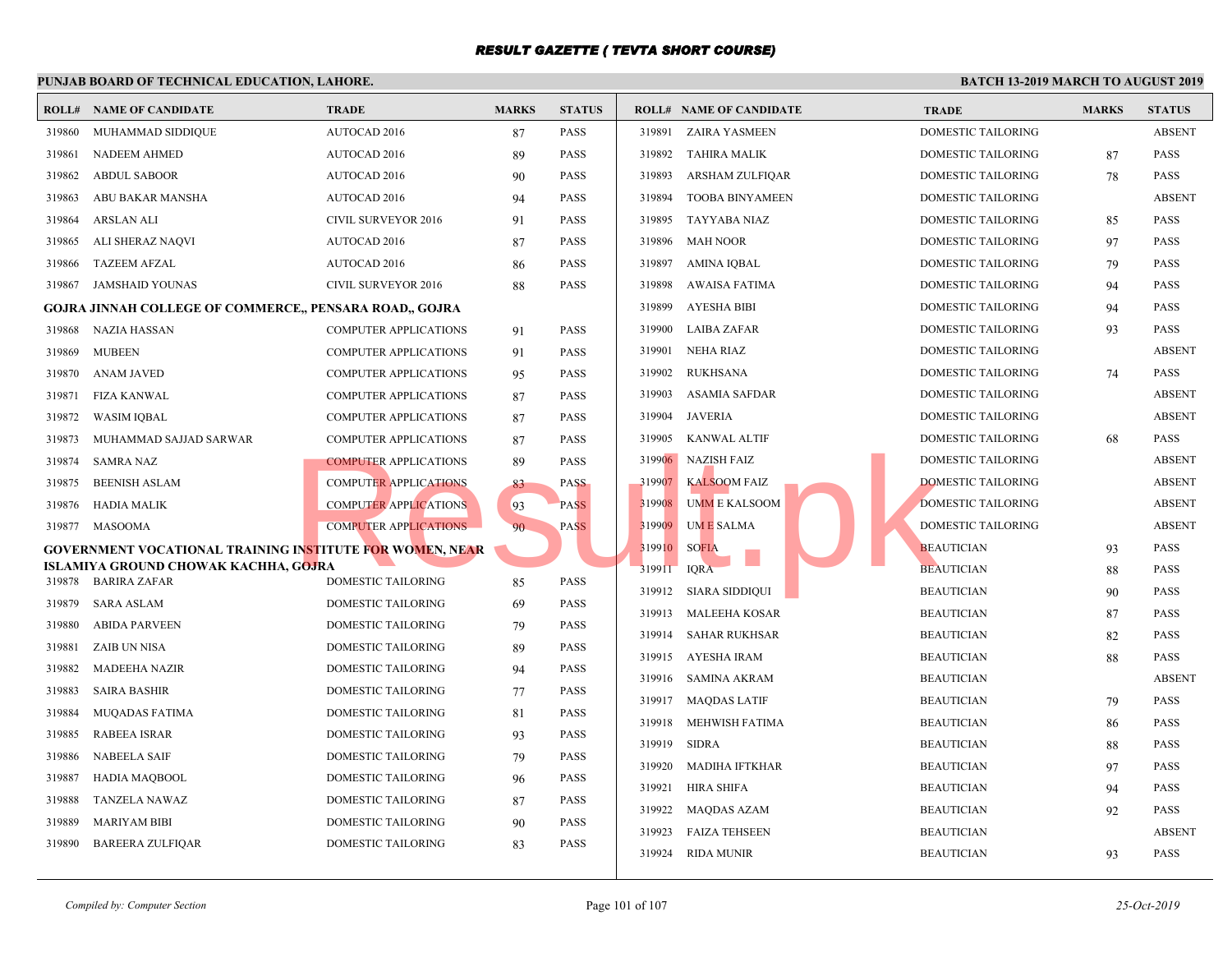# RESULT GAZETTE ( TEVTA SHORT COURSE)

**PUNJAB BOARD OF TECHNICAL EDUCATION, LAHORE.** | **BATCH 13-2019 MARCH TO AUGUST 2019**

| ROLL# | NAME OF CANDIDATE | TRADE | MARKS | STATUS |
|---|---|---|---|---|
| 319860 | MUHAMMAD SIDDIQUE | AUTOCAD 2016 | 87 | PASS |
| 319861 | NADEEM AHMED | AUTOCAD 2016 | 89 | PASS |
| 319862 | ABDUL SABOOR | AUTOCAD 2016 | 90 | PASS |
| 319863 | ABU BAKAR MANSHA | AUTOCAD 2016 | 94 | PASS |
| 319864 | ARSLAN ALI | CIVIL SURVEYOR 2016 | 91 | PASS |
| 319865 | ALI SHERAZ NAQVI | AUTOCAD 2016 | 87 | PASS |
| 319866 | TAZEEM AFZAL | AUTOCAD 2016 | 86 | PASS |
| 319867 | JAMSHAID YOUNAS | CIVIL SURVEYOR 2016 | 88 | PASS |

**GOJRA JINNAH COLLEGE OF COMMERCE,, PENSARA ROAD,, GOJRA**

| ROLL# | NAME OF CANDIDATE | TRADE | MARKS | STATUS |
|---|---|---|---|---|
| 319868 | NAZIA HASSAN | COMPUTER APPLICATIONS | 91 | PASS |
| 319869 | MUBEEN | COMPUTER APPLICATIONS | 91 | PASS |
| 319870 | ANAM JAVED | COMPUTER APPLICATIONS | 95 | PASS |
| 319871 | FIZA KANWAL | COMPUTER APPLICATIONS | 87 | PASS |
| 319872 | WASIM IQBAL | COMPUTER APPLICATIONS | 87 | PASS |
| 319873 | MUHAMMAD SAJJAD SARWAR | COMPUTER APPLICATIONS | 87 | PASS |
| 319874 | SAMRA NAZ | COMPUTER APPLICATIONS | 89 | PASS |
| 319875 | BEENISH ASLAM | COMPUTER APPLICATIONS | 83 | PASS |
| 319876 | HADIA MALIK | COMPUTER APPLICATIONS | 93 | PASS |
| 319877 | MASOOMA | COMPUTER APPLICATIONS | 90 | PASS |

**GOVERNMENT VOCATIONAL TRAINING INSTITUTE FOR WOMEN, NEAR ISLAMIYA GROUND CHOWAK KACHHA, GOJRA**

| ROLL# | NAME OF CANDIDATE | TRADE | MARKS | STATUS |
|---|---|---|---|---|
| 319878 | BARIRA ZAFAR | DOMESTIC TAILORING | 85 | PASS |
| 319879 | SARA ASLAM | DOMESTIC TAILORING | 69 | PASS |
| 319880 | ABIDA PARVEEN | DOMESTIC TAILORING | 79 | PASS |
| 319881 | ZAIB UN NISA | DOMESTIC TAILORING | 89 | PASS |
| 319882 | MADEEHA NAZIR | DOMESTIC TAILORING | 94 | PASS |
| 319883 | SAIRA BASHIR | DOMESTIC TAILORING | 77 | PASS |
| 319884 | MUQADAS FATIMA | DOMESTIC TAILORING | 81 | PASS |
| 319885 | RABEEA ISRAR | DOMESTIC TAILORING | 93 | PASS |
| 319886 | NABEELA SAIF | DOMESTIC TAILORING | 79 | PASS |
| 319887 | HADIA MAQBOOL | DOMESTIC TAILORING | 96 | PASS |
| 319888 | TANZELA NAWAZ | DOMESTIC TAILORING | 87 | PASS |
| 319889 | MARIYAM BIBI | DOMESTIC TAILORING | 90 | PASS |
| 319890 | BAREERA ZULFIQAR | DOMESTIC TAILORING | 83 | PASS |
| 319891 | ZAIRA YASMEEN | DOMESTIC TAILORING | | ABSENT |
| 319892 | TAHIRA MALIK | DOMESTIC TAILORING | 87 | PASS |
| 319893 | ARSHAM ZULFIQAR | DOMESTIC TAILORING | 78 | PASS |
| 319894 | TOOBA BINYAMEEN | DOMESTIC TAILORING | | ABSENT |
| 319895 | TAYYABA NIAZ | DOMESTIC TAILORING | 85 | PASS |
| 319896 | MAH NOOR | DOMESTIC TAILORING | 97 | PASS |
| 319897 | AMINA IQBAL | DOMESTIC TAILORING | 79 | PASS |
| 319898 | AWAISA FATIMA | DOMESTIC TAILORING | 94 | PASS |
| 319899 | AYESHA BIBI | DOMESTIC TAILORING | 94 | PASS |
| 319900 | LAIBA ZAFAR | DOMESTIC TAILORING | 93 | PASS |
| 319901 | NEHA RIAZ | DOMESTIC TAILORING | | ABSENT |
| 319902 | RUKHSANA | DOMESTIC TAILORING | 74 | PASS |
| 319903 | ASAMIA SAFDAR | DOMESTIC TAILORING | | ABSENT |
| 319904 | JAVERIA | DOMESTIC TAILORING | | ABSENT |
| 319905 | KANWAL ALTIF | DOMESTIC TAILORING | 68 | PASS |
| 319906 | NAZISH FAIZ | DOMESTIC TAILORING | | ABSENT |
| 319907 | KALSOOM FAIZ | DOMESTIC TAILORING | | ABSENT |
| 319908 | UMM E KALSOOM | DOMESTIC TAILORING | | ABSENT |
| 319909 | UM E SALMA | DOMESTIC TAILORING | | ABSENT |
| 319910 | SOFIA | BEAUTICIAN | 93 | PASS |
| 319911 | IQRA | BEAUTICIAN | 88 | PASS |
| 319912 | SIARA SIDDIQUI | BEAUTICIAN | 90 | PASS |
| 319913 | MALEEHA KOSAR | BEAUTICIAN | 87 | PASS |
| 319914 | SAHAR RUKHSAR | BEAUTICIAN | 82 | PASS |
| 319915 | AYESHA IRAM | BEAUTICIAN | 88 | PASS |
| 319916 | SAMINA AKRAM | BEAUTICIAN | | ABSENT |
| 319917 | MAQDAS LATIF | BEAUTICIAN | 79 | PASS |
| 319918 | MEHWISH FATIMA | BEAUTICIAN | 86 | PASS |
| 319919 | SIDRA | BEAUTICIAN | 88 | PASS |
| 319920 | MADIHA IFTKHAR | BEAUTICIAN | 97 | PASS |
| 319921 | HIRA SHIFA | BEAUTICIAN | 94 | PASS |
| 319922 | MAQDAS AZAM | BEAUTICIAN | 92 | PASS |
| 319923 | FAIZA TEHSEEN | BEAUTICIAN | | ABSENT |
| 319924 | RIDA MUNIR | BEAUTICIAN | 93 | PASS |

*Compiled by: Computer Section* | *25-Oct-2019*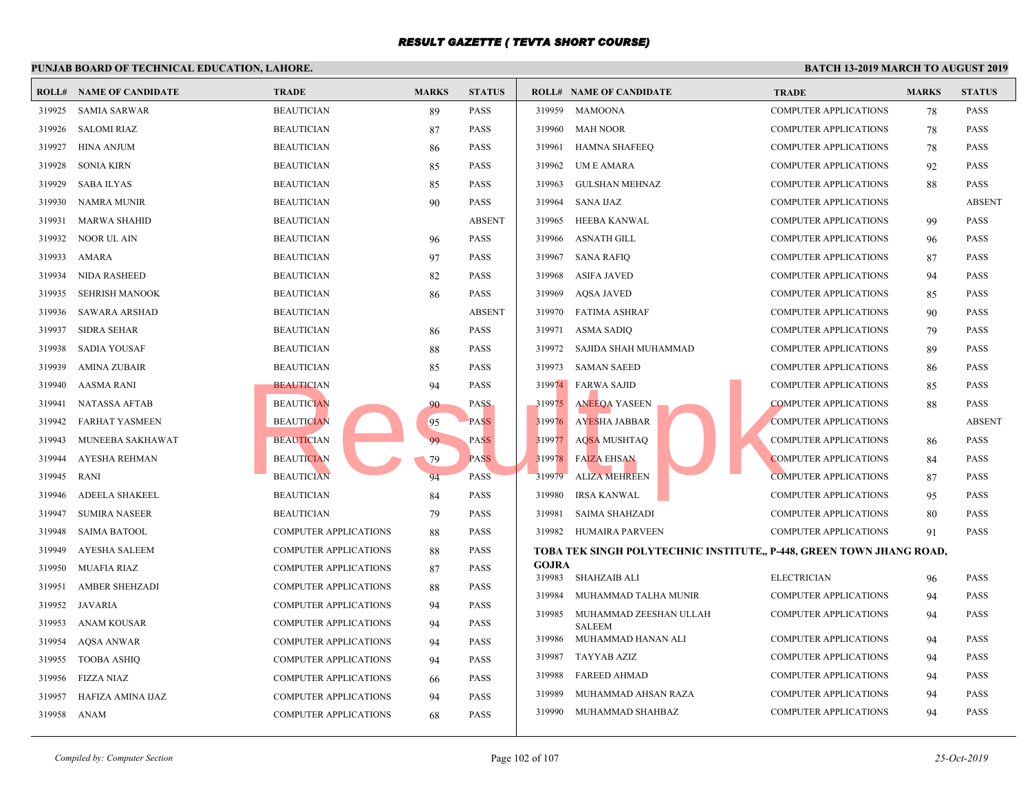# RESULT GAZETTE ( TEVTA SHORT COURSE)

**PUNJAB BOARD OF TECHNICAL EDUCATION, LAHORE.** **BATCH 13-2019 MARCH TO AUGUST 2019**

| ROLL# | NAME OF CANDIDATE | TRADE | MARKS | STATUS |
|---|---|---|---|---|
| 319925 | SAMIA SARWAR | BEAUTICIAN | 89 | PASS |
| 319926 | SALOMI RIAZ | BEAUTICIAN | 87 | PASS |
| 319927 | HINA ANJUM | BEAUTICIAN | 86 | PASS |
| 319928 | SONIA KIRN | BEAUTICIAN | 85 | PASS |
| 319929 | SABA ILYAS | BEAUTICIAN | 85 | PASS |
| 319930 | NAMRA MUNIR | BEAUTICIAN | 90 | PASS |
| 319931 | MARWA SHAHID | BEAUTICIAN | | ABSENT |
| 319932 | NOOR UL AIN | BEAUTICIAN | 96 | PASS |
| 319933 | AMARA | BEAUTICIAN | 97 | PASS |
| 319934 | NIDA RASHEED | BEAUTICIAN | 82 | PASS |
| 319935 | SEHRISH MANOOK | BEAUTICIAN | 86 | PASS |
| 319936 | SAWARA ARSHAD | BEAUTICIAN | | ABSENT |
| 319937 | SIDRA SEHAR | BEAUTICIAN | 86 | PASS |
| 319938 | SADIA YOUSAF | BEAUTICIAN | 88 | PASS |
| 319939 | AMINA ZUBAIR | BEAUTICIAN | 85 | PASS |
| 319940 | AASMA RANI | BEAUTICIAN | 94 | PASS |
| 319941 | NATASSA AFTAB | BEAUTICIAN | 90 | PASS |
| 319942 | FARHAT YASMEEN | BEAUTICIAN | 95 | PASS |
| 319943 | MUNEEBA SAKHAWAT | BEAUTICIAN | 99 | PASS |
| 319944 | AYESHA REHMAN | BEAUTICIAN | 79 | PASS |
| 319945 | RANI | BEAUTICIAN | 94 | PASS |
| 319946 | ADEELA SHAKEEL | BEAUTICIAN | 84 | PASS |
| 319947 | SUMIRA NASEER | BEAUTICIAN | 79 | PASS |
| 319948 | SAIMA BATOOL | COMPUTER APPLICATIONS | 88 | PASS |
| 319949 | AYESHA SALEEM | COMPUTER APPLICATIONS | 88 | PASS |
| 319950 | MUAFIA RIAZ | COMPUTER APPLICATIONS | 87 | PASS |
| 319951 | AMBER SHEHZADI | COMPUTER APPLICATIONS | 88 | PASS |
| 319952 | JAVARIA | COMPUTER APPLICATIONS | 94 | PASS |
| 319953 | ANAM KOUSAR | COMPUTER APPLICATIONS | 94 | PASS |
| 319954 | AQSA ANWAR | COMPUTER APPLICATIONS | 94 | PASS |
| 319955 | TOOBA ASHIQ | COMPUTER APPLICATIONS | 94 | PASS |
| 319956 | FIZZA NIAZ | COMPUTER APPLICATIONS | 66 | PASS |
| 319957 | HAFIZA AMINA IJAZ | COMPUTER APPLICATIONS | 94 | PASS |
| 319958 | ANAM | COMPUTER APPLICATIONS | 68 | PASS |
| 319959 | MAMOONA | COMPUTER APPLICATIONS | 78 | PASS |
| 319960 | MAH NOOR | COMPUTER APPLICATIONS | 78 | PASS |
| 319961 | HAMNA SHAFEEQ | COMPUTER APPLICATIONS | 78 | PASS |
| 319962 | UM E AMARA | COMPUTER APPLICATIONS | 92 | PASS |
| 319963 | GULSHAN MEHNAZ | COMPUTER APPLICATIONS | 88 | PASS |
| 319964 | SANA IJAZ | COMPUTER APPLICATIONS | | ABSENT |
| 319965 | HEEBA KANWAL | COMPUTER APPLICATIONS | 99 | PASS |
| 319966 | ASNATH GILL | COMPUTER APPLICATIONS | 96 | PASS |
| 319967 | SANA RAFIQ | COMPUTER APPLICATIONS | 87 | PASS |
| 319968 | ASIFA JAVED | COMPUTER APPLICATIONS | 94 | PASS |
| 319969 | AQSA JAVED | COMPUTER APPLICATIONS | 85 | PASS |
| 319970 | FATIMA ASHRAF | COMPUTER APPLICATIONS | 90 | PASS |
| 319971 | ASMA SADIQ | COMPUTER APPLICATIONS | 79 | PASS |
| 319972 | SAJIDA SHAH MUHAMMAD | COMPUTER APPLICATIONS | 89 | PASS |
| 319973 | SAMAN SAEED | COMPUTER APPLICATIONS | 86 | PASS |
| 319974 | FARWA SAJID | COMPUTER APPLICATIONS | 85 | PASS |
| 319975 | ANEEQA YASEEN | COMPUTER APPLICATIONS | 88 | PASS |
| 319976 | AYESHA JABBAR | COMPUTER APPLICATIONS | | ABSENT |
| 319977 | AQSA MUSHTAQ | COMPUTER APPLICATIONS | 86 | PASS |
| 319978 | FAIZA EHSAN | COMPUTER APPLICATIONS | 84 | PASS |
| 319979 | ALIZA MEHREEN | COMPUTER APPLICATIONS | 87 | PASS |
| 319980 | IRSA KANWAL | COMPUTER APPLICATIONS | 95 | PASS |
| 319981 | SAIMA SHAHZADI | COMPUTER APPLICATIONS | 80 | PASS |
| 319982 | HUMAIRA PARVEEN | COMPUTER APPLICATIONS | 91 | PASS |

**TOBA TEK SINGH POLYTECHNIC INSTITUTE,, P-448, GREEN TOWN JHANG ROAD, GOJRA**

| ROLL# | NAME OF CANDIDATE | TRADE | MARKS | STATUS |
|---|---|---|---|---|
| 319983 | SHAHZAIB ALI | ELECTRICIAN | 96 | PASS |
| 319984 | MUHAMMAD TALHA MUNIR | COMPUTER APPLICATIONS | 94 | PASS |
| 319985 | MUHAMMAD ZEESHAN ULLAH SALEEM | COMPUTER APPLICATIONS | 94 | PASS |
| 319986 | MUHAMMAD HANAN ALI | COMPUTER APPLICATIONS | 94 | PASS |
| 319987 | TAYYAB AZIZ | COMPUTER APPLICATIONS | 94 | PASS |
| 319988 | FAREED AHMAD | COMPUTER APPLICATIONS | 94 | PASS |
| 319989 | MUHAMMAD AHSAN RAZA | COMPUTER APPLICATIONS | 94 | PASS |
| 319990 | MUHAMMAD SHAHBAZ | COMPUTER APPLICATIONS | 94 | PASS |

*Compiled by: Computer Section* *25-Oct-2019*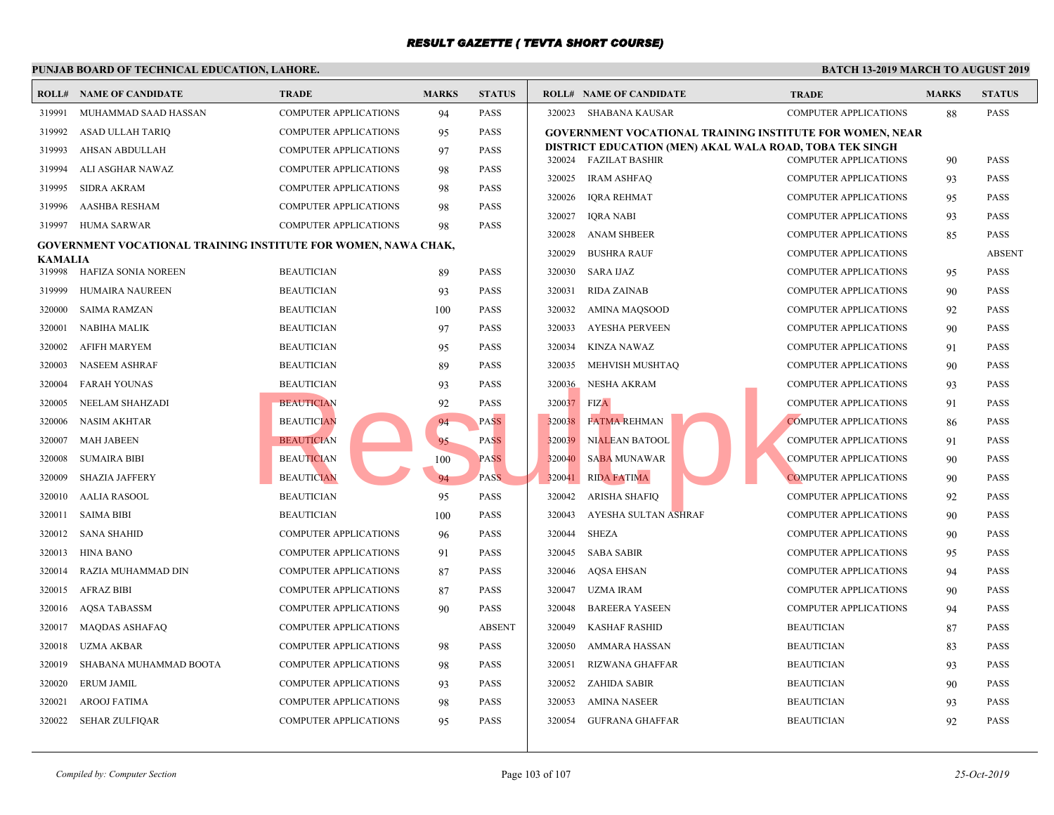# RESULT GAZETTE ( TEVTA SHORT COURSE)

**PUNJAB BOARD OF TECHNICAL EDUCATION, LAHORE.**

**BATCH 13-2019 MARCH TO AUGUST 2019**

| ROLL# | NAME OF CANDIDATE | TRADE | MARKS | STATUS |
|---|---|---|---|---|
| 319991 | MUHAMMAD SAAD HASSAN | COMPUTER APPLICATIONS | 94 | PASS |
| 319992 | ASAD ULLAH TARIQ | COMPUTER APPLICATIONS | 95 | PASS |
| 319993 | AHSAN ABDULLAH | COMPUTER APPLICATIONS | 97 | PASS |
| 319994 | ALI ASGHAR NAWAZ | COMPUTER APPLICATIONS | 98 | PASS |
| 319995 | SIDRA AKRAM | COMPUTER APPLICATIONS | 98 | PASS |
| 319996 | AASHBA RESHAM | COMPUTER APPLICATIONS | 98 | PASS |
| 319997 | HUMA SARWAR | COMPUTER APPLICATIONS | 98 | PASS |

**GOVERNMENT VOCATIONAL TRAINING INSTITUTE FOR WOMEN, NAWA CHAK, KAMALIA**

| ROLL# | NAME OF CANDIDATE | TRADE | MARKS | STATUS |
|---|---|---|---|---|
| 319998 | HAFIZA SONIA NOREEN | BEAUTICIAN | 89 | PASS |
| 319999 | HUMAIRA NAUREEN | BEAUTICIAN | 93 | PASS |
| 320000 | SAIMA RAMZAN | BEAUTICIAN | 100 | PASS |
| 320001 | NABIHA MALIK | BEAUTICIAN | 97 | PASS |
| 320002 | AFIFH MARYEM | BEAUTICIAN | 95 | PASS |
| 320003 | NASEEM ASHRAF | BEAUTICIAN | 89 | PASS |
| 320004 | FARAH YOUNAS | BEAUTICIAN | 93 | PASS |
| 320005 | NEELAM SHAHZADI | BEAUTICIAN | 92 | PASS |
| 320006 | NASIM AKHTAR | BEAUTICIAN | 94 | PASS |
| 320007 | MAH JABEEN | BEAUTICIAN | 95 | PASS |
| 320008 | SUMAIRA BIBI | BEAUTICIAN | 100 | PASS |
| 320009 | SHAZIA JAFFERY | BEAUTICIAN | 94 | PASS |
| 320010 | AALIA RASOOL | BEAUTICIAN | 95 | PASS |
| 320011 | SAIMA BIBI | BEAUTICIAN | 100 | PASS |
| 320012 | SANA SHAHID | COMPUTER APPLICATIONS | 96 | PASS |
| 320013 | HINA BANO | COMPUTER APPLICATIONS | 91 | PASS |
| 320014 | RAZIA MUHAMMAD DIN | COMPUTER APPLICATIONS | 87 | PASS |
| 320015 | AFRAZ BIBI | COMPUTER APPLICATIONS | 87 | PASS |
| 320016 | AQSA TABASSM | COMPUTER APPLICATIONS | 90 | PASS |
| 320017 | MAQDAS ASHAFAQ | COMPUTER APPLICATIONS | | ABSENT |
| 320018 | UZMA AKBAR | COMPUTER APPLICATIONS | 98 | PASS |
| 320019 | SHABANA MUHAMMAD BOOTA | COMPUTER APPLICATIONS | 98 | PASS |
| 320020 | ERUM JAMIL | COMPUTER APPLICATIONS | 93 | PASS |
| 320021 | AROOJ FATIMA | COMPUTER APPLICATIONS | 98 | PASS |
| 320022 | SEHAR ZULFIQAR | COMPUTER APPLICATIONS | 95 | PASS |
| 320023 | SHABANA KAUSAR | COMPUTER APPLICATIONS | 88 | PASS |

**GOVERNMENT VOCATIONAL TRAINING INSTITUTE FOR WOMEN, NEAR DISTRICT EDUCATION (MEN) AKAL WALA ROAD, TOBA TEK SINGH**

| ROLL# | NAME OF CANDIDATE | TRADE | MARKS | STATUS |
|---|---|---|---|---|
| 320024 | FAZILAT BASHIR | COMPUTER APPLICATIONS | 90 | PASS |
| 320025 | IRAM ASHFAQ | COMPUTER APPLICATIONS | 93 | PASS |
| 320026 | IQRA REHMAT | COMPUTER APPLICATIONS | 95 | PASS |
| 320027 | IQRA NABI | COMPUTER APPLICATIONS | 93 | PASS |
| 320028 | ANAM SHBEER | COMPUTER APPLICATIONS | 85 | PASS |
| 320029 | BUSHRA RAUF | COMPUTER APPLICATIONS | | ABSENT |
| 320030 | SARA IJAZ | COMPUTER APPLICATIONS | 95 | PASS |
| 320031 | RIDA ZAINAB | COMPUTER APPLICATIONS | 90 | PASS |
| 320032 | AMINA MAQSOOD | COMPUTER APPLICATIONS | 92 | PASS |
| 320033 | AYESHA PERVEEN | COMPUTER APPLICATIONS | 90 | PASS |
| 320034 | KINZA NAWAZ | COMPUTER APPLICATIONS | 91 | PASS |
| 320035 | MEHVISH MUSHTAQ | COMPUTER APPLICATIONS | 90 | PASS |
| 320036 | NESHA AKRAM | COMPUTER APPLICATIONS | 93 | PASS |
| 320037 | FIZA | COMPUTER APPLICATIONS | 91 | PASS |
| 320038 | FATMA REHMAN | COMPUTER APPLICATIONS | 86 | PASS |
| 320039 | NIALEAN BATOOL | COMPUTER APPLICATIONS | 91 | PASS |
| 320040 | SABA MUNAWAR | COMPUTER APPLICATIONS | 90 | PASS |
| 320041 | RIDA FATIMA | COMPUTER APPLICATIONS | 90 | PASS |
| 320042 | ARISHA SHAFIQ | COMPUTER APPLICATIONS | 92 | PASS |
| 320043 | AYESHA SULTAN ASHRAF | COMPUTER APPLICATIONS | 90 | PASS |
| 320044 | SHEZA | COMPUTER APPLICATIONS | 90 | PASS |
| 320045 | SABA SABIR | COMPUTER APPLICATIONS | 95 | PASS |
| 320046 | AQSA EHSAN | COMPUTER APPLICATIONS | 94 | PASS |
| 320047 | UZMA IRAM | COMPUTER APPLICATIONS | 90 | PASS |
| 320048 | BAREERA YASEEN | COMPUTER APPLICATIONS | 94 | PASS |
| 320049 | KASHAF RASHID | BEAUTICIAN | 87 | PASS |
| 320050 | AMMARA HASSAN | BEAUTICIAN | 83 | PASS |
| 320051 | RIZWANA GHAFFAR | BEAUTICIAN | 93 | PASS |
| 320052 | ZAHIDA SABIR | BEAUTICIAN | 90 | PASS |
| 320053 | AMINA NASEER | BEAUTICIAN | 93 | PASS |
| 320054 | GUFRANA GHAFFAR | BEAUTICIAN | 92 | PASS |

*Compiled by: Computer Section*

*25-Oct-2019*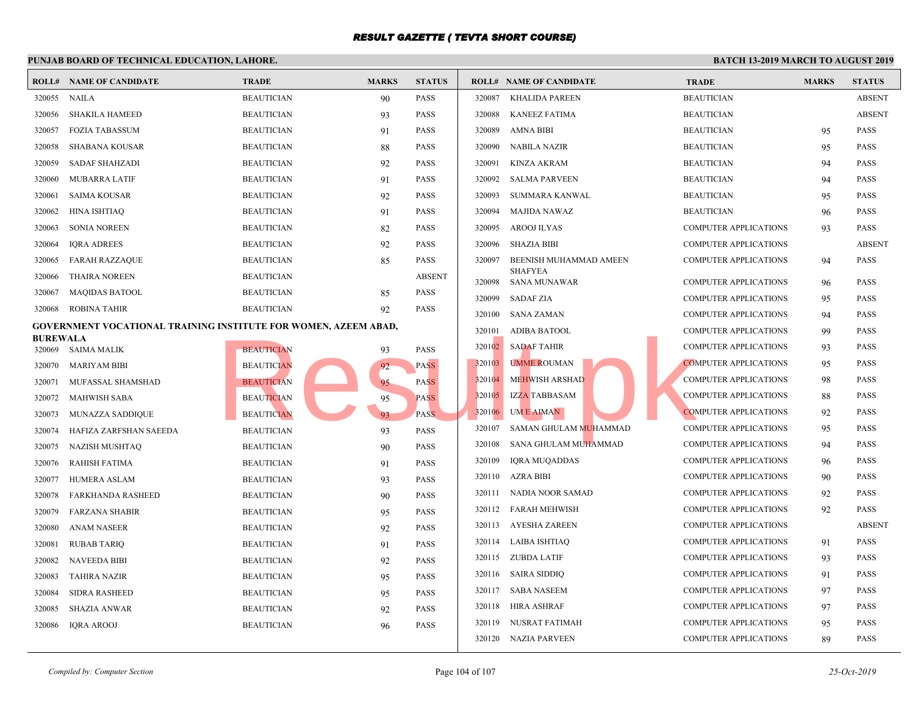# RESULT GAZETTE ( TEVTA SHORT COURSE)

**PUNJAB BOARD OF TECHNICAL EDUCATION, LAHORE.** | **BATCH 13-2019 MARCH TO AUGUST 2019**

| ROLL# | NAME OF CANDIDATE | TRADE | MARKS | STATUS |
|---|---|---|---|---|
| 320055 | NAILA | BEAUTICIAN | 90 | PASS |
| 320056 | SHAKILA HAMEED | BEAUTICIAN | 93 | PASS |
| 320057 | FOZIA TABASSUM | BEAUTICIAN | 91 | PASS |
| 320058 | SHABANA KOUSAR | BEAUTICIAN | 88 | PASS |
| 320059 | SADAF SHAHZADI | BEAUTICIAN | 92 | PASS |
| 320060 | MUBARRA LATIF | BEAUTICIAN | 91 | PASS |
| 320061 | SAIMA KOUSAR | BEAUTICIAN | 92 | PASS |
| 320062 | HINA ISHTIAQ | BEAUTICIAN | 91 | PASS |
| 320063 | SONIA NOREEN | BEAUTICIAN | 82 | PASS |
| 320064 | IQRA ADREES | BEAUTICIAN | 92 | PASS |
| 320065 | FARAH RAZZAQUE | BEAUTICIAN | 85 | PASS |
| 320066 | THAIRA NOREEN | BEAUTICIAN | | ABSENT |
| 320067 | MAQIDAS BATOOL | BEAUTICIAN | 85 | PASS |
| 320068 | ROBINA TAHIR | BEAUTICIAN | 92 | PASS |

**GOVERNMENT VOCATIONAL TRAINING INSTITUTE FOR WOMEN, AZEEM ABAD, BUREWALA**

| ROLL# | NAME OF CANDIDATE | TRADE | MARKS | STATUS |
|---|---|---|---|---|
| 320069 | SAIMA MALIK | BEAUTICIAN | 93 | PASS |
| 320070 | MARIYAM BIBI | BEAUTICIAN | 92 | PASS |
| 320071 | MUFASSAL SHAMSHAD | BEAUTICIAN | 95 | PASS |
| 320072 | MAHWISH SABA | BEAUTICIAN | 95 | PASS |
| 320073 | MUNAZZA SADDIQUE | BEAUTICIAN | 93 | PASS |
| 320074 | HAFIZA ZARFSHAN SAEEDA | BEAUTICIAN | 93 | PASS |
| 320075 | NAZISH MUSHTAQ | BEAUTICIAN | 90 | PASS |
| 320076 | RAHISH FATIMA | BEAUTICIAN | 91 | PASS |
| 320077 | HUMERA ASLAM | BEAUTICIAN | 93 | PASS |
| 320078 | FARKHANDA RASHEED | BEAUTICIAN | 90 | PASS |
| 320079 | FARZANA SHABIR | BEAUTICIAN | 95 | PASS |
| 320080 | ANAM NASEER | BEAUTICIAN | 92 | PASS |
| 320081 | RUBAB TARIQ | BEAUTICIAN | 91 | PASS |
| 320082 | NAVEEDA BIBI | BEAUTICIAN | 92 | PASS |
| 320083 | TAHIRA NAZIR | BEAUTICIAN | 95 | PASS |
| 320084 | SIDRA RASHEED | BEAUTICIAN | 95 | PASS |
| 320085 | SHAZIA ANWAR | BEAUTICIAN | 92 | PASS |
| 320086 | IQRA AROOJ | BEAUTICIAN | 96 | PASS |
| 320087 | KHALIDA PAREEN | BEAUTICIAN | | ABSENT |
| 320088 | KANEEZ FATIMA | BEAUTICIAN | | ABSENT |
| 320089 | AMNA BIBI | BEAUTICIAN | 95 | PASS |
| 320090 | NABILA NAZIR | BEAUTICIAN | 95 | PASS |
| 320091 | KINZA AKRAM | BEAUTICIAN | 94 | PASS |
| 320092 | SALMA PARVEEN | BEAUTICIAN | 94 | PASS |
| 320093 | SUMMARA KANWAL | BEAUTICIAN | 95 | PASS |
| 320094 | MAJIDA NAWAZ | BEAUTICIAN | 96 | PASS |
| 320095 | AROOJ ILYAS | COMPUTER APPLICATIONS | 93 | PASS |
| 320096 | SHAZIA BIBI | COMPUTER APPLICATIONS | | ABSENT |
| 320097 | BEENISH MUHAMMAD AMEEN SHAFYEA | COMPUTER APPLICATIONS | 94 | PASS |
| 320098 | SANA MUNAWAR | COMPUTER APPLICATIONS | 96 | PASS |
| 320099 | SADAF ZIA | COMPUTER APPLICATIONS | 95 | PASS |
| 320100 | SANA ZAMAN | COMPUTER APPLICATIONS | 94 | PASS |
| 320101 | ADIBA BATOOL | COMPUTER APPLICATIONS | 99 | PASS |
| 320102 | SADAF TAHIR | COMPUTER APPLICATIONS | 93 | PASS |
| 320103 | UMME ROUMAN | COMPUTER APPLICATIONS | 95 | PASS |
| 320104 | MEHWISH ARSHAD | COMPUTER APPLICATIONS | 98 | PASS |
| 320105 | IZZA TABBASAM | COMPUTER APPLICATIONS | 88 | PASS |
| 320106 | UM E AIMAN | COMPUTER APPLICATIONS | 92 | PASS |
| 320107 | SAMAN GHULAM MUHAMMAD | COMPUTER APPLICATIONS | 95 | PASS |
| 320108 | SANA GHULAM MUHAMMAD | COMPUTER APPLICATIONS | 94 | PASS |
| 320109 | IQRA MUQADDAS | COMPUTER APPLICATIONS | 96 | PASS |
| 320110 | AZRA BIBI | COMPUTER APPLICATIONS | 90 | PASS |
| 320111 | NADIA NOOR SAMAD | COMPUTER APPLICATIONS | 92 | PASS |
| 320112 | FARAH MEHWISH | COMPUTER APPLICATIONS | 92 | PASS |
| 320113 | AYESHA ZAREEN | COMPUTER APPLICATIONS | | ABSENT |
| 320114 | LAIBA ISHTIAQ | COMPUTER APPLICATIONS | 91 | PASS |
| 320115 | ZUBDA LATIF | COMPUTER APPLICATIONS | 93 | PASS |
| 320116 | SAIRA SIDDIQ | COMPUTER APPLICATIONS | 91 | PASS |
| 320117 | SABA NASEEM | COMPUTER APPLICATIONS | 97 | PASS |
| 320118 | HIRA ASHRAF | COMPUTER APPLICATIONS | 97 | PASS |
| 320119 | NUSRAT FATIMAH | COMPUTER APPLICATIONS | 95 | PASS |
| 320120 | NAZIA PARVEEN | COMPUTER APPLICATIONS | 89 | PASS |

*Compiled by: Computer Section* | *25-Oct-2019*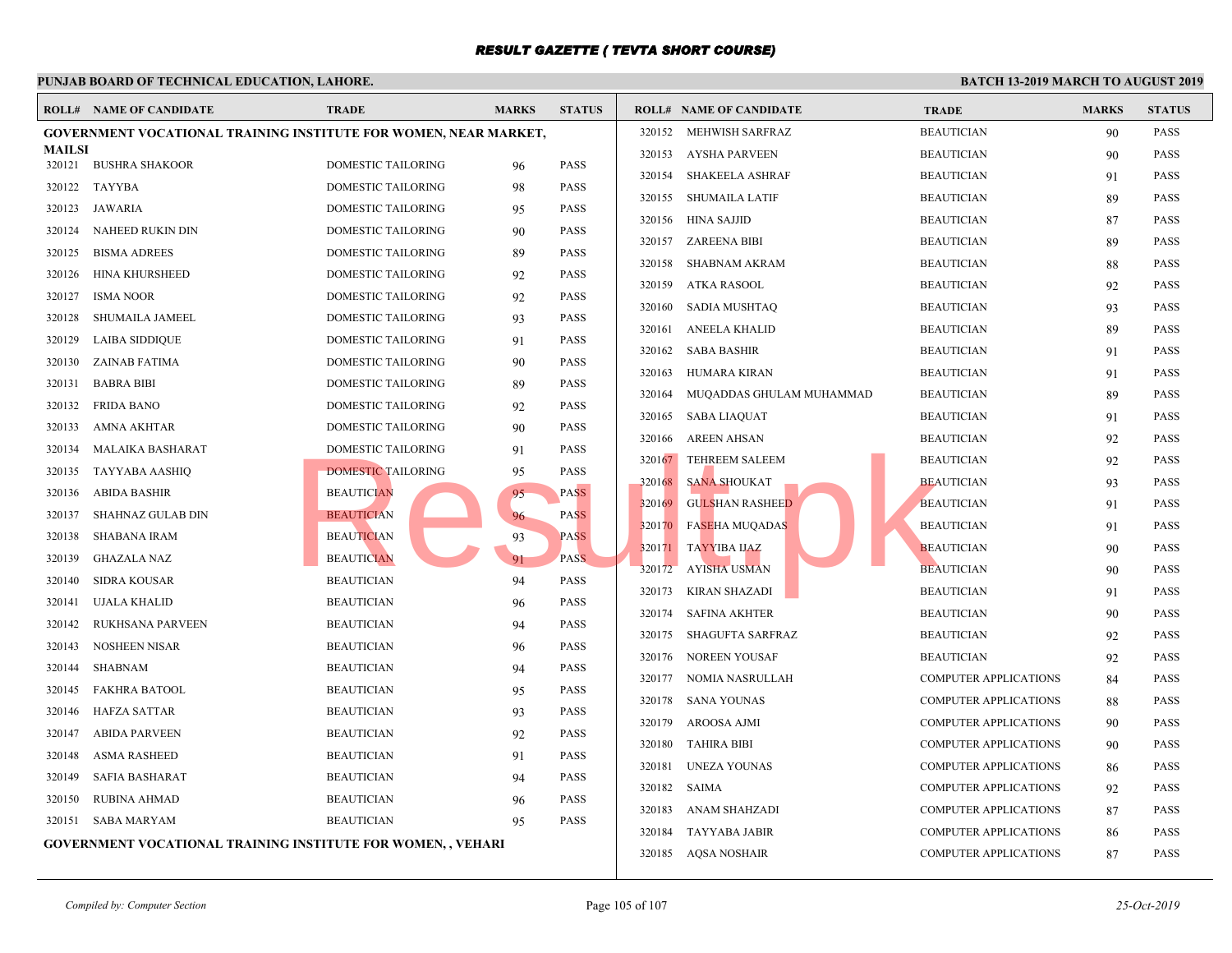# RESULT GAZETTE ( TEVTA SHORT COURSE)

**PUNJAB BOARD OF TECHNICAL EDUCATION, LAHORE.**

**BATCH 13-2019 MARCH TO AUGUST 2019**

**GOVERNMENT VOCATIONAL TRAINING INSTITUTE FOR WOMEN, NEAR MARKET, MAILSI**

| ROLL# | NAME OF CANDIDATE | TRADE | MARKS | STATUS |
|---|---|---|---|---|
| 320121 | BUSHRA SHAKOOR | DOMESTIC TAILORING | 96 | PASS |
| 320122 | TAYYBA | DOMESTIC TAILORING | 98 | PASS |
| 320123 | JAWARIA | DOMESTIC TAILORING | 95 | PASS |
| 320124 | NAHEED RUKIN DIN | DOMESTIC TAILORING | 90 | PASS |
| 320125 | BISMA ADREES | DOMESTIC TAILORING | 89 | PASS |
| 320126 | HINA KHURSHEED | DOMESTIC TAILORING | 92 | PASS |
| 320127 | ISMA NOOR | DOMESTIC TAILORING | 92 | PASS |
| 320128 | SHUMAILA JAMEEL | DOMESTIC TAILORING | 93 | PASS |
| 320129 | LAIBA SIDDIQUE | DOMESTIC TAILORING | 91 | PASS |
| 320130 | ZAINAB FATIMA | DOMESTIC TAILORING | 90 | PASS |
| 320131 | BABRA BIBI | DOMESTIC TAILORING | 89 | PASS |
| 320132 | FRIDA BANO | DOMESTIC TAILORING | 92 | PASS |
| 320133 | AMNA AKHTAR | DOMESTIC TAILORING | 90 | PASS |
| 320134 | MALAIKA BASHARAT | DOMESTIC TAILORING | 91 | PASS |
| 320135 | TAYYABA AASHIQ | DOMESTIC TAILORING | 95 | PASS |
| 320136 | ABIDA BASHIR | BEAUTICIAN | 95 | PASS |
| 320137 | SHAHNAZ GULAB DIN | BEAUTICIAN | 96 | PASS |
| 320138 | SHABANA IRAM | BEAUTICIAN | 93 | PASS |
| 320139 | GHAZALA NAZ | BEAUTICIAN | 91 | PASS |
| 320140 | SIDRA KOUSAR | BEAUTICIAN | 94 | PASS |
| 320141 | UJALA KHALID | BEAUTICIAN | 96 | PASS |
| 320142 | RUKHSANA PARVEEN | BEAUTICIAN | 94 | PASS |
| 320143 | NOSHEEN NISAR | BEAUTICIAN | 96 | PASS |
| 320144 | SHABNAM | BEAUTICIAN | 94 | PASS |
| 320145 | FAKHRA BATOOL | BEAUTICIAN | 95 | PASS |
| 320146 | HAFZA SATTAR | BEAUTICIAN | 93 | PASS |
| 320147 | ABIDA PARVEEN | BEAUTICIAN | 92 | PASS |
| 320148 | ASMA RASHEED | BEAUTICIAN | 91 | PASS |
| 320149 | SAFIA BASHARAT | BEAUTICIAN | 94 | PASS |
| 320150 | RUBINA AHMAD | BEAUTICIAN | 96 | PASS |
| 320151 | SABA MARYAM | BEAUTICIAN | 95 | PASS |
| 320152 | MEHWISH SARFRAZ | BEAUTICIAN | 90 | PASS |
| 320153 | AYSHA PARVEEN | BEAUTICIAN | 90 | PASS |
| 320154 | SHAKEELA ASHRAF | BEAUTICIAN | 91 | PASS |
| 320155 | SHUMAILA LATIF | BEAUTICIAN | 89 | PASS |
| 320156 | HINA SAJJID | BEAUTICIAN | 87 | PASS |
| 320157 | ZAREENA BIBI | BEAUTICIAN | 89 | PASS |
| 320158 | SHABNAM AKRAM | BEAUTICIAN | 88 | PASS |
| 320159 | ATKA RASOOL | BEAUTICIAN | 92 | PASS |
| 320160 | SADIA MUSHTAQ | BEAUTICIAN | 93 | PASS |
| 320161 | ANEELA KHALID | BEAUTICIAN | 89 | PASS |
| 320162 | SABA BASHIR | BEAUTICIAN | 91 | PASS |
| 320163 | HUMARA KIRAN | BEAUTICIAN | 91 | PASS |
| 320164 | MUQADDAS GHULAM MUHAMMAD | BEAUTICIAN | 89 | PASS |
| 320165 | SABA LIAQUAT | BEAUTICIAN | 91 | PASS |
| 320166 | AREEN AHSAN | BEAUTICIAN | 92 | PASS |
| 320167 | TEHREEM SALEEM | BEAUTICIAN | 92 | PASS |
| 320168 | SANA SHOUKAT | BEAUTICIAN | 93 | PASS |
| 320169 | GULSHAN RASHEED | BEAUTICIAN | 91 | PASS |
| 320170 | FASEHA MUQADAS | BEAUTICIAN | 91 | PASS |
| 320171 | TAYYIBA IJAZ | BEAUTICIAN | 90 | PASS |
| 320172 | AYISHA USMAN | BEAUTICIAN | 90 | PASS |
| 320173 | KIRAN SHAZADI | BEAUTICIAN | 91 | PASS |
| 320174 | SAFINA AKHTER | BEAUTICIAN | 90 | PASS |
| 320175 | SHAGUFTA SARFRAZ | BEAUTICIAN | 92 | PASS |
| 320176 | NOREEN YOUSAF | BEAUTICIAN | 92 | PASS |
| 320177 | NOMIA NASRULLAH | COMPUTER APPLICATIONS | 84 | PASS |
| 320178 | SANA YOUNAS | COMPUTER APPLICATIONS | 88 | PASS |
| 320179 | AROOSA AJMI | COMPUTER APPLICATIONS | 90 | PASS |
| 320180 | TAHIRA BIBI | COMPUTER APPLICATIONS | 90 | PASS |
| 320181 | UNEZA YOUNAS | COMPUTER APPLICATIONS | 86 | PASS |
| 320182 | SAIMA | COMPUTER APPLICATIONS | 92 | PASS |
| 320183 | ANAM SHAHZADI | COMPUTER APPLICATIONS | 87 | PASS |
| 320184 | TAYYABA JABIR | COMPUTER APPLICATIONS | 86 | PASS |
| 320185 | AQSA NOSHAIR | COMPUTER APPLICATIONS | 87 | PASS |

**GOVERNMENT VOCATIONAL TRAINING INSTITUTE FOR WOMEN, , VEHARI**

*Compiled by: Computer Section*

*25-Oct-2019*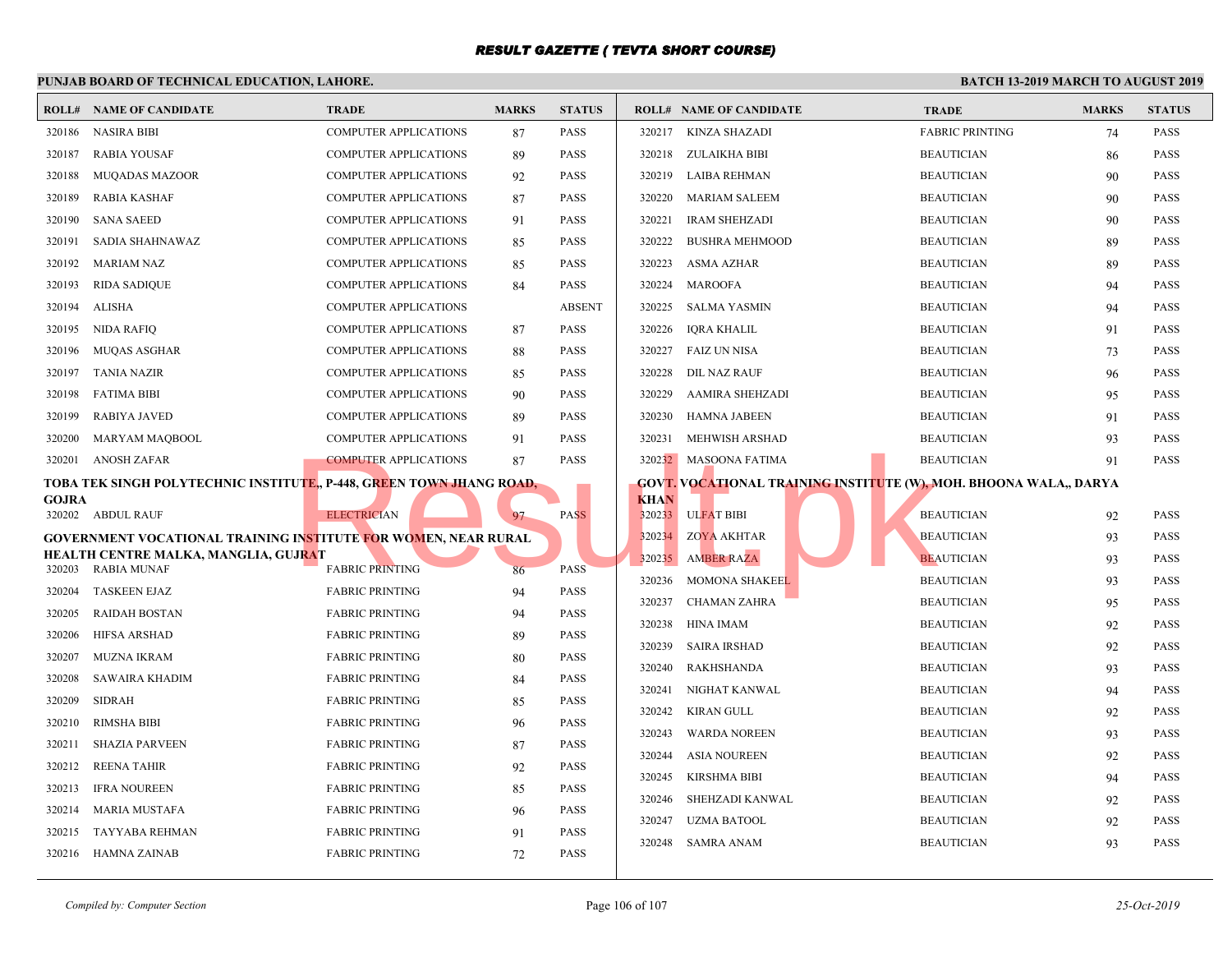# RESULT GAZETTE ( TEVTA SHORT COURSE)

**PUNJAB BOARD OF TECHNICAL EDUCATION, LAHORE.**

**BATCH 13-2019 MARCH TO AUGUST 2019**

| ROLL# | NAME OF CANDIDATE | TRADE | MARKS | STATUS |
|---|---|---|---|---|
| 320186 | NASIRA BIBI | COMPUTER APPLICATIONS | 87 | PASS |
| 320187 | RABIA YOUSAF | COMPUTER APPLICATIONS | 89 | PASS |
| 320188 | MUQADAS MAZOOR | COMPUTER APPLICATIONS | 92 | PASS |
| 320189 | RABIA KASHAF | COMPUTER APPLICATIONS | 87 | PASS |
| 320190 | SANA SAEED | COMPUTER APPLICATIONS | 91 | PASS |
| 320191 | SADIA SHAHNAWAZ | COMPUTER APPLICATIONS | 85 | PASS |
| 320192 | MARIAM NAZ | COMPUTER APPLICATIONS | 85 | PASS |
| 320193 | RIDA SADIQUE | COMPUTER APPLICATIONS | 84 | PASS |
| 320194 | ALISHA | COMPUTER APPLICATIONS | | ABSENT |
| 320195 | NIDA RAFIQ | COMPUTER APPLICATIONS | 87 | PASS |
| 320196 | MUQAS ASGHAR | COMPUTER APPLICATIONS | 88 | PASS |
| 320197 | TANIA NAZIR | COMPUTER APPLICATIONS | 85 | PASS |
| 320198 | FATIMA BIBI | COMPUTER APPLICATIONS | 90 | PASS |
| 320199 | RABIYA JAVED | COMPUTER APPLICATIONS | 89 | PASS |
| 320200 | MARYAM MAQBOOL | COMPUTER APPLICATIONS | 91 | PASS |
| 320201 | ANOSH ZAFAR | COMPUTER APPLICATIONS | 87 | PASS |

**TOBA TEK SINGH POLYTECHNIC INSTITUTE,, P-448, GREEN TOWN JHANG ROAD, GOJRA**

| ROLL# | NAME OF CANDIDATE | TRADE | MARKS | STATUS |
|---|---|---|---|---|
| 320202 | ABDUL RAUF | ELECTRICIAN | 97 | PASS |

**GOVERNMENT VOCATIONAL TRAINING INSTITUTE FOR WOMEN, NEAR RURAL HEALTH CENTRE MALKA, MANGLIA, GUJRAT**

| ROLL# | NAME OF CANDIDATE | TRADE | MARKS | STATUS |
|---|---|---|---|---|
| 320203 | RABIA MUNAF | FABRIC PRINTING | 86 | PASS |
| 320204 | TASKEEN EJAZ | FABRIC PRINTING | 94 | PASS |
| 320205 | RAIDAH BOSTAN | FABRIC PRINTING | 94 | PASS |
| 320206 | HIFSA ARSHAD | FABRIC PRINTING | 89 | PASS |
| 320207 | MUZNA IKRAM | FABRIC PRINTING | 80 | PASS |
| 320208 | SAWAIRA KHADIM | FABRIC PRINTING | 84 | PASS |
| 320209 | SIDRAH | FABRIC PRINTING | 85 | PASS |
| 320210 | RIMSHA BIBI | FABRIC PRINTING | 96 | PASS |
| 320211 | SHAZIA PARVEEN | FABRIC PRINTING | 87 | PASS |
| 320212 | REENA TAHIR | FABRIC PRINTING | 92 | PASS |
| 320213 | IFRA NOUREEN | FABRIC PRINTING | 85 | PASS |
| 320214 | MARIA MUSTAFA | FABRIC PRINTING | 96 | PASS |
| 320215 | TAYYABA REHMAN | FABRIC PRINTING | 91 | PASS |
| 320216 | HAMNA ZAINAB | FABRIC PRINTING | 72 | PASS |
| 320217 | KINZA SHAZADI | FABRIC PRINTING | 74 | PASS |
| 320218 | ZULAIKHA BIBI | BEAUTICIAN | 86 | PASS |
| 320219 | LAIBA REHMAN | BEAUTICIAN | 90 | PASS |
| 320220 | MARIAM SALEEM | BEAUTICIAN | 90 | PASS |
| 320221 | IRAM SHEHZADI | BEAUTICIAN | 90 | PASS |
| 320222 | BUSHRA MEHMOOD | BEAUTICIAN | 89 | PASS |
| 320223 | ASMA AZHAR | BEAUTICIAN | 89 | PASS |
| 320224 | MAROOFA | BEAUTICIAN | 94 | PASS |
| 320225 | SALMA YASMIN | BEAUTICIAN | 94 | PASS |
| 320226 | IQRA KHALIL | BEAUTICIAN | 91 | PASS |
| 320227 | FAIZ UN NISA | BEAUTICIAN | 73 | PASS |
| 320228 | DIL NAZ RAUF | BEAUTICIAN | 96 | PASS |
| 320229 | AAMIRA SHEHZADI | BEAUTICIAN | 95 | PASS |
| 320230 | HAMNA JABEEN | BEAUTICIAN | 91 | PASS |
| 320231 | MEHWISH ARSHAD | BEAUTICIAN | 93 | PASS |
| 320232 | MASOONA FATIMA | BEAUTICIAN | 91 | PASS |

**GOVT. VOCATIONAL TRAINING INSTITUTE (W), MOH. BHOONA WALA,, DARYA KHAN**

| ROLL# | NAME OF CANDIDATE | TRADE | MARKS | STATUS |
|---|---|---|---|---|
| 320233 | ULFAT BIBI | BEAUTICIAN | 92 | PASS |
| 320234 | ZOYA AKHTAR | BEAUTICIAN | 93 | PASS |
| 320235 | AMBER RAZA | BEAUTICIAN | 93 | PASS |
| 320236 | MOMONA SHAKEEL | BEAUTICIAN | 93 | PASS |
| 320237 | CHAMAN ZAHRA | BEAUTICIAN | 95 | PASS |
| 320238 | HINA IMAM | BEAUTICIAN | 92 | PASS |
| 320239 | SAIRA IRSHAD | BEAUTICIAN | 92 | PASS |
| 320240 | RAKHSHANDA | BEAUTICIAN | 93 | PASS |
| 320241 | NIGHAT KANWAL | BEAUTICIAN | 94 | PASS |
| 320242 | KIRAN GULL | BEAUTICIAN | 92 | PASS |
| 320243 | WARDA NOREEN | BEAUTICIAN | 93 | PASS |
| 320244 | ASIA NOUREEN | BEAUTICIAN | 92 | PASS |
| 320245 | KIRSHMA BIBI | BEAUTICIAN | 94 | PASS |
| 320246 | SHEHZADI KANWAL | BEAUTICIAN | 92 | PASS |
| 320247 | UZMA BATOOL | BEAUTICIAN | 92 | PASS |
| 320248 | SAMRA ANAM | BEAUTICIAN | 93 | PASS |

*Compiled by: Computer Section*

*25-Oct-2019*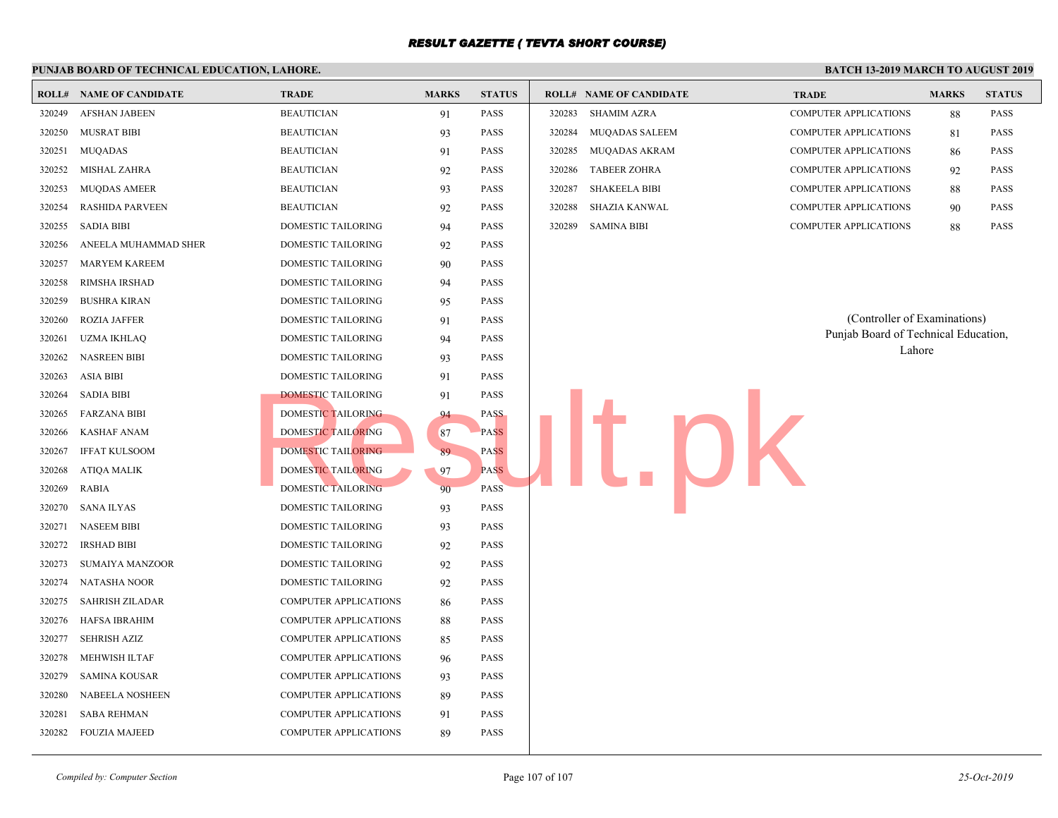# RESULT GAZETTE ( TEVTA SHORT COURSE)

**PUNJAB BOARD OF TECHNICAL EDUCATION, LAHORE.** — **BATCH 13-2019 MARCH TO AUGUST 2019**

| ROLL# | NAME OF CANDIDATE | TRADE | MARKS | STATUS |
|---|---|---|---|---|
| 320249 | AFSHAN JABEEN | BEAUTICIAN | 91 | PASS |
| 320250 | MUSRAT BIBI | BEAUTICIAN | 93 | PASS |
| 320251 | MUQADAS | BEAUTICIAN | 91 | PASS |
| 320252 | MISHAL ZAHRA | BEAUTICIAN | 92 | PASS |
| 320253 | MUQDAS AMEER | BEAUTICIAN | 93 | PASS |
| 320254 | RASHIDA PARVEEN | BEAUTICIAN | 92 | PASS |
| 320255 | SADIA BIBI | DOMESTIC TAILORING | 94 | PASS |
| 320256 | ANEELA MUHAMMAD SHER | DOMESTIC TAILORING | 92 | PASS |
| 320257 | MARYEM KAREEM | DOMESTIC TAILORING | 90 | PASS |
| 320258 | RIMSHA IRSHAD | DOMESTIC TAILORING | 94 | PASS |
| 320259 | BUSHRA KIRAN | DOMESTIC TAILORING | 95 | PASS |
| 320260 | ROZIA JAFFER | DOMESTIC TAILORING | 91 | PASS |
| 320261 | UZMA IKHLAQ | DOMESTIC TAILORING | 94 | PASS |
| 320262 | NASREEN BIBI | DOMESTIC TAILORING | 93 | PASS |
| 320263 | ASIA BIBI | DOMESTIC TAILORING | 91 | PASS |
| 320264 | SADIA BIBI | DOMESTIC TAILORING | 91 | PASS |
| 320265 | FARZANA BIBI | DOMESTIC TAILORING | 94 | PASS |
| 320266 | KASHAF ANAM | DOMESTIC TAILORING | 87 | PASS |
| 320267 | IFFAT KULSOOM | DOMESTIC TAILORING | 89 | PASS |
| 320268 | ATIQA MALIK | DOMESTIC TAILORING | 97 | PASS |
| 320269 | RABIA | DOMESTIC TAILORING | 90 | PASS |
| 320270 | SANA ILYAS | DOMESTIC TAILORING | 93 | PASS |
| 320271 | NASEEM BIBI | DOMESTIC TAILORING | 93 | PASS |
| 320272 | IRSHAD BIBI | DOMESTIC TAILORING | 92 | PASS |
| 320273 | SUMAIYA MANZOOR | DOMESTIC TAILORING | 92 | PASS |
| 320274 | NATASHA NOOR | DOMESTIC TAILORING | 92 | PASS |
| 320275 | SAHRISH ZILADAR | COMPUTER APPLICATIONS | 86 | PASS |
| 320276 | HAFSA IBRAHIM | COMPUTER APPLICATIONS | 88 | PASS |
| 320277 | SEHRISH AZIZ | COMPUTER APPLICATIONS | 85 | PASS |
| 320278 | MEHWISH ILTAF | COMPUTER APPLICATIONS | 96 | PASS |
| 320279 | SAMINA KOUSAR | COMPUTER APPLICATIONS | 93 | PASS |
| 320280 | NABEELA NOSHEEN | COMPUTER APPLICATIONS | 89 | PASS |
| 320281 | SABA REHMAN | COMPUTER APPLICATIONS | 91 | PASS |
| 320282 | FOUZIA MAJEED | COMPUTER APPLICATIONS | 89 | PASS |
| 320283 | SHAMIM AZRA | COMPUTER APPLICATIONS | 88 | PASS |
| 320284 | MUQADAS SALEEM | COMPUTER APPLICATIONS | 81 | PASS |
| 320285 | MUQADAS AKRAM | COMPUTER APPLICATIONS | 86 | PASS |
| 320286 | TABEER ZOHRA | COMPUTER APPLICATIONS | 92 | PASS |
| 320287 | SHAKEELA BIBI | COMPUTER APPLICATIONS | 88 | PASS |
| 320288 | SHAZIA KANWAL | COMPUTER APPLICATIONS | 90 | PASS |
| 320289 | SAMINA BIBI | COMPUTER APPLICATIONS | 88 | PASS |

(Controller of Examinations)
Punjab Board of Technical Education,
Lahore

*Compiled by: Computer Section*

*25-Oct-2019*